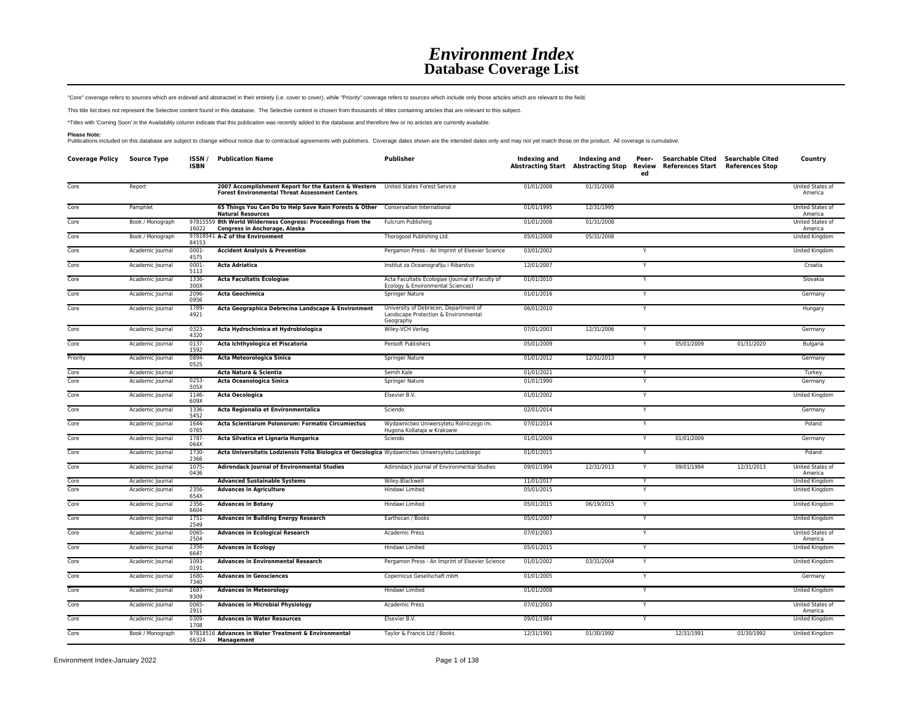# *Environment Index*
## Database Coverage List

"Core" coverage refers to sources which are indexed and abstracted in their entirety (i.e. cover to cover), while "Priority" coverage refers to sources which include only those articles which are relevant to the field.

This title list does not represent the Selective content found in this database. The Selective content is chosen from thousands of titles containing articles that are relevant to this subject.

*Titles with 'Coming Soon' in the Availability column indicate that this publication was recently added to the database and therefore few or no articles are currently available.

**Please Note:**
Publications included on this database are subject to change without notice due to contractual agreements with publishers. Coverage dates shown are the intended dates only and may not yet match those on the product. All coverage is cumulative.

| Coverage Policy | Source Type | ISSN / ISBN | Publication Name | Publisher | Indexing and Abstracting Start | Indexing and Abstracting Stop | Peer-Reviewed | Searchable Cited References Start | Searchable Cited References Stop | Country |
|---|---|---|---|---|---|---|---|---|---|---|
| Core | Report | | **2007 Accomplishment Report for the Eastern & Western Forest Environmental Threat Assessment Centers** | United States Forest Service | 01/01/2008 | 01/31/2008 | | | | United States of America |
| Core | Pamphlet | | **65 Things You Can Do to Help Save Rain Forests & Other Natural Resources** | Conservation International | 01/01/1995 | 12/31/1995 | | | | United States of America |
| Core | Book / Monograph | 9781555916022 | **8th World Wilderness Congress: Proceedings from the Congress in Anchorage, Alaska** | Fulcrum Publishing | 01/01/2008 | 01/31/2008 | | | | United States of America |
| Core | Book / Monograph | 9781854184153 | **A-Z of the Environment** | Thorogood Publishing Ltd. | 05/01/2008 | 05/31/2008 | | | | United Kingdom |
| Core | Academic Journal | 0001-4575 | **Accident Analysis & Prevention** | Pergamon Press - An Imprint of Elsevier Science | 03/01/2002 | | Y | | | United Kingdom |
| Core | Academic Journal | 0001-5113 | **Acta Adriatica** | Institut za Oceanografiju i Ribarstvo | 12/01/2007 | | Y | | | Croatia |
| Core | Academic Journal | 1336-300X | **Acta Facultatis Ecologiae** | Acta Facultatis Ecologiae (Journal of Faculty of Ecology & Environmental Sciences) | 01/01/2010 | | Y | | | Slovakia |
| Core | Academic Journal | 2096-0956 | **Acta Geochimica** | Springer Nature | 01/01/2016 | | Y | | | Germany |
| Core | Academic Journal | 1789-4921 | **Acta Geographica Debrecina Landscape & Environment** | University of Debrecen, Department of Landscape Protection & Environmental Geography | 06/01/2010 | | Y | | | Hungary |
| Core | Academic Journal | 0323-4320 | **Acta Hydrochimica et Hydrobiologica** | Wiley-VCH Verlag | 07/01/2003 | 12/31/2006 | Y | | | Germany |
| Core | Academic Journal | 0137-1592 | **Acta Ichthyologica et Piscatoria** | Pensoft Publishers | 05/01/2009 | | Y | 05/01/2009 | 01/31/2020 | Bulgaria |
| Priority | Academic Journal | 0894-0525 | **Acta Meteorologica Sinica** | Springer Nature | 01/01/2012 | 12/31/2013 | Y | | | Germany |
| Core | Academic Journal | | **Acta Natura & Scientia** | Semih Kale | 01/01/2021 | | Y | | | Turkey |
| Core | Academic Journal | 0253-505X | **Acta Oceanologica Sinica** | Springer Nature | 01/01/1990 | | Y | | | Germany |
| Core | Academic Journal | 1146-609X | **Acta Oecologica** | Elsevier B.V. | 01/01/2002 | | Y | | | United Kingdom |
| Core | Academic Journal | 1336-5452 | **Acta Regionalia et Environmentalica** | Sciendo | 02/01/2014 | | Y | | | Germany |
| Core | Academic Journal | 1644-0765 | **Acta Scientiarum Polonorum: Formatio Circumiectus** | Wydawnictwo Uniwersytetu Rolniczego im. Hugona Kollataja w Krakowie | 07/01/2014 | | Y | | | Poland |
| Core | Academic Journal | 1787-064X | **Acta Silvatica et Lignaria Hungarica** | Sciendo | 01/01/2009 | | Y | 01/01/2009 | | Germany |
| Core | Academic Journal | 1730-2366 | **Acta Universitatis Lodziensis Folia Biologica et Oecologica** | Wydawnictwo Uniwersytetu Lodzkiego | 01/01/2015 | | Y | | | Poland |
| Core | Academic Journal | 1075-0436 | **Adirondack Journal of Environmental Studies** | Adirondack Journal of Environmental Studies | 09/01/1994 | 12/31/2013 | Y | 09/01/1994 | 12/31/2013 | United States of America |
| Core | Academic Journal | | **Advanced Sustainable Systems** | Wiley-Blackwell | 11/01/2017 | | Y | | | United Kingdom |
| Core | Academic Journal | 2356-654X | **Advances in Agriculture** | Hindawi Limited | 05/01/2015 | | Y | | | United Kingdom |
| Core | Academic Journal | 2356-6604 | **Advances in Botany** | Hindawi Limited | 05/01/2015 | 06/19/2015 | Y | | | United Kingdom |
| Core | Academic Journal | 1751-2549 | **Advances in Building Energy Research** | Earthscan / Books | 05/01/2007 | | Y | | | United Kingdom |
| Core | Academic Journal | 0065-2504 | **Advances in Ecological Research** | Academic Press | 07/01/2003 | | Y | | | United States of America |
| Core | Academic Journal | 2356-6647 | **Advances in Ecology** | Hindawi Limited | 05/01/2015 | | Y | | | United Kingdom |
| Core | Academic Journal | 1093-0191 | **Advances in Environmental Research** | Pergamon Press - An Imprint of Elsevier Science | 01/01/2002 | 03/31/2004 | Y | | | United Kingdom |
| Core | Academic Journal | 1680-7340 | **Advances in Geosciences** | Copernicus Gesellschaft mbH | 01/01/2005 | | Y | | | Germany |
| Core | Academic Journal | 1687-9309 | **Advances in Meteorology** | Hindawi Limited | 01/01/2008 | | Y | | | United Kingdom |
| Core | Academic Journal | 0065-2911 | **Advances in Microbial Physiology** | Academic Press | 07/01/2003 | | Y | | | United States of America |
| Core | Academic Journal | 0309-1708 | **Advances in Water Resources** | Elsevier B.V. | 09/01/1984 | | Y | | | United Kingdom |
| Core | Book / Monograph | 9781851666324 | **Advances in Water Treatment & Environmental Management** | Taylor & Francis Ltd / Books | 12/31/1991 | 01/30/1992 | | 12/31/1991 | 01/30/1992 | United Kingdom |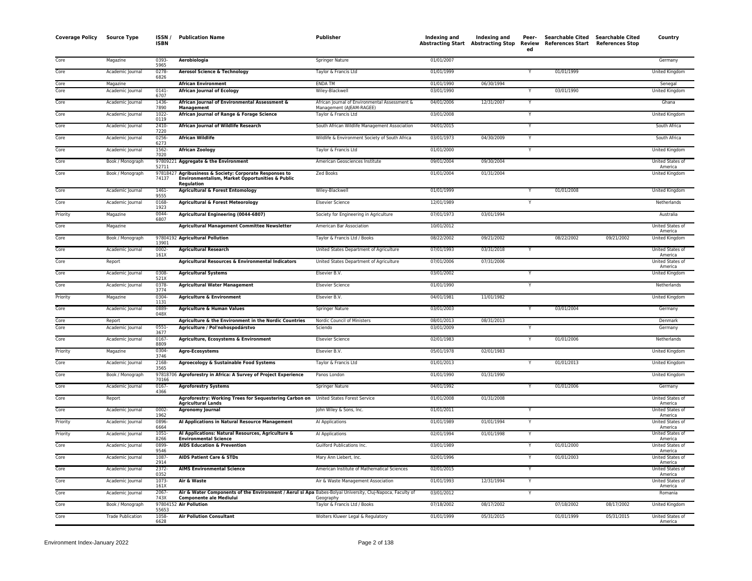| Coverage Policy | Source Type | ISSN / ISBN | Publication Name | Publisher | Indexing and Abstracting Start | Indexing and Abstracting Stop | Peer-Review ed | Searchable Cited References Start | Searchable Cited References Stop | Country |
|---|---|---|---|---|---|---|---|---|---|---|
| Core | Magazine | 0393-5965 | **Aerobiologia** | Springer Nature | 01/01/2007 | | | | | Germany |
| Core | Academic Journal | 0278-6826 | **Aerosol Science & Technology** | Taylor & Francis Ltd | 01/01/1999 | | Y | 01/01/1999 | | United Kingdom |
| Core | Magazine | | **African Environment** | ENDA TM | 01/01/1990 | 06/30/1994 | | | | Senegal |
| Core | Academic Journal | 0141-6707 | **African Journal of Ecology** | Wiley-Blackwell | 03/01/1990 | | Y | 03/01/1990 | | United Kingdom |
| Core | Academic Journal | 1436-7890 | **African Journal of Environmental Assessment & Management** | African Journal of Environmental Assessment & Management (AJEAM-RAGEE) | 04/01/2006 | 12/31/2007 | Y | | | Ghana |
| Core | Academic Journal | 1022-0119 | **African Journal of Range & Forage Science** | Taylor & Francis Ltd | 03/01/2008 | | Y | | | United Kingdom |
| Core | Academic Journal | 2410-7220 | **African Journal of Wildlife Research** | South African Wildlife Management Association | 04/01/2015 | | Y | | | South Africa |
| Core | Academic Journal | 0256-6273 | **African Wildlife** | Wildlife & Environment Society of South Africa | 03/01/1973 | 04/30/2009 | Y | | | South Africa |
| Core | Academic Journal | 1562-7020 | **African Zoology** | Taylor & Francis Ltd | 01/01/2000 | | Y | | | United Kingdom |
| Core | Book / Monograph | 9780922152711 | **Aggregate & the Environment** | American Geosciences Institute | 09/01/2004 | 09/30/2004 | | | | United States of America |
| Core | Book / Monograph | 9781842774137 | **Agribusiness & Society: Corporate Responses to Environmentalism, Market Opportunities & Public Regulation** | Zed Books | 01/01/2004 | 01/31/2004 | | | | United Kingdom |
| Core | Academic Journal | 1461-9555 | **Agricultural & Forest Entomology** | Wiley-Blackwell | 01/01/1999 | | Y | 01/01/2008 | | United Kingdom |
| Core | Academic Journal | 0168-1923 | **Agricultural & Forest Meteorology** | Elsevier Science | 12/01/1989 | | Y | | | Netherlands |
| Priority | Magazine | 0044-6807 | **Agricultural Engineering (0044-6807)** | Society for Engineering in Agriculture | 07/01/1973 | 03/01/1994 | | | | Australia |
| Core | Magazine | | **Agricultural Management Committee Newsletter** | American Bar Association | 10/01/2012 | | | | | United States of America |
| Core | Book / Monograph | 9780419213901 | **Agricultural Pollution** | Taylor & Francis Ltd / Books | 08/22/2002 | 09/21/2002 | | 08/22/2002 | 09/21/2002 | United Kingdom |
| Core | Academic Journal | 0002-161X | **Agricultural Research** | United States Department of Agriculture | 07/01/1993 | 03/31/2018 | Y | | | United States of America |
| Core | Report | | **Agricultural Resources & Environmental Indicators** | United States Department of Agriculture | 07/01/2006 | 07/31/2006 | | | | United States of America |
| Core | Academic Journal | 0308-521X | **Agricultural Systems** | Elsevier B.V. | 03/01/2002 | | Y | | | United Kingdom |
| Core | Academic Journal | 0378-3774 | **Agricultural Water Management** | Elsevier Science | 01/01/1990 | | Y | | | Netherlands |
| Priority | Magazine | 0304-1131 | **Agriculture & Environment** | Elsevier B.V. | 04/01/1981 | 11/01/1982 | | | | United Kingdom |
| Core | Academic Journal | 0889-048X | **Agriculture & Human Values** | Springer Nature | 03/01/2003 | | Y | 03/01/2004 | | Germany |
| Core | Report | | **Agriculture & the Environment in the Nordic Countries** | Nordic Council of Ministers | 08/01/2013 | 08/31/2013 | | | | Denmark |
| Core | Academic Journal | 0551-3677 | **Agriculture / Pol'nohospodárstvo** | Sciendo | 03/01/2009 | | Y | | | Germany |
| Core | Academic Journal | 0167-8809 | **Agriculture, Ecosystems & Environment** | Elsevier Science | 02/01/1983 | | Y | 01/01/2006 | | Netherlands |
| Priority | Magazine | 0304-3746 | **Agro-Ecosystems** | Elsevier B.V. | 05/01/1978 | 02/01/1983 | | | | United Kingdom |
| Core | Academic Journal | 2168-3565 | **Agroecology & Sustainable Food Systems** | Taylor & Francis Ltd | 01/01/2013 | | Y | 01/01/2013 | | United Kingdom |
| Core | Book / Monograph | 9781870670166 | **Agroforestry in Africa: A Survey of Project Experience** | Panos London | 01/01/1990 | 01/31/1990 | | | | United Kingdom |
| Core | Academic Journal | 0167-4366 | **Agroforestry Systems** | Springer Nature | 04/01/1992 | | Y | 01/01/2006 | | Germany |
| Core | Report | | **Agroforestry: Working Trees for Sequestering Carbon on Agricultural Lands** | United States Forest Service | 01/01/2008 | 01/31/2008 | | | | United States of America |
| Core | Academic Journal | 0002-1962 | **Agronomy Journal** | John Wiley & Sons, Inc. | 01/01/2011 | | Y | | | United States of America |
| Priority | Academic Journal | 0896-6664 | **AI Applications in Natural Resource Management** | AI Applications | 01/01/1989 | 01/01/1994 | Y | | | United States of America |
| Priority | Academic Journal | 1051-8266 | **AI Applications: Natural Resources, Agriculture & Environmental Science** | AI Applications | 02/01/1994 | 01/01/1998 | Y | | | United States of America |
| Core | Academic Journal | 0899-9546 | **AIDS Education & Prevention** | Guilford Publications Inc. | 03/01/1989 | | Y | 01/01/2000 | | United States of America |
| Core | Academic Journal | 1087-2914 | **AIDS Patient Care & STDs** | Mary Ann Liebert, Inc. | 02/01/1996 | | Y | 01/01/2003 | | United States of America |
| Core | Academic Journal | 2372-0352 | **AIMS Environmental Science** | American Institute of Mathematical Sciences | 02/01/2015 | | Y | | | United States of America |
| Core | Academic Journal | 1073-161X | **Air & Waste** | Air & Waste Management Association | 01/01/1993 | 12/31/1994 | Y | | | United States of America |
| Core | Academic Journal | 2067-743X | **Air & Water Components of the Environment / Aerul si Apa Componente ale Mediului** | Babes-Bolyai University, Cluj-Napoca, Faculty of Geography | 03/01/2012 | | Y | | | Romania |
| Core | Book / Monograph | 9780415255653 | **Air Pollution** | Taylor & Francis Ltd / Books | 07/18/2002 | 08/17/2002 | | 07/18/2002 | 08/17/2002 | United Kingdom |
| Core | Trade Publication | 1058-6628 | **Air Pollution Consultant** | Wolters Kluwer Legal & Regulatory | 01/01/1999 | 05/31/2015 | | 01/01/1999 | 05/31/2015 | United States of America |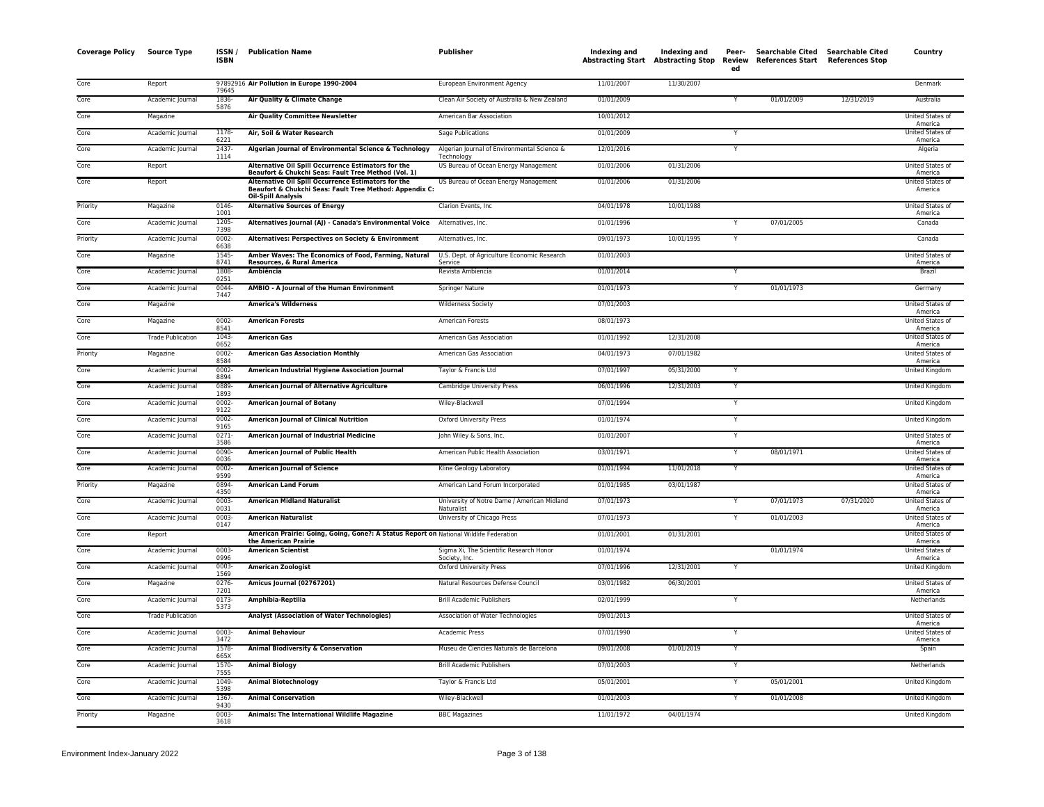| Coverage Policy | Source Type | ISSN / ISBN | Publication Name | Publisher | Indexing and Abstracting Start | Indexing and Abstracting Stop | Peer-Reviewed | Searchable Cited References Start | Searchable Cited References Stop | Country |
|---|---|---|---|---|---|---|---|---|---|---|
| Core | Report | 9789291679645 | **Air Pollution in Europe 1990-2004** | European Environment Agency | 11/01/2007 | 11/30/2007 | | | | Denmark |
| Core | Academic Journal | 1836-5876 | **Air Quality & Climate Change** | Clean Air Society of Australia & New Zealand | 01/01/2009 | | Y | 01/01/2009 | 12/31/2019 | Australia |
| Core | Magazine | | **Air Quality Committee Newsletter** | American Bar Association | 10/01/2012 | | | | | United States of America |
| Core | Academic Journal | 1178-6221 | **Air, Soil & Water Research** | Sage Publications | 01/01/2009 | | Y | | | United States of America |
| Core | Academic Journal | 2437-1114 | **Algerian Journal of Environmental Science & Technology** | Algerian Journal of Environmental Science & Technology | 12/01/2016 | | Y | | | Algeria |
| Core | Report | | **Alternative Oil Spill Occurrence Estimators for the Beaufort & Chukchi Seas: Fault Tree Method (Vol. 1)** | US Bureau of Ocean Energy Management | 01/01/2006 | 01/31/2006 | | | | United States of America |
| Core | Report | | **Alternative Oil Spill Occurrence Estimators for the Beaufort & Chukchi Seas: Fault Tree Method: Appendix C: Oil-Spill Analysis** | US Bureau of Ocean Energy Management | 01/01/2006 | 01/31/2006 | | | | United States of America |
| Priority | Magazine | 0146-1001 | **Alternative Sources of Energy** | Clarion Events, Inc | 04/01/1978 | 10/01/1988 | | | | United States of America |
| Core | Academic Journal | 1205-7398 | **Alternatives Journal (AJ) - Canada's Environmental Voice** | Alternatives, Inc. | 01/01/1996 | | Y | 07/01/2005 | | Canada |
| Priority | Academic Journal | 0002-6638 | **Alternatives: Perspectives on Society & Environment** | Alternatives, Inc. | 09/01/1973 | 10/01/1995 | Y | | | Canada |
| Core | Magazine | 1545-8741 | **Amber Waves: The Economics of Food, Farming, Natural Resources, & Rural America** | U.S. Dept. of Agriculture Economic Research Service | 01/01/2003 | | | | | United States of America |
| Core | Academic Journal | 1808-0251 | **Ambiência** | Revista Ambiencia | 01/01/2014 | | Y | | | Brazil |
| Core | Academic Journal | 0044-7447 | **AMBIO - A Journal of the Human Environment** | Springer Nature | 01/01/1973 | | Y | 01/01/1973 | | Germany |
| Core | Magazine | | **America's Wilderness** | Wilderness Society | 07/01/2003 | | | | | United States of America |
| Core | Magazine | 0002-8541 | **American Forests** | American Forests | 08/01/1973 | | | | | United States of America |
| Core | Trade Publication | 1043-0652 | **American Gas** | American Gas Association | 01/01/1992 | 12/31/2008 | | | | United States of America |
| Priority | Magazine | 0002-8584 | **American Gas Association Monthly** | American Gas Association | 04/01/1973 | 07/01/1982 | | | | United States of America |
| Core | Academic Journal | 0002-8894 | **American Industrial Hygiene Association Journal** | Taylor & Francis Ltd | 07/01/1997 | 05/31/2000 | Y | | | United Kingdom |
| Core | Academic Journal | 0889-1893 | **American Journal of Alternative Agriculture** | Cambridge University Press | 06/01/1996 | 12/31/2003 | Y | | | United Kingdom |
| Core | Academic Journal | 0002-9122 | **American Journal of Botany** | Wiley-Blackwell | 07/01/1994 | | Y | | | United Kingdom |
| Core | Academic Journal | 0002-9165 | **American Journal of Clinical Nutrition** | Oxford University Press | 01/01/1974 | | Y | | | United Kingdom |
| Core | Academic Journal | 0271-3586 | **American Journal of Industrial Medicine** | John Wiley & Sons, Inc. | 01/01/2007 | | Y | | | United States of America |
| Core | Academic Journal | 0090-0036 | **American Journal of Public Health** | American Public Health Association | 03/01/1971 | | Y | 08/01/1971 | | United States of America |
| Core | Academic Journal | 0002-9599 | **American Journal of Science** | Kline Geology Laboratory | 01/01/1994 | 11/01/2018 | Y | | | United States of America |
| Priority | Magazine | 0894-4350 | **American Land Forum** | American Land Forum Incorporated | 01/01/1985 | 03/01/1987 | | | | United States of America |
| Core | Academic Journal | 0003-0031 | **American Midland Naturalist** | University of Notre Dame / American Midland Naturalist | 07/01/1973 | | Y | 07/01/1973 | 07/31/2020 | United States of America |
| Core | Academic Journal | 0003-0147 | **American Naturalist** | University of Chicago Press | 07/01/1973 | | Y | 01/01/2003 | | United States of America |
| Core | Report | | **American Prairie: Going, Going, Gone?: A Status Report on the American Prairie** | National Wildlife Federation | 01/01/2001 | 01/31/2001 | | | | United States of America |
| Core | Academic Journal | 0003-0996 | **American Scientist** | Sigma Xi, The Scientific Research Honor Society, Inc. | 01/01/1974 | | | 01/01/1974 | | United States of America |
| Core | Academic Journal | 0003-1569 | **American Zoologist** | Oxford University Press | 07/01/1996 | 12/31/2001 | Y | | | United Kingdom |
| Core | Magazine | 0276-7201 | **Amicus Journal (02767201)** | Natural Resources Defense Council | 03/01/1982 | 06/30/2001 | | | | United States of America |
| Core | Academic Journal | 0173-5373 | **Amphibia-Reptilia** | Brill Academic Publishers | 02/01/1999 | | Y | | | Netherlands |
| Core | Trade Publication | | **Analyst (Association of Water Technologies)** | Association of Water Technologies | 09/01/2013 | | | | | United States of America |
| Core | Academic Journal | 0003-3472 | **Animal Behaviour** | Academic Press | 07/01/1990 | | Y | | | United States of America |
| Core | Academic Journal | 1578-665X | **Animal Biodiversity & Conservation** | Museu de Ciencies Naturals de Barcelona | 09/01/2008 | 01/01/2019 | Y | | | Spain |
| Core | Academic Journal | 1570-7555 | **Animal Biology** | Brill Academic Publishers | 07/01/2003 | | Y | | | Netherlands |
| Core | Academic Journal | 1049-5398 | **Animal Biotechnology** | Taylor & Francis Ltd | 05/01/2001 | | Y | 05/01/2001 | | United Kingdom |
| Core | Academic Journal | 1367-9430 | **Animal Conservation** | Wiley-Blackwell | 01/01/2003 | | Y | 01/01/2008 | | United Kingdom |
| Priority | Magazine | 0003-3618 | **Animals: The International Wildlife Magazine** | BBC Magazines | 11/01/1972 | 04/01/1974 | | | | United Kingdom |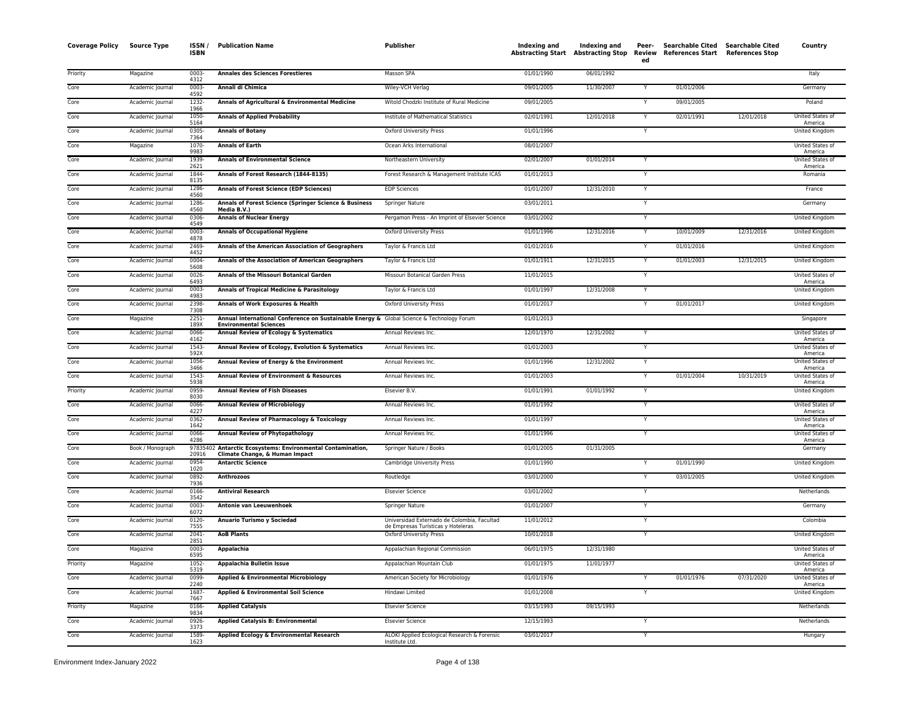| Coverage Policy | Source Type | ISSN / ISBN | Publication Name | Publisher | Indexing and Abstracting Start | Indexing and Abstracting Stop | Peer-Reviewed | Searchable Cited References Start | Searchable Cited References Stop | Country |
|---|---|---|---|---|---|---|---|---|---|---|
| Priority | Magazine | 0003-4312 | **Annales des Sciences Forestieres** | Masson SPA | 01/01/1990 | 06/01/1992 | | | | Italy |
| Core | Academic Journal | 0003-4592 | **Annali di Chimica** | Wiley-VCH Verlag | 09/01/2005 | 11/30/2007 | Y | 01/01/2006 | | Germany |
| Core | Academic Journal | 1232-1966 | **Annals of Agricultural & Environmental Medicine** | Witold Chodzki Institute of Rural Medicine | 09/01/2005 | | Y | 09/01/2005 | | Poland |
| Core | Academic Journal | 1050-5164 | **Annals of Applied Probability** | Institute of Mathematical Statistics | 02/01/1991 | 12/01/2018 | Y | 02/01/1991 | 12/01/2018 | United States of America |
| Core | Academic Journal | 0305-7364 | **Annals of Botany** | Oxford University Press | 01/01/1996 | | Y | | | United Kingdom |
| Core | Magazine | 1070-9983 | **Annals of Earth** | Ocean Arks International | 08/01/2007 | | | | | United States of America |
| Core | Academic Journal | 1939-2621 | **Annals of Environmental Science** | Northeastern University | 02/01/2007 | 01/01/2014 | Y | | | United States of America |
| Core | Academic Journal | 1844-8135 | **Annals of Forest Research (1844-8135)** | Forest Research & Management Institute ICAS | 01/01/2013 | | Y | | | Romania |
| Core | Academic Journal | 1286-4560 | **Annals of Forest Science (EDP Sciences)** | EDP Sciences | 01/01/2007 | 12/31/2010 | Y | | | France |
| Core | Academic Journal | 1286-4560 | **Annals of Forest Science (Springer Science & Business Media B.V.)** | Springer Nature | 03/01/2011 | | Y | | | Germany |
| Core | Academic Journal | 0306-4549 | **Annals of Nuclear Energy** | Pergamon Press - An Imprint of Elsevier Science | 03/01/2002 | | Y | | | United Kingdom |
| Core | Academic Journal | 0003-4878 | **Annals of Occupational Hygiene** | Oxford University Press | 01/01/1996 | 12/31/2016 | Y | 10/01/2009 | 12/31/2016 | United Kingdom |
| Core | Academic Journal | 2469-4452 | **Annals of the American Association of Geographers** | Taylor & Francis Ltd | 01/01/2016 | | Y | 01/01/2016 | | United Kingdom |
| Core | Academic Journal | 0004-5608 | **Annals of the Association of American Geographers** | Taylor & Francis Ltd | 01/01/1911 | 12/31/2015 | Y | 01/01/2003 | 12/31/2015 | United Kingdom |
| Core | Academic Journal | 0026-6493 | **Annals of the Missouri Botanical Garden** | Missouri Botanical Garden Press | 11/01/2015 | | Y | | | United States of America |
| Core | Academic Journal | 0003-4983 | **Annals of Tropical Medicine & Parasitology** | Taylor & Francis Ltd | 01/01/1997 | 12/31/2008 | Y | | | United Kingdom |
| Core | Academic Journal | 2398-7308 | **Annals of Work Exposures & Health** | Oxford University Press | 01/01/2017 | | Y | 01/01/2017 | | United Kingdom |
| Core | Magazine | 2251-189X | **Annual International Conference on Sustainable Energy & Environmental Sciences** | Global Science & Technology Forum | 01/01/2013 | | | | | Singapore |
| Core | Academic Journal | 0066-4162 | **Annual Review of Ecology & Systematics** | Annual Reviews Inc. | 12/01/1970 | 12/31/2002 | Y | | | United States of America |
| Core | Academic Journal | 1543-592X | **Annual Review of Ecology, Evolution & Systematics** | Annual Reviews Inc. | 01/01/2003 | | Y | | | United States of America |
| Core | Academic Journal | 1056-3466 | **Annual Review of Energy & the Environment** | Annual Reviews Inc. | 01/01/1996 | 12/31/2002 | Y | | | United States of America |
| Core | Academic Journal | 1543-5938 | **Annual Review of Environment & Resources** | Annual Reviews Inc. | 01/01/2003 | | Y | 01/01/2004 | 10/31/2019 | United States of America |
| Priority | Academic Journal | 0959-8030 | **Annual Review of Fish Diseases** | Elsevier B.V. | 01/01/1991 | 01/01/1992 | Y | | | United Kingdom |
| Core | Academic Journal | 0066-4227 | **Annual Review of Microbiology** | Annual Reviews Inc. | 01/01/1992 | | Y | | | United States of America |
| Core | Academic Journal | 0362-1642 | **Annual Review of Pharmacology & Toxicology** | Annual Reviews Inc. | 01/01/1997 | | Y | | | United States of America |
| Core | Academic Journal | 0066-4286 | **Annual Review of Phytopathology** | Annual Reviews Inc. | 01/01/1996 | | Y | | | United States of America |
| Core | Book / Monograph | 9783540220916 | **Antarctic Ecosystems: Environmental Contamination, Climate Change, & Human Impact** | Springer Nature / Books | 01/01/2005 | 01/31/2005 | | | | Germany |
| Core | Academic Journal | 0954-1020 | **Antarctic Science** | Cambridge University Press | 01/01/1990 | | Y | 01/01/1990 | | United Kingdom |
| Core | Academic Journal | 0892-7936 | **Anthrozoos** | Routledge | 03/01/2000 | | Y | 03/01/2005 | | United Kingdom |
| Core | Academic Journal | 0166-3542 | **Antiviral Research** | Elsevier Science | 03/01/2002 | | Y | | | Netherlands |
| Core | Academic Journal | 0003-6072 | **Antonie van Leeuwenhoek** | Springer Nature | 01/01/2007 | | Y | | | Germany |
| Core | Academic Journal | 0120-7555 | **Anuario Turismo y Sociedad** | Universidad Externado de Colombia, Facultad de Empresas Turísticas y Hoteleras | 11/01/2012 | | Y | | | Colombia |
| Core | Academic Journal | 2041-2851 | **AoB Plants** | Oxford University Press | 10/01/2018 | | Y | | | United Kingdom |
| Core | Magazine | 0003-6595 | **Appalachia** | Appalachian Regional Commission | 06/01/1975 | 12/31/1980 | | | | United States of America |
| Priority | Magazine | 1052-5319 | **Appalachia Bulletin Issue** | Appalachian Mountain Club | 01/01/1975 | 11/01/1977 | | | | United States of America |
| Core | Academic Journal | 0099-2240 | **Applied & Environmental Microbiology** | American Society for Microbiology | 01/01/1976 | | Y | 01/01/1976 | 07/31/2020 | United States of America |
| Core | Academic Journal | 1687-7667 | **Applied & Environmental Soil Science** | Hindawi Limited | 01/01/2008 | | Y | | | United Kingdom |
| Priority | Magazine | 0166-9834 | **Applied Catalysis** | Elsevier Science | 03/15/1993 | 09/15/1993 | | | | Netherlands |
| Core | Academic Journal | 0926-3373 | **Applied Catalysis B: Environmental** | Elsevier Science | 12/15/1993 | | Y | | | Netherlands |
| Core | Academic Journal | 1589-1623 | **Applied Ecology & Environmental Research** | ALOKI Applied Ecological Research & Forensic Institute Ltd. | 03/01/2017 | | Y | | | Hungary |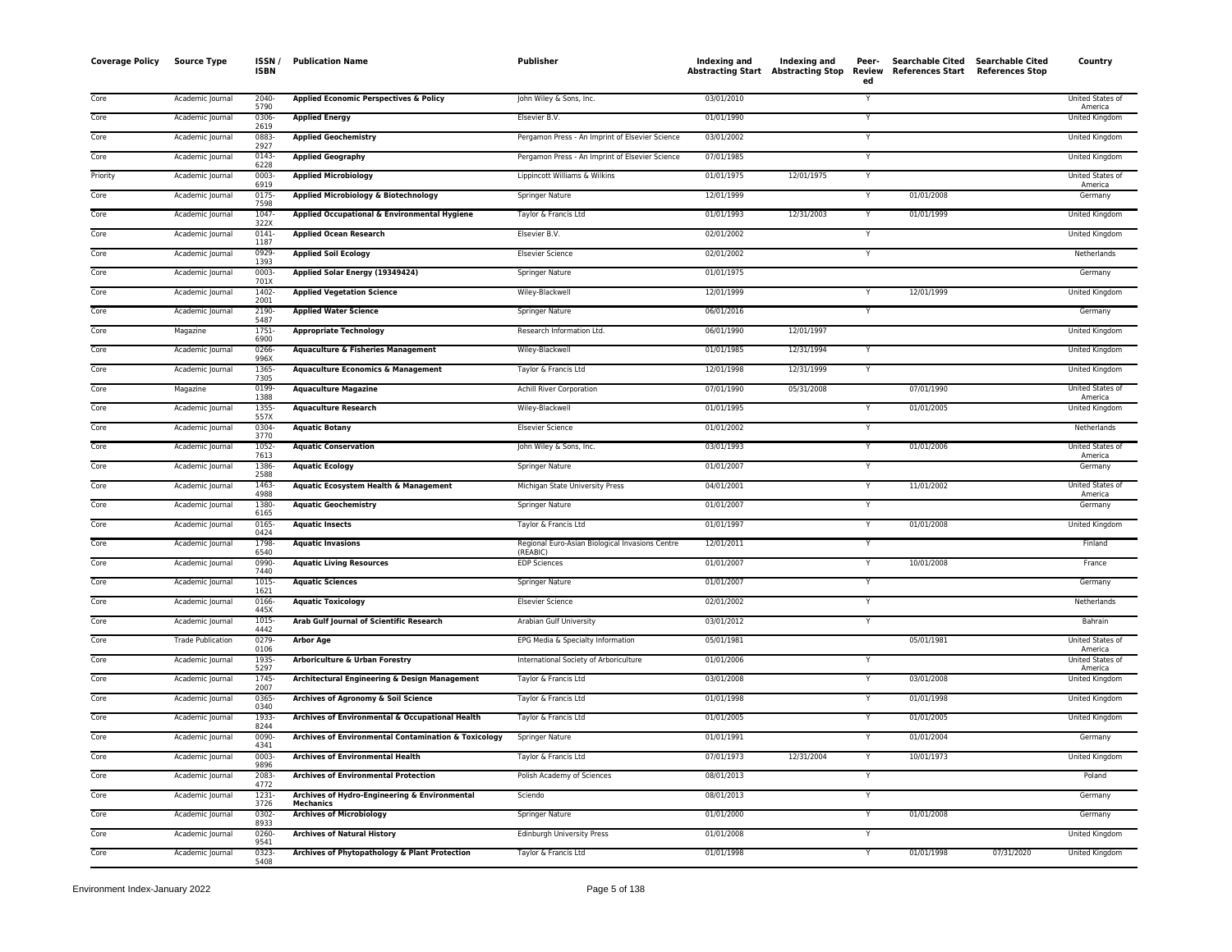| Coverage Policy | Source Type | ISSN / ISBN | Publication Name | Publisher | Indexing and Abstracting Start | Indexing and Abstracting Stop | Peer-Review ed | Searchable Cited References Start | Searchable Cited References Stop | Country |
|---|---|---|---|---|---|---|---|---|---|---|
| Core | Academic Journal | 2040-5790 | **Applied Economic Perspectives & Policy** | John Wiley & Sons, Inc. | 03/01/2010 | | Y | | | United States of America |
| Core | Academic Journal | 0306-2619 | **Applied Energy** | Elsevier B.V. | 01/01/1990 | | Y | | | United Kingdom |
| Core | Academic Journal | 0883-2927 | **Applied Geochemistry** | Pergamon Press - An Imprint of Elsevier Science | 03/01/2002 | | Y | | | United Kingdom |
| Core | Academic Journal | 0143-6228 | **Applied Geography** | Pergamon Press - An Imprint of Elsevier Science | 07/01/1985 | | Y | | | United Kingdom |
| Priority | Academic Journal | 0003-6919 | **Applied Microbiology** | Lippincott Williams & Wilkins | 01/01/1975 | 12/01/1975 | Y | | | United States of America |
| Core | Academic Journal | 0175-7598 | **Applied Microbiology & Biotechnology** | Springer Nature | 12/01/1999 | | Y | 01/01/2008 | | Germany |
| Core | Academic Journal | 1047-322X | **Applied Occupational & Environmental Hygiene** | Taylor & Francis Ltd | 01/01/1993 | 12/31/2003 | Y | 01/01/1999 | | United Kingdom |
| Core | Academic Journal | 0141-1187 | **Applied Ocean Research** | Elsevier B.V. | 02/01/2002 | | Y | | | United Kingdom |
| Core | Academic Journal | 0929-1393 | **Applied Soil Ecology** | Elsevier Science | 02/01/2002 | | Y | | | Netherlands |
| Core | Academic Journal | 0003-701X | **Applied Solar Energy (19349424)** | Springer Nature | 01/01/1975 | | | | | Germany |
| Core | Academic Journal | 1402-2001 | **Applied Vegetation Science** | Wiley-Blackwell | 12/01/1999 | | Y | 12/01/1999 | | United Kingdom |
| Core | Academic Journal | 2190-5487 | **Applied Water Science** | Springer Nature | 06/01/2016 | | Y | | | Germany |
| Core | Magazine | 1751-6900 | **Appropriate Technology** | Research Information Ltd. | 06/01/1990 | 12/01/1997 | | | | United Kingdom |
| Core | Academic Journal | 0266-996X | **Aquaculture & Fisheries Management** | Wiley-Blackwell | 01/01/1985 | 12/31/1994 | Y | | | United Kingdom |
| Core | Academic Journal | 1365-7305 | **Aquaculture Economics & Management** | Taylor & Francis Ltd | 12/01/1998 | 12/31/1999 | Y | | | United Kingdom |
| Core | Magazine | 0199-1388 | **Aquaculture Magazine** | Achill River Corporation | 07/01/1990 | 05/31/2008 | | 07/01/1990 | | United States of America |
| Core | Academic Journal | 1355-557X | **Aquaculture Research** | Wiley-Blackwell | 01/01/1995 | | Y | 01/01/2005 | | United Kingdom |
| Core | Academic Journal | 0304-3770 | **Aquatic Botany** | Elsevier Science | 01/01/2002 | | Y | | | Netherlands |
| Core | Academic Journal | 1052-7613 | **Aquatic Conservation** | John Wiley & Sons, Inc. | 03/01/1993 | | Y | 01/01/2006 | | United States of America |
| Core | Academic Journal | 1386-2588 | **Aquatic Ecology** | Springer Nature | 01/01/2007 | | Y | | | Germany |
| Core | Academic Journal | 1463-4988 | **Aquatic Ecosystem Health & Management** | Michigan State University Press | 04/01/2001 | | Y | 11/01/2002 | | United States of America |
| Core | Academic Journal | 1380-6165 | **Aquatic Geochemistry** | Springer Nature | 01/01/2007 | | Y | | | Germany |
| Core | Academic Journal | 0165-0424 | **Aquatic Insects** | Taylor & Francis Ltd | 01/01/1997 | | Y | 01/01/2008 | | United Kingdom |
| Core | Academic Journal | 1798-6540 | **Aquatic Invasions** | Regional Euro-Asian Biological Invasions Centre (REABIC) | 12/01/2011 | | Y | | | Finland |
| Core | Academic Journal | 0990-7440 | **Aquatic Living Resources** | EDP Sciences | 01/01/2007 | | Y | 10/01/2008 | | France |
| Core | Academic Journal | 1015-1621 | **Aquatic Sciences** | Springer Nature | 01/01/2007 | | Y | | | Germany |
| Core | Academic Journal | 0166-445X | **Aquatic Toxicology** | Elsevier Science | 02/01/2002 | | Y | | | Netherlands |
| Core | Academic Journal | 1015-4442 | **Arab Gulf Journal of Scientific Research** | Arabian Gulf University | 03/01/2012 | | Y | | | Bahrain |
| Core | Trade Publication | 0279-0106 | **Arbor Age** | EPG Media & Specialty Information | 05/01/1981 | | | 05/01/1981 | | United States of America |
| Core | Academic Journal | 1935-5297 | **Arboriculture & Urban Forestry** | International Society of Arboriculture | 01/01/2006 | | Y | | | United States of America |
| Core | Academic Journal | 1745-2007 | **Architectural Engineering & Design Management** | Taylor & Francis Ltd | 03/01/2008 | | Y | 03/01/2008 | | United Kingdom |
| Core | Academic Journal | 0365-0340 | **Archives of Agronomy & Soil Science** | Taylor & Francis Ltd | 01/01/1998 | | Y | 01/01/1998 | | United Kingdom |
| Core | Academic Journal | 1933-8244 | **Archives of Environmental & Occupational Health** | Taylor & Francis Ltd | 01/01/2005 | | Y | 01/01/2005 | | United Kingdom |
| Core | Academic Journal | 0090-4341 | **Archives of Environmental Contamination & Toxicology** | Springer Nature | 01/01/1991 | | Y | 01/01/2004 | | Germany |
| Core | Academic Journal | 0003-9896 | **Archives of Environmental Health** | Taylor & Francis Ltd | 07/01/1973 | 12/31/2004 | Y | 10/01/1973 | | United Kingdom |
| Core | Academic Journal | 2083-4772 | **Archives of Environmental Protection** | Polish Academy of Sciences | 08/01/2013 | | Y | | | Poland |
| Core | Academic Journal | 1231-3726 | **Archives of Hydro-Engineering & Environmental Mechanics** | Sciendo | 08/01/2013 | | Y | | | Germany |
| Core | Academic Journal | 0302-8933 | **Archives of Microbiology** | Springer Nature | 01/01/2000 | | Y | 01/01/2008 | | Germany |
| Core | Academic Journal | 0260-9541 | **Archives of Natural History** | Edinburgh University Press | 01/01/2008 | | Y | | | United Kingdom |
| Core | Academic Journal | 0323-5408 | **Archives of Phytopathology & Plant Protection** | Taylor & Francis Ltd | 01/01/1998 | | Y | 01/01/1998 | 07/31/2020 | United Kingdom |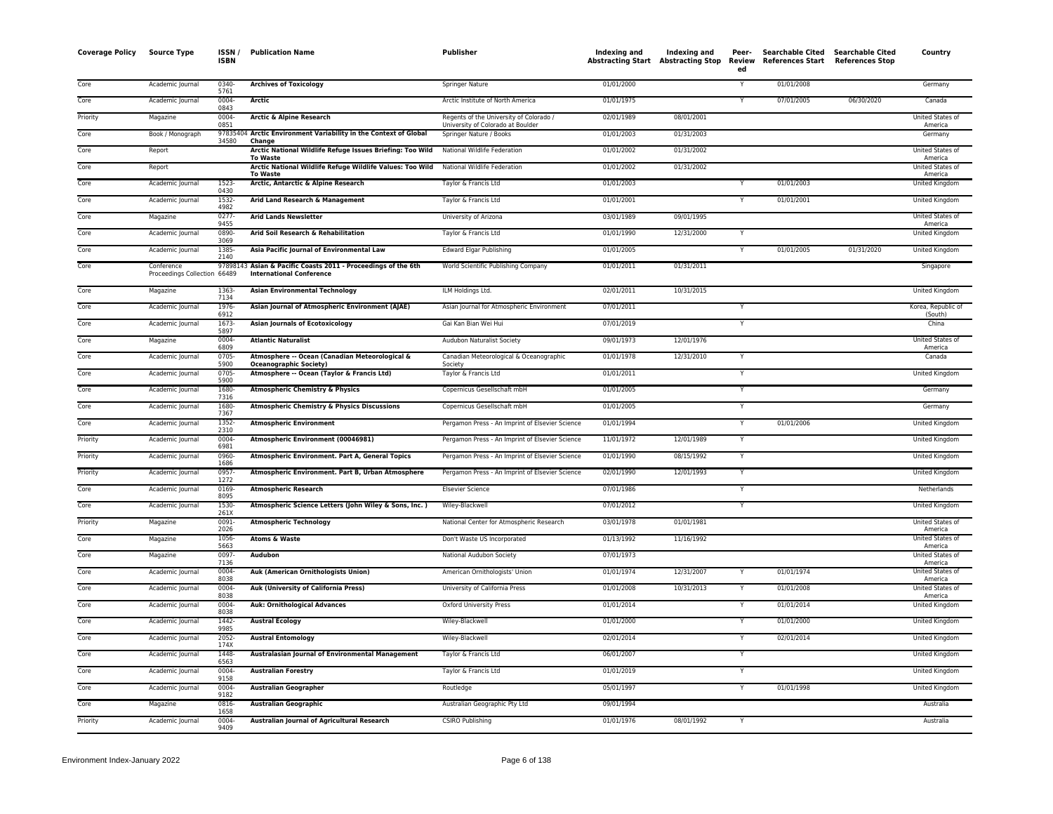| Coverage Policy | Source Type | ISSN / ISBN | Publication Name | Publisher | Indexing and Abstracting Start | Indexing and Abstracting Stop | Peer-Reviewed | Searchable Cited References Start | Searchable Cited References Stop | Country |
|---|---|---|---|---|---|---|---|---|---|---|
| Core | Academic Journal | 0340-5761 | **Archives of Toxicology** | Springer Nature | 01/01/2000 | | Y | 01/01/2008 | | Germany |
| Core | Academic Journal | 0004-0843 | **Arctic** | Arctic Institute of North America | 01/01/1975 | | Y | 07/01/2005 | 06/30/2020 | Canada |
| Priority | Magazine | 0004-0851 | **Arctic & Alpine Research** | Regents of the University of Colorado / University of Colorado at Boulder | 02/01/1989 | 08/01/2001 | | | | United States of America |
| Core | Book / Monograph | 9783540434580 | **Arctic Environment Variability in the Context of Global Change** | Springer Nature / Books | 01/01/2003 | 01/31/2003 | | | | Germany |
| Core | Report | | **Arctic National Wildlife Refuge Issues Briefing: Too Wild To Waste** | National Wildlife Federation | 01/01/2002 | 01/31/2002 | | | | United States of America |
| Core | Report | | **Arctic National Wildlife Refuge Wildlife Values: Too Wild To Waste** | National Wildlife Federation | 01/01/2002 | 01/31/2002 | | | | United States of America |
| Core | Academic Journal | 1523-0430 | **Arctic, Antarctic & Alpine Research** | Taylor & Francis Ltd | 01/01/2003 | | Y | 01/01/2003 | | United Kingdom |
| Core | Academic Journal | 1532-4982 | **Arid Land Research & Management** | Taylor & Francis Ltd | 01/01/2001 | | Y | 01/01/2001 | | United Kingdom |
| Core | Magazine | 0277-9455 | **Arid Lands Newsletter** | University of Arizona | 03/01/1989 | 09/01/1995 | | | | United States of America |
| Core | Academic Journal | 0890-3069 | **Arid Soil Research & Rehabilitation** | Taylor & Francis Ltd | 01/01/1990 | 12/31/2000 | Y | | | United Kingdom |
| Core | Academic Journal | 1385-2140 | **Asia Pacific Journal of Environmental Law** | Edward Elgar Publishing | 01/01/2005 | | Y | 01/01/2005 | 01/31/2020 | United Kingdom |
| Core | Conference Proceedings Collection | 9789814366489 | **Asian & Pacific Coasts 2011 - Proceedings of the 6th International Conference** | World Scientific Publishing Company | 01/01/2011 | 01/31/2011 | | | | Singapore |
| Core | Magazine | 1363-7134 | **Asian Environmental Technology** | ILM Holdings Ltd. | 02/01/2011 | 10/31/2015 | | | | United Kingdom |
| Core | Academic Journal | 1976-6912 | **Asian Journal of Atmospheric Environment (AJAE)** | Asian Journal for Atmospheric Environment | 07/01/2011 | | Y | | | Korea, Republic of (South) |
| Core | Academic Journal | 1673-5897 | **Asian Journals of Ecotoxicology** | Gai Kan Bian Wei Hui | 07/01/2019 | | Y | | | China |
| Core | Magazine | 0004-6809 | **Atlantic Naturalist** | Audubon Naturalist Society | 09/01/1973 | 12/01/1976 | | | | United States of America |
| Core | Academic Journal | 0705-5900 | **Atmosphere -- Ocean (Canadian Meteorological & Oceanographic Society)** | Canadian Meteorological & Oceanographic Society | 01/01/1978 | 12/31/2010 | Y | | | Canada |
| Core | Academic Journal | 0705-5900 | **Atmosphere -- Ocean (Taylor & Francis Ltd)** | Taylor & Francis Ltd | 01/01/2011 | | Y | | | United Kingdom |
| Core | Academic Journal | 1680-7316 | **Atmospheric Chemistry & Physics** | Copernicus Gesellschaft mbH | 01/01/2005 | | Y | | | Germany |
| Core | Academic Journal | 1680-7367 | **Atmospheric Chemistry & Physics Discussions** | Copernicus Gesellschaft mbH | 01/01/2005 | | Y | | | Germany |
| Core | Academic Journal | 1352-2310 | **Atmospheric Environment** | Pergamon Press - An Imprint of Elsevier Science | 01/01/1994 | | Y | 01/01/2006 | | United Kingdom |
| Priority | Academic Journal | 0004-6981 | **Atmospheric Environment (00046981)** | Pergamon Press - An Imprint of Elsevier Science | 11/01/1972 | 12/01/1989 | Y | | | United Kingdom |
| Priority | Academic Journal | 0960-1686 | **Atmospheric Environment. Part A, General Topics** | Pergamon Press - An Imprint of Elsevier Science | 01/01/1990 | 08/15/1992 | Y | | | United Kingdom |
| Priority | Academic Journal | 0957-1272 | **Atmospheric Environment. Part B, Urban Atmosphere** | Pergamon Press - An Imprint of Elsevier Science | 02/01/1990 | 12/01/1993 | Y | | | United Kingdom |
| Core | Academic Journal | 0169-8095 | **Atmospheric Research** | Elsevier Science | 07/01/1986 | | Y | | | Netherlands |
| Core | Academic Journal | 1530-261X | **Atmospheric Science Letters (John Wiley & Sons, Inc. )** | Wiley-Blackwell | 07/01/2012 | | Y | | | United Kingdom |
| Priority | Magazine | 0091-2026 | **Atmospheric Technology** | National Center for Atmospheric Research | 03/01/1978 | 01/01/1981 | | | | United States of America |
| Core | Magazine | 1056-5663 | **Atoms & Waste** | Don't Waste US Incorporated | 01/13/1992 | 11/16/1992 | | | | United States of America |
| Core | Magazine | 0097-7136 | **Audubon** | National Audubon Society | 07/01/1973 | | | | | United States of America |
| Core | Academic Journal | 0004-8038 | **Auk (American Ornithologists Union)** | American Ornithologists' Union | 01/01/1974 | 12/31/2007 | Y | 01/01/1974 | | United States of America |
| Core | Academic Journal | 0004-8038 | **Auk (University of California Press)** | University of California Press | 01/01/2008 | 10/31/2013 | Y | 01/01/2008 | | United States of America |
| Core | Academic Journal | 0004-8038 | **Auk: Ornithological Advances** | Oxford University Press | 01/01/2014 | | Y | 01/01/2014 | | United Kingdom |
| Core | Academic Journal | 1442-9985 | **Austral Ecology** | Wiley-Blackwell | 01/01/2000 | | Y | 01/01/2000 | | United Kingdom |
| Core | Academic Journal | 2052-174X | **Austral Entomology** | Wiley-Blackwell | 02/01/2014 | | Y | 02/01/2014 | | United Kingdom |
| Core | Academic Journal | 1448-6563 | **Australasian Journal of Environmental Management** | Taylor & Francis Ltd | 06/01/2007 | | Y | | | United Kingdom |
| Core | Academic Journal | 0004-9158 | **Australian Forestry** | Taylor & Francis Ltd | 01/01/2019 | | Y | | | United Kingdom |
| Core | Academic Journal | 0004-9182 | **Australian Geographer** | Routledge | 05/01/1997 | | Y | 01/01/1998 | | United Kingdom |
| Core | Magazine | 0816-1658 | **Australian Geographic** | Australian Geographic Pty Ltd | 09/01/1994 | | | | | Australia |
| Priority | Academic Journal | 0004-9409 | **Australian Journal of Agricultural Research** | CSIRO Publishing | 01/01/1976 | 08/01/1992 | Y | | | Australia |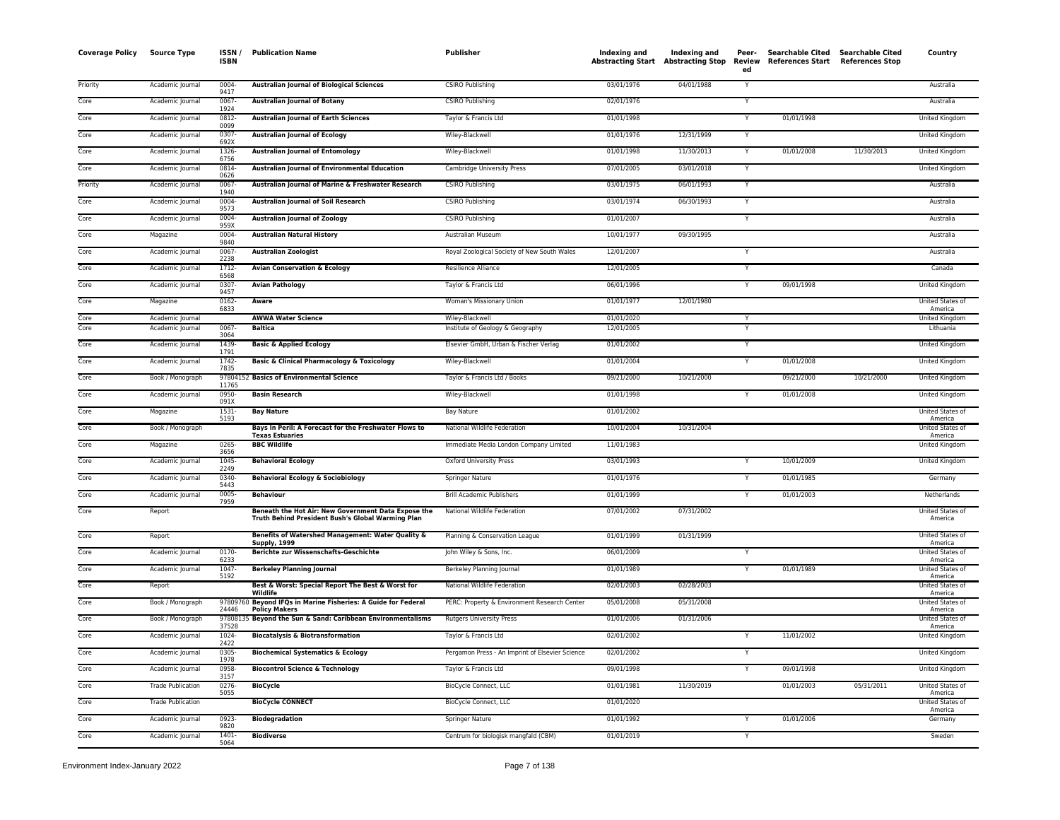| Coverage Policy | Source Type | ISSN / ISBN | Publication Name | Publisher | Indexing and Abstracting Start | Indexing and Abstracting Stop | Peer-Reviewed | Searchable Cited References Start | Searchable Cited References Stop | Country |
|---|---|---|---|---|---|---|---|---|---|---|
| Priority | Academic Journal | 0004-9417 | **Australian Journal of Biological Sciences** | CSIRO Publishing | 03/01/1976 | 04/01/1988 | Y | | | Australia |
| Core | Academic Journal | 0067-1924 | **Australian Journal of Botany** | CSIRO Publishing | 02/01/1976 | | Y | | | Australia |
| Core | Academic Journal | 0812-0099 | **Australian Journal of Earth Sciences** | Taylor & Francis Ltd | 01/01/1998 | | Y | 01/01/1998 | | United Kingdom |
| Core | Academic Journal | 0307-692X | **Australian Journal of Ecology** | Wiley-Blackwell | 01/01/1976 | 12/31/1999 | Y | | | United Kingdom |
| Core | Academic Journal | 1326-6756 | **Australian Journal of Entomology** | Wiley-Blackwell | 01/01/1998 | 11/30/2013 | Y | 01/01/2008 | 11/30/2013 | United Kingdom |
| Core | Academic Journal | 0814-0626 | **Australian Journal of Environmental Education** | Cambridge University Press | 07/01/2005 | 03/01/2018 | Y | | | United Kingdom |
| Priority | Academic Journal | 0067-1940 | **Australian Journal of Marine & Freshwater Research** | CSIRO Publishing | 03/01/1975 | 06/01/1993 | Y | | | Australia |
| Core | Academic Journal | 0004-9573 | **Australian Journal of Soil Research** | CSIRO Publishing | 03/01/1974 | 06/30/1993 | Y | | | Australia |
| Core | Academic Journal | 0004-959X | **Australian Journal of Zoology** | CSIRO Publishing | 01/01/2007 | | Y | | | Australia |
| Core | Magazine | 0004-9840 | **Australian Natural History** | Australian Museum | 10/01/1977 | 09/30/1995 | | | | Australia |
| Core | Academic Journal | 0067-2238 | **Australian Zoologist** | Royal Zoological Society of New South Wales | 12/01/2007 | | Y | | | Australia |
| Core | Academic Journal | 1712-6568 | **Avian Conservation & Ecology** | Resilience Alliance | 12/01/2005 | | Y | | | Canada |
| Core | Academic Journal | 0307-9457 | **Avian Pathology** | Taylor & Francis Ltd | 06/01/1996 | | Y | 09/01/1998 | | United Kingdom |
| Core | Magazine | 0162-6833 | **Aware** | Woman's Missionary Union | 01/01/1977 | 12/01/1980 | | | | United States of America |
| Core | Academic Journal | | **AWWA Water Science** | Wiley-Blackwell | 01/01/2020 | | Y | | | United Kingdom |
| Core | Academic Journal | 0067-3064 | **Baltica** | Institute of Geology & Geography | 12/01/2005 | | Y | | | Lithuania |
| Core | Academic Journal | 1439-1791 | **Basic & Applied Ecology** | Elsevier GmbH, Urban & Fischer Verlag | 01/01/2002 | | Y | | | United Kingdom |
| Core | Academic Journal | 1742-7835 | **Basic & Clinical Pharmacology & Toxicology** | Wiley-Blackwell | 01/01/2004 | | Y | 01/01/2008 | | United Kingdom |
| Core | Book / Monograph | 9780415211765 | **Basics of Environmental Science** | Taylor & Francis Ltd / Books | 09/21/2000 | 10/21/2000 | | 09/21/2000 | 10/21/2000 | United Kingdom |
| Core | Academic Journal | 0950-091X | **Basin Research** | Wiley-Blackwell | 01/01/1998 | | Y | 01/01/2008 | | United Kingdom |
| Core | Magazine | 1531-5193 | **Bay Nature** | Bay Nature | 01/01/2002 | | | | | United States of America |
| Core | Book / Monograph | | **Bays In Peril: A Forecast for the Freshwater Flows to Texas Estuaries** | National Wildlife Federation | 10/01/2004 | 10/31/2004 | | | | United States of America |
| Core | Magazine | 0265-3656 | **BBC Wildlife** | Immediate Media London Company Limited | 11/01/1983 | | | | | United Kingdom |
| Core | Academic Journal | 1045-2249 | **Behavioral Ecology** | Oxford University Press | 03/01/1993 | | Y | 10/01/2009 | | United Kingdom |
| Core | Academic Journal | 0340-5443 | **Behavioral Ecology & Sociobiology** | Springer Nature | 01/01/1976 | | Y | 01/01/1985 | | Germany |
| Core | Academic Journal | 0005-7959 | **Behaviour** | Brill Academic Publishers | 01/01/1999 | | Y | 01/01/2003 | | Netherlands |
| Core | Report | | **Beneath the Hot Air: New Government Data Expose the Truth Behind President Bush's Global Warming Plan** | National Wildlife Federation | 07/01/2002 | 07/31/2002 | | | | United States of America |
| Core | Report | | **Benefits of Watershed Management: Water Quality & Supply, 1999** | Planning & Conservation League | 01/01/1999 | 01/31/1999 | | | | United States of America |
| Core | Academic Journal | 0170-6233 | **Berichte zur Wissenschafts-Geschichte** | John Wiley & Sons, Inc. | 06/01/2009 | | Y | | | United States of America |
| Core | Academic Journal | 1047-5192 | **Berkeley Planning Journal** | Berkeley Planning Journal | 01/01/1989 | | Y | 01/01/1989 | | United States of America |
| Core | Report | | **Best & Worst: Special Report The Best & Worst for Wildlife** | National Wildlife Federation | 02/01/2003 | 02/28/2003 | | | | United States of America |
| Core | Book / Monograph | 9780976024446 | **Beyond IFQs in Marine Fisheries: A Guide for Federal Policy Makers** | PERC: Property & Environment Research Center | 05/01/2008 | 05/31/2008 | | | | United States of America |
| Core | Book / Monograph | 9780813537528 | **Beyond the Sun & Sand: Caribbean Environmentalisms** | Rutgers University Press | 01/01/2006 | 01/31/2006 | | | | United States of America |
| Core | Academic Journal | 1024-2422 | **Biocatalysis & Biotransformation** | Taylor & Francis Ltd | 02/01/2002 | | Y | 11/01/2002 | | United Kingdom |
| Core | Academic Journal | 0305-1978 | **Biochemical Systematics & Ecology** | Pergamon Press - An Imprint of Elsevier Science | 02/01/2002 | | Y | | | United Kingdom |
| Core | Academic Journal | 0958-3157 | **Biocontrol Science & Technology** | Taylor & Francis Ltd | 09/01/1998 | | Y | 09/01/1998 | | United Kingdom |
| Core | Trade Publication | 0276-5055 | **BioCycle** | BioCycle Connect, LLC | 01/01/1981 | 11/30/2019 | | 01/01/2003 | 05/31/2011 | United States of America |
| Core | Trade Publication | | **BioCycle CONNECT** | BioCycle Connect, LLC | 01/01/2020 | | | | | United States of America |
| Core | Academic Journal | 0923-9820 | **Biodegradation** | Springer Nature | 01/01/1992 | | Y | 01/01/2006 | | Germany |
| Core | Academic Journal | 1401-5064 | **Biodiverse** | Centrum for biologisk mangfald (CBM) | 01/01/2019 | | Y | | | Sweden |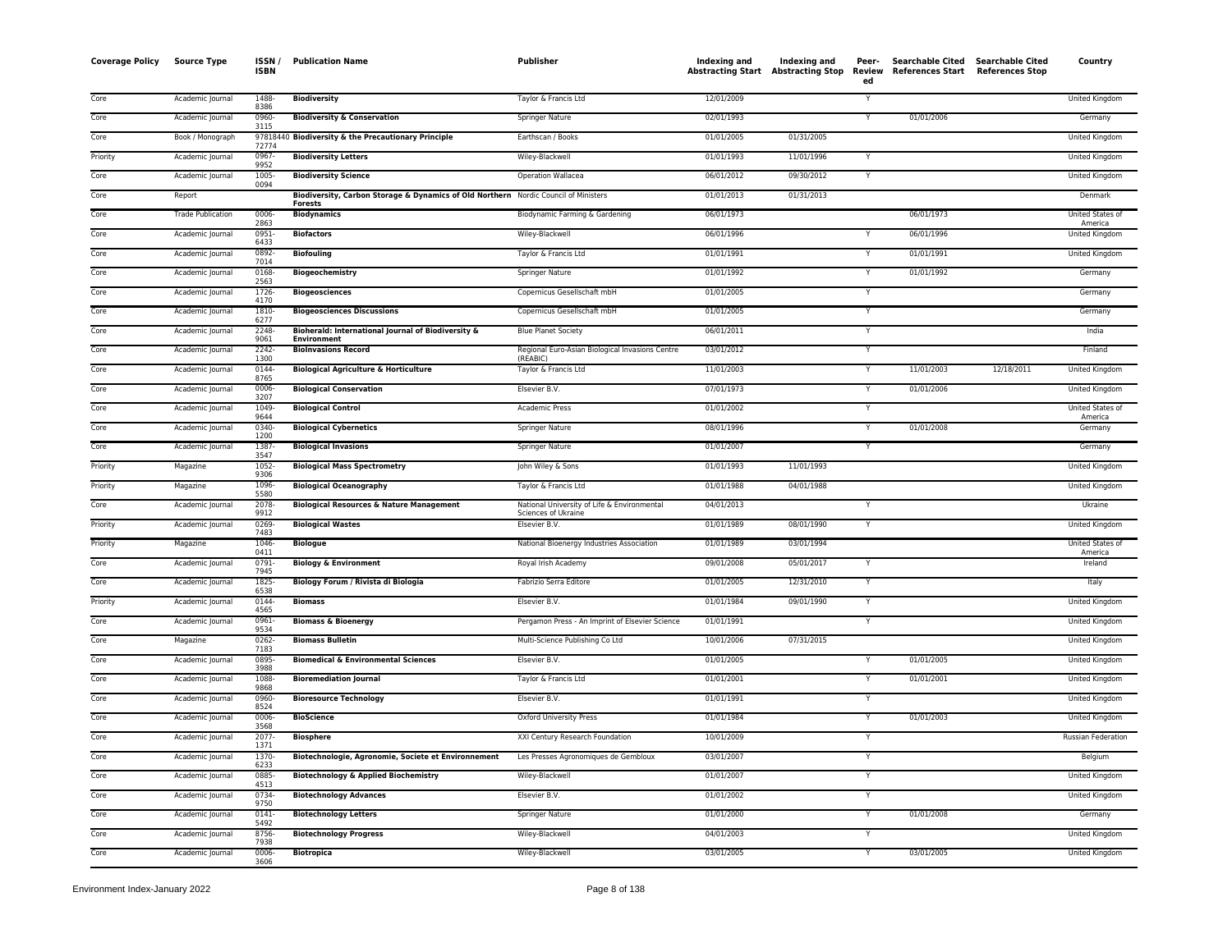| Coverage Policy | Source Type | ISSN / ISBN | Publication Name | Publisher | Indexing and Abstracting Start | Indexing and Abstracting Stop | Peer-Reviewed | Searchable Cited References Start | Searchable Cited References Stop | Country |
|---|---|---|---|---|---|---|---|---|---|---|
| Core | Academic Journal | 1488-8386 | **Biodiversity** | Taylor & Francis Ltd | 12/01/2009 | | Y | | | United Kingdom |
| Core | Academic Journal | 0960-3115 | **Biodiversity & Conservation** | Springer Nature | 02/01/1993 | | Y | 01/01/2006 | | Germany |
| Core | Book / Monograph | 9781844072774 | **Biodiversity & the Precautionary Principle** | Earthscan / Books | 01/01/2005 | 01/31/2005 | | | | United Kingdom |
| Priority | Academic Journal | 0967-9952 | **Biodiversity Letters** | Wiley-Blackwell | 01/01/1993 | 11/01/1996 | Y | | | United Kingdom |
| Core | Academic Journal | 1005-0094 | **Biodiversity Science** | Operation Wallacea | 06/01/2012 | 09/30/2012 | Y | | | United Kingdom |
| Core | Report | | **Biodiversity, Carbon Storage & Dynamics of Old Northern Forests** | Nordic Council of Ministers | 01/01/2013 | 01/31/2013 | | | | Denmark |
| Core | Trade Publication | 0006-2863 | **Biodynamics** | Biodynamic Farming & Gardening | 06/01/1973 | | | 06/01/1973 | | United States of America |
| Core | Academic Journal | 0951-6433 | **Biofactors** | Wiley-Blackwell | 06/01/1996 | | Y | 06/01/1996 | | United Kingdom |
| Core | Academic Journal | 0892-7014 | **Biofouling** | Taylor & Francis Ltd | 01/01/1991 | | Y | 01/01/1991 | | United Kingdom |
| Core | Academic Journal | 0168-2563 | **Biogeochemistry** | Springer Nature | 01/01/1992 | | Y | 01/01/1992 | | Germany |
| Core | Academic Journal | 1726-4170 | **Biogeosciences** | Copernicus Gesellschaft mbH | 01/01/2005 | | Y | | | Germany |
| Core | Academic Journal | 1810-6277 | **Biogeosciences Discussions** | Copernicus Gesellschaft mbH | 01/01/2005 | | Y | | | Germany |
| Core | Academic Journal | 2248-9061 | **Bioherald: International Journal of Biodiversity & Environment** | Blue Planet Society | 06/01/2011 | | Y | | | India |
| Core | Academic Journal | 2242-1300 | **BioInvasions Record** | Regional Euro-Asian Biological Invasions Centre (REABIC) | 03/01/2012 | | Y | | | Finland |
| Core | Academic Journal | 0144-8765 | **Biological Agriculture & Horticulture** | Taylor & Francis Ltd | 11/01/2003 | | Y | 11/01/2003 | 12/18/2011 | United Kingdom |
| Core | Academic Journal | 0006-3207 | **Biological Conservation** | Elsevier B.V. | 07/01/1973 | | Y | 01/01/2006 | | United Kingdom |
| Core | Academic Journal | 1049-9644 | **Biological Control** | Academic Press | 01/01/2002 | | Y | | | United States of America |
| Core | Academic Journal | 0340-1200 | **Biological Cybernetics** | Springer Nature | 08/01/1996 | | Y | 01/01/2008 | | Germany |
| Core | Academic Journal | 1387-3547 | **Biological Invasions** | Springer Nature | 01/01/2007 | | Y | | | Germany |
| Priority | Magazine | 1052-9306 | **Biological Mass Spectrometry** | John Wiley & Sons | 01/01/1993 | 11/01/1993 | | | | United Kingdom |
| Priority | Magazine | 1096-5580 | **Biological Oceanography** | Taylor & Francis Ltd | 01/01/1988 | 04/01/1988 | | | | United Kingdom |
| Core | Academic Journal | 2078-9912 | **Biological Resources & Nature Management** | National University of Life & Environmental Sciences of Ukraine | 04/01/2013 | | Y | | | Ukraine |
| Priority | Academic Journal | 0269-7483 | **Biological Wastes** | Elsevier B.V. | 01/01/1989 | 08/01/1990 | Y | | | United Kingdom |
| Priority | Magazine | 1046-0411 | **Biologue** | National Bioenergy Industries Association | 01/01/1989 | 03/01/1994 | | | | United States of America |
| Core | Academic Journal | 0791-7945 | **Biology & Environment** | Royal Irish Academy | 09/01/2008 | 05/01/2017 | Y | | | Ireland |
| Core | Academic Journal | 1825-6538 | **Biology Forum / Rivista di Biologia** | Fabrizio Serra Editore | 01/01/2005 | 12/31/2010 | Y | | | Italy |
| Priority | Academic Journal | 0144-4565 | **Biomass** | Elsevier B.V. | 01/01/1984 | 09/01/1990 | Y | | | United Kingdom |
| Core | Academic Journal | 0961-9534 | **Biomass & Bioenergy** | Pergamon Press - An Imprint of Elsevier Science | 01/01/1991 | | Y | | | United Kingdom |
| Core | Magazine | 0262-7183 | **Biomass Bulletin** | Multi-Science Publishing Co Ltd | 10/01/2006 | 07/31/2015 | | | | United Kingdom |
| Core | Academic Journal | 0895-3988 | **Biomedical & Environmental Sciences** | Elsevier B.V. | 01/01/2005 | | Y | 01/01/2005 | | United Kingdom |
| Core | Academic Journal | 1088-9868 | **Bioremediation Journal** | Taylor & Francis Ltd | 01/01/2001 | | Y | 01/01/2001 | | United Kingdom |
| Core | Academic Journal | 0960-8524 | **Bioresource Technology** | Elsevier B.V. | 01/01/1991 | | Y | | | United Kingdom |
| Core | Academic Journal | 0006-3568 | **BioScience** | Oxford University Press | 01/01/1984 | | Y | 01/01/2003 | | United Kingdom |
| Core | Academic Journal | 2077-1371 | **Biosphere** | XXI Century Research Foundation | 10/01/2009 | | Y | | | Russian Federation |
| Core | Academic Journal | 1370-6233 | **Biotechnologie, Agronomie, Societe et Environnement** | Les Presses Agronomiques de Gembloux | 03/01/2007 | | Y | | | Belgium |
| Core | Academic Journal | 0885-4513 | **Biotechnology & Applied Biochemistry** | Wiley-Blackwell | 01/01/2007 | | Y | | | United Kingdom |
| Core | Academic Journal | 0734-9750 | **Biotechnology Advances** | Elsevier B.V. | 01/01/2002 | | Y | | | United Kingdom |
| Core | Academic Journal | 0141-5492 | **Biotechnology Letters** | Springer Nature | 01/01/2000 | | Y | 01/01/2008 | | Germany |
| Core | Academic Journal | 8756-7938 | **Biotechnology Progress** | Wiley-Blackwell | 04/01/2003 | | Y | | | United Kingdom |
| Core | Academic Journal | 0006-3606 | **Biotropica** | Wiley-Blackwell | 03/01/2005 | | Y | 03/01/2005 | | United Kingdom |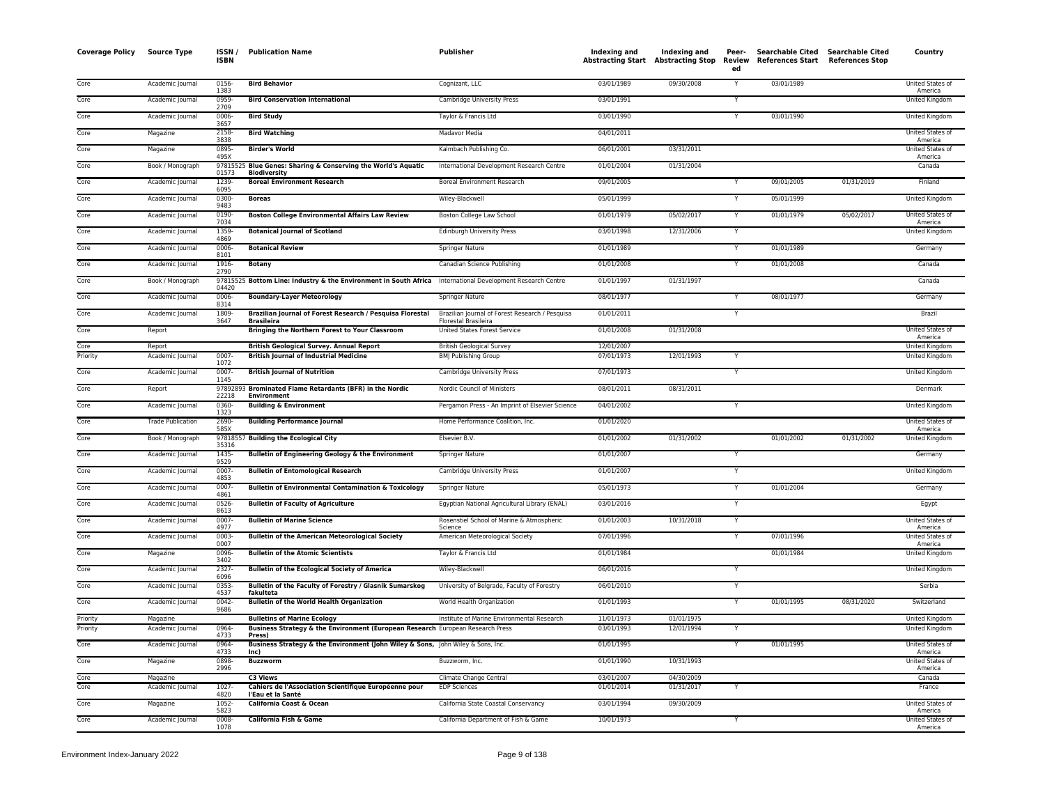| Coverage Policy | Source Type | ISSN / ISBN | Publication Name | Publisher | Indexing and Abstracting Start | Indexing and Abstracting Stop | Peer-Reviewed | Searchable Cited References Start | Searchable Cited References Stop | Country |
|---|---|---|---|---|---|---|---|---|---|---|
| Core | Academic Journal | 0156-1383 | **Bird Behavior** | Cognizant, LLC | 03/01/1989 | 09/30/2008 | Y | 03/01/1989 | | United States of America |
| Core | Academic Journal | 0959-2709 | **Bird Conservation International** | Cambridge University Press | 03/01/1991 | | Y | | | United Kingdom |
| Core | Academic Journal | 0006-3657 | **Bird Study** | Taylor & Francis Ltd | 03/01/1990 | | Y | 03/01/1990 | | United Kingdom |
| Core | Magazine | 2158-3838 | **Bird Watching** | Madavor Media | 04/01/2011 | | | | | United States of America |
| Core | Magazine | 0895-495X | **Birder's World** | Kalmbach Publishing Co. | 06/01/2001 | 03/31/2011 | | | | United States of America |
| Core | Book / Monograph | 9781552501573 | **Blue Genes: Sharing & Conserving the World's Aquatic Biodiversity** | International Development Research Centre | 01/01/2004 | 01/31/2004 | | | | Canada |
| Core | Academic Journal | 1239-6095 | **Boreal Environment Research** | Boreal Environment Research | 09/01/2005 | | Y | 09/01/2005 | 01/31/2019 | Finland |
| Core | Academic Journal | 0300-9483 | **Boreas** | Wiley-Blackwell | 05/01/1999 | | Y | 05/01/1999 | | United Kingdom |
| Core | Academic Journal | 0190-7034 | **Boston College Environmental Affairs Law Review** | Boston College Law School | 01/01/1979 | 05/02/2017 | Y | 01/01/1979 | 05/02/2017 | United States of America |
| Core | Academic Journal | 1359-4869 | **Botanical Journal of Scotland** | Edinburgh University Press | 03/01/1998 | 12/31/2006 | Y | | | United Kingdom |
| Core | Academic Journal | 0006-8101 | **Botanical Review** | Springer Nature | 01/01/1989 | | Y | 01/01/1989 | | Germany |
| Core | Academic Journal | 1916-2790 | **Botany** | Canadian Science Publishing | 01/01/2008 | | Y | 01/01/2008 | | Canada |
| Core | Book / Monograph | 9781552504420 | **Bottom Line: Industry & the Environment in South Africa** | International Development Research Centre | 01/01/1997 | 01/31/1997 | | | | Canada |
| Core | Academic Journal | 0006-8314 | **Boundary-Layer Meteorology** | Springer Nature | 08/01/1977 | | Y | 08/01/1977 | | Germany |
| Core | Academic Journal | 1809-3647 | **Brazilian Journal of Forest Research / Pesquisa Florestal Brasileira** | Brazilian Journal of Forest Research / Pesquisa Florestal Brasileira | 01/01/2011 | | Y | | | Brazil |
| Core | Report | | **Bringing the Northern Forest to Your Classroom** | United States Forest Service | 01/01/2008 | 01/31/2008 | | | | United States of America |
| Core | Report | | **British Geological Survey. Annual Report** | British Geological Survey | 12/01/2007 | | | | | United Kingdom |
| Priority | Academic Journal | 0007-1072 | **British Journal of Industrial Medicine** | BMJ Publishing Group | 07/01/1973 | 12/01/1993 | Y | | | United Kingdom |
| Core | Academic Journal | 0007-1145 | **British Journal of Nutrition** | Cambridge University Press | 07/01/1973 | | Y | | | United Kingdom |
| Core | Report | 9789289322218 | **Brominated Flame Retardants (BFR) in the Nordic Environment** | Nordic Council of Ministers | 08/01/2011 | 08/31/2011 | | | | Denmark |
| Core | Academic Journal | 0360-1323 | **Building & Environment** | Pergamon Press - An Imprint of Elsevier Science | 04/01/2002 | | Y | | | United Kingdom |
| Core | Trade Publication | 2690-585X | **Building Performance Journal** | Home Performance Coalition, Inc. | 01/01/2020 | | | | | United States of America |
| Core | Book / Monograph | 9781855735316 | **Building the Ecological City** | Elsevier B.V. | 01/01/2002 | 01/31/2002 | | 01/01/2002 | 01/31/2002 | United Kingdom |
| Core | Academic Journal | 1435-9529 | **Bulletin of Engineering Geology & the Environment** | Springer Nature | 01/01/2007 | | Y | | | Germany |
| Core | Academic Journal | 0007-4853 | **Bulletin of Entomological Research** | Cambridge University Press | 01/01/2007 | | Y | | | United Kingdom |
| Core | Academic Journal | 0007-4861 | **Bulletin of Environmental Contamination & Toxicology** | Springer Nature | 05/01/1973 | | Y | 01/01/2004 | | Germany |
| Core | Academic Journal | 0526-8613 | **Bulletin of Faculty of Agriculture** | Egyptian National Agricultural Library (ENAL) | 03/01/2016 | | Y | | | Egypt |
| Core | Academic Journal | 0007-4977 | **Bulletin of Marine Science** | Rosenstiel School of Marine & Atmospheric Science | 01/01/2003 | 10/31/2018 | Y | | | United States of America |
| Core | Academic Journal | 0003-0007 | **Bulletin of the American Meteorological Society** | American Meteorological Society | 07/01/1996 | | Y | 07/01/1996 | | United States of America |
| Core | Magazine | 0096-3402 | **Bulletin of the Atomic Scientists** | Taylor & Francis Ltd | 01/01/1984 | | | 01/01/1984 | | United Kingdom |
| Core | Academic Journal | 2327-6096 | **Bulletin of the Ecological Society of America** | Wiley-Blackwell | 06/01/2016 | | Y | | | United Kingdom |
| Core | Academic Journal | 0353-4537 | **Bulletin of the Faculty of Forestry / Glasnik Sumarskog fakulteta** | University of Belgrade, Faculty of Forestry | 06/01/2010 | | Y | | | Serbia |
| Core | Academic Journal | 0042-9686 | **Bulletin of the World Health Organization** | World Health Organization | 01/01/1993 | | Y | 01/01/1995 | 08/31/2020 | Switzerland |
| Priority | Magazine | | **Bulletins of Marine Ecology** | Institute of Marine Environmental Research | 11/01/1973 | 01/01/1975 | | | | United Kingdom |
| Priority | Academic Journal | 0964-4733 | **Business Strategy & the Environment (European Research Press)** | European Research Press | 03/01/1993 | 12/01/1994 | Y | | | United Kingdom |
| Core | Academic Journal | 0964-4733 | **Business Strategy & the Environment (John Wiley & Sons, Inc)** | John Wiley & Sons, Inc. | 01/01/1995 | | Y | 01/01/1995 | | United States of America |
| Core | Magazine | 0898-2996 | **Buzzworm** | Buzzworm, Inc. | 01/01/1990 | 10/31/1993 | | | | United States of America |
| Core | Magazine | | **C3 Views** | Climate Change Central | 03/01/2007 | 04/30/2009 | | | | Canada |
| Core | Academic Journal | 1027-4820 | **Cahiers de l'Association Scientifique Européenne pour l'Eau et la Santé** | EDP Sciences | 01/01/2014 | 01/31/2017 | Y | | | France |
| Core | Magazine | 1052-5823 | **California Coast & Ocean** | California State Coastal Conservancy | 03/01/1994 | 09/30/2009 | | | | United States of America |
| Core | Academic Journal | 0008-1078 | **California Fish & Game** | California Department of Fish & Game | 10/01/1973 | | Y | | | United States of America |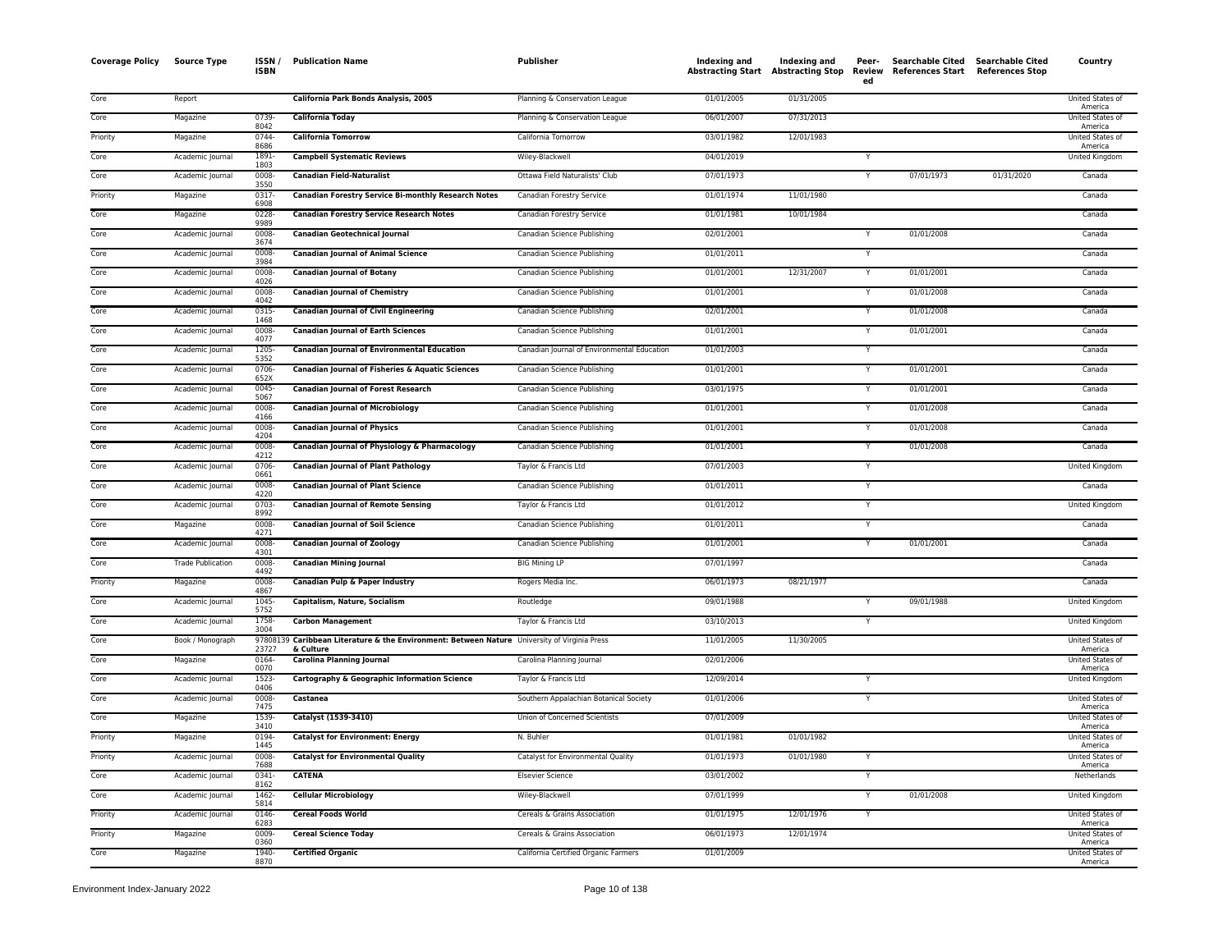| Coverage Policy | Source Type | ISSN / ISBN | Publication Name | Publisher | Indexing and Abstracting Start | Indexing and Abstracting Stop | Peer-Reviewed | Searchable Cited References Start | Searchable Cited References Stop | Country |
|---|---|---|---|---|---|---|---|---|---|---|
| Core | Report | | **California Park Bonds Analysis, 2005** | Planning & Conservation League | 01/01/2005 | 01/31/2005 | | | | United States of America |
| Core | Magazine | 0739-8042 | **California Today** | Planning & Conservation League | 06/01/2007 | 07/31/2013 | | | | United States of America |
| Priority | Magazine | 0744-8686 | **California Tomorrow** | California Tomorrow | 03/01/1982 | 12/01/1983 | | | | United States of America |
| Core | Academic Journal | 1891-1803 | **Campbell Systematic Reviews** | Wiley-Blackwell | 04/01/2019 | | Y | | | United Kingdom |
| Core | Academic Journal | 0008-3550 | **Canadian Field-Naturalist** | Ottawa Field Naturalists' Club | 07/01/1973 | | Y | 07/01/1973 | 01/31/2020 | Canada |
| Priority | Magazine | 0317-6908 | **Canadian Forestry Service Bi-monthly Research Notes** | Canadian Forestry Service | 01/01/1974 | 11/01/1980 | | | | Canada |
| Core | Magazine | 0228-9989 | **Canadian Forestry Service Research Notes** | Canadian Forestry Service | 01/01/1981 | 10/01/1984 | | | | Canada |
| Core | Academic Journal | 0008-3674 | **Canadian Geotechnical Journal** | Canadian Science Publishing | 02/01/2001 | | Y | 01/01/2008 | | Canada |
| Core | Academic Journal | 0008-3984 | **Canadian Journal of Animal Science** | Canadian Science Publishing | 01/01/2011 | | Y | | | Canada |
| Core | Academic Journal | 0008-4026 | **Canadian Journal of Botany** | Canadian Science Publishing | 01/01/2001 | 12/31/2007 | Y | 01/01/2001 | | Canada |
| Core | Academic Journal | 0008-4042 | **Canadian Journal of Chemistry** | Canadian Science Publishing | 01/01/2001 | | Y | 01/01/2008 | | Canada |
| Core | Academic Journal | 0315-1468 | **Canadian Journal of Civil Engineering** | Canadian Science Publishing | 02/01/2001 | | Y | 01/01/2008 | | Canada |
| Core | Academic Journal | 0008-4077 | **Canadian Journal of Earth Sciences** | Canadian Science Publishing | 01/01/2001 | | Y | 01/01/2001 | | Canada |
| Core | Academic Journal | 1205-5352 | **Canadian Journal of Environmental Education** | Canadian Journal of Environmental Education | 01/01/2003 | | Y | | | Canada |
| Core | Academic Journal | 0706-652X | **Canadian Journal of Fisheries & Aquatic Sciences** | Canadian Science Publishing | 01/01/2001 | | Y | 01/01/2001 | | Canada |
| Core | Academic Journal | 0045-5067 | **Canadian Journal of Forest Research** | Canadian Science Publishing | 03/01/1975 | | Y | 01/01/2001 | | Canada |
| Core | Academic Journal | 0008-4166 | **Canadian Journal of Microbiology** | Canadian Science Publishing | 01/01/2001 | | Y | 01/01/2008 | | Canada |
| Core | Academic Journal | 0008-4204 | **Canadian Journal of Physics** | Canadian Science Publishing | 01/01/2001 | | Y | 01/01/2008 | | Canada |
| Core | Academic Journal | 0008-4212 | **Canadian Journal of Physiology & Pharmacology** | Canadian Science Publishing | 01/01/2001 | | Y | 01/01/2008 | | Canada |
| Core | Academic Journal | 0706-0661 | **Canadian Journal of Plant Pathology** | Taylor & Francis Ltd | 07/01/2003 | | Y | | | United Kingdom |
| Core | Academic Journal | 0008-4220 | **Canadian Journal of Plant Science** | Canadian Science Publishing | 01/01/2011 | | Y | | | Canada |
| Core | Academic Journal | 0703-8992 | **Canadian Journal of Remote Sensing** | Taylor & Francis Ltd | 01/01/2012 | | Y | | | United Kingdom |
| Core | Magazine | 0008-4271 | **Canadian Journal of Soil Science** | Canadian Science Publishing | 01/01/2011 | | Y | | | Canada |
| Core | Academic Journal | 0008-4301 | **Canadian Journal of Zoology** | Canadian Science Publishing | 01/01/2001 | | Y | 01/01/2001 | | Canada |
| Core | Trade Publication | 0008-4492 | **Canadian Mining Journal** | BIG Mining LP | 07/01/1997 | | | | | Canada |
| Priority | Magazine | 0008-4867 | **Canadian Pulp & Paper Industry** | Rogers Media Inc. | 06/01/1973 | 08/21/1977 | | | | Canada |
| Core | Academic Journal | 1045-5752 | **Capitalism, Nature, Socialism** | Routledge | 09/01/1988 | | Y | 09/01/1988 | | United Kingdom |
| Core | Academic Journal | 1758-3004 | **Carbon Management** | Taylor & Francis Ltd | 03/10/2013 | | Y | | | United Kingdom |
| Core | Book / Monograph | 9780813923727 | **Caribbean Literature & the Environment: Between Nature & Culture** | University of Virginia Press | 11/01/2005 | 11/30/2005 | | | | United States of America |
| Core | Magazine | 0164-0070 | **Carolina Planning Journal** | Carolina Planning Journal | 02/01/2006 | | | | | United States of America |
| Core | Academic Journal | 1523-0406 | **Cartography & Geographic Information Science** | Taylor & Francis Ltd | 12/09/2014 | | Y | | | United Kingdom |
| Core | Academic Journal | 0008-7475 | **Castanea** | Southern Appalachian Botanical Society | 01/01/2006 | | Y | | | United States of America |
| Core | Magazine | 1539-3410 | **Catalyst (1539-3410)** | Union of Concerned Scientists | 07/01/2009 | | | | | United States of America |
| Priority | Magazine | 0194-1445 | **Catalyst for Environment: Energy** | N. Buhler | 01/01/1981 | 01/01/1982 | | | | United States of America |
| Priority | Academic Journal | 0008-7688 | **Catalyst for Environmental Quality** | Catalyst for Environmental Quality | 01/01/1973 | 01/01/1980 | Y | | | United States of America |
| Core | Academic Journal | 0341-8162 | **CATENA** | Elsevier Science | 03/01/2002 | | Y | | | Netherlands |
| Core | Academic Journal | 1462-5814 | **Cellular Microbiology** | Wiley-Blackwell | 07/01/1999 | | Y | 01/01/2008 | | United Kingdom |
| Priority | Academic Journal | 0146-6283 | **Cereal Foods World** | Cereals & Grains Association | 01/01/1975 | 12/01/1976 | Y | | | United States of America |
| Priority | Magazine | 0009-0360 | **Cereal Science Today** | Cereals & Grains Association | 06/01/1973 | 12/01/1974 | | | | United States of America |
| Core | Magazine | 1940-8870 | **Certified Organic** | California Certified Organic Farmers | 01/01/2009 | | | | | United States of America |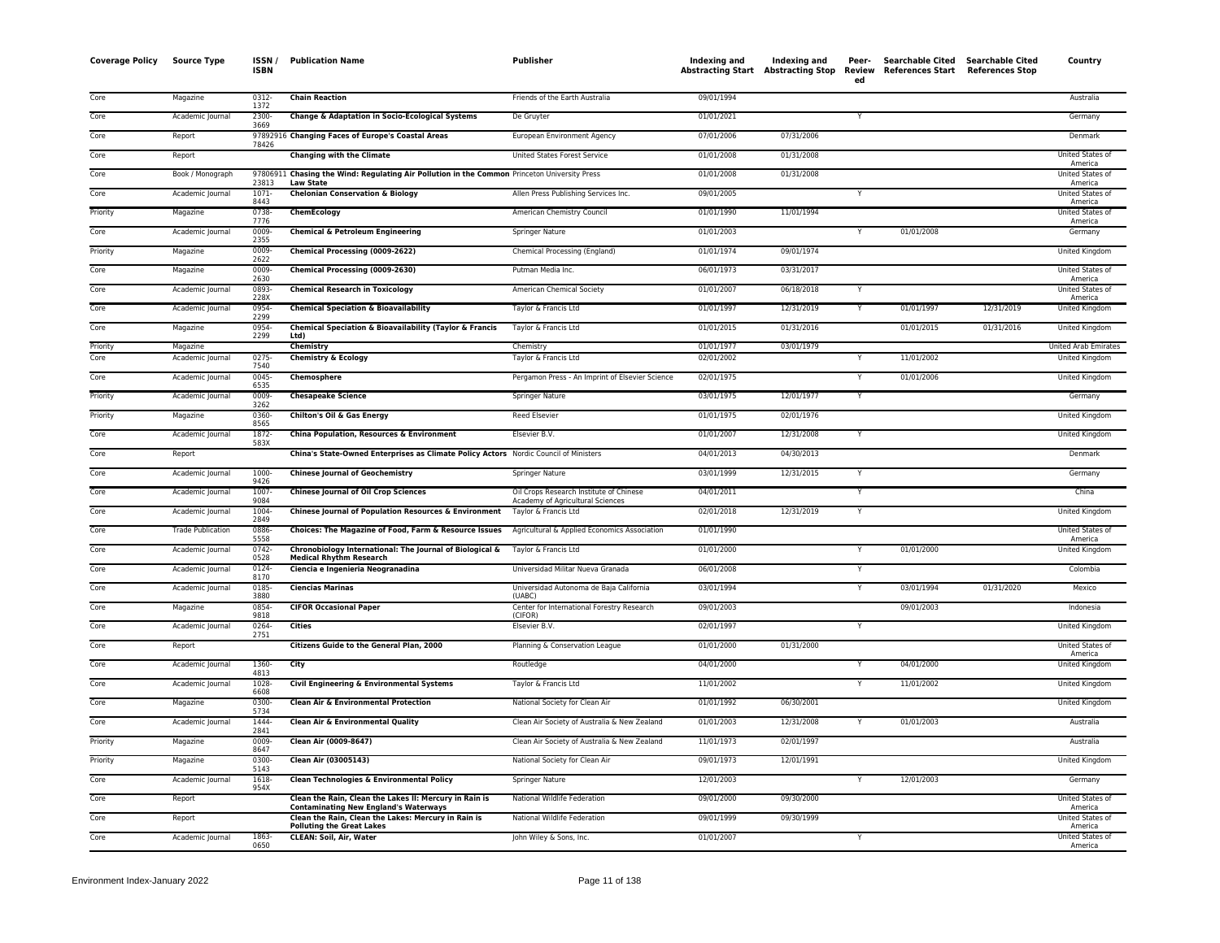| Coverage Policy | Source Type | ISSN / ISBN | Publication Name | Publisher | Indexing and Abstracting Start | Indexing and Abstracting Stop | Peer-Reviewed | Searchable Cited References Start | Searchable Cited References Stop | Country |
|---|---|---|---|---|---|---|---|---|---|---|
| Core | Magazine | 0312-1372 | **Chain Reaction** | Friends of the Earth Australia | 09/01/1994 | | | | | Australia |
| Core | Academic Journal | 2300-3669 | **Change & Adaptation in Socio-Ecological Systems** | De Gruyter | 01/01/2021 | | Y | | | Germany |
| Core | Report | 9789291678426 | **Changing Faces of Europe's Coastal Areas** | European Environment Agency | 07/01/2006 | 07/31/2006 | | | | Denmark |
| Core | Report | | **Changing with the Climate** | United States Forest Service | 01/01/2008 | 01/31/2008 | | | | United States of America |
| Core | Book / Monograph | 9780691123813 | **Chasing the Wind: Regulating Air Pollution in the Common Law State** | Princeton University Press | 01/01/2008 | 01/31/2008 | | | | United States of America |
| Core | Academic Journal | 1071-8443 | **Chelonian Conservation & Biology** | Allen Press Publishing Services Inc. | 09/01/2005 | | Y | | | United States of America |
| Priority | Magazine | 0738-7776 | **ChemEcology** | American Chemistry Council | 01/01/1990 | 11/01/1994 | | | | United States of America |
| Core | Academic Journal | 0009-2355 | **Chemical & Petroleum Engineering** | Springer Nature | 01/01/2003 | | Y | 01/01/2008 | | Germany |
| Priority | Magazine | 0009-2622 | **Chemical Processing (0009-2622)** | Chemical Processing (England) | 01/01/1974 | 09/01/1974 | | | | United Kingdom |
| Core | Magazine | 0009-2630 | **Chemical Processing (0009-2630)** | Putman Media Inc. | 06/01/1973 | 03/31/2017 | | | | United States of America |
| Core | Academic Journal | 0893-228X | **Chemical Research in Toxicology** | American Chemical Society | 01/01/2007 | 06/18/2018 | Y | | | United States of America |
| Core | Academic Journal | 0954-2299 | **Chemical Speciation & Bioavailability** | Taylor & Francis Ltd | 01/01/1997 | 12/31/2019 | Y | 01/01/1997 | 12/31/2019 | United Kingdom |
| Core | Magazine | 0954-2299 | **Chemical Speciation & Bioavailability (Taylor & Francis Ltd)** | Taylor & Francis Ltd | 01/01/2015 | 01/31/2016 | | 01/01/2015 | 01/31/2016 | United Kingdom |
| Priority | Magazine | | **Chemistry** | Chemistry | 01/01/1977 | 03/01/1979 | | | | United Arab Emirates |
| Core | Academic Journal | 0275-7540 | **Chemistry & Ecology** | Taylor & Francis Ltd | 02/01/2002 | | Y | 11/01/2002 | | United Kingdom |
| Core | Academic Journal | 0045-6535 | **Chemosphere** | Pergamon Press - An Imprint of Elsevier Science | 02/01/1975 | | Y | 01/01/2006 | | United Kingdom |
| Priority | Academic Journal | 0009-3262 | **Chesapeake Science** | Springer Nature | 03/01/1975 | 12/01/1977 | Y | | | Germany |
| Priority | Magazine | 0360-8565 | **Chilton's Oil & Gas Energy** | Reed Elsevier | 01/01/1975 | 02/01/1976 | | | | United Kingdom |
| Core | Academic Journal | 1872-583X | **China Population, Resources & Environment** | Elsevier B.V. | 01/01/2007 | 12/31/2008 | Y | | | United Kingdom |
| Core | Report | | **China's State-Owned Enterprises as Climate Policy Actors** | Nordic Council of Ministers | 04/01/2013 | 04/30/2013 | | | | Denmark |
| Core | Academic Journal | 1000-9426 | **Chinese Journal of Geochemistry** | Springer Nature | 03/01/1999 | 12/31/2015 | Y | | | Germany |
| Core | Academic Journal | 1007-9084 | **Chinese Journal of Oil Crop Sciences** | Oil Crops Research Institute of Chinese Academy of Agricultural Sciences | 04/01/2011 | | Y | | | China |
| Core | Academic Journal | 1004-2849 | **Chinese Journal of Population Resources & Environment** | Taylor & Francis Ltd | 02/01/2018 | 12/31/2019 | Y | | | United Kingdom |
| Core | Trade Publication | 0886-5558 | **Choices: The Magazine of Food, Farm & Resource Issues** | Agricultural & Applied Economics Association | 01/01/1990 | | | | | United States of America |
| Core | Academic Journal | 0742-0528 | **Chronobiology International: The Journal of Biological & Medical Rhythm Research** | Taylor & Francis Ltd | 01/01/2000 | | Y | 01/01/2000 | | United Kingdom |
| Core | Academic Journal | 0124-8170 | **Ciencia e Ingenieria Neogranadina** | Universidad Militar Nueva Granada | 06/01/2008 | | Y | | | Colombia |
| Core | Academic Journal | 0185-3880 | **Ciencias Marinas** | Universidad Autonoma de Baja California (UABC) | 03/01/1994 | | Y | 03/01/1994 | 01/31/2020 | Mexico |
| Core | Magazine | 0854-9818 | **CIFOR Occasional Paper** | Center for International Forestry Research (CIFOR) | 09/01/2003 | | | 09/01/2003 | | Indonesia |
| Core | Academic Journal | 0264-2751 | **Cities** | Elsevier B.V. | 02/01/1997 | | Y | | | United Kingdom |
| Core | Report | | **Citizens Guide to the General Plan, 2000** | Planning & Conservation League | 01/01/2000 | 01/31/2000 | | | | United States of America |
| Core | Academic Journal | 1360-4813 | **City** | Routledge | 04/01/2000 | | Y | 04/01/2000 | | United Kingdom |
| Core | Academic Journal | 1028-6608 | **Civil Engineering & Environmental Systems** | Taylor & Francis Ltd | 11/01/2002 | | Y | 11/01/2002 | | United Kingdom |
| Core | Magazine | 0300-5734 | **Clean Air & Environmental Protection** | National Society for Clean Air | 01/01/1992 | 06/30/2001 | | | | United Kingdom |
| Core | Academic Journal | 1444-2841 | **Clean Air & Environmental Quality** | Clean Air Society of Australia & New Zealand | 01/01/2003 | 12/31/2008 | Y | 01/01/2003 | | Australia |
| Priority | Magazine | 0009-8647 | **Clean Air (0009-8647)** | Clean Air Society of Australia & New Zealand | 11/01/1973 | 02/01/1997 | | | | Australia |
| Priority | Magazine | 0300-5143 | **Clean Air (03005143)** | National Society for Clean Air | 09/01/1973 | 12/01/1991 | | | | United Kingdom |
| Core | Academic Journal | 1618-954X | **Clean Technologies & Environmental Policy** | Springer Nature | 12/01/2003 | | Y | 12/01/2003 | | Germany |
| Core | Report | | **Clean the Rain, Clean the Lakes II: Mercury in Rain is Contaminating New England's Waterways** | National Wildlife Federation | 09/01/2000 | 09/30/2000 | | | | United States of America |
| Core | Report | | **Clean the Rain, Clean the Lakes: Mercury in Rain is Polluting the Great Lakes** | National Wildlife Federation | 09/01/1999 | 09/30/1999 | | | | United States of America |
| Core | Academic Journal | 1863-0650 | **CLEAN: Soil, Air, Water** | John Wiley & Sons, Inc. | 01/01/2007 | | Y | | | United States of America |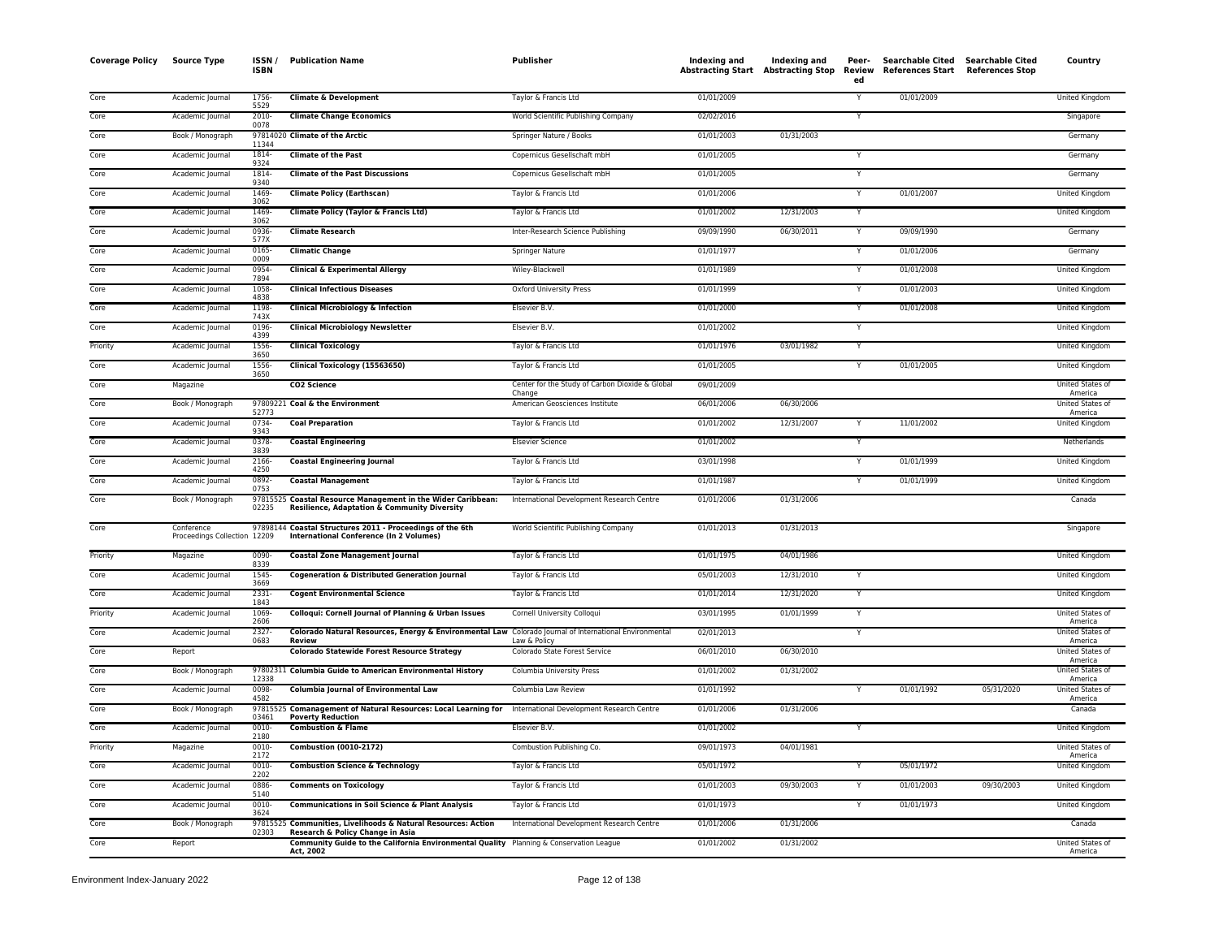| Coverage Policy | Source Type | ISSN / ISBN | Publication Name | Publisher | Indexing and Abstracting Start | Indexing and Abstracting Stop | Peer-Reviewed | Searchable Cited References Start | Searchable Cited References Stop | Country |
|---|---|---|---|---|---|---|---|---|---|---|
| Core | Academic Journal | 1756-5529 | **Climate & Development** | Taylor & Francis Ltd | 01/01/2009 | | Y | 01/01/2009 | | United Kingdom |
| Core | Academic Journal | 2010-0078 | **Climate Change Economics** | World Scientific Publishing Company | 02/02/2016 | | Y | | | Singapore |
| Core | Book / Monograph | 9781402011344 | **Climate of the Arctic** | Springer Nature / Books | 01/01/2003 | 01/31/2003 | | | | Germany |
| Core | Academic Journal | 1814-9324 | **Climate of the Past** | Copernicus Gesellschaft mbH | 01/01/2005 | | Y | | | Germany |
| Core | Academic Journal | 1814-9340 | **Climate of the Past Discussions** | Copernicus Gesellschaft mbH | 01/01/2005 | | Y | | | Germany |
| Core | Academic Journal | 1469-3062 | **Climate Policy (Earthscan)** | Taylor & Francis Ltd | 01/01/2006 | | Y | 01/01/2007 | | United Kingdom |
| Core | Academic Journal | 1469-3062 | **Climate Policy (Taylor & Francis Ltd)** | Taylor & Francis Ltd | 01/01/2002 | 12/31/2003 | Y | | | United Kingdom |
| Core | Academic Journal | 0936-577X | **Climate Research** | Inter-Research Science Publishing | 09/09/1990 | 06/30/2011 | Y | 09/09/1990 | | Germany |
| Core | Academic Journal | 0165-0009 | **Climatic Change** | Springer Nature | 01/01/1977 | | Y | 01/01/2006 | | Germany |
| Core | Academic Journal | 0954-7894 | **Clinical & Experimental Allergy** | Wiley-Blackwell | 01/01/1989 | | Y | 01/01/2008 | | United Kingdom |
| Core | Academic Journal | 1058-4838 | **Clinical Infectious Diseases** | Oxford University Press | 01/01/1999 | | Y | 01/01/2003 | | United Kingdom |
| Core | Academic Journal | 1198-743X | **Clinical Microbiology & Infection** | Elsevier B.V. | 01/01/2000 | | Y | 01/01/2008 | | United Kingdom |
| Core | Academic Journal | 0196-4399 | **Clinical Microbiology Newsletter** | Elsevier B.V. | 01/01/2002 | | Y | | | United Kingdom |
| Priority | Academic Journal | 1556-3650 | **Clinical Toxicology** | Taylor & Francis Ltd | 01/01/1976 | 03/01/1982 | Y | | | United Kingdom |
| Core | Academic Journal | 1556-3650 | **Clinical Toxicology (15563650)** | Taylor & Francis Ltd | 01/01/2005 | | Y | 01/01/2005 | | United Kingdom |
| Core | Magazine | | **CO2 Science** | Center for the Study of Carbon Dioxide & Global Change | 09/01/2009 | | | | | United States of America |
| Core | Book / Monograph | 9780922152773 | **Coal & the Environment** | American Geosciences Institute | 06/01/2006 | 06/30/2006 | | | | United States of America |
| Core | Academic Journal | 0734-9343 | **Coal Preparation** | Taylor & Francis Ltd | 01/01/2002 | 12/31/2007 | Y | 11/01/2002 | | United Kingdom |
| Core | Academic Journal | 0378-3839 | **Coastal Engineering** | Elsevier Science | 01/01/2002 | | Y | | | Netherlands |
| Core | Academic Journal | 2166-4250 | **Coastal Engineering Journal** | Taylor & Francis Ltd | 03/01/1998 | | Y | 01/01/1999 | | United Kingdom |
| Core | Academic Journal | 0892-0753 | **Coastal Management** | Taylor & Francis Ltd | 01/01/1987 | | Y | 01/01/1999 | | United Kingdom |
| Core | Book / Monograph | 9781552502235 | **Coastal Resource Management in the Wider Caribbean: Resilience, Adaptation & Community Diversity** | International Development Research Centre | 01/01/2006 | 01/31/2006 | | | | Canada |
| Core | Conference Proceedings Collection | 9789814412209 | **Coastal Structures 2011 - Proceedings of the 6th International Conference (In 2 Volumes)** | World Scientific Publishing Company | 01/01/2013 | 01/31/2013 | | | | Singapore |
| Priority | Magazine | 0090-8339 | **Coastal Zone Management Journal** | Taylor & Francis Ltd | 01/01/1975 | 04/01/1986 | | | | United Kingdom |
| Core | Academic Journal | 1545-3669 | **Cogeneration & Distributed Generation Journal** | Taylor & Francis Ltd | 05/01/2003 | 12/31/2010 | Y | | | United Kingdom |
| Core | Academic Journal | 2331-1843 | **Cogent Environmental Science** | Taylor & Francis Ltd | 01/01/2014 | 12/31/2020 | Y | | | United Kingdom |
| Priority | Academic Journal | 1069-2606 | **Colloqui: Cornell Journal of Planning & Urban Issues** | Cornell University Colloqui | 03/01/1995 | 01/01/1999 | Y | | | United States of America |
| Core | Academic Journal | 2327-0683 | **Colorado Natural Resources, Energy & Environmental Law Review** | Colorado Journal of International Environmental Law & Policy | 02/01/2013 | | Y | | | United States of America |
| Core | Report | | **Colorado Statewide Forest Resource Strategy** | Colorado State Forest Service | 06/01/2010 | 06/30/2010 | | | | United States of America |
| Core | Book / Monograph | 9780231112338 | **Columbia Guide to American Environmental History** | Columbia University Press | 01/01/2002 | 01/31/2002 | | | | United States of America |
| Core | Academic Journal | 0098-4582 | **Columbia Journal of Environmental Law** | Columbia Law Review | 01/01/1992 | | Y | 01/01/1992 | 05/31/2020 | United States of America |
| Core | Book / Monograph | 9781552503461 | **Comanagement of Natural Resources: Local Learning for Poverty Reduction** | International Development Research Centre | 01/01/2006 | 01/31/2006 | | | | Canada |
| Core | Academic Journal | 0010-2180 | **Combustion & Flame** | Elsevier B.V. | 01/01/2002 | | Y | | | United Kingdom |
| Priority | Magazine | 0010-2172 | **Combustion (0010-2172)** | Combustion Publishing Co. | 09/01/1973 | 04/01/1981 | | | | United States of America |
| Core | Academic Journal | 0010-2202 | **Combustion Science & Technology** | Taylor & Francis Ltd | 05/01/1972 | | Y | 05/01/1972 | | United Kingdom |
| Core | Academic Journal | 0886-5140 | **Comments on Toxicology** | Taylor & Francis Ltd | 01/01/2003 | 09/30/2003 | Y | 01/01/2003 | 09/30/2003 | United Kingdom |
| Core | Academic Journal | 0010-3624 | **Communications in Soil Science & Plant Analysis** | Taylor & Francis Ltd | 01/01/1973 | | Y | 01/01/1973 | | United Kingdom |
| Core | Book / Monograph | 9781552502303 | **Communities, Livelihoods & Natural Resources: Action Research & Policy Change in Asia** | International Development Research Centre | 01/01/2006 | 01/31/2006 | | | | Canada |
| Core | Report | | **Community Guide to the California Environmental Quality Act, 2002** | Planning & Conservation League | 01/01/2002 | 01/31/2002 | | | | United States of America |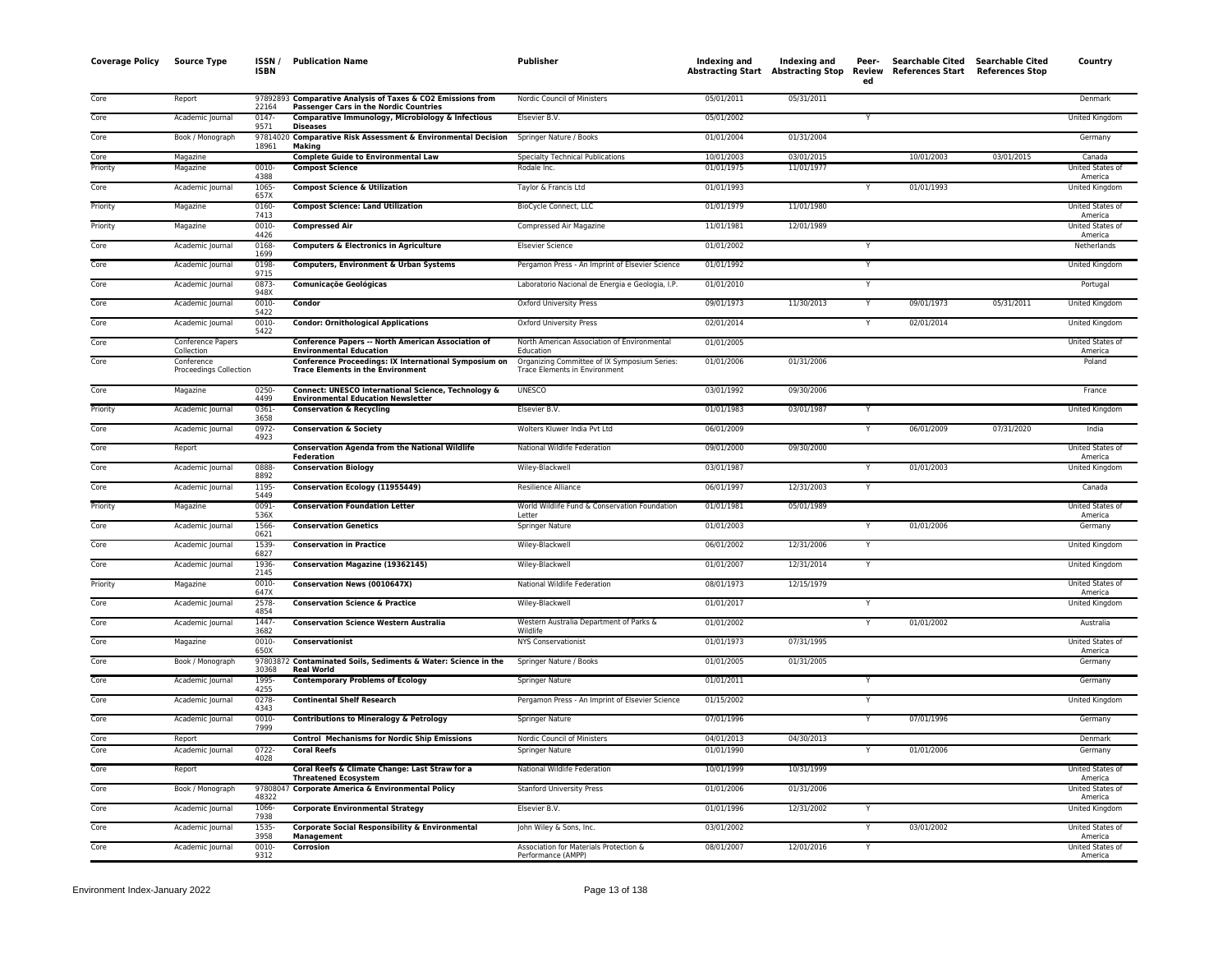| Coverage Policy | Source Type | ISSN / ISBN | Publication Name | Publisher | Indexing and Abstracting Start | Indexing and Abstracting Stop | Peer-Reviewed | Searchable Cited References Start | Searchable Cited References Stop | Country |
|---|---|---|---|---|---|---|---|---|---|---|
| Core | Report | 9789289322164 | **Comparative Analysis of Taxes & CO2 Emissions from Passenger Cars in the Nordic Countries** | Nordic Council of Ministers | 05/01/2011 | 05/31/2011 | | | | Denmark |
| Core | Academic Journal | 0147-9571 | **Comparative Immunology, Microbiology & Infectious Diseases** | Elsevier B.V. | 05/01/2002 | | Y | | | United Kingdom |
| Core | Book / Monograph | 9781402018961 | **Comparative Risk Assessment & Environmental Decision Making** | Springer Nature / Books | 01/01/2004 | 01/31/2004 | | | | Germany |
| Core | Magazine | | **Complete Guide to Environmental Law** | Specialty Technical Publications | 10/01/2003 | 03/01/2015 | | 10/01/2003 | 03/01/2015 | Canada |
| Priority | Magazine | 0010-4388 | **Compost Science** | Rodale Inc. | 01/01/1975 | 11/01/1977 | | | | United States of America |
| Core | Academic Journal | 1065-657X | **Compost Science & Utilization** | Taylor & Francis Ltd | 01/01/1993 | | Y | 01/01/1993 | | United Kingdom |
| Priority | Magazine | 0160-7413 | **Compost Science: Land Utilization** | BioCycle Connect, LLC | 01/01/1979 | 11/01/1980 | | | | United States of America |
| Priority | Magazine | 0010-4426 | **Compressed Air** | Compressed Air Magazine | 11/01/1981 | 12/01/1989 | | | | United States of America |
| Core | Academic Journal | 0168-1699 | **Computers & Electronics in Agriculture** | Elsevier Science | 01/01/2002 | | Y | | | Netherlands |
| Core | Academic Journal | 0198-9715 | **Computers, Environment & Urban Systems** | Pergamon Press - An Imprint of Elsevier Science | 01/01/1992 | | Y | | | United Kingdom |
| Core | Academic Journal | 0873-948X | **Comunicações Geológicas** | Laboratorio Nacional de Energia e Geologia, I.P. | 01/01/2010 | | Y | | | Portugal |
| Core | Academic Journal | 0010-5422 | **Condor** | Oxford University Press | 09/01/1973 | 11/30/2013 | Y | 09/01/1973 | 05/31/2011 | United Kingdom |
| Core | Academic Journal | 0010-5422 | **Condor: Ornithological Applications** | Oxford University Press | 02/01/2014 | | Y | 02/01/2014 | | United Kingdom |
| Core | Conference Papers Collection | | **Conference Papers -- North American Association of Environmental Education** | North American Association of Environmental Education | 01/01/2005 | | | | | United States of America |
| Core | Conference Proceedings Collection | | **Conference Proceedings: IX International Symposium on Trace Elements in the Environment** | Organizing Committee of IX Symposium Series: Trace Elements in Environment | 01/01/2006 | 01/31/2006 | | | | Poland |
| Core | Magazine | 0250-4499 | **Connect: UNESCO International Science, Technology & Environmental Education Newsletter** | UNESCO | 03/01/1992 | 09/30/2006 | | | | France |
| Priority | Academic Journal | 0361-3658 | **Conservation & Recycling** | Elsevier B.V. | 01/01/1983 | 03/01/1987 | Y | | | United Kingdom |
| Core | Academic Journal | 0972-4923 | **Conservation & Society** | Wolters Kluwer India Pvt Ltd | 06/01/2009 | | Y | 06/01/2009 | 07/31/2020 | India |
| Core | Report | | **Conservation Agenda from the National Wildlife Federation** | National Wildlife Federation | 09/01/2000 | 09/30/2000 | | | | United States of America |
| Core | Academic Journal | 0888-8892 | **Conservation Biology** | Wiley-Blackwell | 03/01/1987 | | Y | 01/01/2003 | | United Kingdom |
| Core | Academic Journal | 1195-5449 | **Conservation Ecology (11955449)** | Resilience Alliance | 06/01/1997 | 12/31/2003 | Y | | | Canada |
| Priority | Magazine | 0091-536X | **Conservation Foundation Letter** | World Wildlife Fund & Conservation Foundation Letter | 01/01/1981 | 05/01/1989 | | | | United States of America |
| Core | Academic Journal | 1566-0621 | **Conservation Genetics** | Springer Nature | 01/01/2003 | | Y | 01/01/2006 | | Germany |
| Core | Academic Journal | 1539-6827 | **Conservation in Practice** | Wiley-Blackwell | 06/01/2002 | 12/31/2006 | Y | | | United Kingdom |
| Core | Academic Journal | 1936-2145 | **Conservation Magazine (19362145)** | Wiley-Blackwell | 01/01/2007 | 12/31/2014 | Y | | | United Kingdom |
| Priority | Magazine | 0010-647X | **Conservation News (0010647X)** | National Wildlife Federation | 08/01/1973 | 12/15/1979 | | | | United States of America |
| Core | Academic Journal | 2578-4854 | **Conservation Science & Practice** | Wiley-Blackwell | 01/01/2017 | | Y | | | United Kingdom |
| Core | Academic Journal | 1447-3682 | **Conservation Science Western Australia** | Western Australia Department of Parks & Wildlife | 01/01/2002 | | Y | 01/01/2002 | | Australia |
| Core | Magazine | 0010-650X | **Conservationist** | NYS Conservationist | 01/01/1973 | 07/31/1995 | | | | United States of America |
| Core | Book / Monograph | 9780387230368 | **Contaminated Soils, Sediments & Water: Science in the Real World** | Springer Nature / Books | 01/01/2005 | 01/31/2005 | | | | Germany |
| Core | Academic Journal | 1995-4255 | **Contemporary Problems of Ecology** | Springer Nature | 01/01/2011 | | Y | | | Germany |
| Core | Academic Journal | 0278-4343 | **Continental Shelf Research** | Pergamon Press - An Imprint of Elsevier Science | 01/15/2002 | | Y | | | United Kingdom |
| Core | Academic Journal | 0010-7999 | **Contributions to Mineralogy & Petrology** | Springer Nature | 07/01/1996 | | Y | 07/01/1996 | | Germany |
| Core | Report | | **Control Mechanisms for Nordic Ship Emissions** | Nordic Council of Ministers | 04/01/2013 | 04/30/2013 | | | | Denmark |
| Core | Academic Journal | 0722-4028 | **Coral Reefs** | Springer Nature | 01/01/1990 | | Y | 01/01/2006 | | Germany |
| Core | Report | | **Coral Reefs & Climate Change: Last Straw for a Threatened Ecosystem** | National Wildlife Federation | 10/01/1999 | 10/31/1999 | | | | United States of America |
| Core | Book / Monograph | 9780804748322 | **Corporate America & Environmental Policy** | Stanford University Press | 01/01/2006 | 01/31/2006 | | | | United States of America |
| Core | Academic Journal | 1066-7938 | **Corporate Environmental Strategy** | Elsevier B.V. | 01/01/1996 | 12/31/2002 | Y | | | United Kingdom |
| Core | Academic Journal | 1535-3958 | **Corporate Social Responsibility & Environmental Management** | John Wiley & Sons, Inc. | 03/01/2002 | | Y | 03/01/2002 | | United States of America |
| Core | Academic Journal | 0010-9312 | **Corrosion** | Association for Materials Protection & Performance (AMPP) | 08/01/2007 | 12/01/2016 | Y | | | United States of America |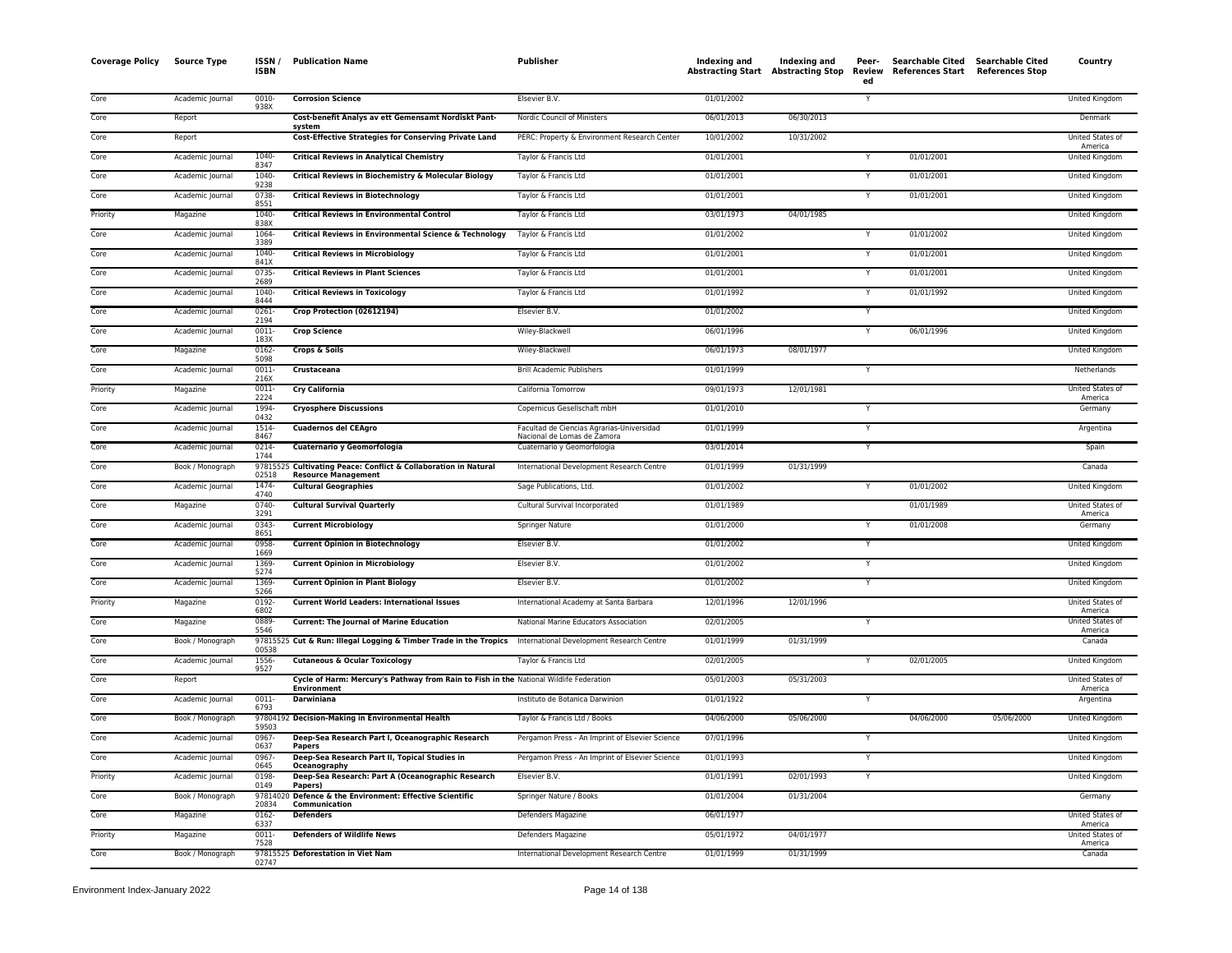| Coverage Policy | Source Type | ISSN / ISBN | Publication Name | Publisher | Indexing and Abstracting Start | Indexing and Abstracting Stop | Peer-Reviewed | Searchable Cited References Start | Searchable Cited References Stop | Country |
|---|---|---|---|---|---|---|---|---|---|---|
| Core | Academic Journal | 0010-938X | **Corrosion Science** | Elsevier B.V. | 01/01/2002 | | Y | | | United Kingdom |
| Core | Report | | **Cost-benefit Analys av ett Gemensamt Nordiskt Pant-system** | Nordic Council of Ministers | 06/01/2013 | 06/30/2013 | | | | Denmark |
| Core | Report | | **Cost-Effective Strategies for Conserving Private Land** | PERC: Property & Environment Research Center | 10/01/2002 | 10/31/2002 | | | | United States of America |
| Core | Academic Journal | 1040-8347 | **Critical Reviews in Analytical Chemistry** | Taylor & Francis Ltd | 01/01/2001 | | Y | 01/01/2001 | | United Kingdom |
| Core | Academic Journal | 1040-9238 | **Critical Reviews in Biochemistry & Molecular Biology** | Taylor & Francis Ltd | 01/01/2001 | | Y | 01/01/2001 | | United Kingdom |
| Core | Academic Journal | 0738-8551 | **Critical Reviews in Biotechnology** | Taylor & Francis Ltd | 01/01/2001 | | Y | 01/01/2001 | | United Kingdom |
| Priority | Magazine | 1040-838X | **Critical Reviews in Environmental Control** | Taylor & Francis Ltd | 03/01/1973 | 04/01/1985 | | | | United Kingdom |
| Core | Academic Journal | 1064-3389 | **Critical Reviews in Environmental Science & Technology** | Taylor & Francis Ltd | 01/01/2002 | | Y | 01/01/2002 | | United Kingdom |
| Core | Academic Journal | 1040-841X | **Critical Reviews in Microbiology** | Taylor & Francis Ltd | 01/01/2001 | | Y | 01/01/2001 | | United Kingdom |
| Core | Academic Journal | 0735-2689 | **Critical Reviews in Plant Sciences** | Taylor & Francis Ltd | 01/01/2001 | | Y | 01/01/2001 | | United Kingdom |
| Core | Academic Journal | 1040-8444 | **Critical Reviews in Toxicology** | Taylor & Francis Ltd | 01/01/1992 | | Y | 01/01/1992 | | United Kingdom |
| Core | Academic Journal | 0261-2194 | **Crop Protection (02612194)** | Elsevier B.V. | 01/01/2002 | | Y | | | United Kingdom |
| Core | Academic Journal | 0011-183X | **Crop Science** | Wiley-Blackwell | 06/01/1996 | | Y | 06/01/1996 | | United Kingdom |
| Core | Magazine | 0162-5098 | **Crops & Soils** | Wiley-Blackwell | 06/01/1973 | 08/01/1977 | | | | United Kingdom |
| Core | Academic Journal | 0011-216X | **Crustaceana** | Brill Academic Publishers | 01/01/1999 | | Y | | | Netherlands |
| Priority | Magazine | 0011-2224 | **Cry California** | California Tomorrow | 09/01/1973 | 12/01/1981 | | | | United States of America |
| Core | Academic Journal | 1994-0432 | **Cryosphere Discussions** | Copernicus Gesellschaft mbH | 01/01/2010 | | Y | | | Germany |
| Core | Academic Journal | 1514-8467 | **Cuadernos del CEAgro** | Facultad de Ciencias Agrarias-Universidad Nacional de Lomas de Zamora | 01/01/1999 | | Y | | | Argentina |
| Core | Academic Journal | 0214-1744 | **Cuaternario y Geomorfología** | Cuaternario y Geomorfologia | 03/01/2014 | | Y | | | Spain |
| Core | Book / Monograph | 9781552502518 | **Cultivating Peace: Conflict & Collaboration in Natural Resource Management** | International Development Research Centre | 01/01/1999 | 01/31/1999 | | | | Canada |
| Core | Academic Journal | 1474-4740 | **Cultural Geographies** | Sage Publications, Ltd. | 01/01/2002 | | Y | 01/01/2002 | | United Kingdom |
| Core | Magazine | 0740-3291 | **Cultural Survival Quarterly** | Cultural Survival Incorporated | 01/01/1989 | | | 01/01/1989 | | United States of America |
| Core | Academic Journal | 0343-8651 | **Current Microbiology** | Springer Nature | 01/01/2000 | | Y | 01/01/2008 | | Germany |
| Core | Academic Journal | 0958-1669 | **Current Opinion in Biotechnology** | Elsevier B.V. | 01/01/2002 | | Y | | | United Kingdom |
| Core | Academic Journal | 1369-5274 | **Current Opinion in Microbiology** | Elsevier B.V. | 01/01/2002 | | Y | | | United Kingdom |
| Core | Academic Journal | 1369-5266 | **Current Opinion in Plant Biology** | Elsevier B.V. | 01/01/2002 | | Y | | | United Kingdom |
| Priority | Magazine | 0192-6802 | **Current World Leaders: International Issues** | International Academy at Santa Barbara | 12/01/1996 | 12/01/1996 | | | | United States of America |
| Core | Magazine | 0889-5546 | **Current: The Journal of Marine Education** | National Marine Educators Association | 02/01/2005 | | Y | | | United States of America |
| Core | Book / Monograph | 9781552500538 | **Cut & Run: Illegal Logging & Timber Trade in the Tropics** | International Development Research Centre | 01/01/1999 | 01/31/1999 | | | | Canada |
| Core | Academic Journal | 1556-9527 | **Cutaneous & Ocular Toxicology** | Taylor & Francis Ltd | 02/01/2005 | | Y | 02/01/2005 | | United Kingdom |
| Core | Report | | **Cycle of Harm: Mercury's Pathway from Rain to Fish in the Environment** | National Wildlife Federation | 05/01/2003 | 05/31/2003 | | | | United States of America |
| Core | Academic Journal | 0011-6793 | **Darwiniana** | Instituto de Botanica Darwinion | 01/01/1922 | | Y | | | Argentina |
| Core | Book / Monograph | 9780419259503 | **Decision-Making in Environmental Health** | Taylor & Francis Ltd / Books | 04/06/2000 | 05/06/2000 | | 04/06/2000 | 05/06/2000 | United Kingdom |
| Core | Academic Journal | 0967-0637 | **Deep-Sea Research Part I, Oceanographic Research Papers** | Pergamon Press - An Imprint of Elsevier Science | 07/01/1996 | | Y | | | United Kingdom |
| Core | Academic Journal | 0967-0645 | **Deep-Sea Research Part II, Topical Studies in Oceanography** | Pergamon Press - An Imprint of Elsevier Science | 01/01/1993 | | Y | | | United Kingdom |
| Priority | Academic Journal | 0198-0149 | **Deep-Sea Research: Part A (Oceanographic Research Papers)** | Elsevier B.V. | 01/01/1991 | 02/01/1993 | Y | | | United Kingdom |
| Core | Book / Monograph | 9781402020834 | **Defence & the Environment: Effective Scientific Communication** | Springer Nature / Books | 01/01/2004 | 01/31/2004 | | | | Germany |
| Core | Magazine | 0162-6337 | **Defenders** | Defenders Magazine | 06/01/1977 | | | | | United States of America |
| Priority | Magazine | 0011-7528 | **Defenders of Wildlife News** | Defenders Magazine | 05/01/1972 | 04/01/1977 | | | | United States of America |
| Core | Book / Monograph | 9781552502747 | **Deforestation in Viet Nam** | International Development Research Centre | 01/01/1999 | 01/31/1999 | | | | Canada |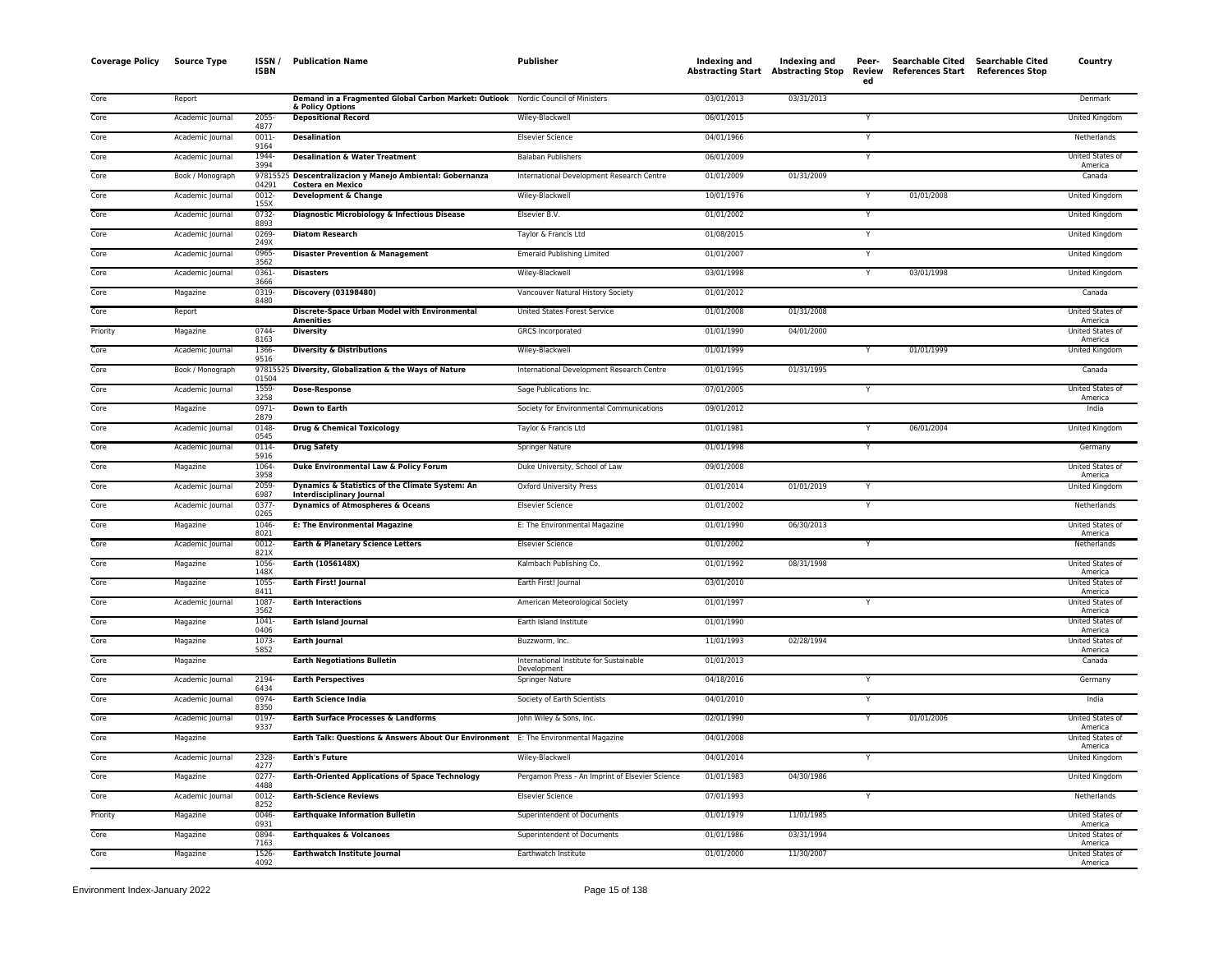| Coverage Policy | Source Type | ISSN / ISBN | Publication Name | Publisher | Indexing and Abstracting Start | Indexing and Abstracting Stop | Peer-Reviewed | Searchable Cited References Start | Searchable Cited References Stop | Country |
|---|---|---|---|---|---|---|---|---|---|---|
| Core | Report | | **Demand in a Fragmented Global Carbon Market: Outlook & Policy Options** | Nordic Council of Ministers | 03/01/2013 | 03/31/2013 | | | | Denmark |
| Core | Academic Journal | 2055-4877 | **Depositional Record** | Wiley-Blackwell | 06/01/2015 | | Y | | | United Kingdom |
| Core | Academic Journal | 0011-9164 | **Desalination** | Elsevier Science | 04/01/1966 | | Y | | | Netherlands |
| Core | Academic Journal | 1944-3994 | **Desalination & Water Treatment** | Balaban Publishers | 06/01/2009 | | Y | | | United States of America |
| Core | Book / Monograph | 9781552504291 | **Descentralizacion y Manejo Ambiental: Gobernanza Costera en Mexico** | International Development Research Centre | 01/01/2009 | 01/31/2009 | | | | Canada |
| Core | Academic Journal | 0012-155X | **Development & Change** | Wiley-Blackwell | 10/01/1976 | | Y | 01/01/2008 | | United Kingdom |
| Core | Academic Journal | 0732-8893 | **Diagnostic Microbiology & Infectious Disease** | Elsevier B.V. | 01/01/2002 | | Y | | | United Kingdom |
| Core | Academic Journal | 0269-249X | **Diatom Research** | Taylor & Francis Ltd | 01/08/2015 | | Y | | | United Kingdom |
| Core | Academic Journal | 0965-3562 | **Disaster Prevention & Management** | Emerald Publishing Limited | 01/01/2007 | | Y | | | United Kingdom |
| Core | Academic Journal | 0361-3666 | **Disasters** | Wiley-Blackwell | 03/01/1998 | | Y | 03/01/1998 | | United Kingdom |
| Core | Magazine | 0319-8480 | **Discovery (03198480)** | Vancouver Natural History Society | 01/01/2012 | | | | | Canada |
| Core | Report | | **Discrete-Space Urban Model with Environmental Amenities** | United States Forest Service | 01/01/2008 | 01/31/2008 | | | | United States of America |
| Priority | Magazine | 0744-8163 | **Diversity** | GRCS Incorporated | 01/01/1990 | 04/01/2000 | | | | United States of America |
| Core | Academic Journal | 1366-9516 | **Diversity & Distributions** | Wiley-Blackwell | 01/01/1999 | | Y | 01/01/1999 | | United Kingdom |
| Core | Book / Monograph | 9781552501504 | **Diversity, Globalization & the Ways of Nature** | International Development Research Centre | 01/01/1995 | 01/31/1995 | | | | Canada |
| Core | Academic Journal | 1559-3258 | **Dose-Response** | Sage Publications Inc. | 07/01/2005 | | Y | | | United States of America |
| Core | Magazine | 0971-2879 | **Down to Earth** | Society for Environmental Communications | 09/01/2012 | | | | | India |
| Core | Academic Journal | 0148-0545 | **Drug & Chemical Toxicology** | Taylor & Francis Ltd | 01/01/1981 | | Y | 06/01/2004 | | United Kingdom |
| Core | Academic Journal | 0114-5916 | **Drug Safety** | Springer Nature | 01/01/1998 | | Y | | | Germany |
| Core | Magazine | 1064-3958 | **Duke Environmental Law & Policy Forum** | Duke University, School of Law | 09/01/2008 | | | | | United States of America |
| Core | Academic Journal | 2059-6987 | **Dynamics & Statistics of the Climate System: An Interdisciplinary Journal** | Oxford University Press | 01/01/2014 | 01/01/2019 | Y | | | United Kingdom |
| Core | Academic Journal | 0377-0265 | **Dynamics of Atmospheres & Oceans** | Elsevier Science | 01/01/2002 | | Y | | | Netherlands |
| Core | Magazine | 1046-8021 | **E: The Environmental Magazine** | E: The Environmental Magazine | 01/01/1990 | 06/30/2013 | | | | United States of America |
| Core | Academic Journal | 0012-821X | **Earth & Planetary Science Letters** | Elsevier Science | 01/01/2002 | | Y | | | Netherlands |
| Core | Magazine | 1056-148X | **Earth (1056148X)** | Kalmbach Publishing Co. | 01/01/1992 | 08/31/1998 | | | | United States of America |
| Core | Magazine | 1055-8411 | **Earth First! Journal** | Earth First! Journal | 03/01/2010 | | | | | United States of America |
| Core | Academic Journal | 1087-3562 | **Earth Interactions** | American Meteorological Society | 01/01/1997 | | Y | | | United States of America |
| Core | Magazine | 1041-0406 | **Earth Island Journal** | Earth Island Institute | 01/01/1990 | | | | | United States of America |
| Core | Magazine | 1073-5852 | **Earth Journal** | Buzzworm, Inc. | 11/01/1993 | 02/28/1994 | | | | United States of America |
| Core | Magazine | | **Earth Negotiations Bulletin** | International Institute for Sustainable Development | 01/01/2013 | | | | | Canada |
| Core | Academic Journal | 2194-6434 | **Earth Perspectives** | Springer Nature | 04/18/2016 | | Y | | | Germany |
| Core | Academic Journal | 0974-8350 | **Earth Science India** | Society of Earth Scientists | 04/01/2010 | | Y | | | India |
| Core | Academic Journal | 0197-9337 | **Earth Surface Processes & Landforms** | John Wiley & Sons, Inc. | 02/01/1990 | | Y | 01/01/2006 | | United States of America |
| Core | Magazine | | **Earth Talk: Questions & Answers About Our Environment** | E: The Environmental Magazine | 04/01/2008 | | | | | United States of America |
| Core | Academic Journal | 2328-4277 | **Earth's Future** | Wiley-Blackwell | 04/01/2014 | | Y | | | United Kingdom |
| Core | Magazine | 0277-4488 | **Earth-Oriented Applications of Space Technology** | Pergamon Press - An Imprint of Elsevier Science | 01/01/1983 | 04/30/1986 | | | | United Kingdom |
| Core | Academic Journal | 0012-8252 | **Earth-Science Reviews** | Elsevier Science | 07/01/1993 | | Y | | | Netherlands |
| Priority | Magazine | 0046-0931 | **Earthquake Information Bulletin** | Superintendent of Documents | 01/01/1979 | 11/01/1985 | | | | United States of America |
| Core | Magazine | 0894-7163 | **Earthquakes & Volcanoes** | Superintendent of Documents | 01/01/1986 | 03/31/1994 | | | | United States of America |
| Core | Magazine | 1526-4092 | **Earthwatch Institute Journal** | Earthwatch Institute | 01/01/2000 | 11/30/2007 | | | | United States of America |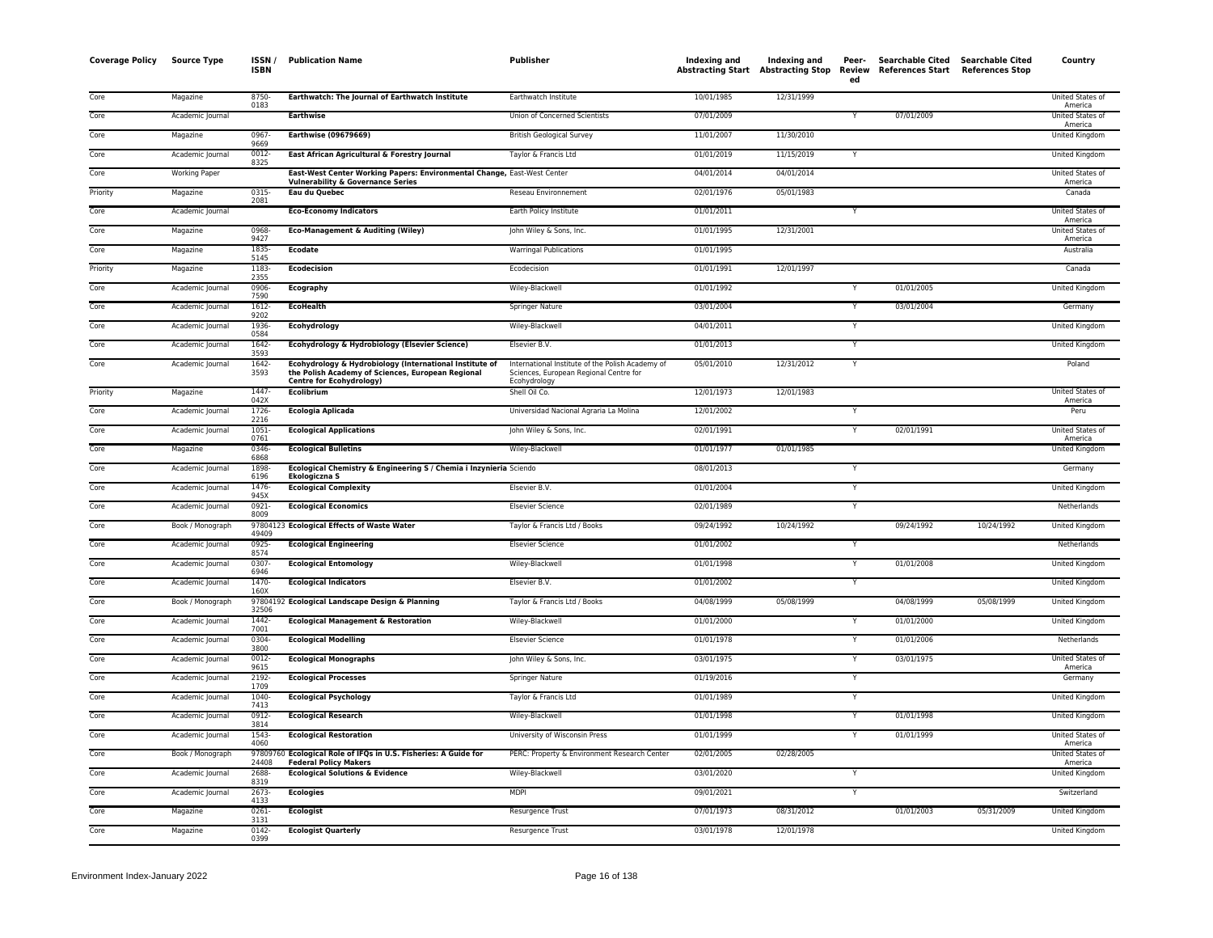| Coverage Policy | Source Type | ISSN / ISBN | Publication Name | Publisher | Indexing and Abstracting Start | Indexing and Abstracting Stop | Peer-Reviewed | Searchable Cited References Start | Searchable Cited References Stop | Country |
|---|---|---|---|---|---|---|---|---|---|---|
| Core | Magazine | 8750-0183 | **Earthwatch: The Journal of Earthwatch Institute** | Earthwatch Institute | 10/01/1985 | 12/31/1999 | | | | United States of America |
| Core | Academic Journal | | **Earthwise** | Union of Concerned Scientists | 07/01/2009 | | Y | 07/01/2009 | | United States of America |
| Core | Magazine | 0967-9669 | **Earthwise (09679669)** | British Geological Survey | 11/01/2007 | 11/30/2010 | | | | United Kingdom |
| Core | Academic Journal | 0012-8325 | **East African Agricultural & Forestry Journal** | Taylor & Francis Ltd | 01/01/2019 | 11/15/2019 | Y | | | United Kingdom |
| Core | Working Paper | | **East-West Center Working Papers: Environmental Change, Vulnerability & Governance Series** | East-West Center | 04/01/2014 | 04/01/2014 | | | | United States of America |
| Priority | Magazine | 0315-2081 | **Eau du Quebec** | Reseau Environnement | 02/01/1976 | 05/01/1983 | | | | Canada |
| Core | Academic Journal | | **Eco-Economy Indicators** | Earth Policy Institute | 01/01/2011 | | Y | | | United States of America |
| Core | Magazine | 0968-9427 | **Eco-Management & Auditing (Wiley)** | John Wiley & Sons, Inc. | 01/01/1995 | 12/31/2001 | | | | United States of America |
| Core | Magazine | 1835-5145 | **Ecodate** | Warringal Publications | 01/01/1995 | | | | | Australia |
| Priority | Magazine | 1183-2355 | **Ecodecision** | Ecodecision | 01/01/1991 | 12/01/1997 | | | | Canada |
| Core | Academic Journal | 0906-7590 | **Ecography** | Wiley-Blackwell | 01/01/1992 | | Y | 01/01/2005 | | United Kingdom |
| Core | Academic Journal | 1612-9202 | **EcoHealth** | Springer Nature | 03/01/2004 | | Y | 03/01/2004 | | Germany |
| Core | Academic Journal | 1936-0584 | **Ecohydrology** | Wiley-Blackwell | 04/01/2011 | | Y | | | United Kingdom |
| Core | Academic Journal | 1642-3593 | **Ecohydrology & Hydrobiology (Elsevier Science)** | Elsevier B.V. | 01/01/2013 | | Y | | | United Kingdom |
| Core | Academic Journal | 1642-3593 | **Ecohydrology & Hydrobiology (International Institute of the Polish Academy of Sciences, European Regional Centre for Ecohydrology)** | International Institute of the Polish Academy of Sciences, European Regional Centre for Ecohydrology | 05/01/2010 | 12/31/2012 | Y | | | Poland |
| Priority | Magazine | 1447-042X | **Ecolibrium** | Shell Oil Co. | 12/01/1973 | 12/01/1983 | | | | United States of America |
| Core | Academic Journal | 1726-2216 | **Ecologia Aplicada** | Universidad Nacional Agraria La Molina | 12/01/2002 | | Y | | | Peru |
| Core | Academic Journal | 1051-0761 | **Ecological Applications** | John Wiley & Sons, Inc. | 02/01/1991 | | Y | 02/01/1991 | | United States of America |
| Core | Magazine | 0346-6868 | **Ecological Bulletins** | Wiley-Blackwell | 01/01/1977 | 01/01/1985 | | | | United Kingdom |
| Core | Academic Journal | 1898-6196 | **Ecological Chemistry & Engineering S / Chemia i Inzynieria Ekologiczna S** | Sciendo | 08/01/2013 | | Y | | | Germany |
| Core | Academic Journal | 1476-945X | **Ecological Complexity** | Elsevier B.V. | 01/01/2004 | | Y | | | United Kingdom |
| Core | Academic Journal | 0921-8009 | **Ecological Economics** | Elsevier Science | 02/01/1989 | | Y | | | Netherlands |
| Core | Book / Monograph | 9780412349409 | **Ecological Effects of Waste Water** | Taylor & Francis Ltd / Books | 09/24/1992 | 10/24/1992 | | 09/24/1992 | 10/24/1992 | United Kingdom |
| Core | Academic Journal | 0925-8574 | **Ecological Engineering** | Elsevier Science | 01/01/2002 | | Y | | | Netherlands |
| Core | Academic Journal | 0307-6946 | **Ecological Entomology** | Wiley-Blackwell | 01/01/1998 | | Y | 01/01/2008 | | United Kingdom |
| Core | Academic Journal | 1470-160X | **Ecological Indicators** | Elsevier B.V. | 01/01/2002 | | Y | | | United Kingdom |
| Core | Book / Monograph | 9780419232506 | **Ecological Landscape Design & Planning** | Taylor & Francis Ltd / Books | 04/08/1999 | 05/08/1999 | | 04/08/1999 | 05/08/1999 | United Kingdom |
| Core | Academic Journal | 1442-7001 | **Ecological Management & Restoration** | Wiley-Blackwell | 01/01/2000 | | Y | 01/01/2000 | | United Kingdom |
| Core | Academic Journal | 0304-3800 | **Ecological Modelling** | Elsevier Science | 01/01/1978 | | Y | 01/01/2006 | | Netherlands |
| Core | Academic Journal | 0012-9615 | **Ecological Monographs** | John Wiley & Sons, Inc. | 03/01/1975 | | Y | 03/01/1975 | | United States of America |
| Core | Academic Journal | 2192-1709 | **Ecological Processes** | Springer Nature | 01/19/2016 | | Y | | | Germany |
| Core | Academic Journal | 1040-7413 | **Ecological Psychology** | Taylor & Francis Ltd | 01/01/1989 | | Y | | | United Kingdom |
| Core | Academic Journal | 0912-3814 | **Ecological Research** | Wiley-Blackwell | 01/01/1998 | | Y | 01/01/1998 | | United Kingdom |
| Core | Academic Journal | 1543-4060 | **Ecological Restoration** | University of Wisconsin Press | 01/01/1999 | | Y | 01/01/1999 | | United States of America |
| Core | Book / Monograph | 9780976024408 | **Ecological Role of IFQs in U.S. Fisheries: A Guide for Federal Policy Makers** | PERC: Property & Environment Research Center | 02/01/2005 | 02/28/2005 | | | | United States of America |
| Core | Academic Journal | 2688-8319 | **Ecological Solutions & Evidence** | Wiley-Blackwell | 03/01/2020 | | Y | | | United Kingdom |
| Core | Academic Journal | 2673-4133 | **Ecologies** | MDPI | 09/01/2021 | | Y | | | Switzerland |
| Core | Magazine | 0261-3131 | **Ecologist** | Resurgence Trust | 07/01/1973 | 08/31/2012 | | 01/01/2003 | 05/31/2009 | United Kingdom |
| Core | Magazine | 0142-0399 | **Ecologist Quarterly** | Resurgence Trust | 03/01/1978 | 12/01/1978 | | | | United Kingdom |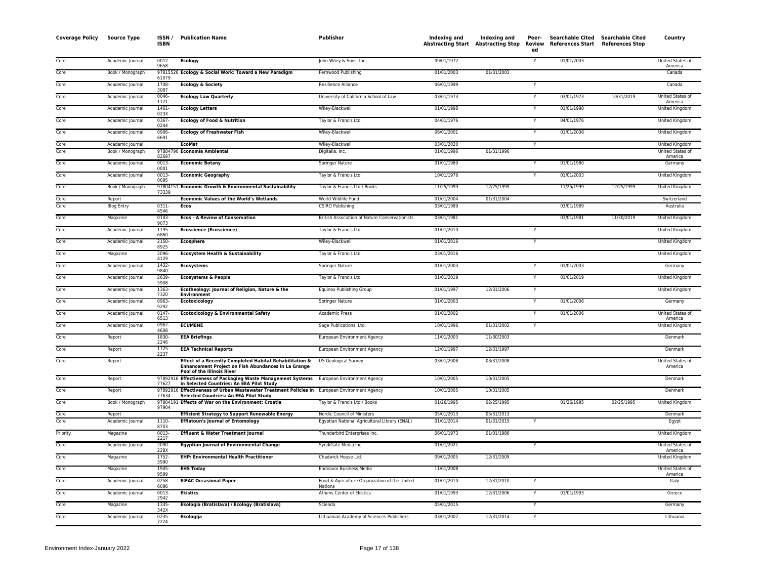| Coverage Policy | Source Type | ISSN / ISBN | Publication Name | Publisher | Indexing and Abstracting Start | Indexing and Abstracting Stop | Peer-Reviewed | Searchable Cited References Start | Searchable Cited References Stop | Country |
|---|---|---|---|---|---|---|---|---|---|---|
| Core | Academic Journal | 0012-9658 | **Ecology** | John Wiley & Sons, Inc. | 09/01/1972 | | Y | 01/01/2003 | | United States of America |
| Core | Book / Monograph | 9781552661079 | **Ecology & Social Work: Toward a New Paradigm** | Fernwood Publishing | 01/01/2003 | 01/31/2003 | | | | Canada |
| Core | Academic Journal | 1708-3087 | **Ecology & Society** | Resilience Alliance | 06/01/1999 | | Y | | | Canada |
| Core | Academic Journal | 0046-1121 | **Ecology Law Quarterly** | University of California School of Law | 03/01/1973 | | Y | 03/01/1973 | 10/31/2019 | United States of America |
| Core | Academic Journal | 1461-023X | **Ecology Letters** | Wiley-Blackwell | 01/01/1998 | | Y | 01/01/1998 | | United Kingdom |
| Core | Academic Journal | 0367-0244 | **Ecology of Food & Nutrition** | Taylor & Francis Ltd | 04/01/1976 | | Y | 04/01/1976 | | United Kingdom |
| Core | Academic Journal | 0906-6691 | **Ecology of Freshwater Fish** | Wiley-Blackwell | 06/01/2001 | | Y | 01/01/2008 | | United Kingdom |
| Core | Academic Journal | | **EcoMat** | Wiley-Blackwell | 03/01/2020 | | Y | | | United Kingdom |
| Core | Book / Monograph | 9788479082697 | **Economía Ambiental** | Digitalia, Inc. | 01/01/1996 | 01/31/1996 | | | | United States of America |
| Core | Academic Journal | 0013-0001 | **Economic Botany** | Springer Nature | 01/01/1980 | | Y | 01/01/1980 | | Germany |
| Core | Academic Journal | 0013-0095 | **Economic Geography** | Taylor & Francis Ltd | 10/01/1976 | | Y | 01/01/2003 | | United Kingdom |
| Core | Book / Monograph | 9780415173339 | **Economic Growth & Environmental Sustainability** | Taylor & Francis Ltd / Books | 11/25/1999 | 12/25/1999 | | 11/25/1999 | 12/25/1999 | United Kingdom |
| Core | Report | | **Economic Values of the World's Wetlands** | World Wildlife Fund | 01/01/2004 | 01/31/2004 | | | | Switzerland |
| Core | Blog Entry | 0311-4546 | **Ecos** | CSIRO Publishing | 03/01/1989 | | | 03/01/1989 | | Australia |
| Core | Magazine | 0143-9073 | **Ecos - A Review of Conservation** | British Association of Nature Conservationists | 03/01/1981 | | | 03/01/1981 | 11/30/2019 | United Kingdom |
| Core | Academic Journal | 1195-6860 | **Ecoscience (Ecoscience)** | Taylor & Francis Ltd | 01/01/2010 | | Y | | | United Kingdom |
| Core | Academic Journal | 2150-8925 | **Ecosphere** | Wiley-Blackwell | 01/01/2016 | | Y | | | United Kingdom |
| Core | Magazine | 2096-4129 | **Ecosystem Health & Sustainability** | Taylor & Francis Ltd | 03/01/2016 | | | | | United Kingdom |
| Core | Academic Journal | 1432-9840 | **Ecosystems** | Springer Nature | 01/01/2003 | | Y | 01/01/2003 | | Germany |
| Core | Academic Journal | 2639-5908 | **Ecosystems & People** | Taylor & Francis Ltd | 01/01/2019 | | Y | 01/01/2019 | | United Kingdom |
| Core | Academic Journal | 1363-7320 | **Ecotheology: Journal of Religion, Nature & the Environment** | Equinox Publishing Group | 01/01/1997 | 12/31/2006 | Y | | | United Kingdom |
| Core | Academic Journal | 0963-9292 | **Ecotoxicology** | Springer Nature | 01/01/2003 | | Y | 01/01/2006 | | Germany |
| Core | Academic Journal | 0147-6513 | **Ecotoxicology & Environmental Safety** | Academic Press | 01/01/2002 | | Y | 01/01/2006 | | United States of America |
| Core | Academic Journal | 0967-4608 | **ECUMENE** | Sage Publications, Ltd. | 10/01/1996 | 01/31/2002 | Y | | | United Kingdom |
| Core | Report | 1830-2246 | **EEA Briefings** | European Environment Agency | 11/01/2003 | 11/30/2003 | | | | Denmark |
| Core | Report | 1725-2237 | **EEA Technical Reports** | European Environment Agency | 12/01/1997 | 12/31/1997 | | | | Denmark |
| Core | Report | | **Effect of a Recently Completed Habitat Rehabilitation & Enhancement Project on Fish Abundances in La Grange Pool of the Illinois River** | US Geological Survey | 03/01/2008 | 03/31/2008 | | | | United States of America |
| Core | Report | 9789291677627 | **Effectiveness of Packaging Waste Management Systems in Selected Countries: An EEA Pilot Study** | European Environment Agency | 10/01/2005 | 10/31/2005 | | | | Denmark |
| Core | Report | 9789291677634 | **Effectiveness of Urban Wastewater Treatment Policies in Selected Countries: An EEA Pilot Study** | European Environment Agency | 10/01/2005 | 10/31/2005 | | | | Denmark |
| Core | Book / Monograph | 9780419197904 | **Effects of War on the Environment: Croatia** | Taylor & Francis Ltd / Books | 01/26/1995 | 02/25/1995 | | 01/26/1995 | 02/25/1995 | United Kingdom |
| Core | Report | | **Efficient Strategy to Support Renewable Energy** | Nordic Council of Ministers | 05/01/2013 | 05/31/2013 | | | | Denmark |
| Core | Academic Journal | 1110-8703 | **Efflatoun's Journal of Entomology** | Egyptian National Agricultural Library (ENAL) | 01/01/2014 | 01/31/2015 | Y | | | Egypt |
| Priority | Magazine | 0013-2217 | **Effluent & Water Treatment Journal** | Thunderbird Enterprises Inc. | 06/01/1973 | 01/01/1986 | | | | United Kingdom |
| Core | Academic Journal | 2090-228X | **Egyptian Journal of Environmental Change** | SyndiGate Media Inc. | 01/01/2021 | | Y | | | United States of America |
| Core | Magazine | 1752-3990 | **EHP: Environmental Health Practitioner** | Chadwick House Ltd. | 09/01/2005 | 12/31/2009 | | | | United Kingdom |
| Core | Magazine | 1945-9599 | **EHS Today** | Endeavor Business Media | 11/01/2008 | | | | | United States of America |
| Core | Academic Journal | 0258-6096 | **EIFAC Occasional Paper** | Food & Agriculture Organization of the United Nations | 01/01/2010 | 12/31/2010 | Y | | | Italy |
| Core | Academic Journal | 0013-2942 | **Ekistics** | Athens Center of Ekistics | 01/01/1993 | 12/31/2006 | Y | 01/01/1993 | | Greece |
| Core | Magazine | 1335-342X | **Ekologia (Bratislava) / Ecology (Bratislava)** | Sciendo | 05/01/2015 | | Y | | | Germany |
| Core | Academic Journal | 0235-7224 | **Ekologija** | Lithuanian Academy of Sciences Publishers | 03/01/2007 | 12/31/2014 | Y | | | Lithuania |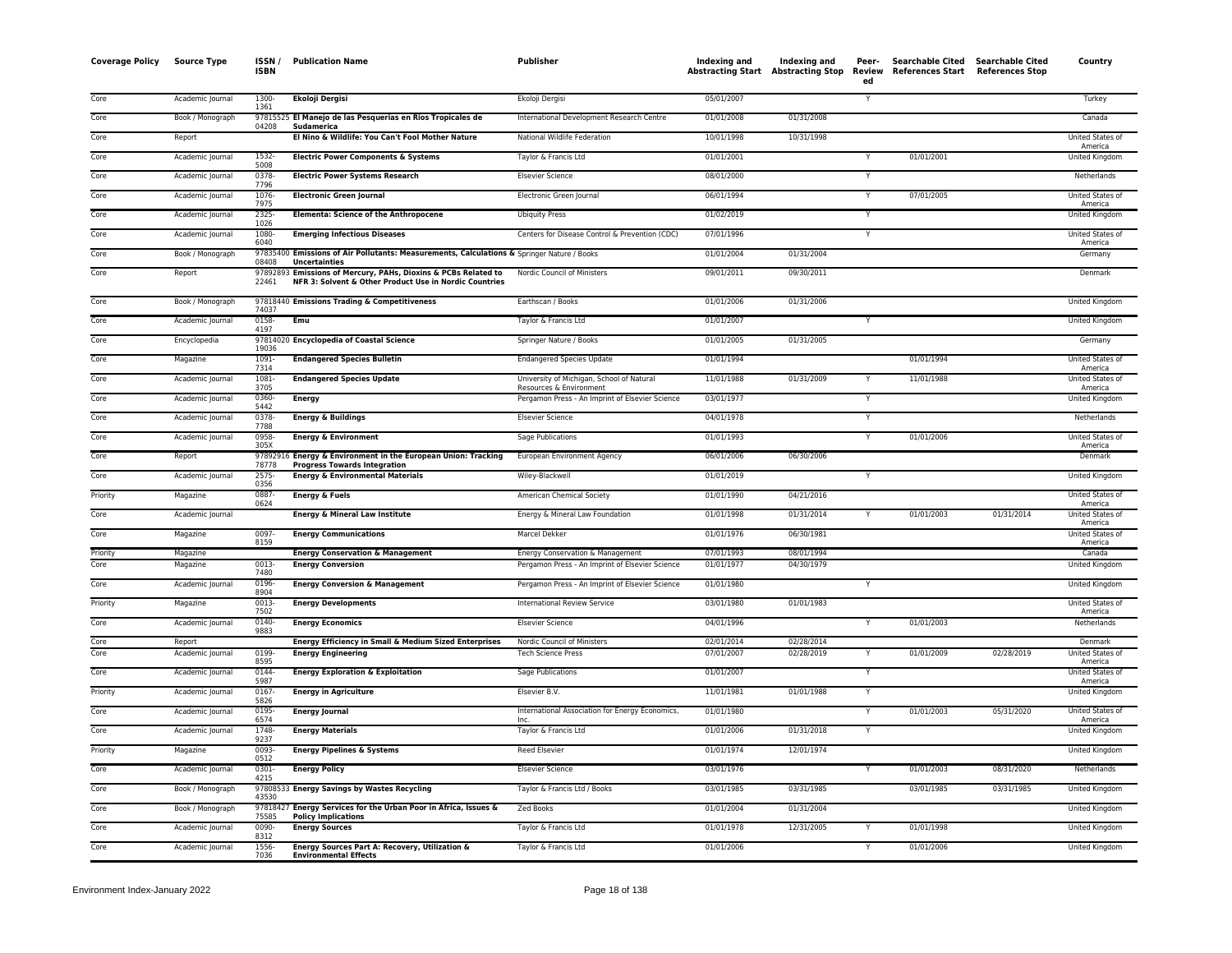| Coverage Policy | Source Type | ISSN / ISBN | Publication Name | Publisher | Indexing and Abstracting Start | Indexing and Abstracting Stop | Peer-Reviewed | Searchable Cited References Start | Searchable Cited References Stop | Country |
|---|---|---|---|---|---|---|---|---|---|---|
| Core | Academic Journal | 1300-1361 | **Ekoloji Dergisi** | Ekoloji Dergisi | 05/01/2007 | | Y | | | Turkey |
| Core | Book / Monograph | 9781552504208 | **El Manejo de las Pesquerias en Rios Tropicales de Sudamerica** | International Development Research Centre | 01/01/2008 | 01/31/2008 | | | | Canada |
| Core | Report | | **El Nino & Wildlife: You Can't Fool Mother Nature** | National Wildlife Federation | 10/01/1998 | 10/31/1998 | | | | United States of America |
| Core | Academic Journal | 1532-5008 | **Electric Power Components & Systems** | Taylor & Francis Ltd | 01/01/2001 | | Y | 01/01/2001 | | United Kingdom |
| Core | Academic Journal | 0378-7796 | **Electric Power Systems Research** | Elsevier Science | 08/01/2000 | | Y | | | Netherlands |
| Core | Academic Journal | 1076-7975 | **Electronic Green Journal** | Electronic Green Journal | 06/01/1994 | | Y | 07/01/2005 | | United States of America |
| Core | Academic Journal | 2325-1026 | **Elementa: Science of the Anthropocene** | Ubiquity Press | 01/02/2019 | | Y | | | United Kingdom |
| Core | Academic Journal | 1080-6040 | **Emerging Infectious Diseases** | Centers for Disease Control & Prevention (CDC) | 07/01/1996 | | Y | | | United States of America |
| Core | Book / Monograph | 9783540008408 | **Emissions of Air Pollutants: Measurements, Calculations & Uncertainties** | Springer Nature / Books | 01/01/2004 | 01/31/2004 | | | | Germany |
| Core | Report | 9789289322461 | **Emissions of Mercury, PAHs, Dioxins & PCBs Related to NFR 3: Solvent & Other Product Use in Nordic Countries** | Nordic Council of Ministers | 09/01/2011 | 09/30/2011 | | | | Denmark |
| Core | Book / Monograph | 9781844074037 | **Emissions Trading & Competitiveness** | Earthscan / Books | 01/01/2006 | 01/31/2006 | | | | United Kingdom |
| Core | Academic Journal | 0158-4197 | **Emu** | Taylor & Francis Ltd | 01/01/2007 | | Y | | | United Kingdom |
| Core | Encyclopedia | 9781402019036 | **Encyclopedia of Coastal Science** | Springer Nature / Books | 01/01/2005 | 01/31/2005 | | | | Germany |
| Core | Magazine | 1091-7314 | **Endangered Species Bulletin** | Endangered Species Update | 01/01/1994 | | | 01/01/1994 | | United States of America |
| Core | Academic Journal | 1081-3705 | **Endangered Species Update** | University of Michigan, School of Natural Resources & Environment | 11/01/1988 | 01/31/2009 | Y | 11/01/1988 | | United States of America |
| Core | Academic Journal | 0360-5442 | **Energy** | Pergamon Press - An Imprint of Elsevier Science | 03/01/1977 | | Y | | | United Kingdom |
| Core | Academic Journal | 0378-7788 | **Energy & Buildings** | Elsevier Science | 04/01/1978 | | Y | | | Netherlands |
| Core | Academic Journal | 0958-305X | **Energy & Environment** | Sage Publications | 01/01/1993 | | Y | 01/01/2006 | | United States of America |
| Core | Report | 9789291678778 | **Energy & Environment in the European Union: Tracking Progress Towards Integration** | European Environment Agency | 06/01/2006 | 06/30/2006 | | | | Denmark |
| Core | Academic Journal | 2575-0356 | **Energy & Environmental Materials** | Wiley-Blackwell | 01/01/2019 | | Y | | | United Kingdom |
| Priority | Magazine | 0887-0624 | **Energy & Fuels** | American Chemical Society | 01/01/1990 | 04/21/2016 | | | | United States of America |
| Core | Academic Journal | | **Energy & Mineral Law Institute** | Energy & Mineral Law Foundation | 01/01/1998 | 01/31/2014 | Y | 01/01/2003 | 01/31/2014 | United States of America |
| Core | Magazine | 0097-8159 | **Energy Communications** | Marcel Dekker | 01/01/1976 | 06/30/1981 | | | | United States of America |
| Priority | Magazine | | **Energy Conservation & Management** | Energy Conservation & Management | 07/01/1993 | 08/01/1994 | | | | Canada |
| Core | Magazine | 0013-7480 | **Energy Conversion** | Pergamon Press - An Imprint of Elsevier Science | 01/01/1977 | 04/30/1979 | | | | United Kingdom |
| Core | Academic Journal | 0196-8904 | **Energy Conversion & Management** | Pergamon Press - An Imprint of Elsevier Science | 01/01/1980 | | Y | | | United Kingdom |
| Priority | Magazine | 0013-7502 | **Energy Developments** | International Review Service | 03/01/1980 | 01/01/1983 | | | | United States of America |
| Core | Academic Journal | 0140-9883 | **Energy Economics** | Elsevier Science | 04/01/1996 | | Y | 01/01/2003 | | Netherlands |
| Core | Report | | **Energy Efficiency in Small & Medium Sized Enterprises** | Nordic Council of Ministers | 02/01/2014 | 02/28/2014 | | | | Denmark |
| Core | Academic Journal | 0199-8595 | **Energy Engineering** | Tech Science Press | 07/01/2007 | 02/28/2019 | Y | 01/01/2009 | 02/28/2019 | United States of America |
| Core | Academic Journal | 0144-5987 | **Energy Exploration & Exploitation** | Sage Publications | 01/01/2007 | | Y | | | United States of America |
| Priority | Academic Journal | 0167-5826 | **Energy in Agriculture** | Elsevier B.V. | 11/01/1981 | 01/01/1988 | Y | | | United Kingdom |
| Core | Academic Journal | 0195-6574 | **Energy Journal** | International Association for Energy Economics, Inc. | 01/01/1980 | | Y | 01/01/2003 | 05/31/2020 | United States of America |
| Core | Academic Journal | 1748-9237 | **Energy Materials** | Taylor & Francis Ltd | 01/01/2006 | 01/31/2018 | Y | | | United Kingdom |
| Priority | Magazine | 0093-0512 | **Energy Pipelines & Systems** | Reed Elsevier | 01/01/1974 | 12/01/1974 | | | | United Kingdom |
| Core | Academic Journal | 0301-4215 | **Energy Policy** | Elsevier Science | 03/01/1976 | | Y | 01/01/2003 | 08/31/2020 | Netherlands |
| Core | Book / Monograph | 9780853343530 | **Energy Savings by Wastes Recycling** | Taylor & Francis Ltd / Books | 03/01/1985 | 03/31/1985 | | 03/01/1985 | 03/31/1985 | United Kingdom |
| Core | Book / Monograph | 9781842775585 | **Energy Services for the Urban Poor in Africa, Issues & Policy Implications** | Zed Books | 01/01/2004 | 01/31/2004 | | | | United Kingdom |
| Core | Academic Journal | 0090-8312 | **Energy Sources** | Taylor & Francis Ltd | 01/01/1978 | 12/31/2005 | Y | 01/01/1998 | | United Kingdom |
| Core | Academic Journal | 1556-7036 | **Energy Sources Part A: Recovery, Utilization & Environmental Effects** | Taylor & Francis Ltd | 01/01/2006 | | Y | 01/01/2006 | | United Kingdom |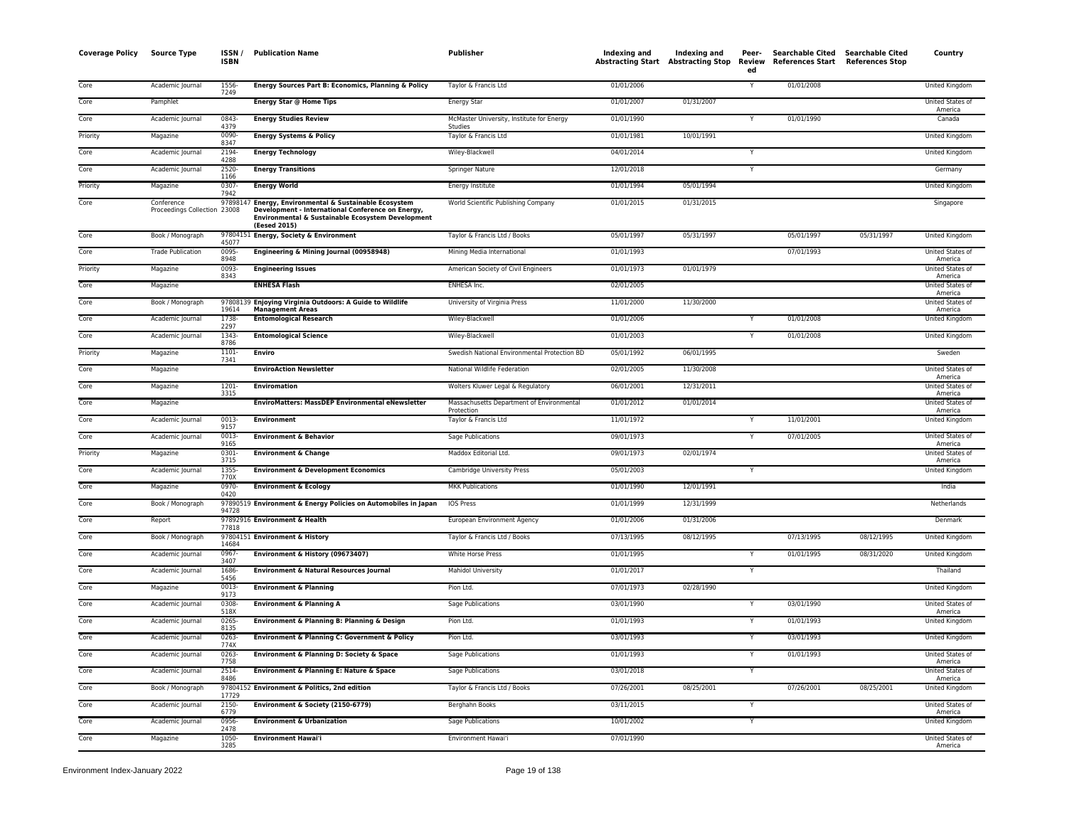| Coverage Policy | Source Type | ISSN / ISBN | Publication Name | Publisher | Indexing and Abstracting Start | Indexing and Abstracting Stop | Peer-Reviewed | Searchable Cited References Start | Searchable Cited References Stop | Country |
|---|---|---|---|---|---|---|---|---|---|---|
| Core | Academic Journal | 1556-7249 | **Energy Sources Part B: Economics, Planning & Policy** | Taylor & Francis Ltd | 01/01/2006 | | Y | 01/01/2008 | | United Kingdom |
| Core | Pamphlet | | **Energy Star @ Home Tips** | Energy Star | 01/01/2007 | 01/31/2007 | | | | United States of America |
| Core | Academic Journal | 0843-4379 | **Energy Studies Review** | McMaster University, Institute for Energy Studies | 01/01/1990 | | Y | 01/01/1990 | | Canada |
| Priority | Magazine | 0090-8347 | **Energy Systems & Policy** | Taylor & Francis Ltd | 01/01/1981 | 10/01/1991 | | | | United Kingdom |
| Core | Academic Journal | 2194-4288 | **Energy Technology** | Wiley-Blackwell | 04/01/2014 | | Y | | | United Kingdom |
| Core | Academic Journal | 2520-1166 | **Energy Transitions** | Springer Nature | 12/01/2018 | | Y | | | Germany |
| Priority | Magazine | 0307-7942 | **Energy World** | Energy Institute | 01/01/1994 | 05/01/1994 | | | | United Kingdom |
| Core | Conference Proceedings Collection | 9789814723008 | **Energy, Environmental & Sustainable Ecosystem Development - International Conference on Energy, Environmental & Sustainable Ecosystem Development (Eesed 2015)** | World Scientific Publishing Company | 01/01/2015 | 01/31/2015 | | | | Singapore |
| Core | Book / Monograph | 9780415145077 | **Energy, Society & Environment** | Taylor & Francis Ltd / Books | 05/01/1997 | 05/31/1997 | | 05/01/1997 | 05/31/1997 | United Kingdom |
| Core | Trade Publication | 0095-8948 | **Engineering & Mining Journal (00958948)** | Mining Media International | 01/01/1993 | | | 07/01/1993 | | United States of America |
| Priority | Magazine | 0093-8343 | **Engineering Issues** | American Society of Civil Engineers | 01/01/1973 | 01/01/1979 | | | | United States of America |
| Core | Magazine | | **ENHESA Flash** | ENHESA Inc. | 02/01/2005 | | | | | United States of America |
| Core | Book / Monograph | 9780813919614 | **Enjoying Virginia Outdoors: A Guide to Wildlife Management Areas** | University of Virginia Press | 11/01/2000 | 11/30/2000 | | | | United States of America |
| Core | Academic Journal | 1738-2297 | **Entomological Research** | Wiley-Blackwell | 01/01/2006 | | Y | 01/01/2008 | | United Kingdom |
| Core | Academic Journal | 1343-8786 | **Entomological Science** | Wiley-Blackwell | 01/01/2003 | | Y | 01/01/2008 | | United Kingdom |
| Priority | Magazine | 1101-7341 | **Enviro** | Swedish National Environmental Protection BD | 05/01/1992 | 06/01/1995 | | | | Sweden |
| Core | Magazine | | **EnviroAction Newsletter** | National Wildlife Federation | 02/01/2005 | 11/30/2008 | | | | United States of America |
| Core | Magazine | 1201-3315 | **Enviromation** | Wolters Kluwer Legal & Regulatory | 06/01/2001 | 12/31/2011 | | | | United States of America |
| Core | Magazine | | **EnviroMatters: MassDEP Environmental eNewsletter** | Massachusetts Department of Environmental Protection | 01/01/2012 | 01/01/2014 | | | | United States of America |
| Core | Academic Journal | 0013-9157 | **Environment** | Taylor & Francis Ltd | 11/01/1972 | | Y | 11/01/2001 | | United Kingdom |
| Core | Academic Journal | 0013-9165 | **Environment & Behavior** | Sage Publications | 09/01/1973 | | Y | 07/01/2005 | | United States of America |
| Priority | Magazine | 0301-3715 | **Environment & Change** | Maddox Editorial Ltd. | 09/01/1973 | 02/01/1974 | | | | United States of America |
| Core | Academic Journal | 1355-770X | **Environment & Development Economics** | Cambridge University Press | 05/01/2003 | | Y | | | United Kingdom |
| Core | Magazine | 0970-0420 | **Environment & Ecology** | MKK Publications | 01/01/1990 | 12/01/1991 | | | | India |
| Core | Book / Monograph | 9789051994728 | **Environment & Energy Policies on Automobiles in Japan** | IOS Press | 01/01/1999 | 12/31/1999 | | | | Netherlands |
| Core | Report | 9789291677818 | **Environment & Health** | European Environment Agency | 01/01/2006 | 01/31/2006 | | | | Denmark |
| Core | Book / Monograph | 9780415114684 | **Environment & History** | Taylor & Francis Ltd / Books | 07/13/1995 | 08/12/1995 | | 07/13/1995 | 08/12/1995 | United Kingdom |
| Core | Academic Journal | 0967-3407 | **Environment & History (09673407)** | White Horse Press | 01/01/1995 | | Y | 01/01/1995 | 08/31/2020 | United Kingdom |
| Core | Academic Journal | 1686-5456 | **Environment & Natural Resources Journal** | Mahidol University | 01/01/2017 | | Y | | | Thailand |
| Core | Magazine | 0013-9173 | **Environment & Planning** | Pion Ltd. | 07/01/1973 | 02/28/1990 | | | | United Kingdom |
| Core | Academic Journal | 0308-518X | **Environment & Planning A** | Sage Publications | 03/01/1990 | | Y | 03/01/1990 | | United States of America |
| Core | Academic Journal | 0265-8135 | **Environment & Planning B: Planning & Design** | Pion Ltd. | 01/01/1993 | | Y | 01/01/1993 | | United Kingdom |
| Core | Academic Journal | 0263-774X | **Environment & Planning C: Government & Policy** | Pion Ltd. | 03/01/1993 | | Y | 03/01/1993 | | United Kingdom |
| Core | Academic Journal | 0263-7758 | **Environment & Planning D: Society & Space** | Sage Publications | 01/01/1993 | | Y | 01/01/1993 | | United States of America |
| Core | Academic Journal | 2514-8486 | **Environment & Planning E: Nature & Space** | Sage Publications | 03/01/2018 | | Y | | | United States of America |
| Core | Book / Monograph | 9780415217729 | **Environment & Politics, 2nd edition** | Taylor & Francis Ltd / Books | 07/26/2001 | 08/25/2001 | | 07/26/2001 | 08/25/2001 | United Kingdom |
| Core | Academic Journal | 2150-6779 | **Environment & Society (2150-6779)** | Berghahn Books | 03/11/2015 | | Y | | | United States of America |
| Core | Academic Journal | 0956-2478 | **Environment & Urbanization** | Sage Publications | 10/01/2002 | | Y | | | United Kingdom |
| Core | Magazine | 1050-3285 | **Environment Hawai'i** | Environment Hawai'i | 07/01/1990 | | | | | United States of America |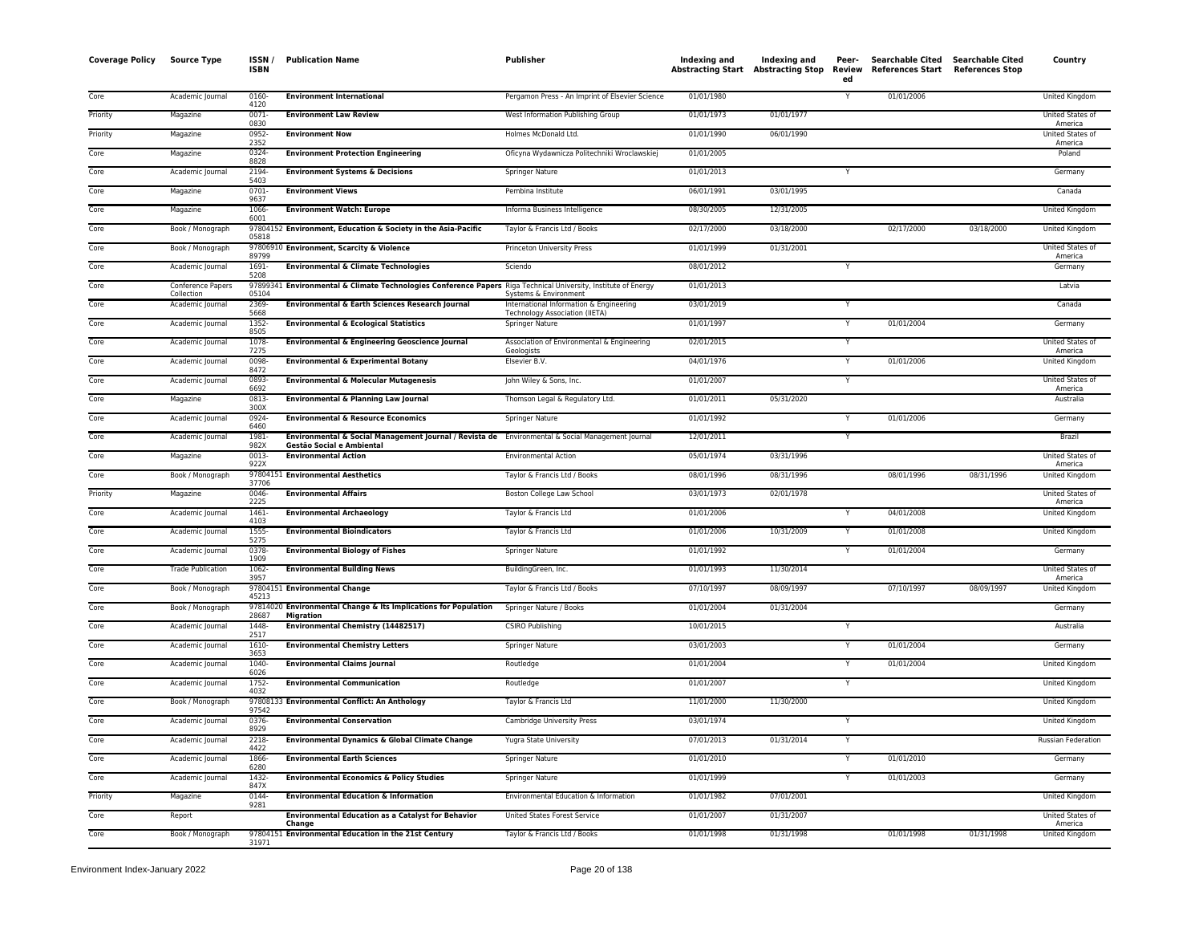| Coverage Policy | Source Type | ISSN / ISBN | Publication Name | Publisher | Indexing and Abstracting Start | Indexing and Abstracting Stop | Peer-Reviewed | Searchable Cited References Start | Searchable Cited References Stop | Country |
|---|---|---|---|---|---|---|---|---|---|---|
| Core | Academic Journal | 0160-4120 | **Environment International** | Pergamon Press - An Imprint of Elsevier Science | 01/01/1980 | | Y | 01/01/2006 | | United Kingdom |
| Priority | Magazine | 0071-0830 | **Environment Law Review** | West Information Publishing Group | 01/01/1973 | 01/01/1977 | | | | United States of America |
| Priority | Magazine | 0952-2352 | **Environment Now** | Holmes McDonald Ltd. | 01/01/1990 | 06/01/1990 | | | | United States of America |
| Core | Magazine | 0324-8828 | **Environment Protection Engineering** | Oficyna Wydawnicza Politechniki Wroclawskiej | 01/01/2005 | | | | | Poland |
| Core | Academic Journal | 2194-5403 | **Environment Systems & Decisions** | Springer Nature | 01/01/2013 | | Y | | | Germany |
| Core | Magazine | 0701-9637 | **Environment Views** | Pembina Institute | 06/01/1991 | 03/01/1995 | | | | Canada |
| Core | Magazine | 1066-6001 | **Environment Watch: Europe** | Informa Business Intelligence | 08/30/2005 | 12/31/2005 | | | | United Kingdom |
| Core | Book / Monograph | 9780415205818 | **Environment, Education & Society in the Asia-Pacific** | Taylor & Francis Ltd / Books | 02/17/2000 | 03/18/2000 | | 02/17/2000 | 03/18/2000 | United Kingdom |
| Core | Book / Monograph | 9780691089799 | **Environment, Scarcity & Violence** | Princeton University Press | 01/01/1999 | 01/31/2001 | | | | United States of America |
| Core | Academic Journal | 1691-5208 | **Environmental & Climate Technologies** | Sciendo | 08/01/2012 | | Y | | | Germany |
| Core | Conference Papers Collection | 9789934105104 | **Environmental & Climate Technologies Conference Papers** | Riga Technical University, Institute of Energy Systems & Environment | 01/01/2013 | | | | | Latvia |
| Core | Academic Journal | 2369-5668 | **Environmental & Earth Sciences Research Journal** | International Information & Engineering Technology Association (IIETA) | 03/01/2019 | | Y | | | Canada |
| Core | Academic Journal | 1352-8505 | **Environmental & Ecological Statistics** | Springer Nature | 01/01/1997 | | Y | 01/01/2004 | | Germany |
| Core | Academic Journal | 1078-7275 | **Environmental & Engineering Geoscience Journal** | Association of Environmental & Engineering Geologists | 02/01/2015 | | Y | | | United States of America |
| Core | Academic Journal | 0098-8472 | **Environmental & Experimental Botany** | Elsevier B.V. | 04/01/1976 | | Y | 01/01/2006 | | United Kingdom |
| Core | Academic Journal | 0893-6692 | **Environmental & Molecular Mutagenesis** | John Wiley & Sons, Inc. | 01/01/2007 | | Y | | | United States of America |
| Core | Magazine | 0813-300X | **Environmental & Planning Law Journal** | Thomson Legal & Regulatory Ltd. | 01/01/2011 | 05/31/2020 | | | | Australia |
| Core | Academic Journal | 0924-6460 | **Environmental & Resource Economics** | Springer Nature | 01/01/1992 | | Y | 01/01/2006 | | Germany |
| Core | Academic Journal | 1981-982X | **Environmental & Social Management Journal / Revista de Gestão Social e Ambiental** | Environmental & Social Management Journal | 12/01/2011 | | Y | | | Brazil |
| Core | Magazine | 0013-922X | **Environmental Action** | Environmental Action | 05/01/1974 | 03/31/1996 | | | | United States of America |
| Core | Book / Monograph | 9780415137706 | **Environmental Aesthetics** | Taylor & Francis Ltd / Books | 08/01/1996 | 08/31/1996 | | 08/01/1996 | 08/31/1996 | United Kingdom |
| Priority | Magazine | 0046-2225 | **Environmental Affairs** | Boston College Law School | 03/01/1973 | 02/01/1978 | | | | United States of America |
| Core | Academic Journal | 1461-4103 | **Environmental Archaeology** | Taylor & Francis Ltd | 01/01/2006 | | Y | 04/01/2008 | | United Kingdom |
| Core | Academic Journal | 1555-5275 | **Environmental Bioindicators** | Taylor & Francis Ltd | 01/01/2006 | 10/31/2009 | Y | 01/01/2008 | | United Kingdom |
| Core | Academic Journal | 0378-1909 | **Environmental Biology of Fishes** | Springer Nature | 01/01/1992 | | Y | 01/01/2004 | | Germany |
| Core | Trade Publication | 1062-3957 | **Environmental Building News** | BuildingGreen, Inc. | 01/01/1993 | 11/30/2014 | | | | United States of America |
| Core | Book / Monograph | 9780415145213 | **Environmental Change** | Taylor & Francis Ltd / Books | 07/10/1997 | 08/09/1997 | | 07/10/1997 | 08/09/1997 | United Kingdom |
| Core | Book / Monograph | 9781402028687 | **Environmental Change & Its Implications for Population Migration** | Springer Nature / Books | 01/01/2004 | 01/31/2004 | | | | Germany |
| Core | Academic Journal | 1448-2517 | **Environmental Chemistry (14482517)** | CSIRO Publishing | 10/01/2015 | | Y | | | Australia |
| Core | Academic Journal | 1610-3653 | **Environmental Chemistry Letters** | Springer Nature | 03/01/2003 | | Y | 01/01/2004 | | Germany |
| Core | Academic Journal | 1040-6026 | **Environmental Claims Journal** | Routledge | 01/01/2004 | | Y | 01/01/2004 | | United Kingdom |
| Core | Academic Journal | 1752-4032 | **Environmental Communication** | Routledge | 01/01/2007 | | Y | | | United Kingdom |
| Core | Book / Monograph | 9780813397542 | **Environmental Conflict: An Anthology** | Taylor & Francis Ltd | 11/01/2000 | 11/30/2000 | | | | United Kingdom |
| Core | Academic Journal | 0376-8929 | **Environmental Conservation** | Cambridge University Press | 03/01/1974 | | Y | | | United Kingdom |
| Core | Academic Journal | 2218-4422 | **Environmental Dynamics & Global Climate Change** | Yugra State University | 07/01/2013 | 01/31/2014 | Y | | | Russian Federation |
| Core | Academic Journal | 1866-6280 | **Environmental Earth Sciences** | Springer Nature | 01/01/2010 | | Y | 01/01/2010 | | Germany |
| Core | Academic Journal | 1432-847X | **Environmental Economics & Policy Studies** | Springer Nature | 01/01/1999 | | Y | 01/01/2003 | | Germany |
| Priority | Magazine | 0144-9281 | **Environmental Education & Information** | Environmental Education & Information | 01/01/1982 | 07/01/2001 | | | | United Kingdom |
| Core | Report | | **Environmental Education as a Catalyst for Behavior Change** | United States Forest Service | 01/01/2007 | 01/31/2007 | | | | United States of America |
| Core | Book / Monograph | 9780415131971 | **Environmental Education in the 21st Century** | Taylor & Francis Ltd / Books | 01/01/1998 | 01/31/1998 | | 01/01/1998 | 01/31/1998 | United Kingdom |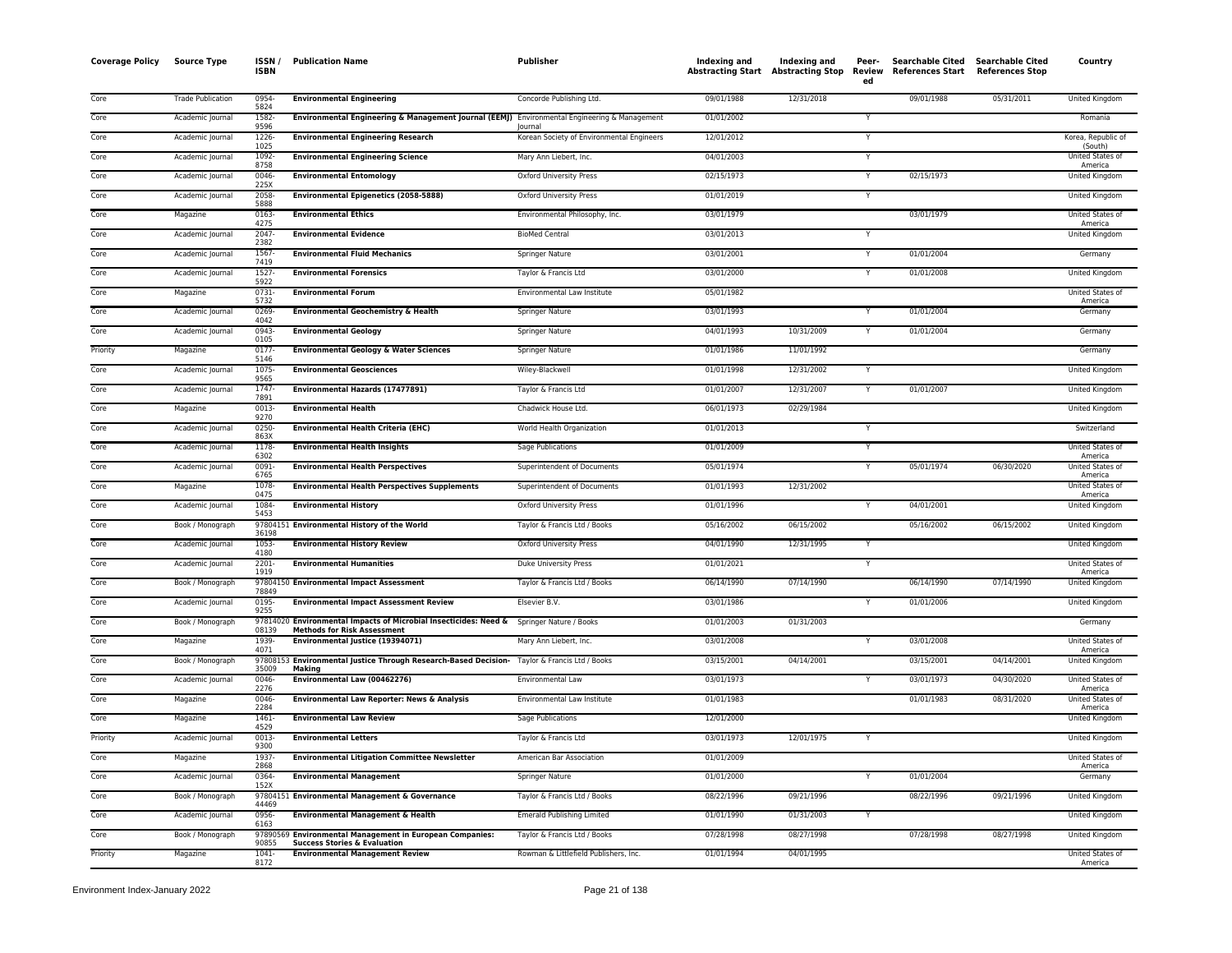| Coverage Policy | Source Type | ISSN / ISBN | Publication Name | Publisher | Indexing and Abstracting Start | Indexing and Abstracting Stop | Peer-Reviewed | Searchable Cited References Start | Searchable Cited References Stop | Country |
|---|---|---|---|---|---|---|---|---|---|---|
| Core | Trade Publication | 0954-5824 | **Environmental Engineering** | Concorde Publishing Ltd. | 09/01/1988 | 12/31/2018 | | 09/01/1988 | 05/31/2011 | United Kingdom |
| Core | Academic Journal | 1582-9596 | **Environmental Engineering & Management Journal (EEMJ)** | Environmental Engineering & Management Journal | 01/01/2002 | | Y | | | Romania |
| Core | Academic Journal | 1226-1025 | **Environmental Engineering Research** | Korean Society of Environmental Engineers | 12/01/2012 | | Y | | | Korea, Republic of (South) |
| Core | Academic Journal | 1092-8758 | **Environmental Engineering Science** | Mary Ann Liebert, Inc. | 04/01/2003 | | Y | | | United States of America |
| Core | Academic Journal | 0046-225X | **Environmental Entomology** | Oxford University Press | 02/15/1973 | | Y | 02/15/1973 | | United Kingdom |
| Core | Academic Journal | 2058-5888 | **Environmental Epigenetics (2058-5888)** | Oxford University Press | 01/01/2019 | | Y | | | United Kingdom |
| Core | Magazine | 0163-4275 | **Environmental Ethics** | Environmental Philosophy, Inc. | 03/01/1979 | | | 03/01/1979 | | United States of America |
| Core | Academic Journal | 2047-2382 | **Environmental Evidence** | BioMed Central | 03/01/2013 | | Y | | | United Kingdom |
| Core | Academic Journal | 1567-7419 | **Environmental Fluid Mechanics** | Springer Nature | 03/01/2001 | | Y | 01/01/2004 | | Germany |
| Core | Academic Journal | 1527-5922 | **Environmental Forensics** | Taylor & Francis Ltd | 03/01/2000 | | Y | 01/01/2008 | | United Kingdom |
| Core | Magazine | 0731-5732 | **Environmental Forum** | Environmental Law Institute | 05/01/1982 | | | | | United States of America |
| Core | Academic Journal | 0269-4042 | **Environmental Geochemistry & Health** | Springer Nature | 03/01/1993 | | Y | 01/01/2004 | | Germany |
| Core | Academic Journal | 0943-0105 | **Environmental Geology** | Springer Nature | 04/01/1993 | 10/31/2009 | Y | 01/01/2004 | | Germany |
| Priority | Magazine | 0177-5146 | **Environmental Geology & Water Sciences** | Springer Nature | 01/01/1986 | 11/01/1992 | | | | Germany |
| Core | Academic Journal | 1075-9565 | **Environmental Geosciences** | Wiley-Blackwell | 01/01/1998 | 12/31/2002 | Y | | | United Kingdom |
| Core | Academic Journal | 1747-7891 | **Environmental Hazards (17477891)** | Taylor & Francis Ltd | 01/01/2007 | 12/31/2007 | Y | 01/01/2007 | | United Kingdom |
| Core | Magazine | 0013-9270 | **Environmental Health** | Chadwick House Ltd. | 06/01/1973 | 02/29/1984 | | | | United Kingdom |
| Core | Academic Journal | 0250-863X | **Environmental Health Criteria (EHC)** | World Health Organization | 01/01/2013 | | Y | | | Switzerland |
| Core | Academic Journal | 1178-6302 | **Environmental Health Insights** | Sage Publications | 01/01/2009 | | Y | | | United States of America |
| Core | Academic Journal | 0091-6765 | **Environmental Health Perspectives** | Superintendent of Documents | 05/01/1974 | | Y | 05/01/1974 | 06/30/2020 | United States of America |
| Core | Magazine | 1078-0475 | **Environmental Health Perspectives Supplements** | Superintendent of Documents | 01/01/1993 | 12/31/2002 | | | | United States of America |
| Core | Academic Journal | 1084-5453 | **Environmental History** | Oxford University Press | 01/01/1996 | | Y | 04/01/2001 | | United Kingdom |
| Core | Book / Monograph | 9780415136198 | **Environmental History of the World** | Taylor & Francis Ltd / Books | 05/16/2002 | 06/15/2002 | | 05/16/2002 | 06/15/2002 | United Kingdom |
| Core | Academic Journal | 1053-4180 | **Environmental History Review** | Oxford University Press | 04/01/1990 | 12/31/1995 | Y | | | United Kingdom |
| Core | Academic Journal | 2201-1919 | **Environmental Humanities** | Duke University Press | 01/01/2021 | | Y | | | United States of America |
| Core | Book / Monograph | 9780415078849 | **Environmental Impact Assessment** | Taylor & Francis Ltd / Books | 06/14/1990 | 07/14/1990 | | 06/14/1990 | 07/14/1990 | United Kingdom |
| Core | Academic Journal | 0195-9255 | **Environmental Impact Assessment Review** | Elsevier B.V. | 03/01/1986 | | Y | 01/01/2006 | | United Kingdom |
| Core | Book / Monograph | 9781402008139 | **Environmental Impacts of Microbial Insecticides: Need & Methods for Risk Assessment** | Springer Nature / Books | 01/01/2003 | 01/31/2003 | | | | Germany |
| Core | Magazine | 1939-4071 | **Environmental Justice (19394071)** | Mary Ann Liebert, Inc. | 03/01/2008 | | Y | 03/01/2008 | | United States of America |
| Core | Book / Monograph | 9780815335009 | **Environmental Justice Through Research-Based Decision-Making** | Taylor & Francis Ltd / Books | 03/15/2001 | 04/14/2001 | | 03/15/2001 | 04/14/2001 | United Kingdom |
| Core | Academic Journal | 0046-2276 | **Environmental Law (00462276)** | Environmental Law | 03/01/1973 | | Y | 03/01/1973 | 04/30/2020 | United States of America |
| Core | Magazine | 0046-2284 | **Environmental Law Reporter: News & Analysis** | Environmental Law Institute | 01/01/1983 | | | 01/01/1983 | 08/31/2020 | United States of America |
| Core | Magazine | 1461-4529 | **Environmental Law Review** | Sage Publications | 12/01/2000 | | | | | United Kingdom |
| Priority | Academic Journal | 0013-9300 | **Environmental Letters** | Taylor & Francis Ltd | 03/01/1973 | 12/01/1975 | Y | | | United Kingdom |
| Core | Magazine | 1937-2868 | **Environmental Litigation Committee Newsletter** | American Bar Association | 01/01/2009 | | | | | United States of America |
| Core | Academic Journal | 0364-152X | **Environmental Management** | Springer Nature | 01/01/2000 | | Y | 01/01/2004 | | Germany |
| Core | Book / Monograph | 9780415144469 | **Environmental Management & Governance** | Taylor & Francis Ltd / Books | 08/22/1996 | 09/21/1996 | | 08/22/1996 | 09/21/1996 | United Kingdom |
| Core | Academic Journal | 0956-6163 | **Environmental Management & Health** | Emerald Publishing Limited | 01/01/1990 | 01/31/2003 | Y | | | United Kingdom |
| Core | Book / Monograph | 9789056990855 | **Environmental Management in European Companies: Success Stories & Evaluation** | Taylor & Francis Ltd / Books | 07/28/1998 | 08/27/1998 | | 07/28/1998 | 08/27/1998 | United Kingdom |
| Priority | Magazine | 1041-8172 | **Environmental Management Review** | Rowman & Littlefield Publishers, Inc. | 01/01/1994 | 04/01/1995 | | | | United States of America |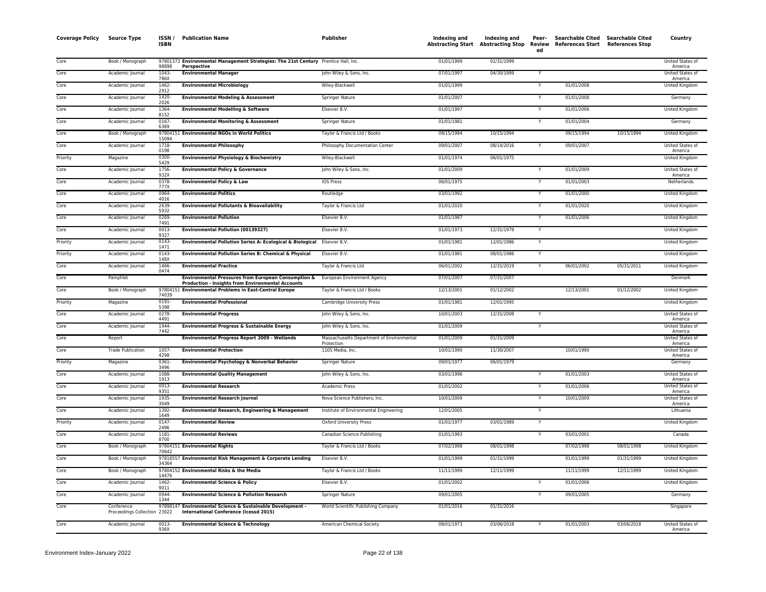| Coverage Policy | Source Type | ISSN / ISBN | Publication Name | Publisher | Indexing and Abstracting Start | Indexing and Abstracting Stop | Peer-Reviewed | Searchable Cited References Start | Searchable Cited References Stop | Country |
|---|---|---|---|---|---|---|---|---|---|---|
| Core | Book / Monograph | 9780137398898 | **Environmental Management Strategies: The 21st Century Perspective** | Prentice Hall, Inc. | 01/01/1999 | 01/31/1999 | | | | United States of America |
| Core | Academic Journal | 1043-786X | **Environmental Manager** | John Wiley & Sons, Inc. | 07/01/1997 | 04/30/1999 | Y | | | United States of America |
| Core | Academic Journal | 1462-2912 | **Environmental Microbiology** | Wiley-Blackwell | 01/01/1999 | | Y | 01/01/2008 | | United Kingdom |
| Core | Academic Journal | 1420-2026 | **Environmental Modeling & Assessment** | Springer Nature | 01/01/2007 | | Y | 01/01/2008 | | Germany |
| Core | Academic Journal | 1364-8152 | **Environmental Modelling & Software** | Elsevier B.V. | 01/01/1997 | | Y | 01/01/2006 | | United Kingdom |
| Core | Academic Journal | 0167-6369 | **Environmental Monitoring & Assessment** | Springer Nature | 01/01/1981 | | Y | 01/01/2004 | | Germany |
| Core | Book / Monograph | 9780415115094 | **Environmental NGOs in World Politics** | Taylor & Francis Ltd / Books | 09/15/1994 | 10/15/1994 | | 09/15/1994 | 10/15/1994 | United Kingdom |
| Core | Academic Journal | 1718-0198 | **Environmental Philosophy** | Philosophy Documentation Center | 09/01/2007 | 08/14/2016 | Y | 09/01/2007 | | United States of America |
| Priority | Magazine | 0300-5429 | **Environmental Physiology & Biochemistry** | Wiley-Blackwell | 01/01/1974 | 06/01/1975 | | | | United Kingdom |
| Core | Academic Journal | 1756-932X | **Environmental Policy & Governance** | John Wiley & Sons, Inc. | 01/01/2009 | | Y | 01/01/2009 | | United States of America |
| Core | Academic Journal | 0378-777X | **Environmental Policy & Law** | IOS Press | 06/01/1975 | | Y | 01/01/2003 | | Netherlands |
| Core | Academic Journal | 0964-4016 | **Environmental Politics** | Routledge | 03/01/1992 | | Y | 01/01/2000 | | United Kingdom |
| Core | Academic Journal | 2639-5932 | **Environmental Pollutants & Bioavailability** | Taylor & Francis Ltd | 01/01/2020 | | Y | 01/01/2020 | | United Kingdom |
| Core | Academic Journal | 0269-7491 | **Environmental Pollution** | Elsevier B.V. | 01/01/1987 | | Y | 01/01/2006 | | United Kingdom |
| Core | Academic Journal | 0013-9327 | **Environmental Pollution (00139327)** | Elsevier B.V. | 01/01/1973 | 12/31/1979 | Y | | | United Kingdom |
| Priority | Academic Journal | 0143-1471 | **Environmental Pollution Series A: Ecological & Biological** | Elsevier B.V. | 01/01/1981 | 12/01/1986 | Y | | | United Kingdom |
| Priority | Academic Journal | 0143-148X | **Environmental Pollution Series B: Chemical & Physical** | Elsevier B.V. | 01/01/1981 | 08/01/1986 | Y | | | United Kingdom |
| Core | Academic Journal | 1466-0474 | **Environmental Practice** | Taylor & Francis Ltd | 06/01/2002 | 12/31/2019 | Y | 06/01/2002 | 05/31/2011 | United Kingdom |
| Core | Pamphlet | | **Environmental Pressures from European Consumption & Production - Insights from Environmental Accounts** | European Environment Agency | 07/01/2007 | 07/31/2007 | | | | Denmark |
| Core | Book / Monograph | 9780415174039 | **Environmental Problems in East-Central Europe** | Taylor & Francis Ltd / Books | 12/13/2001 | 01/12/2002 | | 12/13/2001 | 01/12/2002 | United Kingdom |
| Priority | Magazine | 0191-5398 | **Environmental Professional** | Cambridge University Press | 01/01/1981 | 12/01/1995 | | | | United Kingdom |
| Core | Academic Journal | 0278-4491 | **Environmental Progress** | John Wiley & Sons, Inc. | 10/01/2003 | 12/31/2008 | Y | | | United States of America |
| Core | Academic Journal | 1944-7442 | **Environmental Progress & Sustainable Energy** | John Wiley & Sons, Inc. | 01/01/2009 | | Y | | | United States of America |
| Core | Report | | **Environmental Progress Report 2009 - Wetlands** | Massachusetts Department of Environmental Protection | 01/01/2009 | 01/31/2009 | | | | United States of America |
| Core | Trade Publication | 1057-4298 | **Environmental Protection** | 1105 Media, Inc. | 10/01/1990 | 11/30/2007 | | 10/01/1990 | | United States of America |
| Priority | Magazine | 0361-3496 | **Environmental Psychology & Nonverbal Behavior** | Springer Nature | 09/01/1977 | 06/01/1979 | | | | Germany |
| Core | Academic Journal | 1088-1913 | **Environmental Quality Management** | John Wiley & Sons, Inc. | 03/01/1996 | | Y | 01/01/2003 | | United States of America |
| Core | Academic Journal | 0013-9351 | **Environmental Research** | Academic Press | 01/01/2002 | | Y | 01/01/2006 | | United States of America |
| Core | Academic Journal | 1935-3049 | **Environmental Research Journal** | Nova Science Publishers, Inc. | 10/01/2009 | | Y | 10/01/2009 | | United States of America |
| Core | Academic Journal | 1392-1649 | **Environmental Research, Engineering & Management** | Institute of Environmental Engineering | 12/01/2005 | | Y | | | Lithuania |
| Priority | Academic Journal | 0147-2496 | **Environmental Review** | Oxford University Press | 01/01/1977 | 03/01/1989 | Y | | | United Kingdom |
| Core | Academic Journal | 1181-8700 | **Environmental Reviews** | Canadian Science Publishing | 01/01/1993 | | Y | 03/01/2001 | | Canada |
| Core | Book / Monograph | 9780415170642 | **Environmental Rights** | Taylor & Francis Ltd / Books | 07/02/1998 | 08/01/1998 | | 07/02/1998 | 08/01/1998 | United Kingdom |
| Core | Book / Monograph | 9781855734364 | **Environmental Risk Management & Corporate Lending** | Elsevier B.V. | 01/01/1999 | 01/31/1999 | | 01/01/1999 | 01/31/1999 | United Kingdom |
| Core | Book / Monograph | 9780415214476 | **Environmental Risks & the Media** | Taylor & Francis Ltd / Books | 11/11/1999 | 12/11/1999 | | 11/11/1999 | 12/11/1999 | United Kingdom |
| Core | Academic Journal | 1462-9011 | **Environmental Science & Policy** | Elsevier B.V. | 01/01/2002 | | Y | 01/01/2006 | | United Kingdom |
| Core | Academic Journal | 0944-1344 | **Environmental Science & Pollution Research** | Springer Nature | 09/01/2005 | | Y | 09/01/2005 | | Germany |
| Core | Conference Proceedings Collection | 9789814723022 | **Environmental Science & Sustainable Development - International Conference (Icessd 2015)** | World Scientific Publishing Company | 01/01/2016 | 01/31/2016 | | | | Singapore |
| Core | Academic Journal | 0013-936X | **Environmental Science & Technology** | American Chemical Society | 08/01/1973 | 03/06/2018 | Y | 01/01/2003 | 03/06/2018 | United States of America |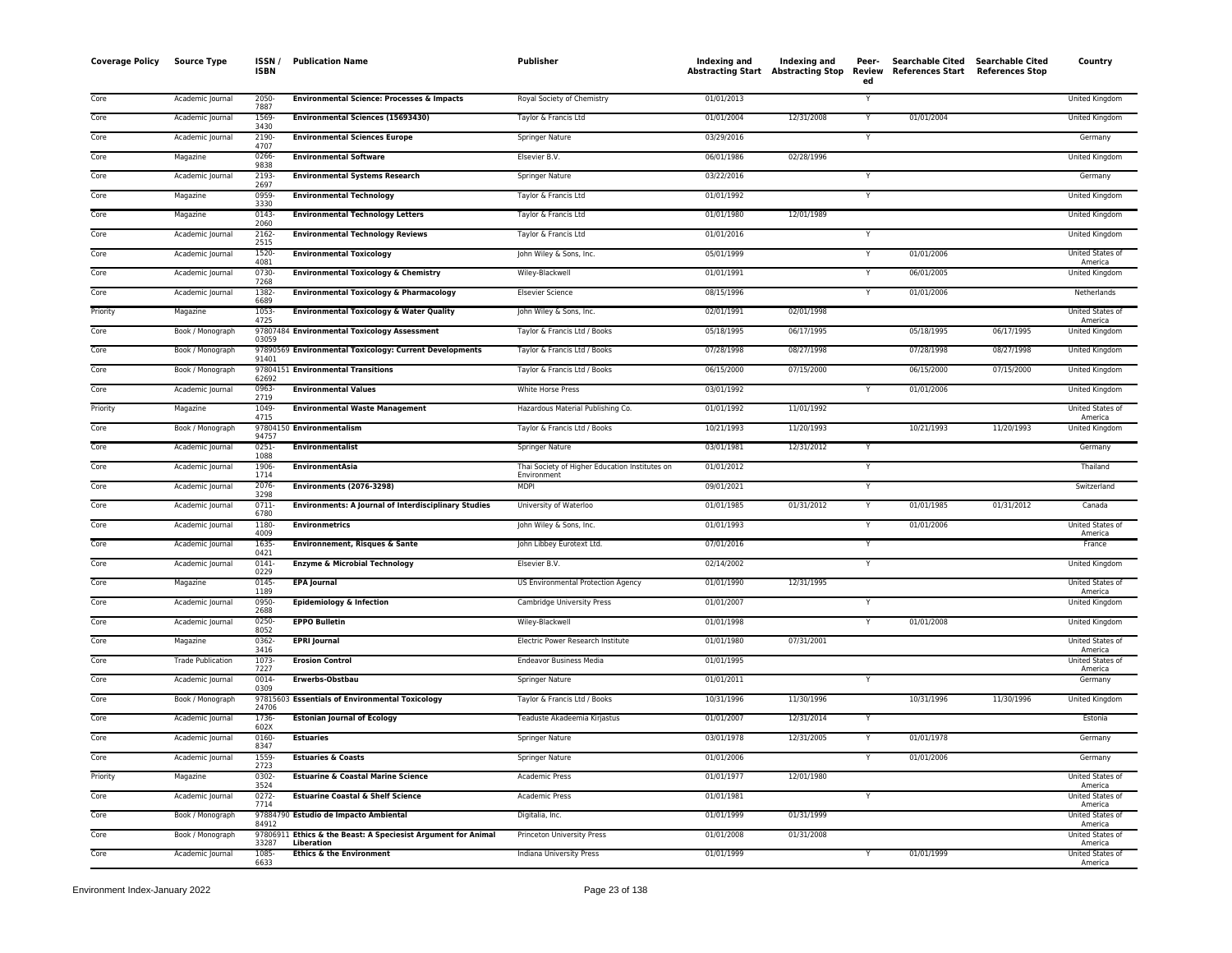| Coverage Policy | Source Type | ISSN / ISBN | Publication Name | Publisher | Indexing and Abstracting Start | Indexing and Abstracting Stop | Peer-Reviewed | Searchable Cited References Start | Searchable Cited References Stop | Country |
|---|---|---|---|---|---|---|---|---|---|---|
| Core | Academic Journal | 2050-7887 | **Environmental Science: Processes & Impacts** | Royal Society of Chemistry | 01/01/2013 | | Y | | | United Kingdom |
| Core | Academic Journal | 1569-3430 | **Environmental Sciences (15693430)** | Taylor & Francis Ltd | 01/01/2004 | 12/31/2008 | Y | 01/01/2004 | | United Kingdom |
| Core | Academic Journal | 2190-4707 | **Environmental Sciences Europe** | Springer Nature | 03/29/2016 | | Y | | | Germany |
| Core | Magazine | 0266-9838 | **Environmental Software** | Elsevier B.V. | 06/01/1986 | 02/28/1996 | | | | United Kingdom |
| Core | Academic Journal | 2193-2697 | **Environmental Systems Research** | Springer Nature | 03/22/2016 | | Y | | | Germany |
| Core | Magazine | 0959-3330 | **Environmental Technology** | Taylor & Francis Ltd | 01/01/1992 | | Y | | | United Kingdom |
| Core | Magazine | 0143-2060 | **Environmental Technology Letters** | Taylor & Francis Ltd | 01/01/1980 | 12/01/1989 | | | | United Kingdom |
| Core | Academic Journal | 2162-2515 | **Environmental Technology Reviews** | Taylor & Francis Ltd | 01/01/2016 | | Y | | | United Kingdom |
| Core | Academic Journal | 1520-4081 | **Environmental Toxicology** | John Wiley & Sons, Inc. | 05/01/1999 | | Y | 01/01/2006 | | United States of America |
| Core | Academic Journal | 0730-7268 | **Environmental Toxicology & Chemistry** | Wiley-Blackwell | 01/01/1991 | | Y | 06/01/2005 | | United Kingdom |
| Core | Academic Journal | 1382-6689 | **Environmental Toxicology & Pharmacology** | Elsevier Science | 08/15/1996 | | Y | 01/01/2006 | | Netherlands |
| Priority | Magazine | 1053-4725 | **Environmental Toxicology & Water Quality** | John Wiley & Sons, Inc. | 02/01/1991 | 02/01/1998 | | | | United States of America |
| Core | Book / Monograph | 9780748403059 | **Environmental Toxicology Assessment** | Taylor & Francis Ltd / Books | 05/18/1995 | 06/17/1995 | | 05/18/1995 | 06/17/1995 | United Kingdom |
| Core | Book / Monograph | 9789056991401 | **Environmental Toxicology: Current Developments** | Taylor & Francis Ltd / Books | 07/28/1998 | 08/27/1998 | | 07/28/1998 | 08/27/1998 | United Kingdom |
| Core | Book / Monograph | 9780415162692 | **Environmental Transitions** | Taylor & Francis Ltd / Books | 06/15/2000 | 07/15/2000 | | 06/15/2000 | 07/15/2000 | United Kingdom |
| Core | Academic Journal | 0963-2719 | **Environmental Values** | White Horse Press | 03/01/1992 | | Y | 01/01/2006 | | United Kingdom |
| Priority | Magazine | 1049-4715 | **Environmental Waste Management** | Hazardous Material Publishing Co. | 01/01/1992 | 11/01/1992 | | | | United States of America |
| Core | Book / Monograph | 9780415094757 | **Environmentalism** | Taylor & Francis Ltd / Books | 10/21/1993 | 11/20/1993 | | 10/21/1993 | 11/20/1993 | United Kingdom |
| Core | Academic Journal | 0251-1088 | **Environmentalist** | Springer Nature | 03/01/1981 | 12/31/2012 | Y | | | Germany |
| Core | Academic Journal | 1906-1714 | **EnvironmentAsia** | Thai Society of Higher Education Institutes on Environment | 01/01/2012 | | Y | | | Thailand |
| Core | Academic Journal | 2076-3298 | **Environments (2076-3298)** | MDPI | 09/01/2021 | | Y | | | Switzerland |
| Core | Academic Journal | 0711-6780 | **Environments: A Journal of Interdisciplinary Studies** | University of Waterloo | 01/01/1985 | 01/31/2012 | Y | 01/01/1985 | 01/31/2012 | Canada |
| Core | Academic Journal | 1180-4009 | **Environmetrics** | John Wiley & Sons, Inc. | 01/01/1993 | | Y | 01/01/2006 | | United States of America |
| Core | Academic Journal | 1635-0421 | **Environnement, Risques & Sante** | John Libbey Eurotext Ltd. | 07/01/2016 | | Y | | | France |
| Core | Academic Journal | 0141-0229 | **Enzyme & Microbial Technology** | Elsevier B.V. | 02/14/2002 | | Y | | | United Kingdom |
| Core | Magazine | 0145-1189 | **EPA Journal** | US Environmental Protection Agency | 01/01/1990 | 12/31/1995 | | | | United States of America |
| Core | Academic Journal | 0950-2688 | **Epidemiology & Infection** | Cambridge University Press | 01/01/2007 | | Y | | | United Kingdom |
| Core | Academic Journal | 0250-8052 | **EPPO Bulletin** | Wiley-Blackwell | 01/01/1998 | | Y | 01/01/2008 | | United Kingdom |
| Core | Magazine | 0362-3416 | **EPRI Journal** | Electric Power Research Institute | 01/01/1980 | 07/31/2001 | | | | United States of America |
| Core | Trade Publication | 1073-7227 | **Erosion Control** | Endeavor Business Media | 01/01/1995 | | | | | United States of America |
| Core | Academic Journal | 0014-0309 | **Erwerbs-Obstbau** | Springer Nature | 01/01/2011 | | Y | | | Germany |
| Core | Book / Monograph | 9781560324706 | **Essentials of Environmental Toxicology** | Taylor & Francis Ltd / Books | 10/31/1996 | 11/30/1996 | | 10/31/1996 | 11/30/1996 | United Kingdom |
| Core | Academic Journal | 1736-602X | **Estonian Journal of Ecology** | Teaduste Akadeemia Kirjastus | 01/01/2007 | 12/31/2014 | Y | | | Estonia |
| Core | Academic Journal | 0160-8347 | **Estuaries** | Springer Nature | 03/01/1978 | 12/31/2005 | Y | 01/01/1978 | | Germany |
| Core | Academic Journal | 1559-2723 | **Estuaries & Coasts** | Springer Nature | 01/01/2006 | | Y | 01/01/2006 | | Germany |
| Priority | Magazine | 0302-3524 | **Estuarine & Coastal Marine Science** | Academic Press | 01/01/1977 | 12/01/1980 | | | | United States of America |
| Core | Academic Journal | 0272-7714 | **Estuarine Coastal & Shelf Science** | Academic Press | 01/01/1981 | | Y | | | United States of America |
| Core | Book / Monograph | 9788479084912 | **Estudio de Impacto Ambiental** | Digitalia, Inc. | 01/01/1999 | 01/31/1999 | | | | United States of America |
| Core | Book / Monograph | 9780691133287 | **Ethics & the Beast: A Speciesist Argument for Animal Liberation** | Princeton University Press | 01/01/2008 | 01/31/2008 | | | | United States of America |
| Core | Academic Journal | 1085-6633 | **Ethics & the Environment** | Indiana University Press | 01/01/1999 | | Y | 01/01/1999 | | United States of America |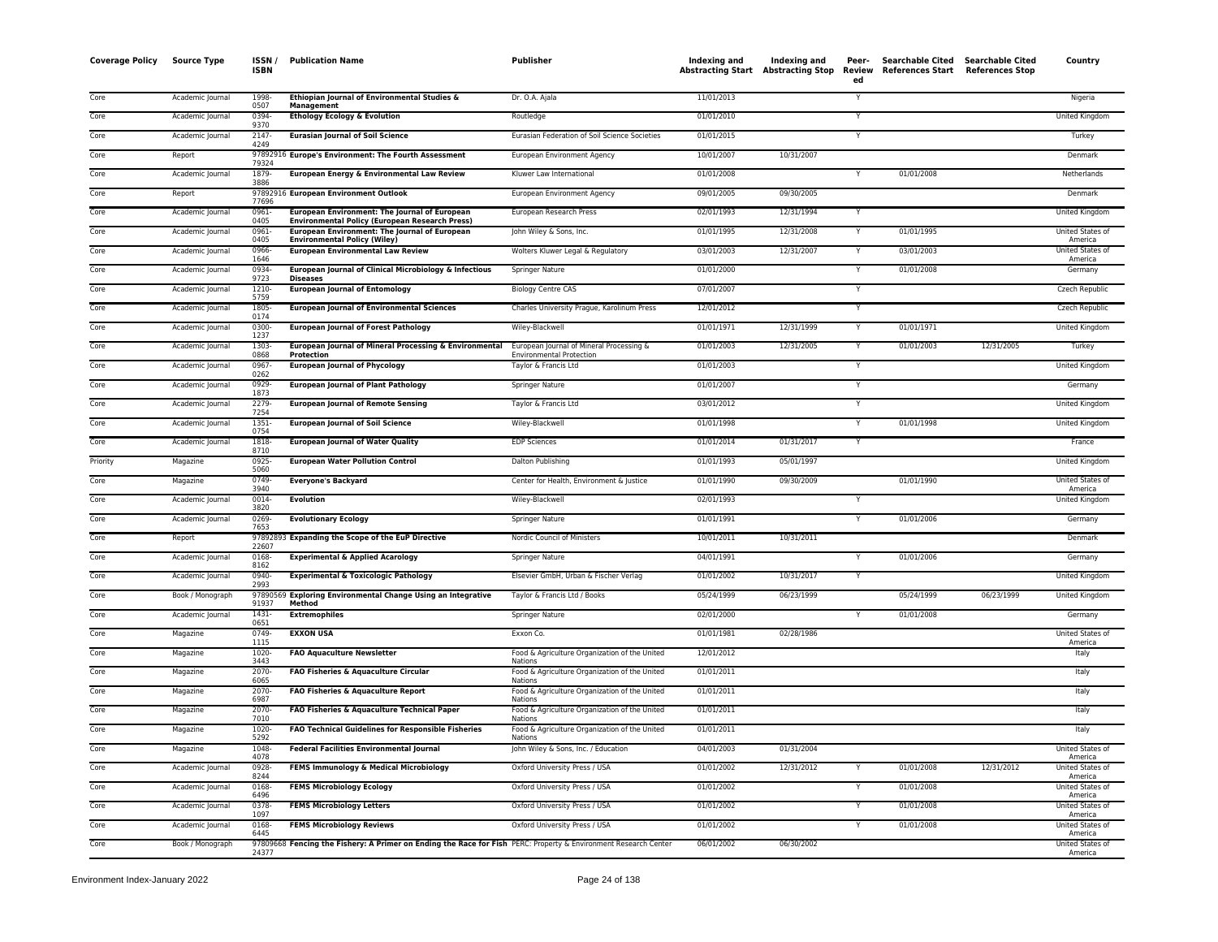| Coverage Policy | Source Type | ISSN / ISBN | Publication Name | Publisher | Indexing and Abstracting Start | Indexing and Abstracting Stop | Peer-Reviewed | Searchable Cited References Start | Searchable Cited References Stop | Country |
|---|---|---|---|---|---|---|---|---|---|---|
| Core | Academic Journal | 1998-0507 | **Ethiopian Journal of Environmental Studies & Management** | Dr. O.A. Ajala | 11/01/2013 | | Y | | | Nigeria |
| Core | Academic Journal | 0394-9370 | **Ethology Ecology & Evolution** | Routledge | 01/01/2010 | | Y | | | United Kingdom |
| Core | Academic Journal | 2147-4249 | **Eurasian Journal of Soil Science** | Eurasian Federation of Soil Science Societies | 01/01/2015 | | Y | | | Turkey |
| Core | Report | 9789291679324 | **Europe's Environment: The Fourth Assessment** | European Environment Agency | 10/01/2007 | 10/31/2007 | | | | Denmark |
| Core | Academic Journal | 1879-3886 | **European Energy & Environmental Law Review** | Kluwer Law International | 01/01/2008 | | Y | 01/01/2008 | | Netherlands |
| Core | Report | 9789291677696 | **European Environment Outlook** | European Environment Agency | 09/01/2005 | 09/30/2005 | | | | Denmark |
| Core | Academic Journal | 0961-0405 | **European Environment: The Journal of European Environmental Policy (European Research Press)** | European Research Press | 02/01/1993 | 12/31/1994 | Y | | | United Kingdom |
| Core | Academic Journal | 0961-0405 | **European Environment: The Journal of European Environmental Policy (Wiley)** | John Wiley & Sons, Inc. | 01/01/1995 | 12/31/2008 | Y | 01/01/1995 | | United States of America |
| Core | Academic Journal | 0966-1646 | **European Environmental Law Review** | Wolters Kluwer Legal & Regulatory | 03/01/2003 | 12/31/2007 | Y | 03/01/2003 | | United States of America |
| Core | Academic Journal | 0934-9723 | **European Journal of Clinical Microbiology & Infectious Diseases** | Springer Nature | 01/01/2000 | | Y | 01/01/2008 | | Germany |
| Core | Academic Journal | 1210-5759 | **European Journal of Entomology** | Biology Centre CAS | 07/01/2007 | | Y | | | Czech Republic |
| Core | Academic Journal | 1805-0174 | **European Journal of Environmental Sciences** | Charles University Prague, Karolinum Press | 12/01/2012 | | Y | | | Czech Republic |
| Core | Academic Journal | 0300-1237 | **European Journal of Forest Pathology** | Wiley-Blackwell | 01/01/1971 | 12/31/1999 | Y | 01/01/1971 | | United Kingdom |
| Core | Academic Journal | 1303-0868 | **European Journal of Mineral Processing & Environmental Protection** | European Journal of Mineral Processing & Environmental Protection | 01/01/2003 | 12/31/2005 | Y | 01/01/2003 | 12/31/2005 | Turkey |
| Core | Academic Journal | 0967-0262 | **European Journal of Phycology** | Taylor & Francis Ltd | 01/01/2003 | | Y | | | United Kingdom |
| Core | Academic Journal | 0929-1873 | **European Journal of Plant Pathology** | Springer Nature | 01/01/2007 | | Y | | | Germany |
| Core | Academic Journal | 2279-7254 | **European Journal of Remote Sensing** | Taylor & Francis Ltd | 03/01/2012 | | Y | | | United Kingdom |
| Core | Academic Journal | 1351-0754 | **European Journal of Soil Science** | Wiley-Blackwell | 01/01/1998 | | Y | 01/01/1998 | | United Kingdom |
| Core | Academic Journal | 1818-8710 | **European Journal of Water Quality** | EDP Sciences | 01/01/2014 | 01/31/2017 | Y | | | France |
| Priority | Magazine | 0925-5060 | **European Water Pollution Control** | Dalton Publishing | 01/01/1993 | 05/01/1997 | | | | United Kingdom |
| Core | Magazine | 0749-3940 | **Everyone's Backyard** | Center for Health, Environment & Justice | 01/01/1990 | 09/30/2009 | | 01/01/1990 | | United States of America |
| Core | Academic Journal | 0014-3820 | **Evolution** | Wiley-Blackwell | 02/01/1993 | | Y | | | United Kingdom |
| Core | Academic Journal | 0269-7653 | **Evolutionary Ecology** | Springer Nature | 01/01/1991 | | Y | 01/01/2006 | | Germany |
| Core | Report | 9789289322607 | **Expanding the Scope of the EuP Directive** | Nordic Council of Ministers | 10/01/2011 | 10/31/2011 | | | | Denmark |
| Core | Academic Journal | 0168-8162 | **Experimental & Applied Acarology** | Springer Nature | 04/01/1991 | | Y | 01/01/2006 | | Germany |
| Core | Academic Journal | 0940-2993 | **Experimental & Toxicologic Pathology** | Elsevier GmbH, Urban & Fischer Verlag | 01/01/2002 | 10/31/2017 | Y | | | United Kingdom |
| Core | Book / Monograph | 9789056991937 | **Exploring Environmental Change Using an Integrative Method** | Taylor & Francis Ltd / Books | 05/24/1999 | 06/23/1999 | | 05/24/1999 | 06/23/1999 | United Kingdom |
| Core | Academic Journal | 1431-0651 | **Extremophiles** | Springer Nature | 02/01/2000 | | Y | 01/01/2008 | | Germany |
| Core | Magazine | 0749-1115 | **EXXON USA** | Exxon Co. | 01/01/1981 | 02/28/1986 | | | | United States of America |
| Core | Magazine | 1020-3443 | **FAO Aquaculture Newsletter** | Food & Agriculture Organization of the United Nations | 12/01/2012 | | | | | Italy |
| Core | Magazine | 2070-6065 | **FAO Fisheries & Aquaculture Circular** | Food & Agriculture Organization of the United Nations | 01/01/2011 | | | | | Italy |
| Core | Magazine | 2070-6987 | **FAO Fisheries & Aquaculture Report** | Food & Agriculture Organization of the United Nations | 01/01/2011 | | | | | Italy |
| Core | Magazine | 2070-7010 | **FAO Fisheries & Aquaculture Technical Paper** | Food & Agriculture Organization of the United Nations | 01/01/2011 | | | | | Italy |
| Core | Magazine | 1020-5292 | **FAO Technical Guidelines for Responsible Fisheries** | Food & Agriculture Organization of the United Nations | 01/01/2011 | | | | | Italy |
| Core | Magazine | 1048-4078 | **Federal Facilities Environmental Journal** | John Wiley & Sons, Inc. / Education | 04/01/2003 | 01/31/2004 | | | | United States of America |
| Core | Academic Journal | 0928-8244 | **FEMS Immunology & Medical Microbiology** | Oxford University Press / USA | 01/01/2002 | 12/31/2012 | Y | 01/01/2008 | 12/31/2012 | United States of America |
| Core | Academic Journal | 0168-6496 | **FEMS Microbiology Ecology** | Oxford University Press / USA | 01/01/2002 | | Y | 01/01/2008 | | United States of America |
| Core | Academic Journal | 0378-1097 | **FEMS Microbiology Letters** | Oxford University Press / USA | 01/01/2002 | | Y | 01/01/2008 | | United States of America |
| Core | Academic Journal | 0168-6445 | **FEMS Microbiology Reviews** | Oxford University Press / USA | 01/01/2002 | | Y | 01/01/2008 | | United States of America |
| Core | Book / Monograph | 9780966824377 | **Fencing the Fishery: A Primer on Ending the Race for Fish** | PERC: Property & Environment Research Center | 06/01/2002 | 06/30/2002 | | | | United States of America |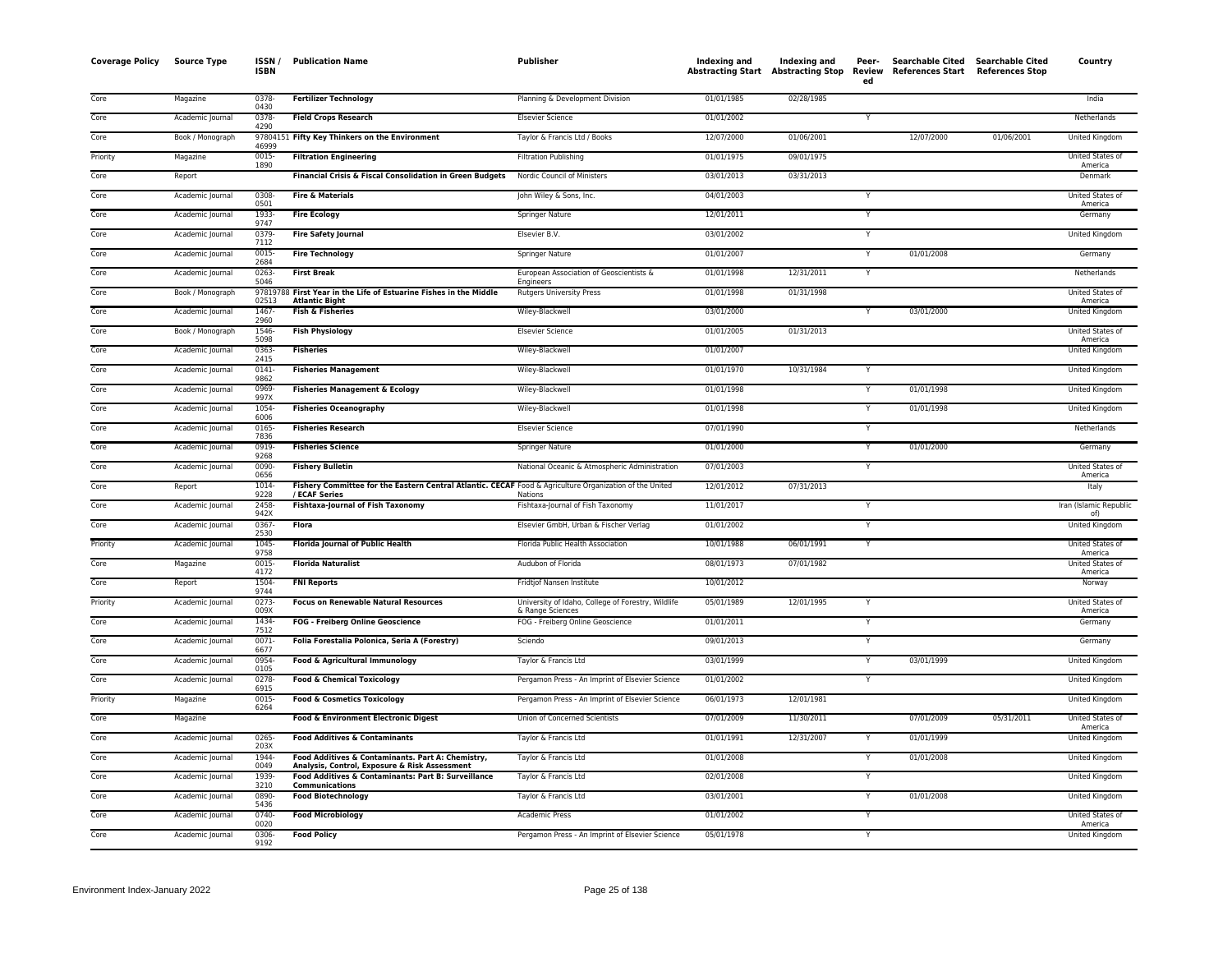| Coverage Policy | Source Type | ISSN / ISBN | Publication Name | Publisher | Indexing and Abstracting Start | Indexing and Abstracting Stop | Peer-Review ed | Searchable Cited References Start | Searchable Cited References Stop | Country |
|---|---|---|---|---|---|---|---|---|---|---|
| Core | Magazine | 0378-0430 | **Fertilizer Technology** | Planning & Development Division | 01/01/1985 | 02/28/1985 | | | | India |
| Core | Academic Journal | 0378-4290 | **Field Crops Research** | Elsevier Science | 01/01/2002 | | Y | | | Netherlands |
| Core | Book / Monograph | 9780415146999 | **Fifty Key Thinkers on the Environment** | Taylor & Francis Ltd / Books | 12/07/2000 | 01/06/2001 | | 12/07/2000 | 01/06/2001 | United Kingdom |
| Priority | Magazine | 0015-1890 | **Filtration Engineering** | Filtration Publishing | 01/01/1975 | 09/01/1975 | | | | United States of America |
| Core | Report | | **Financial Crisis & Fiscal Consolidation in Green Budgets** | Nordic Council of Ministers | 03/01/2013 | 03/31/2013 | | | | Denmark |
| Core | Academic Journal | 0308-0501 | **Fire & Materials** | John Wiley & Sons, Inc. | 04/01/2003 | | Y | | | United States of America |
| Core | Academic Journal | 1933-9747 | **Fire Ecology** | Springer Nature | 12/01/2011 | | Y | | | Germany |
| Core | Academic Journal | 0379-7112 | **Fire Safety Journal** | Elsevier B.V. | 03/01/2002 | | Y | | | United Kingdom |
| Core | Academic Journal | 0015-2684 | **Fire Technology** | Springer Nature | 01/01/2007 | | Y | 01/01/2008 | | Germany |
| Core | Academic Journal | 0263-5046 | **First Break** | European Association of Geoscientists & Engineers | 01/01/1998 | 12/31/2011 | Y | | | Netherlands |
| Core | Book / Monograph | 9781978802513 | **First Year in the Life of Estuarine Fishes in the Middle Atlantic Bight** | Rutgers University Press | 01/01/1998 | 01/31/1998 | | | | United States of America |
| Core | Academic Journal | 1467-2960 | **Fish & Fisheries** | Wiley-Blackwell | 03/01/2000 | | Y | 03/01/2000 | | United Kingdom |
| Core | Book / Monograph | 1546-5098 | **Fish Physiology** | Elsevier Science | 01/01/2005 | 01/31/2013 | | | | United States of America |
| Core | Academic Journal | 0363-2415 | **Fisheries** | Wiley-Blackwell | 01/01/2007 | | | | | United Kingdom |
| Core | Academic Journal | 0141-9862 | **Fisheries Management** | Wiley-Blackwell | 01/01/1970 | 10/31/1984 | Y | | | United Kingdom |
| Core | Academic Journal | 0969-997X | **Fisheries Management & Ecology** | Wiley-Blackwell | 01/01/1998 | | Y | 01/01/1998 | | United Kingdom |
| Core | Academic Journal | 1054-6006 | **Fisheries Oceanography** | Wiley-Blackwell | 01/01/1998 | | Y | 01/01/1998 | | United Kingdom |
| Core | Academic Journal | 0165-7836 | **Fisheries Research** | Elsevier Science | 07/01/1990 | | Y | | | Netherlands |
| Core | Academic Journal | 0919-9268 | **Fisheries Science** | Springer Nature | 01/01/2000 | | Y | 01/01/2000 | | Germany |
| Core | Academic Journal | 0090-0656 | **Fishery Bulletin** | National Oceanic & Atmospheric Administration | 07/01/2003 | | Y | | | United States of America |
| Core | Report | 1014-9228 | **Fishery Committee for the Eastern Central Atlantic. CECAF / ECAF Series** | Food & Agriculture Organization of the United Nations | 12/01/2012 | 07/31/2013 | | | | Italy |
| Core | Academic Journal | 2458-942X | **Fishtaxa-Journal of Fish Taxonomy** | Fishtaxa-Journal of Fish Taxonomy | 11/01/2017 | | Y | | | Iran (Islamic Republic of) |
| Core | Academic Journal | 0367-2530 | **Flora** | Elsevier GmbH, Urban & Fischer Verlag | 01/01/2002 | | Y | | | United Kingdom |
| Priority | Academic Journal | 1045-9758 | **Florida Journal of Public Health** | Florida Public Health Association | 10/01/1988 | 06/01/1991 | Y | | | United States of America |
| Core | Magazine | 0015-4172 | **Florida Naturalist** | Audubon of Florida | 08/01/1973 | 07/01/1982 | | | | United States of America |
| Core | Report | 1504-9744 | **FNI Reports** | Fridtjof Nansen Institute | 10/01/2012 | | | | | Norway |
| Priority | Academic Journal | 0273-009X | **Focus on Renewable Natural Resources** | University of Idaho, College of Forestry, Wildlife & Range Sciences | 05/01/1989 | 12/01/1995 | Y | | | United States of America |
| Core | Academic Journal | 1434-7512 | **FOG - Freiberg Online Geoscience** | FOG - Freiberg Online Geoscience | 01/01/2011 | | Y | | | Germany |
| Core | Academic Journal | 0071-6677 | **Folia Forestalia Polonica, Seria A (Forestry)** | Sciendo | 09/01/2013 | | Y | | | Germany |
| Core | Academic Journal | 0954-0105 | **Food & Agricultural Immunology** | Taylor & Francis Ltd | 03/01/1999 | | Y | 03/01/1999 | | United Kingdom |
| Core | Academic Journal | 0278-6915 | **Food & Chemical Toxicology** | Pergamon Press - An Imprint of Elsevier Science | 01/01/2002 | | Y | | | United Kingdom |
| Priority | Magazine | 0015-6264 | **Food & Cosmetics Toxicology** | Pergamon Press - An Imprint of Elsevier Science | 06/01/1973 | 12/01/1981 | | | | United Kingdom |
| Core | Magazine | | **Food & Environment Electronic Digest** | Union of Concerned Scientists | 07/01/2009 | 11/30/2011 | | 07/01/2009 | 05/31/2011 | United States of America |
| Core | Academic Journal | 0265-203X | **Food Additives & Contaminants** | Taylor & Francis Ltd | 01/01/1991 | 12/31/2007 | Y | 01/01/1999 | | United Kingdom |
| Core | Academic Journal | 1944-0049 | **Food Additives & Contaminants. Part A: Chemistry, Analysis, Control, Exposure & Risk Assessment** | Taylor & Francis Ltd | 01/01/2008 | | Y | 01/01/2008 | | United Kingdom |
| Core | Academic Journal | 1939-3210 | **Food Additives & Contaminants: Part B: Surveillance Communications** | Taylor & Francis Ltd | 02/01/2008 | | Y | | | United Kingdom |
| Core | Academic Journal | 0890-5436 | **Food Biotechnology** | Taylor & Francis Ltd | 03/01/2001 | | Y | 01/01/2008 | | United Kingdom |
| Core | Academic Journal | 0740-0020 | **Food Microbiology** | Academic Press | 01/01/2002 | | Y | | | United States of America |
| Core | Academic Journal | 0306-9192 | **Food Policy** | Pergamon Press - An Imprint of Elsevier Science | 05/01/1978 | | Y | | | United Kingdom |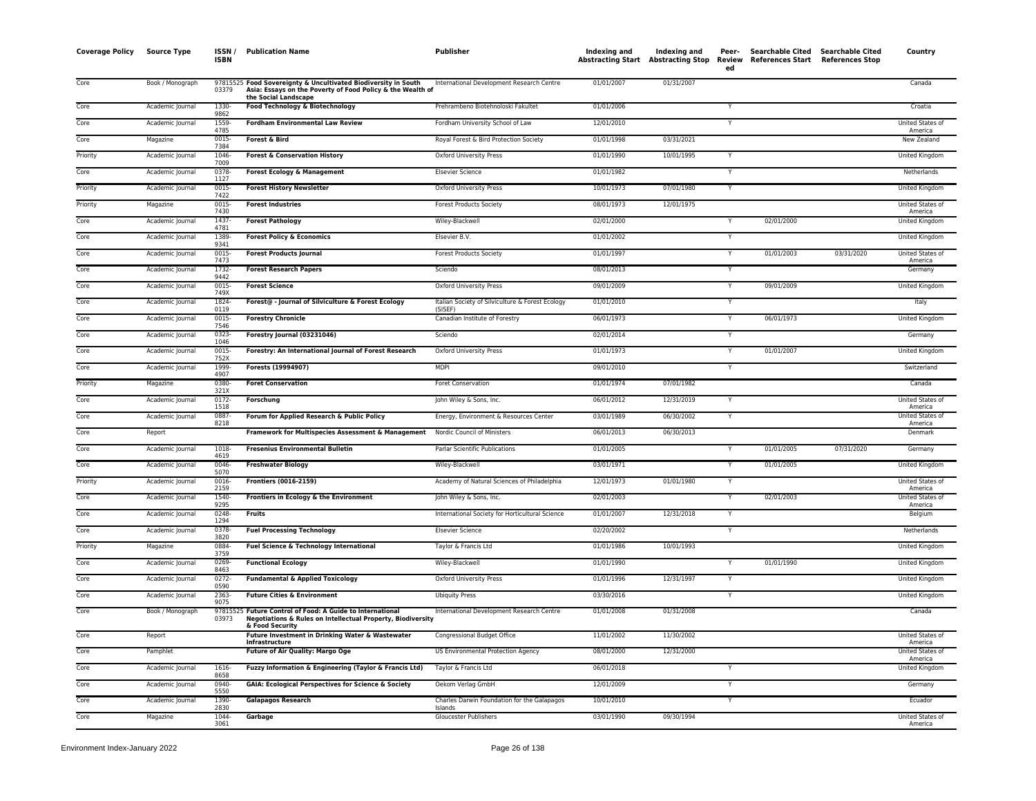| Coverage Policy | Source Type | ISSN / ISBN | Publication Name | Publisher | Indexing and Abstracting Start | Indexing and Abstracting Stop | Peer-Reviewed | Searchable Cited References Start | Searchable Cited References Stop | Country |
|---|---|---|---|---|---|---|---|---|---|---|
| Core | Book / Monograph | 9781552503379 | **Food Sovereignty & Uncultivated Biodiversity in South Asia: Essays on the Poverty of Food Policy & the Wealth of the Social Landscape** | International Development Research Centre | 01/01/2007 | 01/31/2007 | | | | Canada |
| Core | Academic Journal | 1330-9862 | **Food Technology & Biotechnology** | Prehrambeno Biotehnoloski Fakultet | 01/01/2006 | | Y | | | Croatia |
| Core | Academic Journal | 1559-4785 | **Fordham Environmental Law Review** | Fordham University School of Law | 12/01/2010 | | Y | | | United States of America |
| Core | Magazine | 0015-7384 | **Forest & Bird** | Royal Forest & Bird Protection Society | 01/01/1998 | 03/31/2021 | | | | New Zealand |
| Priority | Academic Journal | 1046-7009 | **Forest & Conservation History** | Oxford University Press | 01/01/1990 | 10/01/1995 | Y | | | United Kingdom |
| Core | Academic Journal | 0378-1127 | **Forest Ecology & Management** | Elsevier Science | 01/01/1982 | | Y | | | Netherlands |
| Priority | Academic Journal | 0015-7422 | **Forest History Newsletter** | Oxford University Press | 10/01/1973 | 07/01/1980 | Y | | | United Kingdom |
| Priority | Magazine | 0015-7430 | **Forest Industries** | Forest Products Society | 08/01/1973 | 12/01/1975 | | | | United States of America |
| Core | Academic Journal | 1437-4781 | **Forest Pathology** | Wiley-Blackwell | 02/01/2000 | | Y | 02/01/2000 | | United Kingdom |
| Core | Academic Journal | 1389-9341 | **Forest Policy & Economics** | Elsevier B.V. | 01/01/2002 | | Y | | | United Kingdom |
| Core | Academic Journal | 0015-7473 | **Forest Products Journal** | Forest Products Society | 01/01/1997 | | Y | 01/01/2003 | 03/31/2020 | United States of America |
| Core | Academic Journal | 1732-9442 | **Forest Research Papers** | Sciendo | 08/01/2013 | | Y | | | Germany |
| Core | Academic Journal | 0015-749X | **Forest Science** | Oxford University Press | 09/01/2009 | | Y | 09/01/2009 | | United Kingdom |
| Core | Academic Journal | 1824-0119 | **Forest@ - Journal of Silviculture & Forest Ecology** | Italian Society of Silviculture & Forest Ecology (SISEF) | 01/01/2010 | | Y | | | Italy |
| Core | Academic Journal | 0015-7546 | **Forestry Chronicle** | Canadian Institute of Forestry | 06/01/1973 | | Y | 06/01/1973 | | United Kingdom |
| Core | Academic Journal | 0323-1046 | **Forestry Journal (03231046)** | Sciendo | 02/01/2014 | | Y | | | Germany |
| Core | Academic Journal | 0015-752X | **Forestry: An International Journal of Forest Research** | Oxford University Press | 01/01/1973 | | Y | 01/01/2007 | | United Kingdom |
| Core | Academic Journal | 1999-4907 | **Forests (19994907)** | MDPI | 09/01/2010 | | Y | | | Switzerland |
| Priority | Magazine | 0380-321X | **Foret Conservation** | Foret Conservation | 01/01/1974 | 07/01/1982 | | | | Canada |
| Core | Academic Journal | 0172-1518 | **Forschung** | John Wiley & Sons, Inc. | 06/01/2012 | 12/31/2019 | Y | | | United States of America |
| Core | Academic Journal | 0887-8218 | **Forum for Applied Research & Public Policy** | Energy, Environment & Resources Center | 03/01/1989 | 06/30/2002 | Y | | | United States of America |
| Core | Report | | **Framework for Multispecies Assessment & Management** | Nordic Council of Ministers | 06/01/2013 | 06/30/2013 | | | | Denmark |
| Core | Academic Journal | 1018-4619 | **Fresenius Environmental Bulletin** | Parlar Scientific Publications | 01/01/2005 | | Y | 01/01/2005 | 07/31/2020 | Germany |
| Core | Academic Journal | 0046-5070 | **Freshwater Biology** | Wiley-Blackwell | 03/01/1971 | | Y | 01/01/2005 | | United Kingdom |
| Priority | Academic Journal | 0016-2159 | **Frontiers (0016-2159)** | Academy of Natural Sciences of Philadelphia | 12/01/1973 | 01/01/1980 | Y | | | United States of America |
| Core | Academic Journal | 1540-9295 | **Frontiers in Ecology & the Environment** | John Wiley & Sons, Inc. | 02/01/2003 | | Y | 02/01/2003 | | United States of America |
| Core | Academic Journal | 0248-1294 | **Fruits** | International Society for Horticultural Science | 01/01/2007 | 12/31/2018 | Y | | | Belgium |
| Core | Academic Journal | 0378-3820 | **Fuel Processing Technology** | Elsevier Science | 02/20/2002 | | Y | | | Netherlands |
| Priority | Magazine | 0884-3759 | **Fuel Science & Technology International** | Taylor & Francis Ltd | 01/01/1986 | 10/01/1993 | | | | United Kingdom |
| Core | Academic Journal | 0269-8463 | **Functional Ecology** | Wiley-Blackwell | 01/01/1990 | | Y | 01/01/1990 | | United Kingdom |
| Core | Academic Journal | 0272-0590 | **Fundamental & Applied Toxicology** | Oxford University Press | 01/01/1996 | 12/31/1997 | Y | | | United Kingdom |
| Core | Academic Journal | 2363-9075 | **Future Cities & Environment** | Ubiquity Press | 03/30/2016 | | Y | | | United Kingdom |
| Core | Book / Monograph | 9781552503973 | **Future Control of Food: A Guide to International Negotiations & Rules on Intellectual Property, Biodiversity & Food Security** | International Development Research Centre | 01/01/2008 | 01/31/2008 | | | | Canada |
| Core | Report | | **Future Investment in Drinking Water & Wastewater Infrastructure** | Congressional Budget Office | 11/01/2002 | 11/30/2002 | | | | United States of America |
| Core | Pamphlet | | **Future of Air Quality: Margo Oge** | US Environmental Protection Agency | 08/01/2000 | 12/31/2000 | | | | United States of America |
| Core | Academic Journal | 1616-8658 | **Fuzzy Information & Engineering (Taylor & Francis Ltd)** | Taylor & Francis Ltd | 06/01/2018 | | Y | | | United Kingdom |
| Core | Academic Journal | 0940-5550 | **GAIA: Ecological Perspectives for Science & Society** | Oekom Verlag GmbH | 12/01/2009 | | Y | | | Germany |
| Core | Academic Journal | 1390-2830 | **Galapagos Research** | Charles Darwin Foundation for the Galapagos Islands | 10/01/2010 | | Y | | | Ecuador |
| Core | Magazine | 1044-3061 | **Garbage** | Gloucester Publishers | 03/01/1990 | 09/30/1994 | | | | United States of America |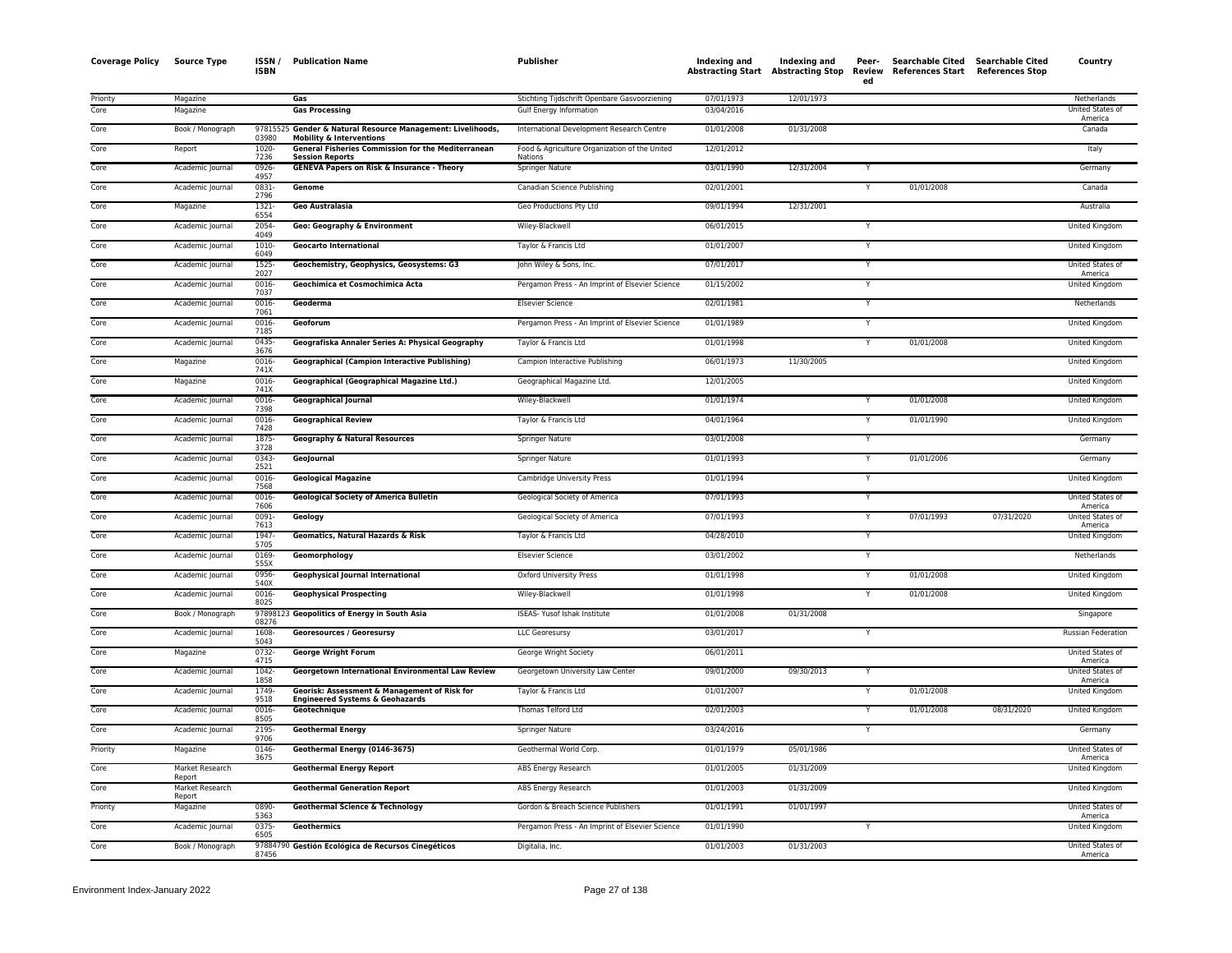| Coverage Policy | Source Type | ISSN / ISBN | Publication Name | Publisher | Indexing and Abstracting Start | Indexing and Abstracting Stop | Peer-Reviewed | Searchable Cited References Start | Searchable Cited References Stop | Country |
|---|---|---|---|---|---|---|---|---|---|---|
| Priority | Magazine | | **Gas** | Stichting Tijdschrift Openbare Gasvoorziening | 07/01/1973 | 12/01/1973 | | | | Netherlands |
| Core | Magazine | | **Gas Processing** | Gulf Energy Information | 03/04/2016 | | | | | United States of America |
| Core | Book / Monograph | 9781552503980 | **Gender & Natural Resource Management: Livelihoods, Mobility & Interventions** | International Development Research Centre | 01/01/2008 | 01/31/2008 | | | | Canada |
| Core | Report | 1020-7236 | **General Fisheries Commission for the Mediterranean Session Reports** | Food & Agriculture Organization of the United Nations | 12/01/2012 | | | | | Italy |
| Core | Academic Journal | 0926-4957 | **GENEVA Papers on Risk & Insurance - Theory** | Springer Nature | 03/01/1990 | 12/31/2004 | Y | | | Germany |
| Core | Academic Journal | 0831-2796 | **Genome** | Canadian Science Publishing | 02/01/2001 | | Y | 01/01/2008 | | Canada |
| Core | Magazine | 1321-6554 | **Geo Australasia** | Geo Productions Pty Ltd | 09/01/1994 | 12/31/2001 | | | | Australia |
| Core | Academic Journal | 2054-4049 | **Geo: Geography & Environment** | Wiley-Blackwell | 06/01/2015 | | Y | | | United Kingdom |
| Core | Academic Journal | 1010-6049 | **Geocarto International** | Taylor & Francis Ltd | 01/01/2007 | | Y | | | United Kingdom |
| Core | Academic Journal | 1525-2027 | **Geochemistry, Geophysics, Geosystems: G3** | John Wiley & Sons, Inc. | 07/01/2017 | | Y | | | United States of America |
| Core | Academic Journal | 0016-7037 | **Geochimica et Cosmochimica Acta** | Pergamon Press - An Imprint of Elsevier Science | 01/15/2002 | | Y | | | United Kingdom |
| Core | Academic Journal | 0016-7061 | **Geoderma** | Elsevier Science | 02/01/1981 | | Y | | | Netherlands |
| Core | Academic Journal | 0016-7185 | **Geoforum** | Pergamon Press - An Imprint of Elsevier Science | 01/01/1989 | | Y | | | United Kingdom |
| Core | Academic Journal | 0435-3676 | **Geografiska Annaler Series A: Physical Geography** | Taylor & Francis Ltd | 01/01/1998 | | Y | 01/01/2008 | | United Kingdom |
| Core | Magazine | 0016-741X | **Geographical (Campion Interactive Publishing)** | Campion Interactive Publishing | 06/01/1973 | 11/30/2005 | | | | United Kingdom |
| Core | Magazine | 0016-741X | **Geographical (Geographical Magazine Ltd.)** | Geographical Magazine Ltd. | 12/01/2005 | | | | | United Kingdom |
| Core | Academic Journal | 0016-7398 | **Geographical Journal** | Wiley-Blackwell | 01/01/1974 | | Y | 01/01/2008 | | United Kingdom |
| Core | Academic Journal | 0016-7428 | **Geographical Review** | Taylor & Francis Ltd | 04/01/1964 | | Y | 01/01/1990 | | United Kingdom |
| Core | Academic Journal | 1875-3728 | **Geography & Natural Resources** | Springer Nature | 03/01/2008 | | Y | | | Germany |
| Core | Academic Journal | 0343-2521 | **GeoJournal** | Springer Nature | 01/01/1993 | | Y | 01/01/2006 | | Germany |
| Core | Academic Journal | 0016-7568 | **Geological Magazine** | Cambridge University Press | 01/01/1994 | | Y | | | United Kingdom |
| Core | Academic Journal | 0016-7606 | **Geological Society of America Bulletin** | Geological Society of America | 07/01/1993 | | Y | | | United States of America |
| Core | Academic Journal | 0091-7613 | **Geology** | Geological Society of America | 07/01/1993 | | Y | 07/01/1993 | 07/31/2020 | United States of America |
| Core | Academic Journal | 1947-5705 | **Geomatics, Natural Hazards & Risk** | Taylor & Francis Ltd | 04/28/2010 | | Y | | | United Kingdom |
| Core | Academic Journal | 0169-555X | **Geomorphology** | Elsevier Science | 03/01/2002 | | Y | | | Netherlands |
| Core | Academic Journal | 0956-540X | **Geophysical Journal International** | Oxford University Press | 01/01/1998 | | Y | 01/01/2008 | | United Kingdom |
| Core | Academic Journal | 0016-8025 | **Geophysical Prospecting** | Wiley-Blackwell | 01/01/1998 | | Y | 01/01/2008 | | United Kingdom |
| Core | Book / Monograph | 9789812308276 | **Geopolitics of Energy in South Asia** | ISEAS- Yusof Ishak Institute | 01/01/2008 | 01/31/2008 | | | | Singapore |
| Core | Academic Journal | 1608-5043 | **Georesources / Georesursy** | LLC Georesursy | 03/01/2017 | | Y | | | Russian Federation |
| Core | Magazine | 0732-4715 | **George Wright Forum** | George Wright Society | 06/01/2011 | | | | | United States of America |
| Core | Academic Journal | 1042-1858 | **Georgetown International Environmental Law Review** | Georgetown University Law Center | 09/01/2000 | 09/30/2013 | Y | | | United States of America |
| Core | Academic Journal | 1749-9518 | **Georisk: Assessment & Management of Risk for Engineered Systems & Geohazards** | Taylor & Francis Ltd | 01/01/2007 | | Y | 01/01/2008 | | United Kingdom |
| Core | Academic Journal | 0016-8505 | **Géotechnique** | Thomas Telford Ltd | 02/01/2003 | | Y | 01/01/2008 | 08/31/2020 | United Kingdom |
| Core | Academic Journal | 2195-9706 | **Geothermal Energy** | Springer Nature | 03/24/2016 | | Y | | | Germany |
| Priority | Magazine | 0146-3675 | **Geothermal Energy (0146-3675)** | Geothermal World Corp. | 01/01/1979 | 05/01/1986 | | | | United States of America |
| Core | Market Research Report | | **Geothermal Energy Report** | ABS Energy Research | 01/01/2005 | 01/31/2009 | | | | United Kingdom |
| Core | Market Research Report | | **Geothermal Generation Report** | ABS Energy Research | 01/01/2003 | 01/31/2009 | | | | United Kingdom |
| Priority | Magazine | 0890-5363 | **Geothermal Science & Technology** | Gordon & Breach Science Publishers | 01/01/1991 | 01/01/1997 | | | | United States of America |
| Core | Academic Journal | 0375-6505 | **Geothermics** | Pergamon Press - An Imprint of Elsevier Science | 01/01/1990 | | Y | | | United Kingdom |
| Core | Book / Monograph | 9788479087456 | **Gestión Ecológica de Recursos Cinegéticos** | Digitalia, Inc. | 01/01/2003 | 01/31/2003 | | | | United States of America |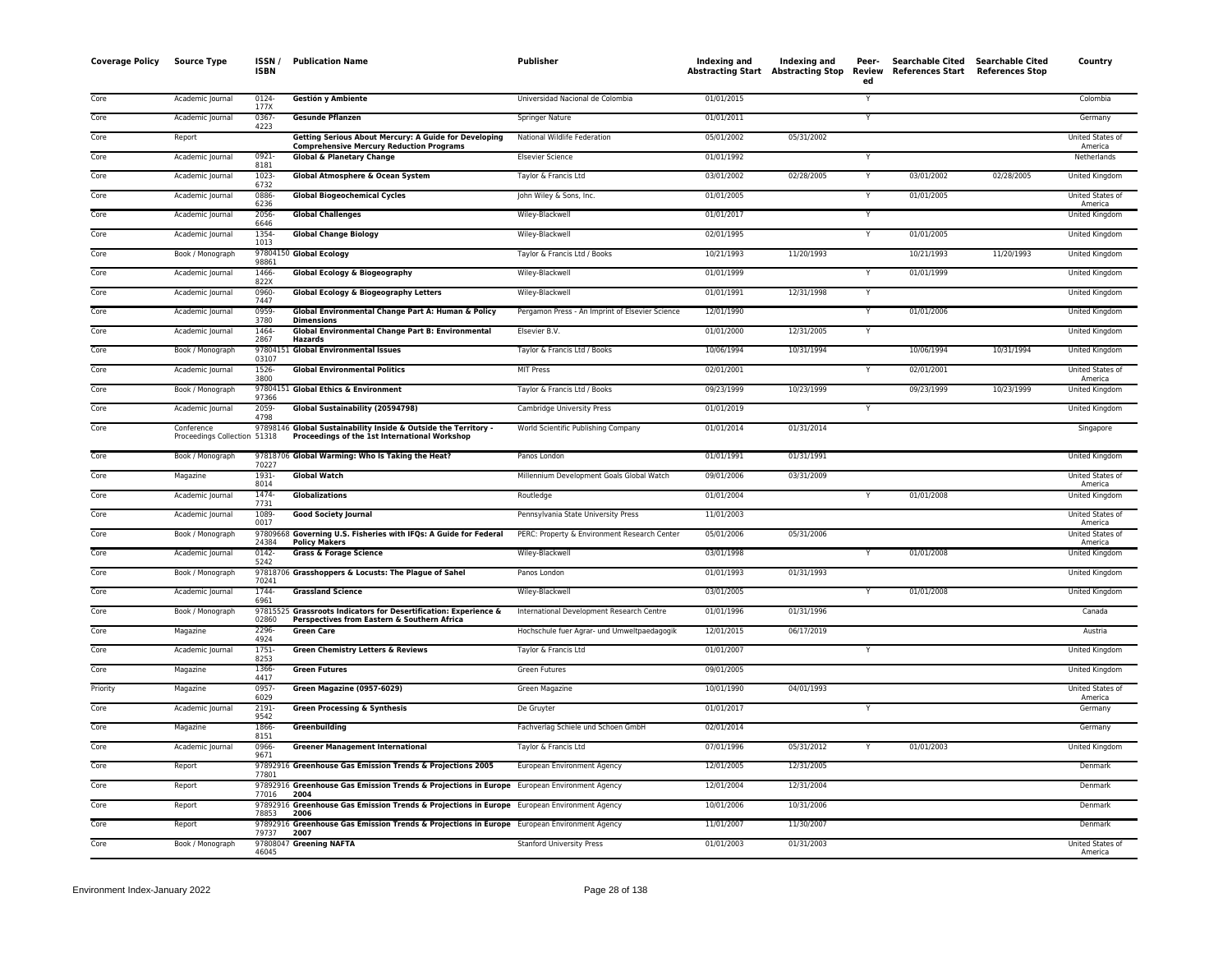| Coverage Policy | Source Type | ISSN / ISBN | Publication Name | Publisher | Indexing and Abstracting Start | Indexing and Abstracting Stop | Peer-Reviewed | Searchable Cited References Start | Searchable Cited References Stop | Country |
|---|---|---|---|---|---|---|---|---|---|---|
| Core | Academic Journal | 0124-177X | **Gestión y Ambiente** | Universidad Nacional de Colombia | 01/01/2015 | | Y | | | Colombia |
| Core | Academic Journal | 0367-4223 | **Gesunde Pflanzen** | Springer Nature | 01/01/2011 | | Y | | | Germany |
| Core | Report | | **Getting Serious About Mercury: A Guide for Developing Comprehensive Mercury Reduction Programs** | National Wildlife Federation | 05/01/2002 | 05/31/2002 | | | | United States of America |
| Core | Academic Journal | 0921-8181 | **Global & Planetary Change** | Elsevier Science | 01/01/1992 | | Y | | | Netherlands |
| Core | Academic Journal | 1023-6732 | **Global Atmosphere & Ocean System** | Taylor & Francis Ltd | 03/01/2002 | 02/28/2005 | Y | 03/01/2002 | 02/28/2005 | United Kingdom |
| Core | Academic Journal | 0886-6236 | **Global Biogeochemical Cycles** | John Wiley & Sons, Inc. | 01/01/2005 | | Y | 01/01/2005 | | United States of America |
| Core | Academic Journal | 2056-6646 | **Global Challenges** | Wiley-Blackwell | 01/01/2017 | | Y | | | United Kingdom |
| Core | Academic Journal | 1354-1013 | **Global Change Biology** | Wiley-Blackwell | 02/01/1995 | | Y | 01/01/2005 | | United Kingdom |
| Core | Book / Monograph | 9780415098861 | **Global Ecology** | Taylor & Francis Ltd / Books | 10/21/1993 | 11/20/1993 | | 10/21/1993 | 11/20/1993 | United Kingdom |
| Core | Academic Journal | 1466-822X | **Global Ecology & Biogeography** | Wiley-Blackwell | 01/01/1999 | | Y | 01/01/1999 | | United Kingdom |
| Core | Academic Journal | 0960-7447 | **Global Ecology & Biogeography Letters** | Wiley-Blackwell | 01/01/1991 | 12/31/1998 | Y | | | United Kingdom |
| Core | Academic Journal | 0959-3780 | **Global Environmental Change Part A: Human & Policy Dimensions** | Pergamon Press - An Imprint of Elsevier Science | 12/01/1990 | | Y | 01/01/2006 | | United Kingdom |
| Core | Academic Journal | 1464-2867 | **Global Environmental Change Part B: Environmental Hazards** | Elsevier B.V. | 01/01/2000 | 12/31/2005 | Y | | | United Kingdom |
| Core | Book / Monograph | 9780415103107 | **Global Environmental Issues** | Taylor & Francis Ltd / Books | 10/06/1994 | 10/31/1994 | | 10/06/1994 | 10/31/1994 | United Kingdom |
| Core | Academic Journal | 1526-3800 | **Global Environmental Politics** | MIT Press | 02/01/2001 | | Y | 02/01/2001 | | United States of America |
| Core | Book / Monograph | 9780415197366 | **Global Ethics & Environment** | Taylor & Francis Ltd / Books | 09/23/1999 | 10/23/1999 | | 09/23/1999 | 10/23/1999 | United Kingdom |
| Core | Academic Journal | 2059-4798 | **Global Sustainability (20594798)** | Cambridge University Press | 01/01/2019 | | Y | | | United Kingdom |
| Core | Conference Proceedings Collection | 9789814651318 | **Global Sustainability Inside & Outside the Territory - Proceedings of the 1st International Workshop** | World Scientific Publishing Company | 01/01/2014 | 01/31/2014 | | | | Singapore |
| Core | Book / Monograph | 9781870670227 | **Global Warming: Who Is Taking the Heat?** | Panos London | 01/01/1991 | 01/31/1991 | | | | United Kingdom |
| Core | Magazine | 1931-8014 | **Global Watch** | Millennium Development Goals Global Watch | 09/01/2006 | 03/31/2009 | | | | United States of America |
| Core | Academic Journal | 1474-7731 | **Globalizations** | Routledge | 01/01/2004 | | Y | 01/01/2008 | | United Kingdom |
| Core | Academic Journal | 1089-0017 | **Good Society Journal** | Pennsylvania State University Press | 11/01/2003 | | | | | United States of America |
| Core | Book / Monograph | 9780966824384 | **Governing U.S. Fisheries with IFQs: A Guide for Federal Policy Makers** | PERC: Property & Environment Research Center | 05/01/2006 | 05/31/2006 | | | | United States of America |
| Core | Academic Journal | 0142-5242 | **Grass & Forage Science** | Wiley-Blackwell | 03/01/1998 | | Y | 01/01/2008 | | United Kingdom |
| Core | Book / Monograph | 9781870670241 | **Grasshoppers & Locusts: The Plague of Sahel** | Panos London | 01/01/1993 | 01/31/1993 | | | | United Kingdom |
| Core | Academic Journal | 1744-6961 | **Grassland Science** | Wiley-Blackwell | 03/01/2005 | | Y | 01/01/2008 | | United Kingdom |
| Core | Book / Monograph | 9781552502860 | **Grassroots Indicators for Desertification: Experience & Perspectives from Eastern & Southern Africa** | International Development Research Centre | 01/01/1996 | 01/31/1996 | | | | Canada |
| Core | Magazine | 2296-4924 | **Green Care** | Hochschule fuer Agrar- und Umweltpaedagogik | 12/01/2015 | 06/17/2019 | | | | Austria |
| Core | Academic Journal | 1751-8253 | **Green Chemistry Letters & Reviews** | Taylor & Francis Ltd | 01/01/2007 | | Y | | | United Kingdom |
| Core | Magazine | 1366-4417 | **Green Futures** | Green Futures | 09/01/2005 | | | | | United Kingdom |
| Priority | Magazine | 0957-6029 | **Green Magazine (0957-6029)** | Green Magazine | 10/01/1990 | 04/01/1993 | | | | United States of America |
| Core | Academic Journal | 2191-9542 | **Green Processing & Synthesis** | De Gruyter | 01/01/2017 | | Y | | | Germany |
| Core | Magazine | 1866-8151 | **Greenbuilding** | Fachverlag Schiele und Schoen GmbH | 02/01/2014 | | | | | Germany |
| Core | Academic Journal | 0966-9671 | **Greener Management International** | Taylor & Francis Ltd | 07/01/1996 | 05/31/2012 | Y | 01/01/2003 | | United Kingdom |
| Core | Report | 9789291677801 | **Greenhouse Gas Emission Trends & Projections 2005** | European Environment Agency | 12/01/2005 | 12/31/2005 | | | | Denmark |
| Core | Report | 9789291677016 | **Greenhouse Gas Emission Trends & Projections in Europe 2004** | European Environment Agency | 12/01/2004 | 12/31/2004 | | | | Denmark |
| Core | Report | 9789291678853 | **Greenhouse Gas Emission Trends & Projections in Europe 2006** | European Environment Agency | 10/01/2006 | 10/31/2006 | | | | Denmark |
| Core | Report | 9789291679737 | **Greenhouse Gas Emission Trends & Projections in Europe 2007** | European Environment Agency | 11/01/2007 | 11/30/2007 | | | | Denmark |
| Core | Book / Monograph | 9780804746045 | **Greening NAFTA** | Stanford University Press | 01/01/2003 | 01/31/2003 | | | | United States of America |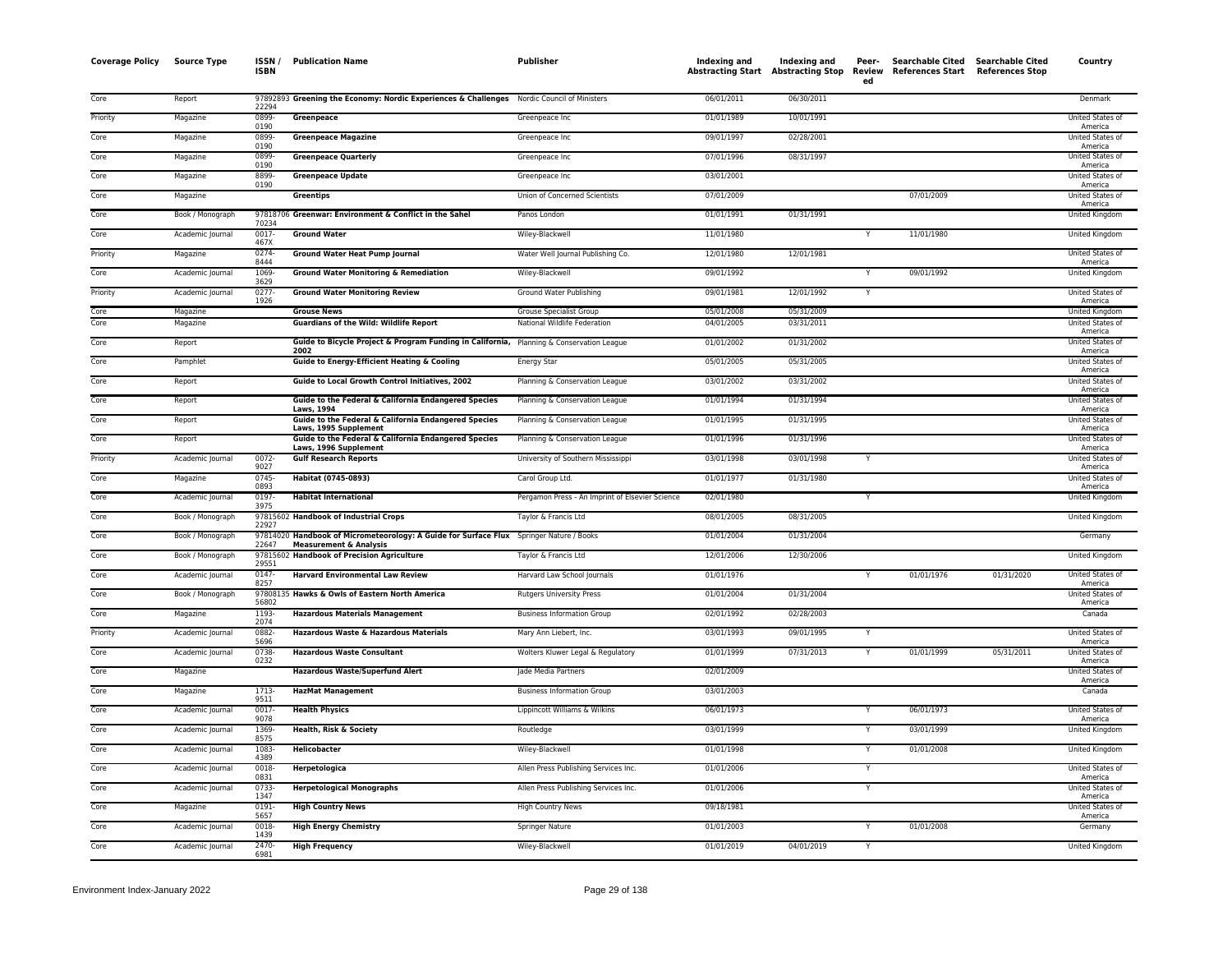| Coverage Policy | Source Type | ISSN / ISBN | Publication Name | Publisher | Indexing and Abstracting Start | Indexing and Abstracting Stop | Peer-Reviewed | Searchable Cited References Start | Searchable Cited References Stop | Country |
|---|---|---|---|---|---|---|---|---|---|---|
| Core | Report | 9789289322294 | **Greening the Economy: Nordic Experiences & Challenges** | Nordic Council of Ministers | 06/01/2011 | 06/30/2011 | | | | Denmark |
| Priority | Magazine | 0899-0190 | **Greenpeace** | Greenpeace Inc | 01/01/1989 | 10/01/1991 | | | | United States of America |
| Core | Magazine | 0899-0190 | **Greenpeace Magazine** | Greenpeace Inc | 09/01/1997 | 02/28/2001 | | | | United States of America |
| Core | Magazine | 0899-0190 | **Greenpeace Quarterly** | Greenpeace Inc | 07/01/1996 | 08/31/1997 | | | | United States of America |
| Core | Magazine | 8899-0190 | **Greenpeace Update** | Greenpeace Inc | 03/01/2001 | | | | | United States of America |
| Core | Magazine | | **Greentips** | Union of Concerned Scientists | 07/01/2009 | | | 07/01/2009 | | United States of America |
| Core | Book / Monograph | 9781870670234 | **Greenwar: Environment & Conflict in the Sahel** | Panos London | 01/01/1991 | 01/31/1991 | | | | United Kingdom |
| Core | Academic Journal | 0017-467X | **Ground Water** | Wiley-Blackwell | 11/01/1980 | | Y | 11/01/1980 | | United Kingdom |
| Priority | Magazine | 0274-8444 | **Ground Water Heat Pump Journal** | Water Well Journal Publishing Co. | 12/01/1980 | 12/01/1981 | | | | United States of America |
| Core | Academic Journal | 1069-3629 | **Ground Water Monitoring & Remediation** | Wiley-Blackwell | 09/01/1992 | | Y | 09/01/1992 | | United Kingdom |
| Priority | Academic Journal | 0277-1926 | **Ground Water Monitoring Review** | Ground Water Publishing | 09/01/1981 | 12/01/1992 | Y | | | United States of America |
| Core | Magazine | | **Grouse News** | Grouse Specialist Group | 05/01/2008 | 05/31/2009 | | | | United Kingdom |
| Core | Magazine | | **Guardians of the Wild: Wildlife Report** | National Wildlife Federation | 04/01/2005 | 03/31/2011 | | | | United States of America |
| Core | Report | | **Guide to Bicycle Project & Program Funding in California, 2002** | Planning & Conservation League | 01/01/2002 | 01/31/2002 | | | | United States of America |
| Core | Pamphlet | | **Guide to Energy-Efficient Heating & Cooling** | Energy Star | 05/01/2005 | 05/31/2005 | | | | United States of America |
| Core | Report | | **Guide to Local Growth Control Initiatives, 2002** | Planning & Conservation League | 03/01/2002 | 03/31/2002 | | | | United States of America |
| Core | Report | | **Guide to the Federal & California Endangered Species Laws, 1994** | Planning & Conservation League | 01/01/1994 | 01/31/1994 | | | | United States of America |
| Core | Report | | **Guide to the Federal & California Endangered Species Laws, 1995 Supplement** | Planning & Conservation League | 01/01/1995 | 01/31/1995 | | | | United States of America |
| Core | Report | | **Guide to the Federal & California Endangered Species Laws, 1996 Supplement** | Planning & Conservation League | 01/01/1996 | 01/31/1996 | | | | United States of America |
| Priority | Academic Journal | 0072-9027 | **Gulf Research Reports** | University of Southern Mississippi | 03/01/1998 | 03/01/1998 | Y | | | United States of America |
| Core | Magazine | 0745-0893 | **Habitat (0745-0893)** | Carol Group Ltd. | 01/01/1977 | 01/31/1980 | | | | United States of America |
| Core | Academic Journal | 0197-3975 | **Habitat International** | Pergamon Press - An Imprint of Elsevier Science | 02/01/1980 | | Y | | | United Kingdom |
| Core | Book / Monograph | 9781560222927 | **Handbook of Industrial Crops** | Taylor & Francis Ltd | 08/01/2005 | 08/31/2005 | | | | United Kingdom |
| Core | Book / Monograph | 9781402022647 | **Handbook of Micrometeorology: A Guide for Surface Flux Measurement & Analysis** | Springer Nature / Books | 01/01/2004 | 01/31/2004 | | | | Germany |
| Core | Book / Monograph | 9781560229551 | **Handbook of Precision Agriculture** | Taylor & Francis Ltd | 12/01/2006 | 12/30/2006 | | | | United Kingdom |
| Core | Academic Journal | 0147-8257 | **Harvard Environmental Law Review** | Harvard Law School Journals | 01/01/1976 | | Y | 01/01/1976 | 01/31/2020 | United States of America |
| Core | Book / Monograph | 9780813556802 | **Hawks & Owls of Eastern North America** | Rutgers University Press | 01/01/2004 | 01/31/2004 | | | | United States of America |
| Core | Magazine | 1193-2074 | **Hazardous Materials Management** | Business Information Group | 02/01/1992 | 02/28/2003 | | | | Canada |
| Priority | Academic Journal | 0882-5696 | **Hazardous Waste & Hazardous Materials** | Mary Ann Liebert, Inc. | 03/01/1993 | 09/01/1995 | Y | | | United States of America |
| Core | Academic Journal | 0738-0232 | **Hazardous Waste Consultant** | Wolters Kluwer Legal & Regulatory | 01/01/1999 | 07/31/2013 | Y | 01/01/1999 | 05/31/2011 | United States of America |
| Core | Magazine | | **Hazardous Waste/Superfund Alert** | Jade Media Partners | 02/01/2009 | | | | | United States of America |
| Core | Magazine | 1713-9511 | **HazMat Management** | Business Information Group | 03/01/2003 | | | | | Canada |
| Core | Academic Journal | 0017-9078 | **Health Physics** | Lippincott Williams & Wilkins | 06/01/1973 | | Y | 06/01/1973 | | United States of America |
| Core | Academic Journal | 1369-8575 | **Health, Risk & Society** | Routledge | 03/01/1999 | | Y | 03/01/1999 | | United Kingdom |
| Core | Academic Journal | 1083-4389 | **Helicobacter** | Wiley-Blackwell | 01/01/1998 | | Y | 01/01/2008 | | United Kingdom |
| Core | Academic Journal | 0018-0831 | **Herpetologica** | Allen Press Publishing Services Inc. | 01/01/2006 | | Y | | | United States of America |
| Core | Academic Journal | 0733-1347 | **Herpetological Monographs** | Allen Press Publishing Services Inc. | 01/01/2006 | | Y | | | United States of America |
| Core | Magazine | 0191-5657 | **High Country News** | High Country News | 09/18/1981 | | | | | United States of America |
| Core | Academic Journal | 0018-1439 | **High Energy Chemistry** | Springer Nature | 01/01/2003 | | Y | 01/01/2008 | | Germany |
| Core | Academic Journal | 2470-6981 | **High Frequency** | Wiley-Blackwell | 01/01/2019 | 04/01/2019 | Y | | | United Kingdom |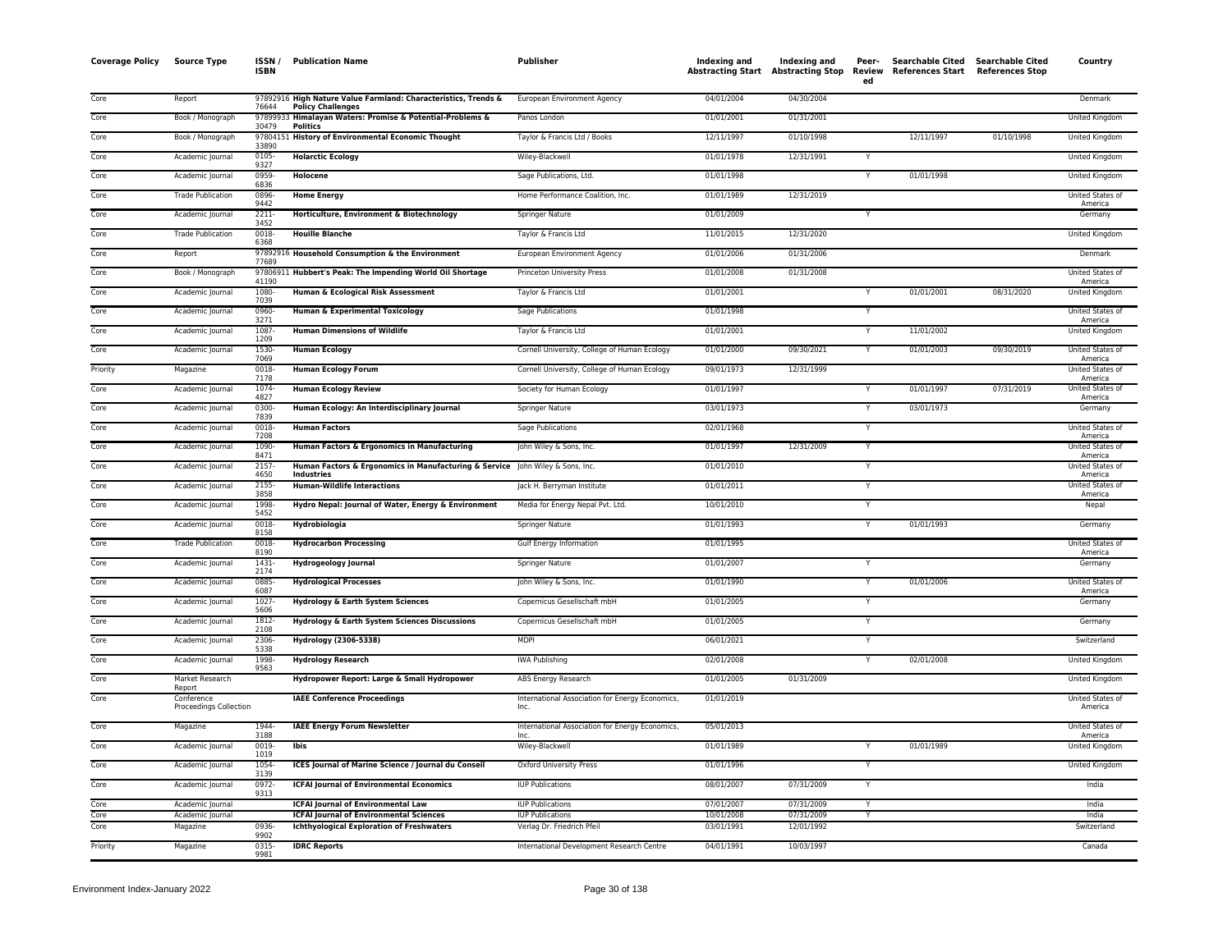| Coverage Policy | Source Type | ISSN / ISBN | Publication Name | Publisher | Indexing and Abstracting Start | Indexing and Abstracting Stop | Peer-Reviewed | Searchable Cited References Start | Searchable Cited References Stop | Country |
|---|---|---|---|---|---|---|---|---|---|---|
| Core | Report | 9789291676644 | **High Nature Value Farmland: Characteristics, Trends & Policy Challenges** | European Environment Agency | 04/01/2004 | 04/30/2004 | | | | Denmark |
| Core | Book / Monograph | 9789993330479 | **Himalayan Waters: Promise & Potential-Problems & Politics** | Panos London | 01/01/2001 | 01/31/2001 | | | | United Kingdom |
| Core | Book / Monograph | 9780415133890 | **History of Environmental Economic Thought** | Taylor & Francis Ltd / Books | 12/11/1997 | 01/10/1998 | | 12/11/1997 | 01/10/1998 | United Kingdom |
| Core | Academic Journal | 0105-9327 | **Holarctic Ecology** | Wiley-Blackwell | 01/01/1978 | 12/31/1991 | Y | | | United Kingdom |
| Core | Academic Journal | 0959-6836 | **Holocene** | Sage Publications, Ltd. | 01/01/1998 | | Y | 01/01/1998 | | United Kingdom |
| Core | Trade Publication | 0896-9442 | **Home Energy** | Home Performance Coalition, Inc. | 01/01/1989 | 12/31/2019 | | | | United States of America |
| Core | Academic Journal | 2211-3452 | **Horticulture, Environment & Biotechnology** | Springer Nature | 01/01/2009 | | Y | | | Germany |
| Core | Trade Publication | 0018-6368 | **Houille Blanche** | Taylor & Francis Ltd | 11/01/2015 | 12/31/2020 | | | | United Kingdom |
| Core | Report | 9789291677689 | **Household Consumption & the Environment** | European Environment Agency | 01/01/2006 | 01/31/2006 | | | | Denmark |
| Core | Book / Monograph | 9780691141190 | **Hubbert's Peak: The Impending World Oil Shortage** | Princeton University Press | 01/01/2008 | 01/31/2008 | | | | United States of America |
| Core | Academic Journal | 1080-7039 | **Human & Ecological Risk Assessment** | Taylor & Francis Ltd | 01/01/2001 | | Y | 01/01/2001 | 08/31/2020 | United Kingdom |
| Core | Academic Journal | 0960-3271 | **Human & Experimental Toxicology** | Sage Publications | 01/01/1998 | | Y | | | United States of America |
| Core | Academic Journal | 1087-1209 | **Human Dimensions of Wildlife** | Taylor & Francis Ltd | 01/01/2001 | | Y | 11/01/2002 | | United Kingdom |
| Core | Academic Journal | 1530-7069 | **Human Ecology** | Cornell University, College of Human Ecology | 01/01/2000 | 09/30/2021 | Y | 01/01/2003 | 09/30/2019 | United States of America |
| Priority | Magazine | 0018-7178 | **Human Ecology Forum** | Cornell University, College of Human Ecology | 09/01/1973 | 12/31/1999 | | | | United States of America |
| Core | Academic Journal | 1074-4827 | **Human Ecology Review** | Society for Human Ecology | 01/01/1997 | | Y | 01/01/1997 | 07/31/2019 | United States of America |
| Core | Academic Journal | 0300-7839 | **Human Ecology: An Interdisciplinary Journal** | Springer Nature | 03/01/1973 | | Y | 03/01/1973 | | Germany |
| Core | Academic Journal | 0018-7208 | **Human Factors** | Sage Publications | 02/01/1968 | | Y | | | United States of America |
| Core | Academic Journal | 1090-8471 | **Human Factors & Ergonomics in Manufacturing** | John Wiley & Sons, Inc. | 01/01/1997 | 12/31/2009 | Y | | | United States of America |
| Core | Academic Journal | 2157-4650 | **Human Factors & Ergonomics in Manufacturing & Service Industries** | John Wiley & Sons, Inc. | 01/01/2010 | | Y | | | United States of America |
| Core | Academic Journal | 2155-3858 | **Human-Wildlife Interactions** | Jack H. Berryman Institute | 01/01/2011 | | Y | | | United States of America |
| Core | Academic Journal | 1998-5452 | **Hydro Nepal: Journal of Water, Energy & Environment** | Media for Energy Nepal Pvt. Ltd. | 10/01/2010 | | Y | | | Nepal |
| Core | Academic Journal | 0018-8158 | **Hydrobiologia** | Springer Nature | 01/01/1993 | | Y | 01/01/1993 | | Germany |
| Core | Trade Publication | 0018-8190 | **Hydrocarbon Processing** | Gulf Energy Information | 01/01/1995 | | | | | United States of America |
| Core | Academic Journal | 1431-2174 | **Hydrogeology Journal** | Springer Nature | 01/01/2007 | | Y | | | Germany |
| Core | Academic Journal | 0885-6087 | **Hydrological Processes** | John Wiley & Sons, Inc. | 01/01/1990 | | Y | 01/01/2006 | | United States of America |
| Core | Academic Journal | 1027-5606 | **Hydrology & Earth System Sciences** | Copernicus Gesellschaft mbH | 01/01/2005 | | Y | | | Germany |
| Core | Academic Journal | 1812-2108 | **Hydrology & Earth System Sciences Discussions** | Copernicus Gesellschaft mbH | 01/01/2005 | | Y | | | Germany |
| Core | Academic Journal | 2306-5338 | **Hydrology (2306-5338)** | MDPI | 06/01/2021 | | Y | | | Switzerland |
| Core | Academic Journal | 1998-9563 | **Hydrology Research** | IWA Publishing | 02/01/2008 | | Y | 02/01/2008 | | United Kingdom |
| Core | Market Research Report | | **Hydropower Report: Large & Small Hydropower** | ABS Energy Research | 01/01/2005 | 01/31/2009 | | | | United Kingdom |
| Core | Conference Proceedings Collection | | **IAEE Conference Proceedings** | International Association for Energy Economics, Inc. | 01/01/2019 | | | | | United States of America |
| Core | Magazine | 1944-3188 | **IAEE Energy Forum Newsletter** | International Association for Energy Economics, Inc. | 05/01/2013 | | | | | United States of America |
| Core | Academic Journal | 0019-1019 | **Ibis** | Wiley-Blackwell | 01/01/1989 | | Y | 01/01/1989 | | United Kingdom |
| Core | Academic Journal | 1054-3139 | **ICES Journal of Marine Science / Journal du Conseil** | Oxford University Press | 01/01/1996 | | Y | | | United Kingdom |
| Core | Academic Journal | 0972-9313 | **ICFAI Journal of Environmental Economics** | IUP Publications | 08/01/2007 | 07/31/2009 | Y | | | India |
| Core | Academic Journal | | **ICFAI Journal of Environmental Law** | IUP Publications | 07/01/2007 | 07/31/2009 | Y | | | India |
| Core | Academic Journal | | **ICFAI Journal of Environmental Sciences** | IUP Publications | 10/01/2008 | 07/31/2009 | Y | | | India |
| Core | Magazine | 0936-9902 | **Ichthyological Exploration of Freshwaters** | Verlag Dr. Friedrich Pfeil | 03/01/1991 | 12/01/1992 | | | | Switzerland |
| Priority | Magazine | 0315-9981 | **IDRC Reports** | International Development Research Centre | 04/01/1991 | 10/03/1997 | | | | Canada |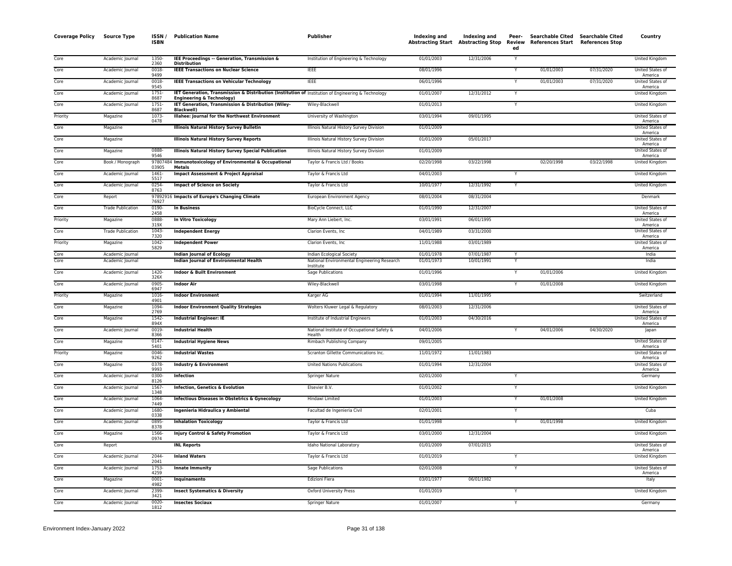| Coverage Policy | Source Type | ISSN / ISBN | Publication Name | Publisher | Indexing and Abstracting Start | Indexing and Abstracting Stop | Peer-Reviewed | Searchable Cited References Start | Searchable Cited References Stop | Country |
|---|---|---|---|---|---|---|---|---|---|---|
| Core | Academic Journal | 1350-2360 | **IEE Proceedings -- Generation, Transmission & Distribution** | Institution of Engineering & Technology | 01/01/2003 | 12/31/2006 | Y | | | United Kingdom |
| Core | Academic Journal | 0018-9499 | **IEEE Transactions on Nuclear Science** | IEEE | 08/01/1996 | | Y | 01/01/2003 | 07/31/2020 | United States of America |
| Core | Academic Journal | 0018-9545 | **IEEE Transactions on Vehicular Technology** | IEEE | 06/01/1996 | | Y | 01/01/2003 | 07/31/2020 | United States of America |
| Core | Academic Journal | 1751-8687 | **IET Generation, Transmission & Distribution (Institution of Engineering & Technology)** | Institution of Engineering & Technology | 01/01/2007 | 12/31/2012 | Y | | | United Kingdom |
| Core | Academic Journal | 1751-8687 | **IET Generation, Transmission & Distribution (Wiley-Blackwell)** | Wiley-Blackwell | 01/01/2013 | | Y | | | United Kingdom |
| Priority | Magazine | 1073-0478 | **Illahee: Journal for the Northwest Environment** | University of Washington | 03/01/1994 | 09/01/1995 | | | | United States of America |
| Core | Magazine | | **Illinois Natural History Survey Bulletin** | Illinois Natural History Survey Division | 01/01/2009 | | | | | United States of America |
| Core | Magazine | | **Illinois Natural History Survey Reports** | Illinois Natural History Survey Division | 01/01/2009 | 05/01/2017 | | | | United States of America |
| Core | Magazine | 0888-9546 | **Illinois Natural History Survey Special Publication** | Illinois Natural History Survey Division | 01/01/2009 | | | | | United States of America |
| Core | Book / Monograph | 9780748403905 | **Immunotoxicology of Environmental & Occupational Metals** | Taylor & Francis Ltd / Books | 02/20/1998 | 03/22/1998 | | 02/20/1998 | 03/22/1998 | United Kingdom |
| Core | Academic Journal | 1461-5517 | **Impact Assessment & Project Appraisal** | Taylor & Francis Ltd | 04/01/2003 | | Y | | | United Kingdom |
| Core | Academic Journal | 0254-8763 | **Impact of Science on Society** | Taylor & Francis Ltd | 10/01/1977 | 12/31/1992 | Y | | | United Kingdom |
| Core | Report | 9789291676927 | **Impacts of Europe's Changing Climate** | European Environment Agency | 08/01/2004 | 08/31/2004 | | | | Denmark |
| Core | Trade Publication | 0190-2458 | **In Business** | BioCycle Connect, LLC | 01/01/1990 | 12/31/2007 | | | | United States of America |
| Priority | Magazine | 0888-319X | **In Vitro Toxicology** | Mary Ann Liebert, Inc. | 03/01/1991 | 06/01/1995 | | | | United States of America |
| Core | Trade Publication | 1043-7320 | **Independent Energy** | Clarion Events, Inc | 04/01/1989 | 03/31/2000 | | | | United States of America |
| Priority | Magazine | 1042-5829 | **Independent Power** | Clarion Events, Inc | 11/01/1988 | 03/01/1989 | | | | United States of America |
| Core | Academic Journal | | **Indian Journal of Ecology** | Indian Ecological Society | 01/01/1978 | 07/01/1987 | Y | | | India |
| Core | Academic Journal | | **Indian Journal of Environmental Health** | National Environmental Engineering Research Institute | 01/01/1973 | 10/01/1991 | Y | | | India |
| Core | Academic Journal | 1420-326X | **Indoor & Built Environment** | Sage Publications | 01/01/1996 | | Y | 01/01/2006 | | United Kingdom |
| Core | Academic Journal | 0905-6947 | **Indoor Air** | Wiley-Blackwell | 03/01/1998 | | Y | 01/01/2008 | | United Kingdom |
| Priority | Magazine | 1016-4901 | **Indoor Environment** | Karger AG | 01/01/1994 | 11/01/1995 | | | | Switzerland |
| Core | Magazine | 1094-2769 | **Indoor Environment Quality Strategies** | Wolters Kluwer Legal & Regulatory | 08/01/2003 | 12/31/2006 | | | | United States of America |
| Core | Magazine | 1542-894X | **Industrial Engineer: IE** | Institute of Industrial Engineers | 01/01/2003 | 04/30/2016 | | | | United States of America |
| Core | Academic Journal | 0019-8366 | **Industrial Health** | National Institute of Occupational Safety & Health | 04/01/2006 | | Y | 04/01/2006 | 04/30/2020 | Japan |
| Core | Magazine | 0147-5401 | **Industrial Hygiene News** | Rimbach Publishing Company | 09/01/2005 | | | | | United States of America |
| Priority | Magazine | 0046-9262 | **Industrial Wastes** | Scranton Gillette Communications Inc. | 11/01/1972 | 11/01/1983 | | | | United States of America |
| Core | Magazine | 0378-9993 | **Industry & Environment** | United Nations Publications | 01/01/1994 | 12/31/2004 | | | | United States of America |
| Core | Academic Journal | 0300-8126 | **Infection** | Springer Nature | 02/01/2000 | | Y | | | Germany |
| Core | Academic Journal | 1567-1348 | **Infection, Genetics & Evolution** | Elsevier B.V. | 01/01/2002 | | Y | | | United Kingdom |
| Core | Academic Journal | 1064-7449 | **Infectious Diseases in Obstetrics & Gynecology** | Hindawi Limited | 01/01/2003 | | Y | 01/01/2008 | | United Kingdom |
| Core | Academic Journal | 1680-0338 | **Ingenieria Hidraulica y Ambiental** | Facultad de Ingenieria Civil | 02/01/2001 | | Y | | | Cuba |
| Core | Academic Journal | 0895-8378 | **Inhalation Toxicology** | Taylor & Francis Ltd | 01/01/1998 | | Y | 01/01/1998 | | United Kingdom |
| Core | Magazine | 1566-0974 | **Injury Control & Safety Promotion** | Taylor & Francis Ltd | 03/01/2000 | 12/31/2004 | | | | United Kingdom |
| Core | Report | | **INL Reports** | Idaho National Laboratory | 01/01/2009 | 07/01/2015 | | | | United States of America |
| Core | Academic Journal | 2044-2041 | **Inland Waters** | Taylor & Francis Ltd | 01/01/2019 | | Y | | | United Kingdom |
| Core | Academic Journal | 1753-4259 | **Innate Immunity** | Sage Publications | 02/01/2008 | | Y | | | United States of America |
| Core | Magazine | 0001-4982 | **Inquinamento** | Edizioni Fiera | 03/01/1977 | 06/01/1982 | | | | Italy |
| Core | Academic Journal | 2399-3421 | **Insect Systematics & Diversity** | Oxford University Press | 01/01/2019 | | Y | | | United Kingdom |
| Core | Academic Journal | 0020-1812 | **Insectes Sociaux** | Springer Nature | 01/01/2007 | | Y | | | Germany |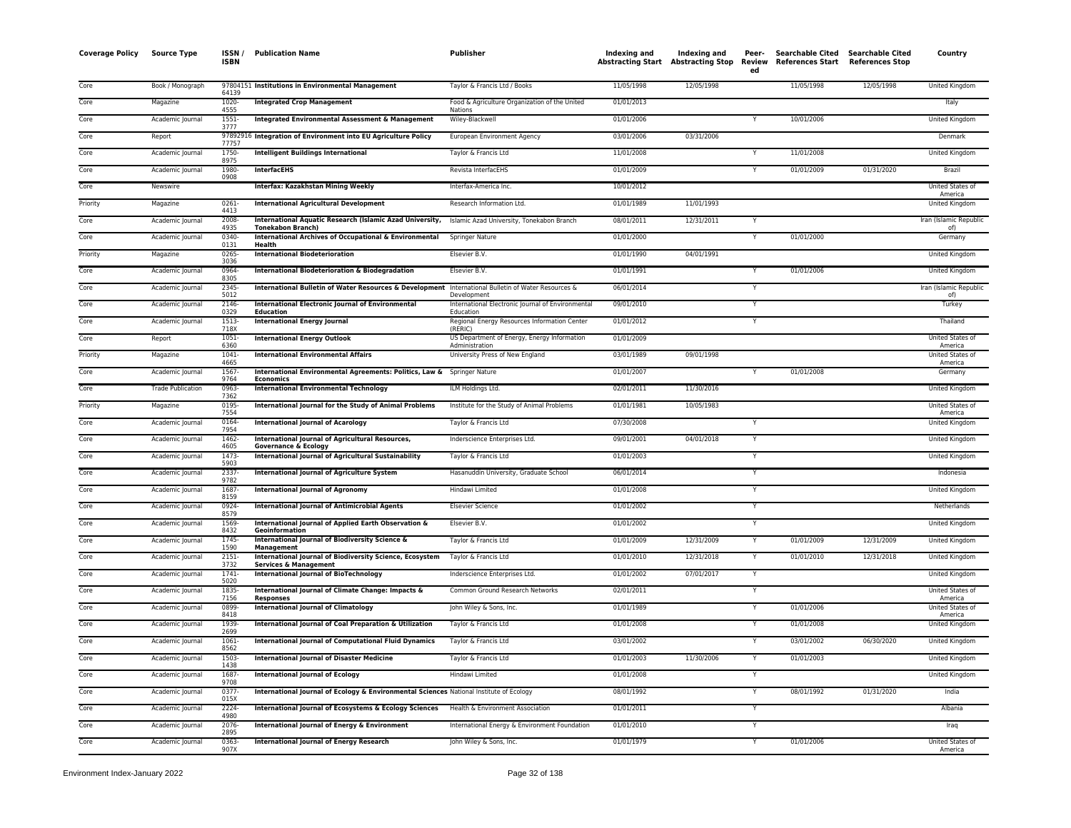| Coverage Policy | Source Type | ISSN / ISBN | Publication Name | Publisher | Indexing and Abstracting Start | Indexing and Abstracting Stop | Peer-Reviewed | Searchable Cited References Start | Searchable Cited References Stop | Country |
|---|---|---|---|---|---|---|---|---|---|---|
| Core | Book / Monograph | 9780415164139 | **Institutions in Environmental Management** | Taylor & Francis Ltd / Books | 11/05/1998 | 12/05/1998 | | 11/05/1998 | 12/05/1998 | United Kingdom |
| Core | Magazine | 1020-4555 | **Integrated Crop Management** | Food & Agriculture Organization of the United Nations | 01/01/2013 | | | | | Italy |
| Core | Academic Journal | 1551-3777 | **Integrated Environmental Assessment & Management** | Wiley-Blackwell | 01/01/2006 | | Y | 10/01/2006 | | United Kingdom |
| Core | Report | 9789291677757 | **Integration of Environment into EU Agriculture Policy** | European Environment Agency | 03/01/2006 | 03/31/2006 | | | | Denmark |
| Core | Academic Journal | 1750-8975 | **Intelligent Buildings International** | Taylor & Francis Ltd | 11/01/2008 | | Y | 11/01/2008 | | United Kingdom |
| Core | Academic Journal | 1980-0908 | **InterfacEHS** | Revista InterfacEHS | 01/01/2009 | | Y | 01/01/2009 | 01/31/2020 | Brazil |
| Core | Newswire | | **Interfax: Kazakhstan Mining Weekly** | Interfax-America Inc. | 10/01/2012 | | | | | United States of America |
| Priority | Magazine | 0261-4413 | **International Agricultural Development** | Research Information Ltd. | 01/01/1989 | 11/01/1993 | | | | United Kingdom |
| Core | Academic Journal | 2008-4935 | **International Aquatic Research (Islamic Azad University, Tonekabon Branch)** | Islamic Azad University, Tonekabon Branch | 08/01/2011 | 12/31/2011 | Y | | | Iran (Islamic Republic of) |
| Core | Academic Journal | 0340-0131 | **International Archives of Occupational & Environmental Health** | Springer Nature | 01/01/2000 | | Y | 01/01/2000 | | Germany |
| Priority | Magazine | 0265-3036 | **International Biodeterioration** | Elsevier B.V. | 01/01/1990 | 04/01/1991 | | | | United Kingdom |
| Core | Academic Journal | 0964-8305 | **International Biodeterioration & Biodegradation** | Elsevier B.V. | 01/01/1991 | | Y | 01/01/2006 | | United Kingdom |
| Core | Academic Journal | 2345-5012 | **International Bulletin of Water Resources & Development** | International Bulletin of Water Resources & Development | 06/01/2014 | | Y | | | Iran (Islamic Republic of) |
| Core | Academic Journal | 2146-0329 | **International Electronic Journal of Environmental Education** | International Electronic Journal of Environmental Education | 09/01/2010 | | Y | | | Turkey |
| Core | Academic Journal | 1513-718X | **International Energy Journal** | Regional Energy Resources Information Center (RERIC) | 01/01/2012 | | Y | | | Thailand |
| Core | Report | 1051-6360 | **International Energy Outlook** | US Department of Energy, Energy Information Administration | 01/01/2009 | | | | | United States of America |
| Priority | Magazine | 1041-4665 | **International Environmental Affairs** | University Press of New England | 03/01/1989 | 09/01/1998 | | | | United States of America |
| Core | Academic Journal | 1567-9764 | **International Environmental Agreements: Politics, Law & Economics** | Springer Nature | 01/01/2007 | | Y | 01/01/2008 | | Germany |
| Core | Trade Publication | 0963-7362 | **International Environmental Technology** | ILM Holdings Ltd. | 02/01/2011 | 11/30/2016 | | | | United Kingdom |
| Priority | Magazine | 0195-7554 | **International Journal for the Study of Animal Problems** | Institute for the Study of Animal Problems | 01/01/1981 | 10/05/1983 | | | | United States of America |
| Core | Academic Journal | 0164-7954 | **International Journal of Acarology** | Taylor & Francis Ltd | 07/30/2008 | | Y | | | United Kingdom |
| Core | Academic Journal | 1462-4605 | **International Journal of Agricultural Resources, Governance & Ecology** | Inderscience Enterprises Ltd. | 09/01/2001 | 04/01/2018 | Y | | | United Kingdom |
| Core | Academic Journal | 1473-5903 | **International Journal of Agricultural Sustainability** | Taylor & Francis Ltd | 01/01/2003 | | Y | | | United Kingdom |
| Core | Academic Journal | 2337-9782 | **International Journal of Agriculture System** | Hasanuddin University, Graduate School | 06/01/2014 | | Y | | | Indonesia |
| Core | Academic Journal | 1687-8159 | **International Journal of Agronomy** | Hindawi Limited | 01/01/2008 | | Y | | | United Kingdom |
| Core | Academic Journal | 0924-8579 | **International Journal of Antimicrobial Agents** | Elsevier Science | 01/01/2002 | | Y | | | Netherlands |
| Core | Academic Journal | 1569-8432 | **International Journal of Applied Earth Observation & Geoinformation** | Elsevier B.V. | 01/01/2002 | | Y | | | United Kingdom |
| Core | Academic Journal | 1745-1590 | **International Journal of Biodiversity Science & Management** | Taylor & Francis Ltd | 01/01/2009 | 12/31/2009 | Y | 01/01/2009 | 12/31/2009 | United Kingdom |
| Core | Academic Journal | 2151-3732 | **International Journal of Biodiversity Science, Ecosystem Services & Management** | Taylor & Francis Ltd | 01/01/2010 | 12/31/2018 | Y | 01/01/2010 | 12/31/2018 | United Kingdom |
| Core | Academic Journal | 1741-5020 | **International Journal of BioTechnology** | Inderscience Enterprises Ltd. | 01/01/2002 | 07/01/2017 | Y | | | United Kingdom |
| Core | Academic Journal | 1835-7156 | **International Journal of Climate Change: Impacts & Responses** | Common Ground Research Networks | 02/01/2011 | | Y | | | United States of America |
| Core | Academic Journal | 0899-8418 | **International Journal of Climatology** | John Wiley & Sons, Inc. | 01/01/1989 | | Y | 01/01/2006 | | United States of America |
| Core | Academic Journal | 1939-2699 | **International Journal of Coal Preparation & Utilization** | Taylor & Francis Ltd | 01/01/2008 | | Y | 01/01/2008 | | United Kingdom |
| Core | Academic Journal | 1061-8562 | **International Journal of Computational Fluid Dynamics** | Taylor & Francis Ltd | 03/01/2002 | | Y | 03/01/2002 | 06/30/2020 | United Kingdom |
| Core | Academic Journal | 1503-1438 | **International Journal of Disaster Medicine** | Taylor & Francis Ltd | 01/01/2003 | 11/30/2006 | Y | 01/01/2003 | | United Kingdom |
| Core | Academic Journal | 1687-9708 | **International Journal of Ecology** | Hindawi Limited | 01/01/2008 | | Y | | | United Kingdom |
| Core | Academic Journal | 0377-015X | **International Journal of Ecology & Environmental Sciences** | National Institute of Ecology | 08/01/1992 | | Y | 08/01/1992 | 01/31/2020 | India |
| Core | Academic Journal | 2224-4980 | **International Journal of Ecosystems & Ecology Sciences** | Health & Environment Association | 01/01/2011 | | Y | | | Albania |
| Core | Academic Journal | 2076-2895 | **International Journal of Energy & Environment** | International Energy & Environment Foundation | 01/01/2010 | | Y | | | Iraq |
| Core | Academic Journal | 0363-907X | **International Journal of Energy Research** | John Wiley & Sons, Inc. | 01/01/1979 | | Y | 01/01/2006 | | United States of America |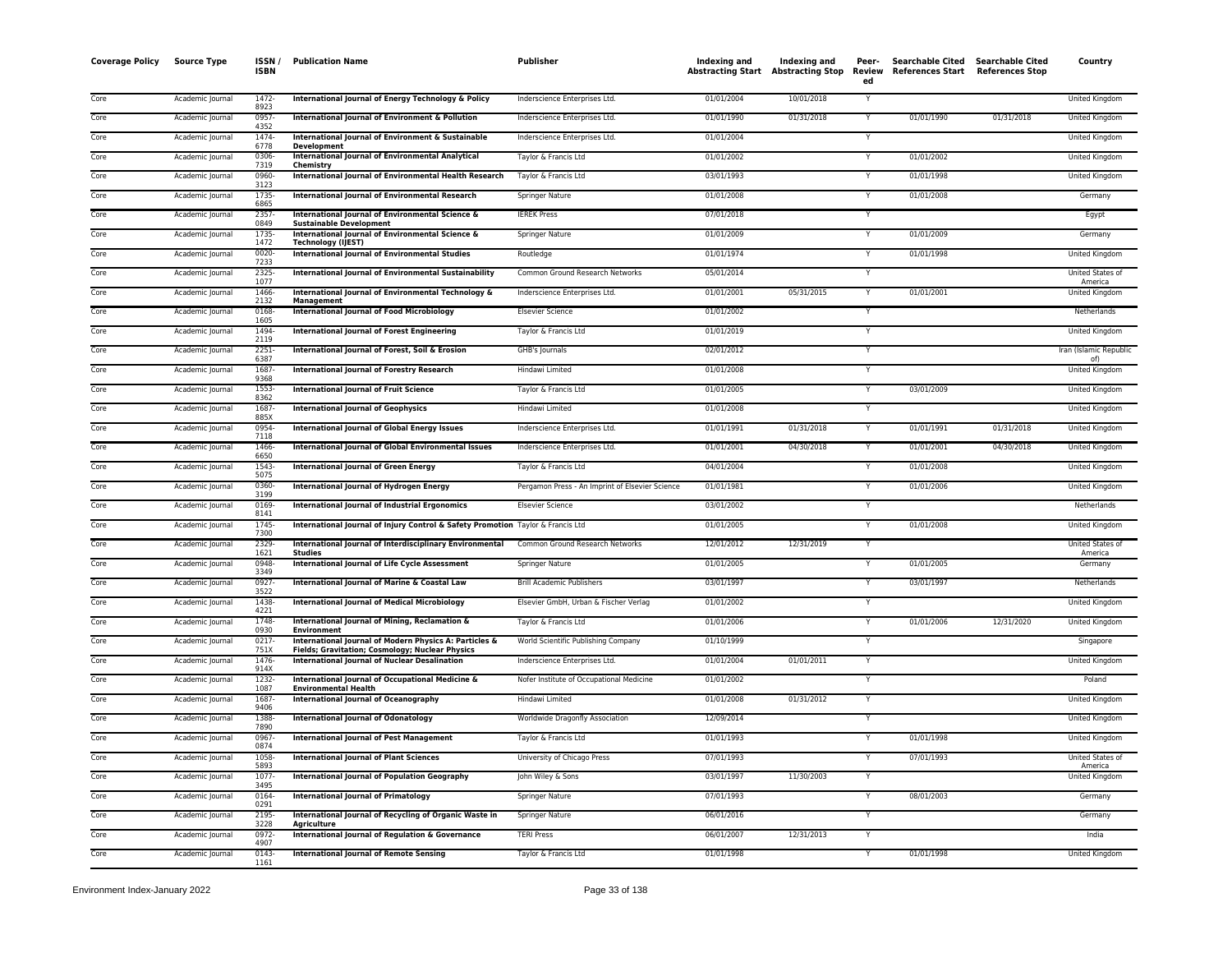| Coverage Policy | Source Type | ISSN / ISBN | Publication Name | Publisher | Indexing and Abstracting Start | Indexing and Abstracting Stop | Peer-Reviewed | Searchable Cited References Start | Searchable Cited References Stop | Country |
|---|---|---|---|---|---|---|---|---|---|---|
| Core | Academic Journal | 1472-8923 | International Journal of Energy Technology & Policy | Inderscience Enterprises Ltd. | 01/01/2004 | 10/01/2018 | Y | | | United Kingdom |
| Core | Academic Journal | 0957-4352 | International Journal of Environment & Pollution | Inderscience Enterprises Ltd. | 01/01/1990 | 01/31/2018 | Y | 01/01/1990 | 01/31/2018 | United Kingdom |
| Core | Academic Journal | 1474-6778 | International Journal of Environment & Sustainable Development | Inderscience Enterprises Ltd. | 01/01/2004 | | Y | | | United Kingdom |
| Core | Academic Journal | 0306-7319 | International Journal of Environmental Analytical Chemistry | Taylor & Francis Ltd | 01/01/2002 | | Y | 01/01/2002 | | United Kingdom |
| Core | Academic Journal | 0960-3123 | International Journal of Environmental Health Research | Taylor & Francis Ltd | 03/01/1993 | | Y | 01/01/1998 | | United Kingdom |
| Core | Academic Journal | 1735-6865 | International Journal of Environmental Research | Springer Nature | 01/01/2008 | | Y | 01/01/2008 | | Germany |
| Core | Academic Journal | 2357-0849 | International Journal of Environmental Science & Sustainable Development | IEREK Press | 07/01/2018 | | Y | | | Egypt |
| Core | Academic Journal | 1735-1472 | International Journal of Environmental Science & Technology (IJEST) | Springer Nature | 01/01/2009 | | Y | 01/01/2009 | | Germany |
| Core | Academic Journal | 0020-7233 | International Journal of Environmental Studies | Routledge | 01/01/1974 | | Y | 01/01/1998 | | United Kingdom |
| Core | Academic Journal | 2325-1077 | International Journal of Environmental Sustainability | Common Ground Research Networks | 05/01/2014 | | Y | | | United States of America |
| Core | Academic Journal | 1466-2132 | International Journal of Environmental Technology & Management | Inderscience Enterprises Ltd. | 01/01/2001 | 05/31/2015 | Y | 01/01/2001 | | United Kingdom |
| Core | Academic Journal | 0168-1605 | International Journal of Food Microbiology | Elsevier Science | 01/01/2002 | | Y | | | Netherlands |
| Core | Academic Journal | 1494-2119 | International Journal of Forest Engineering | Taylor & Francis Ltd | 01/01/2019 | | Y | | | United Kingdom |
| Core | Academic Journal | 2251-6387 | International Journal of Forest, Soil & Erosion | GHB's Journals | 02/01/2012 | | Y | | | Iran (Islamic Republic of) |
| Core | Academic Journal | 1687-9368 | International Journal of Forestry Research | Hindawi Limited | 01/01/2008 | | Y | | | United Kingdom |
| Core | Academic Journal | 1553-8362 | International Journal of Fruit Science | Taylor & Francis Ltd | 01/01/2005 | | Y | 03/01/2009 | | United Kingdom |
| Core | Academic Journal | 1687-885X | International Journal of Geophysics | Hindawi Limited | 01/01/2008 | | Y | | | United Kingdom |
| Core | Academic Journal | 0954-7118 | International Journal of Global Energy Issues | Inderscience Enterprises Ltd. | 01/01/1991 | 01/31/2018 | Y | 01/01/1991 | 01/31/2018 | United Kingdom |
| Core | Academic Journal | 1466-6650 | International Journal of Global Environmental Issues | Inderscience Enterprises Ltd. | 01/01/2001 | 04/30/2018 | Y | 01/01/2001 | 04/30/2018 | United Kingdom |
| Core | Academic Journal | 1543-5075 | International Journal of Green Energy | Taylor & Francis Ltd | 04/01/2004 | | Y | 01/01/2008 | | United Kingdom |
| Core | Academic Journal | 0360-3199 | International Journal of Hydrogen Energy | Pergamon Press - An Imprint of Elsevier Science | 01/01/1981 | | Y | 01/01/2006 | | United Kingdom |
| Core | Academic Journal | 0169-8141 | International Journal of Industrial Ergonomics | Elsevier Science | 03/01/2002 | | Y | | | Netherlands |
| Core | Academic Journal | 1745-7300 | International Journal of Injury Control & Safety Promotion | Taylor & Francis Ltd | 01/01/2005 | | Y | 01/01/2008 | | United Kingdom |
| Core | Academic Journal | 2329-1621 | International Journal of Interdisciplinary Environmental Studies | Common Ground Research Networks | 12/01/2012 | 12/31/2019 | Y | | | United States of America |
| Core | Academic Journal | 0948-3349 | International Journal of Life Cycle Assessment | Springer Nature | 01/01/2005 | | Y | 01/01/2005 | | Germany |
| Core | Academic Journal | 0927-3522 | International Journal of Marine & Coastal Law | Brill Academic Publishers | 03/01/1997 | | Y | 03/01/1997 | | Netherlands |
| Core | Academic Journal | 1438-4221 | International Journal of Medical Microbiology | Elsevier GmbH, Urban & Fischer Verlag | 01/01/2002 | | Y | | | United Kingdom |
| Core | Academic Journal | 1748-0930 | International Journal of Mining, Reclamation & Environment | Taylor & Francis Ltd | 01/01/2006 | | Y | 01/01/2006 | 12/31/2020 | United Kingdom |
| Core | Academic Journal | 0217-751X | International Journal of Modern Physics A: Particles & Fields; Gravitation; Cosmology; Nuclear Physics | World Scientific Publishing Company | 01/10/1999 | | Y | | | Singapore |
| Core | Academic Journal | 1476-914X | International Journal of Nuclear Desalination | Inderscience Enterprises Ltd. | 01/01/2004 | 01/01/2011 | Y | | | United Kingdom |
| Core | Academic Journal | 1232-1087 | International Journal of Occupational Medicine & Environmental Health | Nofer Institute of Occupational Medicine | 01/01/2002 | | Y | | | Poland |
| Core | Academic Journal | 1687-9406 | International Journal of Oceanography | Hindawi Limited | 01/01/2008 | 01/31/2012 | Y | | | United Kingdom |
| Core | Academic Journal | 1388-7890 | International Journal of Odonatology | Worldwide Dragonfly Association | 12/09/2014 | | Y | | | United Kingdom |
| Core | Academic Journal | 0967-0874 | International Journal of Pest Management | Taylor & Francis Ltd | 01/01/1993 | | Y | 01/01/1998 | | United Kingdom |
| Core | Academic Journal | 1058-5893 | International Journal of Plant Sciences | University of Chicago Press | 07/01/1993 | | Y | 07/01/1993 | | United States of America |
| Core | Academic Journal | 1077-3495 | International Journal of Population Geography | John Wiley & Sons | 03/01/1997 | 11/30/2003 | Y | | | United Kingdom |
| Core | Academic Journal | 0164-0291 | International Journal of Primatology | Springer Nature | 07/01/1993 | | Y | 08/01/2003 | | Germany |
| Core | Academic Journal | 2195-3228 | International Journal of Recycling of Organic Waste in Agriculture | Springer Nature | 06/01/2016 | | Y | | | Germany |
| Core | Academic Journal | 0972-4907 | International Journal of Regulation & Governance | TERI Press | 06/01/2007 | 12/31/2013 | Y | | | India |
| Core | Academic Journal | 0143-1161 | International Journal of Remote Sensing | Taylor & Francis Ltd | 01/01/1998 | | Y | 01/01/1998 | | United Kingdom |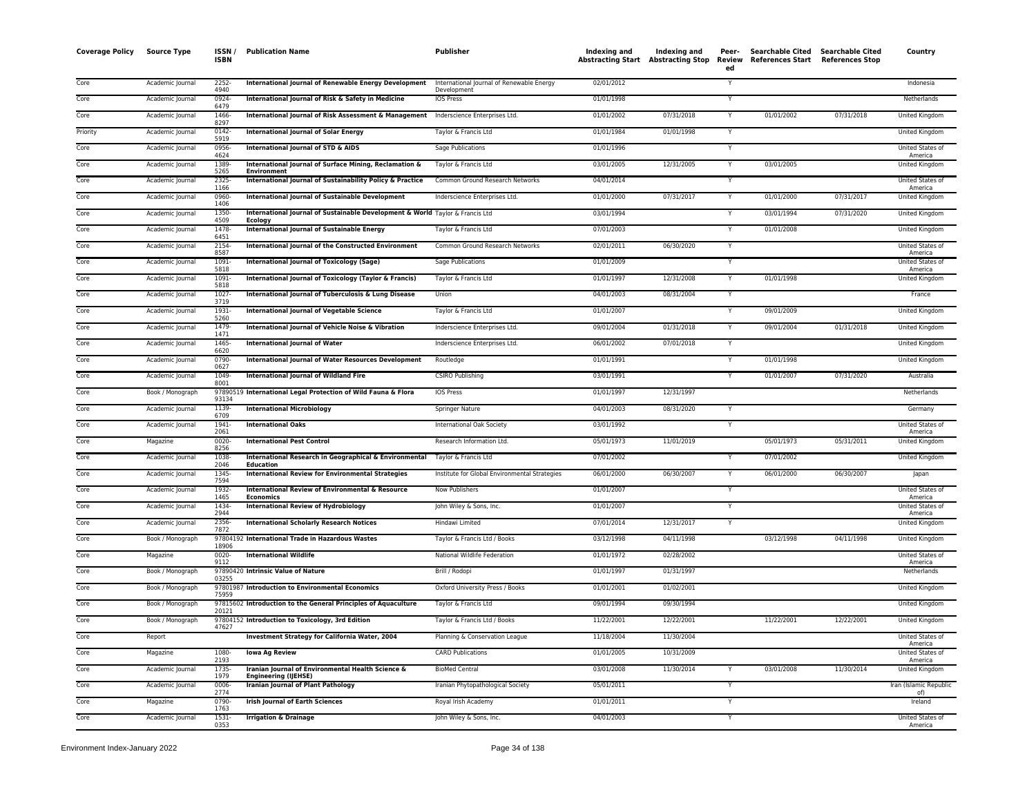| Coverage Policy | Source Type | ISSN / ISBN | Publication Name | Publisher | Indexing and Abstracting Start | Indexing and Abstracting Stop | Peer-Reviewed | Searchable Cited References Start | Searchable Cited References Stop | Country |
|---|---|---|---|---|---|---|---|---|---|---|
| Core | Academic Journal | 2252-4940 | **International Journal of Renewable Energy Development** | International Journal of Renewable Energy Development | 02/01/2012 | | Y | | | Indonesia |
| Core | Academic Journal | 0924-6479 | **International Journal of Risk & Safety in Medicine** | IOS Press | 01/01/1998 | | Y | | | Netherlands |
| Core | Academic Journal | 1466-8297 | **International Journal of Risk Assessment & Management** | Inderscience Enterprises Ltd. | 01/01/2002 | 07/31/2018 | Y | 01/01/2002 | 07/31/2018 | United Kingdom |
| Priority | Academic Journal | 0142-5919 | **International Journal of Solar Energy** | Taylor & Francis Ltd | 01/01/1984 | 01/01/1998 | Y | | | United Kingdom |
| Core | Academic Journal | 0956-4624 | **International Journal of STD & AIDS** | Sage Publications | 01/01/1996 | | Y | | | United States of America |
| Core | Academic Journal | 1389-5265 | **International Journal of Surface Mining, Reclamation & Environment** | Taylor & Francis Ltd | 03/01/2005 | 12/31/2005 | Y | 03/01/2005 | | United Kingdom |
| Core | Academic Journal | 2325-1166 | **International Journal of Sustainability Policy & Practice** | Common Ground Research Networks | 04/01/2014 | | Y | | | United States of America |
| Core | Academic Journal | 0960-1406 | **International Journal of Sustainable Development** | Inderscience Enterprises Ltd. | 01/01/2000 | 07/31/2017 | Y | 01/01/2000 | 07/31/2017 | United Kingdom |
| Core | Academic Journal | 1350-4509 | **International Journal of Sustainable Development & World Ecology** | Taylor & Francis Ltd | 03/01/1994 | | Y | 03/01/1994 | 07/31/2020 | United Kingdom |
| Core | Academic Journal | 1478-6451 | **International Journal of Sustainable Energy** | Taylor & Francis Ltd | 07/01/2003 | | Y | 01/01/2008 | | United Kingdom |
| Core | Academic Journal | 2154-8587 | **International Journal of the Constructed Environment** | Common Ground Research Networks | 02/01/2011 | 06/30/2020 | Y | | | United States of America |
| Core | Academic Journal | 1091-5818 | **International Journal of Toxicology (Sage)** | Sage Publications | 01/01/2009 | | Y | | | United States of America |
| Core | Academic Journal | 1091-5818 | **International Journal of Toxicology (Taylor & Francis)** | Taylor & Francis Ltd | 01/01/1997 | 12/31/2008 | Y | 01/01/1998 | | United Kingdom |
| Core | Academic Journal | 1027-3719 | **International Journal of Tuberculosis & Lung Disease** | Union | 04/01/2003 | 08/31/2004 | Y | | | France |
| Core | Academic Journal | 1931-5260 | **International Journal of Vegetable Science** | Taylor & Francis Ltd | 01/01/2007 | | Y | 09/01/2009 | | United Kingdom |
| Core | Academic Journal | 1479-1471 | **International Journal of Vehicle Noise & Vibration** | Inderscience Enterprises Ltd. | 09/01/2004 | 01/31/2018 | Y | 09/01/2004 | 01/31/2018 | United Kingdom |
| Core | Academic Journal | 1465-6620 | **International Journal of Water** | Inderscience Enterprises Ltd. | 06/01/2002 | 07/01/2018 | Y | | | United Kingdom |
| Core | Academic Journal | 0790-0627 | **International Journal of Water Resources Development** | Routledge | 01/01/1991 | | Y | 01/01/1998 | | United Kingdom |
| Core | Academic Journal | 1049-8001 | **International Journal of Wildland Fire** | CSIRO Publishing | 03/01/1991 | | Y | 01/01/2007 | 07/31/2020 | Australia |
| Core | Book / Monograph | 9789051993134 | **International Legal Protection of Wild Fauna & Flora** | IOS Press | 01/01/1997 | 12/31/1997 | | | | Netherlands |
| Core | Academic Journal | 1139-6709 | **International Microbiology** | Springer Nature | 04/01/2003 | 08/31/2020 | Y | | | Germany |
| Core | Academic Journal | 1941-2061 | **International Oaks** | International Oak Society | 03/01/1992 | | Y | | | United States of America |
| Core | Magazine | 0020-8256 | **International Pest Control** | Research Information Ltd. | 05/01/1973 | 11/01/2019 | | 05/01/1973 | 05/31/2011 | United Kingdom |
| Core | Academic Journal | 1038-2046 | **International Research in Geographical & Environmental Education** | Taylor & Francis Ltd | 07/01/2002 | | Y | 07/01/2002 | | United Kingdom |
| Core | Academic Journal | 1345-7594 | **International Review for Environmental Strategies** | Institute for Global Environmental Strategies | 06/01/2000 | 06/30/2007 | Y | 06/01/2000 | 06/30/2007 | Japan |
| Core | Academic Journal | 1932-1465 | **International Review of Environmental & Resource Economics** | Now Publishers | 01/01/2007 | | Y | | | United States of America |
| Core | Academic Journal | 1434-2944 | **International Review of Hydrobiology** | John Wiley & Sons, Inc. | 01/01/2007 | | Y | | | United States of America |
| Core | Academic Journal | 2356-7872 | **International Scholarly Research Notices** | Hindawi Limited | 07/01/2014 | 12/31/2017 | Y | | | United Kingdom |
| Core | Book / Monograph | 9780419218906 | **International Trade in Hazardous Wastes** | Taylor & Francis Ltd / Books | 03/12/1998 | 04/11/1998 | | 03/12/1998 | 04/11/1998 | United Kingdom |
| Core | Magazine | 0020-9112 | **International Wildlife** | National Wildlife Federation | 01/01/1972 | 02/28/2002 | | | | United States of America |
| Core | Book / Monograph | 9789042003255 | **Intrinsic Value of Nature** | Brill / Rodopi | 01/01/1997 | 01/31/1997 | | | | Netherlands |
| Core | Book / Monograph | 9780198775959 | **Introduction to Environmental Economics** | Oxford University Press / Books | 01/01/2001 | 01/02/2001 | | | | United Kingdom |
| Core | Book / Monograph | 9781560220121 | **Introduction to the General Principles of Aquaculture** | Taylor & Francis Ltd | 09/01/1994 | 09/30/1994 | | | | United Kingdom |
| Core | Book / Monograph | 9780415247627 | **Introduction to Toxicology, 3rd Edition** | Taylor & Francis Ltd / Books | 11/22/2001 | 12/22/2001 | | 11/22/2001 | 12/22/2001 | United Kingdom |
| Core | Report | | **Investment Strategy for California Water, 2004** | Planning & Conservation League | 11/18/2004 | 11/30/2004 | | | | United States of America |
| Core | Magazine | 1080-2193 | **Iowa Ag Review** | CARD Publications | 01/01/2005 | 10/31/2009 | | | | United States of America |
| Core | Academic Journal | 1735-1979 | **Iranian Journal of Environmental Health Science & Engineering (IJEHSE)** | BioMed Central | 03/01/2008 | 11/30/2014 | Y | 03/01/2008 | 11/30/2014 | United Kingdom |
| Core | Academic Journal | 0006-2774 | **Iranian Journal of Plant Pathology** | Iranian Phytopathological Society | 05/01/2011 | | Y | | | Iran (Islamic Republic of) |
| Core | Magazine | 0790-1763 | **Irish Journal of Earth Sciences** | Royal Irish Academy | 01/01/2011 | | Y | | | Ireland |
| Core | Academic Journal | 1531-0353 | **Irrigation & Drainage** | John Wiley & Sons, Inc. | 04/01/2003 | | Y | | | United States of America |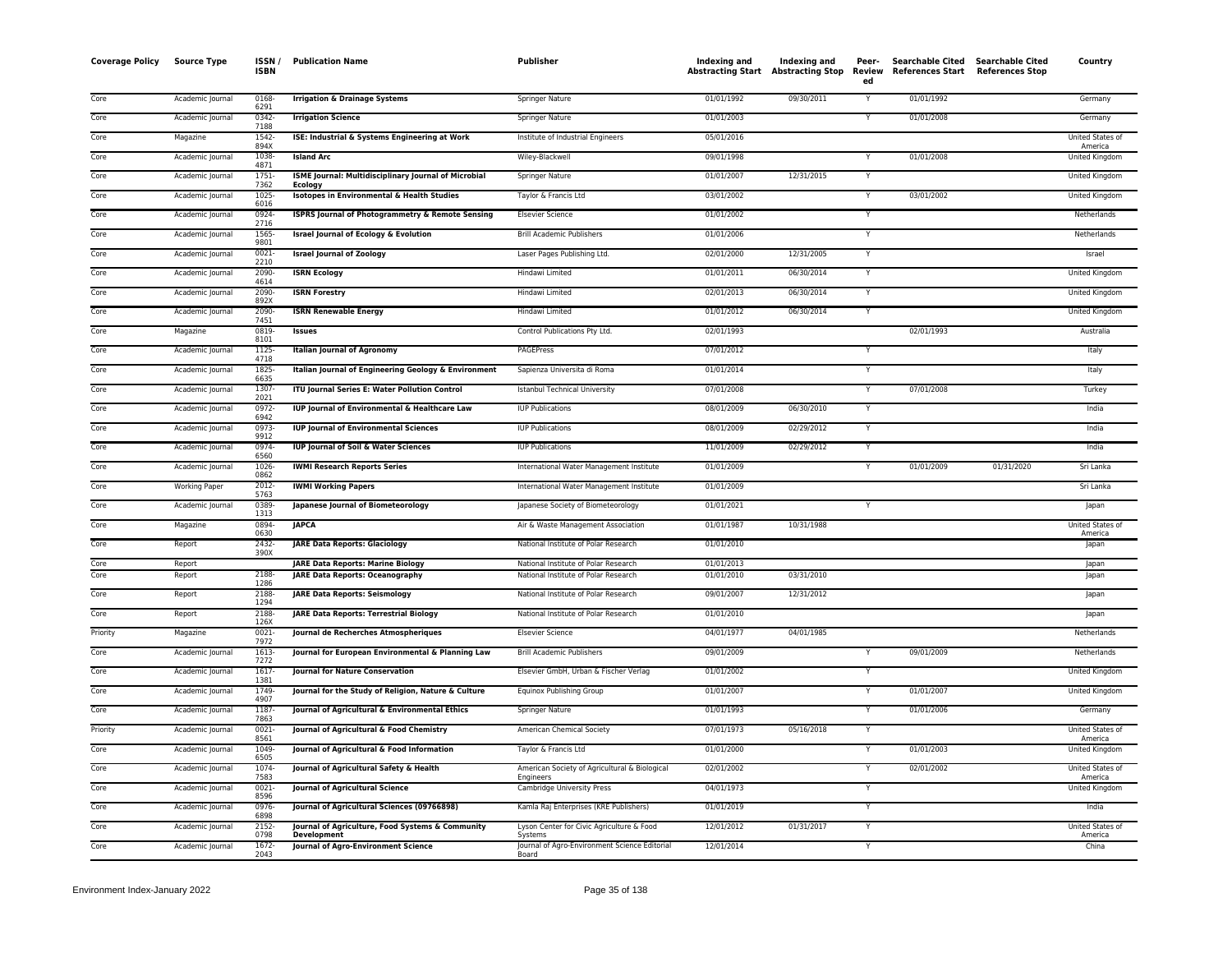| Coverage Policy | Source Type | ISSN / ISBN | Publication Name | Publisher | Indexing and Abstracting Start | Indexing and Abstracting Stop | Peer-Reviewed | Searchable Cited References Start | Searchable Cited References Stop | Country |
|---|---|---|---|---|---|---|---|---|---|---|
| Core | Academic Journal | 0168-6291 | **Irrigation & Drainage Systems** | Springer Nature | 01/01/1992 | 09/30/2011 | Y | 01/01/1992 | | Germany |
| Core | Academic Journal | 0342-7188 | **Irrigation Science** | Springer Nature | 01/01/2003 | | Y | 01/01/2008 | | Germany |
| Core | Magazine | 1542-894X | **ISE: Industrial & Systems Engineering at Work** | Institute of Industrial Engineers | 05/01/2016 | | | | | United States of America |
| Core | Academic Journal | 1038-4871 | **Island Arc** | Wiley-Blackwell | 09/01/1998 | | Y | 01/01/2008 | | United Kingdom |
| Core | Academic Journal | 1751-7362 | **ISME Journal: Multidisciplinary Journal of Microbial Ecology** | Springer Nature | 01/01/2007 | 12/31/2015 | Y | | | United Kingdom |
| Core | Academic Journal | 1025-6016 | **Isotopes in Environmental & Health Studies** | Taylor & Francis Ltd | 03/01/2002 | | Y | 03/01/2002 | | United Kingdom |
| Core | Academic Journal | 0924-2716 | **ISPRS Journal of Photogrammetry & Remote Sensing** | Elsevier Science | 01/01/2002 | | Y | | | Netherlands |
| Core | Academic Journal | 1565-9801 | **Israel Journal of Ecology & Evolution** | Brill Academic Publishers | 01/01/2006 | | Y | | | Netherlands |
| Core | Academic Journal | 0021-2210 | **Israel Journal of Zoology** | Laser Pages Publishing Ltd. | 02/01/2000 | 12/31/2005 | Y | | | Israel |
| Core | Academic Journal | 2090-4614 | **ISRN Ecology** | Hindawi Limited | 01/01/2011 | 06/30/2014 | Y | | | United Kingdom |
| Core | Academic Journal | 2090-892X | **ISRN Forestry** | Hindawi Limited | 02/01/2013 | 06/30/2014 | Y | | | United Kingdom |
| Core | Academic Journal | 2090-7451 | **ISRN Renewable Energy** | Hindawi Limited | 01/01/2012 | 06/30/2014 | Y | | | United Kingdom |
| Core | Magazine | 0819-8101 | **Issues** | Control Publications Pty Ltd. | 02/01/1993 | | | 02/01/1993 | | Australia |
| Core | Academic Journal | 1125-4718 | **Italian Journal of Agronomy** | PAGEPress | 07/01/2012 | | Y | | | Italy |
| Core | Academic Journal | 1825-6635 | **Italian Journal of Engineering Geology & Environment** | Sapienza Universita di Roma | 01/01/2014 | | Y | | | Italy |
| Core | Academic Journal | 1307-2021 | **ITU Journal Series E: Water Pollution Control** | Istanbul Technical University | 07/01/2008 | | Y | 07/01/2008 | | Turkey |
| Core | Academic Journal | 0972-6942 | **IUP Journal of Environmental & Healthcare Law** | IUP Publications | 08/01/2009 | 06/30/2010 | Y | | | India |
| Core | Academic Journal | 0973-9912 | **IUP Journal of Environmental Sciences** | IUP Publications | 08/01/2009 | 02/29/2012 | Y | | | India |
| Core | Academic Journal | 0974-6560 | **IUP Journal of Soil & Water Sciences** | IUP Publications | 11/01/2009 | 02/29/2012 | Y | | | India |
| Core | Academic Journal | 1026-0862 | **IWMI Research Reports Series** | International Water Management Institute | 01/01/2009 | | Y | 01/01/2009 | 01/31/2020 | Sri Lanka |
| Core | Working Paper | 2012-5763 | **IWMI Working Papers** | International Water Management Institute | 01/01/2009 | | | | | Sri Lanka |
| Core | Academic Journal | 0389-1313 | **Japanese Journal of Biometeorology** | Japanese Society of Biometeorology | 01/01/2021 | | Y | | | Japan |
| Core | Magazine | 0894-0630 | **JAPCA** | Air & Waste Management Association | 01/01/1987 | 10/31/1988 | | | | United States of America |
| Core | Report | 2432-390X | **JARE Data Reports: Glaciology** | National Institute of Polar Research | 01/01/2010 | | | | | Japan |
| Core | Report | | **JARE Data Reports: Marine Biology** | National Institute of Polar Research | 01/01/2013 | | | | | Japan |
| Core | Report | 2188-1286 | **JARE Data Reports: Oceanography** | National Institute of Polar Research | 01/01/2010 | 03/31/2010 | | | | Japan |
| Core | Report | 2188-1294 | **JARE Data Reports: Seismology** | National Institute of Polar Research | 09/01/2007 | 12/31/2012 | | | | Japan |
| Core | Report | 2188-126X | **JARE Data Reports: Terrestrial Biology** | National Institute of Polar Research | 01/01/2010 | | | | | Japan |
| Priority | Magazine | 0021-7972 | **Journal de Recherches Atmospheriques** | Elsevier Science | 04/01/1977 | 04/01/1985 | | | | Netherlands |
| Core | Academic Journal | 1613-7272 | **Journal for European Environmental & Planning Law** | Brill Academic Publishers | 09/01/2009 | | Y | 09/01/2009 | | Netherlands |
| Core | Academic Journal | 1617-1381 | **Journal for Nature Conservation** | Elsevier GmbH, Urban & Fischer Verlag | 01/01/2002 | | Y | | | United Kingdom |
| Core | Academic Journal | 1749-4907 | **Journal for the Study of Religion, Nature & Culture** | Equinox Publishing Group | 01/01/2007 | | Y | 01/01/2007 | | United Kingdom |
| Core | Academic Journal | 1187-7863 | **Journal of Agricultural & Environmental Ethics** | Springer Nature | 01/01/1993 | | Y | 01/01/2006 | | Germany |
| Priority | Academic Journal | 0021-8561 | **Journal of Agricultural & Food Chemistry** | American Chemical Society | 07/01/1973 | 05/16/2018 | Y | | | United States of America |
| Core | Academic Journal | 1049-6505 | **Journal of Agricultural & Food Information** | Taylor & Francis Ltd | 01/01/2000 | | Y | 01/01/2003 | | United Kingdom |
| Core | Academic Journal | 1074-7583 | **Journal of Agricultural Safety & Health** | American Society of Agricultural & Biological Engineers | 02/01/2002 | | Y | 02/01/2002 | | United States of America |
| Core | Academic Journal | 0021-8596 | **Journal of Agricultural Science** | Cambridge University Press | 04/01/1973 | | Y | | | United Kingdom |
| Core | Academic Journal | 0976-6898 | **Journal of Agricultural Sciences (09766898)** | Kamla Raj Enterprises (KRE Publishers) | 01/01/2019 | | Y | | | India |
| Core | Academic Journal | 2152-0798 | **Journal of Agriculture, Food Systems & Community Development** | Lyson Center for Civic Agriculture & Food Systems | 12/01/2012 | 01/31/2017 | Y | | | United States of America |
| Core | Academic Journal | 1672-2043 | **Journal of Agro-Environment Science** | Journal of Agro-Environment Science Editorial Board | 12/01/2014 | | Y | | | China |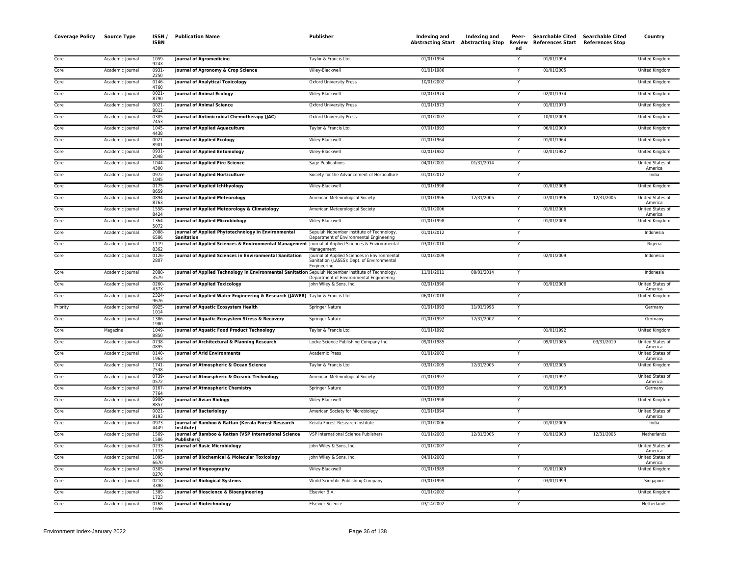| Coverage Policy | Source Type | ISSN / ISBN | Publication Name | Publisher | Indexing and Abstracting Start | Indexing and Abstracting Stop | Peer-Reviewed | Searchable Cited References Start | Searchable Cited References Stop | Country |
|---|---|---|---|---|---|---|---|---|---|---|
| Core | Academic Journal | 1059-924X | Journal of Agromedicine | Taylor & Francis Ltd | 01/01/1994 | | Y | 01/01/1994 | | United Kingdom |
| Core | Academic Journal | 0931-2250 | Journal of Agronomy & Crop Science | Wiley-Blackwell | 01/01/1986 | | Y | 01/01/2005 | | United Kingdom |
| Core | Academic Journal | 0146-4760 | Journal of Analytical Toxicology | Oxford University Press | 10/01/2002 | | Y | | | United Kingdom |
| Core | Academic Journal | 0021-8790 | Journal of Animal Ecology | Wiley-Blackwell | 02/01/1974 | | Y | 02/01/1974 | | United Kingdom |
| Core | Academic Journal | 0021-8812 | Journal of Animal Science | Oxford University Press | 01/01/1973 | | Y | 01/01/1973 | | United Kingdom |
| Core | Academic Journal | 0305-7453 | Journal of Antimicrobial Chemotherapy (JAC) | Oxford University Press | 01/01/2007 | | Y | 10/01/2009 | | United Kingdom |
| Core | Academic Journal | 1045-4438 | Journal of Applied Aquaculture | Taylor & Francis Ltd | 07/01/1993 | | Y | 06/01/2009 | | United Kingdom |
| Core | Academic Journal | 0021-8901 | Journal of Applied Ecology | Wiley-Blackwell | 01/01/1964 | | Y | 01/01/1964 | | United Kingdom |
| Core | Academic Journal | 0931-2048 | Journal of Applied Entomology | Wiley-Blackwell | 02/01/1982 | | Y | 02/01/1982 | | United Kingdom |
| Core | Academic Journal | 1044-4300 | Journal of Applied Fire Science | Sage Publications | 04/01/2001 | 01/31/2014 | Y | | | United States of America |
| Core | Academic Journal | 0972-1045 | Journal of Applied Horticulture | Society for the Advancement of Horticulture | 01/01/2012 | | Y | | | India |
| Core | Academic Journal | 0175-8659 | Journal of Applied Ichthyology | Wiley-Blackwell | 01/01/1998 | | Y | 01/01/2008 | | United Kingdom |
| Core | Academic Journal | 0894-8763 | Journal of Applied Meteorology | American Meteorological Society | 07/01/1996 | 12/31/2005 | Y | 07/01/1996 | 12/31/2005 | United States of America |
| Core | Academic Journal | 1558-8424 | Journal of Applied Meteorology & Climatology | American Meteorological Society | 01/01/2006 | | Y | 01/01/2006 | | United States of America |
| Core | Academic Journal | 1364-5072 | Journal of Applied Microbiology | Wiley-Blackwell | 01/01/1998 | | Y | 01/01/2008 | | United Kingdom |
| Core | Academic Journal | 2088-6586 | Journal of Applied Phytotechnology in Environmental Sanitation | Sepuluh Nopember Institute of Technology, Department of Environmental Engineering | 01/01/2012 | | Y | | | Indonesia |
| Core | Academic Journal | 1119-8362 | Journal of Applied Sciences & Environmental Management | Journal of Applied Sciences & Environmental Management | 03/01/2010 | | Y | | | Nigeria |
| Core | Academic Journal | 0126-2807 | Journal of Applied Sciences in Environmental Sanitation | Journal of Applied Sciences in Environmental Sanitation (J.ASES): Dept. of Environmental Engineering | 02/01/2009 | | Y | 02/01/2009 | | Indonesia |
| Core | Academic Journal | 2088-3579 | Journal of Applied Technology in Environmental Sanitation | Sepuluh Nopember Institute of Technology, Department of Environmental Engineering | 11/01/2011 | 08/01/2014 | Y | | | Indonesia |
| Core | Academic Journal | 0260-437X | Journal of Applied Toxicology | John Wiley & Sons, Inc. | 02/01/1990 | | Y | 01/01/2006 | | United States of America |
| Core | Academic Journal | 2324-9676 | Journal of Applied Water Engineering & Research (JAWER) | Taylor & Francis Ltd | 06/01/2018 | | Y | | | United Kingdom |
| Priority | Academic Journal | 0925-1014 | Journal of Aquatic Ecosystem Health | Springer Nature | 01/01/1993 | 11/01/1996 | Y | | | Germany |
| Core | Academic Journal | 1386-1980 | Journal of Aquatic Ecosystem Stress & Recovery | Springer Nature | 01/01/1997 | 12/31/2002 | Y | | | Germany |
| Core | Magazine | 1049-8850 | Journal of Aquatic Food Product Technology | Taylor & Francis Ltd | 01/01/1992 | | | 01/01/1992 | | United Kingdom |
| Core | Academic Journal | 0738-0895 | Journal of Architectural & Planning Research | Locke Science Publishing Company Inc. | 09/01/1985 | | Y | 09/01/1985 | 03/31/2019 | United States of America |
| Core | Academic Journal | 0140-1963 | Journal of Arid Environments | Academic Press | 01/01/2002 | | Y | | | United States of America |
| Core | Academic Journal | 1741-7538 | Journal of Atmospheric & Ocean Science | Taylor & Francis Ltd | 03/01/2005 | 12/31/2005 | Y | 03/01/2005 | | United Kingdom |
| Core | Academic Journal | 0739-0572 | Journal of Atmospheric & Oceanic Technology | American Meteorological Society | 01/01/1997 | | Y | 01/01/1997 | | United States of America |
| Core | Academic Journal | 0167-7764 | Journal of Atmospheric Chemistry | Springer Nature | 01/01/1993 | | Y | 01/01/1993 | | Germany |
| Core | Academic Journal | 0908-8857 | Journal of Avian Biology | Wiley-Blackwell | 03/01/1998 | | Y | | | United Kingdom |
| Core | Academic Journal | 0021-9193 | Journal of Bacteriology | American Society for Microbiology | 01/01/1994 | | Y | | | United States of America |
| Core | Academic Journal | 0973-4449 | Journal of Bamboo & Rattan (Kerala Forest Research Institute) | Kerala Forest Research Institute | 01/01/2006 | | Y | 01/01/2006 | | India |
| Core | Academic Journal | 1569-1586 | Journal of Bamboo & Rattan (VSP International Science Publishers) | VSP International Science Publishers | 01/01/2003 | 12/31/2005 | Y | 01/01/2003 | 12/31/2005 | Netherlands |
| Core | Academic Journal | 0233-111X | Journal of Basic Microbiology | John Wiley & Sons, Inc. | 01/01/2007 | | Y | | | United States of America |
| Core | Academic Journal | 1095-6670 | Journal of Biochemical & Molecular Toxicology | John Wiley & Sons, Inc. | 04/01/2003 | | Y | | | United States of America |
| Core | Academic Journal | 0305-0270 | Journal of Biogeography | Wiley-Blackwell | 01/01/1989 | | Y | 01/01/1989 | | United Kingdom |
| Core | Academic Journal | 0218-3390 | Journal of Biological Systems | World Scientific Publishing Company | 03/01/1999 | | Y | 03/01/1999 | | Singapore |
| Core | Academic Journal | 1389-1723 | Journal of Bioscience & Bioengineering | Elsevier B.V. | 01/01/2002 | | Y | | | United Kingdom |
| Core | Academic Journal | 0168-1656 | Journal of Biotechnology | Elsevier Science | 03/14/2002 | | Y | | | Netherlands |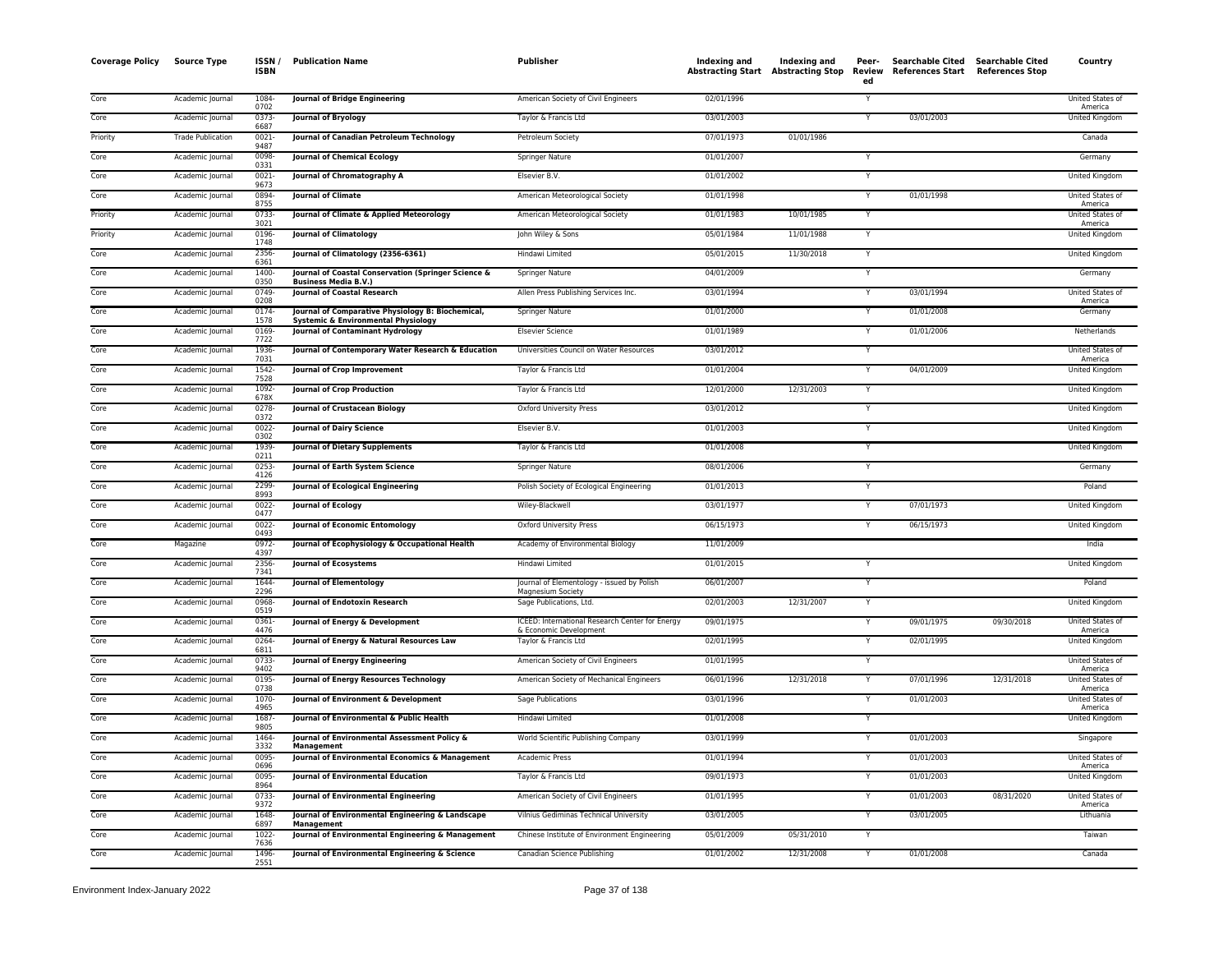| Coverage Policy | Source Type | ISSN / ISBN | Publication Name | Publisher | Indexing and Abstracting Start | Indexing and Abstracting Stop | Peer-Review ed | Searchable Cited References Start | Searchable Cited References Stop | Country |
|---|---|---|---|---|---|---|---|---|---|---|
| Core | Academic Journal | 1084-0702 | **Journal of Bridge Engineering** | American Society of Civil Engineers | 02/01/1996 | | Y | | | United States of America |
| Core | Academic Journal | 0373-6687 | **Journal of Bryology** | Taylor & Francis Ltd | 03/01/2003 | | Y | 03/01/2003 | | United Kingdom |
| Priority | Trade Publication | 0021-9487 | **Journal of Canadian Petroleum Technology** | Petroleum Society | 07/01/1973 | 01/01/1986 | | | | Canada |
| Core | Academic Journal | 0098-0331 | **Journal of Chemical Ecology** | Springer Nature | 01/01/2007 | | Y | | | Germany |
| Core | Academic Journal | 0021-9673 | **Journal of Chromatography A** | Elsevier B.V. | 01/01/2002 | | Y | | | United Kingdom |
| Core | Academic Journal | 0894-8755 | **Journal of Climate** | American Meteorological Society | 01/01/1998 | | Y | 01/01/1998 | | United States of America |
| Priority | Academic Journal | 0733-3021 | **Journal of Climate & Applied Meteorology** | American Meteorological Society | 01/01/1983 | 10/01/1985 | Y | | | United States of America |
| Priority | Academic Journal | 0196-1748 | **Journal of Climatology** | John Wiley & Sons | 05/01/1984 | 11/01/1988 | Y | | | United Kingdom |
| Core | Academic Journal | 2356-6361 | **Journal of Climatology (2356-6361)** | Hindawi Limited | 05/01/2015 | 11/30/2018 | Y | | | United Kingdom |
| Core | Academic Journal | 1400-0350 | **Journal of Coastal Conservation (Springer Science & Business Media B.V.)** | Springer Nature | 04/01/2009 | | Y | | | Germany |
| Core | Academic Journal | 0749-0208 | **Journal of Coastal Research** | Allen Press Publishing Services Inc. | 03/01/1994 | | Y | 03/01/1994 | | United States of America |
| Core | Academic Journal | 0174-1578 | **Journal of Comparative Physiology B: Biochemical, Systemic & Environmental Physiology** | Springer Nature | 01/01/2000 | | Y | 01/01/2008 | | Germany |
| Core | Academic Journal | 0169-7722 | **Journal of Contaminant Hydrology** | Elsevier Science | 01/01/1989 | | Y | 01/01/2006 | | Netherlands |
| Core | Academic Journal | 1936-7031 | **Journal of Contemporary Water Research & Education** | Universities Council on Water Resources | 03/01/2012 | | Y | | | United States of America |
| Core | Academic Journal | 1542-7528 | **Journal of Crop Improvement** | Taylor & Francis Ltd | 01/01/2004 | | Y | 04/01/2009 | | United Kingdom |
| Core | Academic Journal | 1092-678X | **Journal of Crop Production** | Taylor & Francis Ltd | 12/01/2000 | 12/31/2003 | Y | | | United Kingdom |
| Core | Academic Journal | 0278-0372 | **Journal of Crustacean Biology** | Oxford University Press | 03/01/2012 | | Y | | | United Kingdom |
| Core | Academic Journal | 0022-0302 | **Journal of Dairy Science** | Elsevier B.V. | 01/01/2003 | | Y | | | United Kingdom |
| Core | Academic Journal | 1939-0211 | **Journal of Dietary Supplements** | Taylor & Francis Ltd | 01/01/2008 | | Y | | | United Kingdom |
| Core | Academic Journal | 0253-4126 | **Journal of Earth System Science** | Springer Nature | 08/01/2006 | | Y | | | Germany |
| Core | Academic Journal | 2299-8993 | **Journal of Ecological Engineering** | Polish Society of Ecological Engineering | 01/01/2013 | | Y | | | Poland |
| Core | Academic Journal | 0022-0477 | **Journal of Ecology** | Wiley-Blackwell | 03/01/1977 | | Y | 07/01/1973 | | United Kingdom |
| Core | Academic Journal | 0022-0493 | **Journal of Economic Entomology** | Oxford University Press | 06/15/1973 | | Y | 06/15/1973 | | United Kingdom |
| Core | Magazine | 0972-4397 | **Journal of Ecophysiology & Occupational Health** | Academy of Environmental Biology | 11/01/2009 | | | | | India |
| Core | Academic Journal | 2356-7341 | **Journal of Ecosystems** | Hindawi Limited | 01/01/2015 | | Y | | | United Kingdom |
| Core | Academic Journal | 1644-2296 | **Journal of Elementology** | Journal of Elementology - issued by Polish Magnesium Society | 06/01/2007 | | Y | | | Poland |
| Core | Academic Journal | 0968-0519 | **Journal of Endotoxin Research** | Sage Publications, Ltd. | 02/01/2003 | 12/31/2007 | Y | | | United Kingdom |
| Core | Academic Journal | 0361-4476 | **Journal of Energy & Development** | ICEED: International Research Center for Energy & Economic Development | 09/01/1975 | | Y | 09/01/1975 | 09/30/2018 | United States of America |
| Core | Academic Journal | 0264-6811 | **Journal of Energy & Natural Resources Law** | Taylor & Francis Ltd | 02/01/1995 | | Y | 02/01/1995 | | United Kingdom |
| Core | Academic Journal | 0733-9402 | **Journal of Energy Engineering** | American Society of Civil Engineers | 01/01/1995 | | Y | | | United States of America |
| Core | Academic Journal | 0195-0738 | **Journal of Energy Resources Technology** | American Society of Mechanical Engineers | 06/01/1996 | 12/31/2018 | Y | 07/01/1996 | 12/31/2018 | United States of America |
| Core | Academic Journal | 1070-4965 | **Journal of Environment & Development** | Sage Publications | 03/01/1996 | | Y | 01/01/2003 | | United States of America |
| Core | Academic Journal | 1687-9805 | **Journal of Environmental & Public Health** | Hindawi Limited | 01/01/2008 | | Y | | | United Kingdom |
| Core | Academic Journal | 1464-3332 | **Journal of Environmental Assessment Policy & Management** | World Scientific Publishing Company | 03/01/1999 | | Y | 01/01/2003 | | Singapore |
| Core | Academic Journal | 0095-0696 | **Journal of Environmental Economics & Management** | Academic Press | 01/01/1994 | | Y | 01/01/2003 | | United States of America |
| Core | Academic Journal | 0095-8964 | **Journal of Environmental Education** | Taylor & Francis Ltd | 09/01/1973 | | Y | 01/01/2003 | | United Kingdom |
| Core | Academic Journal | 0733-9372 | **Journal of Environmental Engineering** | American Society of Civil Engineers | 01/01/1995 | | Y | 01/01/2003 | 08/31/2020 | United States of America |
| Core | Academic Journal | 1648-6897 | **Journal of Environmental Engineering & Landscape Management** | Vilnius Gediminas Technical University | 03/01/2005 | | Y | 03/01/2005 | | Lithuania |
| Core | Academic Journal | 1022-7636 | **Journal of Environmental Engineering & Management** | Chinese Institute of Environment Engineering | 05/01/2009 | 05/31/2010 | Y | | | Taiwan |
| Core | Academic Journal | 1496-2551 | **Journal of Environmental Engineering & Science** | Canadian Science Publishing | 01/01/2002 | 12/31/2008 | Y | 01/01/2008 | | Canada |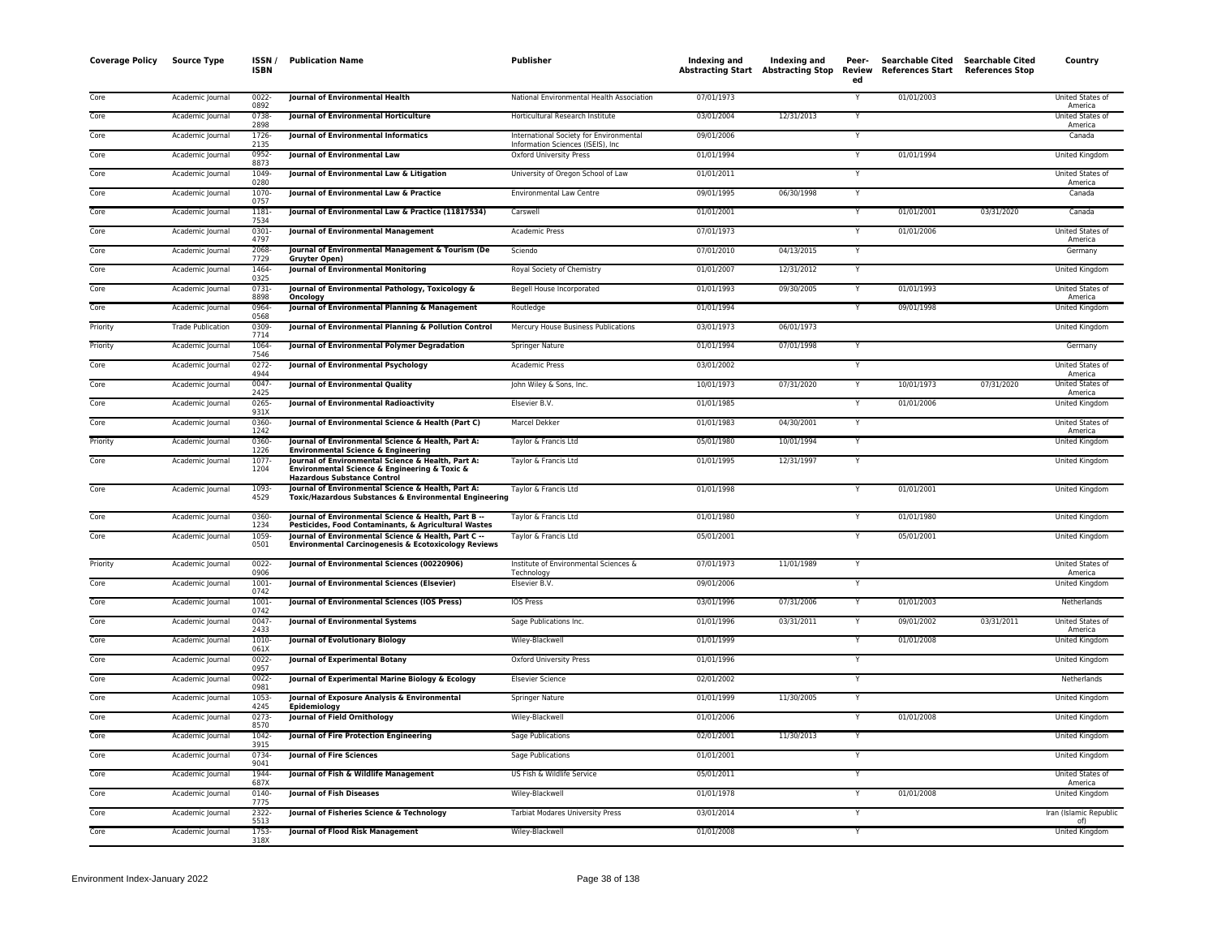| Coverage Policy | Source Type | ISSN / ISBN | Publication Name | Publisher | Indexing and Abstracting Start | Indexing and Abstracting Stop | Peer-Reviewed | Searchable Cited References Start | Searchable Cited References Stop | Country |
|---|---|---|---|---|---|---|---|---|---|---|
| Core | Academic Journal | 0022-0892 | **Journal of Environmental Health** | National Environmental Health Association | 07/01/1973 | | Y | 01/01/2003 | | United States of America |
| Core | Academic Journal | 0738-2898 | **Journal of Environmental Horticulture** | Horticultural Research Institute | 03/01/2004 | 12/31/2013 | Y | | | United States of America |
| Core | Academic Journal | 1726-2135 | **Journal of Environmental Informatics** | International Society for Environmental Information Sciences (ISEIS), Inc | 09/01/2006 | | Y | | | Canada |
| Core | Academic Journal | 0952-8873 | **Journal of Environmental Law** | Oxford University Press | 01/01/1994 | | Y | 01/01/1994 | | United Kingdom |
| Core | Academic Journal | 1049-0280 | **Journal of Environmental Law & Litigation** | University of Oregon School of Law | 01/01/2011 | | Y | | | United States of America |
| Core | Academic Journal | 1070-0757 | **Journal of Environmental Law & Practice** | Environmental Law Centre | 09/01/1995 | 06/30/1998 | Y | | | Canada |
| Core | Academic Journal | 1181-7534 | **Journal of Environmental Law & Practice (11817534)** | Carswell | 01/01/2001 | | Y | 01/01/2001 | 03/31/2020 | Canada |
| Core | Academic Journal | 0301-4797 | **Journal of Environmental Management** | Academic Press | 07/01/1973 | | Y | 01/01/2006 | | United States of America |
| Core | Academic Journal | 2068-7729 | **Journal of Environmental Management & Tourism (De Gruyter Open)** | Sciendo | 07/01/2010 | 04/13/2015 | Y | | | Germany |
| Core | Academic Journal | 1464-0325 | **Journal of Environmental Monitoring** | Royal Society of Chemistry | 01/01/2007 | 12/31/2012 | Y | | | United Kingdom |
| Core | Academic Journal | 0731-8898 | **Journal of Environmental Pathology, Toxicology & Oncology** | Begell House Incorporated | 01/01/1993 | 09/30/2005 | Y | 01/01/1993 | | United States of America |
| Core | Academic Journal | 0964-0568 | **Journal of Environmental Planning & Management** | Routledge | 01/01/1994 | | Y | 09/01/1998 | | United Kingdom |
| Priority | Trade Publication | 0309-7714 | **Journal of Environmental Planning & Pollution Control** | Mercury House Business Publications | 03/01/1973 | 06/01/1973 | | | | United Kingdom |
| Priority | Academic Journal | 1064-7546 | **Journal of Environmental Polymer Degradation** | Springer Nature | 01/01/1994 | 07/01/1998 | Y | | | Germany |
| Core | Academic Journal | 0272-4944 | **Journal of Environmental Psychology** | Academic Press | 03/01/2002 | | Y | | | United States of America |
| Core | Academic Journal | 0047-2425 | **Journal of Environmental Quality** | John Wiley & Sons, Inc. | 10/01/1973 | 07/31/2020 | Y | 10/01/1973 | 07/31/2020 | United States of America |
| Core | Academic Journal | 0265-931X | **Journal of Environmental Radioactivity** | Elsevier B.V. | 01/01/1985 | | Y | 01/01/2006 | | United Kingdom |
| Core | Academic Journal | 0360-1242 | **Journal of Environmental Science & Health (Part C)** | Marcel Dekker | 01/01/1983 | 04/30/2001 | Y | | | United States of America |
| Priority | Academic Journal | 0360-1226 | **Journal of Environmental Science & Health, Part A: Environmental Science & Engineering** | Taylor & Francis Ltd | 05/01/1980 | 10/01/1994 | Y | | | United Kingdom |
| Core | Academic Journal | 1077-1204 | **Journal of Environmental Science & Health, Part A: Environmental Science & Engineering & Toxic & Hazardous Substance Control** | Taylor & Francis Ltd | 01/01/1995 | 12/31/1997 | Y | | | United Kingdom |
| Core | Academic Journal | 1093-4529 | **Journal of Environmental Science & Health, Part A: Toxic/Hazardous Substances & Environmental Engineering** | Taylor & Francis Ltd | 01/01/1998 | | Y | 01/01/2001 | | United Kingdom |
| Core | Academic Journal | 0360-1234 | **Journal of Environmental Science & Health, Part B -- Pesticides, Food Contaminants, & Agricultural Wastes** | Taylor & Francis Ltd | 01/01/1980 | | Y | 01/01/1980 | | United Kingdom |
| Core | Academic Journal | 1059-0501 | **Journal of Environmental Science & Health, Part C -- Environmental Carcinogenesis & Ecotoxicology Reviews** | Taylor & Francis Ltd | 05/01/2001 | | Y | 05/01/2001 | | United Kingdom |
| Priority | Academic Journal | 0022-0906 | **Journal of Environmental Sciences (00220906)** | Institute of Environmental Sciences & Technology | 07/01/1973 | 11/01/1989 | Y | | | United States of America |
| Core | Academic Journal | 1001-0742 | **Journal of Environmental Sciences (Elsevier)** | Elsevier B.V. | 09/01/2006 | | Y | | | United Kingdom |
| Core | Academic Journal | 1001-0742 | **Journal of Environmental Sciences (IOS Press)** | IOS Press | 03/01/1996 | 07/31/2006 | Y | 01/01/2003 | | Netherlands |
| Core | Academic Journal | 0047-2433 | **Journal of Environmental Systems** | Sage Publications Inc. | 01/01/1996 | 03/31/2011 | Y | 09/01/2002 | 03/31/2011 | United States of America |
| Core | Academic Journal | 1010-061X | **Journal of Evolutionary Biology** | Wiley-Blackwell | 01/01/1999 | | Y | 01/01/2008 | | United Kingdom |
| Core | Academic Journal | 0022-0957 | **Journal of Experimental Botany** | Oxford University Press | 01/01/1996 | | Y | | | United Kingdom |
| Core | Academic Journal | 0022-0981 | **Journal of Experimental Marine Biology & Ecology** | Elsevier Science | 02/01/2002 | | Y | | | Netherlands |
| Core | Academic Journal | 1053-4245 | **Journal of Exposure Analysis & Environmental Epidemiology** | Springer Nature | 01/01/1999 | 11/30/2005 | Y | | | United Kingdom |
| Core | Academic Journal | 0273-8570 | **Journal of Field Ornithology** | Wiley-Blackwell | 01/01/2006 | | Y | 01/01/2008 | | United Kingdom |
| Core | Academic Journal | 1042-3915 | **Journal of Fire Protection Engineering** | Sage Publications | 02/01/2001 | 11/30/2013 | Y | | | United Kingdom |
| Core | Academic Journal | 0734-9041 | **Journal of Fire Sciences** | Sage Publications | 01/01/2001 | | Y | | | United Kingdom |
| Core | Academic Journal | 1944-687X | **Journal of Fish & Wildlife Management** | US Fish & Wildlife Service | 05/01/2011 | | Y | | | United States of America |
| Core | Academic Journal | 0140-7775 | **Journal of Fish Diseases** | Wiley-Blackwell | 01/01/1978 | | Y | 01/01/2008 | | United Kingdom |
| Core | Academic Journal | 2322-5513 | **Journal of Fisheries Science & Technology** | Tarbiat Modares University Press | 03/01/2014 | | Y | | | Iran (Islamic Republic of) |
| Core | Academic Journal | 1753-318X | **Journal of Flood Risk Management** | Wiley-Blackwell | 01/01/2008 | | Y | | | United Kingdom |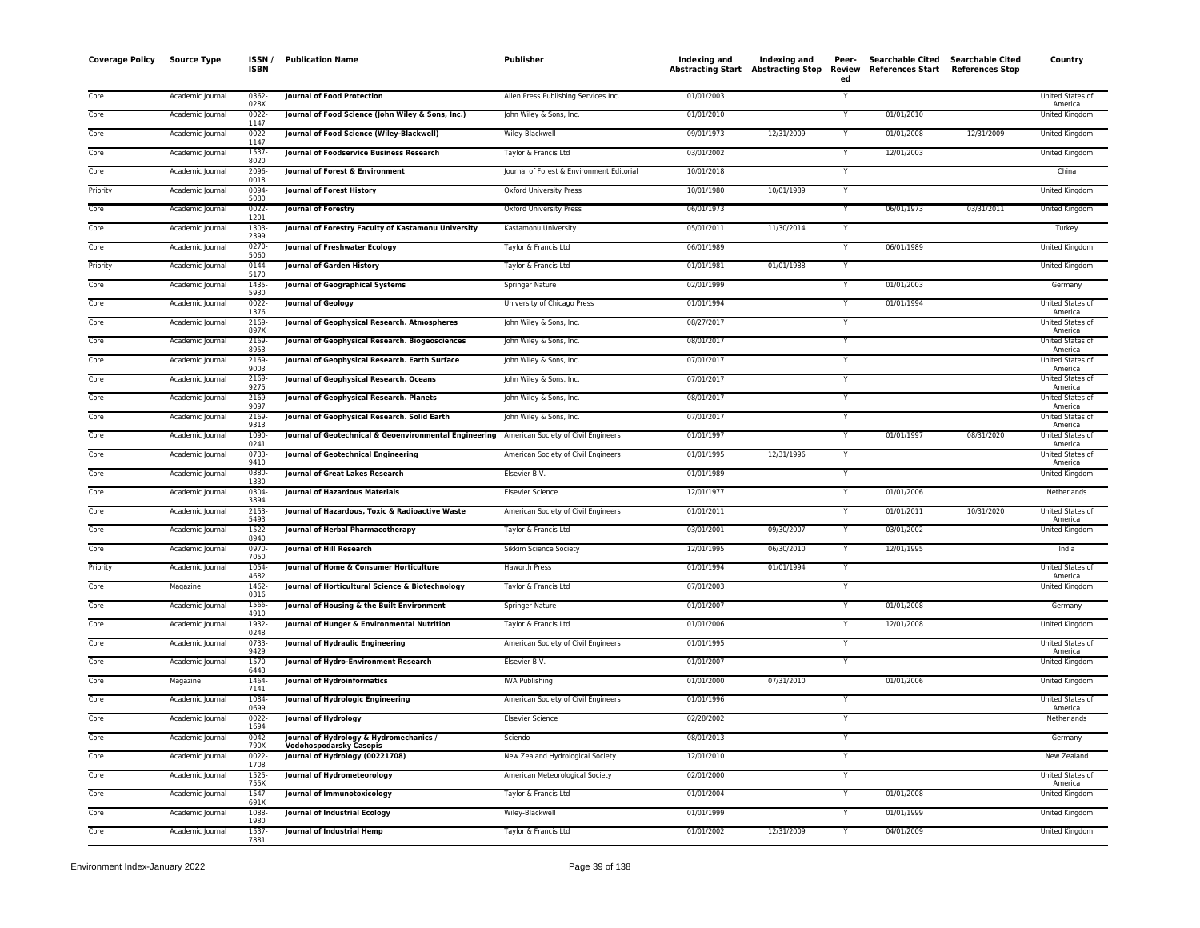| Coverage Policy | Source Type | ISSN / ISBN | Publication Name | Publisher | Indexing and Abstracting Start | Indexing and Abstracting Stop | Peer-Reviewed | Searchable Cited References Start | Searchable Cited References Stop | Country |
|---|---|---|---|---|---|---|---|---|---|---|
| Core | Academic Journal | 0362-028X | **Journal of Food Protection** | Allen Press Publishing Services Inc. | 01/01/2003 | | Y | | | United States of America |
| Core | Academic Journal | 0022-1147 | **Journal of Food Science (John Wiley & Sons, Inc.)** | John Wiley & Sons, Inc. | 01/01/2010 | | Y | 01/01/2010 | | United Kingdom |
| Core | Academic Journal | 0022-1147 | **Journal of Food Science (Wiley-Blackwell)** | Wiley-Blackwell | 09/01/1973 | 12/31/2009 | Y | 01/01/2008 | 12/31/2009 | United Kingdom |
| Core | Academic Journal | 1537-8020 | **Journal of Foodservice Business Research** | Taylor & Francis Ltd | 03/01/2002 | | Y | 12/01/2003 | | United Kingdom |
| Core | Academic Journal | 2096-0018 | **Journal of Forest & Environment** | Journal of Forest & Environment Editorial | 10/01/2018 | | Y | | | China |
| Priority | Academic Journal | 0094-5080 | **Journal of Forest History** | Oxford University Press | 10/01/1980 | 10/01/1989 | Y | | | United Kingdom |
| Core | Academic Journal | 0022-1201 | **Journal of Forestry** | Oxford University Press | 06/01/1973 | | Y | 06/01/1973 | 03/31/2011 | United Kingdom |
| Core | Academic Journal | 1303-2399 | **Journal of Forestry Faculty of Kastamonu University** | Kastamonu University | 05/01/2011 | 11/30/2014 | Y | | | Turkey |
| Core | Academic Journal | 0270-5060 | **Journal of Freshwater Ecology** | Taylor & Francis Ltd | 06/01/1989 | | Y | 06/01/1989 | | United Kingdom |
| Priority | Academic Journal | 0144-5170 | **Journal of Garden History** | Taylor & Francis Ltd | 01/01/1981 | 01/01/1988 | Y | | | United Kingdom |
| Core | Academic Journal | 1435-5930 | **Journal of Geographical Systems** | Springer Nature | 02/01/1999 | | Y | 01/01/2003 | | Germany |
| Core | Academic Journal | 0022-1376 | **Journal of Geology** | University of Chicago Press | 01/01/1994 | | Y | 01/01/1994 | | United States of America |
| Core | Academic Journal | 2169-897X | **Journal of Geophysical Research. Atmospheres** | John Wiley & Sons, Inc. | 08/27/2017 | | Y | | | United States of America |
| Core | Academic Journal | 2169-8953 | **Journal of Geophysical Research. Biogeosciences** | John Wiley & Sons, Inc. | 08/01/2017 | | Y | | | United States of America |
| Core | Academic Journal | 2169-9003 | **Journal of Geophysical Research. Earth Surface** | John Wiley & Sons, Inc. | 07/01/2017 | | Y | | | United States of America |
| Core | Academic Journal | 2169-9275 | **Journal of Geophysical Research. Oceans** | John Wiley & Sons, Inc. | 07/01/2017 | | Y | | | United States of America |
| Core | Academic Journal | 2169-9097 | **Journal of Geophysical Research. Planets** | John Wiley & Sons, Inc. | 08/01/2017 | | Y | | | United States of America |
| Core | Academic Journal | 2169-9313 | **Journal of Geophysical Research. Solid Earth** | John Wiley & Sons, Inc. | 07/01/2017 | | Y | | | United States of America |
| Core | Academic Journal | 1090-0241 | **Journal of Geotechnical & Geoenvironmental Engineering** | American Society of Civil Engineers | 01/01/1997 | | Y | 01/01/1997 | 08/31/2020 | United States of America |
| Core | Academic Journal | 0733-9410 | **Journal of Geotechnical Engineering** | American Society of Civil Engineers | 01/01/1995 | 12/31/1996 | Y | | | United States of America |
| Core | Academic Journal | 0380-1330 | **Journal of Great Lakes Research** | Elsevier B.V. | 01/01/1989 | | Y | | | United Kingdom |
| Core | Academic Journal | 0304-3894 | **Journal of Hazardous Materials** | Elsevier Science | 12/01/1977 | | Y | 01/01/2006 | | Netherlands |
| Core | Academic Journal | 2153-5493 | **Journal of Hazardous, Toxic & Radioactive Waste** | American Society of Civil Engineers | 01/01/2011 | | Y | 01/01/2011 | 10/31/2020 | United States of America |
| Core | Academic Journal | 1522-8940 | **Journal of Herbal Pharmacotherapy** | Taylor & Francis Ltd | 03/01/2001 | 09/30/2007 | Y | 03/01/2002 | | United Kingdom |
| Core | Academic Journal | 0970-7050 | **Journal of Hill Research** | Sikkim Science Society | 12/01/1995 | 06/30/2010 | Y | 12/01/1995 | | India |
| Priority | Academic Journal | 1054-4682 | **Journal of Home & Consumer Horticulture** | Haworth Press | 01/01/1994 | 01/01/1994 | Y | | | United States of America |
| Core | Magazine | 1462-0316 | **Journal of Horticultural Science & Biotechnology** | Taylor & Francis Ltd | 07/01/2003 | | Y | | | United Kingdom |
| Core | Academic Journal | 1566-4910 | **Journal of Housing & the Built Environment** | Springer Nature | 01/01/2007 | | Y | 01/01/2008 | | Germany |
| Core | Academic Journal | 1932-0248 | **Journal of Hunger & Environmental Nutrition** | Taylor & Francis Ltd | 01/01/2006 | | Y | 12/01/2008 | | United Kingdom |
| Core | Academic Journal | 0733-9429 | **Journal of Hydraulic Engineering** | American Society of Civil Engineers | 01/01/1995 | | Y | | | United States of America |
| Core | Academic Journal | 1570-6443 | **Journal of Hydro-Environment Research** | Elsevier B.V. | 01/01/2007 | | Y | | | United Kingdom |
| Core | Magazine | 1464-7141 | **Journal of Hydroinformatics** | IWA Publishing | 01/01/2000 | 07/31/2010 | | 01/01/2006 | | United Kingdom |
| Core | Academic Journal | 1084-0699 | **Journal of Hydrologic Engineering** | American Society of Civil Engineers | 01/01/1996 | | Y | | | United States of America |
| Core | Academic Journal | 0022-1694 | **Journal of Hydrology** | Elsevier Science | 02/28/2002 | | Y | | | Netherlands |
| Core | Academic Journal | 0042-790X | **Journal of Hydrology & Hydromechanics / Vodohospodarsky Casopis** | Sciendo | 08/01/2013 | | Y | | | Germany |
| Core | Academic Journal | 0022-1708 | **Journal of Hydrology (00221708)** | New Zealand Hydrological Society | 12/01/2010 | | Y | | | New Zealand |
| Core | Academic Journal | 1525-755X | **Journal of Hydrometeorology** | American Meteorological Society | 02/01/2000 | | Y | | | United States of America |
| Core | Academic Journal | 1547-691X | **Journal of Immunotoxicology** | Taylor & Francis Ltd | 01/01/2004 | | Y | 01/01/2008 | | United Kingdom |
| Core | Academic Journal | 1088-1980 | **Journal of Industrial Ecology** | Wiley-Blackwell | 01/01/1999 | | Y | 01/01/1999 | | United Kingdom |
| Core | Academic Journal | 1537-7881 | **Journal of Industrial Hemp** | Taylor & Francis Ltd | 01/01/2002 | 12/31/2009 | Y | 04/01/2009 | | United Kingdom |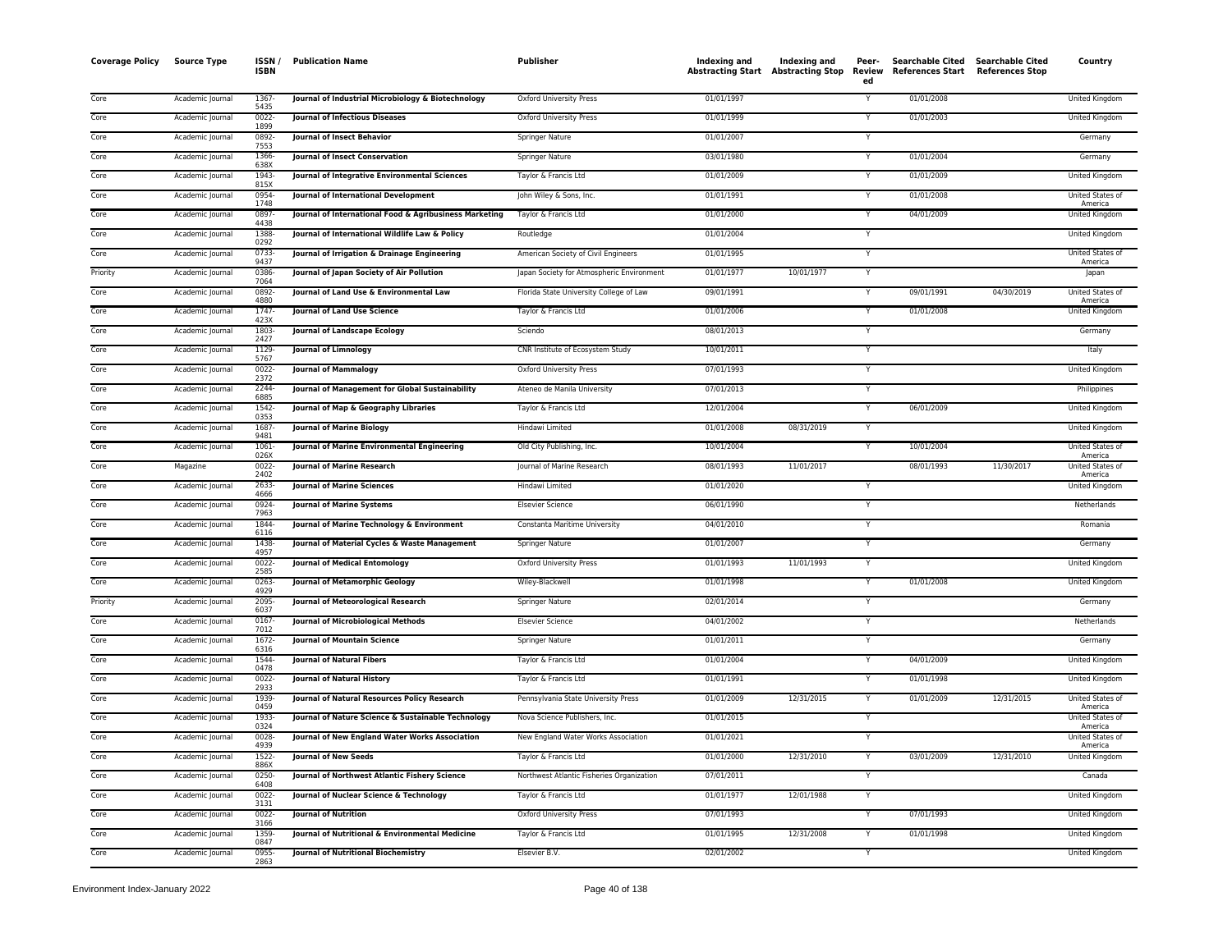| Coverage Policy | Source Type | ISSN / ISBN | Publication Name | Publisher | Indexing and Abstracting Start | Indexing and Abstracting Stop | Peer-Reviewed | Searchable Cited References Start | Searchable Cited References Stop | Country |
|---|---|---|---|---|---|---|---|---|---|---|
| Core | Academic Journal | 1367-5435 | **Journal of Industrial Microbiology & Biotechnology** | Oxford University Press | 01/01/1997 | | Y | 01/01/2008 | | United Kingdom |
| Core | Academic Journal | 0022-1899 | **Journal of Infectious Diseases** | Oxford University Press | 01/01/1999 | | Y | 01/01/2003 | | United Kingdom |
| Core | Academic Journal | 0892-7553 | **Journal of Insect Behavior** | Springer Nature | 01/01/2007 | | Y | | | Germany |
| Core | Academic Journal | 1366-638X | **Journal of Insect Conservation** | Springer Nature | 03/01/1980 | | Y | 01/01/2004 | | Germany |
| Core | Academic Journal | 1943-815X | **Journal of Integrative Environmental Sciences** | Taylor & Francis Ltd | 01/01/2009 | | Y | 01/01/2009 | | United Kingdom |
| Core | Academic Journal | 0954-1748 | **Journal of International Development** | John Wiley & Sons, Inc. | 01/01/1991 | | Y | 01/01/2008 | | United States of America |
| Core | Academic Journal | 0897-4438 | **Journal of International Food & Agribusiness Marketing** | Taylor & Francis Ltd | 01/01/2000 | | Y | 04/01/2009 | | United Kingdom |
| Core | Academic Journal | 1388-0292 | **Journal of International Wildlife Law & Policy** | Routledge | 01/01/2004 | | Y | | | United Kingdom |
| Core | Academic Journal | 0733-9437 | **Journal of Irrigation & Drainage Engineering** | American Society of Civil Engineers | 01/01/1995 | | Y | | | United States of America |
| Priority | Academic Journal | 0386-7064 | **Journal of Japan Society of Air Pollution** | Japan Society for Atmospheric Environment | 01/01/1977 | 10/01/1977 | Y | | | Japan |
| Core | Academic Journal | 0892-4880 | **Journal of Land Use & Environmental Law** | Florida State University College of Law | 09/01/1991 | | Y | 09/01/1991 | 04/30/2019 | United States of America |
| Core | Academic Journal | 1747-423X | **Journal of Land Use Science** | Taylor & Francis Ltd | 01/01/2006 | | Y | 01/01/2008 | | United Kingdom |
| Core | Academic Journal | 1803-2427 | **Journal of Landscape Ecology** | Sciendo | 08/01/2013 | | Y | | | Germany |
| Core | Academic Journal | 1129-5767 | **Journal of Limnology** | CNR Institute of Ecosystem Study | 10/01/2011 | | Y | | | Italy |
| Core | Academic Journal | 0022-2372 | **Journal of Mammalogy** | Oxford University Press | 07/01/1993 | | Y | | | United Kingdom |
| Core | Academic Journal | 2244-6885 | **Journal of Management for Global Sustainability** | Ateneo de Manila University | 07/01/2013 | | Y | | | Philippines |
| Core | Academic Journal | 1542-0353 | **Journal of Map & Geography Libraries** | Taylor & Francis Ltd | 12/01/2004 | | Y | 06/01/2009 | | United Kingdom |
| Core | Academic Journal | 1687-9481 | **Journal of Marine Biology** | Hindawi Limited | 01/01/2008 | 08/31/2019 | Y | | | United Kingdom |
| Core | Academic Journal | 1061-026X | **Journal of Marine Environmental Engineering** | Old City Publishing, Inc. | 10/01/2004 | | Y | 10/01/2004 | | United States of America |
| Core | Magazine | 0022-2402 | **Journal of Marine Research** | Journal of Marine Research | 08/01/1993 | 11/01/2017 | | 08/01/1993 | 11/30/2017 | United States of America |
| Core | Academic Journal | 2633-4666 | **Journal of Marine Sciences** | Hindawi Limited | 01/01/2020 | | Y | | | United Kingdom |
| Core | Academic Journal | 0924-7963 | **Journal of Marine Systems** | Elsevier Science | 06/01/1990 | | Y | | | Netherlands |
| Core | Academic Journal | 1844-6116 | **Journal of Marine Technology & Environment** | Constanta Maritime University | 04/01/2010 | | Y | | | Romania |
| Core | Academic Journal | 1438-4957 | **Journal of Material Cycles & Waste Management** | Springer Nature | 01/01/2007 | | Y | | | Germany |
| Core | Academic Journal | 0022-2585 | **Journal of Medical Entomology** | Oxford University Press | 01/01/1993 | 11/01/1993 | Y | | | United Kingdom |
| Core | Academic Journal | 0263-4929 | **Journal of Metamorphic Geology** | Wiley-Blackwell | 01/01/1998 | | Y | 01/01/2008 | | United Kingdom |
| Priority | Academic Journal | 2095-6037 | **Journal of Meteorological Research** | Springer Nature | 02/01/2014 | | Y | | | Germany |
| Core | Academic Journal | 0167-7012 | **Journal of Microbiological Methods** | Elsevier Science | 04/01/2002 | | Y | | | Netherlands |
| Core | Academic Journal | 1672-6316 | **Journal of Mountain Science** | Springer Nature | 01/01/2011 | | Y | | | Germany |
| Core | Academic Journal | 1544-0478 | **Journal of Natural Fibers** | Taylor & Francis Ltd | 01/01/2004 | | Y | 04/01/2009 | | United Kingdom |
| Core | Academic Journal | 0022-2933 | **Journal of Natural History** | Taylor & Francis Ltd | 01/01/1991 | | Y | 01/01/1998 | | United Kingdom |
| Core | Academic Journal | 1939-0459 | **Journal of Natural Resources Policy Research** | Pennsylvania State University Press | 01/01/2009 | 12/31/2015 | Y | 01/01/2009 | 12/31/2015 | United States of America |
| Core | Academic Journal | 1933-0324 | **Journal of Nature Science & Sustainable Technology** | Nova Science Publishers, Inc. | 01/01/2015 | | Y | | | United States of America |
| Core | Academic Journal | 0028-4939 | **Journal of New England Water Works Association** | New England Water Works Association | 01/01/2021 | | Y | | | United States of America |
| Core | Academic Journal | 1522-886X | **Journal of New Seeds** | Taylor & Francis Ltd | 01/01/2000 | 12/31/2010 | Y | 03/01/2009 | 12/31/2010 | United Kingdom |
| Core | Academic Journal | 0250-6408 | **Journal of Northwest Atlantic Fishery Science** | Northwest Atlantic Fisheries Organization | 07/01/2011 | | Y | | | Canada |
| Core | Academic Journal | 0022-3131 | **Journal of Nuclear Science & Technology** | Taylor & Francis Ltd | 01/01/1977 | 12/01/1988 | Y | | | United Kingdom |
| Core | Academic Journal | 0022-3166 | **Journal of Nutrition** | Oxford University Press | 07/01/1993 | | Y | 07/01/1993 | | United Kingdom |
| Core | Academic Journal | 1359-0847 | **Journal of Nutritional & Environmental Medicine** | Taylor & Francis Ltd | 01/01/1995 | 12/31/2008 | Y | 01/01/1998 | | United Kingdom |
| Core | Academic Journal | 0955-2863 | **Journal of Nutritional Biochemistry** | Elsevier B.V. | 02/01/2002 | | Y | | | United Kingdom |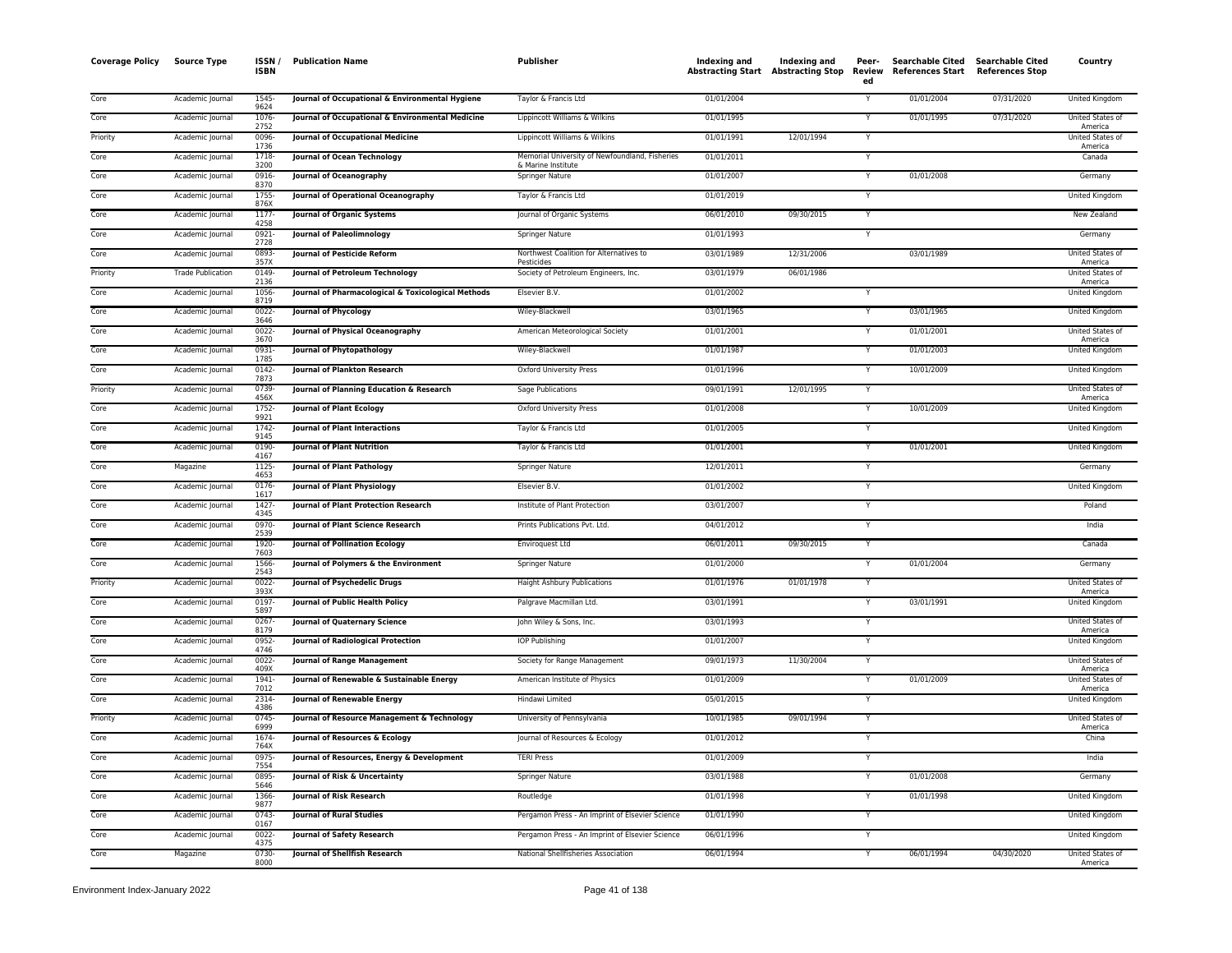| Coverage Policy | Source Type | ISSN / ISBN | Publication Name | Publisher | Indexing and Abstracting Start | Indexing and Abstracting Stop | Peer-Review ed | Searchable Cited References Start | Searchable Cited References Stop | Country |
|---|---|---|---|---|---|---|---|---|---|---|
| Core | Academic Journal | 1545-9624 | Journal of Occupational & Environmental Hygiene | Taylor & Francis Ltd | 01/01/2004 | | Y | 01/01/2004 | 07/31/2020 | United Kingdom |
| Core | Academic Journal | 1076-2752 | Journal of Occupational & Environmental Medicine | Lippincott Williams & Wilkins | 01/01/1995 | | Y | 01/01/1995 | 07/31/2020 | United States of America |
| Priority | Academic Journal | 0096-1736 | Journal of Occupational Medicine | Lippincott Williams & Wilkins | 01/01/1991 | 12/01/1994 | Y | | | United States of America |
| Core | Academic Journal | 1718-3200 | Journal of Ocean Technology | Memorial University of Newfoundland, Fisheries & Marine Institute | 01/01/2011 | | Y | | | Canada |
| Core | Academic Journal | 0916-8370 | Journal of Oceanography | Springer Nature | 01/01/2007 | | Y | 01/01/2008 | | Germany |
| Core | Academic Journal | 1755-876X | Journal of Operational Oceanography | Taylor & Francis Ltd | 01/01/2019 | | Y | | | United Kingdom |
| Core | Academic Journal | 1177-4258 | Journal of Organic Systems | Journal of Organic Systems | 06/01/2010 | 09/30/2015 | Y | | | New Zealand |
| Core | Academic Journal | 0921-2728 | Journal of Paleolimnology | Springer Nature | 01/01/1993 | | Y | | | Germany |
| Core | Academic Journal | 0893-357X | Journal of Pesticide Reform | Northwest Coalition for Alternatives to Pesticides | 03/01/1989 | 12/31/2006 | | 03/01/1989 | | United States of America |
| Priority | Trade Publication | 0149-2136 | Journal of Petroleum Technology | Society of Petroleum Engineers, Inc. | 03/01/1979 | 06/01/1986 | | | | United States of America |
| Core | Academic Journal | 1056-8719 | Journal of Pharmacological & Toxicological Methods | Elsevier B.V. | 01/01/2002 | | Y | | | United Kingdom |
| Core | Academic Journal | 0022-3646 | Journal of Phycology | Wiley-Blackwell | 03/01/1965 | | Y | 03/01/1965 | | United Kingdom |
| Core | Academic Journal | 0022-3670 | Journal of Physical Oceanography | American Meteorological Society | 01/01/2001 | | Y | 01/01/2001 | | United States of America |
| Core | Academic Journal | 0931-1785 | Journal of Phytopathology | Wiley-Blackwell | 01/01/1987 | | Y | 01/01/2003 | | United Kingdom |
| Core | Academic Journal | 0142-7873 | Journal of Plankton Research | Oxford University Press | 01/01/1996 | | Y | 10/01/2009 | | United Kingdom |
| Priority | Academic Journal | 0739-456X | Journal of Planning Education & Research | Sage Publications | 09/01/1991 | 12/01/1995 | Y | | | United States of America |
| Core | Academic Journal | 1752-9921 | Journal of Plant Ecology | Oxford University Press | 01/01/2008 | | Y | 10/01/2009 | | United Kingdom |
| Core | Academic Journal | 1742-9145 | Journal of Plant Interactions | Taylor & Francis Ltd | 01/01/2005 | | Y | | | United Kingdom |
| Core | Academic Journal | 0190-4167 | Journal of Plant Nutrition | Taylor & Francis Ltd | 01/01/2001 | | Y | 01/01/2001 | | United Kingdom |
| Core | Magazine | 1125-4653 | Journal of Plant Pathology | Springer Nature | 12/01/2011 | | Y | | | Germany |
| Core | Academic Journal | 0176-1617 | Journal of Plant Physiology | Elsevier B.V. | 01/01/2002 | | Y | | | United Kingdom |
| Core | Academic Journal | 1427-4345 | Journal of Plant Protection Research | Institute of Plant Protection | 03/01/2007 | | Y | | | Poland |
| Core | Academic Journal | 0970-2539 | Journal of Plant Science Research | Prints Publications Pvt. Ltd. | 04/01/2012 | | Y | | | India |
| Core | Academic Journal | 1920-7603 | Journal of Pollination Ecology | Enviroquest Ltd | 06/01/2011 | 09/30/2015 | Y | | | Canada |
| Core | Academic Journal | 1566-2543 | Journal of Polymers & the Environment | Springer Nature | 01/01/2000 | | Y | 01/01/2004 | | Germany |
| Priority | Academic Journal | 0022-393X | Journal of Psychedelic Drugs | Haight Ashbury Publications | 01/01/1976 | 01/01/1978 | Y | | | United States of America |
| Core | Academic Journal | 0197-5897 | Journal of Public Health Policy | Palgrave Macmillan Ltd. | 03/01/1991 | | Y | 03/01/1991 | | United Kingdom |
| Core | Academic Journal | 0267-8179 | Journal of Quaternary Science | John Wiley & Sons, Inc. | 03/01/1993 | | Y | | | United States of America |
| Core | Academic Journal | 0952-4746 | Journal of Radiological Protection | IOP Publishing | 01/01/2007 | | Y | | | United Kingdom |
| Core | Academic Journal | 0022-409X | Journal of Range Management | Society for Range Management | 09/01/1973 | 11/30/2004 | Y | | | United States of America |
| Core | Academic Journal | 1941-7012 | Journal of Renewable & Sustainable Energy | American Institute of Physics | 01/01/2009 | | Y | 01/01/2009 | | United States of America |
| Core | Academic Journal | 2314-4386 | Journal of Renewable Energy | Hindawi Limited | 05/01/2015 | | Y | | | United Kingdom |
| Priority | Academic Journal | 0745-6999 | Journal of Resource Management & Technology | University of Pennsylvania | 10/01/1985 | 09/01/1994 | Y | | | United States of America |
| Core | Academic Journal | 1674-764X | Journal of Resources & Ecology | Journal of Resources & Ecology | 01/01/2012 | | Y | | | China |
| Core | Academic Journal | 0975-7554 | Journal of Resources, Energy & Development | TERI Press | 01/01/2009 | | Y | | | India |
| Core | Academic Journal | 0895-5646 | Journal of Risk & Uncertainty | Springer Nature | 03/01/1988 | | Y | 01/01/2008 | | Germany |
| Core | Academic Journal | 1366-9877 | Journal of Risk Research | Routledge | 01/01/1998 | | Y | 01/01/1998 | | United Kingdom |
| Core | Academic Journal | 0743-0167 | Journal of Rural Studies | Pergamon Press - An Imprint of Elsevier Science | 01/01/1990 | | Y | | | United Kingdom |
| Core | Academic Journal | 0022-4375 | Journal of Safety Research | Pergamon Press - An Imprint of Elsevier Science | 06/01/1996 | | Y | | | United Kingdom |
| Core | Magazine | 0730-8000 | Journal of Shellfish Research | National Shellfisheries Association | 06/01/1994 | | Y | 06/01/1994 | 04/30/2020 | United States of America |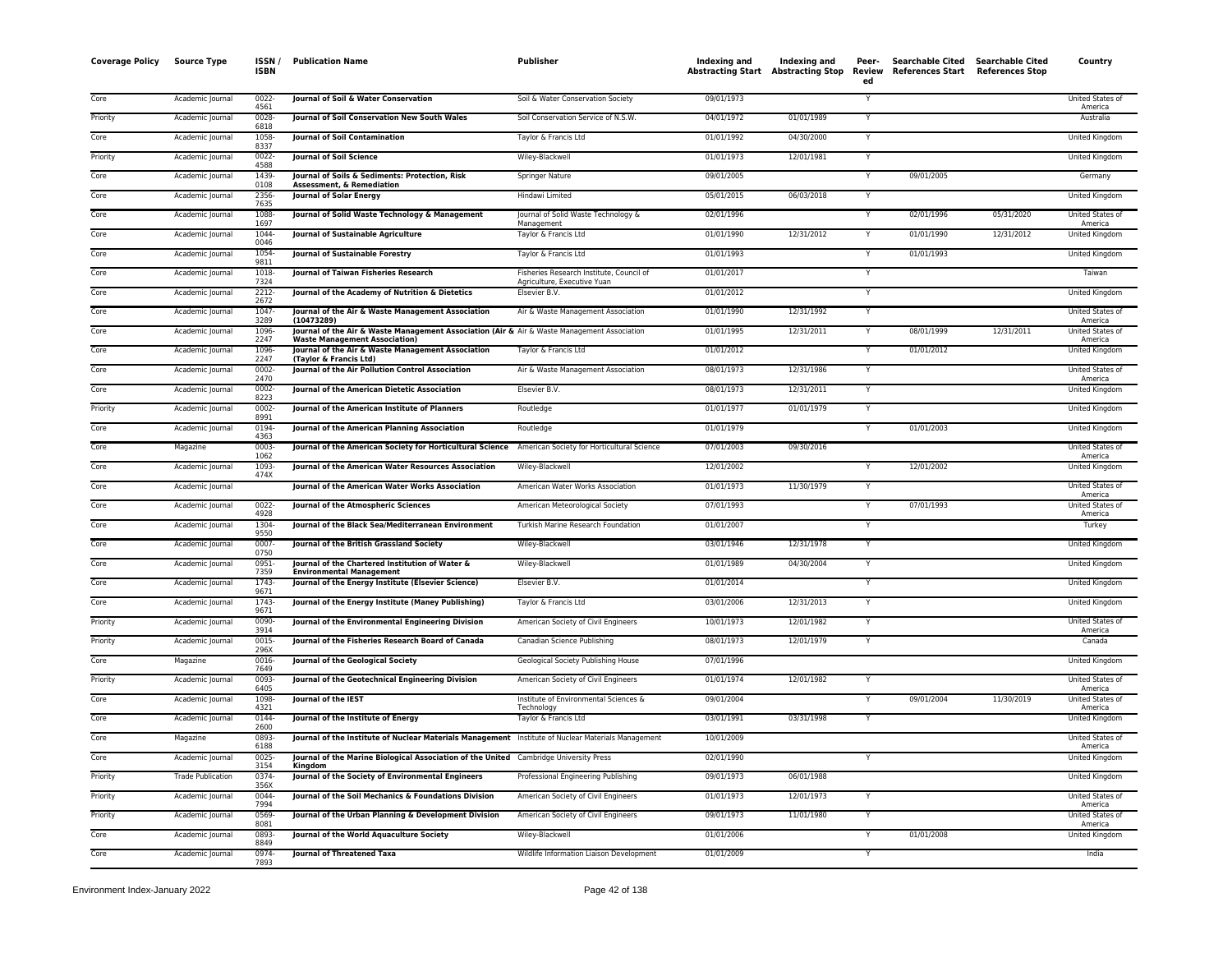| Coverage Policy | Source Type | ISSN / ISBN | Publication Name | Publisher | Indexing and Abstracting Start | Indexing and Abstracting Stop | Peer-Reviewed | Searchable Cited References Start | Searchable Cited References Stop | Country |
|---|---|---|---|---|---|---|---|---|---|---|
| Core | Academic Journal | 0022-4561 | **Journal of Soil & Water Conservation** | Soil & Water Conservation Society | 09/01/1973 | | Y | | | United States of America |
| Priority | Academic Journal | 0028-6818 | **Journal of Soil Conservation New South Wales** | Soil Conservation Service of N.S.W. | 04/01/1972 | 01/01/1989 | Y | | | Australia |
| Core | Academic Journal | 1058-8337 | **Journal of Soil Contamination** | Taylor & Francis Ltd | 01/01/1992 | 04/30/2000 | Y | | | United Kingdom |
| Priority | Academic Journal | 0022-4588 | **Journal of Soil Science** | Wiley-Blackwell | 01/01/1973 | 12/01/1981 | Y | | | United Kingdom |
| Core | Academic Journal | 1439-0108 | **Journal of Soils & Sediments: Protection, Risk Assessment, & Remediation** | Springer Nature | 09/01/2005 | | Y | 09/01/2005 | | Germany |
| Core | Academic Journal | 2356-7635 | **Journal of Solar Energy** | Hindawi Limited | 05/01/2015 | 06/03/2018 | Y | | | United Kingdom |
| Core | Academic Journal | 1088-1697 | **Journal of Solid Waste Technology & Management** | Journal of Solid Waste Technology & Management | 02/01/1996 | | Y | 02/01/1996 | 05/31/2020 | United States of America |
| Core | Academic Journal | 1044-0046 | **Journal of Sustainable Agriculture** | Taylor & Francis Ltd | 01/01/1990 | 12/31/2012 | Y | 01/01/1990 | 12/31/2012 | United Kingdom |
| Core | Academic Journal | 1054-9811 | **Journal of Sustainable Forestry** | Taylor & Francis Ltd | 01/01/1993 | | Y | 01/01/1993 | | United Kingdom |
| Core | Academic Journal | 1018-7324 | **Journal of Taiwan Fisheries Research** | Fisheries Research Institute, Council of Agriculture, Executive Yuan | 01/01/2017 | | Y | | | Taiwan |
| Core | Academic Journal | 2212-2672 | **Journal of the Academy of Nutrition & Dietetics** | Elsevier B.V. | 01/01/2012 | | Y | | | United Kingdom |
| Core | Academic Journal | 1047-3289 | **Journal of the Air & Waste Management Association (10473289)** | Air & Waste Management Association | 01/01/1990 | 12/31/1992 | Y | | | United States of America |
| Core | Academic Journal | 1096-2247 | **Journal of the Air & Waste Management Association (Air & Waste Management Association)** | Air & Waste Management Association | 01/01/1995 | 12/31/2011 | Y | 08/01/1999 | 12/31/2011 | United States of America |
| Core | Academic Journal | 1096-2247 | **Journal of the Air & Waste Management Association (Taylor & Francis Ltd)** | Taylor & Francis Ltd | 01/01/2012 | | Y | 01/01/2012 | | United Kingdom |
| Core | Academic Journal | 0002-2470 | **Journal of the Air Pollution Control Association** | Air & Waste Management Association | 08/01/1973 | 12/31/1986 | Y | | | United States of America |
| Core | Academic Journal | 0002-8223 | **Journal of the American Dietetic Association** | Elsevier B.V. | 08/01/1973 | 12/31/2011 | Y | | | United Kingdom |
| Priority | Academic Journal | 0002-8991 | **Journal of the American Institute of Planners** | Routledge | 01/01/1977 | 01/01/1979 | Y | | | United Kingdom |
| Core | Academic Journal | 0194-4363 | **Journal of the American Planning Association** | Routledge | 01/01/1979 | | Y | 01/01/2003 | | United Kingdom |
| Core | Magazine | 0003-1062 | **Journal of the American Society for Horticultural Science** | American Society for Horticultural Science | 07/01/2003 | 09/30/2016 | | | | United States of America |
| Core | Academic Journal | 1093-474X | **Journal of the American Water Resources Association** | Wiley-Blackwell | 12/01/2002 | | Y | 12/01/2002 | | United Kingdom |
| Core | Academic Journal | | **Journal of the American Water Works Association** | American Water Works Association | 01/01/1973 | 11/30/1979 | Y | | | United States of America |
| Core | Academic Journal | 0022-4928 | **Journal of the Atmospheric Sciences** | American Meteorological Society | 07/01/1993 | | Y | 07/01/1993 | | United States of America |
| Core | Academic Journal | 1304-9550 | **Journal of the Black Sea/Mediterranean Environment** | Turkish Marine Research Foundation | 01/01/2007 | | Y | | | Turkey |
| Core | Academic Journal | 0007-0750 | **Journal of the British Grassland Society** | Wiley-Blackwell | 03/01/1946 | 12/31/1978 | Y | | | United Kingdom |
| Core | Academic Journal | 0951-7359 | **Journal of the Chartered Institution of Water & Environmental Management** | Wiley-Blackwell | 01/01/1989 | 04/30/2004 | Y | | | United Kingdom |
| Core | Academic Journal | 1743-9671 | **Journal of the Energy Institute (Elsevier Science)** | Elsevier B.V. | 01/01/2014 | | Y | | | United Kingdom |
| Core | Academic Journal | 1743-9671 | **Journal of the Energy Institute (Maney Publishing)** | Taylor & Francis Ltd | 03/01/2006 | 12/31/2013 | Y | | | United Kingdom |
| Priority | Academic Journal | 0090-3914 | **Journal of the Environmental Engineering Division** | American Society of Civil Engineers | 10/01/1973 | 12/01/1982 | Y | | | United States of America |
| Priority | Academic Journal | 0015-296X | **Journal of the Fisheries Research Board of Canada** | Canadian Science Publishing | 08/01/1973 | 12/01/1979 | Y | | | Canada |
| Core | Magazine | 0016-7649 | **Journal of the Geological Society** | Geological Society Publishing House | 07/01/1996 | | | | | United Kingdom |
| Priority | Academic Journal | 0093-6405 | **Journal of the Geotechnical Engineering Division** | American Society of Civil Engineers | 01/01/1974 | 12/01/1982 | Y | | | United States of America |
| Core | Academic Journal | 1098-4321 | **Journal of the IEST** | Institute of Environmental Sciences & Technology | 09/01/2004 | | Y | 09/01/2004 | 11/30/2019 | United States of America |
| Core | Academic Journal | 0144-2600 | **Journal of the Institute of Energy** | Taylor & Francis Ltd | 03/01/1991 | 03/31/1998 | Y | | | United Kingdom |
| Core | Magazine | 0893-6188 | **Journal of the Institute of Nuclear Materials Management** | Institute of Nuclear Materials Management | 10/01/2009 | | | | | United States of America |
| Core | Academic Journal | 0025-3154 | **Journal of the Marine Biological Association of the United Kingdom** | Cambridge University Press | 02/01/1990 | | Y | | | United Kingdom |
| Priority | Trade Publication | 0374-356X | **Journal of the Society of Environmental Engineers** | Professional Engineering Publishing | 09/01/1973 | 06/01/1988 | | | | United Kingdom |
| Priority | Academic Journal | 0044-7994 | **Journal of the Soil Mechanics & Foundations Division** | American Society of Civil Engineers | 01/01/1973 | 12/01/1973 | Y | | | United States of America |
| Priority | Academic Journal | 0569-8081 | **Journal of the Urban Planning & Development Division** | American Society of Civil Engineers | 09/01/1973 | 11/01/1980 | Y | | | United States of America |
| Core | Academic Journal | 0893-8849 | **Journal of the World Aquaculture Society** | Wiley-Blackwell | 01/01/2006 | | Y | 01/01/2008 | | United Kingdom |
| Core | Academic Journal | 0974-7893 | **Journal of Threatened Taxa** | Wildlife Information Liaison Development | 01/01/2009 | | Y | | | India |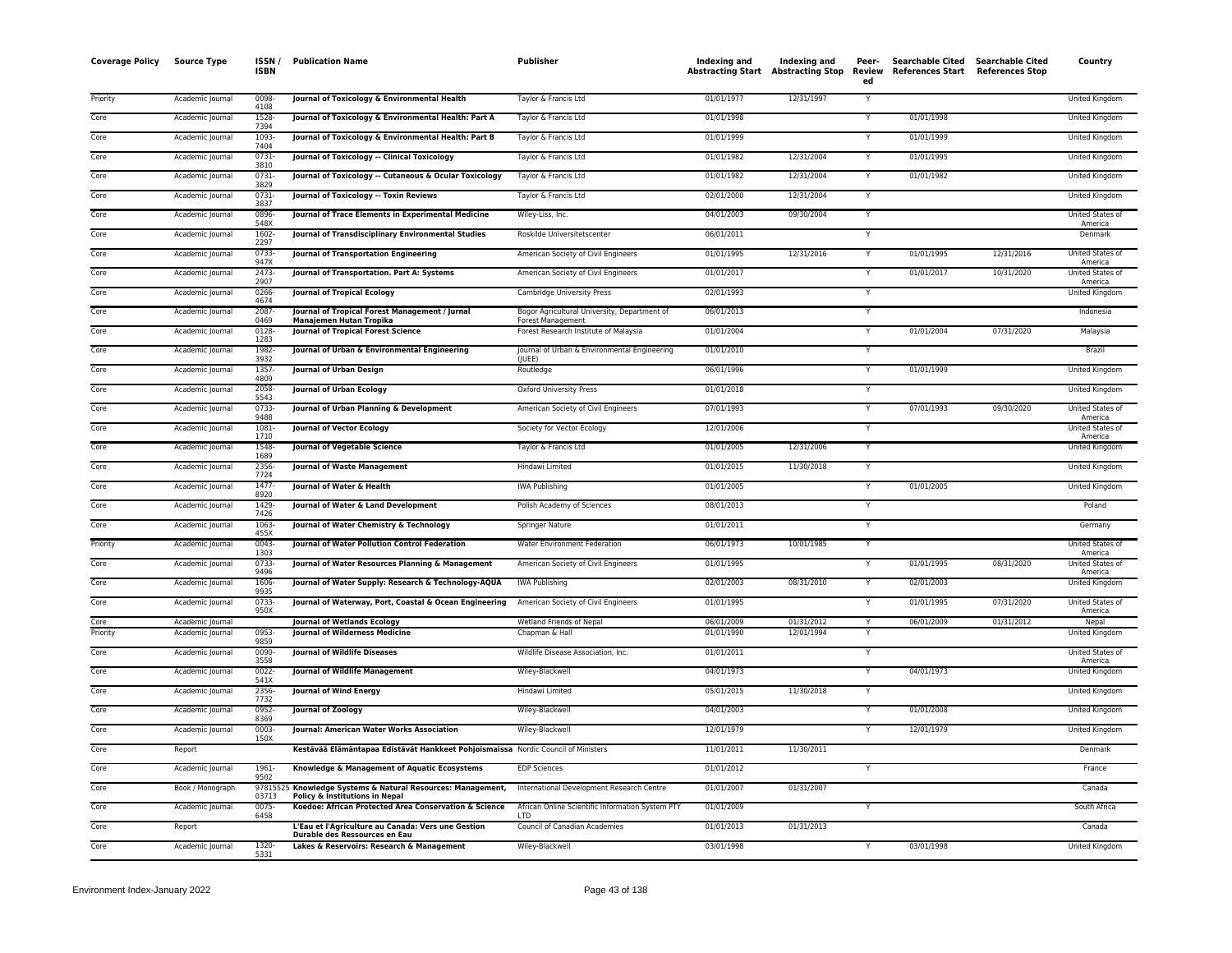| Coverage Policy | Source Type | ISSN / ISBN | Publication Name | Publisher | Indexing and Abstracting Start | Indexing and Abstracting Stop | Peer-Review ed | Searchable Cited References Start | Searchable Cited References Stop | Country |
|---|---|---|---|---|---|---|---|---|---|---|
| Priority | Academic Journal | 0098-4108 | Journal of Toxicology & Environmental Health | Taylor & Francis Ltd | 01/01/1977 | 12/31/1997 | Y | | | United Kingdom |
| Core | Academic Journal | 1528-7394 | Journal of Toxicology & Environmental Health: Part A | Taylor & Francis Ltd | 01/01/1998 | | Y | 01/01/1998 | | United Kingdom |
| Core | Academic Journal | 1093-7404 | Journal of Toxicology & Environmental Health: Part B | Taylor & Francis Ltd | 01/01/1999 | | Y | 01/01/1999 | | United Kingdom |
| Core | Academic Journal | 0731-3810 | Journal of Toxicology -- Clinical Toxicology | Taylor & Francis Ltd | 01/01/1982 | 12/31/2004 | Y | 01/01/1995 | | United Kingdom |
| Core | Academic Journal | 0731-3829 | Journal of Toxicology -- Cutaneous & Ocular Toxicology | Taylor & Francis Ltd | 01/01/1982 | 12/31/2004 | Y | 01/01/1982 | | United Kingdom |
| Core | Academic Journal | 0731-3837 | Journal of Toxicology -- Toxin Reviews | Taylor & Francis Ltd | 02/01/2000 | 12/31/2004 | Y | | | United Kingdom |
| Core | Academic Journal | 0896-548X | Journal of Trace Elements in Experimental Medicine | Wiley-Liss, Inc. | 04/01/2003 | 09/30/2004 | Y | | | United States of America |
| Core | Academic Journal | 1602-2297 | Journal of Transdisciplinary Environmental Studies | Roskilde Universitetscenter | 06/01/2011 | | Y | | | Denmark |
| Core | Academic Journal | 0733-947X | Journal of Transportation Engineering | American Society of Civil Engineers | 01/01/1995 | 12/31/2016 | Y | 01/01/1995 | 12/31/2016 | United States of America |
| Core | Academic Journal | 2473-2907 | Journal of Transportation. Part A: Systems | American Society of Civil Engineers | 01/01/2017 | | Y | 01/01/2017 | 10/31/2020 | United States of America |
| Core | Academic Journal | 0266-4674 | Journal of Tropical Ecology | Cambridge University Press | 02/01/1993 | | Y | | | United Kingdom |
| Core | Academic Journal | 2087-0469 | Journal of Tropical Forest Management / Jurnal Manajemen Hutan Tropika | Bogor Agricultural University, Department of Forest Management | 06/01/2013 | | Y | | | Indonesia |
| Core | Academic Journal | 0128-1283 | Journal of Tropical Forest Science | Forest Research Institute of Malaysia | 01/01/2004 | | Y | 01/01/2004 | 07/31/2020 | Malaysia |
| Core | Academic Journal | 1982-3932 | Journal of Urban & Environmental Engineering | Journal of Urban & Environmental Engineering (JUEE) | 01/01/2010 | | Y | | | Brazil |
| Core | Academic Journal | 1357-4809 | Journal of Urban Design | Routledge | 06/01/1996 | | Y | 01/01/1999 | | United Kingdom |
| Core | Academic Journal | 2058-5543 | Journal of Urban Ecology | Oxford University Press | 01/01/2018 | | Y | | | United Kingdom |
| Core | Academic Journal | 0733-9488 | Journal of Urban Planning & Development | American Society of Civil Engineers | 07/01/1993 | | Y | 07/01/1993 | 09/30/2020 | United States of America |
| Core | Academic Journal | 1081-1710 | Journal of Vector Ecology | Society for Vector Ecology | 12/01/2006 | | Y | | | United States of America |
| Core | Academic Journal | 1548-1689 | Journal of Vegetable Science | Taylor & Francis Ltd | 01/01/2005 | 12/31/2006 | Y | | | United Kingdom |
| Core | Academic Journal | 2356-7724 | Journal of Waste Management | Hindawi Limited | 01/01/2015 | 11/30/2018 | Y | | | United Kingdom |
| Core | Academic Journal | 1477-8920 | Journal of Water & Health | IWA Publishing | 01/01/2005 | | Y | 01/01/2005 | | United Kingdom |
| Core | Academic Journal | 1429-7426 | Journal of Water & Land Development | Polish Academy of Sciences | 08/01/2013 | | Y | | | Poland |
| Core | Academic Journal | 1063-455X | Journal of Water Chemistry & Technology | Springer Nature | 01/01/2011 | | Y | | | Germany |
| Priority | Academic Journal | 0043-1303 | Journal of Water Pollution Control Federation | Water Environment Federation | 06/01/1973 | 10/01/1985 | Y | | | United States of America |
| Core | Academic Journal | 0733-9496 | Journal of Water Resources Planning & Management | American Society of Civil Engineers | 01/01/1995 | | Y | 01/01/1995 | 08/31/2020 | United States of America |
| Core | Academic Journal | 1606-9935 | Journal of Water Supply: Research & Technology-AQUA | IWA Publishing | 02/01/2003 | 08/31/2010 | Y | 02/01/2003 | | United Kingdom |
| Core | Academic Journal | 0733-950X | Journal of Waterway, Port, Coastal & Ocean Engineering | American Society of Civil Engineers | 01/01/1995 | | Y | 01/01/1995 | 07/31/2020 | United States of America |
| Core | Academic Journal | | Journal of Wetlands Ecology | Wetland Friends of Nepal | 06/01/2009 | 01/31/2012 | Y | 06/01/2009 | 01/31/2012 | Nepal |
| Priority | Academic Journal | 0953-9859 | Journal of Wilderness Medicine | Chapman & Hall | 01/01/1990 | 12/01/1994 | Y | | | United Kingdom |
| Core | Academic Journal | 0090-3558 | Journal of Wildlife Diseases | Wildlife Disease Association, Inc. | 01/01/2011 | | Y | | | United States of America |
| Core | Academic Journal | 0022-541X | Journal of Wildlife Management | Wiley-Blackwell | 04/01/1973 | | Y | 04/01/1973 | | United Kingdom |
| Core | Academic Journal | 2356-7732 | Journal of Wind Energy | Hindawi Limited | 05/01/2015 | 11/30/2018 | Y | | | United Kingdom |
| Core | Academic Journal | 0952-8369 | Journal of Zoology | Wiley-Blackwell | 04/01/2003 | | Y | 01/01/2008 | | United Kingdom |
| Core | Academic Journal | 0003-150X | Journal: American Water Works Association | Wiley-Blackwell | 12/01/1979 | | Y | 12/01/1979 | | United Kingdom |
| Core | Report | | Kestävää Elämäntapaa Edistävät Hankkeet Pohjoismaissa | Nordic Council of Ministers | 11/01/2011 | 11/30/2011 | | | | Denmark |
| Core | Academic Journal | 1961-9502 | Knowledge & Management of Aquatic Ecosystems | EDP Sciences | 01/01/2012 | | Y | | | France |
| Core | Book / Monograph | 9781552503713 | Knowledge Systems & Natural Resources: Management, Policy & Institutions in Nepal | International Development Research Centre | 01/01/2007 | 01/31/2007 | | | | Canada |
| Core | Academic Journal | 0075-6458 | Koedoe: African Protected Area Conservation & Science | African Online Scientific Information System PTY LTD | 01/01/2009 | | Y | | | South Africa |
| Core | Report | | L'Eau et l'Agriculture au Canada: Vers une Gestion Durable des Ressources en Eau | Council of Canadian Academies | 01/01/2013 | 01/31/2013 | | | | Canada |
| Core | Academic Journal | 1320-5331 | Lakes & Reservoirs: Research & Management | Wiley-Blackwell | 03/01/1998 | | Y | 03/01/1998 | | United Kingdom |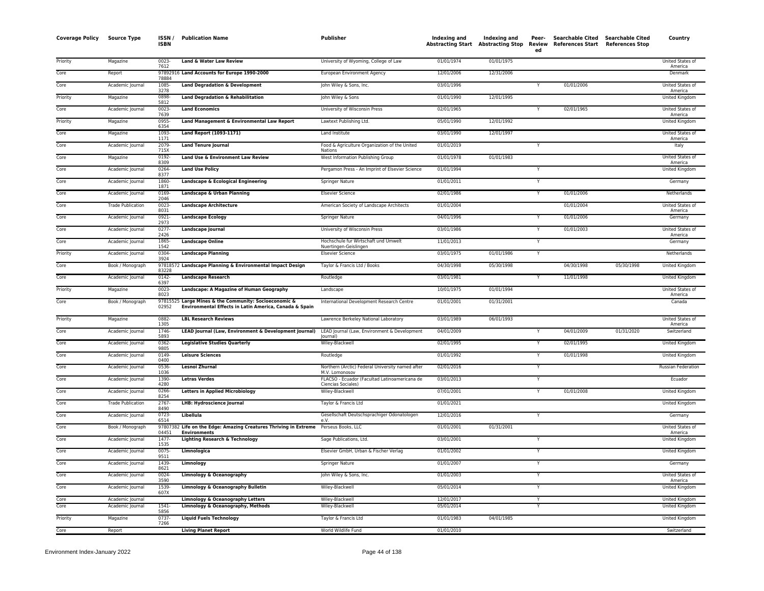| Coverage Policy | Source Type | ISSN / ISBN | Publication Name | Publisher | Indexing and Abstracting Start | Indexing and Abstracting Stop | Peer-Reviewed | Searchable Cited References Start | Searchable Cited References Stop | Country |
|---|---|---|---|---|---|---|---|---|---|---|
| Priority | Magazine | 0023-7612 | **Land & Water Law Review** | University of Wyoming, College of Law | 01/01/1974 | 01/01/1975 | | | | United States of America |
| Core | Report | 9789291678884 | **Land Accounts for Europe 1990-2000** | European Environment Agency | 12/01/2006 | 12/31/2006 | | | | Denmark |
| Core | Academic Journal | 1085-3278 | **Land Degradation & Development** | John Wiley & Sons, Inc. | 03/01/1996 | | Y | 01/01/2006 | | United States of America |
| Priority | Magazine | 0898-5812 | **Land Degradation & Rehabilitation** | John Wiley & Sons | 01/01/1990 | 12/01/1995 | | | | United Kingdom |
| Core | Academic Journal | 0023-7639 | **Land Economics** | University of Wisconsin Press | 02/01/1965 | | Y | 02/01/1965 | | United States of America |
| Priority | Magazine | 0955-6354 | **Land Management & Environmental Law Report** | Lawtext Publishing Ltd. | 05/01/1990 | 12/01/1992 | | | | United Kingdom |
| Core | Magazine | 1093-1171 | **Land Report (1093-1171)** | Land Institute | 03/01/1990 | 12/01/1997 | | | | United States of America |
| Core | Academic Journal | 2079-715X | **Land Tenure Journal** | Food & Agriculture Organization of the United Nations | 01/01/2019 | | Y | | | Italy |
| Core | Magazine | 0192-8309 | **Land Use & Environment Law Review** | West Information Publishing Group | 01/01/1978 | 01/01/1983 | | | | United States of America |
| Core | Academic Journal | 0264-8377 | **Land Use Policy** | Pergamon Press - An Imprint of Elsevier Science | 01/01/1994 | | Y | | | United Kingdom |
| Core | Academic Journal | 1860-1871 | **Landscape & Ecological Engineering** | Springer Nature | 01/01/2011 | | Y | | | Germany |
| Core | Academic Journal | 0169-2046 | **Landscape & Urban Planning** | Elsevier Science | 02/01/1986 | | Y | 01/01/2006 | | Netherlands |
| Core | Trade Publication | 0023-8031 | **Landscape Architecture** | American Society of Landscape Architects | 01/01/2004 | | | 01/01/2004 | | United States of America |
| Core | Academic Journal | 0921-2973 | **Landscape Ecology** | Springer Nature | 04/01/1996 | | Y | 01/01/2006 | | Germany |
| Core | Academic Journal | 0277-2426 | **Landscape Journal** | University of Wisconsin Press | 03/01/1986 | | Y | 01/01/2003 | | United States of America |
| Core | Academic Journal | 1865-1542 | **Landscape Online** | Hochschule fur Wirtschaft und Umwelt Nuertingen-Geislingen | 11/01/2013 | | Y | | | Germany |
| Priority | Academic Journal | 0304-3924 | **Landscape Planning** | Elsevier Science | 03/01/1975 | 01/01/1986 | Y | | | Netherlands |
| Core | Book / Monograph | 9781857283228 | **Landscape Planning & Environmental Impact Design** | Taylor & Francis Ltd / Books | 04/30/1998 | 05/30/1998 | | 04/30/1998 | 05/30/1998 | United Kingdom |
| Core | Academic Journal | 0142-6397 | **Landscape Research** | Routledge | 03/01/1981 | | Y | 11/01/1998 | | United Kingdom |
| Priority | Magazine | 0023-8023 | **Landscape: A Magazine of Human Geography** | Landscape | 10/01/1975 | 01/01/1994 | | | | United States of America |
| Core | Book / Monograph | 9781552502952 | **Large Mines & the Community: Socioeconomic & Environmental Effects in Latin America, Canada & Spain** | International Development Research Centre | 01/01/2001 | 01/31/2001 | | | | Canada |
| Priority | Magazine | 0882-1305 | **LBL Research Reviews** | Lawrence Berkeley National Laboratory | 03/01/1989 | 06/01/1993 | | | | United States of America |
| Core | Academic Journal | 1746-5893 | **LEAD Journal (Law, Environment & Development Journal)** | LEAD Journal (Law, Environment & Development Journal) | 04/01/2009 | | Y | 04/01/2009 | 01/31/2020 | Switzerland |
| Core | Academic Journal | 0362-9805 | **Legislative Studies Quarterly** | Wiley-Blackwell | 02/01/1995 | | Y | 02/01/1995 | | United Kingdom |
| Core | Academic Journal | 0149-0400 | **Leisure Sciences** | Routledge | 01/01/1992 | | Y | 01/01/1998 | | United Kingdom |
| Core | Academic Journal | 0536-1036 | **Lesnoi Zhurnal** | Northern (Arctic) Federal University named after M.V. Lomonosov | 02/01/2016 | | Y | | | Russian Federation |
| Core | Academic Journal | 1390-4280 | **Letras Verdes** | FLACSO - Ecuador (Facultad Latinoamericana de Ciencias Sociales) | 03/01/2013 | | Y | | | Ecuador |
| Core | Academic Journal | 0266-8254 | **Letters in Applied Microbiology** | Wiley-Blackwell | 07/01/2001 | | Y | 01/01/2008 | | United Kingdom |
| Core | Trade Publication | 2767-8490 | **LHB: Hydroscience Journal** | Taylor & Francis Ltd | 01/01/2021 | | | | | United Kingdom |
| Core | Academic Journal | 0723-6514 | **Libellula** | Gesellschaft Deutschsprachiger Odonatologen e.V. | 12/01/2016 | | Y | | | Germany |
| Core | Book / Monograph | 9780738204451 | **Life on the Edge: Amazing Creatures Thriving in Extreme Environments** | Perseus Books, LLC | 01/01/2001 | 01/31/2001 | | | | United States of America |
| Core | Academic Journal | 1477-1535 | **Lighting Research & Technology** | Sage Publications, Ltd. | 03/01/2001 | | Y | | | United Kingdom |
| Core | Academic Journal | 0075-9511 | **Limnologica** | Elsevier GmbH, Urban & Fischer Verlag | 01/01/2002 | | Y | | | United Kingdom |
| Core | Academic Journal | 1439-8621 | **Limnology** | Springer Nature | 01/01/2007 | | Y | | | Germany |
| Core | Academic Journal | 0024-3590 | **Limnology & Oceanography** | John Wiley & Sons, Inc. | 01/01/2003 | | Y | | | United States of America |
| Core | Academic Journal | 1539-607X | **Limnology & Oceanography Bulletin** | Wiley-Blackwell | 05/01/2014 | | Y | | | United Kingdom |
| Core | Academic Journal | | **Limnology & Oceanography Letters** | Wiley-Blackwell | 12/01/2017 | | Y | | | United Kingdom |
| Core | Academic Journal | 1541-5856 | **Limnology & Oceanography, Methods** | Wiley-Blackwell | 05/01/2014 | | Y | | | United Kingdom |
| Priority | Magazine | 0737-7266 | **Liquid Fuels Technology** | Taylor & Francis Ltd | 01/01/1983 | 04/01/1985 | | | | United Kingdom |
| Core | Report | | **Living Planet Report** | World Wildlife Fund | 01/01/2010 | | | | | Switzerland |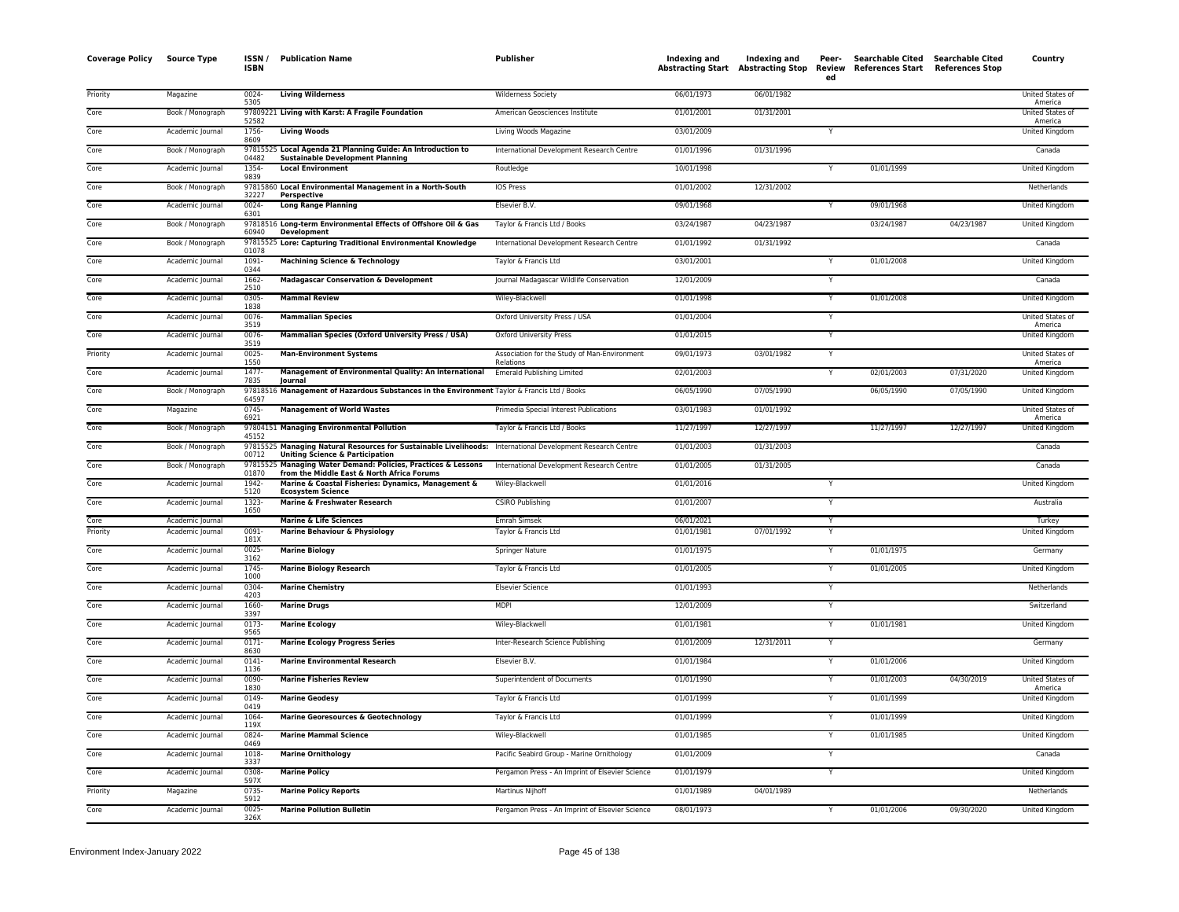| Coverage Policy | Source Type | ISSN / ISBN | Publication Name | Publisher | Indexing and Abstracting Start | Indexing and Abstracting Stop | Peer-Review ed | Searchable Cited References Start | Searchable Cited References Stop | Country |
|---|---|---|---|---|---|---|---|---|---|---|
| Priority | Magazine | 0024-5305 | **Living Wilderness** | Wilderness Society | 06/01/1973 | 06/01/1982 | | | | United States of America |
| Core | Book / Monograph | 9780922152582 | **Living with Karst: A Fragile Foundation** | American Geosciences Institute | 01/01/2001 | 01/31/2001 | | | | United States of America |
| Core | Academic Journal | 1756-8609 | **Living Woods** | Living Woods Magazine | 03/01/2009 | | Y | | | United Kingdom |
| Core | Book / Monograph | 9781552504482 | **Local Agenda 21 Planning Guide: An Introduction to Sustainable Development Planning** | International Development Research Centre | 01/01/1996 | 01/31/1996 | | | | Canada |
| Core | Academic Journal | 1354-9839 | **Local Environment** | Routledge | 10/01/1998 | | Y | 01/01/1999 | | United Kingdom |
| Core | Book / Monograph | 9781586032227 | **Local Environmental Management in a North-South Perspective** | IOS Press | 01/01/2002 | 12/31/2002 | | | | Netherlands |
| Core | Academic Journal | 0024-6301 | **Long Range Planning** | Elsevier B.V. | 09/01/1968 | | Y | 09/01/1968 | | United Kingdom |
| Core | Book / Monograph | 9781851660940 | **Long-term Environmental Effects of Offshore Oil & Gas Development** | Taylor & Francis Ltd / Books | 03/24/1987 | 04/23/1987 | | 03/24/1987 | 04/23/1987 | United Kingdom |
| Core | Book / Monograph | 9781552501078 | **Lore: Capturing Traditional Environmental Knowledge** | International Development Research Centre | 01/01/1992 | 01/31/1992 | | | | Canada |
| Core | Academic Journal | 1091-0344 | **Machining Science & Technology** | Taylor & Francis Ltd | 03/01/2001 | | Y | 01/01/2008 | | United Kingdom |
| Core | Academic Journal | 1662-2510 | **Madagascar Conservation & Development** | Journal Madagascar Wildlife Conservation | 12/01/2009 | | Y | | | Canada |
| Core | Academic Journal | 0305-1838 | **Mammal Review** | Wiley-Blackwell | 01/01/1998 | | Y | 01/01/2008 | | United Kingdom |
| Core | Academic Journal | 0076-3519 | **Mammalian Species** | Oxford University Press / USA | 01/01/2004 | | Y | | | United States of America |
| Core | Academic Journal | 0076-3519 | **Mammalian Species (Oxford University Press / USA)** | Oxford University Press | 01/01/2015 | | Y | | | United Kingdom |
| Priority | Academic Journal | 0025-1550 | **Man-Environment Systems** | Association for the Study of Man-Environment Relations | 09/01/1973 | 03/01/1982 | Y | | | United States of America |
| Core | Academic Journal | 1477-7835 | **Management of Environmental Quality: An International Journal** | Emerald Publishing Limited | 02/01/2003 | | Y | 02/01/2003 | 07/31/2020 | United Kingdom |
| Core | Book / Monograph | 9781851664597 | **Management of Hazardous Substances in the Environment** | Taylor & Francis Ltd / Books | 06/05/1990 | 07/05/1990 | | 06/05/1990 | 07/05/1990 | United Kingdom |
| Core | Magazine | 0745-6921 | **Management of World Wastes** | Primedia Special Interest Publications | 03/01/1983 | 01/01/1992 | | | | United States of America |
| Core | Book / Monograph | 9780415145152 | **Managing Environmental Pollution** | Taylor & Francis Ltd / Books | 11/27/1997 | 12/27/1997 | | 11/27/1997 | 12/27/1997 | United Kingdom |
| Core | Book / Monograph | 9781552500712 | **Managing Natural Resources for Sustainable Livelihoods: Uniting Science & Participation** | International Development Research Centre | 01/01/2003 | 01/31/2003 | | | | Canada |
| Core | Book / Monograph | 9781552501870 | **Managing Water Demand: Policies, Practices & Lessons from the Middle East & North Africa Forums** | International Development Research Centre | 01/01/2005 | 01/31/2005 | | | | Canada |
| Core | Academic Journal | 1942-5120 | **Marine & Coastal Fisheries: Dynamics, Management & Ecosystem Science** | Wiley-Blackwell | 01/01/2016 | | Y | | | United Kingdom |
| Core | Academic Journal | 1323-1650 | **Marine & Freshwater Research** | CSIRO Publishing | 01/01/2007 | | Y | | | Australia |
| Core | Academic Journal | | **Marine & Life Sciences** | Emrah Simsek | 06/01/2021 | | Y | | | Turkey |
| Priority | Academic Journal | 0091-181X | **Marine Behaviour & Physiology** | Taylor & Francis Ltd | 01/01/1981 | 07/01/1992 | Y | | | United Kingdom |
| Core | Academic Journal | 0025-3162 | **Marine Biology** | Springer Nature | 01/01/1975 | | Y | 01/01/1975 | | Germany |
| Core | Academic Journal | 1745-1000 | **Marine Biology Research** | Taylor & Francis Ltd | 01/01/2005 | | Y | 01/01/2005 | | United Kingdom |
| Core | Academic Journal | 0304-4203 | **Marine Chemistry** | Elsevier Science | 01/01/1993 | | Y | | | Netherlands |
| Core | Academic Journal | 1660-3397 | **Marine Drugs** | MDPI | 12/01/2009 | | Y | | | Switzerland |
| Core | Academic Journal | 0173-9565 | **Marine Ecology** | Wiley-Blackwell | 01/01/1981 | | Y | 01/01/1981 | | United Kingdom |
| Core | Academic Journal | 0171-8630 | **Marine Ecology Progress Series** | Inter-Research Science Publishing | 01/01/2009 | 12/31/2011 | Y | | | Germany |
| Core | Academic Journal | 0141-1136 | **Marine Environmental Research** | Elsevier B.V. | 01/01/1984 | | Y | 01/01/2006 | | United Kingdom |
| Core | Academic Journal | 0090-1830 | **Marine Fisheries Review** | Superintendent of Documents | 01/01/1990 | | Y | 01/01/2003 | 04/30/2019 | United States of America |
| Core | Academic Journal | 0149-0419 | **Marine Geodesy** | Taylor & Francis Ltd | 01/01/1999 | | Y | 01/01/1999 | | United Kingdom |
| Core | Academic Journal | 1064-119X | **Marine Georesources & Geotechnology** | Taylor & Francis Ltd | 01/01/1999 | | Y | 01/01/1999 | | United Kingdom |
| Core | Academic Journal | 0824-0469 | **Marine Mammal Science** | Wiley-Blackwell | 01/01/1985 | | Y | 01/01/1985 | | United Kingdom |
| Core | Academic Journal | 1018-3337 | **Marine Ornithology** | Pacific Seabird Group - Marine Ornithology | 01/01/2009 | | Y | | | Canada |
| Core | Academic Journal | 0308-597X | **Marine Policy** | Pergamon Press - An Imprint of Elsevier Science | 01/01/1979 | | Y | | | United Kingdom |
| Priority | Magazine | 0735-5912 | **Marine Policy Reports** | Martinus Nijhoff | 01/01/1989 | 04/01/1989 | | | | Netherlands |
| Core | Academic Journal | 0025-326X | **Marine Pollution Bulletin** | Pergamon Press - An Imprint of Elsevier Science | 08/01/1973 | | Y | 01/01/2006 | 09/30/2020 | United Kingdom |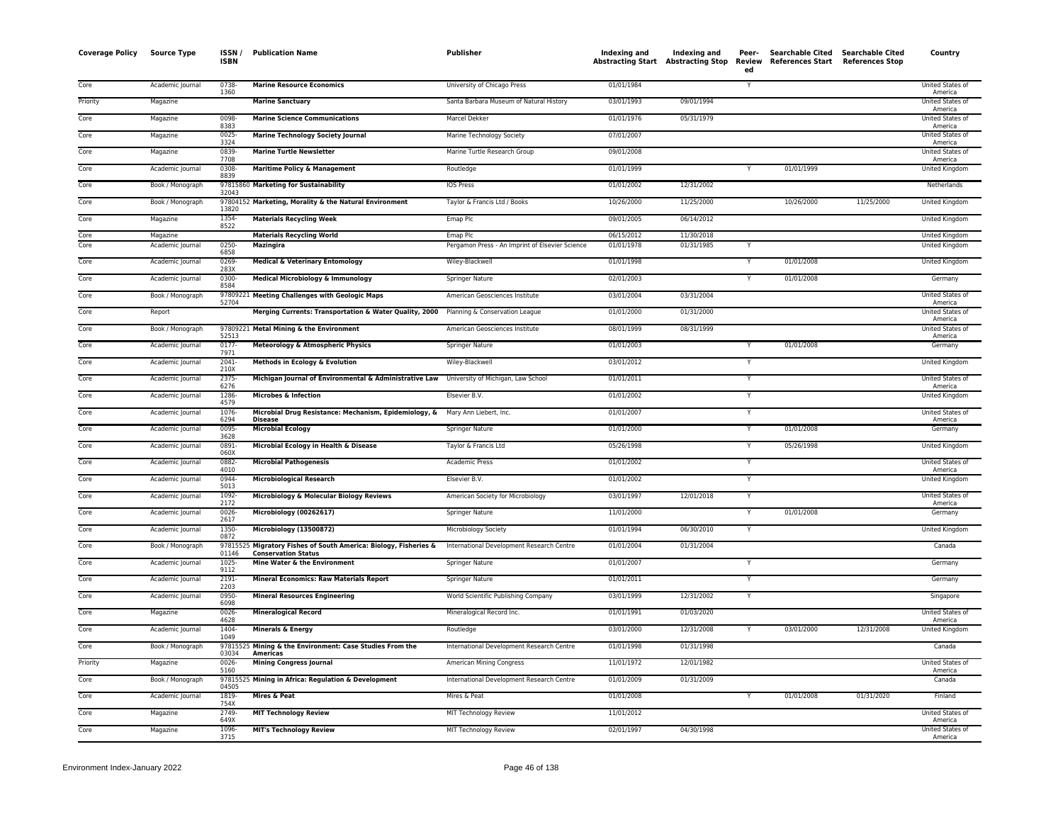| Coverage Policy | Source Type | ISSN / ISBN | Publication Name | Publisher | Indexing and Abstracting Start | Indexing and Abstracting Stop | Peer-Reviewed | Searchable Cited References Start | Searchable Cited References Stop | Country |
|---|---|---|---|---|---|---|---|---|---|---|
| Core | Academic Journal | 0738-1360 | **Marine Resource Economics** | University of Chicago Press | 01/01/1984 | | Y | | | United States of America |
| Priority | Magazine | | **Marine Sanctuary** | Santa Barbara Museum of Natural History | 03/01/1993 | 09/01/1994 | | | | United States of America |
| Core | Magazine | 0098-8383 | **Marine Science Communications** | Marcel Dekker | 01/01/1976 | 05/31/1979 | | | | United States of America |
| Core | Magazine | 0025-3324 | **Marine Technology Society Journal** | Marine Technology Society | 07/01/2007 | | | | | United States of America |
| Core | Magazine | 0839-7708 | **Marine Turtle Newsletter** | Marine Turtle Research Group | 09/01/2008 | | | | | United States of America |
| Core | Academic Journal | 0308-8839 | **Maritime Policy & Management** | Routledge | 01/01/1999 | | Y | 01/01/1999 | | United Kingdom |
| Core | Book / Monograph | 9781586032043 | **Marketing for Sustainability** | IOS Press | 01/01/2002 | 12/31/2002 | | | | Netherlands |
| Core | Book / Monograph | 9780415213820 | **Marketing, Morality & the Natural Environment** | Taylor & Francis Ltd / Books | 10/26/2000 | 11/25/2000 | | 10/26/2000 | 11/25/2000 | United Kingdom |
| Core | Magazine | 1354-8522 | **Materials Recycling Week** | Emap Plc | 09/01/2005 | 06/14/2012 | | | | United Kingdom |
| Core | Magazine | | **Materials Recycling World** | Emap Plc | 06/15/2012 | 11/30/2018 | | | | United Kingdom |
| Core | Academic Journal | 0250-6858 | **Mazingira** | Pergamon Press - An Imprint of Elsevier Science | 01/01/1978 | 01/31/1985 | Y | | | United Kingdom |
| Core | Academic Journal | 0269-283X | **Medical & Veterinary Entomology** | Wiley-Blackwell | 01/01/1998 | | Y | 01/01/2008 | | United Kingdom |
| Core | Academic Journal | 0300-8584 | **Medical Microbiology & Immunology** | Springer Nature | 02/01/2003 | | Y | 01/01/2008 | | Germany |
| Core | Book / Monograph | 9780922152704 | **Meeting Challenges with Geologic Maps** | American Geosciences Institute | 03/01/2004 | 03/31/2004 | | | | United States of America |
| Core | Report | | **Merging Currents: Transportation & Water Quality, 2000** | Planning & Conservation League | 01/01/2000 | 01/31/2000 | | | | United States of America |
| Core | Book / Monograph | 9780922152513 | **Metal Mining & the Environment** | American Geosciences Institute | 08/01/1999 | 08/31/1999 | | | | United States of America |
| Core | Academic Journal | 0177-7971 | **Meteorology & Atmospheric Physics** | Springer Nature | 01/01/2003 | | Y | 01/01/2008 | | Germany |
| Core | Academic Journal | 2041-210X | **Methods in Ecology & Evolution** | Wiley-Blackwell | 03/01/2012 | | Y | | | United Kingdom |
| Core | Academic Journal | 2375-6276 | **Michigan Journal of Environmental & Administrative Law** | University of Michigan, Law School | 01/01/2011 | | Y | | | United States of America |
| Core | Academic Journal | 1286-4579 | **Microbes & Infection** | Elsevier B.V. | 01/01/2002 | | Y | | | United Kingdom |
| Core | Academic Journal | 1076-6294 | **Microbial Drug Resistance: Mechanism, Epidemiology, & Disease** | Mary Ann Liebert, Inc. | 01/01/2007 | | Y | | | United States of America |
| Core | Academic Journal | 0095-3628 | **Microbial Ecology** | Springer Nature | 01/01/2000 | | Y | 01/01/2008 | | Germany |
| Core | Academic Journal | 0891-060X | **Microbial Ecology in Health & Disease** | Taylor & Francis Ltd | 05/26/1998 | | Y | 05/26/1998 | | United Kingdom |
| Core | Academic Journal | 0882-4010 | **Microbial Pathogenesis** | Academic Press | 01/01/2002 | | Y | | | United States of America |
| Core | Academic Journal | 0944-5013 | **Microbiological Research** | Elsevier B.V. | 01/01/2002 | | Y | | | United Kingdom |
| Core | Academic Journal | 1092-2172 | **Microbiology & Molecular Biology Reviews** | American Society for Microbiology | 03/01/1997 | 12/01/2018 | Y | | | United States of America |
| Core | Academic Journal | 0026-2617 | **Microbiology (00262617)** | Springer Nature | 11/01/2000 | | Y | 01/01/2008 | | Germany |
| Core | Academic Journal | 1350-0872 | **Microbiology (13500872)** | Microbiology Society | 01/01/1994 | 06/30/2010 | Y | | | United Kingdom |
| Core | Book / Monograph | 9781552501146 | **Migratory Fishes of South America: Biology, Fisheries & Conservation Status** | International Development Research Centre | 01/01/2004 | 01/31/2004 | | | | Canada |
| Core | Academic Journal | 1025-9112 | **Mine Water & the Environment** | Springer Nature | 01/01/2007 | | Y | | | Germany |
| Core | Academic Journal | 2191-2203 | **Mineral Economics: Raw Materials Report** | Springer Nature | 01/01/2011 | | Y | | | Germany |
| Core | Academic Journal | 0950-6098 | **Mineral Resources Engineering** | World Scientific Publishing Company | 03/01/1999 | 12/31/2002 | Y | | | Singapore |
| Core | Magazine | 0026-4628 | **Mineralogical Record** | Mineralogical Record Inc. | 01/01/1991 | 01/03/2020 | | | | United States of America |
| Core | Academic Journal | 1404-1049 | **Minerals & Energy** | Routledge | 03/01/2000 | 12/31/2008 | Y | 03/01/2000 | 12/31/2008 | United Kingdom |
| Core | Book / Monograph | 9781552503034 | **Mining & the Environment: Case Studies From the Americas** | International Development Research Centre | 01/01/1998 | 01/31/1998 | | | | Canada |
| Priority | Magazine | 0026-5160 | **Mining Congress Journal** | American Mining Congress | 11/01/1972 | 12/01/1982 | | | | United States of America |
| Core | Book / Monograph | 9781552504505 | **Mining in Africa: Regulation & Development** | International Development Research Centre | 01/01/2009 | 01/31/2009 | | | | Canada |
| Core | Academic Journal | 1819-754X | **Mires & Peat** | Mires & Peat | 01/01/2008 | | Y | 01/01/2008 | 01/31/2020 | Finland |
| Core | Magazine | 2749-649X | **MIT Technology Review** | MIT Technology Review | 11/01/2012 | | | | | United States of America |
| Core | Magazine | 1096-3715 | **MIT's Technology Review** | MIT Technology Review | 02/01/1997 | 04/30/1998 | | | | United States of America |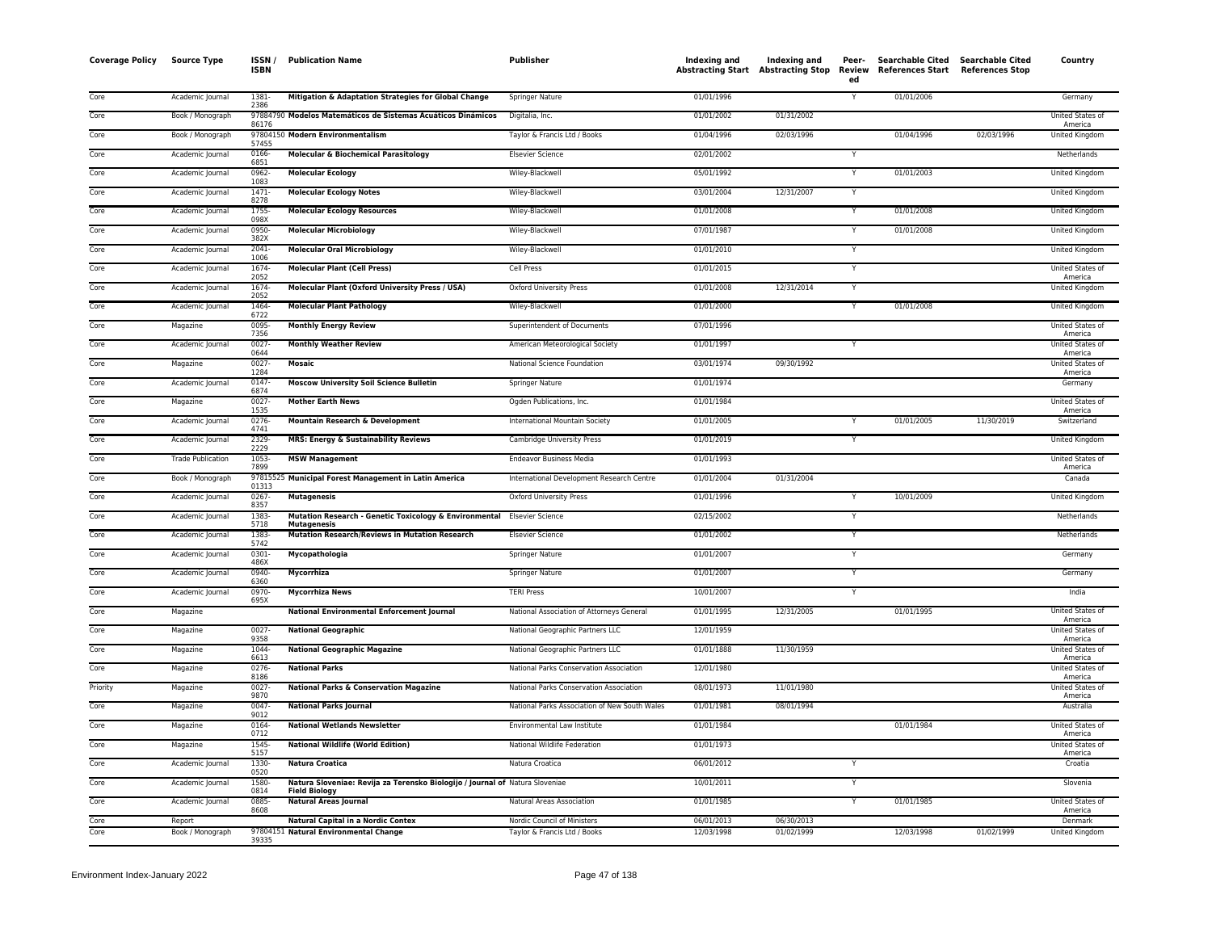| Coverage Policy | Source Type | ISSN / ISBN | Publication Name | Publisher | Indexing and Abstracting Start | Indexing and Abstracting Stop | Peer-Reviewed | Searchable Cited References Start | Searchable Cited References Stop | Country |
|---|---|---|---|---|---|---|---|---|---|---|
| Core | Academic Journal | 1381-2386 | **Mitigation & Adaptation Strategies for Global Change** | Springer Nature | 01/01/1996 | | Y | 01/01/2006 | | Germany |
| Core | Book / Monograph | 9788479086176 | **Modelos Matemáticos de Sistemas Acuáticos Dinámicos** | Digitalia, Inc. | 01/01/2002 | 01/31/2002 | | | | United States of America |
| Core | Book / Monograph | 9780415057455 | **Modern Environmentalism** | Taylor & Francis Ltd / Books | 01/04/1996 | 02/03/1996 | | 01/04/1996 | 02/03/1996 | United Kingdom |
| Core | Academic Journal | 0166-6851 | **Molecular & Biochemical Parasitology** | Elsevier Science | 02/01/2002 | | Y | | | Netherlands |
| Core | Academic Journal | 0962-1083 | **Molecular Ecology** | Wiley-Blackwell | 05/01/1992 | | Y | 01/01/2003 | | United Kingdom |
| Core | Academic Journal | 1471-8278 | **Molecular Ecology Notes** | Wiley-Blackwell | 03/01/2004 | 12/31/2007 | Y | | | United Kingdom |
| Core | Academic Journal | 1755-098X | **Molecular Ecology Resources** | Wiley-Blackwell | 01/01/2008 | | Y | 01/01/2008 | | United Kingdom |
| Core | Academic Journal | 0950-382X | **Molecular Microbiology** | Wiley-Blackwell | 07/01/1987 | | Y | 01/01/2008 | | United Kingdom |
| Core | Academic Journal | 2041-1006 | **Molecular Oral Microbiology** | Wiley-Blackwell | 01/01/2010 | | Y | | | United Kingdom |
| Core | Academic Journal | 1674-2052 | **Molecular Plant (Cell Press)** | Cell Press | 01/01/2015 | | Y | | | United States of America |
| Core | Academic Journal | 1674-2052 | **Molecular Plant (Oxford University Press / USA)** | Oxford University Press | 01/01/2008 | 12/31/2014 | Y | | | United Kingdom |
| Core | Academic Journal | 1464-6722 | **Molecular Plant Pathology** | Wiley-Blackwell | 01/01/2000 | | Y | 01/01/2008 | | United Kingdom |
| Core | Magazine | 0095-7356 | **Monthly Energy Review** | Superintendent of Documents | 07/01/1996 | | | | | United States of America |
| Core | Academic Journal | 0027-0644 | **Monthly Weather Review** | American Meteorological Society | 01/01/1997 | | Y | | | United States of America |
| Core | Magazine | 0027-1284 | **Mosaic** | National Science Foundation | 03/01/1974 | 09/30/1992 | | | | United States of America |
| Core | Academic Journal | 0147-6874 | **Moscow University Soil Science Bulletin** | Springer Nature | 01/01/1974 | | | | | Germany |
| Core | Magazine | 0027-1535 | **Mother Earth News** | Ogden Publications, Inc. | 01/01/1984 | | | | | United States of America |
| Core | Academic Journal | 0276-4741 | **Mountain Research & Development** | International Mountain Society | 01/01/2005 | | Y | 01/01/2005 | 11/30/2019 | Switzerland |
| Core | Academic Journal | 2329-2229 | **MRS: Energy & Sustainability Reviews** | Cambridge University Press | 01/01/2019 | | Y | | | United Kingdom |
| Core | Trade Publication | 1053-7899 | **MSW Management** | Endeavor Business Media | 01/01/1993 | | | | | United States of America |
| Core | Book / Monograph | 9781552501313 | **Municipal Forest Management in Latin America** | International Development Research Centre | 01/01/2004 | 01/31/2004 | | | | Canada |
| Core | Academic Journal | 0267-8357 | **Mutagenesis** | Oxford University Press | 01/01/1996 | | Y | 10/01/2009 | | United Kingdom |
| Core | Academic Journal | 1383-5718 | **Mutation Research - Genetic Toxicology & Environmental Mutagenesis** | Elsevier Science | 02/15/2002 | | Y | | | Netherlands |
| Core | Academic Journal | 1383-5742 | **Mutation Research/Reviews in Mutation Research** | Elsevier Science | 01/01/2002 | | Y | | | Netherlands |
| Core | Academic Journal | 0301-486X | **Mycopathologia** | Springer Nature | 01/01/2007 | | Y | | | Germany |
| Core | Academic Journal | 0940-6360 | **Mycorrhiza** | Springer Nature | 01/01/2007 | | Y | | | Germany |
| Core | Academic Journal | 0970-695X | **Mycorrhiza News** | TERI Press | 10/01/2007 | | Y | | | India |
| Core | Magazine | | **National Environmental Enforcement Journal** | National Association of Attorneys General | 01/01/1995 | 12/31/2005 | | 01/01/1995 | | United States of America |
| Core | Magazine | 0027-9358 | **National Geographic** | National Geographic Partners LLC | 12/01/1959 | | | | | United States of America |
| Core | Magazine | 1044-6613 | **National Geographic Magazine** | National Geographic Partners LLC | 01/01/1888 | 11/30/1959 | | | | United States of America |
| Core | Magazine | 0276-8186 | **National Parks** | National Parks Conservation Association | 12/01/1980 | | | | | United States of America |
| Priority | Magazine | 0027-9870 | **National Parks & Conservation Magazine** | National Parks Conservation Association | 08/01/1973 | 11/01/1980 | | | | United States of America |
| Core | Magazine | 0047-9012 | **National Parks Journal** | National Parks Association of New South Wales | 01/01/1981 | 08/01/1994 | | | | Australia |
| Core | Magazine | 0164-0712 | **National Wetlands Newsletter** | Environmental Law Institute | 01/01/1984 | | | 01/01/1984 | | United States of America |
| Core | Magazine | 1545-5157 | **National Wildlife (World Edition)** | National Wildlife Federation | 01/01/1973 | | | | | United States of America |
| Core | Academic Journal | 1330-0520 | **Natura Croatica** | Natura Croatica | 06/01/2012 | | Y | | | Croatia |
| Core | Academic Journal | 1580-0814 | **Natura Sloveniae: Revija za Terensko Biologijo / Journal of Field Biology** | Natura Sloveniae | 10/01/2011 | | Y | | | Slovenia |
| Core | Academic Journal | 0885-8608 | **Natural Areas Journal** | Natural Areas Association | 01/01/1985 | | Y | 01/01/1985 | | United States of America |
| Core | Report | | **Natural Capital in a Nordic Contex** | Nordic Council of Ministers | 06/01/2013 | 06/30/2013 | | | | Denmark |
| Core | Book / Monograph | 9780415139335 | **Natural Environmental Change** | Taylor & Francis Ltd / Books | 12/03/1998 | 01/02/1999 | | 12/03/1998 | 01/02/1999 | United Kingdom |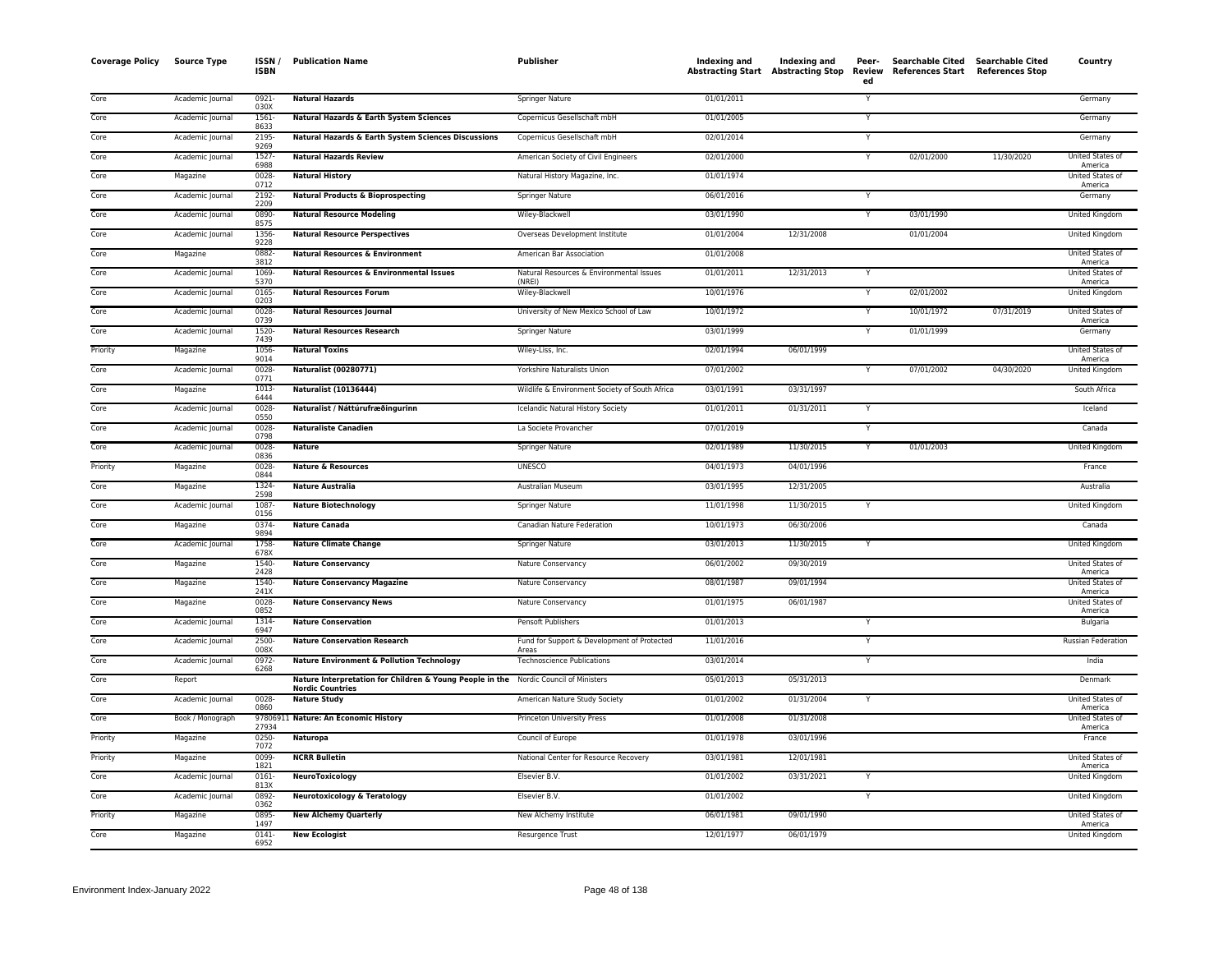| Coverage Policy | Source Type | ISSN / ISBN | Publication Name | Publisher | Indexing and Abstracting Start | Indexing and Abstracting Stop | Peer-Reviewed | Searchable Cited References Start | Searchable Cited References Stop | Country |
|---|---|---|---|---|---|---|---|---|---|---|
| Core | Academic Journal | 0921-030X | **Natural Hazards** | Springer Nature | 01/01/2011 | | Y | | | Germany |
| Core | Academic Journal | 1561-8633 | **Natural Hazards & Earth System Sciences** | Copernicus Gesellschaft mbH | 01/01/2005 | | Y | | | Germany |
| Core | Academic Journal | 2195-9269 | **Natural Hazards & Earth System Sciences Discussions** | Copernicus Gesellschaft mbH | 02/01/2014 | | Y | | | Germany |
| Core | Academic Journal | 1527-6988 | **Natural Hazards Review** | American Society of Civil Engineers | 02/01/2000 | | Y | 02/01/2000 | 11/30/2020 | United States of America |
| Core | Magazine | 0028-0712 | **Natural History** | Natural History Magazine, Inc. | 01/01/1974 | | | | | United States of America |
| Core | Academic Journal | 2192-2209 | **Natural Products & Bioprospecting** | Springer Nature | 06/01/2016 | | Y | | | Germany |
| Core | Academic Journal | 0890-8575 | **Natural Resource Modeling** | Wiley-Blackwell | 03/01/1990 | | Y | 03/01/1990 | | United Kingdom |
| Core | Academic Journal | 1356-9228 | **Natural Resource Perspectives** | Overseas Development Institute | 01/01/2004 | 12/31/2008 | | 01/01/2004 | | United Kingdom |
| Core | Magazine | 0882-3812 | **Natural Resources & Environment** | American Bar Association | 01/01/2008 | | | | | United States of America |
| Core | Academic Journal | 1069-5370 | **Natural Resources & Environmental Issues** | Natural Resources & Environmental Issues (NREI) | 01/01/2011 | 12/31/2013 | Y | | | United States of America |
| Core | Academic Journal | 0165-0203 | **Natural Resources Forum** | Wiley-Blackwell | 10/01/1976 | | Y | 02/01/2002 | | United Kingdom |
| Core | Academic Journal | 0028-0739 | **Natural Resources Journal** | University of New Mexico School of Law | 10/01/1972 | | Y | 10/01/1972 | 07/31/2019 | United States of America |
| Core | Academic Journal | 1520-7439 | **Natural Resources Research** | Springer Nature | 03/01/1999 | | Y | 01/01/1999 | | Germany |
| Priority | Magazine | 1056-9014 | **Natural Toxins** | Wiley-Liss, Inc. | 02/01/1994 | 06/01/1999 | | | | United States of America |
| Core | Academic Journal | 0028-0771 | **Naturalist (00280771)** | Yorkshire Naturalists Union | 07/01/2002 | | Y | 07/01/2002 | 04/30/2020 | United Kingdom |
| Core | Magazine | 1013-6444 | **Naturalist (10136444)** | Wildlife & Environment Society of South Africa | 03/01/1991 | 03/31/1997 | | | | South Africa |
| Core | Academic Journal | 0028-0550 | **Naturalist / Náttúrufræðingurinn** | Icelandic Natural History Society | 01/01/2011 | 01/31/2011 | Y | | | Iceland |
| Core | Academic Journal | 0028-0798 | **Naturaliste Canadien** | La Societe Provancher | 07/01/2019 | | Y | | | Canada |
| Core | Academic Journal | 0028-0836 | **Nature** | Springer Nature | 02/01/1989 | 11/30/2015 | Y | 01/01/2003 | | United Kingdom |
| Priority | Magazine | 0028-0844 | **Nature & Resources** | UNESCO | 04/01/1973 | 04/01/1996 | | | | France |
| Core | Magazine | 1324-2598 | **Nature Australia** | Australian Museum | 03/01/1995 | 12/31/2005 | | | | Australia |
| Core | Academic Journal | 1087-0156 | **Nature Biotechnology** | Springer Nature | 11/01/1998 | 11/30/2015 | Y | | | United Kingdom |
| Core | Magazine | 0374-9894 | **Nature Canada** | Canadian Nature Federation | 10/01/1973 | 06/30/2006 | | | | Canada |
| Core | Academic Journal | 1758-678X | **Nature Climate Change** | Springer Nature | 03/01/2013 | 11/30/2015 | Y | | | United Kingdom |
| Core | Magazine | 1540-2428 | **Nature Conservancy** | Nature Conservancy | 06/01/2002 | 09/30/2019 | | | | United States of America |
| Core | Magazine | 1540-241X | **Nature Conservancy Magazine** | Nature Conservancy | 08/01/1987 | 09/01/1994 | | | | United States of America |
| Core | Magazine | 0028-0852 | **Nature Conservancy News** | Nature Conservancy | 01/01/1975 | 06/01/1987 | | | | United States of America |
| Core | Academic Journal | 1314-6947 | **Nature Conservation** | Pensoft Publishers | 01/01/2013 | | Y | | | Bulgaria |
| Core | Academic Journal | 2500-008X | **Nature Conservation Research** | Fund for Support & Development of Protected Areas | 11/01/2016 | | Y | | | Russian Federation |
| Core | Academic Journal | 0972-6268 | **Nature Environment & Pollution Technology** | Technoscience Publications | 03/01/2014 | | Y | | | India |
| Core | Report | | **Nature Interpretation for Children & Young People in the Nordic Countries** | Nordic Council of Ministers | 05/01/2013 | 05/31/2013 | | | | Denmark |
| Core | Academic Journal | 0028-0860 | **Nature Study** | American Nature Study Society | 01/01/2002 | 01/31/2004 | Y | | | United States of America |
| Core | Book / Monograph | 9780691127934 | **Nature: An Economic History** | Princeton University Press | 01/01/2008 | 01/31/2008 | | | | United States of America |
| Priority | Magazine | 0250-7072 | **Naturopa** | Council of Europe | 01/01/1978 | 03/01/1996 | | | | France |
| Priority | Magazine | 0099-1821 | **NCRR Bulletin** | National Center for Resource Recovery | 03/01/1981 | 12/01/1981 | | | | United States of America |
| Core | Academic Journal | 0161-813X | **NeuroToxicology** | Elsevier B.V. | 01/01/2002 | 03/31/2021 | Y | | | United Kingdom |
| Core | Academic Journal | 0892-0362 | **Neurotoxicology & Teratology** | Elsevier B.V. | 01/01/2002 | | Y | | | United Kingdom |
| Priority | Magazine | 0895-1497 | **New Alchemy Quarterly** | New Alchemy Institute | 06/01/1981 | 09/01/1990 | | | | United States of America |
| Core | Magazine | 0141-6952 | **New Ecologist** | Resurgence Trust | 12/01/1977 | 06/01/1979 | | | | United Kingdom |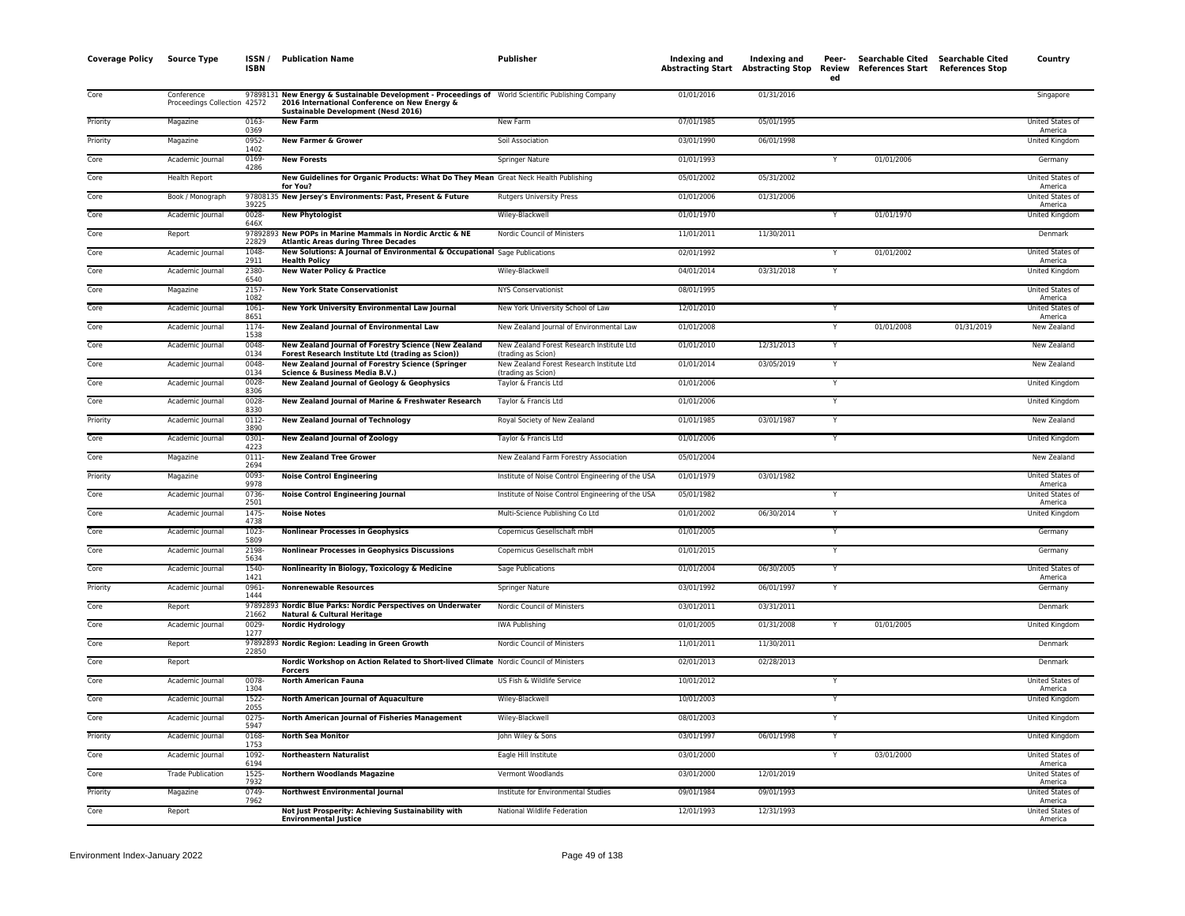| Coverage Policy | Source Type | ISSN / ISBN | Publication Name | Publisher | Indexing and Abstracting Start | Indexing and Abstracting Stop | Peer-Reviewed | Searchable Cited References Start | Searchable Cited References Stop | Country |
|---|---|---|---|---|---|---|---|---|---|---|
| Core | Conference Proceedings Collection | 9789813142572 | **New Energy & Sustainable Development - Proceedings of 2016 International Conference on New Energy & Sustainable Development (Nesd 2016)** | World Scientific Publishing Company | 01/01/2016 | 01/31/2016 | | | | Singapore |
| Priority | Magazine | 0163-0369 | **New Farm** | New Farm | 07/01/1985 | 05/01/1995 | | | | United States of America |
| Priority | Magazine | 0952-1402 | **New Farmer & Grower** | Soil Association | 03/01/1990 | 06/01/1998 | | | | United Kingdom |
| Core | Academic Journal | 0169-4286 | **New Forests** | Springer Nature | 01/01/1993 | | Y | 01/01/2006 | | Germany |
| Core | Health Report | | **New Guidelines for Organic Products: What Do They Mean for You?** | Great Neck Health Publishing | 05/01/2002 | 05/31/2002 | | | | United States of America |
| Core | Book / Monograph | 9780813539225 | **New Jersey's Environments: Past, Present & Future** | Rutgers University Press | 01/01/2006 | 01/31/2006 | | | | United States of America |
| Core | Academic Journal | 0028-646X | **New Phytologist** | Wiley-Blackwell | 01/01/1970 | | Y | 01/01/1970 | | United Kingdom |
| Core | Report | 9789289322829 | **New POPs in Marine Mammals in Nordic Arctic & NE Atlantic Areas during Three Decades** | Nordic Council of Ministers | 11/01/2011 | 11/30/2011 | | | | Denmark |
| Core | Academic Journal | 1048-2911 | **New Solutions: A Journal of Environmental & Occupational Health Policy** | Sage Publications | 02/01/1992 | | Y | 01/01/2002 | | United States of America |
| Core | Academic Journal | 2380-6540 | **New Water Policy & Practice** | Wiley-Blackwell | 04/01/2014 | 03/31/2018 | Y | | | United Kingdom |
| Core | Magazine | 2157-1082 | **New York State Conservationist** | NYS Conservationist | 08/01/1995 | | | | | United States of America |
| Core | Academic Journal | 1061-8651 | **New York University Environmental Law Journal** | New York University School of Law | 12/01/2010 | | Y | | | United States of America |
| Core | Academic Journal | 1174-1538 | **New Zealand Journal of Environmental Law** | New Zealand Journal of Environmental Law | 01/01/2008 | | Y | 01/01/2008 | 01/31/2019 | New Zealand |
| Core | Academic Journal | 0048-0134 | **New Zealand Journal of Forestry Science (New Zealand Forest Research Institute Ltd (trading as Scion))** | New Zealand Forest Research Institute Ltd (trading as Scion) | 01/01/2010 | 12/31/2013 | Y | | | New Zealand |
| Core | Academic Journal | 0048-0134 | **New Zealand Journal of Forestry Science (Springer Science & Business Media B.V.)** | New Zealand Forest Research Institute Ltd (trading as Scion) | 01/01/2014 | 03/05/2019 | Y | | | New Zealand |
| Core | Academic Journal | 0028-8306 | **New Zealand Journal of Geology & Geophysics** | Taylor & Francis Ltd | 01/01/2006 | | Y | | | United Kingdom |
| Core | Academic Journal | 0028-8330 | **New Zealand Journal of Marine & Freshwater Research** | Taylor & Francis Ltd | 01/01/2006 | | Y | | | United Kingdom |
| Priority | Academic Journal | 0112-3890 | **New Zealand Journal of Technology** | Royal Society of New Zealand | 01/01/1985 | 03/01/1987 | Y | | | New Zealand |
| Core | Academic Journal | 0301-4223 | **New Zealand Journal of Zoology** | Taylor & Francis Ltd | 01/01/2006 | | Y | | | United Kingdom |
| Core | Magazine | 0111-2694 | **New Zealand Tree Grower** | New Zealand Farm Forestry Association | 05/01/2004 | | | | | New Zealand |
| Priority | Magazine | 0093-9978 | **Noise Control Engineering** | Institute of Noise Control Engineering of the USA | 01/01/1979 | 03/01/1982 | | | | United States of America |
| Core | Academic Journal | 0736-2501 | **Noise Control Engineering Journal** | Institute of Noise Control Engineering of the USA | 05/01/1982 | | Y | | | United States of America |
| Core | Academic Journal | 1475-4738 | **Noise Notes** | Multi-Science Publishing Co Ltd | 01/01/2002 | 06/30/2014 | Y | | | United Kingdom |
| Core | Academic Journal | 1023-5809 | **Nonlinear Processes in Geophysics** | Copernicus Gesellschaft mbH | 01/01/2005 | | Y | | | Germany |
| Core | Academic Journal | 2198-5634 | **Nonlinear Processes in Geophysics Discussions** | Copernicus Gesellschaft mbH | 01/01/2015 | | Y | | | Germany |
| Core | Academic Journal | 1540-1421 | **Nonlinearity in Biology, Toxicology & Medicine** | Sage Publications | 01/01/2004 | 06/30/2005 | Y | | | United States of America |
| Priority | Academic Journal | 0961-1444 | **Nonrenewable Resources** | Springer Nature | 03/01/1992 | 06/01/1997 | Y | | | Germany |
| Core | Report | 9789289321662 | **Nordic Blue Parks: Nordic Perspectives on Underwater Natural & Cultural Heritage** | Nordic Council of Ministers | 03/01/2011 | 03/31/2011 | | | | Denmark |
| Core | Academic Journal | 0029-1277 | **Nordic Hydrology** | IWA Publishing | 01/01/2005 | 01/31/2008 | Y | 01/01/2005 | | United Kingdom |
| Core | Report | 9789289322850 | **Nordic Region: Leading in Green Growth** | Nordic Council of Ministers | 11/01/2011 | 11/30/2011 | | | | Denmark |
| Core | Report | | **Nordic Workshop on Action Related to Short-lived Climate Forcers** | Nordic Council of Ministers | 02/01/2013 | 02/28/2013 | | | | Denmark |
| Core | Academic Journal | 0078-1304 | **North American Fauna** | US Fish & Wildlife Service | 10/01/2012 | | Y | | | United States of America |
| Core | Academic Journal | 1522-2055 | **North American Journal of Aquaculture** | Wiley-Blackwell | 10/01/2003 | | Y | | | United Kingdom |
| Core | Academic Journal | 0275-5947 | **North American Journal of Fisheries Management** | Wiley-Blackwell | 08/01/2003 | | Y | | | United Kingdom |
| Priority | Academic Journal | 0168-1753 | **North Sea Monitor** | John Wiley & Sons | 03/01/1997 | 06/01/1998 | Y | | | United Kingdom |
| Core | Academic Journal | 1092-6194 | **Northeastern Naturalist** | Eagle Hill Institute | 03/01/2000 | | Y | 03/01/2000 | | United States of America |
| Core | Trade Publication | 1525-7932 | **Northern Woodlands Magazine** | Vermont Woodlands | 03/01/2000 | 12/01/2019 | | | | United States of America |
| Priority | Magazine | 0749-7962 | **Northwest Environmental Journal** | Institute for Environmental Studies | 09/01/1984 | 09/01/1993 | | | | United States of America |
| Core | Report | | **Not Just Prosperity: Achieving Sustainability with Environmental Justice** | National Wildlife Federation | 12/01/1993 | 12/31/1993 | | | | United States of America |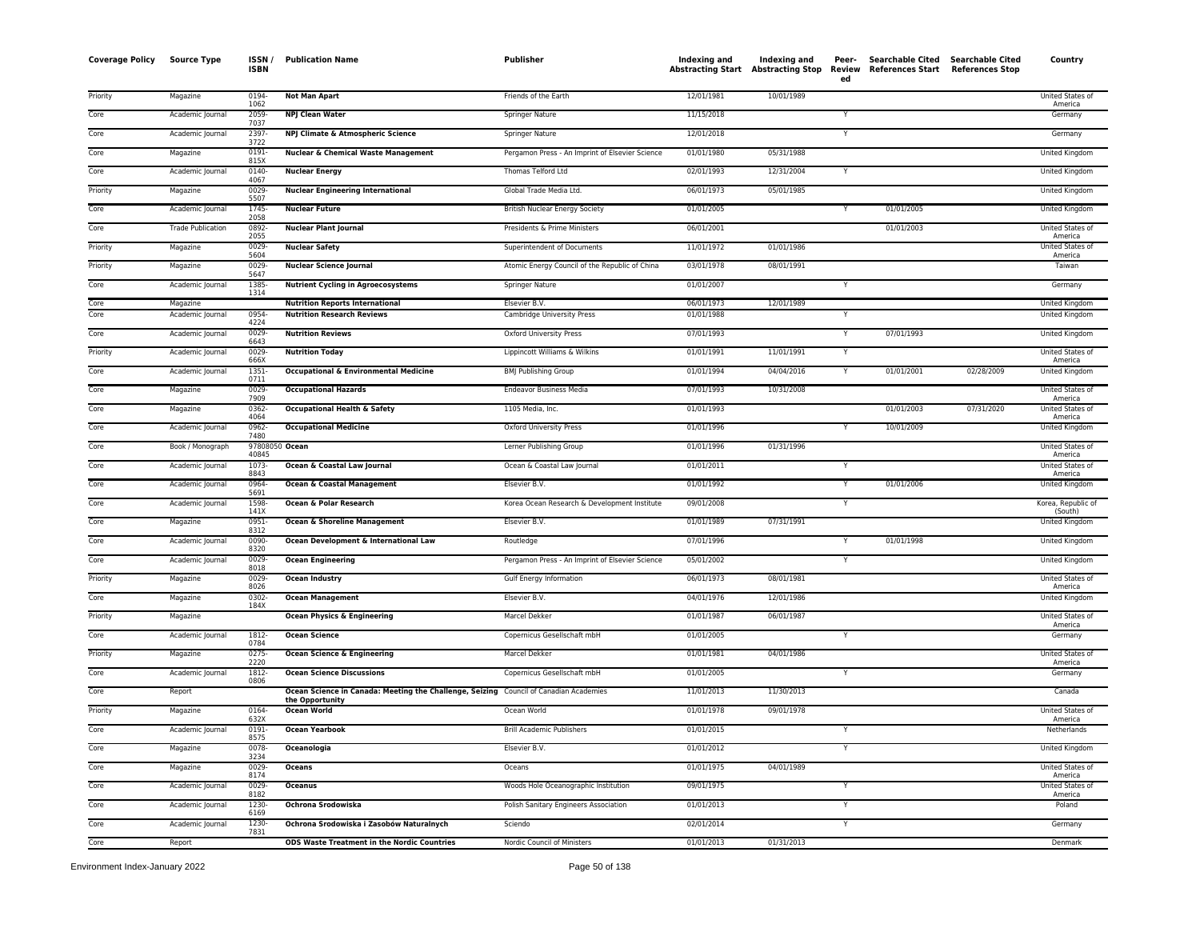| Coverage Policy | Source Type | ISSN / ISBN | Publication Name | Publisher | Indexing and Abstracting Start | Indexing and Abstracting Stop | Peer-Reviewed | Searchable Cited References Start | Searchable Cited References Stop | Country |
|---|---|---|---|---|---|---|---|---|---|---|
| Priority | Magazine | 0194-1062 | **Not Man Apart** | Friends of the Earth | 12/01/1981 | 10/01/1989 | | | | United States of America |
| Core | Academic Journal | 2059-7037 | **NPJ Clean Water** | Springer Nature | 11/15/2018 | | Y | | | Germany |
| Core | Academic Journal | 2397-3722 | **NPJ Climate & Atmospheric Science** | Springer Nature | 12/01/2018 | | Y | | | Germany |
| Core | Magazine | 0191-815X | **Nuclear & Chemical Waste Management** | Pergamon Press - An Imprint of Elsevier Science | 01/01/1980 | 05/31/1988 | | | | United Kingdom |
| Core | Academic Journal | 0140-4067 | **Nuclear Energy** | Thomas Telford Ltd | 02/01/1993 | 12/31/2004 | Y | | | United Kingdom |
| Priority | Magazine | 0029-5507 | **Nuclear Engineering International** | Global Trade Media Ltd. | 06/01/1973 | 05/01/1985 | | | | United Kingdom |
| Core | Academic Journal | 1745-2058 | **Nuclear Future** | British Nuclear Energy Society | 01/01/2005 | | Y | 01/01/2005 | | United Kingdom |
| Core | Trade Publication | 0892-2055 | **Nuclear Plant Journal** | Presidents & Prime Ministers | 06/01/2001 | | | 01/01/2003 | | United States of America |
| Priority | Magazine | 0029-5604 | **Nuclear Safety** | Superintendent of Documents | 11/01/1972 | 01/01/1986 | | | | United States of America |
| Priority | Magazine | 0029-5647 | **Nuclear Science Journal** | Atomic Energy Council of the Republic of China | 03/01/1978 | 08/01/1991 | | | | Taiwan |
| Core | Academic Journal | 1385-1314 | **Nutrient Cycling in Agroecosystems** | Springer Nature | 01/01/2007 | | Y | | | Germany |
| Core | Magazine | | **Nutrition Reports International** | Elsevier B.V. | 06/01/1973 | 12/01/1989 | | | | United Kingdom |
| Core | Academic Journal | 0954-4224 | **Nutrition Research Reviews** | Cambridge University Press | 01/01/1988 | | Y | | | United Kingdom |
| Core | Academic Journal | 0029-6643 | **Nutrition Reviews** | Oxford University Press | 07/01/1993 | | Y | 07/01/1993 | | United Kingdom |
| Priority | Academic Journal | 0029-666X | **Nutrition Today** | Lippincott Williams & Wilkins | 01/01/1991 | 11/01/1991 | Y | | | United States of America |
| Core | Academic Journal | 1351-0711 | **Occupational & Environmental Medicine** | BMJ Publishing Group | 01/01/1994 | 04/04/2016 | Y | 01/01/2001 | 02/28/2009 | United Kingdom |
| Core | Magazine | 0029-7909 | **Occupational Hazards** | Endeavor Business Media | 07/01/1993 | 10/31/2008 | | | | United States of America |
| Core | Magazine | 0362-4064 | **Occupational Health & Safety** | 1105 Media, Inc. | 01/01/1993 | | | 01/01/2003 | 07/31/2020 | United States of America |
| Core | Academic Journal | 0962-7480 | **Occupational Medicine** | Oxford University Press | 01/01/1996 | | Y | 10/01/2009 | | United Kingdom |
| Core | Book / Monograph | 9780805040845 | **Ocean** | Lerner Publishing Group | 01/01/1996 | 01/31/1996 | | | | United States of America |
| Core | Academic Journal | 1073-8843 | **Ocean & Coastal Law Journal** | Ocean & Coastal Law Journal | 01/01/2011 | | Y | | | United States of America |
| Core | Academic Journal | 0964-5691 | **Ocean & Coastal Management** | Elsevier B.V. | 01/01/1992 | | Y | 01/01/2006 | | United Kingdom |
| Core | Academic Journal | 1598-141X | **Ocean & Polar Research** | Korea Ocean Research & Development Institute | 09/01/2008 | | Y | | | Korea, Republic of (South) |
| Core | Magazine | 0951-8312 | **Ocean & Shoreline Management** | Elsevier B.V. | 01/01/1989 | 07/31/1991 | | | | United Kingdom |
| Core | Academic Journal | 0090-8320 | **Ocean Development & International Law** | Routledge | 07/01/1996 | | Y | 01/01/1998 | | United Kingdom |
| Core | Academic Journal | 0029-8018 | **Ocean Engineering** | Pergamon Press - An Imprint of Elsevier Science | 05/01/2002 | | Y | | | United Kingdom |
| Priority | Magazine | 0029-8026 | **Ocean Industry** | Gulf Energy Information | 06/01/1973 | 08/01/1981 | | | | United States of America |
| Core | Magazine | 0302-184X | **Ocean Management** | Elsevier B.V. | 04/01/1976 | 12/01/1986 | | | | United Kingdom |
| Priority | Magazine | | **Ocean Physics & Engineering** | Marcel Dekker | 01/01/1987 | 06/01/1987 | | | | United States of America |
| Core | Academic Journal | 1812-0784 | **Ocean Science** | Copernicus Gesellschaft mbH | 01/01/2005 | | Y | | | Germany |
| Priority | Magazine | 0275-2220 | **Ocean Science & Engineering** | Marcel Dekker | 01/01/1981 | 04/01/1986 | | | | United States of America |
| Core | Academic Journal | 1812-0806 | **Ocean Science Discussions** | Copernicus Gesellschaft mbH | 01/01/2005 | | Y | | | Germany |
| Core | Report | | **Ocean Science in Canada: Meeting the Challenge, Seizing the Opportunity** | Council of Canadian Academies | 11/01/2013 | 11/30/2013 | | | | Canada |
| Priority | Magazine | 0164-632X | **Ocean World** | Ocean World | 01/01/1978 | 09/01/1978 | | | | United States of America |
| Core | Academic Journal | 0191-8575 | **Ocean Yearbook** | Brill Academic Publishers | 01/01/2015 | | Y | | | Netherlands |
| Core | Magazine | 0078-3234 | **Oceanologia** | Elsevier B.V. | 01/01/2012 | | Y | | | United Kingdom |
| Core | Magazine | 0029-8174 | **Oceans** | Oceans | 01/01/1975 | 04/01/1989 | | | | United States of America |
| Core | Academic Journal | 0029-8182 | **Oceanus** | Woods Hole Oceanographic Institution | 09/01/1975 | | Y | | | United States of America |
| Core | Academic Journal | 1230-6169 | **Ochrona Srodowiska** | Polish Sanitary Engineers Association | 01/01/2013 | | Y | | | Poland |
| Core | Academic Journal | 1230-7831 | **Ochrona Srodowiska i Zasobów Naturalnych** | Sciendo | 02/01/2014 | | Y | | | Germany |
| Core | Report | | **ODS Waste Treatment in the Nordic Countries** | Nordic Council of Ministers | 01/01/2013 | 01/31/2013 | | | | Denmark |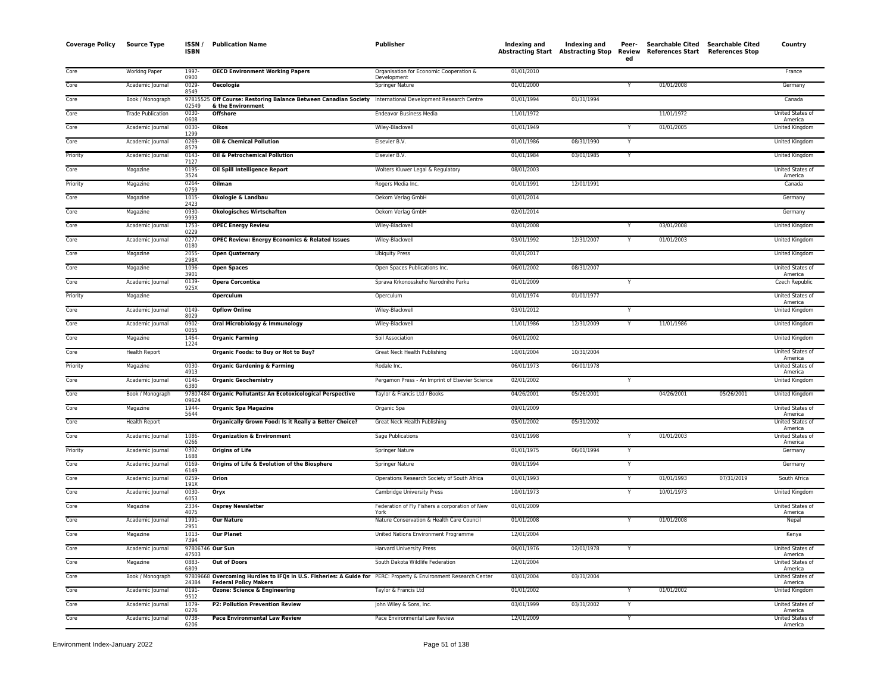| Coverage Policy | Source Type | ISSN / ISBN | Publication Name | Publisher | Indexing and Abstracting Start | Indexing and Abstracting Stop | Peer-Reviewed | Searchable Cited References Start | Searchable Cited References Stop | Country |
|---|---|---|---|---|---|---|---|---|---|---|
| Core | Working Paper | 1997-0900 | **OECD Environment Working Papers** | Organisation for Economic Cooperation & Development | 01/01/2010 | | | | | France |
| Core | Academic Journal | 0029-8549 | **Oecologia** | Springer Nature | 01/01/2000 | | Y | 01/01/2008 | | Germany |
| Core | Book / Monograph | 9781552502549 | **Off Course: Restoring Balance Between Canadian Society & the Environment** | International Development Research Centre | 01/01/1994 | 01/31/1994 | | | | Canada |
| Core | Trade Publication | 0030-0608 | **Offshore** | Endeavor Business Media | 11/01/1972 | | | 11/01/1972 | | United States of America |
| Core | Academic Journal | 0030-1299 | **Oikos** | Wiley-Blackwell | 01/01/1949 | | Y | 01/01/2005 | | United Kingdom |
| Core | Academic Journal | 0269-8579 | **Oil & Chemical Pollution** | Elsevier B.V. | 01/01/1986 | 08/31/1990 | Y | | | United Kingdom |
| Priority | Academic Journal | 0143-7127 | **Oil & Petrochemical Pollution** | Elsevier B.V. | 01/01/1984 | 03/01/1985 | Y | | | United Kingdom |
| Core | Magazine | 0195-3524 | **Oil Spill Intelligence Report** | Wolters Kluwer Legal & Regulatory | 08/01/2003 | | | | | United States of America |
| Priority | Magazine | 0264-0759 | **Oilman** | Rogers Media Inc. | 01/01/1991 | 12/01/1991 | | | | Canada |
| Core | Magazine | 1015-2423 | **Ökologie & Landbau** | Oekom Verlag GmbH | 01/01/2014 | | | | | Germany |
| Core | Magazine | 0930-9993 | **Ökologisches Wirtschaften** | Oekom Verlag GmbH | 02/01/2014 | | | | | Germany |
| Core | Academic Journal | 1753-0229 | **OPEC Energy Review** | Wiley-Blackwell | 03/01/2008 | | Y | 03/01/2008 | | United Kingdom |
| Core | Academic Journal | 0277-0180 | **OPEC Review: Energy Economics & Related Issues** | Wiley-Blackwell | 03/01/1992 | 12/31/2007 | Y | 01/01/2003 | | United Kingdom |
| Core | Magazine | 2055-298X | **Open Quaternary** | Ubiquity Press | 01/01/2017 | | | | | United Kingdom |
| Core | Magazine | 1096-3901 | **Open Spaces** | Open Spaces Publications Inc. | 06/01/2002 | 08/31/2007 | | | | United States of America |
| Core | Academic Journal | 0139-925X | **Opera Corcontica** | Sprava Krkonosskeho Narodniho Parku | 01/01/2009 | | Y | | | Czech Republic |
| Priority | Magazine | | **Operculum** | Operculum | 01/01/1974 | 01/01/1977 | | | | United States of America |
| Core | Academic Journal | 0149-8029 | **Opflow Online** | Wiley-Blackwell | 03/01/2012 | | Y | | | United Kingdom |
| Core | Academic Journal | 0902-0055 | **Oral Microbiology & Immunology** | Wiley-Blackwell | 11/01/1986 | 12/31/2009 | Y | 11/01/1986 | | United Kingdom |
| Core | Magazine | 1464-1224 | **Organic Farming** | Soil Association | 06/01/2002 | | | | | United Kingdom |
| Core | Health Report | | **Organic Foods: to Buy or Not to Buy?** | Great Neck Health Publishing | 10/01/2004 | 10/31/2004 | | | | United States of America |
| Priority | Magazine | 0030-4913 | **Organic Gardening & Farming** | Rodale Inc. | 06/01/1973 | 06/01/1978 | | | | United States of America |
| Core | Academic Journal | 0146-6380 | **Organic Geochemistry** | Pergamon Press - An Imprint of Elsevier Science | 02/01/2002 | | Y | | | United Kingdom |
| Core | Book / Monograph | 9780748409624 | **Organic Pollutants: An Ecotoxicological Perspective** | Taylor & Francis Ltd / Books | 04/26/2001 | 05/26/2001 | | 04/26/2001 | 05/26/2001 | United Kingdom |
| Core | Magazine | 1944-5644 | **Organic Spa Magazine** | Organic Spa | 09/01/2009 | | | | | United States of America |
| Core | Health Report | | **Organically Grown Food: Is it Really a Better Choice?** | Great Neck Health Publishing | 05/01/2002 | 05/31/2002 | | | | United States of America |
| Core | Academic Journal | 1086-0266 | **Organization & Environment** | Sage Publications | 03/01/1998 | | Y | 01/01/2003 | | United States of America |
| Priority | Academic Journal | 0302-1688 | **Origins of Life** | Springer Nature | 01/01/1975 | 06/01/1994 | Y | | | Germany |
| Core | Academic Journal | 0169-6149 | **Origins of Life & Evolution of the Biosphere** | Springer Nature | 09/01/1994 | | Y | | | Germany |
| Core | Academic Journal | 0259-191X | **Orion** | Operations Research Society of South Africa | 01/01/1993 | | Y | 01/01/1993 | 07/31/2019 | South Africa |
| Core | Academic Journal | 0030-6053 | **Oryx** | Cambridge University Press | 10/01/1973 | | Y | 10/01/1973 | | United Kingdom |
| Core | Magazine | 2334-4075 | **Osprey Newsletter** | Federation of Fly Fishers a corporation of New York | 01/01/2009 | | | | | United States of America |
| Core | Academic Journal | 1991-2951 | **Our Nature** | Nature Conservation & Health Care Council | 01/01/2008 | | Y | 01/01/2008 | | Nepal |
| Core | Magazine | 1013-7394 | **Our Planet** | United Nations Environment Programme | 12/01/2004 | | | | | Kenya |
| Core | Academic Journal | 9780674647503 | **Our Sun** | Harvard University Press | 06/01/1976 | 12/01/1978 | Y | | | United States of America |
| Core | Magazine | 0883-6809 | **Out of Doors** | South Dakota Wildlife Federation | 12/01/2004 | | | | | United States of America |
| Core | Book / Monograph | 9780966824384 | **Overcoming Hurdles to IFQs in U.S. Fisheries: A Guide for Federal Policy Makers** | PERC: Property & Environment Research Center | 03/01/2004 | 03/31/2004 | | | | United States of America |
| Core | Academic Journal | 0191-9512 | **Ozone: Science & Engineering** | Taylor & Francis Ltd | 01/01/2002 | | Y | 01/01/2002 | | United Kingdom |
| Core | Academic Journal | 1079-0276 | **P2: Pollution Prevention Review** | John Wiley & Sons, Inc. | 03/01/1999 | 03/31/2002 | Y | | | United States of America |
| Core | Academic Journal | 0738-6206 | **Pace Environmental Law Review** | Pace Environmental Law Review | 12/01/2009 | | Y | | | United States of America |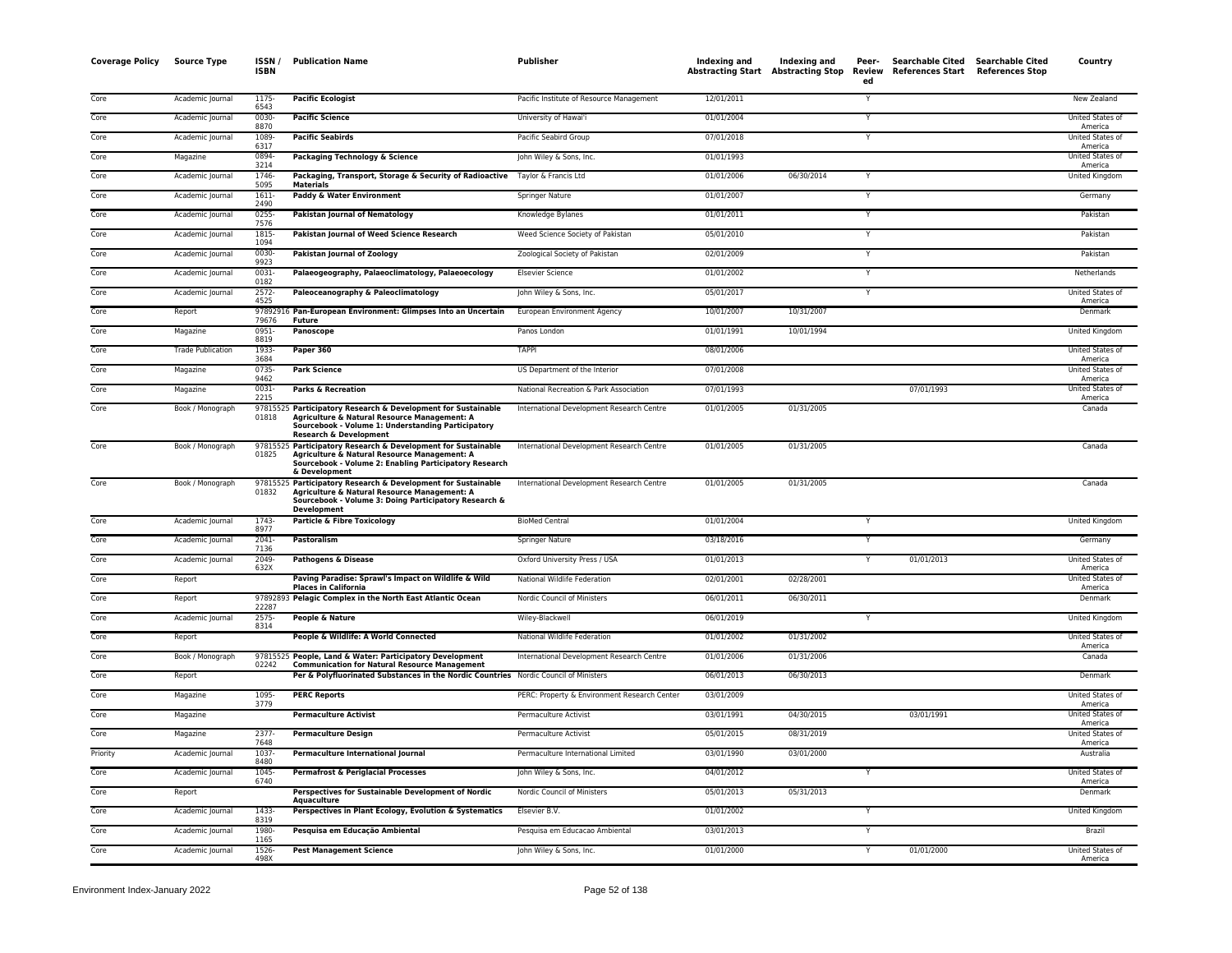| Coverage Policy | Source Type | ISSN / ISBN | Publication Name | Publisher | Indexing and Abstracting Start | Indexing and Abstracting Stop | Peer-Reviewed | Searchable Cited References Start | Searchable Cited References Stop | Country |
|---|---|---|---|---|---|---|---|---|---|---|
| Core | Academic Journal | 1175-6543 | **Pacific Ecologist** | Pacific Institute of Resource Management | 12/01/2011 | | Y | | | New Zealand |
| Core | Academic Journal | 0030-8870 | **Pacific Science** | University of Hawai'i | 01/01/2004 | | Y | | | United States of America |
| Core | Academic Journal | 1089-6317 | **Pacific Seabirds** | Pacific Seabird Group | 07/01/2018 | | Y | | | United States of America |
| Core | Magazine | 0894-3214 | **Packaging Technology & Science** | John Wiley & Sons, Inc. | 01/01/1993 | | | | | United States of America |
| Core | Academic Journal | 1746-5095 | **Packaging, Transport, Storage & Security of Radioactive Materials** | Taylor & Francis Ltd | 01/01/2006 | 06/30/2014 | Y | | | United Kingdom |
| Core | Academic Journal | 1611-2490 | **Paddy & Water Environment** | Springer Nature | 01/01/2007 | | Y | | | Germany |
| Core | Academic Journal | 0255-7576 | **Pakistan Journal of Nematology** | Knowledge Bylanes | 01/01/2011 | | Y | | | Pakistan |
| Core | Academic Journal | 1815-1094 | **Pakistan Journal of Weed Science Research** | Weed Science Society of Pakistan | 05/01/2010 | | Y | | | Pakistan |
| Core | Academic Journal | 0030-9923 | **Pakistan Journal of Zoology** | Zoological Society of Pakistan | 02/01/2009 | | Y | | | Pakistan |
| Core | Academic Journal | 0031-0182 | **Palaeogeography, Palaeoclimatology, Palaeoecology** | Elsevier Science | 01/01/2002 | | Y | | | Netherlands |
| Core | Academic Journal | 2572-4525 | **Paleoceanography & Paleoclimatology** | John Wiley & Sons, Inc. | 05/01/2017 | | Y | | | United States of America |
| Core | Report | 9789291679676 | **Pan-European Environment: Glimpses Into an Uncertain Future** | European Environment Agency | 10/01/2007 | 10/31/2007 | | | | Denmark |
| Core | Magazine | 0951-8819 | **Panoscope** | Panos London | 01/01/1991 | 10/01/1994 | | | | United Kingdom |
| Core | Trade Publication | 1933-3684 | **Paper 360** | TAPPI | 08/01/2006 | | | | | United States of America |
| Core | Magazine | 0735-9462 | **Park Science** | US Department of the Interior | 07/01/2008 | | | | | United States of America |
| Core | Magazine | 0031-2215 | **Parks & Recreation** | National Recreation & Park Association | 07/01/1993 | | | 07/01/1993 | | United States of America |
| Core | Book / Monograph | 9781552501818 | **Participatory Research & Development for Sustainable Agriculture & Natural Resource Management: A Sourcebook - Volume 1: Understanding Participatory Research & Development** | International Development Research Centre | 01/01/2005 | 01/31/2005 | | | | Canada |
| Core | Book / Monograph | 9781552501825 | **Participatory Research & Development for Sustainable Agriculture & Natural Resource Management: A Sourcebook - Volume 2: Enabling Participatory Research & Development** | International Development Research Centre | 01/01/2005 | 01/31/2005 | | | | Canada |
| Core | Book / Monograph | 9781552501832 | **Participatory Research & Development for Sustainable Agriculture & Natural Resource Management: A Sourcebook - Volume 3: Doing Participatory Research & Development** | International Development Research Centre | 01/01/2005 | 01/31/2005 | | | | Canada |
| Core | Academic Journal | 1743-8977 | **Particle & Fibre Toxicology** | BioMed Central | 01/01/2004 | | Y | | | United Kingdom |
| Core | Academic Journal | 2041-7136 | **Pastoralism** | Springer Nature | 03/18/2016 | | Y | | | Germany |
| Core | Academic Journal | 2049-632X | **Pathogens & Disease** | Oxford University Press / USA | 01/01/2013 | | Y | 01/01/2013 | | United States of America |
| Core | Report | | **Paving Paradise: Sprawl's Impact on Wildlife & Wild Places in California** | National Wildlife Federation | 02/01/2001 | 02/28/2001 | | | | United States of America |
| Core | Report | 9789289322287 | **Pelagic Complex in the North East Atlantic Ocean** | Nordic Council of Ministers | 06/01/2011 | 06/30/2011 | | | | Denmark |
| Core | Academic Journal | 2575-8314 | **People & Nature** | Wiley-Blackwell | 06/01/2019 | | Y | | | United Kingdom |
| Core | Report | | **People & Wildlife: A World Connected** | National Wildlife Federation | 01/01/2002 | 01/31/2002 | | | | United States of America |
| Core | Book / Monograph | 9781552502242 | **People, Land & Water: Participatory Development Communication for Natural Resource Management** | International Development Research Centre | 01/01/2006 | 01/31/2006 | | | | Canada |
| Core | Report | | **Per & Polyfluorinated Substances in the Nordic Countries** | Nordic Council of Ministers | 06/01/2013 | 06/30/2013 | | | | Denmark |
| Core | Magazine | 1095-3779 | **PERC Reports** | PERC: Property & Environment Research Center | 03/01/2009 | | | | | United States of America |
| Core | Magazine | | **Permaculture Activist** | Permaculture Activist | 03/01/1991 | 04/30/2015 | | 03/01/1991 | | United States of America |
| Core | Magazine | 2377-7648 | **Permaculture Design** | Permaculture Activist | 05/01/2015 | 08/31/2019 | | | | United States of America |
| Priority | Academic Journal | 1037-8480 | **Permaculture International Journal** | Permaculture International Limited | 03/01/1990 | 03/01/2000 | | | | Australia |
| Core | Academic Journal | 1045-6740 | **Permafrost & Periglacial Processes** | John Wiley & Sons, Inc. | 04/01/2012 | | Y | | | United States of America |
| Core | Report | | **Perspectives for Sustainable Development of Nordic Aquaculture** | Nordic Council of Ministers | 05/01/2013 | 05/31/2013 | | | | Denmark |
| Core | Academic Journal | 1433-8319 | **Perspectives in Plant Ecology, Evolution & Systematics** | Elsevier B.V. | 01/01/2002 | | Y | | | United Kingdom |
| Core | Academic Journal | 1980-1165 | **Pesquisa em Educação Ambiental** | Pesquisa em Educacao Ambiental | 03/01/2013 | | Y | | | Brazil |
| Core | Academic Journal | 1526-498X | **Pest Management Science** | John Wiley & Sons, Inc. | 01/01/2000 | | Y | 01/01/2000 | | United States of America |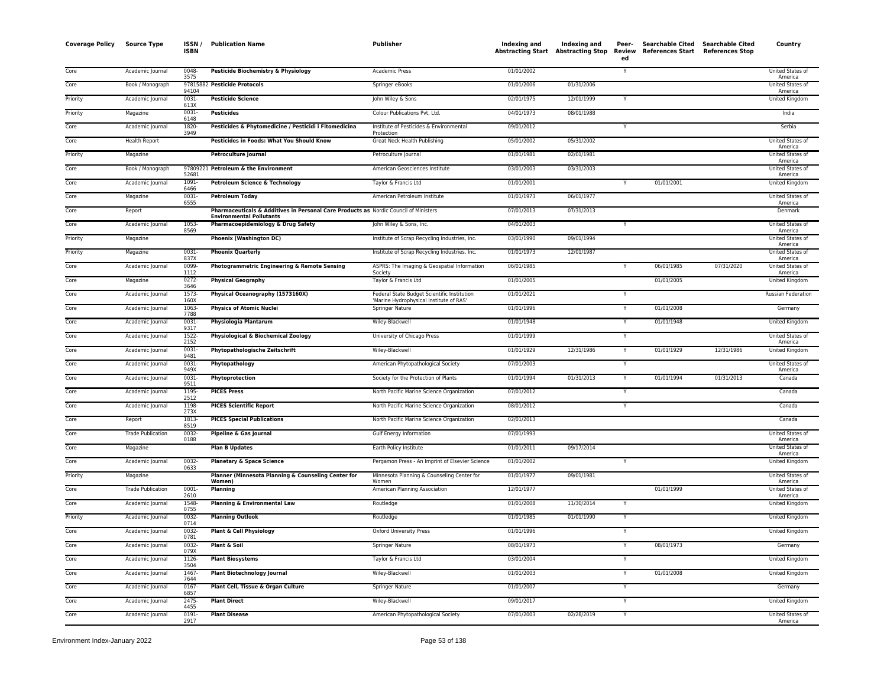| Coverage Policy | Source Type | ISSN / ISBN | Publication Name | Publisher | Indexing and Abstracting Start | Indexing and Abstracting Stop | Peer-Reviewed | Searchable Cited References Start | Searchable Cited References Stop | Country |
|---|---|---|---|---|---|---|---|---|---|---|
| Core | Academic Journal | 0048-3575 | **Pesticide Biochemistry & Physiology** | Academic Press | 01/01/2002 | | Y | | | United States of America |
| Core | Book / Monograph | 9781588294104 | **Pesticide Protocols** | Springer eBooks | 01/01/2006 | 01/31/2006 | | | | United States of America |
| Priority | Academic Journal | 0031-613X | **Pesticide Science** | John Wiley & Sons | 02/01/1975 | 12/01/1999 | Y | | | United Kingdom |
| Priority | Magazine | 0031-6148 | **Pesticides** | Colour Publications Pvt, Ltd. | 04/01/1973 | 08/01/1988 | | | | India |
| Core | Academic Journal | 1820-3949 | **Pesticides & Phytomedicine / Pesticidi i Fitomedicina** | Institute of Pesticides & Environmental Protection | 09/01/2012 | | Y | | | Serbia |
| Core | Health Report | | **Pesticides in Foods: What You Should Know** | Great Neck Health Publishing | 05/01/2002 | 05/31/2002 | | | | United States of America |
| Priority | Magazine | | **Petroculture Journal** | Petroculture Journal | 01/01/1981 | 02/01/1981 | | | | United States of America |
| Core | Book / Monograph | 9780922152681 | **Petroleum & the Environment** | American Geosciences Institute | 03/01/2003 | 03/31/2003 | | | | United States of America |
| Core | Academic Journal | 1091-6466 | **Petroleum Science & Technology** | Taylor & Francis Ltd | 01/01/2001 | | Y | 01/01/2001 | | United Kingdom |
| Core | Magazine | 0031-6555 | **Petroleum Today** | American Petroleum Institute | 01/01/1973 | 06/01/1977 | | | | United States of America |
| Core | Report | | **Pharmaceuticals & Additives in Personal Care Products as Environmental Pollutants** | Nordic Council of Ministers | 07/01/2013 | 07/31/2013 | | | | Denmark |
| Core | Academic Journal | 1053-8569 | **Pharmacoepidemiology & Drug Safety** | John Wiley & Sons, Inc. | 04/01/2003 | | Y | | | United States of America |
| Priority | Magazine | | **Phoenix (Washington DC)** | Institute of Scrap Recycling Industries, Inc. | 03/01/1990 | 09/01/1994 | | | | United States of America |
| Priority | Magazine | 0031-837X | **Phoenix Quarterly** | Institute of Scrap Recycling Industries, Inc. | 01/01/1973 | 12/01/1987 | | | | United States of America |
| Core | Academic Journal | 0099-1112 | **Photogrammetric Engineering & Remote Sensing** | ASPRS: The Imaging & Geospatial Information Society | 06/01/1985 | | Y | 06/01/1985 | 07/31/2020 | United States of America |
| Core | Magazine | 0272-3646 | **Physical Geography** | Taylor & Francis Ltd | 01/01/2005 | | | 01/01/2005 | | United Kingdom |
| Core | Academic Journal | 1573-160X | **Physical Oceanography (1573160X)** | Federal State Budget Scientific Institution 'Marine Hydrophysical Institute of RAS' | 01/01/2021 | | Y | | | Russian Federation |
| Core | Academic Journal | 1063-7788 | **Physics of Atomic Nuclei** | Springer Nature | 01/01/1996 | | Y | 01/01/2008 | | Germany |
| Core | Academic Journal | 0031-9317 | **Physiologia Plantarum** | Wiley-Blackwell | 01/01/1948 | | Y | 01/01/1948 | | United Kingdom |
| Core | Academic Journal | 1522-2152 | **Physiological & Biochemical Zoology** | University of Chicago Press | 01/01/1999 | | Y | | | United States of America |
| Core | Academic Journal | 0031-9481 | **Phytopathologische Zeitschrift** | Wiley-Blackwell | 01/01/1929 | 12/31/1986 | Y | 01/01/1929 | 12/31/1986 | United Kingdom |
| Core | Academic Journal | 0031-949X | **Phytopathology** | American Phytopathological Society | 07/01/2003 | | Y | | | United States of America |
| Core | Academic Journal | 0031-9511 | **Phytoprotection** | Society for the Protection of Plants | 01/01/1994 | 01/31/2013 | Y | 01/01/1994 | 01/31/2013 | Canada |
| Core | Academic Journal | 1195-2512 | **PICES Press** | North Pacific Marine Science Organization | 07/01/2012 | | Y | | | Canada |
| Core | Academic Journal | 1198-273X | **PICES Scientific Report** | North Pacific Marine Science Organization | 08/01/2012 | | Y | | | Canada |
| Core | Report | 1813-8519 | **PICES Special Publications** | North Pacific Marine Science Organization | 02/01/2013 | | | | | Canada |
| Core | Trade Publication | 0032-0188 | **Pipeline & Gas Journal** | Gulf Energy Information | 07/01/1993 | | | | | United States of America |
| Core | Magazine | | **Plan B Updates** | Earth Policy Institute | 01/01/2011 | 09/17/2014 | | | | United States of America |
| Core | Academic Journal | 0032-0633 | **Planetary & Space Science** | Pergamon Press - An Imprint of Elsevier Science | 01/01/2002 | | Y | | | United Kingdom |
| Priority | Magazine | | **Planner (Minnesota Planning & Counseling Center for Women)** | Minnesota Planning & Counseling Center for Women | 01/01/1977 | 09/01/1981 | | | | United States of America |
| Core | Trade Publication | 0001-2610 | **Planning** | American Planning Association | 12/01/1977 | | | 01/01/1999 | | United States of America |
| Core | Academic Journal | 1548-0755 | **Planning & Environmental Law** | Routledge | 01/01/2008 | 11/30/2014 | Y | | | United Kingdom |
| Priority | Academic Journal | 0032-0714 | **Planning Outlook** | Routledge | 01/01/1985 | 01/01/1990 | Y | | | United Kingdom |
| Core | Academic Journal | 0032-0781 | **Plant & Cell Physiology** | Oxford University Press | 01/01/1996 | | Y | | | United Kingdom |
| Core | Academic Journal | 0032-079X | **Plant & Soil** | Springer Nature | 08/01/1973 | | Y | 08/01/1973 | | Germany |
| Core | Academic Journal | 1126-3504 | **Plant Biosystems** | Taylor & Francis Ltd | 03/01/2004 | | Y | | | United Kingdom |
| Core | Academic Journal | 1467-7644 | **Plant Biotechnology Journal** | Wiley-Blackwell | 01/01/2003 | | Y | 01/01/2008 | | United Kingdom |
| Core | Academic Journal | 0167-6857 | **Plant Cell, Tissue & Organ Culture** | Springer Nature | 01/01/2007 | | Y | | | Germany |
| Core | Academic Journal | 2475-4455 | **Plant Direct** | Wiley-Blackwell | 09/01/2017 | | Y | | | United Kingdom |
| Core | Academic Journal | 0191-2917 | **Plant Disease** | American Phytopathological Society | 07/01/2003 | 02/28/2019 | Y | | | United States of America |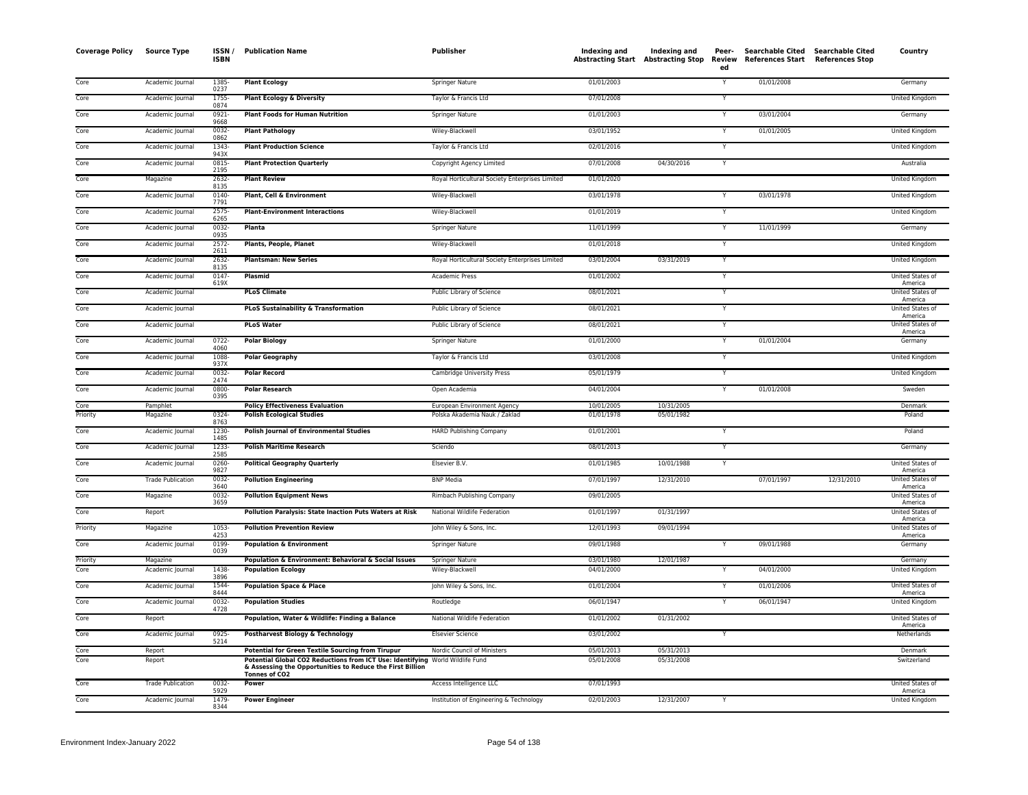| Coverage Policy | Source Type | ISSN / ISBN | Publication Name | Publisher | Indexing and Abstracting Start | Indexing and Abstracting Stop | Peer-Reviewed | Searchable Cited References Start | Searchable Cited References Stop | Country |
|---|---|---|---|---|---|---|---|---|---|---|
| Core | Academic Journal | 1385-0237 | **Plant Ecology** | Springer Nature | 01/01/2003 | | Y | 01/01/2008 | | Germany |
| Core | Academic Journal | 1755-0874 | **Plant Ecology & Diversity** | Taylor & Francis Ltd | 07/01/2008 | | Y | | | United Kingdom |
| Core | Academic Journal | 0921-9668 | **Plant Foods for Human Nutrition** | Springer Nature | 01/01/2003 | | Y | 03/01/2004 | | Germany |
| Core | Academic Journal | 0032-0862 | **Plant Pathology** | Wiley-Blackwell | 03/01/1952 | | Y | 01/01/2005 | | United Kingdom |
| Core | Academic Journal | 1343-943X | **Plant Production Science** | Taylor & Francis Ltd | 02/01/2016 | | Y | | | United Kingdom |
| Core | Academic Journal | 0815-2195 | **Plant Protection Quarterly** | Copyright Agency Limited | 07/01/2008 | 04/30/2016 | Y | | | Australia |
| Core | Magazine | 2632-8135 | **Plant Review** | Royal Horticultural Society Enterprises Limited | 01/01/2020 | | | | | United Kingdom |
| Core | Academic Journal | 0140-7791 | **Plant, Cell & Environment** | Wiley-Blackwell | 03/01/1978 | | Y | 03/01/1978 | | United Kingdom |
| Core | Academic Journal | 2575-6265 | **Plant-Environment Interactions** | Wiley-Blackwell | 01/01/2019 | | Y | | | United Kingdom |
| Core | Academic Journal | 0032-0935 | **Planta** | Springer Nature | 11/01/1999 | | Y | 11/01/1999 | | Germany |
| Core | Academic Journal | 2572-2611 | **Plants, People, Planet** | Wiley-Blackwell | 01/01/2018 | | Y | | | United Kingdom |
| Core | Academic Journal | 2632-8135 | **Plantsman: New Series** | Royal Horticultural Society Enterprises Limited | 03/01/2004 | 03/31/2019 | Y | | | United Kingdom |
| Core | Academic Journal | 0147-619X | **Plasmid** | Academic Press | 01/01/2002 | | Y | | | United States of America |
| Core | Academic Journal | | **PLoS Climate** | Public Library of Science | 08/01/2021 | | Y | | | United States of America |
| Core | Academic Journal | | **PLoS Sustainability & Transformation** | Public Library of Science | 08/01/2021 | | Y | | | United States of America |
| Core | Academic Journal | | **PLoS Water** | Public Library of Science | 08/01/2021 | | Y | | | United States of America |
| Core | Academic Journal | 0722-4060 | **Polar Biology** | Springer Nature | 01/01/2000 | | Y | 01/01/2004 | | Germany |
| Core | Academic Journal | 1088-937X | **Polar Geography** | Taylor & Francis Ltd | 03/01/2008 | | Y | | | United Kingdom |
| Core | Academic Journal | 0032-2474 | **Polar Record** | Cambridge University Press | 05/01/1979 | | Y | | | United Kingdom |
| Core | Academic Journal | 0800-0395 | **Polar Research** | Open Academia | 04/01/2004 | | Y | 01/01/2008 | | Sweden |
| Core | Pamphlet | | **Policy Effectiveness Evaluation** | European Environment Agency | 10/01/2005 | 10/31/2005 | | | | Denmark |
| Priority | Magazine | 0324-8763 | **Polish Ecological Studies** | Polska Akademia Nauk / Zaklad | 01/01/1978 | 05/01/1982 | | | | Poland |
| Core | Academic Journal | 1230-1485 | **Polish Journal of Environmental Studies** | HARD Publishing Company | 01/01/2001 | | Y | | | Poland |
| Core | Academic Journal | 1233-2585 | **Polish Maritime Research** | Sciendo | 08/01/2013 | | Y | | | Germany |
| Core | Academic Journal | 0260-9827 | **Political Geography Quarterly** | Elsevier B.V. | 01/01/1985 | 10/01/1988 | Y | | | United States of America |
| Core | Trade Publication | 0032-3640 | **Pollution Engineering** | BNP Media | 07/01/1997 | 12/31/2010 | | 07/01/1997 | 12/31/2010 | United States of America |
| Core | Magazine | 0032-3659 | **Pollution Equipment News** | Rimbach Publishing Company | 09/01/2005 | | | | | United States of America |
| Core | Report | | **Pollution Paralysis: State Inaction Puts Waters at Risk** | National Wildlife Federation | 01/01/1997 | 01/31/1997 | | | | United States of America |
| Priority | Magazine | 1053-4253 | **Pollution Prevention Review** | John Wiley & Sons, Inc. | 12/01/1993 | 09/01/1994 | | | | United States of America |
| Core | Academic Journal | 0199-0039 | **Population & Environment** | Springer Nature | 09/01/1988 | | Y | 09/01/1988 | | Germany |
| Priority | Magazine | | **Population & Environment: Behavioral & Social Issues** | Springer Nature | 03/01/1980 | 12/01/1987 | | | | Germany |
| Core | Academic Journal | 1438-3896 | **Population Ecology** | Wiley-Blackwell | 04/01/2000 | | Y | 04/01/2000 | | United Kingdom |
| Core | Academic Journal | 1544-8444 | **Population Space & Place** | John Wiley & Sons, Inc. | 01/01/2004 | | Y | 01/01/2006 | | United States of America |
| Core | Academic Journal | 0032-4728 | **Population Studies** | Routledge | 06/01/1947 | | Y | 06/01/1947 | | United Kingdom |
| Core | Report | | **Population, Water & Wildlife: Finding a Balance** | National Wildlife Federation | 01/01/2002 | 01/31/2002 | | | | United States of America |
| Core | Academic Journal | 0925-5214 | **Postharvest Biology & Technology** | Elsevier Science | 03/01/2002 | | Y | | | Netherlands |
| Core | Report | | **Potential for Green Textile Sourcing from Tirupur** | Nordic Council of Ministers | 05/01/2013 | 05/31/2013 | | | | Denmark |
| Core | Report | | **Potential Global CO2 Reductions from ICT Use: Identifying & Assessing the Opportunities to Reduce the First Billion Tonnes of CO2** | World Wildlife Fund | 05/01/2008 | 05/31/2008 | | | | Switzerland |
| Core | Trade Publication | 0032-5929 | **Power** | Access Intelligence LLC | 07/01/1993 | | | | | United States of America |
| Core | Academic Journal | 1479-8344 | **Power Engineer** | Institution of Engineering & Technology | 02/01/2003 | 12/31/2007 | Y | | | United Kingdom |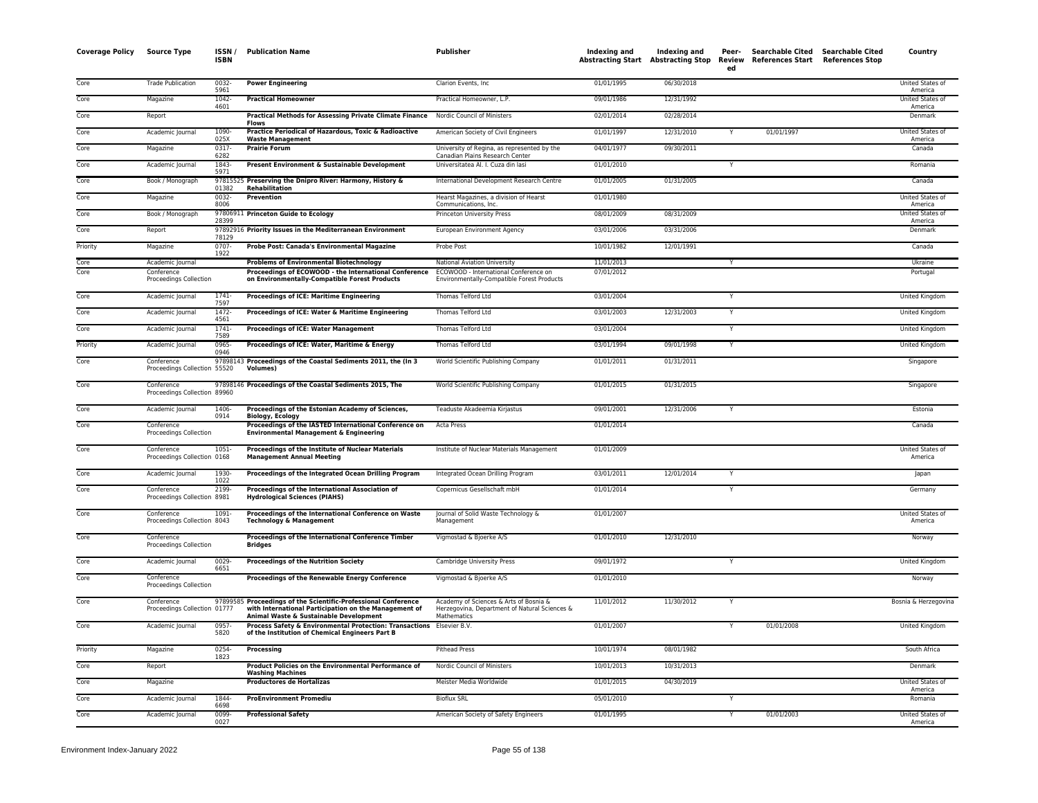| Coverage Policy | Source Type | ISSN / ISBN | Publication Name | Publisher | Indexing and Abstracting Start | Indexing and Abstracting Stop | Peer-Reviewed | Searchable Cited References Start | Searchable Cited References Stop | Country |
|---|---|---|---|---|---|---|---|---|---|---|
| Core | Trade Publication | 0032-5961 | **Power Engineering** | Clarion Events, Inc | 01/01/1995 | 06/30/2018 | | | | United States of America |
| Core | Magazine | 1042-4601 | **Practical Homeowner** | Practical Homeowner, L.P. | 09/01/1986 | 12/31/1992 | | | | United States of America |
| Core | Report | | **Practical Methods for Assessing Private Climate Finance Flows** | Nordic Council of Ministers | 02/01/2014 | 02/28/2014 | | | | Denmark |
| Core | Academic Journal | 1090-025X | **Practice Periodical of Hazardous, Toxic & Radioactive Waste Management** | American Society of Civil Engineers | 01/01/1997 | 12/31/2010 | Y | 01/01/1997 | | United States of America |
| Core | Magazine | 0317-6282 | **Prairie Forum** | University of Regina, as represented by the Canadian Plains Research Center | 04/01/1977 | 09/30/2011 | | | | Canada |
| Core | Academic Journal | 1843-5971 | **Present Environment & Sustainable Development** | Universitatea Al. I. Cuza din Iasi | 01/01/2010 | | Y | | | Romania |
| Core | Book / Monograph | 9781552501382 | **Preserving the Dnipro River: Harmony, History & Rehabilitation** | International Development Research Centre | 01/01/2005 | 01/31/2005 | | | | Canada |
| Core | Magazine | 0032-8006 | **Prevention** | Hearst Magazines, a division of Hearst Communications, Inc. | 01/01/1980 | | | | | United States of America |
| Core | Book / Monograph | 9780691128399 | **Princeton Guide to Ecology** | Princeton University Press | 08/01/2009 | 08/31/2009 | | | | United States of America |
| Core | Report | 9789291678129 | **Priority Issues in the Mediterranean Environment** | European Environment Agency | 03/01/2006 | 03/31/2006 | | | | Denmark |
| Priority | Magazine | 0707-1922 | **Probe Post: Canada's Environmental Magazine** | Probe Post | 10/01/1982 | 12/01/1991 | | | | Canada |
| Core | Academic Journal | | **Problems of Environmental Biotechnology** | National Aviation University | 11/01/2013 | | Y | | | Ukraine |
| Core | Conference Proceedings Collection | | **Proceedings of ECOWOOD - the International Conference on Environmentally-Compatible Forest Products** | ECOWOOD - International Conference on Environmentally-Compatible Forest Products | 07/01/2012 | | | | | Portugal |
| Core | Academic Journal | 1741-7597 | **Proceedings of ICE: Maritime Engineering** | Thomas Telford Ltd | 03/01/2004 | | Y | | | United Kingdom |
| Core | Academic Journal | 1472-4561 | **Proceedings of ICE: Water & Maritime Engineering** | Thomas Telford Ltd | 03/01/2003 | 12/31/2003 | Y | | | United Kingdom |
| Core | Academic Journal | 1741-7589 | **Proceedings of ICE: Water Management** | Thomas Telford Ltd | 03/01/2004 | | Y | | | United Kingdom |
| Priority | Academic Journal | 0965-0946 | **Proceedings of ICE: Water, Maritime & Energy** | Thomas Telford Ltd | 03/01/1994 | 09/01/1998 | Y | | | United Kingdom |
| Core | Conference Proceedings Collection | 9789814355520 | **Proceedings of the Coastal Sediments 2011, the (In 3 Volumes)** | World Scientific Publishing Company | 01/01/2011 | 01/31/2011 | | | | Singapore |
| Core | Conference Proceedings Collection | 9789814689960 | **Proceedings of the Coastal Sediments 2015, The** | World Scientific Publishing Company | 01/01/2015 | 01/31/2015 | | | | Singapore |
| Core | Academic Journal | 1406-0914 | **Proceedings of the Estonian Academy of Sciences, Biology, Ecology** | Teaduste Akadeemia Kirjastus | 09/01/2001 | 12/31/2006 | Y | | | Estonia |
| Core | Conference Proceedings Collection | | **Proceedings of the IASTED International Conference on Environmental Management & Engineering** | Acta Press | 01/01/2014 | | | | | Canada |
| Core | Conference Proceedings Collection | 1051-0168 | **Proceedings of the Institute of Nuclear Materials Management Annual Meeting** | Institute of Nuclear Materials Management | 01/01/2009 | | | | | United States of America |
| Core | Academic Journal | 1930-1022 | **Proceedings of the Integrated Ocean Drilling Program** | Integrated Ocean Drilling Program | 03/01/2011 | 12/01/2014 | Y | | | Japan |
| Core | Conference Proceedings Collection | 2199-8981 | **Proceedings of the International Association of Hydrological Sciences (PIAHS)** | Copernicus Gesellschaft mbH | 01/01/2014 | | Y | | | Germany |
| Core | Conference Proceedings Collection | 1091-8043 | **Proceedings of the International Conference on Waste Technology & Management** | Journal of Solid Waste Technology & Management | 01/01/2007 | | | | | United States of America |
| Core | Conference Proceedings Collection | | **Proceedings of the International Conference Timber Bridges** | Vigmostad & Bjoerke A/S | 01/01/2010 | 12/31/2010 | | | | Norway |
| Core | Academic Journal | 0029-6651 | **Proceedings of the Nutrition Society** | Cambridge University Press | 09/01/1972 | | Y | | | United Kingdom |
| Core | Conference Proceedings Collection | | **Proceedings of the Renewable Energy Conference** | Vigmostad & Bjoerke A/S | 01/01/2010 | | | | | Norway |
| Core | Conference Proceedings Collection | 9789958501777 | **Proceedings of the Scientific-Professional Conference with International Participation on the Management of Animal Waste & Sustainable Development** | Academy of Sciences & Arts of Bosnia & Herzegovina, Department of Natural Sciences & Mathematics | 11/01/2012 | 11/30/2012 | Y | | | Bosnia & Herzegovina |
| Core | Academic Journal | 0957-5820 | **Process Safety & Environmental Protection: Transactions of the Institution of Chemical Engineers Part B** | Elsevier B.V. | 01/01/2007 | | Y | 01/01/2008 | | United Kingdom |
| Priority | Magazine | 0254-1823 | **Processing** | Pithead Press | 10/01/1974 | 08/01/1982 | | | | South Africa |
| Core | Report | | **Product Policies on the Environmental Performance of Washing Machines** | Nordic Council of Ministers | 10/01/2013 | 10/31/2013 | | | | Denmark |
| Core | Magazine | | **Productores de Hortalizas** | Meister Media Worldwide | 01/01/2015 | 04/30/2019 | | | | United States of America |
| Core | Academic Journal | 1844-6698 | **ProEnvironment Promediu** | Bioflux SRL | 05/01/2010 | | Y | | | Romania |
| Core | Academic Journal | 0099-0027 | **Professional Safety** | American Society of Safety Engineers | 01/01/1995 | | Y | 01/01/2003 | | United States of America |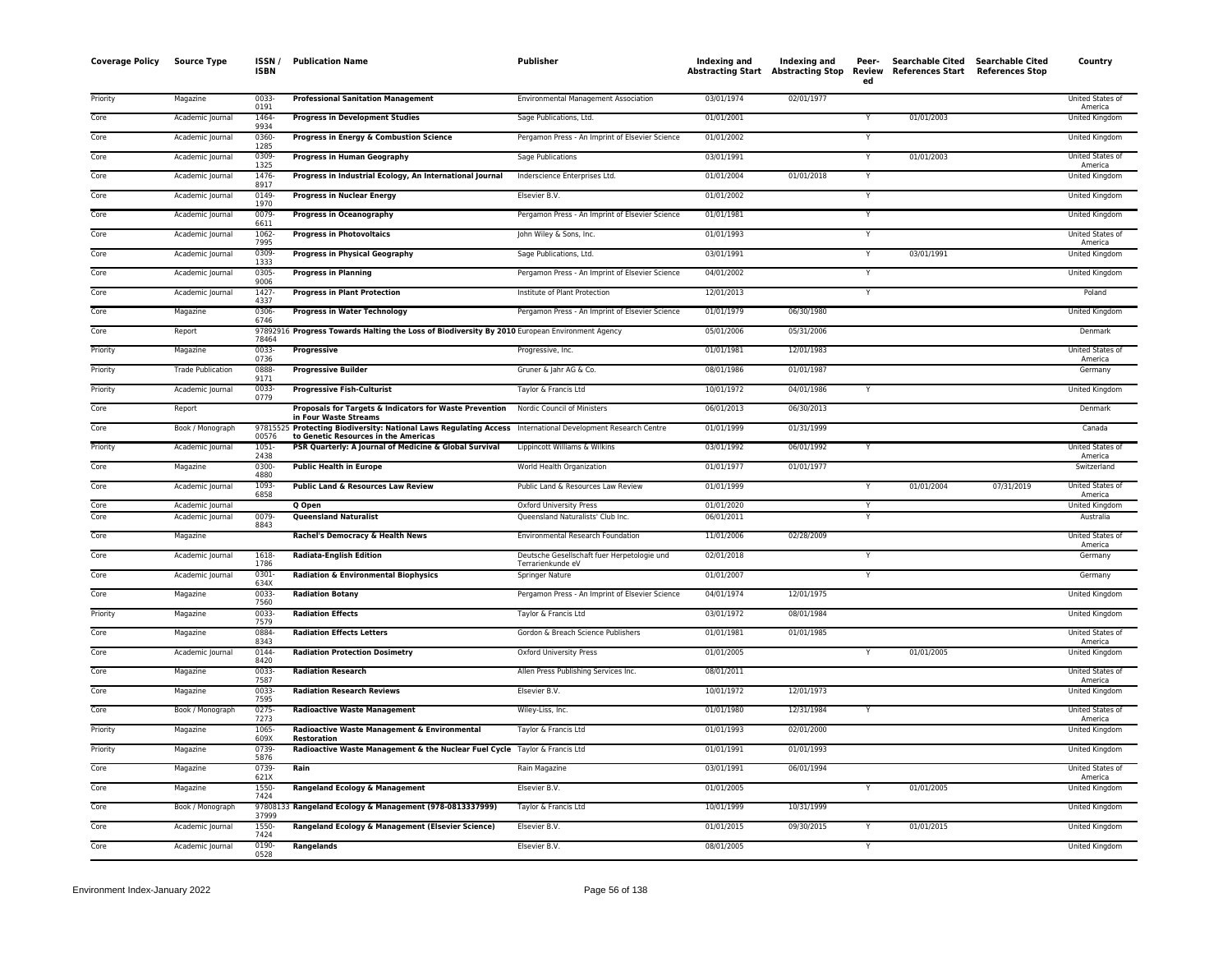| Coverage Policy | Source Type | ISSN / ISBN | Publication Name | Publisher | Indexing and Abstracting Start | Indexing and Abstracting Stop | Peer-Reviewed | Searchable Cited References Start | Searchable Cited References Stop | Country |
|---|---|---|---|---|---|---|---|---|---|---|
| Priority | Magazine | 0033-0191 | **Professional Sanitation Management** | Environmental Management Association | 03/01/1974 | 02/01/1977 | | | | United States of America |
| Core | Academic Journal | 1464-9934 | **Progress in Development Studies** | Sage Publications, Ltd. | 01/01/2001 | | Y | 01/01/2003 | | United Kingdom |
| Core | Academic Journal | 0360-1285 | **Progress in Energy & Combustion Science** | Pergamon Press - An Imprint of Elsevier Science | 01/01/2002 | | Y | | | United Kingdom |
| Core | Academic Journal | 0309-1325 | **Progress in Human Geography** | Sage Publications | 03/01/1991 | | Y | 01/01/2003 | | United States of America |
| Core | Academic Journal | 1476-8917 | **Progress in Industrial Ecology, An International Journal** | Inderscience Enterprises Ltd. | 01/01/2004 | 01/01/2018 | Y | | | United Kingdom |
| Core | Academic Journal | 0149-1970 | **Progress in Nuclear Energy** | Elsevier B.V. | 01/01/2002 | | Y | | | United Kingdom |
| Core | Academic Journal | 0079-6611 | **Progress in Oceanography** | Pergamon Press - An Imprint of Elsevier Science | 01/01/1981 | | Y | | | United Kingdom |
| Core | Academic Journal | 1062-7995 | **Progress in Photovoltaics** | John Wiley & Sons, Inc. | 01/01/1993 | | Y | | | United States of America |
| Core | Academic Journal | 0309-1333 | **Progress in Physical Geography** | Sage Publications, Ltd. | 03/01/1991 | | Y | 03/01/1991 | | United Kingdom |
| Core | Academic Journal | 0305-9006 | **Progress in Planning** | Pergamon Press - An Imprint of Elsevier Science | 04/01/2002 | | Y | | | United Kingdom |
| Core | Academic Journal | 1427-4337 | **Progress in Plant Protection** | Institute of Plant Protection | 12/01/2013 | | Y | | | Poland |
| Core | Magazine | 0306-6746 | **Progress in Water Technology** | Pergamon Press - An Imprint of Elsevier Science | 01/01/1979 | 06/30/1980 | | | | United Kingdom |
| Core | Report | 9789291678464 | **Progress Towards Halting the Loss of Biodiversity By 2010** | European Environment Agency | 05/01/2006 | 05/31/2006 | | | | Denmark |
| Priority | Magazine | 0033-0736 | **Progressive** | Progressive, Inc. | 01/01/1981 | 12/01/1983 | | | | United States of America |
| Priority | Trade Publication | 0888-9171 | **Progressive Builder** | Gruner & Jahr AG & Co. | 08/01/1986 | 01/01/1987 | | | | Germany |
| Priority | Academic Journal | 0033-0779 | **Progressive Fish-Culturist** | Taylor & Francis Ltd | 10/01/1972 | 04/01/1986 | Y | | | United Kingdom |
| Core | Report | | **Proposals for Targets & Indicators for Waste Prevention in Four Waste Streams** | Nordic Council of Ministers | 06/01/2013 | 06/30/2013 | | | | Denmark |
| Core | Book / Monograph | 9781552500576 | **Protecting Biodiversity: National Laws Regulating Access to Genetic Resources in the Americas** | International Development Research Centre | 01/01/1999 | 01/31/1999 | | | | Canada |
| Priority | Academic Journal | 1051-2438 | **PSR Quarterly: A Journal of Medicine & Global Survival** | Lippincott Williams & Wilkins | 03/01/1992 | 06/01/1992 | Y | | | United States of America |
| Core | Magazine | 0300-4880 | **Public Health in Europe** | World Health Organization | 01/01/1977 | 01/01/1977 | | | | Switzerland |
| Core | Academic Journal | 1093-6858 | **Public Land & Resources Law Review** | Public Land & Resources Law Review | 01/01/1999 | | Y | 01/01/2004 | 07/31/2019 | United States of America |
| Core | Academic Journal | | **Q Open** | Oxford University Press | 01/01/2020 | | Y | | | United Kingdom |
| Core | Academic Journal | 0079-8843 | **Queensland Naturalist** | Queensland Naturalists' Club Inc. | 06/01/2011 | | Y | | | Australia |
| Core | Magazine | | **Rachel's Democracy & Health News** | Environmental Research Foundation | 11/01/2006 | 02/28/2009 | | | | United States of America |
| Core | Academic Journal | 1618-1786 | **Radiata-English Edition** | Deutsche Gesellschaft fuer Herpetologie und Terrarienkunde eV | 02/01/2018 | | Y | | | Germany |
| Core | Academic Journal | 0301-634X | **Radiation & Environmental Biophysics** | Springer Nature | 01/01/2007 | | Y | | | Germany |
| Core | Magazine | 0033-7560 | **Radiation Botany** | Pergamon Press - An Imprint of Elsevier Science | 04/01/1974 | 12/01/1975 | | | | United Kingdom |
| Priority | Magazine | 0033-7579 | **Radiation Effects** | Taylor & Francis Ltd | 03/01/1972 | 08/01/1984 | | | | United Kingdom |
| Core | Magazine | 0884-8343 | **Radiation Effects Letters** | Gordon & Breach Science Publishers | 01/01/1981 | 01/01/1985 | | | | United States of America |
| Core | Academic Journal | 0144-8420 | **Radiation Protection Dosimetry** | Oxford University Press | 01/01/2005 | | Y | 01/01/2005 | | United Kingdom |
| Core | Magazine | 0033-7587 | **Radiation Research** | Allen Press Publishing Services Inc. | 08/01/2011 | | | | | United States of America |
| Core | Magazine | 0033-7595 | **Radiation Research Reviews** | Elsevier B.V. | 10/01/1972 | 12/01/1973 | | | | United Kingdom |
| Core | Book / Monograph | 0275-7273 | **Radioactive Waste Management** | Wiley-Liss, Inc. | 01/01/1980 | 12/31/1984 | Y | | | United States of America |
| Priority | Magazine | 1065-609X | **Radioactive Waste Management & Environmental Restoration** | Taylor & Francis Ltd | 01/01/1993 | 02/01/2000 | | | | United Kingdom |
| Priority | Magazine | 0739-5876 | **Radioactive Waste Management & the Nuclear Fuel Cycle** | Taylor & Francis Ltd | 01/01/1991 | 01/01/1993 | | | | United Kingdom |
| Core | Magazine | 0739-621X | **Rain** | Rain Magazine | 03/01/1991 | 06/01/1994 | | | | United States of America |
| Core | Magazine | 1550-7424 | **Rangeland Ecology & Management** | Elsevier B.V. | 01/01/2005 | | Y | 01/01/2005 | | United Kingdom |
| Core | Book / Monograph | 9780813337999 | **Rangeland Ecology & Management (978-0813337999)** | Taylor & Francis Ltd | 10/01/1999 | 10/31/1999 | | | | United Kingdom |
| Core | Academic Journal | 1550-7424 | **Rangeland Ecology & Management (Elsevier Science)** | Elsevier B.V. | 01/01/2015 | 09/30/2015 | Y | 01/01/2015 | | United Kingdom |
| Core | Academic Journal | 0190-0528 | **Rangelands** | Elsevier B.V. | 08/01/2005 | | Y | | | United Kingdom |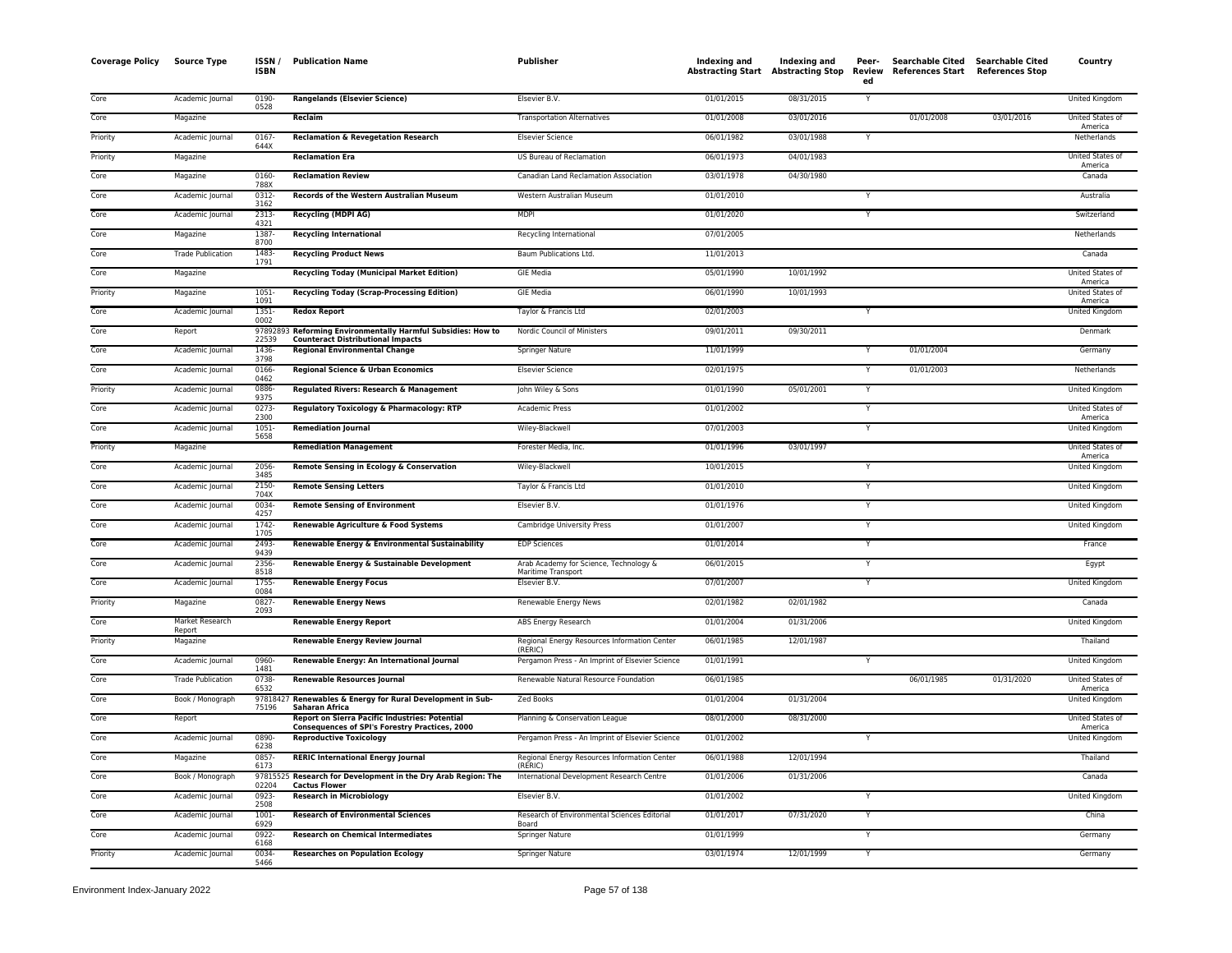| Coverage Policy | Source Type | ISSN / ISBN | Publication Name | Publisher | Indexing and Abstracting Start | Indexing and Abstracting Stop | Peer-Reviewed | Searchable Cited References Start | Searchable Cited References Stop | Country |
|---|---|---|---|---|---|---|---|---|---|---|
| Core | Academic Journal | 0190-0528 | **Rangelands (Elsevier Science)** | Elsevier B.V. | 01/01/2015 | 08/31/2015 | Y | | | United Kingdom |
| Core | Magazine | | **Reclaim** | Transportation Alternatives | 01/01/2008 | 03/01/2016 | | 01/01/2008 | 03/01/2016 | United States of America |
| Priority | Academic Journal | 0167-644X | **Reclamation & Revegetation Research** | Elsevier Science | 06/01/1982 | 03/01/1988 | Y | | | Netherlands |
| Priority | Magazine | | **Reclamation Era** | US Bureau of Reclamation | 06/01/1973 | 04/01/1983 | | | | United States of America |
| Core | Magazine | 0160-788X | **Reclamation Review** | Canadian Land Reclamation Association | 03/01/1978 | 04/30/1980 | | | | Canada |
| Core | Academic Journal | 0312-3162 | **Records of the Western Australian Museum** | Western Australian Museum | 01/01/2010 | | Y | | | Australia |
| Core | Academic Journal | 2313-4321 | **Recycling (MDPI AG)** | MDPI | 01/01/2020 | | Y | | | Switzerland |
| Core | Magazine | 1387-8700 | **Recycling International** | Recycling International | 07/01/2005 | | | | | Netherlands |
| Core | Trade Publication | 1483-1791 | **Recycling Product News** | Baum Publications Ltd. | 11/01/2013 | | | | | Canada |
| Core | Magazine | | **Recycling Today (Municipal Market Edition)** | GIE Media | 05/01/1990 | 10/01/1992 | | | | United States of America |
| Priority | Magazine | 1051-1091 | **Recycling Today (Scrap-Processing Edition)** | GIE Media | 06/01/1990 | 10/01/1993 | | | | United States of America |
| Core | Academic Journal | 1351-0002 | **Redox Report** | Taylor & Francis Ltd | 02/01/2003 | | Y | | | United Kingdom |
| Core | Report | 9789289322539 | **Reforming Environmentally Harmful Subsidies: How to Counteract Distributional Impacts** | Nordic Council of Ministers | 09/01/2011 | 09/30/2011 | | | | Denmark |
| Core | Academic Journal | 1436-3798 | **Regional Environmental Change** | Springer Nature | 11/01/1999 | | Y | 01/01/2004 | | Germany |
| Core | Academic Journal | 0166-0462 | **Regional Science & Urban Economics** | Elsevier Science | 02/01/1975 | | Y | 01/01/2003 | | Netherlands |
| Priority | Academic Journal | 0886-9375 | **Regulated Rivers: Research & Management** | John Wiley & Sons | 01/01/1990 | 05/01/2001 | Y | | | United Kingdom |
| Core | Academic Journal | 0273-2300 | **Regulatory Toxicology & Pharmacology: RTP** | Academic Press | 01/01/2002 | | Y | | | United States of America |
| Core | Academic Journal | 1051-5658 | **Remediation Journal** | Wiley-Blackwell | 07/01/2003 | | Y | | | United Kingdom |
| Priority | Magazine | | **Remediation Management** | Forester Media, Inc. | 01/01/1996 | 03/01/1997 | | | | United States of America |
| Core | Academic Journal | 2056-3485 | **Remote Sensing in Ecology & Conservation** | Wiley-Blackwell | 10/01/2015 | | Y | | | United Kingdom |
| Core | Academic Journal | 2150-704X | **Remote Sensing Letters** | Taylor & Francis Ltd | 01/01/2010 | | Y | | | United Kingdom |
| Core | Academic Journal | 0034-4257 | **Remote Sensing of Environment** | Elsevier B.V. | 01/01/1976 | | Y | | | United Kingdom |
| Core | Academic Journal | 1742-1705 | **Renewable Agriculture & Food Systems** | Cambridge University Press | 01/01/2007 | | Y | | | United Kingdom |
| Core | Academic Journal | 2493-9439 | **Renewable Energy & Environmental Sustainability** | EDP Sciences | 01/01/2014 | | Y | | | France |
| Core | Academic Journal | 2356-8518 | **Renewable Energy & Sustainable Development** | Arab Academy for Science, Technology & Maritime Transport | 06/01/2015 | | Y | | | Egypt |
| Core | Academic Journal | 1755-0084 | **Renewable Energy Focus** | Elsevier B.V. | 07/01/2007 | | Y | | | United Kingdom |
| Priority | Magazine | 0827-2093 | **Renewable Energy News** | Renewable Energy News | 02/01/1982 | 02/01/1982 | | | | Canada |
| Core | Market Research Report | | **Renewable Energy Report** | ABS Energy Research | 01/01/2004 | 01/31/2006 | | | | United Kingdom |
| Priority | Magazine | | **Renewable Energy Review Journal** | Regional Energy Resources Information Center (RERIC) | 06/01/1985 | 12/01/1987 | | | | Thailand |
| Core | Academic Journal | 0960-1481 | **Renewable Energy: An International Journal** | Pergamon Press - An Imprint of Elsevier Science | 01/01/1991 | | Y | | | United Kingdom |
| Core | Trade Publication | 0738-6532 | **Renewable Resources Journal** | Renewable Natural Resource Foundation | 06/01/1985 | | | 06/01/1985 | 01/31/2020 | United States of America |
| Core | Book / Monograph | 9781842775196 | **Renewables & Energy for Rural Development in Sub-Saharan Africa** | Zed Books | 01/01/2004 | 01/31/2004 | | | | United Kingdom |
| Core | Report | | **Report on Sierra Pacific Industries: Potential Consequences of SPI's Forestry Practices, 2000** | Planning & Conservation League | 08/01/2000 | 08/31/2000 | | | | United States of America |
| Core | Academic Journal | 0890-6238 | **Reproductive Toxicology** | Pergamon Press - An Imprint of Elsevier Science | 01/01/2002 | | Y | | | United Kingdom |
| Core | Magazine | 0857-6173 | **RERIC International Energy Journal** | Regional Energy Resources Information Center (RERIC) | 06/01/1988 | 12/01/1994 | | | | Thailand |
| Core | Book / Monograph | 9781552502204 | **Research for Development in the Dry Arab Region: The Cactus Flower** | International Development Research Centre | 01/01/2006 | 01/31/2006 | | | | Canada |
| Core | Academic Journal | 0923-2508 | **Research in Microbiology** | Elsevier B.V. | 01/01/2002 | | Y | | | United Kingdom |
| Core | Academic Journal | 1001-6929 | **Research of Environmental Sciences** | Research of Environmental Sciences Editorial Board | 01/01/2017 | 07/31/2020 | Y | | | China |
| Core | Academic Journal | 0922-6168 | **Research on Chemical Intermediates** | Springer Nature | 01/01/1999 | | Y | | | Germany |
| Priority | Academic Journal | 0034-5466 | **Researches on Population Ecology** | Springer Nature | 03/01/1974 | 12/01/1999 | Y | | | Germany |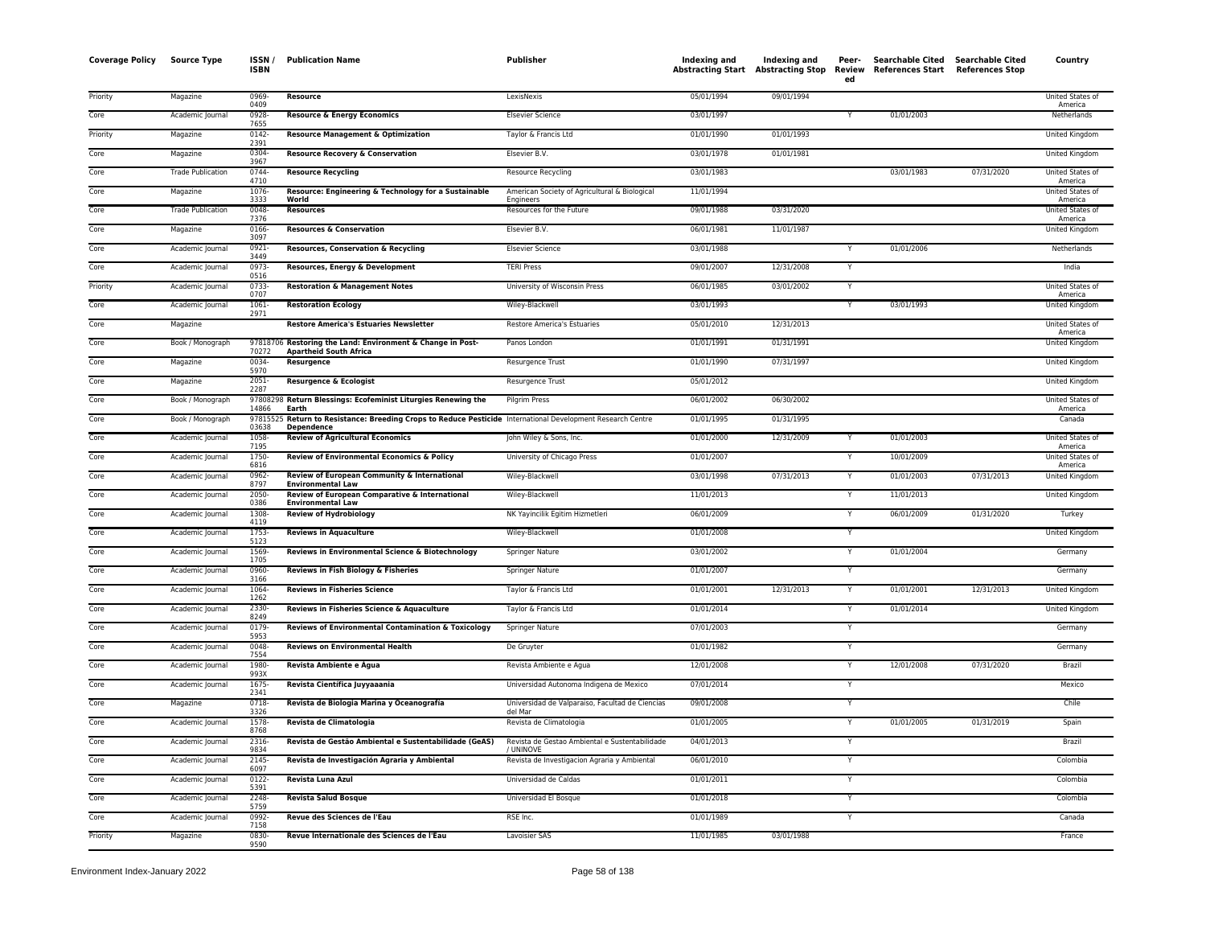| Coverage Policy | Source Type | ISSN / ISBN | Publication Name | Publisher | Indexing and Abstracting Start | Indexing and Abstracting Stop | Peer-Reviewed | Searchable Cited References Start | Searchable Cited References Stop | Country |
|---|---|---|---|---|---|---|---|---|---|---|
| Priority | Magazine | 0969-0409 | **Resource** | LexisNexis | 05/01/1994 | 09/01/1994 | | | | United States of America |
| Core | Academic Journal | 0928-7655 | **Resource & Energy Economics** | Elsevier Science | 03/01/1997 | | Y | 01/01/2003 | | Netherlands |
| Priority | Magazine | 0142-2391 | **Resource Management & Optimization** | Taylor & Francis Ltd | 01/01/1990 | 01/01/1993 | | | | United Kingdom |
| Core | Magazine | 0304-3967 | **Resource Recovery & Conservation** | Elsevier B.V. | 03/01/1978 | 01/01/1981 | | | | United Kingdom |
| Core | Trade Publication | 0744-4710 | **Resource Recycling** | Resource Recycling | 03/01/1983 | | | 03/01/1983 | 07/31/2020 | United States of America |
| Core | Magazine | 1076-3333 | **Resource: Engineering & Technology for a Sustainable World** | American Society of Agricultural & Biological Engineers | 11/01/1994 | | | | | United States of America |
| Core | Trade Publication | 0048-7376 | **Resources** | Resources for the Future | 09/01/1988 | 03/31/2020 | | | | United States of America |
| Core | Magazine | 0166-3097 | **Resources & Conservation** | Elsevier B.V. | 06/01/1981 | 11/01/1987 | | | | United Kingdom |
| Core | Academic Journal | 0921-3449 | **Resources, Conservation & Recycling** | Elsevier Science | 03/01/1988 | | Y | 01/01/2006 | | Netherlands |
| Core | Academic Journal | 0973-0516 | **Resources, Energy & Development** | TERI Press | 09/01/2007 | 12/31/2008 | Y | | | India |
| Priority | Academic Journal | 0733-0707 | **Restoration & Management Notes** | University of Wisconsin Press | 06/01/1985 | 03/01/2002 | Y | | | United States of America |
| Core | Academic Journal | 1061-2971 | **Restoration Ecology** | Wiley-Blackwell | 03/01/1993 | | Y | 03/01/1993 | | United Kingdom |
| Core | Magazine | | **Restore America's Estuaries Newsletter** | Restore America's Estuaries | 05/01/2010 | 12/31/2013 | | | | United States of America |
| Core | Book / Monograph | 9781870670272 | **Restoring the Land: Environment & Change in Post-Apartheid South Africa** | Panos London | 01/01/1991 | 01/31/1991 | | | | United Kingdom |
| Core | Magazine | 0034-5970 | **Resurgence** | Resurgence Trust | 01/01/1990 | 07/31/1997 | | | | United Kingdom |
| Core | Magazine | 2051-2287 | **Resurgence & Ecologist** | Resurgence Trust | 05/01/2012 | | | | | United Kingdom |
| Core | Book / Monograph | 9780829814866 | **Return Blessings: Ecofeminist Liturgies Renewing the Earth** | Pilgrim Press | 06/01/2002 | 06/30/2002 | | | | United States of America |
| Core | Book / Monograph | 9781552503638 | **Return to Resistance: Breeding Crops to Reduce Pesticide Dependence** | International Development Research Centre | 01/01/1995 | 01/31/1995 | | | | Canada |
| Core | Academic Journal | 1058-7195 | **Review of Agricultural Economics** | John Wiley & Sons, Inc. | 01/01/2000 | 12/31/2009 | Y | 01/01/2003 | | United States of America |
| Core | Academic Journal | 1750-6816 | **Review of Environmental Economics & Policy** | University of Chicago Press | 01/01/2007 | | Y | 10/01/2009 | | United States of America |
| Core | Academic Journal | 0962-8797 | **Review of European Community & International Environmental Law** | Wiley-Blackwell | 03/01/1998 | 07/31/2013 | Y | 01/01/2003 | 07/31/2013 | United Kingdom |
| Core | Academic Journal | 2050-0386 | **Review of European Comparative & International Environmental Law** | Wiley-Blackwell | 11/01/2013 | | Y | 11/01/2013 | | United Kingdom |
| Core | Academic Journal | 1308-4119 | **Review of Hydrobiology** | NK Yayincilik Egitim Hizmetleri | 06/01/2009 | | Y | 06/01/2009 | 01/31/2020 | Turkey |
| Core | Academic Journal | 1753-5123 | **Reviews in Aquaculture** | Wiley-Blackwell | 01/01/2008 | | Y | | | United Kingdom |
| Core | Academic Journal | 1569-1705 | **Reviews in Environmental Science & Biotechnology** | Springer Nature | 03/01/2002 | | Y | 01/01/2004 | | Germany |
| Core | Academic Journal | 0960-3166 | **Reviews in Fish Biology & Fisheries** | Springer Nature | 01/01/2007 | | Y | | | Germany |
| Core | Academic Journal | 1064-1262 | **Reviews in Fisheries Science** | Taylor & Francis Ltd | 01/01/2001 | 12/31/2013 | Y | 01/01/2001 | 12/31/2013 | United Kingdom |
| Core | Academic Journal | 2330-8249 | **Reviews in Fisheries Science & Aquaculture** | Taylor & Francis Ltd | 01/01/2014 | | Y | 01/01/2014 | | United Kingdom |
| Core | Academic Journal | 0179-5953 | **Reviews of Environmental Contamination & Toxicology** | Springer Nature | 07/01/2003 | | Y | | | Germany |
| Core | Academic Journal | 0048-7554 | **Reviews on Environmental Health** | De Gruyter | 01/01/1982 | | Y | | | Germany |
| Core | Academic Journal | 1980-993X | **Revista Ambiente e Água** | Revista Ambiente e Agua | 12/01/2008 | | Y | 12/01/2008 | 07/31/2020 | Brazil |
| Core | Academic Journal | 1675-2341 | **Revista Cientifica Juyyaaania** | Universidad Autonoma Indigena de Mexico | 07/01/2014 | | Y | | | Mexico |
| Core | Magazine | 0718-3326 | **Revista de Biología Marina y Oceanografía** | Universidad de Valparaiso, Facultad de Ciencias del Mar | 09/01/2008 | | Y | | | Chile |
| Core | Academic Journal | 1578-8768 | **Revista de Climatología** | Revista de Climatologia | 01/01/2005 | | Y | 01/01/2005 | 01/31/2019 | Spain |
| Core | Academic Journal | 2316-9834 | **Revista de Gestão Ambiental e Sustentabilidade (GeAS)** | Revista de Gestao Ambiental e Sustentabilidade / UNINOVE | 04/01/2013 | | Y | | | Brazil |
| Core | Academic Journal | 2145-6097 | **Revista de Investigación Agraria y Ambiental** | Revista de Investigacion Agraria y Ambiental | 06/01/2010 | | Y | | | Colombia |
| Core | Academic Journal | 0122-5391 | **Revista Luna Azul** | Universidad de Caldas | 01/01/2011 | | Y | | | Colombia |
| Core | Academic Journal | 2248-5759 | **Revista Salud Bosque** | Universidad El Bosque | 01/01/2018 | | Y | | | Colombia |
| Core | Academic Journal | 0992-7158 | **Revue des Sciences de l'Eau** | RSE Inc. | 01/01/1989 | | Y | | | Canada |
| Priority | Magazine | 0830-9590 | **Revue Internationale des Sciences de l'Eau** | Lavoisier SAS | 11/01/1985 | 03/01/1988 | | | | France |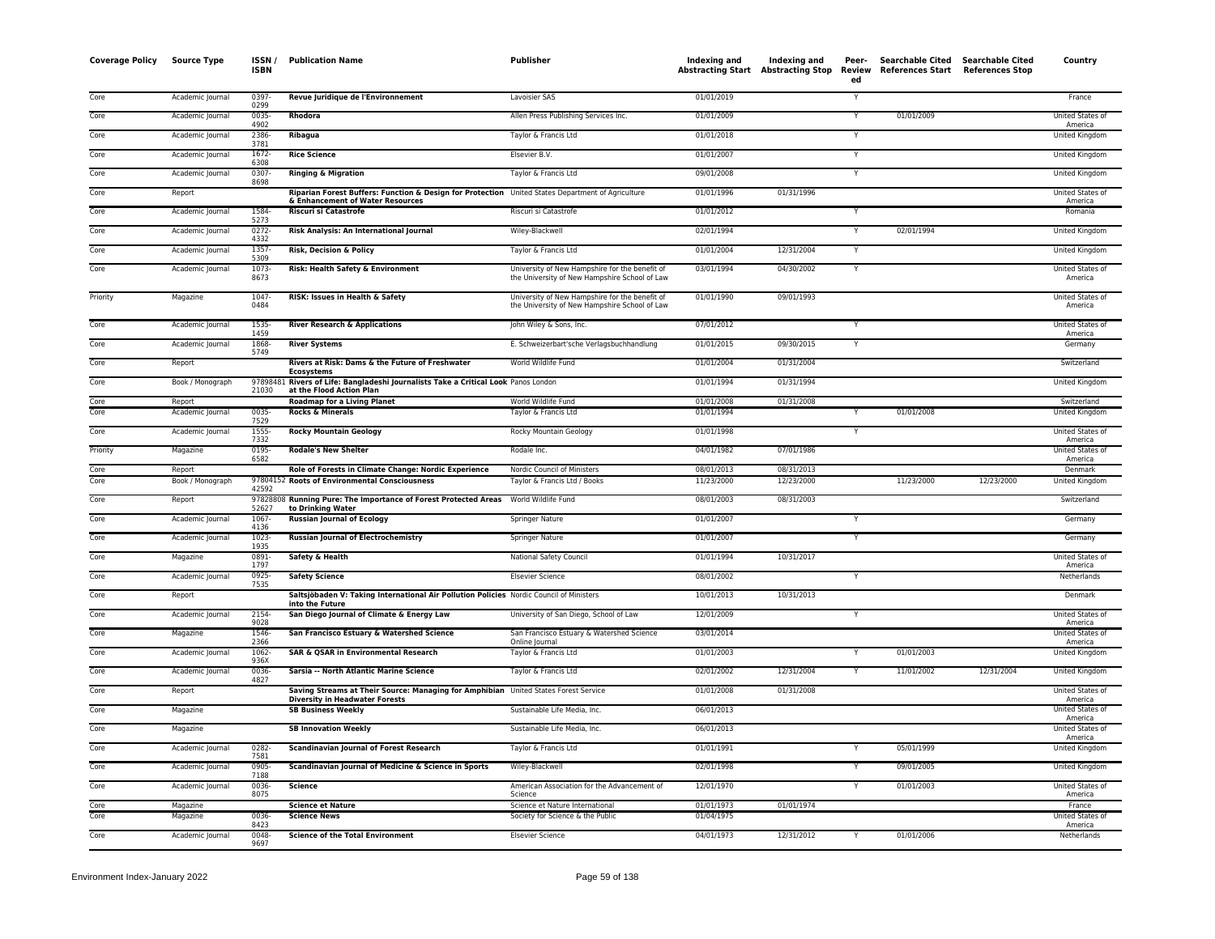| Coverage Policy | Source Type | ISSN / ISBN | Publication Name | Publisher | Indexing and Abstracting Start | Indexing and Abstracting Stop | Peer-Reviewed | Searchable Cited References Start | Searchable Cited References Stop | Country |
|---|---|---|---|---|---|---|---|---|---|---|
| Core | Academic Journal | 0397-0299 | **Revue Juridique de l'Environnement** | Lavoisier SAS | 01/01/2019 | | Y | | | France |
| Core | Academic Journal | 0035-4902 | **Rhodora** | Allen Press Publishing Services Inc. | 01/01/2009 | | Y | 01/01/2009 | | United States of America |
| Core | Academic Journal | 2386-3781 | **Ribagua** | Taylor & Francis Ltd | 01/01/2018 | | Y | | | United Kingdom |
| Core | Academic Journal | 1672-6308 | **Rice Science** | Elsevier B.V. | 01/01/2007 | | Y | | | United Kingdom |
| Core | Academic Journal | 0307-8698 | **Ringing & Migration** | Taylor & Francis Ltd | 09/01/2008 | | Y | | | United Kingdom |
| Core | Report | | **Riparian Forest Buffers: Function & Design for Protection & Enhancement of Water Resources** | United States Department of Agriculture | 01/01/1996 | 01/31/1996 | | | | United States of America |
| Core | Academic Journal | 1584-5273 | **Riscuri si Catastrofe** | Riscuri si Catastrofe | 01/01/2012 | | Y | | | Romania |
| Core | Academic Journal | 0272-4332 | **Risk Analysis: An International Journal** | Wiley-Blackwell | 02/01/1994 | | Y | 02/01/1994 | | United Kingdom |
| Core | Academic Journal | 1357-5309 | **Risk, Decision & Policy** | Taylor & Francis Ltd | 01/01/2004 | 12/31/2004 | Y | | | United Kingdom |
| Core | Academic Journal | 1073-8673 | **Risk: Health Safety & Environment** | University of New Hampshire for the benefit of the University of New Hampshire School of Law | 03/01/1994 | 04/30/2002 | Y | | | United States of America |
| Priority | Magazine | 1047-0484 | **RISK: Issues in Health & Safety** | University of New Hampshire for the benefit of the University of New Hampshire School of Law | 01/01/1990 | 09/01/1993 | | | | United States of America |
| Core | Academic Journal | 1535-1459 | **River Research & Applications** | John Wiley & Sons, Inc. | 07/01/2012 | | Y | | | United States of America |
| Core | Academic Journal | 1868-5749 | **River Systems** | E. Schweizerbart'sche Verlagsbuchhandlung | 01/01/2015 | 09/30/2015 | Y | | | Germany |
| Core | Report | | **Rivers at Risk: Dams & the Future of Freshwater Ecosystems** | World Wildlife Fund | 01/01/2004 | 01/31/2004 | | | | Switzerland |
| Core | Book / Monograph | 9789848121030 | **Rivers of Life: Bangladeshi Journalists Take a Critical Look at the Flood Action Plan** | Panos London | 01/01/1994 | 01/31/1994 | | | | United Kingdom |
| Core | Report | | **Roadmap for a Living Planet** | World Wildlife Fund | 01/01/2008 | 01/31/2008 | | | | Switzerland |
| Core | Academic Journal | 0035-7529 | **Rocks & Minerals** | Taylor & Francis Ltd | 01/01/1994 | | Y | 01/01/2008 | | United Kingdom |
| Core | Academic Journal | 1555-7332 | **Rocky Mountain Geology** | Rocky Mountain Geology | 01/01/1998 | | Y | | | United States of America |
| Priority | Magazine | 0195-6582 | **Rodale's New Shelter** | Rodale Inc. | 04/01/1982 | 07/01/1986 | | | | United States of America |
| Core | Report | | **Role of Forests in Climate Change: Nordic Experience** | Nordic Council of Ministers | 08/01/2013 | 08/31/2013 | | | | Denmark |
| Core | Book / Monograph | 9780415242592 | **Roots of Environmental Consciousness** | Taylor & Francis Ltd / Books | 11/23/2000 | 12/23/2000 | | 11/23/2000 | 12/23/2000 | United Kingdom |
| Core | Report | 9782880852627 | **Running Pure: The Importance of Forest Protected Areas to Drinking Water** | World Wildlife Fund | 08/01/2003 | 08/31/2003 | | | | Switzerland |
| Core | Academic Journal | 1067-4136 | **Russian Journal of Ecology** | Springer Nature | 01/01/2007 | | Y | | | Germany |
| Core | Academic Journal | 1023-1935 | **Russian Journal of Electrochemistry** | Springer Nature | 01/01/2007 | | Y | | | Germany |
| Core | Magazine | 0891-1797 | **Safety & Health** | National Safety Council | 01/01/1994 | 10/31/2017 | | | | United States of America |
| Core | Academic Journal | 0925-7535 | **Safety Science** | Elsevier Science | 08/01/2002 | | Y | | | Netherlands |
| Core | Report | | **Saltsjöbaden V: Taking International Air Pollution Policies into the Future** | Nordic Council of Ministers | 10/01/2013 | 10/31/2013 | | | | Denmark |
| Core | Academic Journal | 2154-9028 | **San Diego Journal of Climate & Energy Law** | University of San Diego, School of Law | 12/01/2009 | | Y | | | United States of America |
| Core | Magazine | 1546-2366 | **San Francisco Estuary & Watershed Science** | San Francisco Estuary & Watershed Science Online Journal | 03/01/2014 | | | | | United States of America |
| Core | Academic Journal | 1062-936X | **SAR & QSAR in Environmental Research** | Taylor & Francis Ltd | 01/01/2003 | | Y | 01/01/2003 | | United Kingdom |
| Core | Academic Journal | 0036-4827 | **Sarsia -- North Atlantic Marine Science** | Taylor & Francis Ltd | 02/01/2002 | 12/31/2004 | Y | 11/01/2002 | 12/31/2004 | United Kingdom |
| Core | Report | | **Saving Streams at Their Source: Managing for Amphibian Diversity in Headwater Forests** | United States Forest Service | 01/01/2008 | 01/31/2008 | | | | United States of America |
| Core | Magazine | | **SB Business Weekly** | Sustainable Life Media, Inc. | 06/01/2013 | | | | | United States of America |
| Core | Magazine | | **SB Innovation Weekly** | Sustainable Life Media, Inc. | 06/01/2013 | | | | | United States of America |
| Core | Academic Journal | 0282-7581 | **Scandinavian Journal of Forest Research** | Taylor & Francis Ltd | 01/01/1991 | | Y | 05/01/1999 | | United Kingdom |
| Core | Academic Journal | 0905-7188 | **Scandinavian Journal of Medicine & Science in Sports** | Wiley-Blackwell | 02/01/1998 | | Y | 09/01/2005 | | United Kingdom |
| Core | Academic Journal | 0036-8075 | **Science** | American Association for the Advancement of Science | 12/01/1970 | | Y | 01/01/2003 | | United States of America |
| Core | Magazine | | **Science et Nature** | Science et Nature International | 01/01/1973 | 01/01/1974 | | | | France |
| Core | Magazine | 0036-8423 | **Science News** | Society for Science & the Public | 01/04/1975 | | | | | United States of America |
| Core | Academic Journal | 0048-9697 | **Science of the Total Environment** | Elsevier Science | 04/01/1973 | 12/31/2012 | Y | 01/01/2006 | | Netherlands |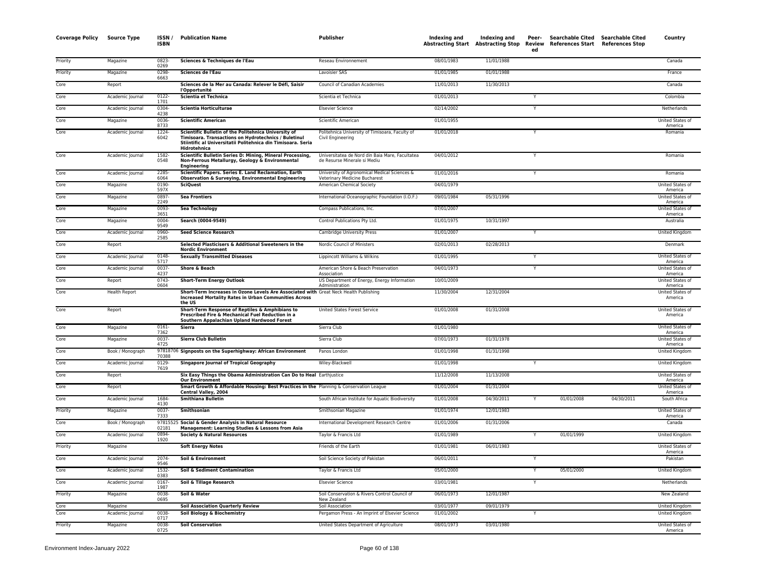| Coverage Policy | Source Type | ISSN / ISBN | Publication Name | Publisher | Indexing and Abstracting Start | Indexing and Abstracting Stop | Peer-Reviewed | Searchable Cited References Start | Searchable Cited References Stop | Country |
|---|---|---|---|---|---|---|---|---|---|---|
| Priority | Magazine | 0823-0269 | **Sciences & Techniques de l'Eau** | Reseau Environnement | 08/01/1983 | 11/01/1988 | | | | Canada |
| Priority | Magazine | 0298-6663 | **Sciences de l'Eau** | Lavoisier SAS | 01/01/1985 | 01/01/1988 | | | | France |
| Core | Report | | **Sciences de la Mer au Canada: Relever le Défi, Saisir l'Opportunité** | Council of Canadian Academies | 11/01/2013 | 11/30/2013 | | | | Canada |
| Core | Academic Journal | 0122-1701 | **Scientia et Technica** | Scientia et Technica | 01/01/2013 | | Y | | | Colombia |
| Core | Academic Journal | 0304-4238 | **Scientia Horticulturae** | Elsevier Science | 02/14/2002 | | Y | | | Netherlands |
| Core | Magazine | 0036-8733 | **Scientific American** | Scientific American | 01/01/1955 | | | | | United States of America |
| Core | Academic Journal | 1224-6042 | **Scientific Bulletin of the Politehnica University of Timisoara. Transactions on Hydrotechnics / Buletinul Stiintific al Universitatii Politehnica din Timisoara. Seria Hidrotehnica** | Politehnica University of Timisoara, Faculty of Civil Engineering | 01/01/2018 | | Y | | | Romania |
| Core | Academic Journal | 1582-0548 | **Scientific Bulletin Series D: Mining, Mineral Processing, Non-Ferrous Metallurgy, Geology & Environmental Engineering** | Universitatea de Nord din Baia Mare, Facultatea de Resurse Minerale si Mediu | 04/01/2012 | | Y | | | Romania |
| Core | Academic Journal | 2285-6064 | **Scientific Papers. Series E. Land Reclamation, Earth Observation & Surveying, Environmental Engineering** | University of Agronomical Medical Sciences & Veterinary Medicine Bucharest | 01/01/2016 | | Y | | | Romania |
| Core | Magazine | 0190-597X | **SciQuest** | American Chemical Society | 04/01/1979 | | | | | United States of America |
| Core | Magazine | 0897-2249 | **Sea Frontiers** | International Oceanographic Foundation (I.O.F.) | 09/01/1984 | 05/31/1996 | | | | United States of America |
| Core | Magazine | 0093-3651 | **Sea Technology** | Compass Publications, Inc. | 07/01/2007 | | | | | United States of America |
| Core | Magazine | 0004-9549 | **Search (0004-9549)** | Control Publications Pty Ltd. | 01/01/1975 | 10/31/1997 | | | | Australia |
| Core | Academic Journal | 0960-2585 | **Seed Science Research** | Cambridge University Press | 01/01/2007 | | Y | | | United Kingdom |
| Core | Report | | **Selected Plasticisers & Additional Sweeteners in the Nordic Environment** | Nordic Council of Ministers | 02/01/2013 | 02/28/2013 | | | | Denmark |
| Core | Academic Journal | 0148-5717 | **Sexually Transmitted Diseases** | Lippincott Williams & Wilkins | 01/01/1995 | | Y | | | United States of America |
| Core | Academic Journal | 0037-4237 | **Shore & Beach** | American Shore & Beach Preservation Association | 04/01/1973 | | Y | | | United States of America |
| Core | Report | 0743-0604 | **Short-Term Energy Outlook** | US Department of Energy, Energy Information Administration | 10/01/2009 | | | | | United States of America |
| Core | Health Report | | **Short-Term Increases in Ozone Levels Are Associated with Increased Mortality Rates in Urban Communities Across the US** | Great Neck Health Publishing | 11/30/2004 | 12/31/2004 | | | | United States of America |
| Core | Report | | **Short-Term Response of Reptiles & Amphibians to Prescribed Fire & Mechanical Fuel Reduction in a Southern Appalachian Upland Hardwood Forest** | United States Forest Service | 01/01/2008 | 01/31/2008 | | | | United States of America |
| Core | Magazine | 0161-7362 | **Sierra** | Sierra Club | 01/01/1980 | | | | | United States of America |
| Core | Magazine | 0037-4725 | **Sierra Club Bulletin** | Sierra Club | 07/01/1973 | 01/31/1978 | | | | United States of America |
| Core | Book / Monograph | 9781870670388 | **Signposts on the Superhighway: African Environment** | Panos London | 01/01/1998 | 01/31/1998 | | | | United Kingdom |
| Core | Academic Journal | 0129-7619 | **Singapore Journal of Tropical Geography** | Wiley-Blackwell | 01/01/1998 | | Y | | | United Kingdom |
| Core | Report | | **Six Easy Things the Obama Administration Can Do to Heal Our Environment** | Earthjustice | 11/12/2008 | 11/13/2008 | | | | United States of America |
| Core | Report | | **Smart Growth & Affordable Housing: Best Practices in the Central Valley, 2004** | Planning & Conservation League | 01/01/2004 | 01/31/2004 | | | | United States of America |
| Core | Academic Journal | 1684-4130 | **Smithiana Bulletin** | South African Institute for Aquatic Biodiversity | 01/01/2008 | 04/30/2011 | Y | 01/01/2008 | 04/30/2011 | South Africa |
| Priority | Magazine | 0037-7333 | **Smithsonian** | Smithsonian Magazine | 01/01/1974 | 12/01/1983 | | | | United States of America |
| Core | Book / Monograph | 9781552502181 | **Social & Gender Analysis in Natural Resource Management: Learning Studies & Lessons from Asia** | International Development Research Centre | 01/01/2006 | 01/31/2006 | | | | Canada |
| Core | Academic Journal | 0894-1920 | **Society & Natural Resources** | Taylor & Francis Ltd | 01/01/1989 | | Y | 01/01/1999 | | United Kingdom |
| Priority | Magazine | | **Soft Energy Notes** | Friends of the Earth | 01/01/1981 | 06/01/1983 | | | | United States of America |
| Core | Academic Journal | 2074-9546 | **Soil & Environment** | Soil Science Society of Pakistan | 06/01/2011 | | Y | | | Pakistan |
| Core | Academic Journal | 1532-0383 | **Soil & Sediment Contamination** | Taylor & Francis Ltd | 05/01/2000 | | Y | 05/01/2000 | | United Kingdom |
| Core | Academic Journal | 0167-1987 | **Soil & Tillage Research** | Elsevier Science | 03/01/1981 | | Y | | | Netherlands |
| Priority | Magazine | 0038-0695 | **Soil & Water** | Soil Conservation & Rivers Control Council of New Zealand | 06/01/1973 | 12/01/1987 | | | | New Zealand |
| Core | Magazine | | **Soil Association Quarterly Review** | Soil Association | 03/01/1977 | 09/01/1979 | | | | United Kingdom |
| Core | Academic Journal | 0038-0717 | **Soil Biology & Biochemistry** | Pergamon Press - An Imprint of Elsevier Science | 01/01/2002 | | Y | | | United Kingdom |
| Priority | Magazine | 0038-0725 | **Soil Conservation** | United States Department of Agriculture | 08/01/1973 | 03/01/1980 | | | | United States of America |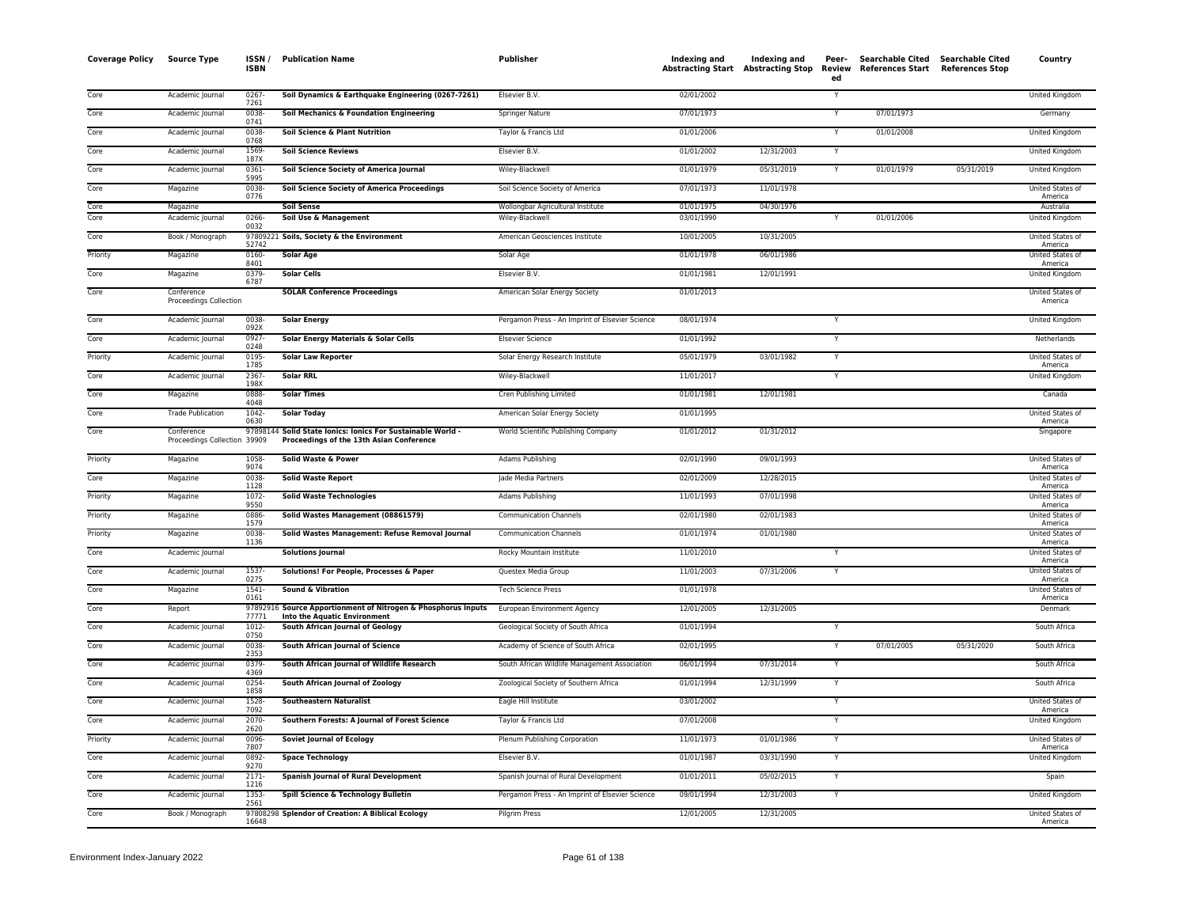| Coverage Policy | Source Type | ISSN / ISBN | Publication Name | Publisher | Indexing and Abstracting Start | Indexing and Abstracting Stop | Peer-Reviewed | Searchable Cited References Start | Searchable Cited References Stop | Country |
|---|---|---|---|---|---|---|---|---|---|---|
| Core | Academic Journal | 0267-7261 | **Soil Dynamics & Earthquake Engineering (0267-7261)** | Elsevier B.V. | 02/01/2002 | | Y | | | United Kingdom |
| Core | Academic Journal | 0038-0741 | **Soil Mechanics & Foundation Engineering** | Springer Nature | 07/01/1973 | | Y | 07/01/1973 | | Germany |
| Core | Academic Journal | 0038-0768 | **Soil Science & Plant Nutrition** | Taylor & Francis Ltd | 01/01/2006 | | Y | 01/01/2008 | | United Kingdom |
| Core | Academic Journal | 1569-187X | **Soil Science Reviews** | Elsevier B.V. | 01/01/2002 | 12/31/2003 | Y | | | United Kingdom |
| Core | Academic Journal | 0361-5995 | **Soil Science Society of America Journal** | Wiley-Blackwell | 01/01/1979 | 05/31/2019 | Y | 01/01/1979 | 05/31/2019 | United Kingdom |
| Core | Magazine | 0038-0776 | **Soil Science Society of America Proceedings** | Soil Science Society of America | 07/01/1973 | 11/01/1978 | | | | United States of America |
| Core | Magazine | | **Soil Sense** | Wollongbar Agricultural Institute | 01/01/1975 | 04/30/1976 | | | | Australia |
| Core | Academic Journal | 0266-0032 | **Soil Use & Management** | Wiley-Blackwell | 03/01/1990 | | Y | 01/01/2006 | | United Kingdom |
| Core | Book / Monograph | 9780922152742 | **Soils, Society & the Environment** | American Geosciences Institute | 10/01/2005 | 10/31/2005 | | | | United States of America |
| Priority | Magazine | 0160-8401 | **Solar Age** | Solar Age | 01/01/1978 | 06/01/1986 | | | | United States of America |
| Core | Magazine | 0379-6787 | **Solar Cells** | Elsevier B.V. | 01/01/1981 | 12/01/1991 | | | | United Kingdom |
| Core | Conference Proceedings Collection | | **SOLAR Conference Proceedings** | American Solar Energy Society | 01/01/2013 | | | | | United States of America |
| Core | Academic Journal | 0038-092X | **Solar Energy** | Pergamon Press - An Imprint of Elsevier Science | 08/01/1974 | | Y | | | United Kingdom |
| Core | Academic Journal | 0927-0248 | **Solar Energy Materials & Solar Cells** | Elsevier Science | 01/01/1992 | | Y | | | Netherlands |
| Priority | Academic Journal | 0195-1785 | **Solar Law Reporter** | Solar Energy Research Institute | 05/01/1979 | 03/01/1982 | Y | | | United States of America |
| Core | Academic Journal | 2367-198X | **Solar RRL** | Wiley-Blackwell | 11/01/2017 | | Y | | | United Kingdom |
| Core | Magazine | 0888-4048 | **Solar Times** | Cren Publishing Limited | 01/01/1981 | 12/01/1981 | | | | Canada |
| Core | Trade Publication | 1042-0630 | **Solar Today** | American Solar Energy Society | 01/01/1995 | | | | | United States of America |
| Core | Conference Proceedings Collection | 9789814439909 | **Solid State Ionics: Ionics For Sustainable World - Proceedings of the 13th Asian Conference** | World Scientific Publishing Company | 01/01/2012 | 01/31/2012 | | | | Singapore |
| Priority | Magazine | 1058-9074 | **Solid Waste & Power** | Adams Publishing | 02/01/1990 | 09/01/1993 | | | | United States of America |
| Core | Magazine | 0038-1128 | **Solid Waste Report** | Jade Media Partners | 02/01/2009 | 12/28/2015 | | | | United States of America |
| Priority | Magazine | 1072-9550 | **Solid Waste Technologies** | Adams Publishing | 11/01/1993 | 07/01/1998 | | | | United States of America |
| Priority | Magazine | 0886-1579 | **Solid Wastes Management (08861579)** | Communication Channels | 02/01/1980 | 02/01/1983 | | | | United States of America |
| Priority | Magazine | 0038-1136 | **Solid Wastes Management: Refuse Removal Journal** | Communication Channels | 01/01/1974 | 01/01/1980 | | | | United States of America |
| Core | Academic Journal | | **Solutions Journal** | Rocky Mountain Institute | 11/01/2010 | | Y | | | United States of America |
| Core | Academic Journal | 1537-0275 | **Solutions! For People, Processes & Paper** | Questex Media Group | 11/01/2003 | 07/31/2006 | Y | | | United States of America |
| Core | Magazine | 1541-0161 | **Sound & Vibration** | Tech Science Press | 01/01/1978 | | | | | United States of America |
| Core | Report | 9789291677771 | **Source Apportionment of Nitrogen & Phosphorus Inputs Into the Aquatic Environment** | European Environment Agency | 12/01/2005 | 12/31/2005 | | | | Denmark |
| Core | Academic Journal | 1012-0750 | **South African Journal of Geology** | Geological Society of South Africa | 01/01/1994 | | Y | | | South Africa |
| Core | Academic Journal | 0038-2353 | **South African Journal of Science** | Academy of Science of South Africa | 02/01/1995 | | Y | 07/01/2005 | 05/31/2020 | South Africa |
| Core | Academic Journal | 0379-4369 | **South African Journal of Wildlife Research** | South African Wildlife Management Association | 06/01/1994 | 07/31/2014 | Y | | | South Africa |
| Core | Academic Journal | 0254-1858 | **South African Journal of Zoology** | Zoological Society of Southern Africa | 01/01/1994 | 12/31/1999 | Y | | | South Africa |
| Core | Academic Journal | 1528-7092 | **Southeastern Naturalist** | Eagle Hill Institute | 03/01/2002 | | Y | | | United States of America |
| Core | Academic Journal | 2070-2620 | **Southern Forests: A Journal of Forest Science** | Taylor & Francis Ltd | 07/01/2008 | | Y | | | United Kingdom |
| Priority | Academic Journal | 0096-7807 | **Soviet Journal of Ecology** | Plenum Publishing Corporation | 11/01/1973 | 01/01/1986 | Y | | | United States of America |
| Core | Academic Journal | 0892-9270 | **Space Technology** | Elsevier B.V. | 01/01/1987 | 03/31/1990 | Y | | | United Kingdom |
| Core | Academic Journal | 2171-1216 | **Spanish Journal of Rural Development** | Spanish Journal of Rural Development | 01/01/2011 | 05/02/2015 | Y | | | Spain |
| Core | Academic Journal | 1353-2561 | **Spill Science & Technology Bulletin** | Pergamon Press - An Imprint of Elsevier Science | 09/01/1994 | 12/31/2003 | Y | | | United Kingdom |
| Core | Book / Monograph | 9780829816648 | **Splendor of Creation: A Biblical Ecology** | Pilgrim Press | 12/01/2005 | 12/31/2005 | | | | United States of America |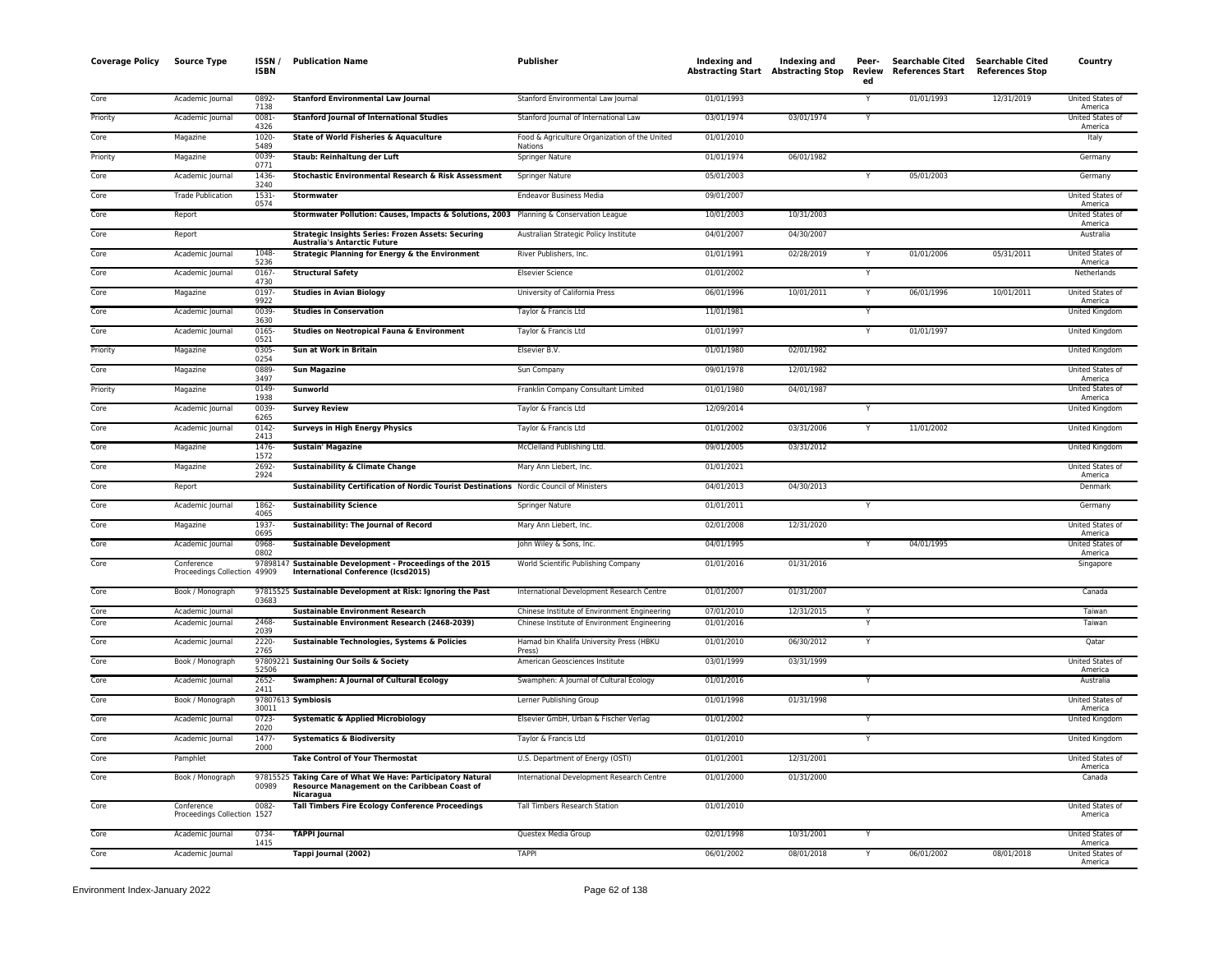| Coverage Policy | Source Type | ISSN / ISBN | Publication Name | Publisher | Indexing and Abstracting Start | Indexing and Abstracting Stop | Peer-Reviewed | Searchable Cited References Start | Searchable Cited References Stop | Country |
|---|---|---|---|---|---|---|---|---|---|---|
| Core | Academic Journal | 0892-7138 | **Stanford Environmental Law Journal** | Stanford Environmental Law Journal | 01/01/1993 | | Y | 01/01/1993 | 12/31/2019 | United States of America |
| Priority | Academic Journal | 0081-4326 | **Stanford Journal of International Studies** | Stanford Journal of International Law | 03/01/1974 | 03/01/1974 | Y | | | United States of America |
| Core | Magazine | 1020-5489 | **State of World Fisheries & Aquaculture** | Food & Agriculture Organization of the United Nations | 01/01/2010 | | | | | Italy |
| Priority | Magazine | 0039-0771 | **Staub: Reinhaltung der Luft** | Springer Nature | 01/01/1974 | 06/01/1982 | | | | Germany |
| Core | Academic Journal | 1436-3240 | **Stochastic Environmental Research & Risk Assessment** | Springer Nature | 05/01/2003 | | Y | 05/01/2003 | | Germany |
| Core | Trade Publication | 1531-0574 | **Stormwater** | Endeavor Business Media | 09/01/2007 | | | | | United States of America |
| Core | Report | | **Stormwater Pollution: Causes, Impacts & Solutions, 2003** | Planning & Conservation League | 10/01/2003 | 10/31/2003 | | | | United States of America |
| Core | Report | | **Strategic Insights Series: Frozen Assets: Securing Australia's Antarctic Future** | Australian Strategic Policy Institute | 04/01/2007 | 04/30/2007 | | | | Australia |
| Core | Academic Journal | 1048-5236 | **Strategic Planning for Energy & the Environment** | River Publishers, Inc. | 01/01/1991 | 02/28/2019 | Y | 01/01/2006 | 05/31/2011 | United States of America |
| Core | Academic Journal | 0167-4730 | **Structural Safety** | Elsevier Science | 01/01/2002 | | Y | | | Netherlands |
| Core | Magazine | 0197-9922 | **Studies in Avian Biology** | University of California Press | 06/01/1996 | 10/01/2011 | Y | 06/01/1996 | 10/01/2011 | United States of America |
| Core | Academic Journal | 0039-3630 | **Studies in Conservation** | Taylor & Francis Ltd | 11/01/1981 | | Y | | | United Kingdom |
| Core | Academic Journal | 0165-0521 | **Studies on Neotropical Fauna & Environment** | Taylor & Francis Ltd | 01/01/1997 | | Y | 01/01/1997 | | United Kingdom |
| Priority | Magazine | 0305-0254 | **Sun at Work in Britain** | Elsevier B.V. | 01/01/1980 | 02/01/1982 | | | | United Kingdom |
| Core | Magazine | 0889-3497 | **Sun Magazine** | Sun Company | 09/01/1978 | 12/01/1982 | | | | United States of America |
| Priority | Magazine | 0149-1938 | **Sunworld** | Franklin Company Consultant Limited | 01/01/1980 | 04/01/1987 | | | | United States of America |
| Core | Academic Journal | 0039-6265 | **Survey Review** | Taylor & Francis Ltd | 12/09/2014 | | Y | | | United Kingdom |
| Core | Academic Journal | 0142-2413 | **Surveys in High Energy Physics** | Taylor & Francis Ltd | 01/01/2002 | 03/31/2006 | Y | 11/01/2002 | | United Kingdom |
| Core | Magazine | 1476-1572 | **Sustain' Magazine** | McClelland Publishing Ltd. | 09/01/2005 | 03/31/2012 | | | | United Kingdom |
| Core | Magazine | 2692-2924 | **Sustainability & Climate Change** | Mary Ann Liebert, Inc. | 01/01/2021 | | | | | United States of America |
| Core | Report | | **Sustainability Certification of Nordic Tourist Destinations** | Nordic Council of Ministers | 04/01/2013 | 04/30/2013 | | | | Denmark |
| Core | Academic Journal | 1862-4065 | **Sustainability Science** | Springer Nature | 01/01/2011 | | Y | | | Germany |
| Core | Magazine | 1937-0695 | **Sustainability: The Journal of Record** | Mary Ann Liebert, Inc. | 02/01/2008 | 12/31/2020 | | | | United States of America |
| Core | Academic Journal | 0968-0802 | **Sustainable Development** | John Wiley & Sons, Inc. | 04/01/1995 | | Y | 04/01/1995 | | United States of America |
| Core | Conference Proceedings Collection | 9789814749909 | **Sustainable Development - Proceedings of the 2015 International Conference (Icsd2015)** | World Scientific Publishing Company | 01/01/2016 | 01/31/2016 | | | | Singapore |
| Core | Book / Monograph | 9781552503683 | **Sustainable Development at Risk: Ignoring the Past** | International Development Research Centre | 01/01/2007 | 01/31/2007 | | | | Canada |
| Core | Academic Journal | | **Sustainable Environment Research** | Chinese Institute of Environment Engineering | 07/01/2010 | 12/31/2015 | Y | | | Taiwan |
| Core | Academic Journal | 2468-2039 | **Sustainable Environment Research (2468-2039)** | Chinese Institute of Environment Engineering | 01/01/2016 | | Y | | | Taiwan |
| Core | Academic Journal | 2220-2765 | **Sustainable Technologies, Systems & Policies** | Hamad bin Khalifa University Press (HBKU Press) | 01/01/2010 | 06/30/2012 | Y | | | Qatar |
| Core | Book / Monograph | 9780922152506 | **Sustaining Our Soils & Society** | American Geosciences Institute | 03/01/1999 | 03/31/1999 | | | | United States of America |
| Core | Academic Journal | 2652-2411 | **Swamphen: A Journal of Cultural Ecology** | Swamphen: A Journal of Cultural Ecology | 01/01/2016 | | Y | | | Australia |
| Core | Book / Monograph | 9780761330011 | **Symbiosis** | Lerner Publishing Group | 01/01/1998 | 01/31/1998 | | | | United States of America |
| Core | Academic Journal | 0723-2020 | **Systematic & Applied Microbiology** | Elsevier GmbH, Urban & Fischer Verlag | 01/01/2002 | | Y | | | United Kingdom |
| Core | Academic Journal | 1477-2000 | **Systematics & Biodiversity** | Taylor & Francis Ltd | 01/01/2010 | | Y | | | United Kingdom |
| Core | Pamphlet | | **Take Control of Your Thermostat** | U.S. Department of Energy (OSTI) | 01/01/2001 | 12/31/2001 | | | | United States of America |
| Core | Book / Monograph | 9781552500989 | **Taking Care of What We Have: Participatory Natural Resource Management on the Caribbean Coast of Nicaragua** | International Development Research Centre | 01/01/2000 | 01/31/2000 | | | | Canada |
| Core | Conference Proceedings Collection | 0082-1527 | **Tall Timbers Fire Ecology Conference Proceedings** | Tall Timbers Research Station | 01/01/2010 | | | | | United States of America |
| Core | Academic Journal | 0734-1415 | **TAPPI Journal** | Questex Media Group | 02/01/1998 | 10/31/2001 | Y | | | United States of America |
| Core | Academic Journal | | **Tappi Journal (2002)** | TAPPI | 06/01/2002 | 08/01/2018 | Y | 06/01/2002 | 08/01/2018 | United States of America |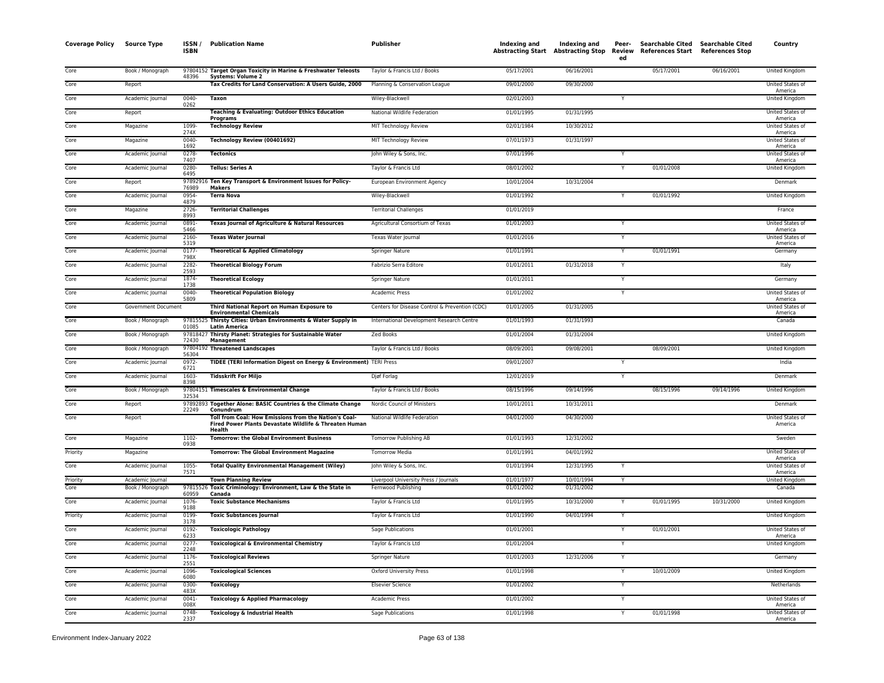| Coverage Policy | Source Type | ISSN / ISBN | Publication Name | Publisher | Indexing and Abstracting Start | Indexing and Abstracting Stop | Peer-Reviewed | Searchable Cited References Start | Searchable Cited References Stop | Country |
|---|---|---|---|---|---|---|---|---|---|---|
| Core | Book / Monograph | 9780415248396 | **Target Organ Toxicity in Marine & Freshwater Teleosts Systems: Volume 2** | Taylor & Francis Ltd / Books | 05/17/2001 | 06/16/2001 | | 05/17/2001 | 06/16/2001 | United Kingdom |
| Core | Report | | **Tax Credits for Land Conservation: A Users Guide, 2000** | Planning & Conservation League | 09/01/2000 | 09/30/2000 | | | | United States of America |
| Core | Academic Journal | 0040-0262 | **Taxon** | Wiley-Blackwell | 02/01/2003 | | Y | | | United Kingdom |
| Core | Report | | **Teaching & Evaluating: Outdoor Ethics Education Programs** | National Wildlife Federation | 01/01/1995 | 01/31/1995 | | | | United States of America |
| Core | Magazine | 1099-274X | **Technology Review** | MIT Technology Review | 02/01/1984 | 10/30/2012 | | | | United States of America |
| Core | Magazine | 0040-1692 | **Technology Review (00401692)** | MIT Technology Review | 07/01/1973 | 01/31/1997 | | | | United States of America |
| Core | Academic Journal | 0278-7407 | **Tectonics** | John Wiley & Sons, Inc. | 07/01/1996 | | Y | | | United States of America |
| Core | Academic Journal | 0280-6495 | **Tellus: Series A** | Taylor & Francis Ltd | 08/01/2002 | | Y | 01/01/2008 | | United Kingdom |
| Core | Report | 9789291676989 | **Ten Key Transport & Environment Issues for Policy-Makers** | European Environment Agency | 10/01/2004 | 10/31/2004 | | | | Denmark |
| Core | Academic Journal | 0954-4879 | **Terra Nova** | Wiley-Blackwell | 01/01/1992 | | Y | 01/01/1992 | | United Kingdom |
| Core | Magazine | 2726-8993 | **Territorial Challenges** | Territorial Challenges | 01/01/2019 | | | | | France |
| Core | Academic Journal | 0891-5466 | **Texas Journal of Agriculture & Natural Resources** | Agricultural Consortium of Texas | 01/01/2003 | | Y | | | United States of America |
| Core | Academic Journal | 2160-5319 | **Texas Water Journal** | Texas Water Journal | 01/01/2016 | | Y | | | United States of America |
| Core | Academic Journal | 0177-798X | **Theoretical & Applied Climatology** | Springer Nature | 01/01/1991 | | Y | 01/01/1991 | | Germany |
| Core | Academic Journal | 2282-2593 | **Theoretical Biology Forum** | Fabrizio Serra Editore | 01/01/2011 | 01/31/2018 | Y | | | Italy |
| Core | Academic Journal | 1874-1738 | **Theoretical Ecology** | Springer Nature | 01/01/2011 | | Y | | | Germany |
| Core | Academic Journal | 0040-5809 | **Theoretical Population Biology** | Academic Press | 01/01/2002 | | Y | | | United States of America |
| Core | Government Document | | **Third National Report on Human Exposure to Environmental Chemicals** | Centers for Disease Control & Prevention (CDC) | 01/01/2005 | 01/31/2005 | | | | United States of America |
| Core | Book / Monograph | 9781552501085 | **Thirsty Cities: Urban Environments & Water Supply in Latin America** | International Development Research Centre | 01/01/1993 | 01/31/1993 | | | | Canada |
| Core | Book / Monograph | 9781842772430 | **Thirsty Planet: Strategies for Sustainable Water Management** | Zed Books | 01/01/2004 | 01/31/2004 | | | | United Kingdom |
| Core | Book / Monograph | 9780419256304 | **Threatened Landscapes** | Taylor & Francis Ltd / Books | 08/09/2001 | 09/08/2001 | | 08/09/2001 | | United Kingdom |
| Core | Academic Journal | 0972-6721 | **TIDEE (TERI Information Digest on Energy & Environment)** | TERI Press | 09/01/2007 | | Y | | | India |
| Core | Academic Journal | 1603-8398 | **Tidsskrift For Miljo** | Djøf Forlag | 12/01/2019 | | Y | | | Denmark |
| Core | Book / Monograph | 9780415132534 | **Timescales & Environmental Change** | Taylor & Francis Ltd / Books | 08/15/1996 | 09/14/1996 | | 08/15/1996 | 09/14/1996 | United Kingdom |
| Core | Report | 9789289322249 | **Together Alone: BASIC Countries & the Climate Change Conundrum** | Nordic Council of Ministers | 10/01/2011 | 10/31/2011 | | | | Denmark |
| Core | Report | | **Toll from Coal: How Emissions from the Nation's Coal-Fired Power Plants Devastate Wildlife & Threaten Human Health** | National Wildlife Federation | 04/01/2000 | 04/30/2000 | | | | United States of America |
| Core | Magazine | 1102-0938 | **Tomorrow: the Global Environment Business** | Tomorrow Publishing AB | 01/01/1993 | 12/31/2002 | | | | Sweden |
| Priority | Magazine | | **Tomorrow: The Global Environment Magazine** | Tomorrow Media | 01/01/1991 | 04/01/1992 | | | | United States of America |
| Core | Academic Journal | 1055-7571 | **Total Quality Environmental Management (Wiley)** | John Wiley & Sons, Inc. | 01/01/1994 | 12/31/1995 | Y | | | United States of America |
| Priority | Academic Journal | | **Town Planning Review** | Liverpool University Press / Journals | 01/01/1977 | 10/01/1994 | Y | | | United Kingdom |
| Core | Book / Monograph | 9781552660959 | **Toxic Criminology: Environment, Law & the State in Canada** | Fernwood Publishing | 01/01/2002 | 01/31/2002 | | | | Canada |
| Core | Academic Journal | 1076-9188 | **Toxic Substance Mechanisms** | Taylor & Francis Ltd | 01/01/1995 | 10/31/2000 | Y | 01/01/1995 | 10/31/2000 | United Kingdom |
| Priority | Academic Journal | 0199-3178 | **Toxic Substances Journal** | Taylor & Francis Ltd | 01/01/1990 | 04/01/1994 | Y | | | United Kingdom |
| Core | Academic Journal | 0192-6233 | **Toxicologic Pathology** | Sage Publications | 01/01/2001 | | Y | 01/01/2001 | | United States of America |
| Core | Academic Journal | 0277-2248 | **Toxicological & Environmental Chemistry** | Taylor & Francis Ltd | 01/01/2004 | | Y | | | United Kingdom |
| Core | Academic Journal | 1176-2551 | **Toxicological Reviews** | Springer Nature | 01/01/2003 | 12/31/2006 | Y | | | Germany |
| Core | Academic Journal | 1096-6080 | **Toxicological Sciences** | Oxford University Press | 01/01/1998 | | Y | 10/01/2009 | | United Kingdom |
| Core | Academic Journal | 0300-483X | **Toxicology** | Elsevier Science | 01/01/2002 | | Y | | | Netherlands |
| Core | Academic Journal | 0041-008X | **Toxicology & Applied Pharmacology** | Academic Press | 01/01/2002 | | Y | | | United States of America |
| Core | Academic Journal | 0748-2337 | **Toxicology & Industrial Health** | Sage Publications | 01/01/1998 | | Y | 01/01/1998 | | United States of America |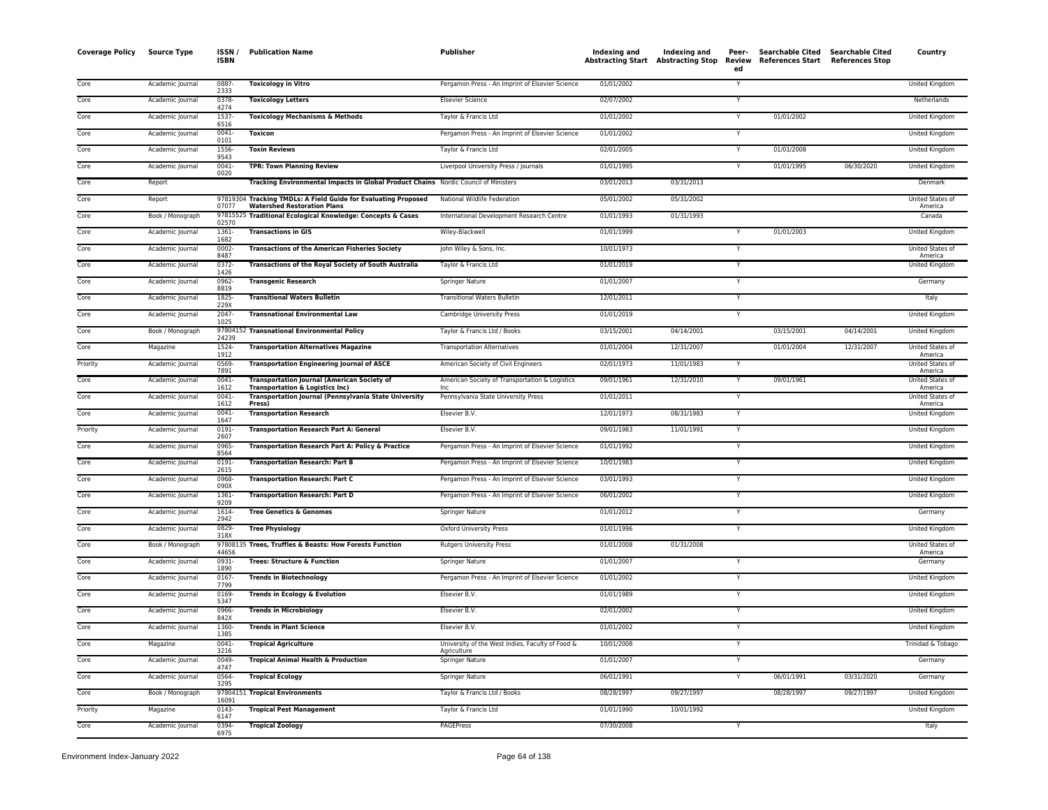| Coverage Policy | Source Type | ISSN / ISBN | Publication Name | Publisher | Indexing and Abstracting Start | Indexing and Abstracting Stop | Peer-Reviewed | Searchable Cited References Start | Searchable Cited References Stop | Country |
|---|---|---|---|---|---|---|---|---|---|---|
| Core | Academic Journal | 0887-2333 | **Toxicology in Vitro** | Pergamon Press - An Imprint of Elsevier Science | 01/01/2002 | | Y | | | United Kingdom |
| Core | Academic Journal | 0378-4274 | **Toxicology Letters** | Elsevier Science | 02/07/2002 | | Y | | | Netherlands |
| Core | Academic Journal | 1537-6516 | **Toxicology Mechanisms & Methods** | Taylor & Francis Ltd | 01/01/2002 | | Y | 01/01/2002 | | United Kingdom |
| Core | Academic Journal | 0041-0101 | **Toxicon** | Pergamon Press - An Imprint of Elsevier Science | 01/01/2002 | | Y | | | United Kingdom |
| Core | Academic Journal | 1556-9543 | **Toxin Reviews** | Taylor & Francis Ltd | 02/01/2005 | | Y | 01/01/2008 | | United Kingdom |
| Core | Academic Journal | 0041-0020 | **TPR: Town Planning Review** | Liverpool University Press / Journals | 01/01/1995 | | Y | 01/01/1995 | 06/30/2020 | United Kingdom |
| Core | Report | | **Tracking Environmental Impacts in Global Product Chains** | Nordic Council of Ministers | 03/01/2013 | 03/31/2013 | | | | Denmark |
| Core | Report | 9781930407077 | **Tracking TMDLs: A Field Guide for Evaluating Proposed Watershed Restoration Plans** | National Wildlife Federation | 05/01/2002 | 05/31/2002 | | | | United States of America |
| Core | Book / Monograph | 9781552502570 | **Traditional Ecological Knowledge: Concepts & Cases** | International Development Research Centre | 01/01/1993 | 01/31/1993 | | | | Canada |
| Core | Academic Journal | 1361-1682 | **Transactions in GIS** | Wiley-Blackwell | 01/01/1999 | | Y | 01/01/2003 | | United Kingdom |
| Core | Academic Journal | 0002-8487 | **Transactions of the American Fisheries Society** | John Wiley & Sons, Inc. | 10/01/1973 | | Y | | | United States of America |
| Core | Academic Journal | 0372-1426 | **Transactions of the Royal Society of South Australia** | Taylor & Francis Ltd | 01/01/2019 | | Y | | | United Kingdom |
| Core | Academic Journal | 0962-8819 | **Transgenic Research** | Springer Nature | 01/01/2007 | | Y | | | Germany |
| Core | Academic Journal | 1825-229X | **Transitional Waters Bulletin** | Transitional Waters Bulletin | 12/01/2011 | | Y | | | Italy |
| Core | Academic Journal | 2047-1025 | **Transnational Environmental Law** | Cambridge University Press | 01/01/2019 | | Y | | | United Kingdom |
| Core | Book / Monograph | 9780415224239 | **Transnational Environmental Policy** | Taylor & Francis Ltd / Books | 03/15/2001 | 04/14/2001 | | 03/15/2001 | 04/14/2001 | United Kingdom |
| Core | Magazine | 1524-1912 | **Transportation Alternatives Magazine** | Transportation Alternatives | 01/01/2004 | 12/31/2007 | | 01/01/2004 | 12/31/2007 | United States of America |
| Priority | Academic Journal | 0569-7891 | **Transportation Engineering Journal of ASCE** | American Society of Civil Engineers | 02/01/1973 | 11/01/1983 | Y | | | United States of America |
| Core | Academic Journal | 0041-1612 | **Transportation Journal (American Society of Transportation & Logistics Inc)** | American Society of Transportation & Logistics Inc | 09/01/1961 | 12/31/2010 | Y | 09/01/1961 | | United States of America |
| Core | Academic Journal | 0041-1612 | **Transportation Journal (Pennsylvania State University Press)** | Pennsylvania State University Press | 01/01/2011 | | Y | | | United States of America |
| Core | Academic Journal | 0041-1647 | **Transportation Research** | Elsevier B.V. | 12/01/1973 | 08/31/1983 | Y | | | United Kingdom |
| Priority | Academic Journal | 0191-2607 | **Transportation Research Part A: General** | Elsevier B.V. | 09/01/1983 | 11/01/1991 | Y | | | United Kingdom |
| Core | Academic Journal | 0965-8564 | **Transportation Research Part A: Policy & Practice** | Pergamon Press - An Imprint of Elsevier Science | 01/01/1992 | | Y | | | United Kingdom |
| Core | Academic Journal | 0191-2615 | **Transportation Research: Part B** | Pergamon Press - An Imprint of Elsevier Science | 10/01/1983 | | Y | | | United Kingdom |
| Core | Academic Journal | 0968-090X | **Transportation Research: Part C** | Pergamon Press - An Imprint of Elsevier Science | 03/01/1993 | | Y | | | United Kingdom |
| Core | Academic Journal | 1361-9209 | **Transportation Research: Part D** | Pergamon Press - An Imprint of Elsevier Science | 06/01/2002 | | Y | | | United Kingdom |
| Core | Academic Journal | 1614-2942 | **Tree Genetics & Genomes** | Springer Nature | 01/01/2012 | | Y | | | Germany |
| Core | Academic Journal | 0829-318X | **Tree Physiology** | Oxford University Press | 01/01/1996 | | Y | | | United Kingdom |
| Core | Book / Monograph | 9780813544656 | **Trees, Truffles & Beasts: How Forests Function** | Rutgers University Press | 01/01/2008 | 01/31/2008 | | | | United States of America |
| Core | Academic Journal | 0931-1890 | **Trees: Structure & Function** | Springer Nature | 01/01/2007 | | Y | | | Germany |
| Core | Academic Journal | 0167-7799 | **Trends in Biotechnology** | Pergamon Press - An Imprint of Elsevier Science | 01/01/2002 | | Y | | | United Kingdom |
| Core | Academic Journal | 0169-5347 | **Trends in Ecology & Evolution** | Elsevier B.V. | 01/01/1989 | | Y | | | United Kingdom |
| Core | Academic Journal | 0966-842X | **Trends in Microbiology** | Elsevier B.V. | 02/01/2002 | | Y | | | United Kingdom |
| Core | Academic Journal | 1360-1385 | **Trends in Plant Science** | Elsevier B.V. | 01/01/2002 | | Y | | | United Kingdom |
| Core | Magazine | 0041-3216 | **Tropical Agriculture** | University of the West Indies, Faculty of Food & Agriculture | 10/01/2008 | | Y | | | Trinidad & Tobago |
| Core | Academic Journal | 0049-4747 | **Tropical Animal Health & Production** | Springer Nature | 01/01/2007 | | Y | | | Germany |
| Core | Academic Journal | 0564-3295 | **Tropical Ecology** | Springer Nature | 06/01/1991 | | Y | 06/01/1991 | 03/31/2020 | Germany |
| Core | Book / Monograph | 9780415116091 | **Tropical Environments** | Taylor & Francis Ltd / Books | 08/28/1997 | 09/27/1997 | | 08/28/1997 | 09/27/1997 | United Kingdom |
| Priority | Magazine | 0143-6147 | **Tropical Pest Management** | Taylor & Francis Ltd | 01/01/1990 | 10/01/1992 | | | | United Kingdom |
| Core | Academic Journal | 0394-6975 | **Tropical Zoology** | PAGEPress | 07/30/2008 | | Y | | | Italy |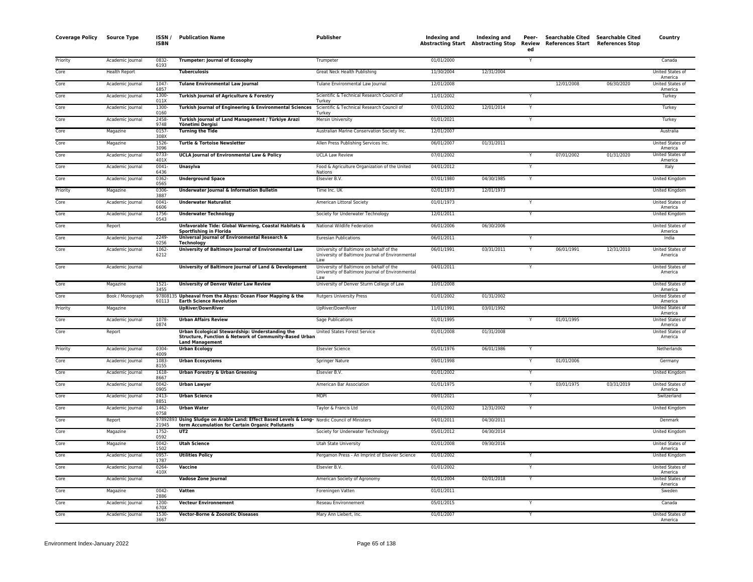| Coverage Policy | Source Type | ISSN / ISBN | Publication Name | Publisher | Indexing and Abstracting Start | Indexing and Abstracting Stop | Peer-Reviewed | Searchable Cited References Start | Searchable Cited References Stop | Country |
|---|---|---|---|---|---|---|---|---|---|---|
| Priority | Academic Journal | 0832-6193 | **Trumpeter: Journal of Ecosophy** | Trumpeter | 01/01/2000 | | Y | | | Canada |
| Core | Health Report | | **Tuberculosis** | Great Neck Health Publishing | 11/30/2004 | 12/31/2004 | | | | United States of America |
| Core | Academic Journal | 1047-6857 | **Tulane Environmental Law Journal** | Tulane Environmental Law Journal | 12/01/2008 | | | 12/01/2008 | 06/30/2020 | United States of America |
| Core | Academic Journal | 1300-011X | **Turkish Journal of Agriculture & Forestry** | Scientific & Technical Research Council of Turkey | 11/01/2002 | | Y | | | Turkey |
| Core | Academic Journal | 1300-0160 | **Turkish Journal of Engineering & Environmental Sciences** | Scientific & Technical Research Council of Turkey | 07/01/2002 | 12/01/2014 | Y | | | Turkey |
| Core | Academic Journal | 2458-9748 | **Turkish Journal of Land Management / Türkiye Arazi Yönetimi Dergisi** | Mersin University | 01/01/2021 | | Y | | | Turkey |
| Core | Magazine | 0157-308X | **Turning the Tide** | Australian Marine Conservation Society Inc. | 12/01/2007 | | | | | Australia |
| Core | Magazine | 1526-3096 | **Turtle & Tortoise Newsletter** | Allen Press Publishing Services Inc. | 06/01/2007 | 01/31/2011 | | | | United States of America |
| Core | Academic Journal | 0733-401X | **UCLA Journal of Environmental Law & Policy** | UCLA Law Review | 07/01/2002 | | Y | 07/01/2002 | 01/31/2020 | United States of America |
| Core | Academic Journal | 0041-6436 | **Unasylva** | Food & Agriculture Organization of the United Nations | 04/01/2012 | | Y | | | Italy |
| Core | Academic Journal | 0362-0565 | **Underground Space** | Elsevier B.V. | 07/01/1980 | 04/30/1985 | Y | | | United Kingdom |
| Priority | Magazine | 0306-3887 | **Underwater Journal & Information Bulletin** | Time Inc. UK | 02/01/1973 | 12/01/1973 | | | | United Kingdom |
| Core | Academic Journal | 0041-6606 | **Underwater Naturalist** | American Littoral Society | 01/01/1973 | | Y | | | United States of America |
| Core | Academic Journal | 1756-0543 | **Underwater Technology** | Society for Underwater Technology | 12/01/2011 | | Y | | | United Kingdom |
| Core | Report | | **Unfavorable Tide: Global Warming, Coastal Habitats & Sportfishing in Florida** | National Wildlife Federation | 06/01/2006 | 06/30/2006 | | | | United States of America |
| Core | Academic Journal | 2249-0256 | **Universal Journal of Environmental Research & Technology** | Euresian Publications | 06/01/2011 | | Y | | | India |
| Core | Academic Journal | 1062-6212 | **University of Baltimore Journal of Environmental Law** | University of Baltimore on behalf of the University of Baltimore Journal of Environmental Law | 06/01/1991 | 03/31/2011 | Y | 06/01/1991 | 12/31/2010 | United States of America |
| Core | Academic Journal | | **University of Baltimore Journal of Land & Development** | University of Baltimore on behalf of the University of Baltimore Journal of Environmental Law | 04/01/2011 | | Y | | | United States of America |
| Core | Magazine | 1521-3455 | **University of Denver Water Law Review** | University of Denver Sturm College of Law | 10/01/2008 | | | | | United States of America |
| Core | Book / Monograph | 9780813560113 | **Upheaval from the Abyss: Ocean Floor Mapping & the Earth Science Revolution** | Rutgers University Press | 01/01/2002 | 01/31/2002 | | | | United States of America |
| Priority | Magazine | | **UpRiver/DownRiver** | UpRiver/DownRiver | 11/01/1991 | 03/01/1992 | | | | United States of America |
| Core | Academic Journal | 1078-0874 | **Urban Affairs Review** | Sage Publications | 01/01/1995 | | Y | 01/01/1995 | | United States of America |
| Core | Report | | **Urban Ecological Stewardship: Understanding the Structure, Function & Network of Community-Based Urban Land Management** | United States Forest Service | 01/01/2008 | 01/31/2008 | | | | United States of America |
| Priority | Academic Journal | 0304-4009 | **Urban Ecology** | Elsevier Science | 05/01/1976 | 06/01/1986 | Y | | | Netherlands |
| Core | Academic Journal | 1083-8155 | **Urban Ecosystems** | Springer Nature | 09/01/1998 | | Y | 01/01/2006 | | Germany |
| Core | Academic Journal | 1618-8667 | **Urban Forestry & Urban Greening** | Elsevier B.V. | 01/01/2002 | | Y | | | United Kingdom |
| Core | Academic Journal | 0042-0905 | **Urban Lawyer** | American Bar Association | 01/01/1975 | | Y | 03/01/1975 | 03/31/2019 | United States of America |
| Core | Academic Journal | 2413-8851 | **Urban Science** | MDPI | 09/01/2021 | | Y | | | Switzerland |
| Core | Academic Journal | 1462-0758 | **Urban Water** | Taylor & Francis Ltd | 01/01/2002 | 12/31/2002 | Y | | | United Kingdom |
| Core | Report | 9789289321945 | **Using Sludge on Arable Land: Effect Based Levels & Long-term Accumulation for Certain Organic Pollutants** | Nordic Council of Ministers | 04/01/2011 | 04/30/2011 | | | | Denmark |
| Core | Magazine | 1752-0592 | **UT2** | Society for Underwater Technology | 05/01/2012 | 04/30/2014 | | | | United Kingdom |
| Core | Magazine | 0042-1502 | **Utah Science** | Utah State University | 02/01/2008 | 09/30/2016 | | | | United States of America |
| Core | Academic Journal | 0957-1787 | **Utilities Policy** | Pergamon Press - An Imprint of Elsevier Science | 01/01/2002 | | Y | | | United Kingdom |
| Core | Academic Journal | 0264-410X | **Vaccine** | Elsevier B.V. | 01/01/2002 | | Y | | | United States of America |
| Core | Academic Journal | | **Vadose Zone Journal** | American Society of Agronomy | 01/01/2004 | 02/01/2018 | Y | | | United States of America |
| Core | Magazine | 0042-2886 | **Vatten** | Foreningen Vatten | 01/01/2011 | | | | | Sweden |
| Core | Academic Journal | 1200-670X | **Vecteur Environnement** | Reseau Environnement | 05/01/2015 | | Y | | | Canada |
| Core | Academic Journal | 1530-3667 | **Vector-Borne & Zoonotic Diseases** | Mary Ann Liebert, Inc. | 01/01/2007 | | Y | | | United States of America |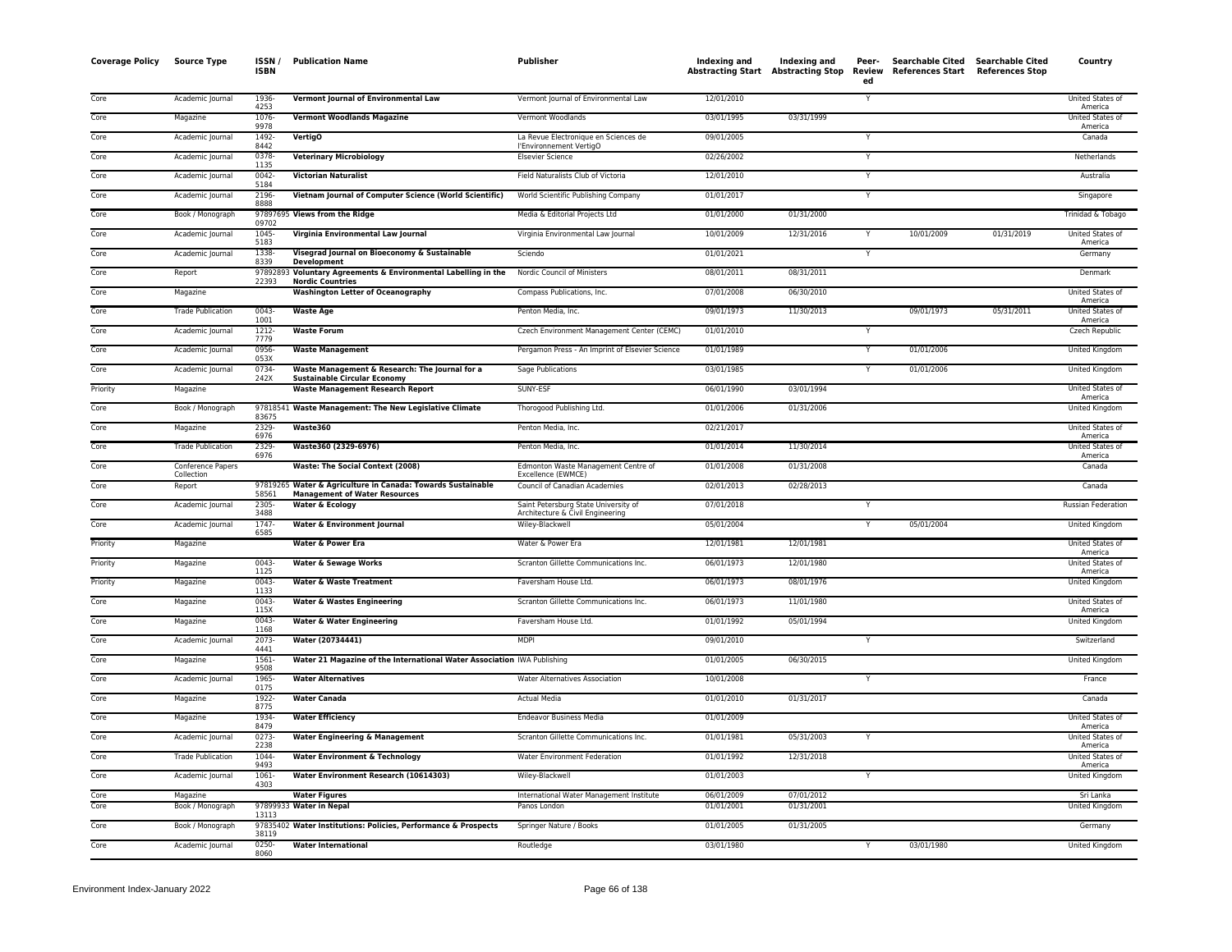| Coverage Policy | Source Type | ISSN / ISBN | Publication Name | Publisher | Indexing and Abstracting Start | Indexing and Abstracting Stop | Peer-Reviewed | Searchable Cited References Start | Searchable Cited References Stop | Country |
|---|---|---|---|---|---|---|---|---|---|---|
| Core | Academic Journal | 1936-4253 | **Vermont Journal of Environmental Law** | Vermont Journal of Environmental Law | 12/01/2010 | | Y | | | United States of America |
| Core | Magazine | 1076-9978 | **Vermont Woodlands Magazine** | Vermont Woodlands | 03/01/1995 | 03/31/1999 | | | | United States of America |
| Core | Academic Journal | 1492-8442 | **VertigO** | La Revue Electronique en Sciences de l'Environnement VertigO | 09/01/2005 | | Y | | | Canada |
| Core | Academic Journal | 0378-1135 | **Veterinary Microbiology** | Elsevier Science | 02/26/2002 | | Y | | | Netherlands |
| Core | Academic Journal | 0042-5184 | **Victorian Naturalist** | Field Naturalists Club of Victoria | 12/01/2010 | | Y | | | Australia |
| Core | Academic Journal | 2196-8888 | **Vietnam Journal of Computer Science (World Scientific)** | World Scientific Publishing Company | 01/01/2017 | | Y | | | Singapore |
| Core | Book / Monograph | 9789769509702 | **Views from the Ridge** | Media & Editorial Projects Ltd | 01/01/2000 | 01/31/2000 | | | | Trinidad & Tobago |
| Core | Academic Journal | 1045-5183 | **Virginia Environmental Law Journal** | Virginia Environmental Law Journal | 10/01/2009 | 12/31/2016 | Y | 10/01/2009 | 01/31/2019 | United States of America |
| Core | Academic Journal | 1338-8339 | **Visegrad Journal on Bioeconomy & Sustainable Development** | Sciendo | 01/01/2021 | | Y | | | Germany |
| Core | Report | 9789289322393 | **Voluntary Agreements & Environmental Labelling in the Nordic Countries** | Nordic Council of Ministers | 08/01/2011 | 08/31/2011 | | | | Denmark |
| Core | Magazine | | **Washington Letter of Oceanography** | Compass Publications, Inc. | 07/01/2008 | 06/30/2010 | | | | United States of America |
| Core | Trade Publication | 0043-1001 | **Waste Age** | Penton Media, Inc. | 09/01/1973 | 11/30/2013 | | 09/01/1973 | 05/31/2011 | United States of America |
| Core | Academic Journal | 1212-7779 | **Waste Forum** | Czech Environment Management Center (CEMC) | 01/01/2010 | | Y | | | Czech Republic |
| Core | Academic Journal | 0956-053X | **Waste Management** | Pergamon Press - An Imprint of Elsevier Science | 01/01/1989 | | Y | 01/01/2006 | | United Kingdom |
| Core | Academic Journal | 0734-242X | **Waste Management & Research: The Journal for a Sustainable Circular Economy** | Sage Publications | 03/01/1985 | | Y | 01/01/2006 | | United Kingdom |
| Priority | Magazine | | **Waste Management Research Report** | SUNY-ESF | 06/01/1990 | 03/01/1994 | | | | United States of America |
| Core | Book / Monograph | 9781854183675 | **Waste Management: The New Legislative Climate** | Thorogood Publishing Ltd. | 01/01/2006 | 01/31/2006 | | | | United Kingdom |
| Core | Magazine | 2329-6976 | **Waste360** | Penton Media, Inc. | 02/21/2017 | | | | | United States of America |
| Core | Trade Publication | 2329-6976 | **Waste360 (2329-6976)** | Penton Media, Inc. | 01/01/2014 | 11/30/2014 | | | | United States of America |
| Core | Conference Papers Collection | | **Waste: The Social Context (2008)** | Edmonton Waste Management Centre of Excellence (EWMCE) | 01/01/2008 | 01/31/2008 | | | | Canada |
| Core | Report | 9781926558561 | **Water & Agriculture in Canada: Towards Sustainable Management of Water Resources** | Council of Canadian Academies | 02/01/2013 | 02/28/2013 | | | | Canada |
| Core | Academic Journal | 2305-3488 | **Water & Ecology** | Saint Petersburg State University of Architecture & Civil Engineering | 07/01/2018 | | Y | | | Russian Federation |
| Core | Academic Journal | 1747-6585 | **Water & Environment Journal** | Wiley-Blackwell | 05/01/2004 | | Y | 05/01/2004 | | United Kingdom |
| Priority | Magazine | | **Water & Power Era** | Water & Power Era | 12/01/1981 | 12/01/1981 | | | | United States of America |
| Priority | Magazine | 0043-1125 | **Water & Sewage Works** | Scranton Gillette Communications Inc. | 06/01/1973 | 12/01/1980 | | | | United States of America |
| Priority | Magazine | 0043-1133 | **Water & Waste Treatment** | Faversham House Ltd. | 06/01/1973 | 08/01/1976 | | | | United Kingdom |
| Core | Magazine | 0043-115X | **Water & Wastes Engineering** | Scranton Gillette Communications Inc. | 06/01/1973 | 11/01/1980 | | | | United States of America |
| Core | Magazine | 0043-1168 | **Water & Water Engineering** | Faversham House Ltd. | 01/01/1992 | 05/01/1994 | | | | United Kingdom |
| Core | Academic Journal | 2073-4441 | **Water (20734441)** | MDPI | 09/01/2010 | | Y | | | Switzerland |
| Core | Magazine | 1561-9508 | **Water 21 Magazine of the International Water Association** | IWA Publishing | 01/01/2005 | 06/30/2015 | | | | United Kingdom |
| Core | Academic Journal | 1965-0175 | **Water Alternatives** | Water Alternatives Association | 10/01/2008 | | Y | | | France |
| Core | Magazine | 1922-8775 | **Water Canada** | Actual Media | 01/01/2010 | 01/31/2017 | | | | Canada |
| Core | Magazine | 1934-8479 | **Water Efficiency** | Endeavor Business Media | 01/01/2009 | | | | | United States of America |
| Core | Academic Journal | 0273-2238 | **Water Engineering & Management** | Scranton Gillette Communications Inc. | 01/01/1981 | 05/31/2003 | Y | | | United States of America |
| Core | Trade Publication | 1044-9493 | **Water Environment & Technology** | Water Environment Federation | 01/01/1992 | 12/31/2018 | | | | United States of America |
| Core | Academic Journal | 1061-4303 | **Water Environment Research (10614303)** | Wiley-Blackwell | 01/01/2003 | | Y | | | United Kingdom |
| Core | Magazine | | **Water Figures** | International Water Management Institute | 06/01/2009 | 07/01/2012 | | | | Sri Lanka |
| Core | Book / Monograph | 9789993313113 | **Water in Nepal** | Panos London | 01/01/2001 | 01/31/2001 | | | | United Kingdom |
| Core | Book / Monograph | 9783540238119 | **Water Institutions: Policies, Performance & Prospects** | Springer Nature / Books | 01/01/2005 | 01/31/2005 | | | | Germany |
| Core | Academic Journal | 0250-8060 | **Water International** | Routledge | 03/01/1980 | | Y | 03/01/1980 | | United Kingdom |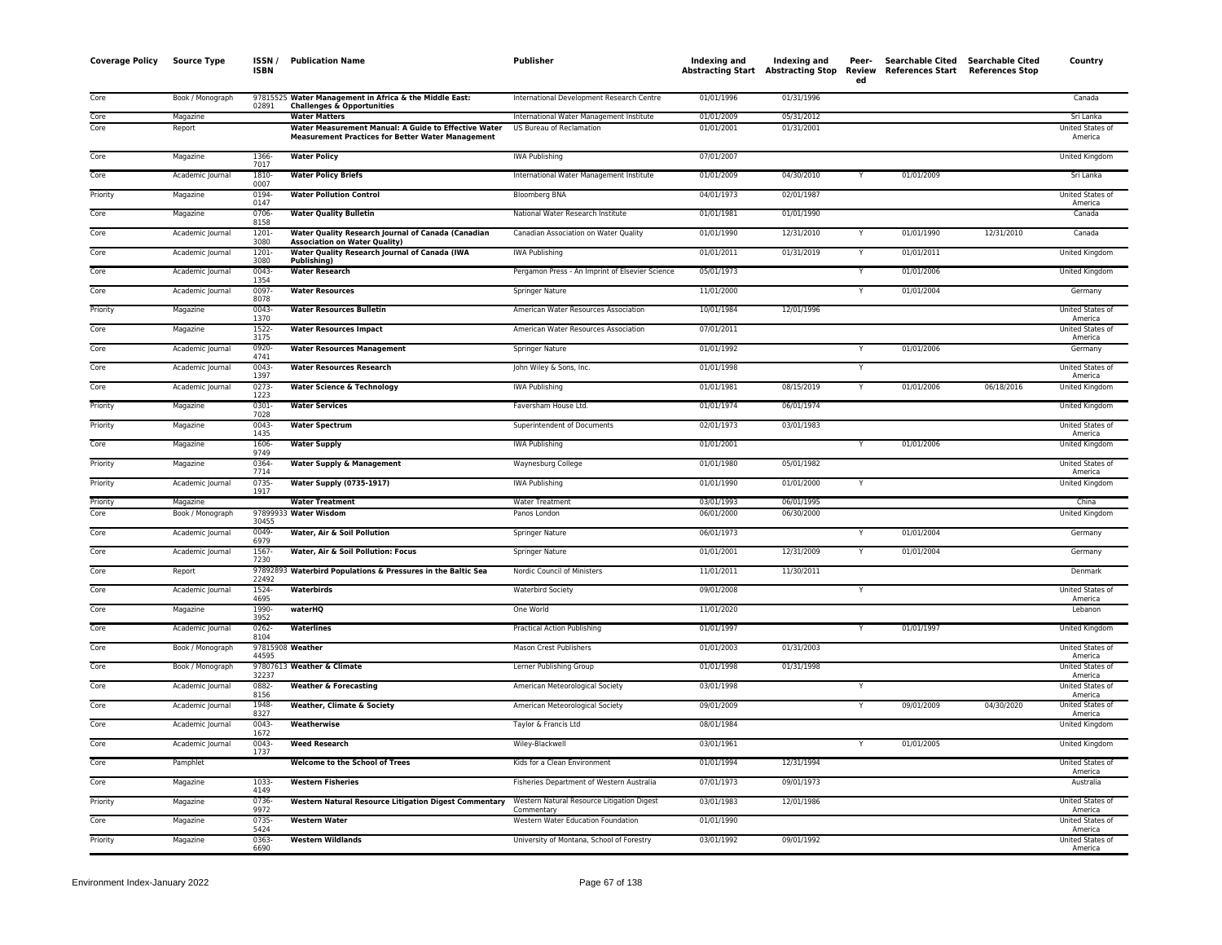| Coverage Policy | Source Type | ISSN / ISBN | Publication Name | Publisher | Indexing and Abstracting Start | Indexing and Abstracting Stop | Peer-Reviewed | Searchable Cited References Start | Searchable Cited References Stop | Country |
|---|---|---|---|---|---|---|---|---|---|---|
| Core | Book / Monograph | 9781552502891 | **Water Management in Africa & the Middle East: Challenges & Opportunities** | International Development Research Centre | 01/01/1996 | 01/31/1996 | | | | Canada |
| Core | Magazine | | **Water Matters** | International Water Management Institute | 01/01/2009 | 05/31/2012 | | | | Sri Lanka |
| Core | Report | | **Water Measurement Manual: A Guide to Effective Water Measurement Practices for Better Water Management** | US Bureau of Reclamation | 01/01/2001 | 01/31/2001 | | | | United States of America |
| Core | Magazine | 1366-7017 | **Water Policy** | IWA Publishing | 07/01/2007 | | | | | United Kingdom |
| Core | Academic Journal | 1810-0007 | **Water Policy Briefs** | International Water Management Institute | 01/01/2009 | 04/30/2010 | Y | 01/01/2009 | | Sri Lanka |
| Priority | Magazine | 0194-0147 | **Water Pollution Control** | Bloomberg BNA | 04/01/1973 | 02/01/1987 | | | | United States of America |
| Core | Magazine | 0706-8158 | **Water Quality Bulletin** | National Water Research Institute | 01/01/1981 | 01/01/1990 | | | | Canada |
| Core | Academic Journal | 1201-3080 | **Water Quality Research Journal of Canada (Canadian Association on Water Quality)** | Canadian Association on Water Quality | 01/01/1990 | 12/31/2010 | Y | 01/01/1990 | 12/31/2010 | Canada |
| Core | Academic Journal | 1201-3080 | **Water Quality Research Journal of Canada (IWA Publishing)** | IWA Publishing | 01/01/2011 | 01/31/2019 | Y | 01/01/2011 | | United Kingdom |
| Core | Academic Journal | 0043-1354 | **Water Research** | Pergamon Press - An Imprint of Elsevier Science | 05/01/1973 | | Y | 01/01/2006 | | United Kingdom |
| Core | Academic Journal | 0097-8078 | **Water Resources** | Springer Nature | 11/01/2000 | | Y | 01/01/2004 | | Germany |
| Priority | Magazine | 0043-1370 | **Water Resources Bulletin** | American Water Resources Association | 10/01/1984 | 12/01/1996 | | | | United States of America |
| Core | Magazine | 1522-3175 | **Water Resources Impact** | American Water Resources Association | 07/01/2011 | | | | | United States of America |
| Core | Academic Journal | 0920-4741 | **Water Resources Management** | Springer Nature | 01/01/1992 | | Y | 01/01/2006 | | Germany |
| Core | Academic Journal | 0043-1397 | **Water Resources Research** | John Wiley & Sons, Inc. | 01/01/1998 | | Y | | | United States of America |
| Core | Academic Journal | 0273-1223 | **Water Science & Technology** | IWA Publishing | 01/01/1981 | 08/15/2019 | Y | 01/01/2006 | 06/18/2016 | United Kingdom |
| Priority | Magazine | 0301-7028 | **Water Services** | Faversham House Ltd. | 01/01/1974 | 06/01/1974 | | | | United Kingdom |
| Priority | Magazine | 0043-1435 | **Water Spectrum** | Superintendent of Documents | 02/01/1973 | 03/01/1983 | | | | United States of America |
| Core | Magazine | 1606-9749 | **Water Supply** | IWA Publishing | 01/01/2001 | | Y | 01/01/2006 | | United Kingdom |
| Priority | Magazine | 0364-7714 | **Water Supply & Management** | Waynesburg College | 01/01/1980 | 05/01/1982 | | | | United States of America |
| Priority | Academic Journal | 0735-1917 | **Water Supply (0735-1917)** | IWA Publishing | 01/01/1990 | 01/01/2000 | Y | | | United Kingdom |
| Priority | Magazine | | **Water Treatment** | Water Treatment | 03/01/1993 | 06/01/1995 | | | | China |
| Core | Book / Monograph | 9789993330455 | **Water Wisdom** | Panos London | 06/01/2000 | 06/30/2000 | | | | United Kingdom |
| Core | Academic Journal | 0049-6979 | **Water, Air & Soil Pollution** | Springer Nature | 06/01/1973 | | Y | 01/01/2004 | | Germany |
| Core | Academic Journal | 1567-7230 | **Water, Air & Soil Pollution: Focus** | Springer Nature | 01/01/2001 | 12/31/2009 | Y | 01/01/2004 | | Germany |
| Core | Report | 9789289322492 | **Waterbird Populations & Pressures in the Baltic Sea** | Nordic Council of Ministers | 11/01/2011 | 11/30/2011 | | | | Denmark |
| Core | Academic Journal | 1524-4695 | **Waterbirds** | Waterbird Society | 09/01/2008 | | Y | | | United States of America |
| Core | Magazine | 1990-3952 | **waterHQ** | One World | 11/01/2020 | | | | | Lebanon |
| Core | Academic Journal | 0262-8104 | **Waterlines** | Practical Action Publishing | 01/01/1997 | | Y | 01/01/1997 | | United Kingdom |
| Core | Book / Monograph | 9781590844595 | **Weather** | Mason Crest Publishers | 01/01/2003 | 01/31/2003 | | | | United States of America |
| Core | Book / Monograph | 9780761332237 | **Weather & Climate** | Lerner Publishing Group | 01/01/1998 | 01/31/1998 | | | | United States of America |
| Core | Academic Journal | 0882-8156 | **Weather & Forecasting** | American Meteorological Society | 03/01/1998 | | Y | | | United States of America |
| Core | Academic Journal | 1948-8327 | **Weather, Climate & Society** | American Meteorological Society | 09/01/2009 | | Y | 09/01/2009 | 04/30/2020 | United States of America |
| Core | Academic Journal | 0043-1672 | **Weatherwise** | Taylor & Francis Ltd | 08/01/1984 | | | | | United Kingdom |
| Core | Academic Journal | 0043-1737 | **Weed Research** | Wiley-Blackwell | 03/01/1961 | | Y | 01/01/2005 | | United Kingdom |
| Core | Pamphlet | | **Welcome to the School of Trees** | Kids for a Clean Environment | 01/01/1994 | 12/31/1994 | | | | United States of America |
| Core | Magazine | 1033-4149 | **Western Fisheries** | Fisheries Department of Western Australia | 07/01/1973 | 09/01/1973 | | | | Australia |
| Priority | Magazine | 0736-9972 | **Western Natural Resource Litigation Digest Commentary** | Western Natural Resource Litigation Digest Commentary | 03/01/1983 | 12/01/1986 | | | | United States of America |
| Core | Magazine | 0735-5424 | **Western Water** | Western Water Education Foundation | 01/01/1990 | | | | | United States of America |
| Priority | Magazine | 0363-6690 | **Western Wildlands** | University of Montana, School of Forestry | 03/01/1992 | 09/01/1992 | | | | United States of America |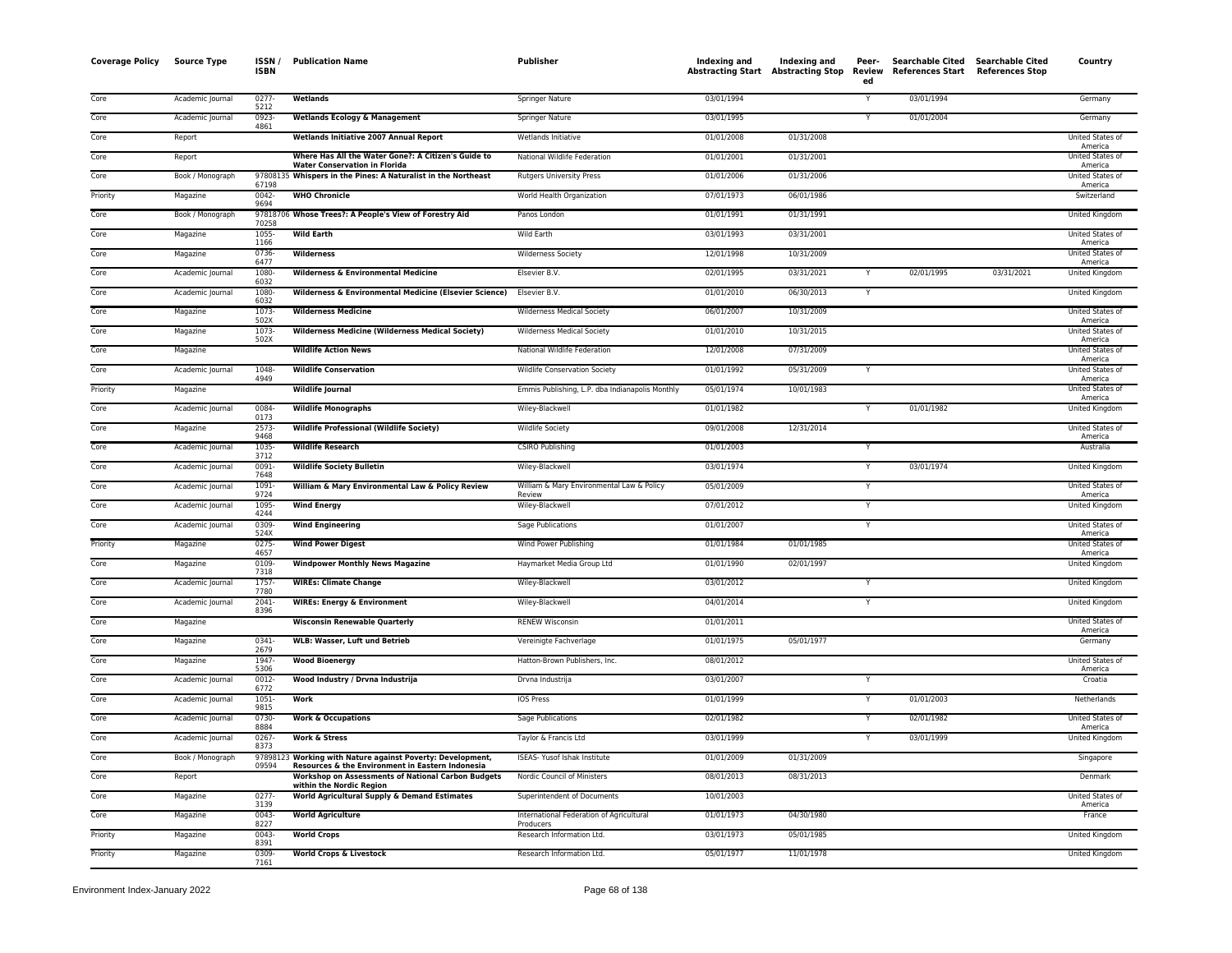| Coverage Policy | Source Type | ISSN / ISBN | Publication Name | Publisher | Indexing and Abstracting Start | Indexing and Abstracting Stop | Peer-Reviewed | Searchable Cited References Start | Searchable Cited References Stop | Country |
|---|---|---|---|---|---|---|---|---|---|---|
| Core | Academic Journal | 0277-5212 | **Wetlands** | Springer Nature | 03/01/1994 | | Y | 03/01/1994 | | Germany |
| Core | Academic Journal | 0923-4861 | **Wetlands Ecology & Management** | Springer Nature | 03/01/1995 | | Y | 01/01/2004 | | Germany |
| Core | Report | | **Wetlands Initiative 2007 Annual Report** | Wetlands Initiative | 01/01/2008 | 01/31/2008 | | | | United States of America |
| Core | Report | | **Where Has All the Water Gone?: A Citizen's Guide to Water Conservation in Florida** | National Wildlife Federation | 01/01/2001 | 01/31/2001 | | | | United States of America |
| Core | Book / Monograph | 9780813567198 | **Whispers in the Pines: A Naturalist in the Northeast** | Rutgers University Press | 01/01/2006 | 01/31/2006 | | | | United States of America |
| Priority | Magazine | 0042-9694 | **WHO Chronicle** | World Health Organization | 07/01/1973 | 06/01/1986 | | | | Switzerland |
| Core | Book / Monograph | 9781870670258 | **Whose Trees?: A People's View of Forestry Aid** | Panos London | 01/01/1991 | 01/31/1991 | | | | United Kingdom |
| Core | Magazine | 1055-1166 | **Wild Earth** | Wild Earth | 03/01/1993 | 03/31/2001 | | | | United States of America |
| Core | Magazine | 0736-6477 | **Wilderness** | Wilderness Society | 12/01/1998 | 10/31/2009 | | | | United States of America |
| Core | Academic Journal | 1080-6032 | **Wilderness & Environmental Medicine** | Elsevier B.V. | 02/01/1995 | 03/31/2021 | Y | 02/01/1995 | 03/31/2021 | United Kingdom |
| Core | Academic Journal | 1080-6032 | **Wilderness & Environmental Medicine (Elsevier Science)** | Elsevier B.V. | 01/01/2010 | 06/30/2013 | Y | | | United Kingdom |
| Core | Magazine | 1073-502X | **Wilderness Medicine** | Wilderness Medical Society | 06/01/2007 | 10/31/2009 | | | | United States of America |
| Core | Magazine | 1073-502X | **Wilderness Medicine (Wilderness Medical Society)** | Wilderness Medical Society | 01/01/2010 | 10/31/2015 | | | | United States of America |
| Core | Magazine | | **Wildlife Action News** | National Wildlife Federation | 12/01/2008 | 07/31/2009 | | | | United States of America |
| Core | Academic Journal | 1048-4949 | **Wildlife Conservation** | Wildlife Conservation Society | 01/01/1992 | 05/31/2009 | Y | | | United States of America |
| Priority | Magazine | | **Wildlife Journal** | Emmis Publishing, L.P. dba Indianapolis Monthly | 05/01/1974 | 10/01/1983 | | | | United States of America |
| Core | Academic Journal | 0084-0173 | **Wildlife Monographs** | Wiley-Blackwell | 01/01/1982 | | Y | 01/01/1982 | | United Kingdom |
| Core | Magazine | 2573-9468 | **Wildlife Professional (Wildlife Society)** | Wildlife Society | 09/01/2008 | 12/31/2014 | | | | United States of America |
| Core | Academic Journal | 1035-3712 | **Wildlife Research** | CSIRO Publishing | 01/01/2003 | | Y | | | Australia |
| Core | Academic Journal | 0091-7648 | **Wildlife Society Bulletin** | Wiley-Blackwell | 03/01/1974 | | Y | 03/01/1974 | | United Kingdom |
| Core | Academic Journal | 1091-9724 | **William & Mary Environmental Law & Policy Review** | William & Mary Environmental Law & Policy Review | 05/01/2009 | | Y | | | United States of America |
| Core | Academic Journal | 1095-4244 | **Wind Energy** | Wiley-Blackwell | 07/01/2012 | | Y | | | United Kingdom |
| Core | Academic Journal | 0309-524X | **Wind Engineering** | Sage Publications | 01/01/2007 | | Y | | | United States of America |
| Priority | Magazine | 0275-4657 | **Wind Power Digest** | Wind Power Publishing | 01/01/1984 | 01/01/1985 | | | | United States of America |
| Core | Magazine | 0109-7318 | **Windpower Monthly News Magazine** | Haymarket Media Group Ltd | 01/01/1990 | 02/01/1997 | | | | United Kingdom |
| Core | Academic Journal | 1757-7780 | **WIREs: Climate Change** | Wiley-Blackwell | 03/01/2012 | | Y | | | United Kingdom |
| Core | Academic Journal | 2041-8396 | **WIREs: Energy & Environment** | Wiley-Blackwell | 04/01/2014 | | Y | | | United Kingdom |
| Core | Magazine | | **Wisconsin Renewable Quarterly** | RENEW Wisconsin | 01/01/2011 | | | | | United States of America |
| Core | Magazine | 0341-2679 | **WLB: Wasser, Luft und Betrieb** | Vereinigte Fachverlage | 01/01/1975 | 05/01/1977 | | | | Germany |
| Core | Magazine | 1947-5306 | **Wood Bioenergy** | Hatton-Brown Publishers, Inc. | 08/01/2012 | | | | | United States of America |
| Core | Academic Journal | 0012-6772 | **Wood Industry / Drvna Industrija** | Drvna Industrija | 03/01/2007 | | Y | | | Croatia |
| Core | Academic Journal | 1051-9815 | **Work** | IOS Press | 01/01/1999 | | Y | 01/01/2003 | | Netherlands |
| Core | Academic Journal | 0730-8884 | **Work & Occupations** | Sage Publications | 02/01/1982 | | Y | 02/01/1982 | | United States of America |
| Core | Academic Journal | 0267-8373 | **Work & Stress** | Taylor & Francis Ltd | 03/01/1999 | | Y | 03/01/1999 | | United Kingdom |
| Core | Book / Monograph | 9789812309594 | **Working with Nature against Poverty: Development, Resources & the Environment in Eastern Indonesia** | ISEAS- Yusof Ishak Institute | 01/01/2009 | 01/31/2009 | | | | Singapore |
| Core | Report | | **Workshop on Assessments of National Carbon Budgets within the Nordic Region** | Nordic Council of Ministers | 08/01/2013 | 08/31/2013 | | | | Denmark |
| Core | Magazine | 0277-3139 | **World Agricultural Supply & Demand Estimates** | Superintendent of Documents | 10/01/2003 | | | | | United States of America |
| Core | Magazine | 0043-8227 | **World Agriculture** | International Federation of Agricultural Producers | 01/01/1973 | 04/30/1980 | | | | France |
| Priority | Magazine | 0043-8391 | **World Crops** | Research Information Ltd. | 03/01/1973 | 05/01/1985 | | | | United Kingdom |
| Priority | Magazine | 0309-7161 | **World Crops & Livestock** | Research Information Ltd. | 05/01/1977 | 11/01/1978 | | | | United Kingdom |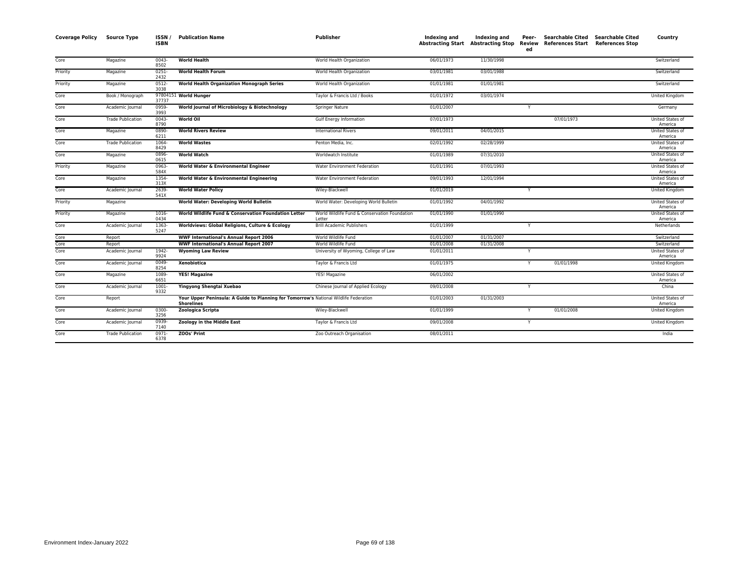| Coverage Policy | Source Type | ISSN / ISBN | Publication Name | Publisher | Indexing and Abstracting Start | Indexing and Abstracting Stop | Peer-Reviewed | Searchable Cited References Start | Searchable Cited References Stop | Country |
|---|---|---|---|---|---|---|---|---|---|---|
| Core | Magazine | 0043-8502 | **World Health** | World Health Organization | 06/01/1973 | 11/30/1998 | | | | Switzerland |
| Priority | Magazine | 0251-2432 | **World Health Forum** | World Health Organization | 03/01/1981 | 03/01/1988 | | | | Switzerland |
| Priority | Magazine | 0512-3038 | **World Health Organization Monograph Series** | World Health Organization | 01/01/1981 | 01/01/1981 | | | | Switzerland |
| Core | Book / Monograph | 9780415137737 | **World Hunger** | Taylor & Francis Ltd / Books | 01/01/1972 | 03/01/1974 | | | | United Kingdom |
| Core | Academic Journal | 0959-3993 | **World Journal of Microbiology & Biotechnology** | Springer Nature | 01/01/2007 | | Y | | | Germany |
| Core | Trade Publication | 0043-8790 | **World Oil** | Gulf Energy Information | 07/01/1973 | | | 07/01/1973 | | United States of America |
| Core | Magazine | 0890-6211 | **World Rivers Review** | International Rivers | 09/01/2011 | 04/01/2015 | | | | United States of America |
| Core | Trade Publication | 1064-8429 | **World Wastes** | Penton Media, Inc. | 02/01/1992 | 02/28/1999 | | | | United States of America |
| Core | Magazine | 0896-0615 | **World Watch** | Worldwatch Institute | 01/01/1989 | 07/31/2010 | | | | United States of America |
| Priority | Magazine | 0963-584X | **World Water & Environmental Engineer** | Water Environment Federation | 01/01/1991 | 07/01/1993 | | | | United States of America |
| Core | Magazine | 1354-313X | **World Water & Environmental Engineering** | Water Environment Federation | 09/01/1993 | 12/01/1994 | | | | United States of America |
| Core | Academic Journal | 2639-541X | **World Water Policy** | Wiley-Blackwell | 01/01/2019 | | Y | | | United Kingdom |
| Priority | Magazine | | **World Water: Developing World Bulletin** | World Water: Developing World Bulletin | 01/01/1992 | 04/01/1992 | | | | United States of America |
| Priority | Magazine | 1016-0434 | **World Wildlife Fund & Conservation Foundation Letter** | World Wildlife Fund & Conservation Foundation Letter | 01/01/1990 | 01/01/1990 | | | | United States of America |
| Core | Academic Journal | 1363-5247 | **Worldviews: Global Religions, Culture & Ecology** | Brill Academic Publishers | 01/01/1999 | | Y | | | Netherlands |
| Core | Report | | **WWF International's Annual Report 2006** | World Wildlife Fund | 01/01/2007 | 01/31/2007 | | | | Switzerland |
| Core | Report | | **WWF International's Annual Report 2007** | World Wildlife Fund | 01/01/2008 | 01/31/2008 | | | | Switzerland |
| Core | Academic Journal | 1942-9924 | **Wyoming Law Review** | University of Wyoming, College of Law | 01/01/2011 | | Y | | | United States of America |
| Core | Academic Journal | 0049-8254 | **Xenobiotica** | Taylor & Francis Ltd | 01/01/1975 | | Y | 01/01/1998 | | United Kingdom |
| Core | Magazine | 1089-6651 | **YES! Magazine** | YES! Magazine | 06/01/2002 | | | | | United States of America |
| Core | Academic Journal | 1001-9332 | **Yingyong Shengtai Xuebao** | Chinese Journal of Applied Ecology | 09/01/2008 | | Y | | | China |
| Core | Report | | **Your Upper Peninsula: A Guide to Planning for Tomorrow's Shorelines** | National Wildlife Federation | 01/01/2003 | 01/31/2003 | | | | United States of America |
| Core | Academic Journal | 0300-3256 | **Zoologica Scripta** | Wiley-Blackwell | 01/01/1999 | | Y | 01/01/2008 | | United Kingdom |
| Core | Academic Journal | 0939-7140 | **Zoology in the Middle East** | Taylor & Francis Ltd | 09/01/2008 | | Y | | | United Kingdom |
| Core | Trade Publication | 0971-6378 | **ZOOs' Print** | Zoo Outreach Organisation | 08/01/2011 | | | | | India |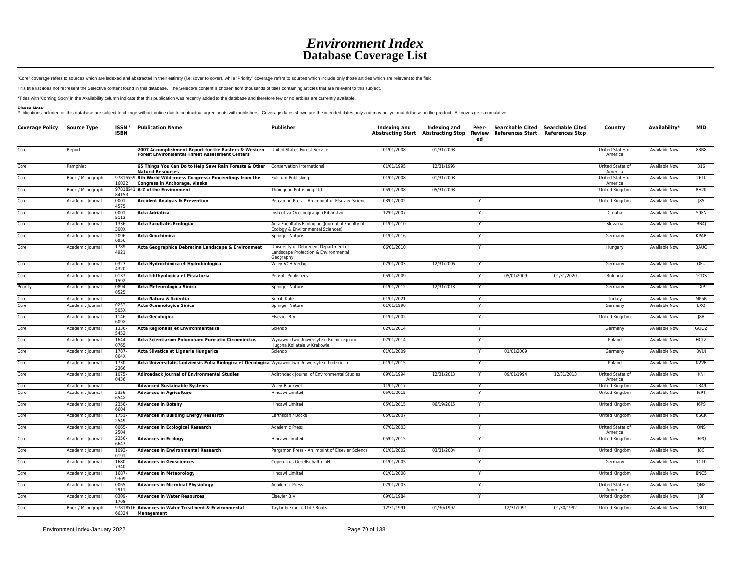# *Environment Index*
## Database Coverage List

"Core" coverage refers to sources which are indexed and abstracted in their entirety (i.e. cover to cover), while "Priority" coverage refers to sources which include only those articles which are relevant to the field.

This title list does not represent the Selective content found in this database. The Selective content is chosen from thousands of titles containing articles that are relevant to this subject.

*Titles with 'Coming Soon' in the Availability column indicate that this publication was recently added to the database and therefore few or no articles are currently available.

**Please Note:**
Publications included on this database are subject to change without notice due to contractual agreements with publishers. Coverage dates shown are the intended dates only and may not yet match those on the product. All coverage is cumulative.

| Coverage Policy | Source Type | ISSN / ISBN | Publication Name | Publisher | Indexing and Abstracting Start | Indexing and Abstracting Stop | Peer-Reviewed | Searchable Cited References Start | Searchable Cited References Stop | Country | Availability* | MID |
|---|---|---|---|---|---|---|---|---|---|---|---|---|
| Core | Report | | **2007 Accomplishment Report for the Eastern & Western Forest Environmental Threat Assessment Centers** | United States Forest Service | 01/01/2008 | 01/31/2008 | | | | United States of America | Available Now | 83B8 |
| Core | Pamphlet | | **65 Things You Can Do to Help Save Rain Forests & Other Natural Resources** | Conservation International | 01/01/1995 | 12/31/1995 | | | | United States of America | Available Now | 316 |
| Core | Book / Monograph | 9781555916022 | **8th World Wilderness Congress: Proceedings from the Congress in Anchorage, Alaska** | Fulcrum Publishing | 01/01/2008 | 01/31/2008 | | | | United States of America | Available Now | 261L |
| Core | Book / Monograph | 9781854184153 | **A-Z of the Environment** | Thorogood Publishing Ltd. | 05/01/2008 | 05/31/2008 | | | | United Kingdom | Available Now | 8H2K |
| Core | Academic Journal | 0001-4575 | **Accident Analysis & Prevention** | Pergamon Press - An Imprint of Elsevier Science | 03/01/2002 | | Y | | | United Kingdom | Available Now | J85 |
| Core | Academic Journal | 0001-5113 | **Acta Adriatica** | Institut za Oceanografiju i Ribarstvo | 12/01/2007 | | Y | | | Croatia | Available Now | 50FN |
| Core | Academic Journal | 1336-300X | **Acta Facultatis Ecologiae** | Acta Facultatis Ecologiae (Journal of Faculty of Ecology & Environmental Sciences) | 01/01/2010 | | Y | | | Slovakia | Available Now | BB4J |
| Core | Academic Journal | 2096-0956 | **Acta Geochimica** | Springer Nature | 01/01/2016 | | Y | | | Germany | Available Now | KPAB |
| Core | Academic Journal | 1789-4921 | **Acta Geographica Debrecina Landscape & Environment** | University of Debrecen, Department of Landscape Protection & Environmental Geography | 06/01/2010 | | Y | | | Hungary | Available Now | BAUC |
| Core | Academic Journal | 0323-4320 | **Acta Hydrochimica et Hydrobiologica** | Wiley-VCH Verlag | 07/01/2003 | 12/31/2006 | Y | | | Germany | Available Now | OFU |
| Core | Academic Journal | 0137-1592 | **Acta Ichthyologica et Piscatoria** | Pensoft Publishers | 05/01/2009 | | Y | 05/01/2009 | 01/31/2020 | Bulgaria | Available Now | 1CDS |
| Priority | Academic Journal | 0894-0525 | **Acta Meteorologica Sinica** | Springer Nature | 01/01/2012 | 12/31/2013 | Y | | | Germany | Available Now | LXP |
| Core | Academic Journal | | **Acta Natura & Scientia** | Semih Kale | 01/01/2021 | | Y | | | Turkey | Available Now | MP5R |
| Core | Academic Journal | 0253-505X | **Acta Oceanologica Sinica** | Springer Nature | 01/01/1990 | | Y | | | Germany | Available Now | LXQ |
| Core | Academic Journal | 1146-609X | **Acta Oecologica** | Elsevier B.V. | 01/01/2002 | | Y | | | United Kingdom | Available Now | J8A |
| Core | Academic Journal | 1336-5452 | **Acta Regionalia et Environmentalica** | Sciendo | 02/01/2014 | | Y | | | Germany | Available Now | GQOZ |
| Core | Academic Journal | 1644-0765 | **Acta Scientiarum Polonorum: Formatio Circumiectus** | Wydawnictwo Uniwersytetu Rolniczego im. Hugona Kollataja w Krakowie | 07/01/2014 | | Y | | | Poland | Available Now | HCLZ |
| Core | Academic Journal | 1787-064X | **Acta Silvatica et Lignaria Hungarica** | Sciendo | 01/01/2009 | | Y | 01/01/2009 | | Germany | Available Now | 8VUI |
| Core | Academic Journal | 1730-2366 | **Acta Universitatis Lodziensis Folia Biologica et Oecologica** | Wydawnictwo Uniwersytetu Lodzkiego | 01/01/2015 | | Y | | | Poland | Available Now | K2VF |
| Core | Academic Journal | 1075-0436 | **Adirondack Journal of Environmental Studies** | Adirondack Journal of Environmental Studies | 09/01/1994 | 12/31/2013 | Y | 09/01/1994 | 12/31/2013 | United States of America | Available Now | KNI |
| Core | Academic Journal | | **Advanced Sustainable Systems** | Wiley-Blackwell | 11/01/2017 | | Y | | | United Kingdom | Available Now | L349 |
| Core | Academic Journal | 2356-654X | **Advances in Agriculture** | Hindawi Limited | 05/01/2015 | | Y | | | United Kingdom | Available Now | I6PT |
| Core | Academic Journal | 2356-6604 | **Advances in Botany** | Hindawi Limited | 05/01/2015 | 06/19/2015 | Y | | | United Kingdom | Available Now | I6PS |
| Core | Academic Journal | 1751-2549 | **Advances in Building Energy Research** | Earthscan / Books | 05/01/2007 | | Y | | | United Kingdom | Available Now | 6SCK |
| Core | Academic Journal | 0065-2504 | **Advances in Ecological Research** | Academic Press | 07/01/2003 | | Y | | | United States of America | Available Now | QNS |
| Core | Academic Journal | 2356-6647 | **Advances in Ecology** | Hindawi Limited | 05/01/2015 | | Y | | | United Kingdom | Available Now | I6PQ |
| Core | Academic Journal | 1093-0191 | **Advances in Environmental Research** | Pergamon Press - An Imprint of Elsevier Science | 01/01/2002 | 03/31/2004 | Y | | | United Kingdom | Available Now | J8C |
| Core | Academic Journal | 1680-7340 | **Advances in Geosciences** | Copernicus Gesellschaft mbH | 01/01/2005 | | Y | | | Germany | Available Now | 1C10 |
| Core | Academic Journal | 1687-9309 | **Advances in Meteorology** | Hindawi Limited | 01/01/2008 | | Y | | | United Kingdom | Available Now | 8NC5 |
| Core | Academic Journal | 0065-2911 | **Advances in Microbial Physiology** | Academic Press | 07/01/2003 | | Y | | | United States of America | Available Now | QNX |
| Core | Academic Journal | 0309-1708 | **Advances in Water Resources** | Elsevier B.V. | 09/01/1984 | | Y | | | United Kingdom | Available Now | J8F |
| Core | Book / Monograph | 9781851666324 | **Advances in Water Treatment & Environmental Management** | Taylor & Francis Ltd / Books | 12/31/1991 | 01/30/1992 | | 12/31/1991 | 01/30/1992 | United Kingdom | Available Now | 13GT |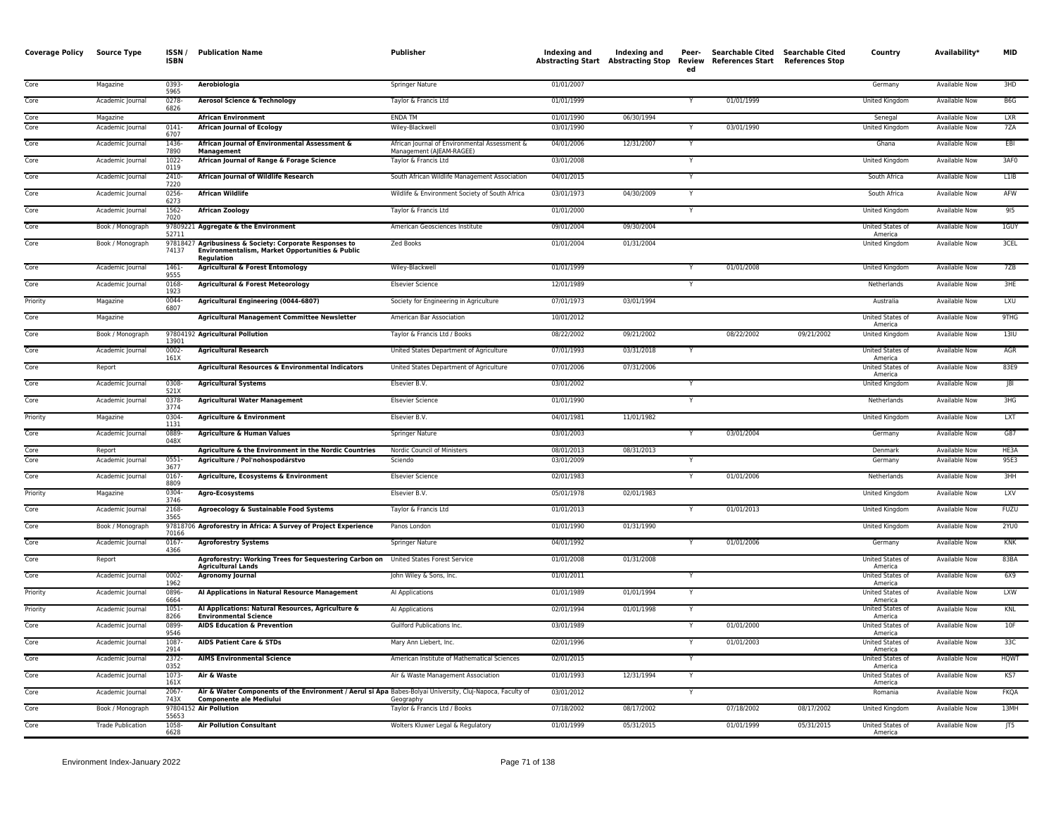| Coverage Policy | Source Type | ISSN / ISBN | Publication Name | Publisher | Indexing and Abstracting Start | Indexing and Abstracting Stop | Peer-Reviewed | Searchable Cited References Start | Searchable Cited References Stop | Country | Availability* | MID |
|---|---|---|---|---|---|---|---|---|---|---|---|---|
| Core | Magazine | 0393-5965 | **Aerobiologia** | Springer Nature | 01/01/2007 | | | | | Germany | Available Now | 3HD |
| Core | Academic Journal | 0278-6826 | **Aerosol Science & Technology** | Taylor & Francis Ltd | 01/01/1999 | | Y | 01/01/1999 | | United Kingdom | Available Now | B6G |
| Core | Magazine | | **African Environment** | ENDA TM | 01/01/1990 | 06/30/1994 | | | | Senegal | Available Now | LXR |
| Core | Academic Journal | 0141-6707 | **African Journal of Ecology** | Wiley-Blackwell | 03/01/1990 | | Y | 03/01/1990 | | United Kingdom | Available Now | 7ZA |
| Core | Academic Journal | 1436-7890 | **African Journal of Environmental Assessment & Management** | African Journal of Environmental Assessment & Management (AJEAM-RAGEE) | 04/01/2006 | 12/31/2007 | Y | | | Ghana | Available Now | EBI |
| Core | Academic Journal | 1022-0119 | **African Journal of Range & Forage Science** | Taylor & Francis Ltd | 03/01/2008 | | Y | | | United Kingdom | Available Now | 3AF0 |
| Core | Academic Journal | 2410-7220 | **African Journal of Wildlife Research** | South African Wildlife Management Association | 04/01/2015 | | Y | | | South Africa | Available Now | L1IB |
| Core | Academic Journal | 0256-6273 | **African Wildlife** | Wildlife & Environment Society of South Africa | 03/01/1973 | 04/30/2009 | Y | | | South Africa | Available Now | AFW |
| Core | Academic Journal | 1562-7020 | **African Zoology** | Taylor & Francis Ltd | 01/01/2000 | | Y | | | United Kingdom | Available Now | 9I5 |
| Core | Book / Monograph | 9780922152711 | **Aggregate & the Environment** | American Geosciences Institute | 09/01/2004 | 09/30/2004 | | | | United States of America | Available Now | 1GUY |
| Core | Book / Monograph | 9781842774137 | **Agribusiness & Society: Corporate Responses to Environmentalism, Market Opportunities & Public Regulation** | Zed Books | 01/01/2004 | 01/31/2004 | | | | United Kingdom | Available Now | 3CEL |
| Core | Academic Journal | 1461-9555 | **Agricultural & Forest Entomology** | Wiley-Blackwell | 01/01/1999 | | Y | 01/01/2008 | | United Kingdom | Available Now | 7ZB |
| Core | Academic Journal | 0168-1923 | **Agricultural & Forest Meteorology** | Elsevier Science | 12/01/1989 | | Y | | | Netherlands | Available Now | 3HE |
| Priority | Magazine | 0044-6807 | **Agricultural Engineering (0044-6807)** | Society for Engineering in Agriculture | 07/01/1973 | 03/01/1994 | | | | Australia | Available Now | LXU |
| Core | Magazine | | **Agricultural Management Committee Newsletter** | American Bar Association | 10/01/2012 | | | | | United States of America | Available Now | 9THG |
| Core | Book / Monograph | 9780419213901 | **Agricultural Pollution** | Taylor & Francis Ltd / Books | 08/22/2002 | 09/21/2002 | | 08/22/2002 | 09/21/2002 | United Kingdom | Available Now | 13IU |
| Core | Academic Journal | 0002-161X | **Agricultural Research** | United States Department of Agriculture | 07/01/1993 | 03/31/2018 | Y | | | United States of America | Available Now | AGR |
| Core | Report | | **Agricultural Resources & Environmental Indicators** | United States Department of Agriculture | 07/01/2006 | 07/31/2006 | | | | United States of America | Available Now | 83E9 |
| Core | Academic Journal | 0308-521X | **Agricultural Systems** | Elsevier B.V. | 03/01/2002 | | Y | | | United Kingdom | Available Now | J8I |
| Core | Academic Journal | 0378-3774 | **Agricultural Water Management** | Elsevier Science | 01/01/1990 | | Y | | | Netherlands | Available Now | 3HG |
| Priority | Magazine | 0304-1131 | **Agriculture & Environment** | Elsevier B.V. | 04/01/1981 | 11/01/1982 | | | | United Kingdom | Available Now | LXT |
| Core | Academic Journal | 0889-048X | **Agriculture & Human Values** | Springer Nature | 03/01/2003 | | Y | 03/01/2004 | | Germany | Available Now | G87 |
| Core | Report | | **Agriculture & the Environment in the Nordic Countries** | Nordic Council of Ministers | 08/01/2013 | 08/31/2013 | | | | Denmark | Available Now | HE3A |
| Core | Academic Journal | 0551-3677 | **Agriculture / Pol'nohospodárstvo** | Sciendo | 03/01/2009 | | Y | | | Germany | Available Now | 95E3 |
| Core | Academic Journal | 0167-8809 | **Agriculture, Ecosystems & Environment** | Elsevier Science | 02/01/1983 | | Y | 01/01/2006 | | Netherlands | Available Now | 3HH |
| Priority | Magazine | 0304-3746 | **Agro-Ecosystems** | Elsevier B.V. | 05/01/1978 | 02/01/1983 | | | | United Kingdom | Available Now | LXV |
| Core | Academic Journal | 2168-3565 | **Agroecology & Sustainable Food Systems** | Taylor & Francis Ltd | 01/01/2013 | | Y | 01/01/2013 | | United Kingdom | Available Now | FUZU |
| Core | Book / Monograph | 9781870670166 | **Agroforestry in Africa: A Survey of Project Experience** | Panos London | 01/01/1990 | 01/31/1990 | | | | United Kingdom | Available Now | 2YU0 |
| Core | Academic Journal | 0167-4366 | **Agroforestry Systems** | Springer Nature | 04/01/1992 | | Y | 01/01/2006 | | Germany | Available Now | KNK |
| Core | Report | | **Agroforestry: Working Trees for Sequestering Carbon on Agricultural Lands** | United States Forest Service | 01/01/2008 | 01/31/2008 | | | | United States of America | Available Now | 83BA |
| Core | Academic Journal | 0002-1962 | **Agronomy Journal** | John Wiley & Sons, Inc. | 01/01/2011 | | Y | | | United States of America | Available Now | 6X9 |
| Priority | Academic Journal | 0896-6664 | **AI Applications in Natural Resource Management** | AI Applications | 01/01/1989 | 01/01/1994 | Y | | | United States of America | Available Now | LXW |
| Priority | Academic Journal | 1051-8266 | **AI Applications: Natural Resources, Agriculture & Environmental Science** | AI Applications | 02/01/1994 | 01/01/1998 | Y | | | United States of America | Available Now | KNL |
| Core | Academic Journal | 0899-9546 | **AIDS Education & Prevention** | Guilford Publications Inc. | 03/01/1989 | | Y | 01/01/2000 | | United States of America | Available Now | 10F |
| Core | Academic Journal | 1087-2914 | **AIDS Patient Care & STDs** | Mary Ann Liebert, Inc. | 02/01/1996 | | Y | 01/01/2003 | | United States of America | Available Now | 33C |
| Core | Academic Journal | 2372-0352 | **AIMS Environmental Science** | American Institute of Mathematical Sciences | 02/01/2015 | | Y | | | United States of America | Available Now | HQWT |
| Core | Academic Journal | 1073-161X | **Air & Waste** | Air & Waste Management Association | 01/01/1993 | 12/31/1994 | Y | | | United States of America | Available Now | KS7 |
| Core | Academic Journal | 2067-743X | **Air & Water Components of the Environment / Aerul si Apa Componente ale Mediului** | Babes-Bolyai University, Cluj-Napoca, Faculty of Geography | 03/01/2012 | | Y | | | Romania | Available Now | FKQA |
| Core | Book / Monograph | 9780415255653 | **Air Pollution** | Taylor & Francis Ltd / Books | 07/18/2002 | 08/17/2002 | | 07/18/2002 | 08/17/2002 | United Kingdom | Available Now | 13MH |
| Core | Trade Publication | 1058-6628 | **Air Pollution Consultant** | Wolters Kluwer Legal & Regulatory | 01/01/1999 | 05/31/2015 | | 01/01/1999 | 05/31/2015 | United States of America | Available Now | JT5 |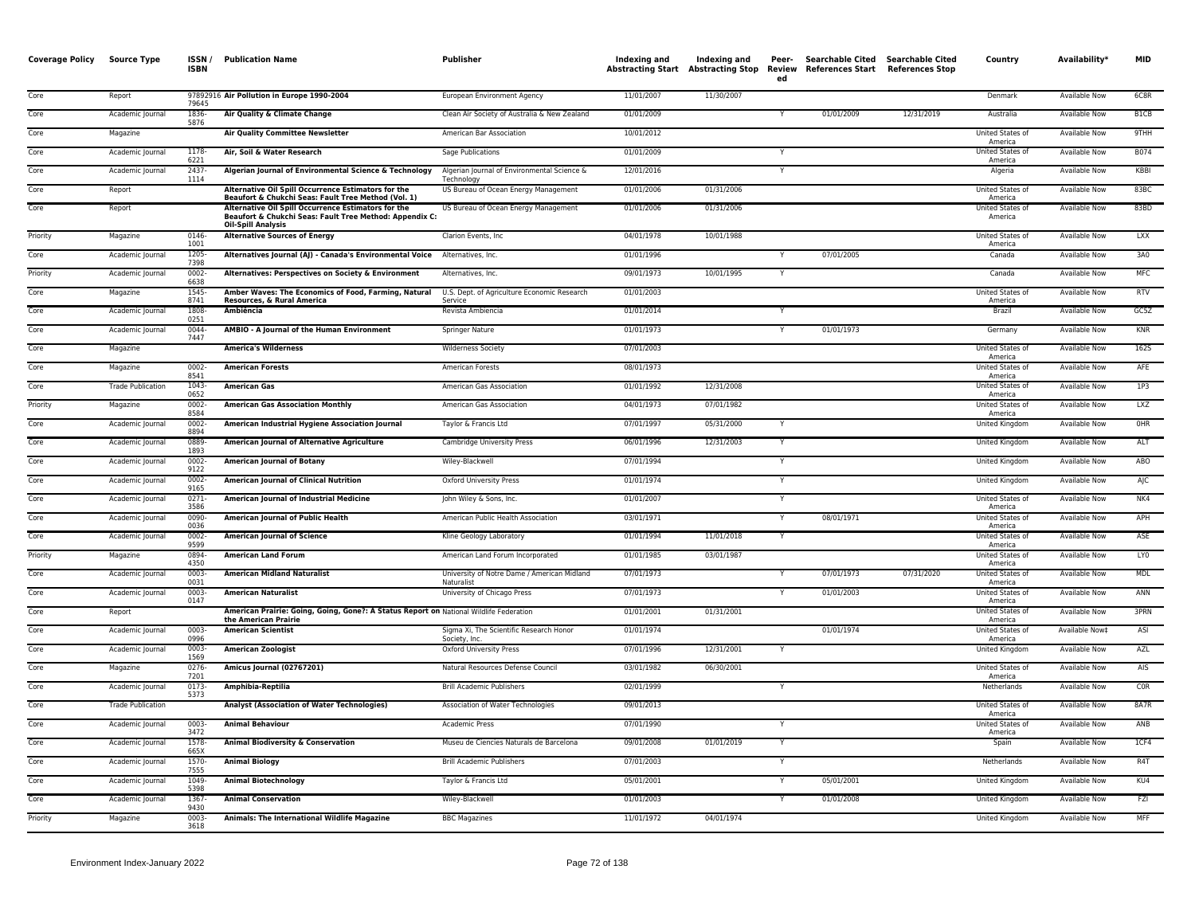| Coverage Policy | Source Type | ISSN / ISBN | Publication Name | Publisher | Indexing and Abstracting Start | Indexing and Abstracting Stop | Peer-Reviewed | Searchable Cited References Start | Searchable Cited References Stop | Country | Availability* | MID |
|---|---|---|---|---|---|---|---|---|---|---|---|---|
| Core | Report | 9789291679645 | **Air Pollution in Europe 1990-2004** | European Environment Agency | 11/01/2007 | 11/30/2007 | | | | Denmark | Available Now | 6C8R |
| Core | Academic Journal | 1836-5876 | **Air Quality & Climate Change** | Clean Air Society of Australia & New Zealand | 01/01/2009 | | Y | 01/01/2009 | 12/31/2019 | Australia | Available Now | B1CB |
| Core | Magazine | | **Air Quality Committee Newsletter** | American Bar Association | 10/01/2012 | | | | | United States of America | Available Now | 9THH |
| Core | Academic Journal | 1178-6221 | **Air, Soil & Water Research** | Sage Publications | 01/01/2009 | | Y | | | United States of America | Available Now | B074 |
| Core | Academic Journal | 2437-1114 | **Algerian Journal of Environmental Science & Technology** | Algerian Journal of Environmental Science & Technology | 12/01/2016 | | Y | | | Algeria | Available Now | KBBI |
| Core | Report | | **Alternative Oil Spill Occurrence Estimators for the Beaufort & Chukchi Seas: Fault Tree Method (Vol. 1)** | US Bureau of Ocean Energy Management | 01/01/2006 | 01/31/2006 | | | | United States of America | Available Now | 83BC |
| Core | Report | | **Alternative Oil Spill Occurrence Estimators for the Beaufort & Chukchi Seas: Fault Tree Method: Appendix C: Oil-Spill Analysis** | US Bureau of Ocean Energy Management | 01/01/2006 | 01/31/2006 | | | | United States of America | Available Now | 83BD |
| Priority | Magazine | 0146-1001 | **Alternative Sources of Energy** | Clarion Events, Inc | 04/01/1978 | 10/01/1988 | | | | United States of America | Available Now | LXX |
| Core | Academic Journal | 1205-7398 | **Alternatives Journal (AJ) - Canada's Environmental Voice** | Alternatives, Inc. | 01/01/1996 | | Y | 07/01/2005 | | Canada | Available Now | 3A0 |
| Priority | Academic Journal | 0002-6638 | **Alternatives: Perspectives on Society & Environment** | Alternatives, Inc. | 09/01/1973 | 10/01/1995 | Y | | | Canada | Available Now | MFC |
| Core | Magazine | 1545-8741 | **Amber Waves: The Economics of Food, Farming, Natural Resources, & Rural America** | U.S. Dept. of Agriculture Economic Research Service | 01/01/2003 | | | | | United States of America | Available Now | RTV |
| Core | Academic Journal | 1808-0251 | **Ambiência** | Revista Ambiencia | 01/01/2014 | | Y | | | Brazil | Available Now | GC5Z |
| Core | Academic Journal | 0044-7447 | **AMBIO - A Journal of the Human Environment** | Springer Nature | 01/01/1973 | | Y | 01/01/1973 | | Germany | Available Now | KNR |
| Core | Magazine | | **America's Wilderness** | Wilderness Society | 07/01/2003 | | | | | United States of America | Available Now | 162S |
| Core | Magazine | 0002-8541 | **American Forests** | American Forests | 08/01/1973 | | | | | United States of America | Available Now | AFE |
| Core | Trade Publication | 1043-0652 | **American Gas** | American Gas Association | 01/01/1992 | 12/31/2008 | | | | United States of America | Available Now | 1P3 |
| Priority | Magazine | 0002-8584 | **American Gas Association Monthly** | American Gas Association | 04/01/1973 | 07/01/1982 | | | | United States of America | Available Now | LXZ |
| Core | Academic Journal | 0002-8894 | **American Industrial Hygiene Association Journal** | Taylor & Francis Ltd | 07/01/1997 | 05/31/2000 | Y | | | United Kingdom | Available Now | 0HR |
| Core | Academic Journal | 0889-1893 | **American Journal of Alternative Agriculture** | Cambridge University Press | 06/01/1996 | 12/31/2003 | Y | | | United Kingdom | Available Now | ALT |
| Core | Academic Journal | 0002-9122 | **American Journal of Botany** | Wiley-Blackwell | 07/01/1994 | | Y | | | United Kingdom | Available Now | ABO |
| Core | Academic Journal | 0002-9165 | **American Journal of Clinical Nutrition** | Oxford University Press | 01/01/1974 | | Y | | | United Kingdom | Available Now | AJC |
| Core | Academic Journal | 0271-3586 | **American Journal of Industrial Medicine** | John Wiley & Sons, Inc. | 01/01/2007 | | Y | | | United States of America | Available Now | NK4 |
| Core | Academic Journal | 0090-0036 | **American Journal of Public Health** | American Public Health Association | 03/01/1971 | | Y | 08/01/1971 | | United States of America | Available Now | APH |
| Core | Academic Journal | 0002-9599 | **American Journal of Science** | Kline Geology Laboratory | 01/01/1994 | 11/01/2018 | Y | | | United States of America | Available Now | ASE |
| Priority | Magazine | 0894-4350 | **American Land Forum** | American Land Forum Incorporated | 01/01/1985 | 03/01/1987 | | | | United States of America | Available Now | LY0 |
| Core | Academic Journal | 0003-0031 | **American Midland Naturalist** | University of Notre Dame / American Midland Naturalist | 07/01/1973 | | Y | 07/01/1973 | 07/31/2020 | United States of America | Available Now | MDL |
| Core | Academic Journal | 0003-0147 | **American Naturalist** | University of Chicago Press | 07/01/1973 | | Y | 01/01/2003 | | United States of America | Available Now | ANN |
| Core | Report | | **American Prairie: Going, Going, Gone?: A Status Report on the American Prairie** | National Wildlife Federation | 01/01/2001 | 01/31/2001 | | | | United States of America | Available Now | 3PRN |
| Core | Academic Journal | 0003-0996 | **American Scientist** | Sigma Xi, The Scientific Research Honor Society, Inc. | 01/01/1974 | | | 01/01/1974 | | United States of America | Available Now‡ | ASI |
| Core | Academic Journal | 0003-1569 | **American Zoologist** | Oxford University Press | 07/01/1996 | 12/31/2001 | Y | | | United Kingdom | Available Now | AZL |
| Core | Magazine | 0276-7201 | **Amicus Journal (02767201)** | Natural Resources Defense Council | 03/01/1982 | 06/30/2001 | | | | United States of America | Available Now | AIS |
| Core | Academic Journal | 0173-5373 | **Amphibia-Reptilia** | Brill Academic Publishers | 02/01/1999 | | Y | | | Netherlands | Available Now | C0R |
| Core | Trade Publication | | **Analyst (Association of Water Technologies)** | Association of Water Technologies | 09/01/2013 | | | | | United States of America | Available Now | 8A7R |
| Core | Academic Journal | 0003-3472 | **Animal Behaviour** | Academic Press | 07/01/1990 | | Y | | | United States of America | Available Now | ANB |
| Core | Academic Journal | 1578-665X | **Animal Biodiversity & Conservation** | Museu de Ciencies Naturals de Barcelona | 09/01/2008 | 01/01/2019 | Y | | | Spain | Available Now | 1CF4 |
| Core | Academic Journal | 1570-7555 | **Animal Biology** | Brill Academic Publishers | 07/01/2003 | | Y | | | Netherlands | Available Now | R4T |
| Core | Academic Journal | 1049-5398 | **Animal Biotechnology** | Taylor & Francis Ltd | 05/01/2001 | | Y | 05/01/2001 | | United Kingdom | Available Now | KU4 |
| Core | Academic Journal | 1367-9430 | **Animal Conservation** | Wiley-Blackwell | 01/01/2003 | | Y | 01/01/2008 | | United Kingdom | Available Now | FZI |
| Priority | Magazine | 0003-3618 | **Animals: The International Wildlife Magazine** | BBC Magazines | 11/01/1972 | 04/01/1974 | | | | United Kingdom | Available Now | MFF |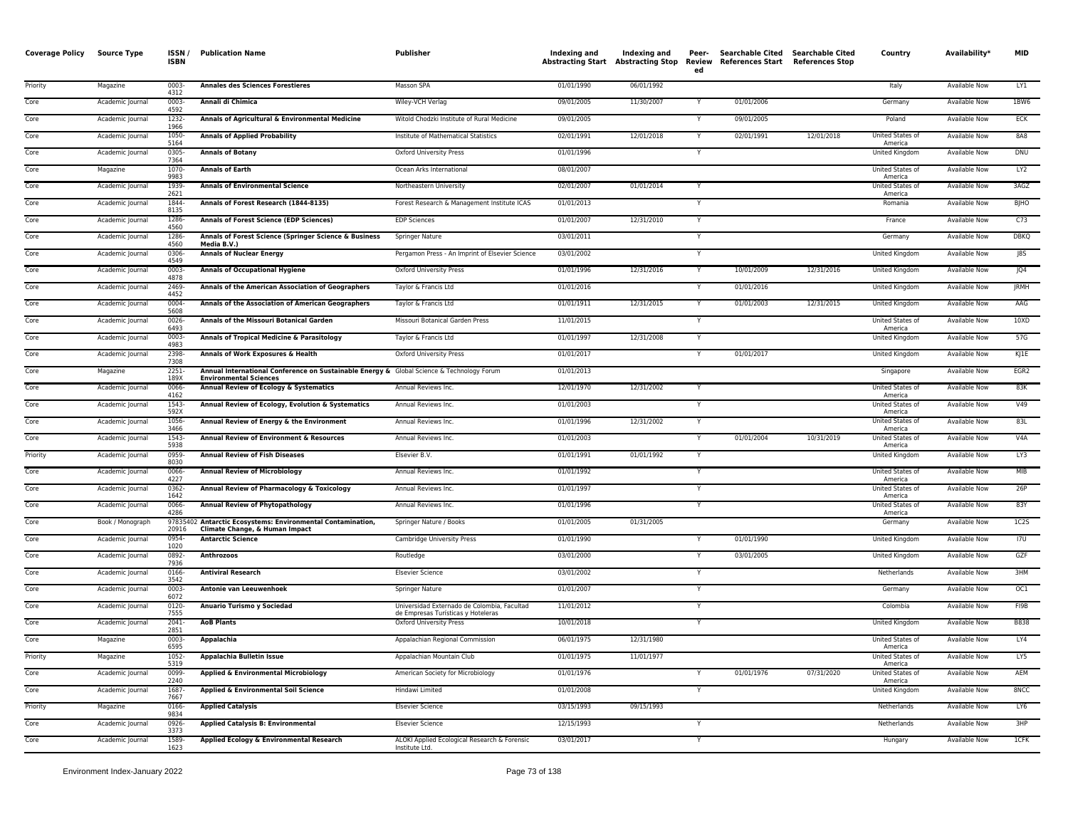| Coverage Policy | Source Type | ISSN / ISBN | Publication Name | Publisher | Indexing and Abstracting Start | Indexing and Abstracting Stop | Peer-Reviewed | Searchable Cited References Start | Searchable Cited References Stop | Country | Availability* | MID |
|---|---|---|---|---|---|---|---|---|---|---|---|---|
| Priority | Magazine | 0003-4312 | **Annales des Sciences Forestieres** | Masson SPA | 01/01/1990 | 06/01/1992 | | | | Italy | Available Now | LY1 |
| Core | Academic Journal | 0003-4592 | **Annali di Chimica** | Wiley-VCH Verlag | 09/01/2005 | 11/30/2007 | Y | 01/01/2006 | | Germany | Available Now | 1BW6 |
| Core | Academic Journal | 1232-1966 | **Annals of Agricultural & Environmental Medicine** | Witold Chodzki Institute of Rural Medicine | 09/01/2005 | | Y | 09/01/2005 | | Poland | Available Now | ECK |
| Core | Academic Journal | 1050-5164 | **Annals of Applied Probability** | Institute of Mathematical Statistics | 02/01/1991 | 12/01/2018 | Y | 02/01/1991 | 12/01/2018 | United States of America | Available Now | 8A8 |
| Core | Academic Journal | 0305-7364 | **Annals of Botany** | Oxford University Press | 01/01/1996 | | Y | | | United Kingdom | Available Now | DNU |
| Core | Magazine | 1070-9983 | **Annals of Earth** | Ocean Arks International | 08/01/2007 | | | | | United States of America | Available Now | LY2 |
| Core | Academic Journal | 1939-2621 | **Annals of Environmental Science** | Northeastern University | 02/01/2007 | 01/01/2014 | Y | | | United States of America | Available Now | 3AGZ |
| Core | Academic Journal | 1844-8135 | **Annals of Forest Research (1844-8135)** | Forest Research & Management Institute ICAS | 01/01/2013 | | Y | | | Romania | Available Now | BJHO |
| Core | Academic Journal | 1286-4560 | **Annals of Forest Science (EDP Sciences)** | EDP Sciences | 01/01/2007 | 12/31/2010 | Y | | | France | Available Now | C73 |
| Core | Academic Journal | 1286-4560 | **Annals of Forest Science (Springer Science & Business Media B.V.)** | Springer Nature | 03/01/2011 | | Y | | | Germany | Available Now | DBKQ |
| Core | Academic Journal | 0306-4549 | **Annals of Nuclear Energy** | Pergamon Press - An Imprint of Elsevier Science | 03/01/2002 | | Y | | | United Kingdom | Available Now | J8S |
| Core | Academic Journal | 0003-4878 | **Annals of Occupational Hygiene** | Oxford University Press | 01/01/1996 | 12/31/2016 | Y | 10/01/2009 | 12/31/2016 | United Kingdom | Available Now | JQ4 |
| Core | Academic Journal | 2469-4452 | **Annals of the American Association of Geographers** | Taylor & Francis Ltd | 01/01/2016 | | Y | 01/01/2016 | | United Kingdom | Available Now | JRMH |
| Core | Academic Journal | 0004-5608 | **Annals of the Association of American Geographers** | Taylor & Francis Ltd | 01/01/1911 | 12/31/2015 | Y | 01/01/2003 | 12/31/2015 | United Kingdom | Available Now | AAG |
| Core | Academic Journal | 0026-6493 | **Annals of the Missouri Botanical Garden** | Missouri Botanical Garden Press | 11/01/2015 | | Y | | | United States of America | Available Now | 10XD |
| Core | Academic Journal | 0003-4983 | **Annals of Tropical Medicine & Parasitology** | Taylor & Francis Ltd | 01/01/1997 | 12/31/2008 | Y | | | United Kingdom | Available Now | 57G |
| Core | Academic Journal | 2398-7308 | **Annals of Work Exposures & Health** | Oxford University Press | 01/01/2017 | | Y | 01/01/2017 | | United Kingdom | Available Now | KJ1E |
| Core | Magazine | 2251-189X | **Annual International Conference on Sustainable Energy & Environmental Sciences** | Global Science & Technology Forum | 01/01/2013 | | | | | Singapore | Available Now | EGR2 |
| Core | Academic Journal | 0066-4162 | **Annual Review of Ecology & Systematics** | Annual Reviews Inc. | 12/01/1970 | 12/31/2002 | Y | | | United States of America | Available Now | 83K |
| Core | Academic Journal | 1543-592X | **Annual Review of Ecology, Evolution & Systematics** | Annual Reviews Inc. | 01/01/2003 | | Y | | | United States of America | Available Now | V49 |
| Core | Academic Journal | 1056-3466 | **Annual Review of Energy & the Environment** | Annual Reviews Inc. | 01/01/1996 | 12/31/2002 | Y | | | United States of America | Available Now | 83L |
| Core | Academic Journal | 1543-5938 | **Annual Review of Environment & Resources** | Annual Reviews Inc. | 01/01/2003 | | Y | 01/01/2004 | 10/31/2019 | United States of America | Available Now | V4A |
| Priority | Academic Journal | 0959-8030 | **Annual Review of Fish Diseases** | Elsevier B.V. | 01/01/1991 | 01/01/1992 | Y | | | United Kingdom | Available Now | LY3 |
| Core | Academic Journal | 0066-4227 | **Annual Review of Microbiology** | Annual Reviews Inc. | 01/01/1992 | | Y | | | United States of America | Available Now | MIB |
| Core | Academic Journal | 0362-1642 | **Annual Review of Pharmacology & Toxicology** | Annual Reviews Inc. | 01/01/1997 | | Y | | | United States of America | Available Now | 26P |
| Core | Academic Journal | 0066-4286 | **Annual Review of Phytopathology** | Annual Reviews Inc. | 01/01/1996 | | Y | | | United States of America | Available Now | 83Y |
| Core | Book / Monograph | 9783540220916 | **Antarctic Ecosystems: Environmental Contamination, Climate Change, & Human Impact** | Springer Nature / Books | 01/01/2005 | 01/31/2005 | | | | Germany | Available Now | 1C2S |
| Core | Academic Journal | 0954-1020 | **Antarctic Science** | Cambridge University Press | 01/01/1990 | | Y | 01/01/1990 | | United Kingdom | Available Now | I7U |
| Core | Academic Journal | 0892-7936 | **Anthrozoos** | Routledge | 03/01/2000 | | Y | 03/01/2005 | | United Kingdom | Available Now | GZF |
| Core | Academic Journal | 0166-3542 | **Antiviral Research** | Elsevier Science | 03/01/2002 | | Y | | | Netherlands | Available Now | 3HM |
| Core | Academic Journal | 0003-6072 | **Antonie van Leeuwenhoek** | Springer Nature | 01/01/2007 | | Y | | | Germany | Available Now | OC1 |
| Core | Academic Journal | 0120-7555 | **Anuario Turismo y Sociedad** | Universidad Externado de Colombia, Facultad de Empresas Turísticas y Hoteleras | 11/01/2012 | | Y | | | Colombia | Available Now | FI9B |
| Core | Academic Journal | 2041-2851 | **AoB Plants** | Oxford University Press | 10/01/2018 | | Y | | | United Kingdom | Available Now | B838 |
| Core | Magazine | 0003-6595 | **Appalachia** | Appalachian Regional Commission | 06/01/1975 | 12/31/1980 | | | | United States of America | Available Now | LY4 |
| Priority | Magazine | 1052-5319 | **Appalachia Bulletin Issue** | Appalachian Mountain Club | 01/01/1975 | 11/01/1977 | | | | United States of America | Available Now | LY5 |
| Core | Academic Journal | 0099-2240 | **Applied & Environmental Microbiology** | American Society for Microbiology | 01/01/1976 | | Y | 01/01/1976 | 07/31/2020 | United States of America | Available Now | AEM |
| Core | Academic Journal | 1687-7667 | **Applied & Environmental Soil Science** | Hindawi Limited | 01/01/2008 | | Y | | | United Kingdom | Available Now | 8NCC |
| Priority | Magazine | 0166-9834 | **Applied Catalysis** | Elsevier Science | 03/15/1993 | 09/15/1993 | | | | Netherlands | Available Now | LY6 |
| Core | Academic Journal | 0926-3373 | **Applied Catalysis B: Environmental** | Elsevier Science | 12/15/1993 | | Y | | | Netherlands | Available Now | 3HP |
| Core | Academic Journal | 1589-1623 | **Applied Ecology & Environmental Research** | ALÖKI Applied Ecological Research & Forensic Institute Ltd. | 03/01/2017 | | Y | | | Hungary | Available Now | 1CFK |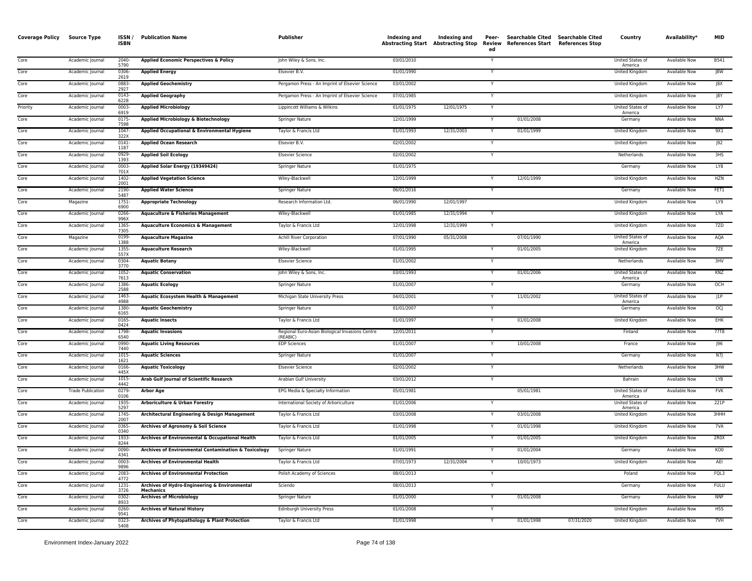| Coverage Policy | Source Type | ISSN / ISBN | Publication Name | Publisher | Indexing and Abstracting Start | Indexing and Abstracting Stop | Peer-Reviewed | Searchable Cited References Start | Searchable Cited References Stop | Country | Availability* | MID |
|---|---|---|---|---|---|---|---|---|---|---|---|---|
| Core | Academic Journal | 2040-5790 | **Applied Economic Perspectives & Policy** | John Wiley & Sons, Inc. | 03/01/2010 | | Y | | | United States of America | Available Now | B541 |
| Core | Academic Journal | 0306-2619 | **Applied Energy** | Elsevier B.V. | 01/01/1990 | | Y | | | United Kingdom | Available Now | J8W |
| Core | Academic Journal | 0883-2927 | **Applied Geochemistry** | Pergamon Press - An Imprint of Elsevier Science | 03/01/2002 | | Y | | | United Kingdom | Available Now | J8X |
| Core | Academic Journal | 0143-6228 | **Applied Geography** | Pergamon Press - An Imprint of Elsevier Science | 07/01/1985 | | Y | | | United Kingdom | Available Now | J8Y |
| Priority | Academic Journal | 0003-6919 | **Applied Microbiology** | Lippincott Williams & Wilkins | 01/01/1975 | 12/01/1975 | Y | | | United States of America | Available Now | LY7 |
| Core | Academic Journal | 0175-7598 | **Applied Microbiology & Biotechnology** | Springer Nature | 12/01/1999 | | Y | 01/01/2008 | | Germany | Available Now | NNA |
| Core | Academic Journal | 1047-322X | **Applied Occupational & Environmental Hygiene** | Taylor & Francis Ltd | 01/01/1993 | 12/31/2003 | Y | 01/01/1999 | | United Kingdom | Available Now | 9X1 |
| Core | Academic Journal | 0141-1187 | **Applied Ocean Research** | Elsevier B.V. | 02/01/2002 | | Y | | | United Kingdom | Available Now | J92 |
| Core | Academic Journal | 0929-1393 | **Applied Soil Ecology** | Elsevier Science | 02/01/2002 | | Y | | | Netherlands | Available Now | 3HS |
| Core | Academic Journal | 0003-701X | **Applied Solar Energy (19349424)** | Springer Nature | 01/01/1975 | | | | | Germany | Available Now | LY8 |
| Core | Academic Journal | 1402-2001 | **Applied Vegetation Science** | Wiley-Blackwell | 12/01/1999 | | Y | 12/01/1999 | | United Kingdom | Available Now | HZN |
| Core | Academic Journal | 2190-5487 | **Applied Water Science** | Springer Nature | 06/01/2016 | | Y | | | Germany | Available Now | FET1 |
| Core | Magazine | 1751-6900 | **Appropriate Technology** | Research Information Ltd. | 06/01/1990 | 12/01/1997 | | | | United Kingdom | Available Now | LY9 |
| Core | Academic Journal | 0266-996X | **Aquaculture & Fisheries Management** | Wiley-Blackwell | 01/01/1985 | 12/31/1994 | Y | | | United Kingdom | Available Now | LYA |
| Core | Academic Journal | 1365-7305 | **Aquaculture Economics & Management** | Taylor & Francis Ltd | 12/01/1998 | 12/31/1999 | Y | | | United Kingdom | Available Now | 7ZD |
| Core | Magazine | 0199-1388 | **Aquaculture Magazine** | Achill River Corporation | 07/01/1990 | 05/31/2008 | | 07/01/1990 | | United States of America | Available Now | AQA |
| Core | Academic Journal | 1355-557X | **Aquaculture Research** | Wiley-Blackwell | 01/01/1995 | | Y | 01/01/2005 | | United Kingdom | Available Now | 7ZE |
| Core | Academic Journal | 0304-3770 | **Aquatic Botany** | Elsevier Science | 01/01/2002 | | Y | | | Netherlands | Available Now | 3HV |
| Core | Academic Journal | 1052-7613 | **Aquatic Conservation** | John Wiley & Sons, Inc. | 03/01/1993 | | Y | 01/01/2006 | | United States of America | Available Now | KNZ |
| Core | Academic Journal | 1386-2588 | **Aquatic Ecology** | Springer Nature | 01/01/2007 | | Y | | | Germany | Available Now | OCH |
| Core | Academic Journal | 1463-4988 | **Aquatic Ecosystem Health & Management** | Michigan State University Press | 04/01/2001 | | Y | 11/01/2002 | | United States of America | Available Now | J1P |
| Core | Academic Journal | 1380-6165 | **Aquatic Geochemistry** | Springer Nature | 01/01/2007 | | Y | | | Germany | Available Now | OCJ |
| Core | Academic Journal | 0165-0424 | **Aquatic Insects** | Taylor & Francis Ltd | 01/01/1997 | | Y | 01/01/2008 | | United Kingdom | Available Now | EHK |
| Core | Academic Journal | 1798-6540 | **Aquatic Invasions** | Regional Euro-Asian Biological Invasions Centre (REABIC) | 12/01/2011 | | Y | | | Finland | Available Now | 77T8 |
| Core | Academic Journal | 0990-7440 | **Aquatic Living Resources** | EDP Sciences | 01/01/2007 | | Y | 10/01/2008 | | France | Available Now | J96 |
| Core | Academic Journal | 1015-1621 | **Aquatic Sciences** | Springer Nature | 01/01/2007 | | Y | | | Germany | Available Now | N7J |
| Core | Academic Journal | 0166-445X | **Aquatic Toxicology** | Elsevier Science | 02/01/2002 | | Y | | | Netherlands | Available Now | 3HW |
| Core | Academic Journal | 1015-4442 | **Arab Gulf Journal of Scientific Research** | Arabian Gulf University | 03/01/2012 | | Y | | | Bahrain | Available Now | LYB |
| Core | Trade Publication | 0279-0106 | **Arbor Age** | EPG Media & Specialty Information | 05/01/1981 | | | 05/01/1981 | | United States of America | Available Now | FVK |
| Core | Academic Journal | 1935-5297 | **Arboriculture & Urban Forestry** | International Society of Arboriculture | 01/01/2006 | | Y | | | United States of America | Available Now | 221P |
| Core | Academic Journal | 1745-2007 | **Architectural Engineering & Design Management** | Taylor & Francis Ltd | 03/01/2008 | | Y | 03/01/2008 | | United Kingdom | Available Now | 3HHH |
| Core | Academic Journal | 0365-0340 | **Archives of Agronomy & Soil Science** | Taylor & Francis Ltd | 01/01/1998 | | Y | 01/01/1998 | | United Kingdom | Available Now | 7VA |
| Core | Academic Journal | 1933-8244 | **Archives of Environmental & Occupational Health** | Taylor & Francis Ltd | 01/01/2005 | | Y | 01/01/2005 | | United Kingdom | Available Now | 2R0X |
| Core | Academic Journal | 0090-4341 | **Archives of Environmental Contamination & Toxicology** | Springer Nature | 01/01/1991 | | Y | 01/01/2004 | | Germany | Available Now | KO0 |
| Core | Academic Journal | 0003-9896 | **Archives of Environmental Health** | Taylor & Francis Ltd | 07/01/1973 | 12/31/2004 | Y | 10/01/1973 | | United Kingdom | Available Now | AEI |
| Core | Academic Journal | 2083-4772 | **Archives of Environmental Protection** | Polish Academy of Sciences | 08/01/2013 | | Y | | | Poland | Available Now | FQL3 |
| Core | Academic Journal | 1231-3726 | **Archives of Hydro-Engineering & Environmental Mechanics** | Sciendo | 08/01/2013 | | Y | | | Germany | Available Now | FULU |
| Core | Academic Journal | 0302-8933 | **Archives of Microbiology** | Springer Nature | 01/01/2000 | | Y | 01/01/2008 | | Germany | Available Now | NNF |
| Core | Academic Journal | 0260-9541 | **Archives of Natural History** | Edinburgh University Press | 01/01/2008 | | Y | | | United Kingdom | Available Now | H5S |
| Core | Academic Journal | 0323-5408 | **Archives of Phytopathology & Plant Protection** | Taylor & Francis Ltd | 01/01/1998 | | Y | 01/01/1998 | 07/31/2020 | United Kingdom | Available Now | 7VH |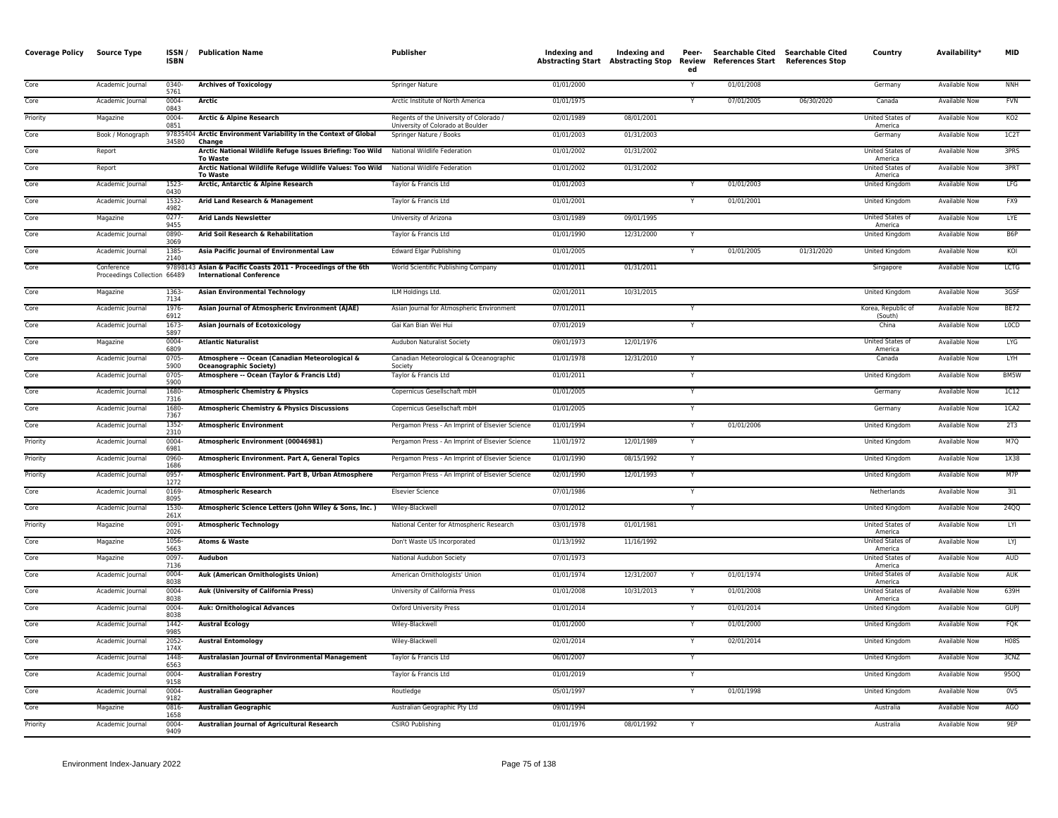| Coverage Policy | Source Type | ISSN / ISBN | Publication Name | Publisher | Indexing and Abstracting Start | Indexing and Abstracting Stop | Peer-Reviewed | Searchable Cited References Start | Searchable Cited References Stop | Country | Availability* | MID |
|---|---|---|---|---|---|---|---|---|---|---|---|---|
| Core | Academic Journal | 0340-5761 | **Archives of Toxicology** | Springer Nature | 01/01/2000 | | Y | 01/01/2008 | | Germany | Available Now | NNH |
| Core | Academic Journal | 0004-0843 | **Arctic** | Arctic Institute of North America | 01/01/1975 | | Y | 07/01/2005 | 06/30/2020 | Canada | Available Now | FVN |
| Priority | Magazine | 0004-0851 | **Arctic & Alpine Research** | Regents of the University of Colorado / University of Colorado at Boulder | 02/01/1989 | 08/01/2001 | | | | United States of America | Available Now | KO2 |
| Core | Book / Monograph | 9783540434580 | **Arctic Environment Variability in the Context of Global Change** | Springer Nature / Books | 01/01/2003 | 01/31/2003 | | | | Germany | Available Now | 1C2T |
| Core | Report | | **Arctic National Wildlife Refuge Issues Briefing: Too Wild To Waste** | National Wildlife Federation | 01/01/2002 | 01/31/2002 | | | | United States of America | Available Now | 3PRS |
| Core | Report | | **Arctic National Wildlife Refuge Wildlife Values: Too Wild To Waste** | National Wildlife Federation | 01/01/2002 | 01/31/2002 | | | | United States of America | Available Now | 3PRT |
| Core | Academic Journal | 1523-0430 | **Arctic, Antarctic & Alpine Research** | Taylor & Francis Ltd | 01/01/2003 | | Y | 01/01/2003 | | United Kingdom | Available Now | LFG |
| Core | Academic Journal | 1532-4982 | **Arid Land Research & Management** | Taylor & Francis Ltd | 01/01/2001 | | Y | 01/01/2001 | | United Kingdom | Available Now | FX9 |
| Core | Magazine | 0277-9455 | **Arid Lands Newsletter** | University of Arizona | 03/01/1989 | 09/01/1995 | | | | United States of America | Available Now | LYE |
| Core | Academic Journal | 0890-3069 | **Arid Soil Research & Rehabilitation** | Taylor & Francis Ltd | 01/01/1990 | 12/31/2000 | Y | | | United Kingdom | Available Now | B6P |
| Core | Academic Journal | 1385-2140 | **Asia Pacific Journal of Environmental Law** | Edward Elgar Publishing | 01/01/2005 | | Y | 01/01/2005 | 01/31/2020 | United Kingdom | Available Now | KOI |
| Core | Conference Proceedings Collection | 9789814366489 | **Asian & Pacific Coasts 2011 - Proceedings of the 6th International Conference** | World Scientific Publishing Company | 01/01/2011 | 01/31/2011 | | | | Singapore | Available Now | LCTG |
| Core | Magazine | 1363-7134 | **Asian Environmental Technology** | ILM Holdings Ltd. | 02/01/2011 | 10/31/2015 | | | | United Kingdom | Available Now | 3GSF |
| Core | Academic Journal | 1976-6912 | **Asian Journal of Atmospheric Environment (AJAE)** | Asian Journal for Atmospheric Environment | 07/01/2011 | | Y | | | Korea, Republic of (South) | Available Now | BE72 |
| Core | Academic Journal | 1673-5897 | **Asian Journals of Ecotoxicology** | Gai Kan Bian Wei Hui | 07/01/2019 | | Y | | | China | Available Now | L0CD |
| Core | Magazine | 0004-6809 | **Atlantic Naturalist** | Audubon Naturalist Society | 09/01/1973 | 12/01/1976 | | | | United States of America | Available Now | LYG |
| Core | Academic Journal | 0705-5900 | **Atmosphere -- Ocean (Canadian Meteorological & Oceanographic Society)** | Canadian Meteorological & Oceanographic Society | 01/01/1978 | 12/31/2010 | Y | | | Canada | Available Now | LYH |
| Core | Academic Journal | 0705-5900 | **Atmosphere -- Ocean (Taylor & Francis Ltd)** | Taylor & Francis Ltd | 01/01/2011 | | Y | | | United Kingdom | Available Now | BM5W |
| Core | Academic Journal | 1680-7316 | **Atmospheric Chemistry & Physics** | Copernicus Gesellschaft mbH | 01/01/2005 | | Y | | | Germany | Available Now | 1C12 |
| Core | Academic Journal | 1680-7367 | **Atmospheric Chemistry & Physics Discussions** | Copernicus Gesellschaft mbH | 01/01/2005 | | Y | | | Germany | Available Now | 1CA2 |
| Core | Academic Journal | 1352-2310 | **Atmospheric Environment** | Pergamon Press - An Imprint of Elsevier Science | 01/01/1994 | | Y | 01/01/2006 | | United Kingdom | Available Now | 2T3 |
| Priority | Academic Journal | 0004-6981 | **Atmospheric Environment (00046981)** | Pergamon Press - An Imprint of Elsevier Science | 11/01/1972 | 12/01/1989 | Y | | | United Kingdom | Available Now | M7Q |
| Priority | Academic Journal | 0960-1686 | **Atmospheric Environment. Part A, General Topics** | Pergamon Press - An Imprint of Elsevier Science | 01/01/1990 | 08/15/1992 | Y | | | United Kingdom | Available Now | 1X38 |
| Priority | Academic Journal | 0957-1272 | **Atmospheric Environment. Part B, Urban Atmosphere** | Pergamon Press - An Imprint of Elsevier Science | 02/01/1990 | 12/01/1993 | Y | | | United Kingdom | Available Now | M7P |
| Core | Academic Journal | 0169-8095 | **Atmospheric Research** | Elsevier Science | 07/01/1986 | | Y | | | Netherlands | Available Now | 3I1 |
| Core | Academic Journal | 1530-261X | **Atmospheric Science Letters (John Wiley & Sons, Inc. )** | Wiley-Blackwell | 07/01/2012 | | Y | | | United Kingdom | Available Now | 24QQ |
| Priority | Magazine | 0091-2026 | **Atmospheric Technology** | National Center for Atmospheric Research | 03/01/1978 | 01/01/1981 | | | | United States of America | Available Now | LYI |
| Core | Magazine | 1056-5663 | **Atoms & Waste** | Don't Waste US Incorporated | 01/13/1992 | 11/16/1992 | | | | United States of America | Available Now | LYJ |
| Core | Magazine | 0097-7136 | **Audubon** | National Audubon Society | 07/01/1973 | | | | | United States of America | Available Now | AUD |
| Core | Academic Journal | 0004-8038 | **Auk (American Ornithologists Union)** | American Ornithologists' Union | 01/01/1974 | 12/31/2007 | Y | 01/01/1974 | | United States of America | Available Now | AUK |
| Core | Academic Journal | 0004-8038 | **Auk (University of California Press)** | University of California Press | 01/01/2008 | 10/31/2013 | Y | 01/01/2008 | | United States of America | Available Now | 639H |
| Core | Academic Journal | 0004-8038 | **Auk: Ornithological Advances** | Oxford University Press | 01/01/2014 | | Y | 01/01/2014 | | United Kingdom | Available Now | GUPJ |
| Core | Academic Journal | 1442-9985 | **Austral Ecology** | Wiley-Blackwell | 01/01/2000 | | Y | 01/01/2000 | | United Kingdom | Available Now | FQK |
| Core | Academic Journal | 2052-174X | **Austral Entomology** | Wiley-Blackwell | 02/01/2014 | | Y | 02/01/2014 | | United Kingdom | Available Now | H08S |
| Core | Academic Journal | 1448-6563 | **Australasian Journal of Environmental Management** | Taylor & Francis Ltd | 06/01/2007 | | Y | | | United Kingdom | Available Now | 3CNZ |
| Core | Academic Journal | 0004-9158 | **Australian Forestry** | Taylor & Francis Ltd | 01/01/2019 | | Y | | | United Kingdom | Available Now | 95OQ |
| Core | Academic Journal | 0004-9182 | **Australian Geographer** | Routledge | 05/01/1997 | | Y | 01/01/1998 | | United Kingdom | Available Now | 0V5 |
| Core | Magazine | 0816-1658 | **Australian Geographic** | Australian Geographic Pty Ltd | 09/01/1994 | | | | | Australia | Available Now | AGO |
| Priority | Academic Journal | 0004-9409 | **Australian Journal of Agricultural Research** | CSIRO Publishing | 01/01/1976 | 08/01/1992 | Y | | | Australia | Available Now | 9EP |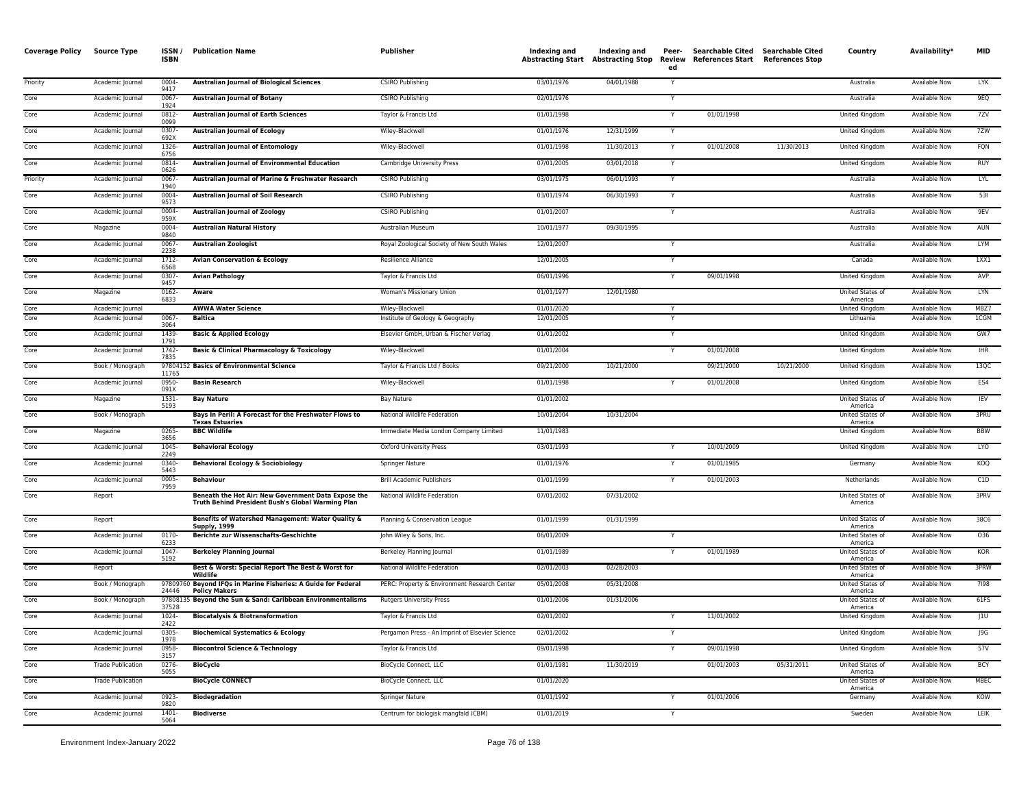| Coverage Policy | Source Type | ISSN / ISBN | Publication Name | Publisher | Indexing and Abstracting Start | Indexing and Abstracting Stop | Peer-Review ed | Searchable Cited References Start | Searchable Cited References Stop | Country | Availability* | MID |
|---|---|---|---|---|---|---|---|---|---|---|---|---|
| Priority | Academic Journal | 0004-9417 | **Australian Journal of Biological Sciences** | CSIRO Publishing | 03/01/1976 | 04/01/1988 | Y | | | Australia | Available Now | LYK |
| Core | Academic Journal | 0067-1924 | **Australian Journal of Botany** | CSIRO Publishing | 02/01/1976 | | Y | | | Australia | Available Now | 9EQ |
| Core | Academic Journal | 0812-0099 | **Australian Journal of Earth Sciences** | Taylor & Francis Ltd | 01/01/1998 | | Y | 01/01/1998 | | United Kingdom | Available Now | 7ZV |
| Core | Academic Journal | 0307-692X | **Australian Journal of Ecology** | Wiley-Blackwell | 01/01/1976 | 12/31/1999 | Y | | | United Kingdom | Available Now | 7ZW |
| Core | Academic Journal | 1326-6756 | **Australian Journal of Entomology** | Wiley-Blackwell | 01/01/1998 | 11/30/2013 | Y | 01/01/2008 | 11/30/2013 | United Kingdom | Available Now | FQN |
| Core | Academic Journal | 0814-0626 | **Australian Journal of Environmental Education** | Cambridge University Press | 07/01/2005 | 03/01/2018 | Y | | | United Kingdom | Available Now | RUY |
| Priority | Academic Journal | 0067-1940 | **Australian Journal of Marine & Freshwater Research** | CSIRO Publishing | 03/01/1975 | 06/01/1993 | Y | | | Australia | Available Now | LYL |
| Core | Academic Journal | 0004-9573 | **Australian Journal of Soil Research** | CSIRO Publishing | 03/01/1974 | 06/30/1993 | Y | | | Australia | Available Now | 53I |
| Core | Academic Journal | 0004-959X | **Australian Journal of Zoology** | CSIRO Publishing | 01/01/2007 | | Y | | | Australia | Available Now | 9EV |
| Core | Magazine | 0004-9840 | **Australian Natural History** | Australian Museum | 10/01/1977 | 09/30/1995 | | | | Australia | Available Now | AUN |
| Core | Academic Journal | 0067-2238 | **Australian Zoologist** | Royal Zoological Society of New South Wales | 12/01/2007 | | Y | | | Australia | Available Now | LYM |
| Core | Academic Journal | 1712-6568 | **Avian Conservation & Ecology** | Resilience Alliance | 12/01/2005 | | Y | | | Canada | Available Now | 1XX1 |
| Core | Academic Journal | 0307-9457 | **Avian Pathology** | Taylor & Francis Ltd | 06/01/1996 | | Y | 09/01/1998 | | United Kingdom | Available Now | AVP |
| Core | Magazine | 0162-6833 | **Aware** | Woman's Missionary Union | 01/01/1977 | 12/01/1980 | | | | United States of America | Available Now | LYN |
| Core | Academic Journal | | **AWWA Water Science** | Wiley-Blackwell | 01/01/2020 | | Y | | | United Kingdom | Available Now | MBZ7 |
| Core | Academic Journal | 0067-3064 | **Baltica** | Institute of Geology & Geography | 12/01/2005 | | Y | | | Lithuania | Available Now | 1CGM |
| Core | Academic Journal | 1439-1791 | **Basic & Applied Ecology** | Elsevier GmbH, Urban & Fischer Verlag | 01/01/2002 | | Y | | | United Kingdom | Available Now | GW7 |
| Core | Academic Journal | 1742-7835 | **Basic & Clinical Pharmacology & Toxicology** | Wiley-Blackwell | 01/01/2004 | | Y | 01/01/2008 | | United Kingdom | Available Now | IHR |
| Core | Book / Monograph | 9780415211765 | **Basics of Environmental Science** | Taylor & Francis Ltd / Books | 09/21/2000 | 10/21/2000 | | 09/21/2000 | 10/21/2000 | United Kingdom | Available Now | 13QC |
| Core | Academic Journal | 0950-091X | **Basin Research** | Wiley-Blackwell | 01/01/1998 | | Y | 01/01/2008 | | United Kingdom | Available Now | ES4 |
| Core | Magazine | 1531-5193 | **Bay Nature** | Bay Nature | 01/01/2002 | | | | | United States of America | Available Now | IEV |
| Core | Book / Monograph | | **Bays In Peril: A Forecast for the Freshwater Flows to Texas Estuaries** | National Wildlife Federation | 10/01/2004 | 10/31/2004 | | | | United States of America | Available Now | 3PRU |
| Core | Magazine | 0265-3656 | **BBC Wildlife** | Immediate Media London Company Limited | 11/01/1983 | | | | | United Kingdom | Available Now | BBW |
| Core | Academic Journal | 1045-2249 | **Behavioral Ecology** | Oxford University Press | 03/01/1993 | | Y | 10/01/2009 | | United Kingdom | Available Now | LYO |
| Core | Academic Journal | 0340-5443 | **Behavioral Ecology & Sociobiology** | Springer Nature | 01/01/1976 | | Y | 01/01/1985 | | Germany | Available Now | KOQ |
| Core | Academic Journal | 0005-7959 | **Behaviour** | Brill Academic Publishers | 01/01/1999 | | Y | 01/01/2003 | | Netherlands | Available Now | C1D |
| Core | Report | | **Beneath the Hot Air: New Government Data Expose the Truth Behind President Bush's Global Warming Plan** | National Wildlife Federation | 07/01/2002 | 07/31/2002 | | | | United States of America | Available Now | 3PRV |
| Core | Report | | **Benefits of Watershed Management: Water Quality & Supply, 1999** | Planning & Conservation League | 01/01/1999 | 01/31/1999 | | | | United States of America | Available Now | 38C6 |
| Core | Academic Journal | 0170-6233 | **Berichte zur Wissenschafts-Geschichte** | John Wiley & Sons, Inc. | 06/01/2009 | | Y | | | United States of America | Available Now | O36 |
| Core | Academic Journal | 1047-5192 | **Berkeley Planning Journal** | Berkeley Planning Journal | 01/01/1989 | | Y | 01/01/1989 | | United States of America | Available Now | KOR |
| Core | Report | | **Best & Worst: Special Report The Best & Worst for Wildlife** | National Wildlife Federation | 02/01/2003 | 02/28/2003 | | | | United States of America | Available Now | 3PRW |
| Core | Book / Monograph | 9780976024446 | **Beyond IFQs in Marine Fisheries: A Guide for Federal Policy Makers** | PERC: Property & Environment Research Center | 05/01/2008 | 05/31/2008 | | | | United States of America | Available Now | 7I98 |
| Core | Book / Monograph | 9780813537528 | **Beyond the Sun & Sand: Caribbean Environmentalisms** | Rutgers University Press | 01/01/2006 | 01/31/2006 | | | | United States of America | Available Now | 61FS |
| Core | Academic Journal | 1024-2422 | **Biocatalysis & Biotransformation** | Taylor & Francis Ltd | 02/01/2002 | | Y | 11/01/2002 | | United Kingdom | Available Now | J1U |
| Core | Academic Journal | 0305-1978 | **Biochemical Systematics & Ecology** | Pergamon Press - An Imprint of Elsevier Science | 02/01/2002 | | Y | | | United Kingdom | Available Now | J9G |
| Core | Academic Journal | 0958-3157 | **Biocontrol Science & Technology** | Taylor & Francis Ltd | 09/01/1998 | | Y | 09/01/1998 | | United Kingdom | Available Now | 57V |
| Core | Trade Publication | 0276-5055 | **BioCycle** | BioCycle Connect, LLC | 01/01/1981 | 11/30/2019 | | 01/01/2003 | 05/31/2011 | United States of America | Available Now | BCY |
| Core | Trade Publication | | **BioCycle CONNECT** | BioCycle Connect, LLC | 01/01/2020 | | | | | United States of America | Available Now | MBEC |
| Core | Academic Journal | 0923-9820 | **Biodegradation** | Springer Nature | 01/01/1992 | | Y | 01/01/2006 | | Germany | Available Now | KOW |
| Core | Academic Journal | 1401-5064 | **Biodiverse** | Centrum for biologisk mangfald (CBM) | 01/01/2019 | | Y | | | Sweden | Available Now | LEIK |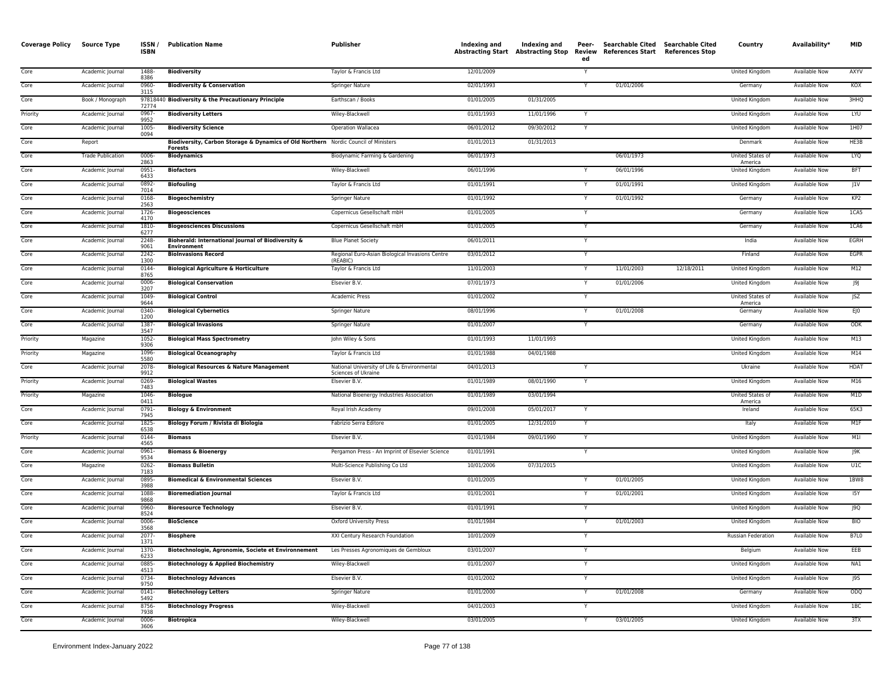| Coverage Policy | Source Type | ISSN / ISBN | Publication Name | Publisher | Indexing and Abstracting Start | Indexing and Abstracting Stop | Peer-Reviewed | Searchable Cited References Start | Searchable Cited References Stop | Country | Availability* | MID |
|---|---|---|---|---|---|---|---|---|---|---|---|---|
| Core | Academic Journal | 1488-8386 | **Biodiversity** | Taylor & Francis Ltd | 12/01/2009 | | Y | | | United Kingdom | Available Now | AXYV |
| Core | Academic Journal | 0960-3115 | **Biodiversity & Conservation** | Springer Nature | 02/01/1993 | | Y | 01/01/2006 | | Germany | Available Now | KOX |
| Core | Book / Monograph | 9781844072774 | **Biodiversity & the Precautionary Principle** | Earthscan / Books | 01/01/2005 | 01/31/2005 | | | | United Kingdom | Available Now | 3HHQ |
| Priority | Academic Journal | 0967-9952 | **Biodiversity Letters** | Wiley-Blackwell | 01/01/1993 | 11/01/1996 | Y | | | United Kingdom | Available Now | LYU |
| Core | Academic Journal | 1005-0094 | **Biodiversity Science** | Operation Wallacea | 06/01/2012 | 09/30/2012 | Y | | | United Kingdom | Available Now | 1H07 |
| Core | Report | | **Biodiversity, Carbon Storage & Dynamics of Old Northern Forests** | Nordic Council of Ministers | 01/01/2013 | 01/31/2013 | | | | Denmark | Available Now | HE3B |
| Core | Trade Publication | 0006-2863 | **Biodynamics** | Biodynamic Farming & Gardening | 06/01/1973 | | | 06/01/1973 | | United States of America | Available Now | LYQ |
| Core | Academic Journal | 0951-6433 | **Biofactors** | Wiley-Blackwell | 06/01/1996 | | Y | 06/01/1996 | | United Kingdom | Available Now | BFT |
| Core | Academic Journal | 0892-7014 | **Biofouling** | Taylor & Francis Ltd | 01/01/1991 | | Y | 01/01/1991 | | United Kingdom | Available Now | J1V |
| Core | Academic Journal | 0168-2563 | **Biogeochemistry** | Springer Nature | 01/01/1992 | | Y | 01/01/1992 | | Germany | Available Now | KP2 |
| Core | Academic Journal | 1726-4170 | **Biogeosciences** | Copernicus Gesellschaft mbH | 01/01/2005 | | Y | | | Germany | Available Now | 1CA5 |
| Core | Academic Journal | 1810-6277 | **Biogeosciences Discussions** | Copernicus Gesellschaft mbH | 01/01/2005 | | Y | | | Germany | Available Now | 1CA6 |
| Core | Academic Journal | 2248-9061 | **Bioherald: International Journal of Biodiversity & Environment** | Blue Planet Society | 06/01/2011 | | Y | | | India | Available Now | EGRH |
| Core | Academic Journal | 2242-1300 | **BioInvasions Record** | Regional Euro-Asian Biological Invasions Centre (REABIC) | 03/01/2012 | | Y | | | Finland | Available Now | EGPR |
| Core | Academic Journal | 0144-8765 | **Biological Agriculture & Horticulture** | Taylor & Francis Ltd | 11/01/2003 | | Y | 11/01/2003 | 12/18/2011 | United Kingdom | Available Now | M12 |
| Core | Academic Journal | 0006-3207 | **Biological Conservation** | Elsevier B.V. | 07/01/1973 | | Y | 01/01/2006 | | United Kingdom | Available Now | J9J |
| Core | Academic Journal | 1049-9644 | **Biological Control** | Academic Press | 01/01/2002 | | Y | | | United States of America | Available Now | JSZ |
| Core | Academic Journal | 0340-1200 | **Biological Cybernetics** | Springer Nature | 08/01/1996 | | Y | 01/01/2008 | | Germany | Available Now | EJ0 |
| Core | Academic Journal | 1387-3547 | **Biological Invasions** | Springer Nature | 01/01/2007 | | Y | | | Germany | Available Now | ODK |
| Priority | Magazine | 1052-9306 | **Biological Mass Spectrometry** | John Wiley & Sons | 01/01/1993 | 11/01/1993 | | | | United Kingdom | Available Now | M13 |
| Priority | Magazine | 1096-5580 | **Biological Oceanography** | Taylor & Francis Ltd | 01/01/1988 | 04/01/1988 | | | | United Kingdom | Available Now | M14 |
| Core | Academic Journal | 2078-9912 | **Biological Resources & Nature Management** | National University of Life & Environmental Sciences of Ukraine | 04/01/2013 | | Y | | | Ukraine | Available Now | HDAT |
| Priority | Academic Journal | 0269-7483 | **Biological Wastes** | Elsevier B.V. | 01/01/1989 | 08/01/1990 | Y | | | United Kingdom | Available Now | M16 |
| Priority | Magazine | 1046-0411 | **Biologue** | National Bioenergy Industries Association | 01/01/1989 | 03/01/1994 | | | | United States of America | Available Now | M1D |
| Core | Academic Journal | 0791-7945 | **Biology & Environment** | Royal Irish Academy | 09/01/2008 | 05/01/2017 | Y | | | Ireland | Available Now | 65K3 |
| Core | Academic Journal | 1825-6538 | **Biology Forum / Rivista di Biologia** | Fabrizio Serra Editore | 01/01/2005 | 12/31/2010 | Y | | | Italy | Available Now | M1F |
| Priority | Academic Journal | 0144-4565 | **Biomass** | Elsevier B.V. | 01/01/1984 | 09/01/1990 | Y | | | United Kingdom | Available Now | M1I |
| Core | Academic Journal | 0961-9534 | **Biomass & Bioenergy** | Pergamon Press - An Imprint of Elsevier Science | 01/01/1991 | | Y | | | United Kingdom | Available Now | J9K |
| Core | Magazine | 0262-7183 | **Biomass Bulletin** | Multi-Science Publishing Co Ltd | 10/01/2006 | 07/31/2015 | | | | United Kingdom | Available Now | U1C |
| Core | Academic Journal | 0895-3988 | **Biomedical & Environmental Sciences** | Elsevier B.V. | 01/01/2005 | | Y | 01/01/2005 | | United Kingdom | Available Now | 1BW8 |
| Core | Academic Journal | 1088-9868 | **Bioremediation Journal** | Taylor & Francis Ltd | 01/01/2001 | | Y | 01/01/2001 | | United Kingdom | Available Now | I5Y |
| Core | Academic Journal | 0960-8524 | **Bioresource Technology** | Elsevier B.V. | 01/01/1991 | | Y | | | United Kingdom | Available Now | J9Q |
| Core | Academic Journal | 0006-3568 | **BioScience** | Oxford University Press | 01/01/1984 | | Y | 01/01/2003 | | United Kingdom | Available Now | BIO |
| Core | Academic Journal | 2077-1371 | **Biosphere** | XXI Century Research Foundation | 10/01/2009 | | Y | | | Russian Federation | Available Now | B7L0 |
| Core | Academic Journal | 1370-6233 | **Biotechnologie, Agronomie, Societe et Environnement** | Les Presses Agronomiques de Gembloux | 03/01/2007 | | Y | | | Belgium | Available Now | EEB |
| Core | Academic Journal | 0885-4513 | **Biotechnology & Applied Biochemistry** | Wiley-Blackwell | 01/01/2007 | | Y | | | United Kingdom | Available Now | NA1 |
| Core | Academic Journal | 0734-9750 | **Biotechnology Advances** | Elsevier B.V. | 01/01/2002 | | Y | | | United Kingdom | Available Now | J9S |
| Core | Academic Journal | 0141-5492 | **Biotechnology Letters** | Springer Nature | 01/01/2000 | | Y | 01/01/2008 | | Germany | Available Now | ODQ |
| Core | Academic Journal | 8756-7938 | **Biotechnology Progress** | Wiley-Blackwell | 04/01/2003 | | Y | | | United Kingdom | Available Now | 1BC |
| Core | Academic Journal | 0006-3606 | **Biotropica** | Wiley-Blackwell | 03/01/2005 | | Y | 03/01/2005 | | United Kingdom | Available Now | 3TX |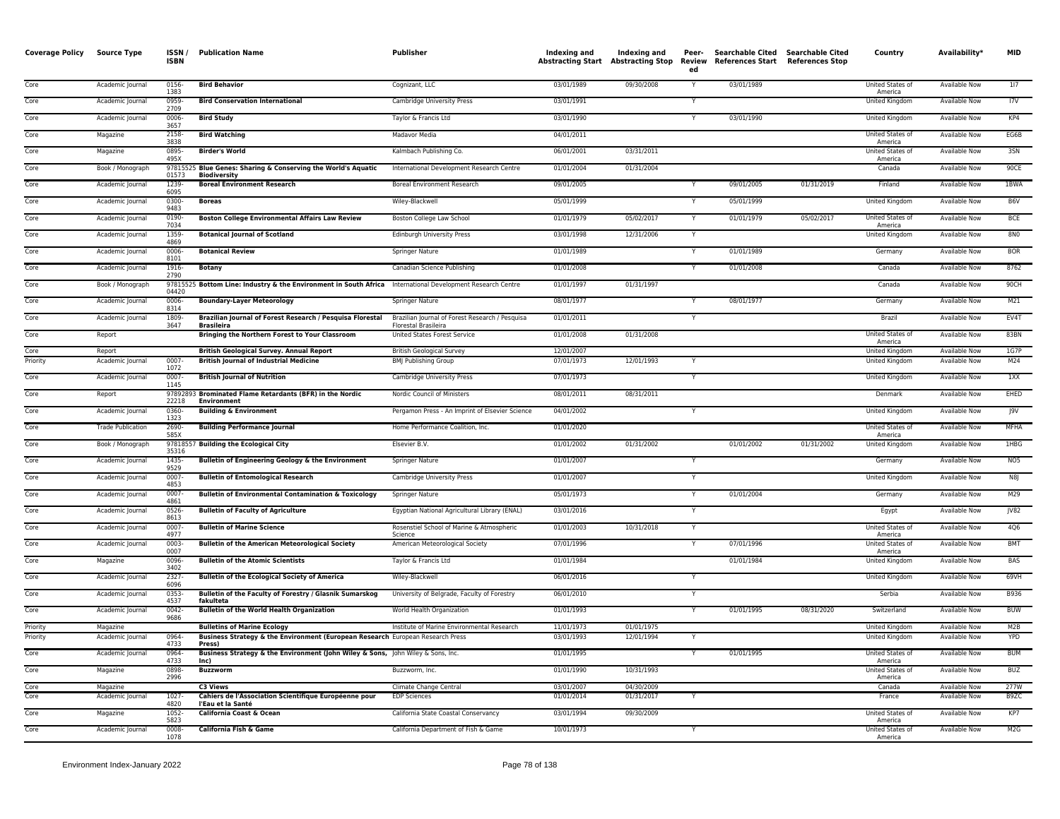| Coverage Policy | Source Type | ISSN / ISBN | Publication Name | Publisher | Indexing and Abstracting Start | Indexing and Abstracting Stop | Peer-Reviewed | Searchable Cited References Start | Searchable Cited References Stop | Country | Availability* | MID |
|---|---|---|---|---|---|---|---|---|---|---|---|---|
| Core | Academic Journal | 0156-1383 | **Bird Behavior** | Cognizant, LLC | 03/01/1989 | 09/30/2008 | Y | 03/01/1989 | | United States of America | Available Now | 1I7 |
| Core | Academic Journal | 0959-2709 | **Bird Conservation International** | Cambridge University Press | 03/01/1991 | | Y | | | United Kingdom | Available Now | I7V |
| Core | Academic Journal | 0006-3657 | **Bird Study** | Taylor & Francis Ltd | 03/01/1990 | | Y | 03/01/1990 | | United Kingdom | Available Now | KP4 |
| Core | Magazine | 2158-3838 | **Bird Watching** | Madavor Media | 04/01/2011 | | | | | United States of America | Available Now | EG6B |
| Core | Magazine | 0895-495X | **Birder's World** | Kalmbach Publishing Co. | 06/01/2001 | 03/31/2011 | | | | United States of America | Available Now | 3SN |
| Core | Book / Monograph | 9781552501573 | **Blue Genes: Sharing & Conserving the World's Aquatic Biodiversity** | International Development Research Centre | 01/01/2004 | 01/31/2004 | | | | Canada | Available Now | 90CE |
| Core | Academic Journal | 1239-6095 | **Boreal Environment Research** | Boreal Environment Research | 09/01/2005 | | Y | 09/01/2005 | 01/31/2019 | Finland | Available Now | 1BWA |
| Core | Academic Journal | 0300-9483 | **Boreas** | Wiley-Blackwell | 05/01/1999 | | Y | 05/01/1999 | | United Kingdom | Available Now | B6V |
| Core | Academic Journal | 0190-7034 | **Boston College Environmental Affairs Law Review** | Boston College Law School | 01/01/1979 | 05/02/2017 | Y | 01/01/1979 | 05/02/2017 | United States of America | Available Now | BCE |
| Core | Academic Journal | 1359-4869 | **Botanical Journal of Scotland** | Edinburgh University Press | 03/01/1998 | 12/31/2006 | Y | | | United Kingdom | Available Now | 8N0 |
| Core | Academic Journal | 0006-8101 | **Botanical Review** | Springer Nature | 01/01/1989 | | Y | 01/01/1989 | | Germany | Available Now | BOR |
| Core | Academic Journal | 1916-2790 | **Botany** | Canadian Science Publishing | 01/01/2008 | | Y | 01/01/2008 | | Canada | Available Now | 8762 |
| Core | Book / Monograph | 9781552504420 | **Bottom Line: Industry & the Environment in South Africa** | International Development Research Centre | 01/01/1997 | 01/31/1997 | | | | Canada | Available Now | 90CH |
| Core | Academic Journal | 0006-8314 | **Boundary-Layer Meteorology** | Springer Nature | 08/01/1977 | | Y | 08/01/1977 | | Germany | Available Now | M21 |
| Core | Academic Journal | 1809-3647 | **Brazilian Journal of Forest Research / Pesquisa Florestal Brasileira** | Brazilian Journal of Forest Research / Pesquisa Florestal Brasileira | 01/01/2011 | | Y | | | Brazil | Available Now | EV4T |
| Core | Report | | **Bringing the Northern Forest to Your Classroom** | United States Forest Service | 01/01/2008 | 01/31/2008 | | | | United States of America | Available Now | 83BN |
| Core | Report | | **British Geological Survey. Annual Report** | British Geological Survey | 12/01/2007 | | | | | United Kingdom | Available Now | 1G7P |
| Priority | Academic Journal | 0007-1072 | **British Journal of Industrial Medicine** | BMJ Publishing Group | 07/01/1973 | 12/01/1993 | Y | | | United Kingdom | Available Now | M24 |
| Core | Academic Journal | 0007-1145 | **British Journal of Nutrition** | Cambridge University Press | 07/01/1973 | | Y | | | United Kingdom | Available Now | 1XX |
| Core | Report | 9789289322218 | **Brominated Flame Retardants (BFR) in the Nordic Environment** | Nordic Council of Ministers | 08/01/2011 | 08/31/2011 | | | | Denmark | Available Now | EHED |
| Core | Academic Journal | 0360-1323 | **Building & Environment** | Pergamon Press - An Imprint of Elsevier Science | 04/01/2002 | | Y | | | United Kingdom | Available Now | J9V |
| Core | Trade Publication | 2690-585X | **Building Performance Journal** | Home Performance Coalition, Inc. | 01/01/2020 | | | | | United States of America | Available Now | MFHA |
| Core | Book / Monograph | 9781855735316 | **Building the Ecological City** | Elsevier B.V. | 01/01/2002 | 01/31/2002 | | 01/01/2002 | 01/31/2002 | United Kingdom | Available Now | 1HBG |
| Core | Academic Journal | 1435-9529 | **Bulletin of Engineering Geology & the Environment** | Springer Nature | 01/01/2007 | | Y | | | Germany | Available Now | NO5 |
| Core | Academic Journal | 0007-4853 | **Bulletin of Entomological Research** | Cambridge University Press | 01/01/2007 | | Y | | | United Kingdom | Available Now | N8J |
| Core | Academic Journal | 0007-4861 | **Bulletin of Environmental Contamination & Toxicology** | Springer Nature | 05/01/1973 | | Y | 01/01/2004 | | Germany | Available Now | M29 |
| Core | Academic Journal | 0526-8613 | **Bulletin of Faculty of Agriculture** | Egyptian National Agricultural Library (ENAL) | 03/01/2016 | | Y | | | Egypt | Available Now | JV82 |
| Core | Academic Journal | 0007-4977 | **Bulletin of Marine Science** | Rosenstiel School of Marine & Atmospheric Science | 01/01/2003 | 10/31/2018 | Y | | | United States of America | Available Now | 4Q6 |
| Core | Academic Journal | 0003-0007 | **Bulletin of the American Meteorological Society** | American Meteorological Society | 07/01/1996 | | Y | 07/01/1996 | | United States of America | Available Now | BMT |
| Core | Magazine | 0096-3402 | **Bulletin of the Atomic Scientists** | Taylor & Francis Ltd | 01/01/1984 | | | 01/01/1984 | | United Kingdom | Available Now | BAS |
| Core | Academic Journal | 2327-6096 | **Bulletin of the Ecological Society of America** | Wiley-Blackwell | 06/01/2016 | | Y | | | United Kingdom | Available Now | 69VH |
| Core | Academic Journal | 0353-4537 | **Bulletin of the Faculty of Forestry / Glasnik Sumarskog fakulteta** | University of Belgrade, Faculty of Forestry | 06/01/2010 | | Y | | | Serbia | Available Now | B936 |
| Core | Academic Journal | 0042-9686 | **Bulletin of the World Health Organization** | World Health Organization | 01/01/1993 | | Y | 01/01/1995 | 08/31/2020 | Switzerland | Available Now | BUW |
| Priority | Magazine | | **Bulletins of Marine Ecology** | Institute of Marine Environmental Research | 11/01/1973 | 01/01/1975 | | | | United Kingdom | Available Now | M2B |
| Priority | Academic Journal | 0964-4733 | **Business Strategy & the Environment (European Research Press)** | European Research Press | 03/01/1993 | 12/01/1994 | Y | | | United Kingdom | Available Now | YPD |
| Core | Academic Journal | 0964-4733 | **Business Strategy & the Environment (John Wiley & Sons, Inc)** | John Wiley & Sons, Inc. | 01/01/1995 | | Y | 01/01/1995 | | United States of America | Available Now | BUM |
| Core | Magazine | 0898-2996 | **Buzzworm** | Buzzworm, Inc. | 01/01/1990 | 10/31/1993 | | | | United States of America | Available Now | BUZ |
| Core | Magazine | | **C3 Views** | Climate Change Central | 03/01/2007 | 04/30/2009 | | | | Canada | Available Now | 277W |
| Core | Academic Journal | 1027-4820 | **Cahiers de l'Association Scientifique Européenne pour l'Eau et la Santé** | EDP Sciences | 01/01/2014 | 01/31/2017 | Y | | | France | Available Now | B9ZC |
| Core | Magazine | 1052-5823 | **California Coast & Ocean** | California State Coastal Conservancy | 03/01/1994 | 09/30/2009 | | | | United States of America | Available Now | KP7 |
| Core | Academic Journal | 0008-1078 | **California Fish & Game** | California Department of Fish & Game | 10/01/1973 | | Y | | | United States of America | Available Now | M2G |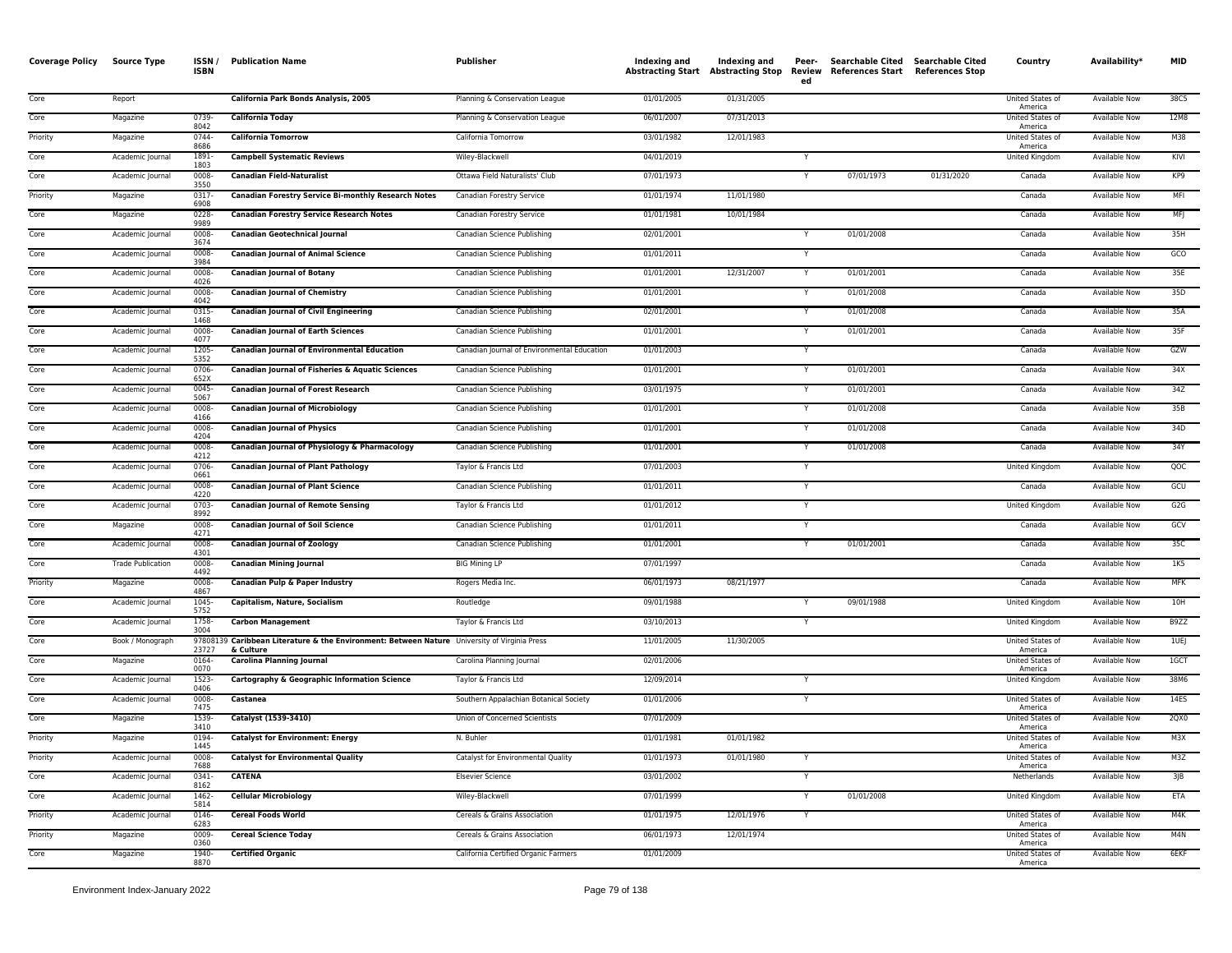| Coverage Policy | Source Type | ISSN / ISBN | Publication Name | Publisher | Indexing and Abstracting Start | Indexing and Abstracting Stop | Peer-Reviewed | Searchable Cited References Start | Searchable Cited References Stop | Country | Availability* | MID |
|---|---|---|---|---|---|---|---|---|---|---|---|---|
| Core | Report | | **California Park Bonds Analysis, 2005** | Planning & Conservation League | 01/01/2005 | 01/31/2005 | | | | United States of America | Available Now | 38C5 |
| Core | Magazine | 0739-8042 | **California Today** | Planning & Conservation League | 06/01/2007 | 07/31/2013 | | | | United States of America | Available Now | 12M8 |
| Priority | Magazine | 0744-8686 | **California Tomorrow** | California Tomorrow | 03/01/1982 | 12/01/1983 | | | | United States of America | Available Now | M38 |
| Core | Academic Journal | 1891-1803 | **Campbell Systematic Reviews** | Wiley-Blackwell | 04/01/2019 | | Y | | | United Kingdom | Available Now | KIVI |
| Core | Academic Journal | 0008-3550 | **Canadian Field-Naturalist** | Ottawa Field Naturalists' Club | 07/01/1973 | | Y | 07/01/1973 | 01/31/2020 | Canada | Available Now | KP9 |
| Priority | Magazine | 0317-6908 | **Canadian Forestry Service Bi-monthly Research Notes** | Canadian Forestry Service | 01/01/1974 | 11/01/1980 | | | | Canada | Available Now | MFI |
| Core | Magazine | 0228-9989 | **Canadian Forestry Service Research Notes** | Canadian Forestry Service | 01/01/1981 | 10/01/1984 | | | | Canada | Available Now | MFJ |
| Core | Academic Journal | 0008-3674 | **Canadian Geotechnical Journal** | Canadian Science Publishing | 02/01/2001 | | Y | 01/01/2008 | | Canada | Available Now | 35H |
| Core | Academic Journal | 0008-3984 | **Canadian Journal of Animal Science** | Canadian Science Publishing | 01/01/2011 | | Y | | | Canada | Available Now | GCO |
| Core | Academic Journal | 0008-4026 | **Canadian Journal of Botany** | Canadian Science Publishing | 01/01/2001 | 12/31/2007 | Y | 01/01/2001 | | Canada | Available Now | 35E |
| Core | Academic Journal | 0008-4042 | **Canadian Journal of Chemistry** | Canadian Science Publishing | 01/01/2001 | | Y | 01/01/2008 | | Canada | Available Now | 35D |
| Core | Academic Journal | 0315-1468 | **Canadian Journal of Civil Engineering** | Canadian Science Publishing | 02/01/2001 | | Y | 01/01/2008 | | Canada | Available Now | 35A |
| Core | Academic Journal | 0008-4077 | **Canadian Journal of Earth Sciences** | Canadian Science Publishing | 01/01/2001 | | Y | 01/01/2001 | | Canada | Available Now | 35F |
| Core | Academic Journal | 1205-5352 | **Canadian Journal of Environmental Education** | Canadian Journal of Environmental Education | 01/01/2003 | | Y | | | Canada | Available Now | GZW |
| Core | Academic Journal | 0706-652X | **Canadian Journal of Fisheries & Aquatic Sciences** | Canadian Science Publishing | 01/01/2001 | | Y | 01/01/2001 | | Canada | Available Now | 34X |
| Core | Academic Journal | 0045-5067 | **Canadian Journal of Forest Research** | Canadian Science Publishing | 03/01/1975 | | Y | 01/01/2001 | | Canada | Available Now | 34Z |
| Core | Academic Journal | 0008-4166 | **Canadian Journal of Microbiology** | Canadian Science Publishing | 01/01/2001 | | Y | 01/01/2008 | | Canada | Available Now | 35B |
| Core | Academic Journal | 0008-4204 | **Canadian Journal of Physics** | Canadian Science Publishing | 01/01/2001 | | Y | 01/01/2008 | | Canada | Available Now | 34D |
| Core | Academic Journal | 0008-4212 | **Canadian Journal of Physiology & Pharmacology** | Canadian Science Publishing | 01/01/2001 | | Y | 01/01/2008 | | Canada | Available Now | 34Y |
| Core | Academic Journal | 0706-0661 | **Canadian Journal of Plant Pathology** | Taylor & Francis Ltd | 07/01/2003 | | Y | | | United Kingdom | Available Now | QOC |
| Core | Academic Journal | 0008-4220 | **Canadian Journal of Plant Science** | Canadian Science Publishing | 01/01/2011 | | Y | | | Canada | Available Now | GCU |
| Core | Academic Journal | 0703-8992 | **Canadian Journal of Remote Sensing** | Taylor & Francis Ltd | 01/01/2012 | | Y | | | United Kingdom | Available Now | G2G |
| Core | Magazine | 0008-4271 | **Canadian Journal of Soil Science** | Canadian Science Publishing | 01/01/2011 | | Y | | | Canada | Available Now | GCV |
| Core | Academic Journal | 0008-4301 | **Canadian Journal of Zoology** | Canadian Science Publishing | 01/01/2001 | | Y | 01/01/2001 | | Canada | Available Now | 35C |
| Core | Trade Publication | 0008-4492 | **Canadian Mining Journal** | BIG Mining LP | 07/01/1997 | | | | | Canada | Available Now | 1K5 |
| Priority | Magazine | 0008-4867 | **Canadian Pulp & Paper Industry** | Rogers Media Inc. | 06/01/1973 | 08/21/1977 | | | | Canada | Available Now | MFK |
| Core | Academic Journal | 1045-5752 | **Capitalism, Nature, Socialism** | Routledge | 09/01/1988 | | Y | 09/01/1988 | | United Kingdom | Available Now | 10H |
| Core | Academic Journal | 1758-3004 | **Carbon Management** | Taylor & Francis Ltd | 03/10/2013 | | Y | | | United Kingdom | Available Now | B9ZZ |
| Core | Book / Monograph | 9780813923727 | **Caribbean Literature & the Environment: Between Nature & Culture** | University of Virginia Press | 11/01/2005 | 11/30/2005 | | | | United States of America | Available Now | 1UEJ |
| Core | Magazine | 0164-0070 | **Carolina Planning Journal** | Carolina Planning Journal | 02/01/2006 | | | | | United States of America | Available Now | 1GCT |
| Core | Academic Journal | 1523-0406 | **Cartography & Geographic Information Science** | Taylor & Francis Ltd | 12/09/2014 | | Y | | | United Kingdom | Available Now | 38M6 |
| Core | Academic Journal | 0008-7475 | **Castanea** | Southern Appalachian Botanical Society | 01/01/2006 | | Y | | | United States of America | Available Now | 14ES |
| Core | Magazine | 1539-3410 | **Catalyst (1539-3410)** | Union of Concerned Scientists | 07/01/2009 | | | | | United States of America | Available Now | 2QX0 |
| Priority | Magazine | 0194-1445 | **Catalyst for Environment: Energy** | N. Buhler | 01/01/1981 | 01/01/1982 | | | | United States of America | Available Now | M3X |
| Priority | Academic Journal | 0008-7688 | **Catalyst for Environmental Quality** | Catalyst for Environmental Quality | 01/01/1973 | 01/01/1980 | Y | | | United States of America | Available Now | M3Z |
| Core | Academic Journal | 0341-8162 | **CATENA** | Elsevier Science | 03/01/2002 | | Y | | | Netherlands | Available Now | 3JB |
| Core | Academic Journal | 1462-5814 | **Cellular Microbiology** | Wiley-Blackwell | 07/01/1999 | | Y | 01/01/2008 | | United Kingdom | Available Now | ETA |
| Priority | Academic Journal | 0146-6283 | **Cereal Foods World** | Cereals & Grains Association | 01/01/1975 | 12/01/1976 | Y | | | United States of America | Available Now | M4K |
| Priority | Magazine | 0009-0360 | **Cereal Science Today** | Cereals & Grains Association | 06/01/1973 | 12/01/1974 | | | | United States of America | Available Now | M4N |
| Core | Magazine | 1940-8870 | **Certified Organic** | California Certified Organic Farmers | 01/01/2009 | | | | | United States of America | Available Now | 6EKF |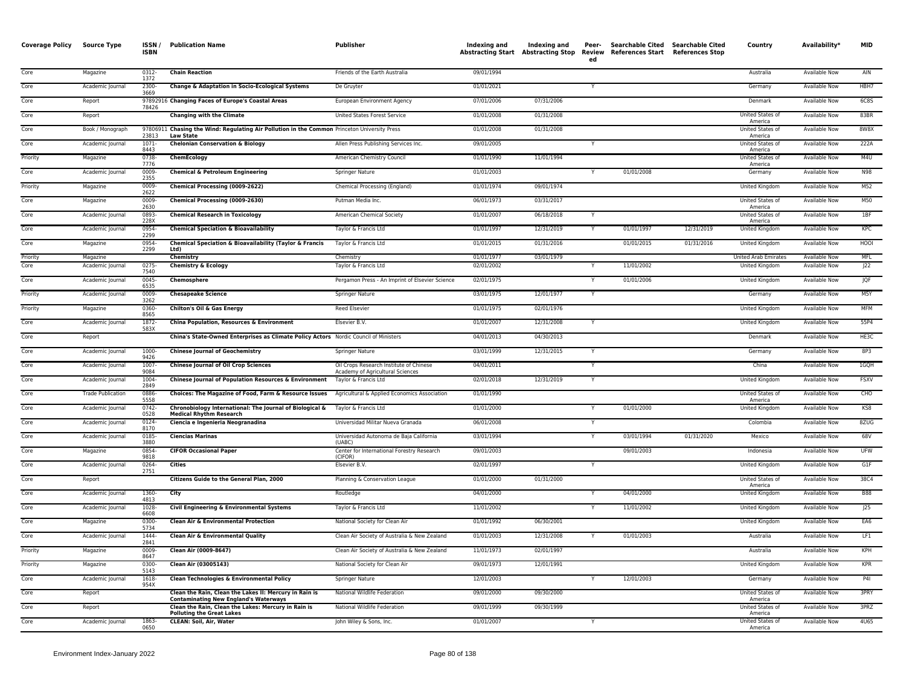| Coverage Policy | Source Type | ISSN / ISBN | Publication Name | Publisher | Indexing and Abstracting Start | Indexing and Abstracting Stop | Peer-Reviewed | Searchable Cited References Start | Searchable Cited References Stop | Country | Availability* | MID |
|---|---|---|---|---|---|---|---|---|---|---|---|---|
| Core | Magazine | 0312-1372 | **Chain Reaction** | Friends of the Earth Australia | 09/01/1994 | | | | | Australia | Available Now | AIN |
| Core | Academic Journal | 2300-3669 | **Change & Adaptation in Socio-Ecological Systems** | De Gruyter | 01/01/2021 | | Y | | | Germany | Available Now | HBH7 |
| Core | Report | 9789291678426 | **Changing Faces of Europe's Coastal Areas** | European Environment Agency | 07/01/2006 | 07/31/2006 | | | | Denmark | Available Now | 6C8S |
| Core | Report | | **Changing with the Climate** | United States Forest Service | 01/01/2008 | 01/31/2008 | | | | United States of America | Available Now | 83BR |
| Core | Book / Monograph | 9780691123813 | **Chasing the Wind: Regulating Air Pollution in the Common Law State** | Princeton University Press | 01/01/2008 | 01/31/2008 | | | | United States of America | Available Now | 8W8X |
| Core | Academic Journal | 1071-8443 | **Chelonian Conservation & Biology** | Allen Press Publishing Services Inc. | 09/01/2005 | | Y | | | United States of America | Available Now | 222A |
| Priority | Magazine | 0738-7776 | **ChemEcology** | American Chemistry Council | 01/01/1990 | 11/01/1994 | | | | United States of America | Available Now | M4U |
| Core | Academic Journal | 0009-2355 | **Chemical & Petroleum Engineering** | Springer Nature | 01/01/2003 | | Y | 01/01/2008 | | Germany | Available Now | N98 |
| Priority | Magazine | 0009-2622 | **Chemical Processing (0009-2622)** | Chemical Processing (England) | 01/01/1974 | 09/01/1974 | | | | United Kingdom | Available Now | M52 |
| Core | Magazine | 0009-2630 | **Chemical Processing (0009-2630)** | Putman Media Inc. | 06/01/1973 | 03/31/2017 | | | | United States of America | Available Now | M50 |
| Core | Academic Journal | 0893-228X | **Chemical Research in Toxicology** | American Chemical Society | 01/01/2007 | 06/18/2018 | Y | | | United States of America | Available Now | 1BF |
| Core | Academic Journal | 0954-2299 | **Chemical Speciation & Bioavailability** | Taylor & Francis Ltd | 01/01/1997 | 12/31/2019 | Y | 01/01/1997 | 12/31/2019 | United Kingdom | Available Now | KPC |
| Core | Magazine | 0954-2299 | **Chemical Speciation & Bioavailability (Taylor & Francis Ltd)** | Taylor & Francis Ltd | 01/01/2015 | 01/31/2016 | | 01/01/2015 | 01/31/2016 | United Kingdom | Available Now | HOOI |
| Priority | Magazine | | **Chemistry** | Chemistry | 01/01/1977 | 03/01/1979 | | | | United Arab Emirates | Available Now | MFL |
| Core | Academic Journal | 0275-7540 | **Chemistry & Ecology** | Taylor & Francis Ltd | 02/01/2002 | | Y | 11/01/2002 | | United Kingdom | Available Now | J22 |
| Core | Academic Journal | 0045-6535 | **Chemosphere** | Pergamon Press - An Imprint of Elsevier Science | 02/01/1975 | | Y | 01/01/2006 | | United Kingdom | Available Now | JQF |
| Priority | Academic Journal | 0009-3262 | **Chesapeake Science** | Springer Nature | 03/01/1975 | 12/01/1977 | Y | | | Germany | Available Now | M5Y |
| Priority | Magazine | 0360-8565 | **Chilton's Oil & Gas Energy** | Reed Elsevier | 01/01/1975 | 02/01/1976 | | | | United Kingdom | Available Now | MFM |
| Core | Academic Journal | 1872-583X | **China Population, Resources & Environment** | Elsevier B.V. | 01/01/2007 | 12/31/2008 | Y | | | United Kingdom | Available Now | 55P4 |
| Core | Report | | **China's State-Owned Enterprises as Climate Policy Actors** | Nordic Council of Ministers | 04/01/2013 | 04/30/2013 | | | | Denmark | Available Now | HE3C |
| Core | Academic Journal | 1000-9426 | **Chinese Journal of Geochemistry** | Springer Nature | 03/01/1999 | 12/31/2015 | Y | | | Germany | Available Now | 8P3 |
| Core | Academic Journal | 1007-9084 | **Chinese Journal of Oil Crop Sciences** | Oil Crops Research Institute of Chinese Academy of Agricultural Sciences | 04/01/2011 | | Y | | | China | Available Now | 1GQH |
| Core | Academic Journal | 1004-2849 | **Chinese Journal of Population Resources & Environment** | Taylor & Francis Ltd | 02/01/2018 | 12/31/2019 | Y | | | United Kingdom | Available Now | FSXV |
| Core | Trade Publication | 0886-5558 | **Choices: The Magazine of Food, Farm & Resource Issues** | Agricultural & Applied Economics Association | 01/01/1990 | | | | | United States of America | Available Now | CHO |
| Core | Academic Journal | 0742-0528 | **Chronobiology International: The Journal of Biological & Medical Rhythm Research** | Taylor & Francis Ltd | 01/01/2000 | | Y | 01/01/2000 | | United Kingdom | Available Now | KS8 |
| Core | Academic Journal | 0124-8170 | **Ciencia e Ingenieria Neogranadina** | Universidad Militar Nueva Granada | 06/01/2008 | | Y | | | Colombia | Available Now | 8ZUG |
| Core | Academic Journal | 0185-3880 | **Ciencias Marinas** | Universidad Autonoma de Baja California (UABC) | 03/01/1994 | | Y | 03/01/1994 | 01/31/2020 | Mexico | Available Now | 68V |
| Core | Magazine | 0854-9818 | **CIFOR Occasional Paper** | Center for International Forestry Research (CIFOR) | 09/01/2003 | | | 09/01/2003 | | Indonesia | Available Now | UFW |
| Core | Academic Journal | 0264-2751 | **Cities** | Elsevier B.V. | 02/01/1997 | | Y | | | United Kingdom | Available Now | G1F |
| Core | Report | | **Citizens Guide to the General Plan, 2000** | Planning & Conservation League | 01/01/2000 | 01/31/2000 | | | | United States of America | Available Now | 38C4 |
| Core | Academic Journal | 1360-4813 | **City** | Routledge | 04/01/2000 | | Y | 04/01/2000 | | United Kingdom | Available Now | B88 |
| Core | Academic Journal | 1028-6608 | **Civil Engineering & Environmental Systems** | Taylor & Francis Ltd | 11/01/2002 | | Y | 11/01/2002 | | United Kingdom | Available Now | J25 |
| Core | Magazine | 0300-5734 | **Clean Air & Environmental Protection** | National Society for Clean Air | 01/01/1992 | 06/30/2001 | | | | United Kingdom | Available Now | EA6 |
| Core | Academic Journal | 1444-2841 | **Clean Air & Environmental Quality** | Clean Air Society of Australia & New Zealand | 01/01/2003 | 12/31/2008 | Y | 01/01/2003 | | Australia | Available Now | LF1 |
| Priority | Magazine | 0009-8647 | **Clean Air (0009-8647)** | Clean Air Society of Australia & New Zealand | 11/01/1973 | 02/01/1997 | | | | Australia | Available Now | KPH |
| Priority | Magazine | 0300-5143 | **Clean Air (03005143)** | National Society for Clean Air | 09/01/1973 | 12/01/1991 | | | | United Kingdom | Available Now | KPR |
| Core | Academic Journal | 1618-954X | **Clean Technologies & Environmental Policy** | Springer Nature | 12/01/2003 | | Y | 12/01/2003 | | Germany | Available Now | P4I |
| Core | Report | | **Clean the Rain, Clean the Lakes II: Mercury in Rain is Contaminating New England's Waterways** | National Wildlife Federation | 09/01/2000 | 09/30/2000 | | | | United States of America | Available Now | 3PRY |
| Core | Report | | **Clean the Rain, Clean the Lakes: Mercury in Rain is Polluting the Great Lakes** | National Wildlife Federation | 09/01/1999 | 09/30/1999 | | | | United States of America | Available Now | 3PRZ |
| Core | Academic Journal | 1863-0650 | **CLEAN: Soil, Air, Water** | John Wiley & Sons, Inc. | 01/01/2007 | | Y | | | United States of America | Available Now | 4U65 |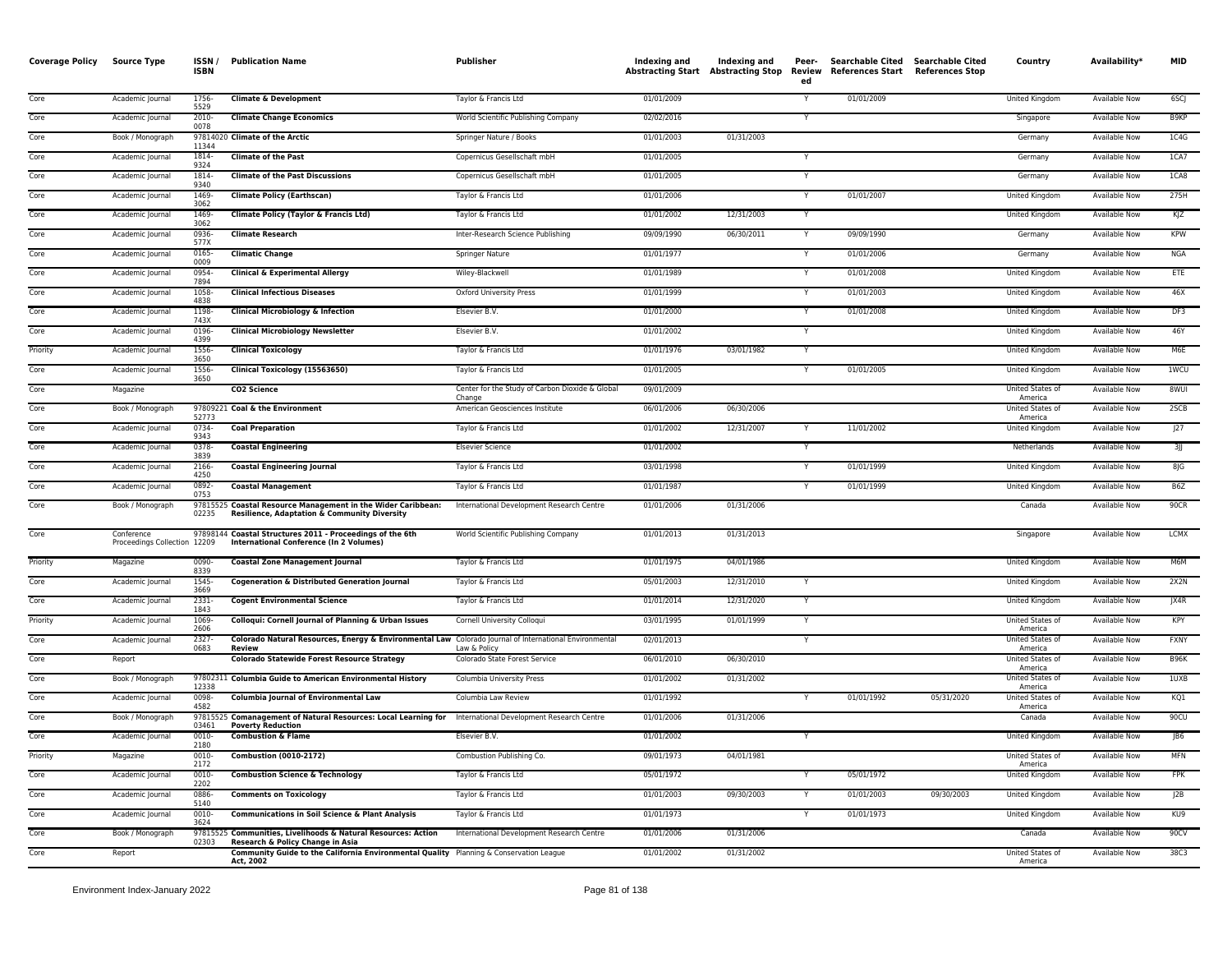| Coverage Policy | Source Type | ISSN / ISBN | Publication Name | Publisher | Indexing and Abstracting Start | Indexing and Abstracting Stop | Peer-Reviewed | Searchable Cited References Start | Searchable Cited References Stop | Country | Availability* | MID |
|---|---|---|---|---|---|---|---|---|---|---|---|---|
| Core | Academic Journal | 1756-5529 | **Climate & Development** | Taylor & Francis Ltd | 01/01/2009 | | Y | 01/01/2009 | | United Kingdom | Available Now | 6SCJ |
| Core | Academic Journal | 2010-0078 | **Climate Change Economics** | World Scientific Publishing Company | 02/02/2016 | | Y | | | Singapore | Available Now | B9KP |
| Core | Book / Monograph | 9781402011344 | **Climate of the Arctic** | Springer Nature / Books | 01/01/2003 | 01/31/2003 | | | | Germany | Available Now | 1C4G |
| Core | Academic Journal | 1814-9324 | **Climate of the Past** | Copernicus Gesellschaft mbH | 01/01/2005 | | Y | | | Germany | Available Now | 1CA7 |
| Core | Academic Journal | 1814-9340 | **Climate of the Past Discussions** | Copernicus Gesellschaft mbH | 01/01/2005 | | Y | | | Germany | Available Now | 1CA8 |
| Core | Academic Journal | 1469-3062 | **Climate Policy (Earthscan)** | Taylor & Francis Ltd | 01/01/2006 | | Y | 01/01/2007 | | United Kingdom | Available Now | 275H |
| Core | Academic Journal | 1469-3062 | **Climate Policy (Taylor & Francis Ltd)** | Taylor & Francis Ltd | 01/01/2002 | 12/31/2003 | Y | | | United Kingdom | Available Now | KJZ |
| Core | Academic Journal | 0936-577X | **Climate Research** | Inter-Research Science Publishing | 09/09/1990 | 06/30/2011 | Y | 09/09/1990 | | Germany | Available Now | KPW |
| Core | Academic Journal | 0165-0009 | **Climatic Change** | Springer Nature | 01/01/1977 | | Y | 01/01/2006 | | Germany | Available Now | NGA |
| Core | Academic Journal | 0954-7894 | **Clinical & Experimental Allergy** | Wiley-Blackwell | 01/01/1989 | | Y | 01/01/2008 | | United Kingdom | Available Now | ETE |
| Core | Academic Journal | 1058-4838 | **Clinical Infectious Diseases** | Oxford University Press | 01/01/1999 | | Y | 01/01/2003 | | United Kingdom | Available Now | 46X |
| Core | Academic Journal | 1198-743X | **Clinical Microbiology & Infection** | Elsevier B.V. | 01/01/2000 | | Y | 01/01/2008 | | United Kingdom | Available Now | DF3 |
| Core | Academic Journal | 0196-4399 | **Clinical Microbiology Newsletter** | Elsevier B.V. | 01/01/2002 | | Y | | | United Kingdom | Available Now | 46Y |
| Priority | Academic Journal | 1556-3650 | **Clinical Toxicology** | Taylor & Francis Ltd | 01/01/1976 | 03/01/1982 | Y | | | United Kingdom | Available Now | M6E |
| Core | Academic Journal | 1556-3650 | **Clinical Toxicology (15563650)** | Taylor & Francis Ltd | 01/01/2005 | | Y | 01/01/2005 | | United Kingdom | Available Now | 1WCU |
| Core | Magazine | | **CO2 Science** | Center for the Study of Carbon Dioxide & Global Change | 09/01/2009 | | | | | United States of America | Available Now | 8WUI |
| Core | Book / Monograph | 9780922152773 | **Coal & the Environment** | American Geosciences Institute | 06/01/2006 | 06/30/2006 | | | | United States of America | Available Now | 2SCB |
| Core | Academic Journal | 0734-9343 | **Coal Preparation** | Taylor & Francis Ltd | 01/01/2002 | 12/31/2007 | Y | 11/01/2002 | | United Kingdom | Available Now | J27 |
| Core | Academic Journal | 0378-3839 | **Coastal Engineering** | Elsevier Science | 01/01/2002 | | Y | | | Netherlands | Available Now | 3JJ |
| Core | Academic Journal | 2166-4250 | **Coastal Engineering Journal** | Taylor & Francis Ltd | 03/01/1998 | | Y | 01/01/1999 | | United Kingdom | Available Now | 8JG |
| Core | Academic Journal | 0892-0753 | **Coastal Management** | Taylor & Francis Ltd | 01/01/1987 | | Y | 01/01/1999 | | United Kingdom | Available Now | B6Z |
| Core | Book / Monograph | 9781552502235 | **Coastal Resource Management in the Wider Caribbean: Resilience, Adaptation & Community Diversity** | International Development Research Centre | 01/01/2006 | 01/31/2006 | | | | Canada | Available Now | 90CR |
| Core | Conference Proceedings Collection | 9789814412209 | **Coastal Structures 2011 - Proceedings of the 6th International Conference (In 2 Volumes)** | World Scientific Publishing Company | 01/01/2013 | 01/31/2013 | | | | Singapore | Available Now | LCMX |
| Priority | Magazine | 0090-8339 | **Coastal Zone Management Journal** | Taylor & Francis Ltd | 01/01/1975 | 04/01/1986 | | | | United Kingdom | Available Now | M6M |
| Core | Academic Journal | 1545-3669 | **Cogeneration & Distributed Generation Journal** | Taylor & Francis Ltd | 05/01/2003 | 12/31/2010 | Y | | | United Kingdom | Available Now | 2X2N |
| Core | Academic Journal | 2331-1843 | **Cogent Environmental Science** | Taylor & Francis Ltd | 01/01/2014 | 12/31/2020 | Y | | | United Kingdom | Available Now | JX4R |
| Priority | Academic Journal | 1069-2606 | **Colloqui: Cornell Journal of Planning & Urban Issues** | Cornell University Colloqui | 03/01/1995 | 01/01/1999 | Y | | | United States of America | Available Now | KPY |
| Core | Academic Journal | 2327-0683 | **Colorado Natural Resources, Energy & Environmental Law Review** | Colorado Journal of International Environmental Law & Policy | 02/01/2013 | | Y | | | United States of America | Available Now | FXNY |
| Core | Report | | **Colorado Statewide Forest Resource Strategy** | Colorado State Forest Service | 06/01/2010 | 06/30/2010 | | | | United States of America | Available Now | B96K |
| Core | Book / Monograph | 9780231112338 | **Columbia Guide to American Environmental History** | Columbia University Press | 01/01/2002 | 01/31/2002 | | | | United States of America | Available Now | 1UXB |
| Core | Academic Journal | 0098-4582 | **Columbia Journal of Environmental Law** | Columbia Law Review | 01/01/1992 | | Y | 01/01/1992 | 05/31/2020 | United States of America | Available Now | KQ1 |
| Core | Book / Monograph | 9781552503461 | **Comanagement of Natural Resources: Local Learning for Poverty Reduction** | International Development Research Centre | 01/01/2006 | 01/31/2006 | | | | Canada | Available Now | 90CU |
| Core | Academic Journal | 0010-2180 | **Combustion & Flame** | Elsevier B.V. | 01/01/2002 | | Y | | | United Kingdom | Available Now | JB6 |
| Priority | Magazine | 0010-2172 | **Combustion (0010-2172)** | Combustion Publishing Co. | 09/01/1973 | 04/01/1981 | | | | United States of America | Available Now | MFN |
| Core | Academic Journal | 0010-2202 | **Combustion Science & Technology** | Taylor & Francis Ltd | 05/01/1972 | | Y | 05/01/1972 | | United Kingdom | Available Now | FPK |
| Core | Academic Journal | 0886-5140 | **Comments on Toxicology** | Taylor & Francis Ltd | 01/01/2003 | 09/30/2003 | Y | 01/01/2003 | 09/30/2003 | United Kingdom | Available Now | J2B |
| Core | Academic Journal | 0010-3624 | **Communications in Soil Science & Plant Analysis** | Taylor & Francis Ltd | 01/01/1973 | | Y | 01/01/1973 | | United Kingdom | Available Now | KU9 |
| Core | Book / Monograph | 9781552502303 | **Communities, Livelihoods & Natural Resources: Action Research & Policy Change in Asia** | International Development Research Centre | 01/01/2006 | 01/31/2006 | | | | Canada | Available Now | 90CV |
| Core | Report | | **Community Guide to the California Environmental Quality Act, 2002** | Planning & Conservation League | 01/01/2002 | 01/31/2002 | | | | United States of America | Available Now | 38C3 |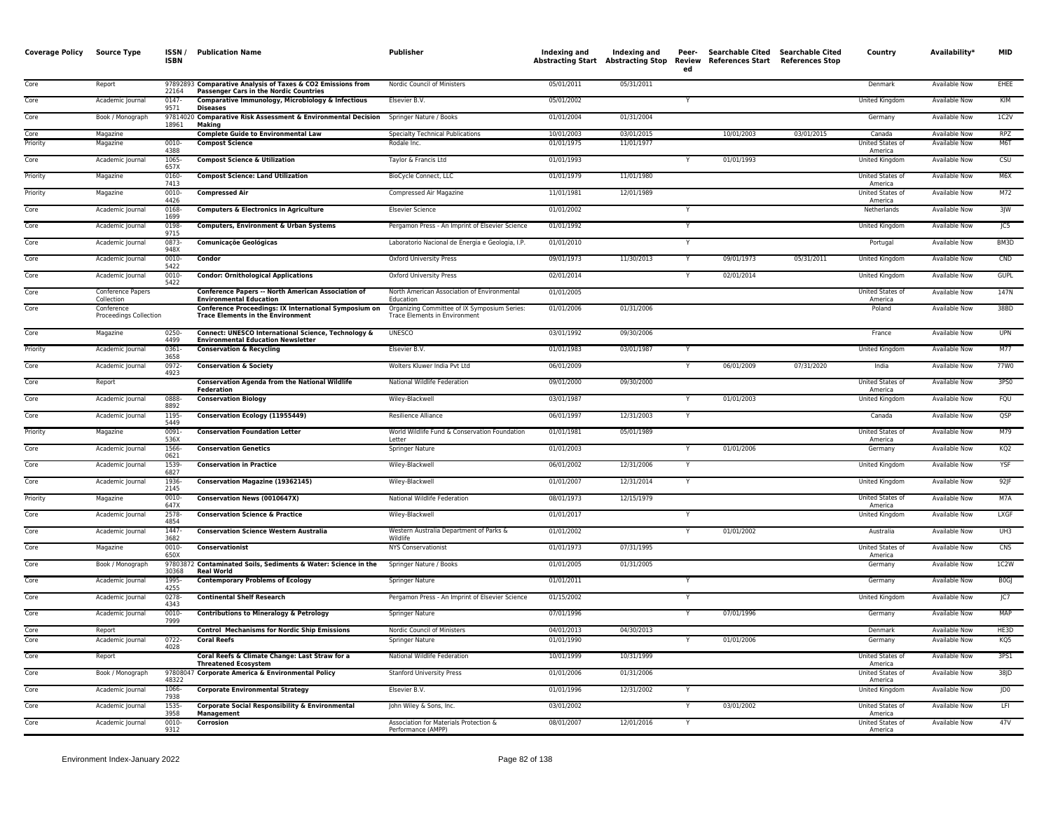| Coverage Policy | Source Type | ISSN / ISBN | Publication Name | Publisher | Indexing and Abstracting Start | Indexing and Abstracting Stop | Peer-Reviewed | Searchable Cited References Start | Searchable Cited References Stop | Country | Availability* | MID |
|---|---|---|---|---|---|---|---|---|---|---|---|---|
| Core | Report | 9789289322164 | **Comparative Analysis of Taxes & CO2 Emissions from Passenger Cars in the Nordic Countries** | Nordic Council of Ministers | 05/01/2011 | 05/31/2011 | | | | Denmark | Available Now | EHEE |
| Core | Academic Journal | 0147-9571 | **Comparative Immunology, Microbiology & Infectious Diseases** | Elsevier B.V. | 05/01/2002 | | Y | | | United Kingdom | Available Now | KIM |
| Core | Book / Monograph | 9781402018961 | **Comparative Risk Assessment & Environmental Decision Making** | Springer Nature / Books | 01/01/2004 | 01/31/2004 | | | | Germany | Available Now | 1C2V |
| Core | Magazine | | **Complete Guide to Environmental Law** | Specialty Technical Publications | 10/01/2003 | 03/01/2015 | | 10/01/2003 | 03/01/2015 | Canada | Available Now | RPZ |
| Priority | Magazine | 0010-4388 | **Compost Science** | Rodale Inc. | 01/01/1975 | 11/01/1977 | | | | United States of America | Available Now | M6T |
| Core | Academic Journal | 1065-657X | **Compost Science & Utilization** | Taylor & Francis Ltd | 01/01/1993 | | Y | 01/01/1993 | | United Kingdom | Available Now | CSU |
| Priority | Magazine | 0160-7413 | **Compost Science: Land Utilization** | BioCycle Connect, LLC | 01/01/1979 | 11/01/1980 | | | | United States of America | Available Now | M6X |
| Priority | Magazine | 0010-4426 | **Compressed Air** | Compressed Air Magazine | 11/01/1981 | 12/01/1989 | | | | United States of America | Available Now | M72 |
| Core | Academic Journal | 0168-1699 | **Computers & Electronics in Agriculture** | Elsevier Science | 01/01/2002 | | Y | | | Netherlands | Available Now | 3JW |
| Core | Academic Journal | 0198-9715 | **Computers, Environment & Urban Systems** | Pergamon Press - An Imprint of Elsevier Science | 01/01/1992 | | Y | | | United Kingdom | Available Now | JC5 |
| Core | Academic Journal | 0873-948X | **Comunicações Geológicas** | Laboratorio Nacional de Energia e Geologia, I.P. | 01/01/2010 | | Y | | | Portugal | Available Now | BM3D |
| Core | Academic Journal | 0010-5422 | **Condor** | Oxford University Press | 09/01/1973 | 11/30/2013 | Y | 09/01/1973 | 05/31/2011 | United Kingdom | Available Now | CND |
| Core | Academic Journal | 0010-5422 | **Condor: Ornithological Applications** | Oxford University Press | 02/01/2014 | | Y | 02/01/2014 | | United Kingdom | Available Now | GUPL |
| Core | Conference Papers Collection | | **Conference Papers -- North American Association of Environmental Education** | North American Association of Environmental Education | 01/01/2005 | | | | | United States of America | Available Now | 147N |
| Core | Conference Proceedings Collection | | **Conference Proceedings: IX International Symposium on Trace Elements in the Environment** | Organizing Committee of IX Symposium Series: Trace Elements in Environment | 01/01/2006 | 01/31/2006 | | | | Poland | Available Now | 38BD |
| Core | Magazine | 0250-4499 | **Connect: UNESCO International Science, Technology & Environmental Education Newsletter** | UNESCO | 03/01/1992 | 09/30/2006 | | | | France | Available Now | UPN |
| Priority | Academic Journal | 0361-3658 | **Conservation & Recycling** | Elsevier B.V. | 01/01/1983 | 03/01/1987 | Y | | | United Kingdom | Available Now | M77 |
| Core | Academic Journal | 0972-4923 | **Conservation & Society** | Wolters Kluwer India Pvt Ltd | 06/01/2009 | | Y | 06/01/2009 | 07/31/2020 | India | Available Now | 77W0 |
| Core | Report | | **Conservation Agenda from the National Wildlife Federation** | National Wildlife Federation | 09/01/2000 | 09/30/2000 | | | | United States of America | Available Now | 3PS0 |
| Core | Academic Journal | 0888-8892 | **Conservation Biology** | Wiley-Blackwell | 03/01/1987 | | Y | 01/01/2003 | | United Kingdom | Available Now | FQU |
| Core | Academic Journal | 1195-5449 | **Conservation Ecology (11955449)** | Resilience Alliance | 06/01/1997 | 12/31/2003 | Y | | | Canada | Available Now | QSP |
| Priority | Magazine | 0091-536X | **Conservation Foundation Letter** | World Wildlife Fund & Conservation Foundation Letter | 01/01/1981 | 05/01/1989 | | | | United States of America | Available Now | M79 |
| Core | Academic Journal | 1566-0621 | **Conservation Genetics** | Springer Nature | 01/01/2003 | | Y | 01/01/2006 | | Germany | Available Now | KQ2 |
| Core | Academic Journal | 1539-6827 | **Conservation in Practice** | Wiley-Blackwell | 06/01/2002 | 12/31/2006 | Y | | | United Kingdom | Available Now | YSF |
| Core | Academic Journal | 1936-2145 | **Conservation Magazine (19362145)** | Wiley-Blackwell | 01/01/2007 | 12/31/2014 | Y | | | United Kingdom | Available Now | 92JF |
| Priority | Magazine | 0010-647X | **Conservation News (0010647X)** | National Wildlife Federation | 08/01/1973 | 12/15/1979 | | | | United States of America | Available Now | M7A |
| Core | Academic Journal | 2578-4854 | **Conservation Science & Practice** | Wiley-Blackwell | 01/01/2017 | | Y | | | United Kingdom | Available Now | LXGF |
| Core | Academic Journal | 1447-3682 | **Conservation Science Western Australia** | Western Australia Department of Parks & Wildlife | 01/01/2002 | | Y | 01/01/2002 | | Australia | Available Now | UH3 |
| Core | Magazine | 0010-650X | **Conservationist** | NYS Conservationist | 01/01/1973 | 07/31/1995 | | | | United States of America | Available Now | CNS |
| Core | Book / Monograph | 9780387230368 | **Contaminated Soils, Sediments & Water: Science in the Real World** | Springer Nature / Books | 01/01/2005 | 01/31/2005 | | | | Germany | Available Now | 1C2W |
| Core | Academic Journal | 1995-4255 | **Contemporary Problems of Ecology** | Springer Nature | 01/01/2011 | | Y | | | Germany | Available Now | B0GJ |
| Core | Academic Journal | 0278-4343 | **Continental Shelf Research** | Pergamon Press - An Imprint of Elsevier Science | 01/15/2002 | | Y | | | United Kingdom | Available Now | JC7 |
| Core | Academic Journal | 0010-7999 | **Contributions to Mineralogy & Petrology** | Springer Nature | 07/01/1996 | | Y | 07/01/1996 | | Germany | Available Now | MAP |
| Core | Report | | **Control Mechanisms for Nordic Ship Emissions** | Nordic Council of Ministers | 04/01/2013 | 04/30/2013 | | | | Denmark | Available Now | HE3D |
| Core | Academic Journal | 0722-4028 | **Coral Reefs** | Springer Nature | 01/01/1990 | | Y | 01/01/2006 | | Germany | Available Now | KQ5 |
| Core | Report | | **Coral Reefs & Climate Change: Last Straw for a Threatened Ecosystem** | National Wildlife Federation | 10/01/1999 | 10/31/1999 | | | | United States of America | Available Now | 3PS1 |
| Core | Book / Monograph | 9780804748322 | **Corporate America & Environmental Policy** | Stanford University Press | 01/01/2006 | 01/31/2006 | | | | United States of America | Available Now | 38JD |
| Core | Academic Journal | 1066-7938 | **Corporate Environmental Strategy** | Elsevier B.V. | 01/01/1996 | 12/31/2002 | Y | | | United Kingdom | Available Now | JD0 |
| Core | Academic Journal | 1535-3958 | **Corporate Social Responsibility & Environmental Management** | John Wiley & Sons, Inc. | 03/01/2002 | | Y | 03/01/2002 | | United States of America | Available Now | LFI |
| Core | Academic Journal | 0010-9312 | **Corrosion** | Association for Materials Protection & Performance (AMPP) | 08/01/2007 | 12/01/2016 | Y | | | United States of America | Available Now | 47V |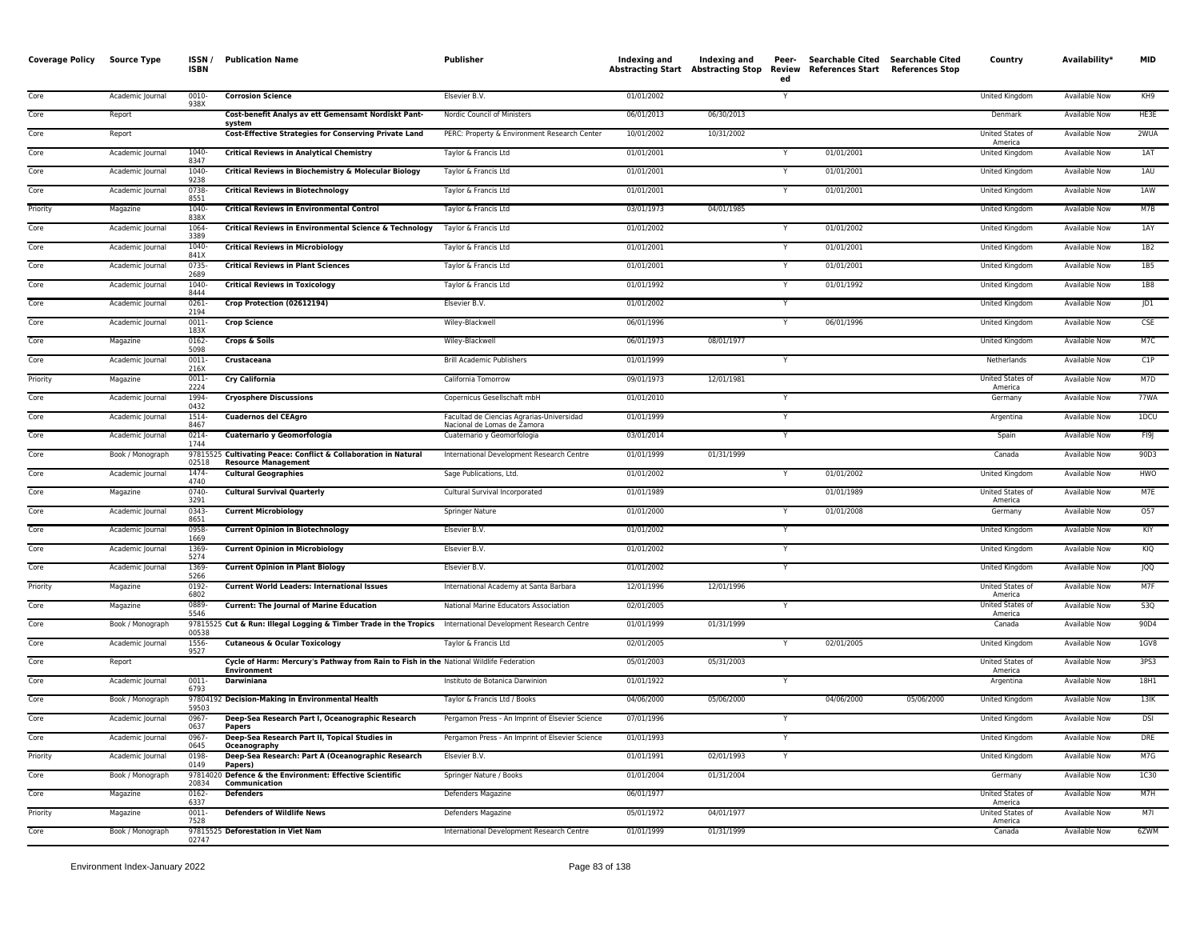| Coverage Policy | Source Type | ISSN / ISBN | Publication Name | Publisher | Indexing and Abstracting Start | Indexing and Abstracting Stop | Peer-Reviewed | Searchable Cited References Start | Searchable Cited References Stop | Country | Availability* | MID |
|---|---|---|---|---|---|---|---|---|---|---|---|---|
| Core | Academic Journal | 0010-938X | **Corrosion Science** | Elsevier B.V. | 01/01/2002 | | Y | | | United Kingdom | Available Now | KH9 |
| Core | Report | | **Cost-benefit Analys av ett Gemensamt Nordiskt Pant-system** | Nordic Council of Ministers | 06/01/2013 | 06/30/2013 | | | | Denmark | Available Now | HE3E |
| Core | Report | | **Cost-Effective Strategies for Conserving Private Land** | PERC: Property & Environment Research Center | 10/01/2002 | 10/31/2002 | | | | United States of America | Available Now | 2WUA |
| Core | Academic Journal | 1040-8347 | **Critical Reviews in Analytical Chemistry** | Taylor & Francis Ltd | 01/01/2001 | | Y | 01/01/2001 | | United Kingdom | Available Now | 1AT |
| Core | Academic Journal | 1040-9238 | **Critical Reviews in Biochemistry & Molecular Biology** | Taylor & Francis Ltd | 01/01/2001 | | Y | 01/01/2001 | | United Kingdom | Available Now | 1AU |
| Core | Academic Journal | 0738-8551 | **Critical Reviews in Biotechnology** | Taylor & Francis Ltd | 01/01/2001 | | Y | 01/01/2001 | | United Kingdom | Available Now | 1AW |
| Priority | Magazine | 1040-838X | **Critical Reviews in Environmental Control** | Taylor & Francis Ltd | 03/01/1973 | 04/01/1985 | | | | United Kingdom | Available Now | M7B |
| Core | Academic Journal | 1064-3389 | **Critical Reviews in Environmental Science & Technology** | Taylor & Francis Ltd | 01/01/2002 | | Y | 01/01/2002 | | United Kingdom | Available Now | 1AY |
| Core | Academic Journal | 1040-841X | **Critical Reviews in Microbiology** | Taylor & Francis Ltd | 01/01/2001 | | Y | 01/01/2001 | | United Kingdom | Available Now | 1B2 |
| Core | Academic Journal | 0735-2689 | **Critical Reviews in Plant Sciences** | Taylor & Francis Ltd | 01/01/2001 | | Y | 01/01/2001 | | United Kingdom | Available Now | 1B5 |
| Core | Academic Journal | 1040-8444 | **Critical Reviews in Toxicology** | Taylor & Francis Ltd | 01/01/1992 | | Y | 01/01/1992 | | United Kingdom | Available Now | 1B8 |
| Core | Academic Journal | 0261-2194 | **Crop Protection (02612194)** | Elsevier B.V. | 01/01/2002 | | Y | | | United Kingdom | Available Now | JD1 |
| Core | Academic Journal | 0011-183X | **Crop Science** | Wiley-Blackwell | 06/01/1996 | | Y | 06/01/1996 | | United Kingdom | Available Now | CSE |
| Core | Magazine | 0162-5098 | **Crops & Soils** | Wiley-Blackwell | 06/01/1973 | 08/01/1977 | | | | United Kingdom | Available Now | M7C |
| Core | Academic Journal | 0011-216X | **Crustaceana** | Brill Academic Publishers | 01/01/1999 | | Y | | | Netherlands | Available Now | C1P |
| Priority | Magazine | 0011-2224 | **Cry California** | California Tomorrow | 09/01/1973 | 12/01/1981 | | | | United States of America | Available Now | M7D |
| Core | Academic Journal | 1994-0432 | **Cryosphere Discussions** | Copernicus Gesellschaft mbH | 01/01/2010 | | Y | | | Germany | Available Now | 77WA |
| Core | Academic Journal | 1514-8467 | **Cuadernos del CEAgro** | Facultad de Ciencias Agrarias-Universidad Nacional de Lomas de Zamora | 01/01/1999 | | Y | | | Argentina | Available Now | 1DCU |
| Core | Academic Journal | 0214-1744 | **Cuaternario y Geomorfologia** | Cuaternario y Geomorfologia | 03/01/2014 | | Y | | | Spain | Available Now | FI9J |
| Core | Book / Monograph | 9781552502518 | **Cultivating Peace: Conflict & Collaboration in Natural Resource Management** | International Development Research Centre | 01/01/1999 | 01/31/1999 | | | | Canada | Available Now | 90D3 |
| Core | Academic Journal | 1474-4740 | **Cultural Geographies** | Sage Publications, Ltd. | 01/01/2002 | | Y | 01/01/2002 | | United Kingdom | Available Now | HWO |
| Core | Magazine | 0740-3291 | **Cultural Survival Quarterly** | Cultural Survival Incorporated | 01/01/1989 | | | 01/01/1989 | | United States of America | Available Now | M7E |
| Core | Academic Journal | 0343-8651 | **Current Microbiology** | Springer Nature | 01/01/2000 | | Y | 01/01/2008 | | Germany | Available Now | O57 |
| Core | Academic Journal | 0958-1669 | **Current Opinion in Biotechnology** | Elsevier B.V. | 01/01/2002 | | Y | | | United Kingdom | Available Now | KIY |
| Core | Academic Journal | 1369-5274 | **Current Opinion in Microbiology** | Elsevier B.V. | 01/01/2002 | | Y | | | United Kingdom | Available Now | KIQ |
| Core | Academic Journal | 1369-5266 | **Current Opinion in Plant Biology** | Elsevier B.V. | 01/01/2002 | | Y | | | United Kingdom | Available Now | JQQ |
| Priority | Magazine | 0192-6802 | **Current World Leaders: International Issues** | International Academy at Santa Barbara | 12/01/1996 | 12/01/1996 | | | | United States of America | Available Now | M7F |
| Core | Magazine | 0889-5546 | **Current: The Journal of Marine Education** | National Marine Educators Association | 02/01/2005 | | Y | | | United States of America | Available Now | S3Q |
| Core | Book / Monograph | 9781552500538 | **Cut & Run: Illegal Logging & Timber Trade in the Tropics** | International Development Research Centre | 01/01/1999 | 01/31/1999 | | | | Canada | Available Now | 90D4 |
| Core | Academic Journal | 1556-9527 | **Cutaneous & Ocular Toxicology** | Taylor & Francis Ltd | 02/01/2005 | | Y | 02/01/2005 | | United Kingdom | Available Now | 1GV8 |
| Core | Report | | **Cycle of Harm: Mercury's Pathway from Rain to Fish in the Environment** | National Wildlife Federation | 05/01/2003 | 05/31/2003 | | | | United States of America | Available Now | 3PS3 |
| Core | Academic Journal | 0011-6793 | **Darwiniana** | Instituto de Botanica Darwinion | 01/01/1922 | | Y | | | Argentina | Available Now | 18H1 |
| Core | Book / Monograph | 9780419259503 | **Decision-Making in Environmental Health** | Taylor & Francis Ltd / Books | 04/06/2000 | 05/06/2000 | | 04/06/2000 | 05/06/2000 | United Kingdom | Available Now | 13IK |
| Core | Academic Journal | 0967-0637 | **Deep-Sea Research Part I, Oceanographic Research Papers** | Pergamon Press - An Imprint of Elsevier Science | 07/01/1996 | | Y | | | United Kingdom | Available Now | DSI |
| Core | Academic Journal | 0967-0645 | **Deep-Sea Research Part II, Topical Studies in Oceanography** | Pergamon Press - An Imprint of Elsevier Science | 01/01/1993 | | Y | | | United Kingdom | Available Now | DRE |
| Priority | Academic Journal | 0198-0149 | **Deep-Sea Research: Part A (Oceanographic Research Papers)** | Elsevier B.V. | 01/01/1991 | 02/01/1993 | Y | | | United Kingdom | Available Now | M7G |
| Core | Book / Monograph | 9781402020834 | **Defence & the Environment: Effective Scientific Communication** | Springer Nature / Books | 01/01/2004 | 01/31/2004 | | | | Germany | Available Now | 1C30 |
| Core | Magazine | 0162-6337 | **Defenders** | Defenders Magazine | 06/01/1977 | | | | | United States of America | Available Now | M7H |
| Priority | Magazine | 0011-7528 | **Defenders of Wildlife News** | Defenders Magazine | 05/01/1972 | 04/01/1977 | | | | United States of America | Available Now | M7I |
| Core | Book / Monograph | 9781552502747 | **Deforestation in Viet Nam** | International Development Research Centre | 01/01/1999 | 01/31/1999 | | | | Canada | Available Now | 6ZWM |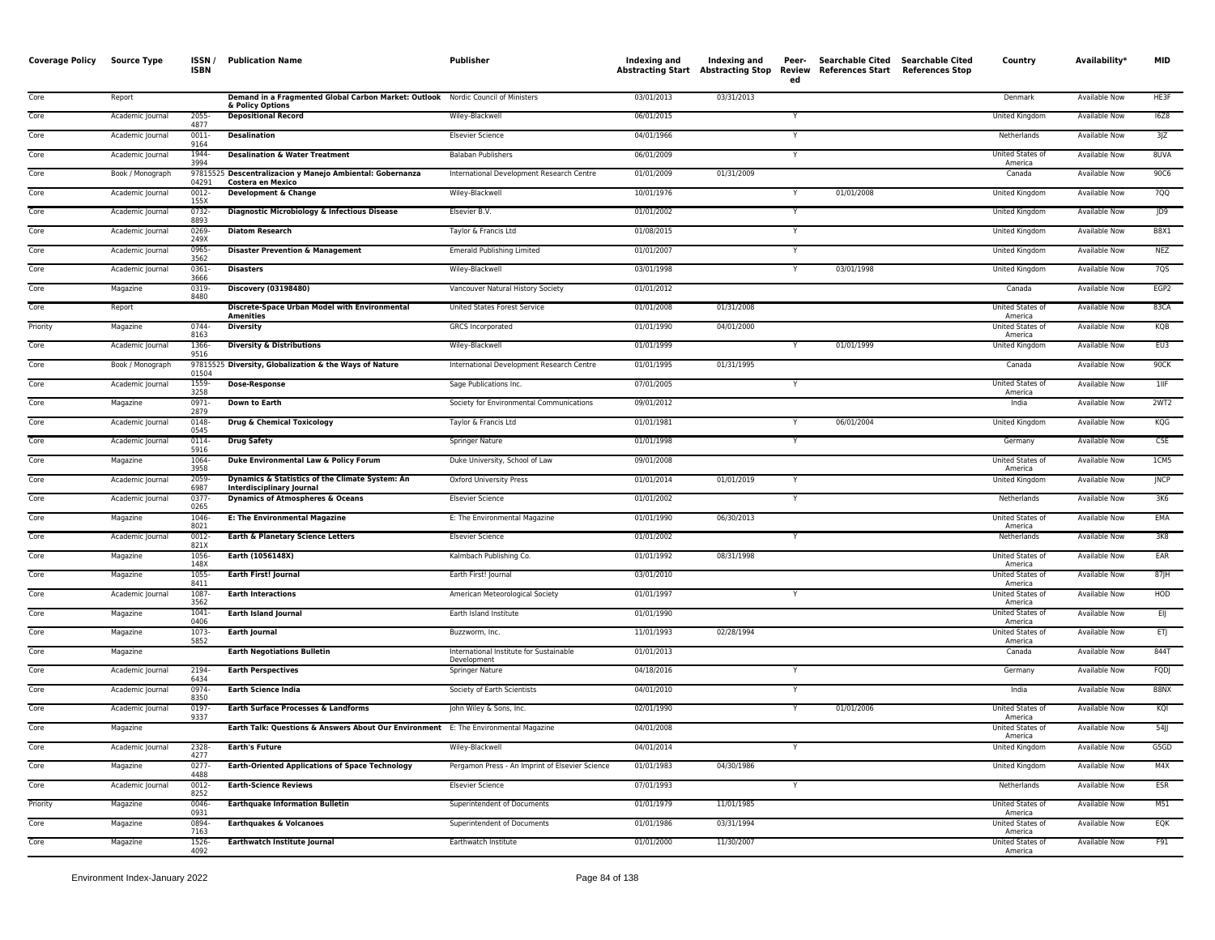| Coverage Policy | Source Type | ISSN / ISBN | Publication Name | Publisher | Indexing and Abstracting Start | Indexing and Abstracting Stop | Peer-Reviewed | Searchable Cited References Start | Searchable Cited References Stop | Country | Availability* | MID |
|---|---|---|---|---|---|---|---|---|---|---|---|---|
| Core | Report | | **Demand in a Fragmented Global Carbon Market: Outlook & Policy Options** | Nordic Council of Ministers | 03/01/2013 | 03/31/2013 | | | | Denmark | Available Now | HE3F |
| Core | Academic Journal | 2055-4877 | **Depositional Record** | Wiley-Blackwell | 06/01/2015 | | Y | | | United Kingdom | Available Now | I6Z8 |
| Core | Academic Journal | 0011-9164 | **Desalination** | Elsevier Science | 04/01/1966 | | Y | | | Netherlands | Available Now | 3JZ |
| Core | Academic Journal | 1944-3994 | **Desalination & Water Treatment** | Balaban Publishers | 06/01/2009 | | Y | | | United States of America | Available Now | 8UVA |
| Core | Book / Monograph | 9781552504291 | **Descentralizacion y Manejo Ambiental: Gobernanza Costera en Mexico** | International Development Research Centre | 01/01/2009 | 01/31/2009 | | | | Canada | Available Now | 90C6 |
| Core | Academic Journal | 0012-155X | **Development & Change** | Wiley-Blackwell | 10/01/1976 | | Y | 01/01/2008 | | United Kingdom | Available Now | 7QQ |
| Core | Academic Journal | 0732-8893 | **Diagnostic Microbiology & Infectious Disease** | Elsevier B.V. | 01/01/2002 | | Y | | | United Kingdom | Available Now | JD9 |
| Core | Academic Journal | 0269-249X | **Diatom Research** | Taylor & Francis Ltd | 01/08/2015 | | Y | | | United Kingdom | Available Now | B8X1 |
| Core | Academic Journal | 0965-3562 | **Disaster Prevention & Management** | Emerald Publishing Limited | 01/01/2007 | | Y | | | United Kingdom | Available Now | NEZ |
| Core | Academic Journal | 0361-3666 | **Disasters** | Wiley-Blackwell | 03/01/1998 | | Y | 03/01/1998 | | United Kingdom | Available Now | 7QS |
| Core | Magazine | 0319-8480 | **Discovery (03198480)** | Vancouver Natural History Society | 01/01/2012 | | | | | Canada | Available Now | EGP2 |
| Core | Report | | **Discrete-Space Urban Model with Environmental Amenities** | United States Forest Service | 01/01/2008 | 01/31/2008 | | | | United States of America | Available Now | 83CA |
| Priority | Magazine | 0744-8163 | **Diversity** | GRCS Incorporated | 01/01/1990 | 04/01/2000 | | | | United States of America | Available Now | KQB |
| Core | Academic Journal | 1366-9516 | **Diversity & Distributions** | Wiley-Blackwell | 01/01/1999 | | Y | 01/01/1999 | | United Kingdom | Available Now | EU3 |
| Core | Book / Monograph | 9781552501504 | **Diversity, Globalization & the Ways of Nature** | International Development Research Centre | 01/01/1995 | 01/31/1995 | | | | Canada | Available Now | 90CK |
| Core | Academic Journal | 1559-3258 | **Dose-Response** | Sage Publications Inc. | 07/01/2005 | | Y | | | United States of America | Available Now | 1IIF |
| Core | Magazine | 0971-2879 | **Down to Earth** | Society for Environmental Communications | 09/01/2012 | | | | | India | Available Now | 2WT2 |
| Core | Academic Journal | 0148-0545 | **Drug & Chemical Toxicology** | Taylor & Francis Ltd | 01/01/1981 | | Y | 06/01/2004 | | United Kingdom | Available Now | KQG |
| Core | Academic Journal | 0114-5916 | **Drug Safety** | Springer Nature | 01/01/1998 | | Y | | | Germany | Available Now | C5E |
| Core | Magazine | 1064-3958 | **Duke Environmental Law & Policy Forum** | Duke University, School of Law | 09/01/2008 | | | | | United States of America | Available Now | 1CM5 |
| Core | Academic Journal | 2059-6987 | **Dynamics & Statistics of the Climate System: An Interdisciplinary Journal** | Oxford University Press | 01/01/2014 | 01/01/2019 | Y | | | United Kingdom | Available Now | JNCP |
| Core | Academic Journal | 0377-0265 | **Dynamics of Atmospheres & Oceans** | Elsevier Science | 01/01/2002 | | Y | | | Netherlands | Available Now | 3K6 |
| Core | Magazine | 1046-8021 | **E: The Environmental Magazine** | E: The Environmental Magazine | 01/01/1990 | 06/30/2013 | | | | United States of America | Available Now | EMA |
| Core | Academic Journal | 0012-821X | **Earth & Planetary Science Letters** | Elsevier Science | 01/01/2002 | | Y | | | Netherlands | Available Now | 3K8 |
| Core | Magazine | 1056-148X | **Earth (1056148X)** | Kalmbach Publishing Co. | 01/01/1992 | 08/31/1998 | | | | United States of America | Available Now | EAR |
| Core | Magazine | 1055-8411 | **Earth First! Journal** | Earth First! Journal | 03/01/2010 | | | | | United States of America | Available Now | 87JH |
| Core | Academic Journal | 1087-3562 | **Earth Interactions** | American Meteorological Society | 01/01/1997 | | Y | | | United States of America | Available Now | HOD |
| Core | Magazine | 1041-0406 | **Earth Island Journal** | Earth Island Institute | 01/01/1990 | | | | | United States of America | Available Now | EIJ |
| Core | Magazine | 1073-5852 | **Earth Journal** | Buzzworm, Inc. | 11/01/1993 | 02/28/1994 | | | | United States of America | Available Now | ETJ |
| Core | Magazine | | **Earth Negotiations Bulletin** | International Institute for Sustainable Development | 01/01/2013 | | | | | Canada | Available Now | 844T |
| Core | Academic Journal | 2194-6434 | **Earth Perspectives** | Springer Nature | 04/18/2016 | | Y | | | Germany | Available Now | FQDJ |
| Core | Academic Journal | 0974-8350 | **Earth Science India** | Society of Earth Scientists | 04/01/2010 | | Y | | | India | Available Now | B8NX |
| Core | Academic Journal | 0197-9337 | **Earth Surface Processes & Landforms** | John Wiley & Sons, Inc. | 02/01/1990 | | Y | 01/01/2006 | | United States of America | Available Now | KQI |
| Core | Magazine | | **Earth Talk: Questions & Answers About Our Environment** | E: The Environmental Magazine | 04/01/2008 | | | | | United States of America | Available Now | 54JJ |
| Core | Academic Journal | 2328-4277 | **Earth's Future** | Wiley-Blackwell | 04/01/2014 | | Y | | | United Kingdom | Available Now | G5GD |
| Core | Magazine | 0277-4488 | **Earth-Oriented Applications of Space Technology** | Pergamon Press - An Imprint of Elsevier Science | 01/01/1983 | 04/30/1986 | | | | United Kingdom | Available Now | M4X |
| Core | Academic Journal | 0012-8252 | **Earth-Science Reviews** | Elsevier Science | 07/01/1993 | | Y | | | Netherlands | Available Now | ESR |
| Priority | Magazine | 0046-0931 | **Earthquake Information Bulletin** | Superintendent of Documents | 01/01/1979 | 11/01/1985 | | | | United States of America | Available Now | M51 |
| Core | Magazine | 0894-7163 | **Earthquakes & Volcanoes** | Superintendent of Documents | 01/01/1986 | 03/31/1994 | | | | United States of America | Available Now | EQK |
| Core | Magazine | 1526-4092 | **Earthwatch Institute Journal** | Earthwatch Institute | 01/01/2000 | 11/30/2007 | | | | United States of America | Available Now | F91 |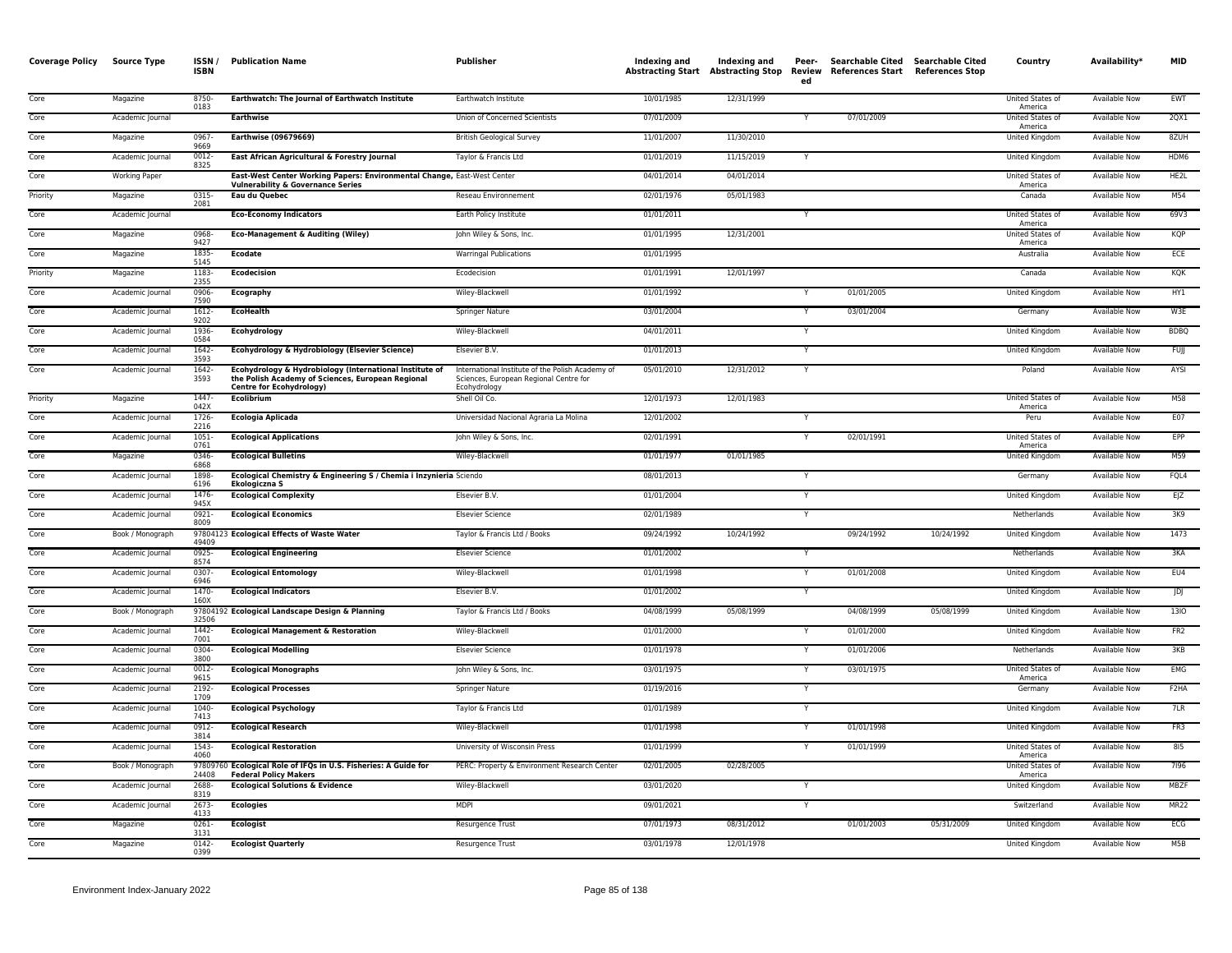| Coverage Policy | Source Type | ISSN / ISBN | Publication Name | Publisher | Indexing and Abstracting Start | Indexing and Abstracting Stop | Peer-Reviewed | Searchable Cited References Start | Searchable Cited References Stop | Country | Availability* | MID |
|---|---|---|---|---|---|---|---|---|---|---|---|---|
| Core | Magazine | 8750-0183 | **Earthwatch: The Journal of Earthwatch Institute** | Earthwatch Institute | 10/01/1985 | 12/31/1999 | | | | United States of America | Available Now | EWT |
| Core | Academic Journal | | **Earthwise** | Union of Concerned Scientists | 07/01/2009 | | Y | 07/01/2009 | | United States of America | Available Now | 2QX1 |
| Core | Magazine | 0967-9669 | **Earthwise (09679669)** | British Geological Survey | 11/01/2007 | 11/30/2010 | | | | United Kingdom | Available Now | 8ZUH |
| Core | Academic Journal | 0012-8325 | **East African Agricultural & Forestry Journal** | Taylor & Francis Ltd | 01/01/2019 | 11/15/2019 | Y | | | United Kingdom | Available Now | HDM6 |
| Core | Working Paper | | **East-West Center Working Papers: Environmental Change, Vulnerability & Governance Series** | East-West Center | 04/01/2014 | 04/01/2014 | | | | United States of America | Available Now | HE2L |
| Priority | Magazine | 0315-2081 | **Eau du Quebec** | Reseau Environnement | 02/01/1976 | 05/01/1983 | | | | Canada | Available Now | M54 |
| Core | Academic Journal | | **Eco-Economy Indicators** | Earth Policy Institute | 01/01/2011 | | Y | | | United States of America | Available Now | 69V3 |
| Core | Magazine | 0968-9427 | **Eco-Management & Auditing (Wiley)** | John Wiley & Sons, Inc. | 01/01/1995 | 12/31/2001 | | | | United States of America | Available Now | KQP |
| Core | Magazine | 1835-5145 | **Ecodate** | Warringal Publications | 01/01/1995 | | | | | Australia | Available Now | ECE |
| Priority | Magazine | 1183-2355 | **Ecodecision** | Ecodecision | 01/01/1991 | 12/01/1997 | | | | Canada | Available Now | KQK |
| Core | Academic Journal | 0906-7590 | **Ecography** | Wiley-Blackwell | 01/01/1992 | | Y | 01/01/2005 | | United Kingdom | Available Now | HY1 |
| Core | Academic Journal | 1612-9202 | **EcoHealth** | Springer Nature | 03/01/2004 | | Y | 03/01/2004 | | Germany | Available Now | W3E |
| Core | Academic Journal | 1936-0584 | **Ecohydrology** | Wiley-Blackwell | 04/01/2011 | | Y | | | United Kingdom | Available Now | BDBQ |
| Core | Academic Journal | 1642-3593 | **Ecohydrology & Hydrobiology (Elsevier Science)** | Elsevier B.V. | 01/01/2013 | | Y | | | United Kingdom | Available Now | FUJJ |
| Core | Academic Journal | 1642-3593 | **Ecohydrology & Hydrobiology (International Institute of the Polish Academy of Sciences, European Regional Centre for Ecohydrology)** | International Institute of the Polish Academy of Sciences, European Regional Centre for Ecohydrology | 05/01/2010 | 12/31/2012 | Y | | | Poland | Available Now | AYSI |
| Priority | Magazine | 1447-042X | **Ecolibrium** | Shell Oil Co. | 12/01/1973 | 12/01/1983 | | | | United States of America | Available Now | M58 |
| Core | Academic Journal | 1726-2216 | **Ecologia Aplicada** | Universidad Nacional Agraria La Molina | 12/01/2002 | | Y | | | Peru | Available Now | E07 |
| Core | Academic Journal | 1051-0761 | **Ecological Applications** | John Wiley & Sons, Inc. | 02/01/1991 | | Y | 02/01/1991 | | United States of America | Available Now | EPP |
| Core | Magazine | 0346-6868 | **Ecological Bulletins** | Wiley-Blackwell | 01/01/1977 | 01/01/1985 | | | | United Kingdom | Available Now | M59 |
| Core | Academic Journal | 1898-6196 | **Ecological Chemistry & Engineering S / Chemia i Inzynieria Ekologiczna S** | Sciendo | 08/01/2013 | | Y | | | Germany | Available Now | FQL4 |
| Core | Academic Journal | 1476-945X | **Ecological Complexity** | Elsevier B.V. | 01/01/2004 | | Y | | | United Kingdom | Available Now | EJZ |
| Core | Academic Journal | 0921-8009 | **Ecological Economics** | Elsevier Science | 02/01/1989 | | Y | | | Netherlands | Available Now | 3K9 |
| Core | Book / Monograph | 9780412349409 | **Ecological Effects of Waste Water** | Taylor & Francis Ltd / Books | 09/24/1992 | 10/24/1992 | | 09/24/1992 | 10/24/1992 | United Kingdom | Available Now | 1473 |
| Core | Academic Journal | 0925-8574 | **Ecological Engineering** | Elsevier Science | 01/01/2002 | | Y | | | Netherlands | Available Now | 3KA |
| Core | Academic Journal | 0307-6946 | **Ecological Entomology** | Wiley-Blackwell | 01/01/1998 | | Y | 01/01/2008 | | United Kingdom | Available Now | EU4 |
| Core | Academic Journal | 1470-160X | **Ecological Indicators** | Elsevier B.V. | 01/01/2002 | | Y | | | United Kingdom | Available Now | JDJ |
| Core | Book / Monograph | 9780419232506 | **Ecological Landscape Design & Planning** | Taylor & Francis Ltd / Books | 04/08/1999 | 05/08/1999 | | 04/08/1999 | 05/08/1999 | United Kingdom | Available Now | 13IO |
| Core | Academic Journal | 1442-7001 | **Ecological Management & Restoration** | Wiley-Blackwell | 01/01/2000 | | Y | 01/01/2000 | | United Kingdom | Available Now | FR2 |
| Core | Academic Journal | 0304-3800 | **Ecological Modelling** | Elsevier Science | 01/01/1978 | | Y | 01/01/2006 | | Netherlands | Available Now | 3KB |
| Core | Academic Journal | 0012-9615 | **Ecological Monographs** | John Wiley & Sons, Inc. | 03/01/1975 | | Y | 03/01/1975 | | United States of America | Available Now | EMG |
| Core | Academic Journal | 2192-1709 | **Ecological Processes** | Springer Nature | 01/19/2016 | | Y | | | Germany | Available Now | F2HA |
| Core | Academic Journal | 1040-7413 | **Ecological Psychology** | Taylor & Francis Ltd | 01/01/1989 | | Y | | | United Kingdom | Available Now | 7LR |
| Core | Academic Journal | 0912-3814 | **Ecological Research** | Wiley-Blackwell | 01/01/1998 | | Y | 01/01/1998 | | United Kingdom | Available Now | FR3 |
| Core | Academic Journal | 1543-4060 | **Ecological Restoration** | University of Wisconsin Press | 01/01/1999 | | Y | 01/01/1999 | | United States of America | Available Now | 8I5 |
| Core | Book / Monograph | 9780976024408 | **Ecological Role of IFQs in U.S. Fisheries: A Guide for Federal Policy Makers** | PERC: Property & Environment Research Center | 02/01/2005 | 02/28/2005 | | | | United States of America | Available Now | 7I96 |
| Core | Academic Journal | 2688-8319 | **Ecological Solutions & Evidence** | Wiley-Blackwell | 03/01/2020 | | Y | | | United Kingdom | Available Now | MBZF |
| Core | Academic Journal | 2673-4133 | **Ecologies** | MDPI | 09/01/2021 | | Y | | | Switzerland | Available Now | MR22 |
| Core | Magazine | 0261-3131 | **Ecologist** | Resurgence Trust | 07/01/1973 | 08/31/2012 | | 01/01/2003 | 05/31/2009 | United Kingdom | Available Now | ECG |
| Core | Magazine | 0142-0399 | **Ecologist Quarterly** | Resurgence Trust | 03/01/1978 | 12/01/1978 | | | | United Kingdom | Available Now | M5B |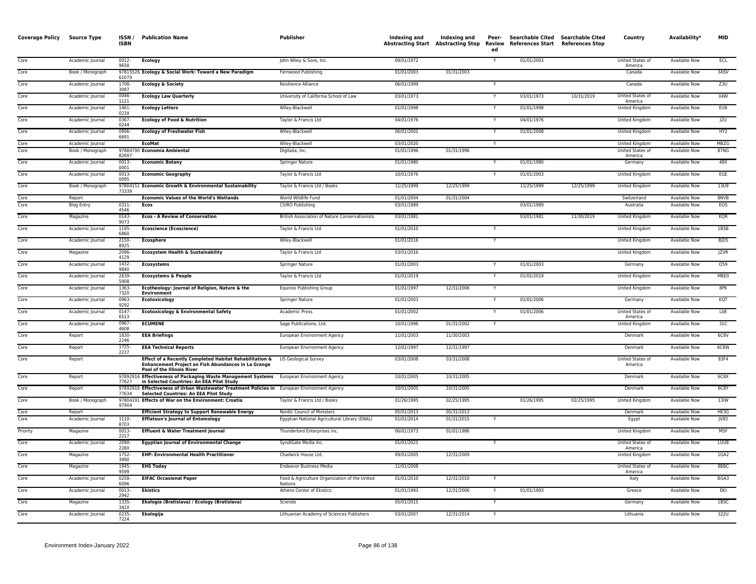| Coverage Policy | Source Type | ISSN / ISBN | Publication Name | Publisher | Indexing and Abstracting Start | Indexing and Abstracting Stop | Peer-Reviewed | Searchable Cited References Start | Searchable Cited References Stop | Country | Availability* | MID |
|---|---|---|---|---|---|---|---|---|---|---|---|---|
| Core | Academic Journal | 0012-9658 | **Ecology** | John Wiley & Sons, Inc. | 09/01/1972 | | Y | 01/01/2003 | | United States of America | Available Now | ECL |
| Core | Book / Monograph | 9781552661079 | **Ecology & Social Work: Toward a New Paradigm** | Fernwood Publishing | 01/01/2003 | 01/31/2003 | | | | Canada | Available Now | 3ASV |
| Core | Academic Journal | 1708-3087 | **Ecology & Society** | Resilience Alliance | 06/01/1999 | | Y | | | Canada | Available Now | Z3U |
| Core | Academic Journal | 0046-1121 | **Ecology Law Quarterly** | University of California School of Law | 03/01/1973 | | Y | 03/01/1973 | 10/31/2019 | United States of America | Available Now | 04W |
| Core | Academic Journal | 1461-023X | **Ecology Letters** | Wiley-Blackwell | 01/01/1998 | | Y | 01/01/1998 | | United Kingdom | Available Now | EU6 |
| Core | Academic Journal | 0367-0244 | **Ecology of Food & Nutrition** | Taylor & Francis Ltd | 04/01/1976 | | Y | 04/01/1976 | | United Kingdom | Available Now | J2U |
| Core | Academic Journal | 0906-6691 | **Ecology of Freshwater Fish** | Wiley-Blackwell | 06/01/2001 | | Y | 01/01/2008 | | United Kingdom | Available Now | HY2 |
| Core | Academic Journal | | **EcoMat** | Wiley-Blackwell | 03/01/2020 | | Y | | | United Kingdom | Available Now | MBZG |
| Core | Book / Monograph | 9788479082697 | **Economía Ambiental** | Digitalia, Inc. | 01/01/1996 | 01/31/1996 | | | | United States of America | Available Now | 87NG |
| Core | Academic Journal | 0013-0001 | **Economic Botany** | Springer Nature | 01/01/1980 | | Y | 01/01/1980 | | Germany | Available Now | 48X |
| Core | Academic Journal | 0013-0095 | **Economic Geography** | Taylor & Francis Ltd | 10/01/1976 | | Y | 01/01/2003 | | United Kingdom | Available Now | EGE |
| Core | Book / Monograph | 9780415173339 | **Economic Growth & Environmental Sustainability** | Taylor & Francis Ltd / Books | 11/25/1999 | 12/25/1999 | | 11/25/1999 | 12/25/1999 | United Kingdom | Available Now | 13U9 |
| Core | Report | | **Economic Values of the World's Wetlands** | World Wildlife Fund | 01/01/2004 | 01/31/2004 | | | | Switzerland | Available Now | 8NVB |
| Core | Blog Entry | 0311-4546 | **Ecos** | CSIRO Publishing | 03/01/1989 | | | 03/01/1989 | | Australia | Available Now | EOS |
| Core | Magazine | 0143-9073 | **Ecos - A Review of Conservation** | British Association of Nature Conservationists | 03/01/1981 | | | 03/01/1981 | 11/30/2019 | United Kingdom | Available Now | KQR |
| Core | Academic Journal | 1195-6860 | **Ecoscience (Ecoscience)** | Taylor & Francis Ltd | 01/01/2010 | | Y | | | United Kingdom | Available Now | 1BSB |
| Core | Academic Journal | 2150-8925 | **Ecosphere** | Wiley-Blackwell | 01/01/2016 | | Y | | | United Kingdom | Available Now | BJDS |
| Core | Magazine | 2096-4129 | **Ecosystem Health & Sustainability** | Taylor & Francis Ltd | 03/01/2016 | | | | | United Kingdom | Available Now | JZVR |
| Core | Academic Journal | 1432-9840 | **Ecosystems** | Springer Nature | 01/01/2003 | | Y | 01/01/2003 | | Germany | Available Now | O59 |
| Core | Academic Journal | 2639-5908 | **Ecosystems & People** | Taylor & Francis Ltd | 01/01/2019 | | Y | 01/01/2019 | | United Kingdom | Available Now | MBE0 |
| Core | Academic Journal | 1363-7320 | **Ecotheology: Journal of Religion, Nature & the Environment** | Equinox Publishing Group | 01/01/1997 | 12/31/2006 | Y | | | United Kingdom | Available Now | 8PK |
| Core | Academic Journal | 0963-9292 | **Ecotoxicology** | Springer Nature | 01/01/2003 | | Y | 01/01/2006 | | Germany | Available Now | KQT |
| Core | Academic Journal | 0147-6513 | **Ecotoxicology & Environmental Safety** | Academic Press | 01/01/2002 | | Y | 01/01/2006 | | United States of America | Available Now | L0E |
| Core | Academic Journal | 0967-4608 | **ECUMENE** | Sage Publications, Ltd. | 10/01/1996 | 01/31/2002 | Y | | | United Kingdom | Available Now | 31C |
| Core | Report | 1830-2246 | **EEA Briefings** | European Environment Agency | 11/01/2003 | 11/30/2003 | | | | Denmark | Available Now | 6C8V |
| Core | Report | 1725-2237 | **EEA Technical Reports** | European Environment Agency | 12/01/1997 | 12/31/1997 | | | | Denmark | Available Now | 6C8W |
| Core | Report | | **Effect of a Recently Completed Habitat Rehabilitation & Enhancement Project on Fish Abundances in La Grange Pool of the Illinois River** | US Geological Survey | 03/01/2008 | 03/31/2008 | | | | United States of America | Available Now | 83F4 |
| Core | Report | 9789291677627 | **Effectiveness of Packaging Waste Management Systems in Selected Countries: An EEA Pilot Study** | European Environment Agency | 10/01/2005 | 10/31/2005 | | | | Denmark | Available Now | 6C8X |
| Core | Report | 9789291677634 | **Effectiveness of Urban Wastewater Treatment Policies in Selected Countries: An EEA Pilot Study** | European Environment Agency | 10/01/2005 | 10/31/2005 | | | | Denmark | Available Now | 6C8Y |
| Core | Book / Monograph | 9780419197904 | **Effects of War on the Environment: Croatia** | Taylor & Francis Ltd / Books | 01/26/1995 | 02/25/1995 | | 01/26/1995 | 02/25/1995 | United Kingdom | Available Now | 13IW |
| Core | Report | | **Efficient Strategy to Support Renewable Energy** | Nordic Council of Ministers | 05/01/2013 | 05/31/2013 | | | | Denmark | Available Now | HE3G |
| Core | Academic Journal | 1110-8703 | **Efflatoun's Journal of Entomology** | Egyptian National Agricultural Library (ENAL) | 01/01/2014 | 01/31/2015 | Y | | | Egypt | Available Now | JV83 |
| Priority | Magazine | 0013-2217 | **Effluent & Water Treatment Journal** | Thunderbird Enterprises Inc. | 06/01/1973 | 01/01/1986 | | | | United Kingdom | Available Now | M5F |
| Core | Academic Journal | 2090-228X | **Egyptian Journal of Environmental Change** | SyndiGate Media Inc. | 01/01/2021 | | Y | | | United States of America | Available Now | LUU8 |
| Core | Magazine | 1752-3990 | **EHP: Environmental Health Practitioner** | Chadwick House Ltd. | 09/01/2005 | 12/31/2009 | | | | United Kingdom | Available Now | 1GA2 |
| Core | Magazine | 1945-9599 | **EHS Today** | Endeavor Business Media | 11/01/2008 | | | | | United States of America | Available Now | 8BBC |
| Core | Academic Journal | 0258-6096 | **EIFAC Occasional Paper** | Food & Agriculture Organization of the United Nations | 01/01/2010 | 12/31/2010 | Y | | | Italy | Available Now | BGA3 |
| Core | Academic Journal | 0013-2942 | **Ekistics** | Athens Center of Ekistics | 01/01/1993 | 12/31/2006 | Y | 01/01/1993 | | Greece | Available Now | EKI |
| Core | Magazine | 1335-342X | **Ekologia (Bratislava) / Ecology (Bratislava)** | Sciendo | 05/01/2015 | | Y | | | Germany | Available Now | 1BSC |
| Core | Academic Journal | 0235-7224 | **Ekologija** | Lithuanian Academy of Sciences Publishers | 03/01/2007 | 12/31/2014 | Y | | | Lithuania | Available Now | 322U |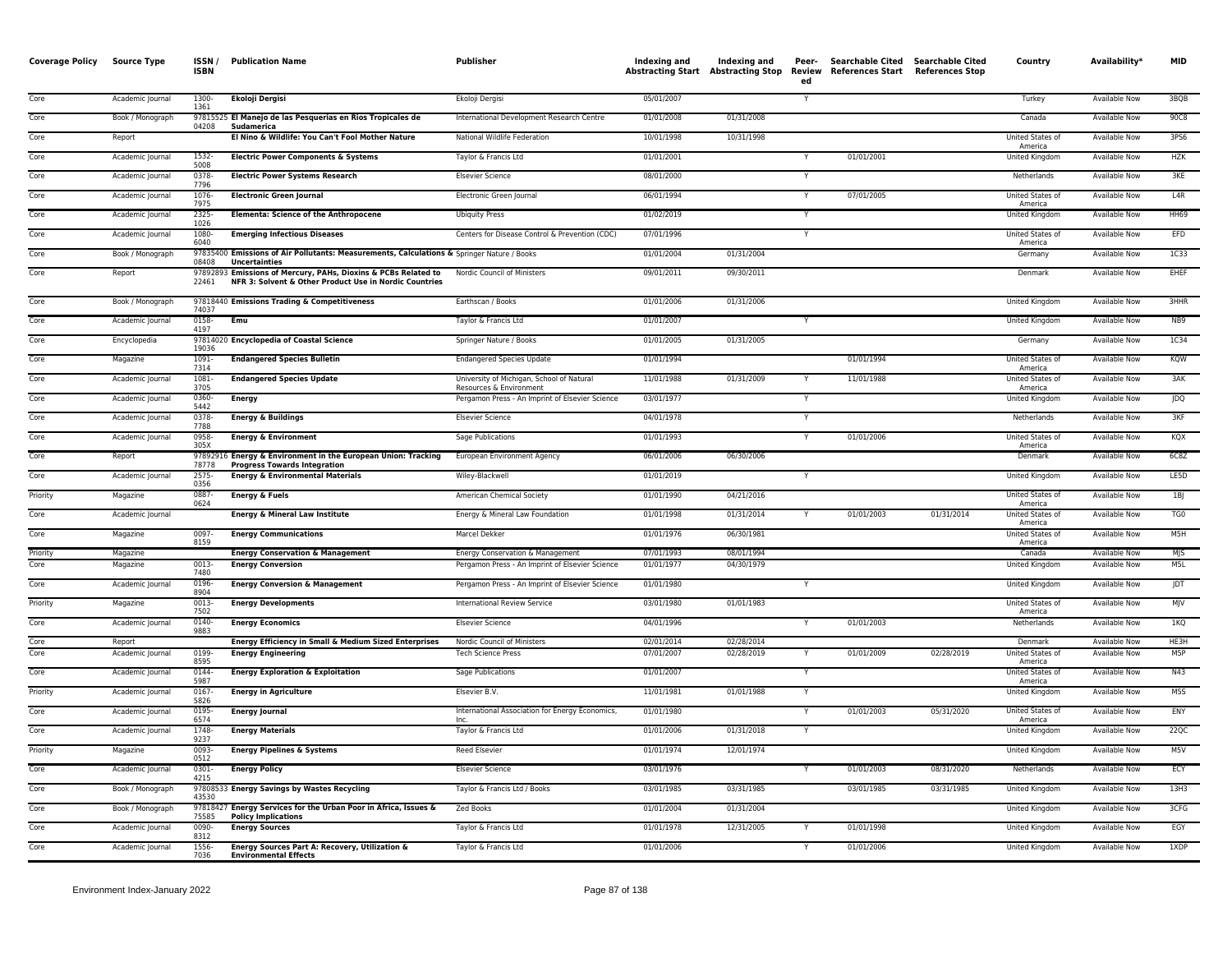| Coverage Policy | Source Type | ISSN / ISBN | Publication Name | Publisher | Indexing and Abstracting Start | Indexing and Abstracting Stop | Peer-Reviewed | Searchable Cited References Start | Searchable Cited References Stop | Country | Availability* | MID |
|---|---|---|---|---|---|---|---|---|---|---|---|---|
| Core | Academic Journal | 1300-1361 | **Ekoloji Dergisi** | Ekoloji Dergisi | 05/01/2007 | | Y | | | Turkey | Available Now | 3BQB |
| Core | Book / Monograph | 9781552504208 | **El Manejo de las Pesquerias en Rios Tropicales de Sudamerica** | International Development Research Centre | 01/01/2008 | 01/31/2008 | | | | Canada | Available Now | 90C8 |
| Core | Report | | **El Nino & Wildlife: You Can't Fool Mother Nature** | National Wildlife Federation | 10/01/1998 | 10/31/1998 | | | | United States of America | Available Now | 3PS6 |
| Core | Academic Journal | 1532-5008 | **Electric Power Components & Systems** | Taylor & Francis Ltd | 01/01/2001 | | Y | 01/01/2001 | | United Kingdom | Available Now | HZK |
| Core | Academic Journal | 0378-7796 | **Electric Power Systems Research** | Elsevier Science | 08/01/2000 | | Y | | | Netherlands | Available Now | 3KE |
| Core | Academic Journal | 1076-7975 | **Electronic Green Journal** | Electronic Green Journal | 06/01/1994 | | Y | 07/01/2005 | | United States of America | Available Now | L4R |
| Core | Academic Journal | 2325-1026 | **Elementa: Science of the Anthropocene** | Ubiquity Press | 01/02/2019 | | Y | | | United Kingdom | Available Now | HH69 |
| Core | Academic Journal | 1080-6040 | **Emerging Infectious Diseases** | Centers for Disease Control & Prevention (CDC) | 07/01/1996 | | Y | | | United States of America | Available Now | EFD |
| Core | Book / Monograph | 9783540008408 | **Emissions of Air Pollutants: Measurements, Calculations & Uncertainties** | Springer Nature / Books | 01/01/2004 | 01/31/2004 | | | | Germany | Available Now | 1C33 |
| Core | Report | 9789289322461 | **Emissions of Mercury, PAHs, Dioxins & PCBs Related to NFR 3: Solvent & Other Product Use in Nordic Countries** | Nordic Council of Ministers | 09/01/2011 | 09/30/2011 | | | | Denmark | Available Now | EHEF |
| Core | Book / Monograph | 9781844074037 | **Emissions Trading & Competitiveness** | Earthscan / Books | 01/01/2006 | 01/31/2006 | | | | United Kingdom | Available Now | 3HHR |
| Core | Academic Journal | 0158-4197 | **Emu** | Taylor & Francis Ltd | 01/01/2007 | | Y | | | United Kingdom | Available Now | NB9 |
| Core | Encyclopedia | 9781402019036 | **Encyclopedia of Coastal Science** | Springer Nature / Books | 01/01/2005 | 01/31/2005 | | | | Germany | Available Now | 1C34 |
| Core | Magazine | 1091-7314 | **Endangered Species Bulletin** | Endangered Species Update | 01/01/1994 | | | 01/01/1994 | | United States of America | Available Now | KQW |
| Core | Academic Journal | 1081-3705 | **Endangered Species Update** | University of Michigan, School of Natural Resources & Environment | 11/01/1988 | 01/31/2009 | Y | 11/01/1988 | | United States of America | Available Now | 3AK |
| Core | Academic Journal | 0360-5442 | **Energy** | Pergamon Press - An Imprint of Elsevier Science | 03/01/1977 | | Y | | | United Kingdom | Available Now | JDQ |
| Core | Academic Journal | 0378-7788 | **Energy & Buildings** | Elsevier Science | 04/01/1978 | | Y | | | Netherlands | Available Now | 3KF |
| Core | Academic Journal | 0958-305X | **Energy & Environment** | Sage Publications | 01/01/1993 | | Y | 01/01/2006 | | United States of America | Available Now | KQX |
| Core | Report | 9789289278778 | **Energy & Environment in the European Union: Tracking Progress Towards Integration** | European Environment Agency | 06/01/2006 | 06/30/2006 | | | | Denmark | Available Now | 6C8Z |
| Core | Academic Journal | 2575-0356 | **Energy & Environmental Materials** | Wiley-Blackwell | 01/01/2019 | | Y | | | United Kingdom | Available Now | LE5D |
| Priority | Magazine | 0887-0624 | **Energy & Fuels** | American Chemical Society | 01/01/1990 | 04/21/2016 | | | | United States of America | Available Now | 1BJ |
| Core | Academic Journal | | **Energy & Mineral Law Institute** | Energy & Mineral Law Foundation | 01/01/1998 | 01/31/2014 | Y | 01/01/2003 | 01/31/2014 | United States of America | Available Now | TG0 |
| Core | Magazine | 0097-8159 | **Energy Communications** | Marcel Dekker | 01/01/1976 | 06/30/1981 | | | | United States of America | Available Now | M5H |
| Priority | Magazine | | **Energy Conservation & Management** | Energy Conservation & Management | 07/01/1993 | 08/01/1994 | | | | Canada | Available Now | MJS |
| Core | Magazine | 0013-7480 | **Energy Conversion** | Pergamon Press - An Imprint of Elsevier Science | 01/01/1977 | 04/30/1979 | | | | United Kingdom | Available Now | M5L |
| Core | Academic Journal | 0196-8904 | **Energy Conversion & Management** | Pergamon Press - An Imprint of Elsevier Science | 01/01/1980 | | Y | | | United Kingdom | Available Now | JDT |
| Priority | Magazine | 0013-7502 | **Energy Developments** | International Review Service | 03/01/1980 | 01/01/1983 | | | | United States of America | Available Now | MJV |
| Core | Academic Journal | 0140-9883 | **Energy Economics** | Elsevier Science | 04/01/1996 | | Y | 01/01/2003 | | Netherlands | Available Now | 1KQ |
| Core | Report | | **Energy Efficiency in Small & Medium Sized Enterprises** | Nordic Council of Ministers | 02/01/2014 | 02/28/2014 | | | | Denmark | Available Now | HE3H |
| Core | Academic Journal | 0199-8595 | **Energy Engineering** | Tech Science Press | 07/01/2007 | 02/28/2019 | Y | 01/01/2009 | 02/28/2019 | United States of America | Available Now | M5P |
| Core | Academic Journal | 0144-5987 | **Energy Exploration & Exploitation** | Sage Publications | 01/01/2007 | | Y | | | United States of America | Available Now | N43 |
| Priority | Academic Journal | 0167-5826 | **Energy in Agriculture** | Elsevier B.V. | 11/01/1981 | 01/01/1988 | Y | | | United Kingdom | Available Now | M5S |
| Core | Academic Journal | 0195-6574 | **Energy Journal** | International Association for Energy Economics, Inc. | 01/01/1980 | | Y | 01/01/2003 | 05/31/2020 | United States of America | Available Now | ENY |
| Core | Academic Journal | 1748-9237 | **Energy Materials** | Taylor & Francis Ltd | 01/01/2006 | 01/31/2018 | Y | | | United Kingdom | Available Now | 22QC |
| Priority | Magazine | 0093-0512 | **Energy Pipelines & Systems** | Reed Elsevier | 01/01/1974 | 12/01/1974 | | | | United Kingdom | Available Now | M5V |
| Core | Academic Journal | 0301-4215 | **Energy Policy** | Elsevier Science | 03/01/1976 | | Y | 01/01/2003 | 08/31/2020 | Netherlands | Available Now | ECY |
| Core | Book / Monograph | 9780853343530 | **Energy Savings by Wastes Recycling** | Taylor & Francis Ltd / Books | 03/01/1985 | 03/31/1985 | | 03/01/1985 | 03/31/1985 | United Kingdom | Available Now | 13H3 |
| Core | Book / Monograph | 9781842775585 | **Energy Services for the Urban Poor in Africa, Issues & Policy Implications** | Zed Books | 01/01/2004 | 01/31/2004 | | | | United Kingdom | Available Now | 3CFG |
| Core | Academic Journal | 0090-8312 | **Energy Sources** | Taylor & Francis Ltd | 01/01/1978 | 12/31/2005 | Y | 01/01/1998 | | United Kingdom | Available Now | EGY |
| Core | Academic Journal | 1556-7036 | **Energy Sources Part A: Recovery, Utilization & Environmental Effects** | Taylor & Francis Ltd | 01/01/2006 | | Y | 01/01/2006 | | United Kingdom | Available Now | 1XDP |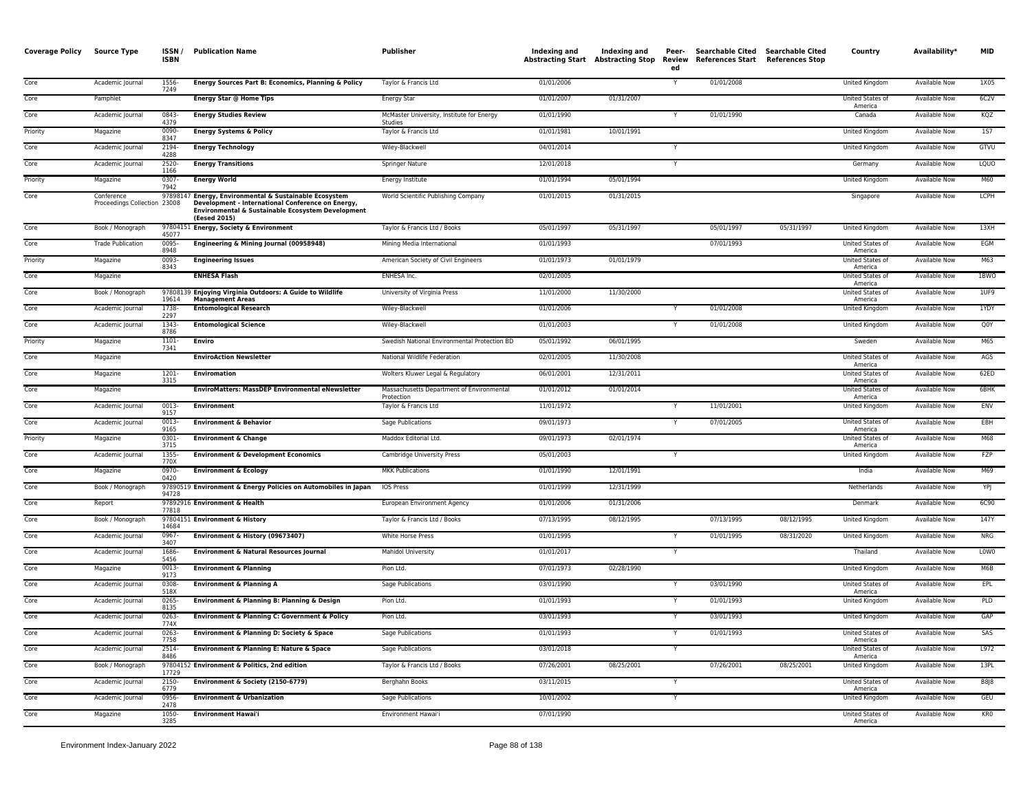| Coverage Policy | Source Type | ISSN / ISBN | Publication Name | Publisher | Indexing and Abstracting Start | Indexing and Abstracting Stop | Peer-Reviewed | Searchable Cited References Start | Searchable Cited References Stop | Country | Availability* | MID |
|---|---|---|---|---|---|---|---|---|---|---|---|---|
| Core | Academic Journal | 1556-7249 | **Energy Sources Part B: Economics, Planning & Policy** | Taylor & Francis Ltd | 01/01/2006 | | Y | 01/01/2008 | | United Kingdom | Available Now | 1X05 |
| Core | Pamphlet | | **Energy Star @ Home Tips** | Energy Star | 01/01/2007 | 01/31/2007 | | | | United States of America | Available Now | 6C2V |
| Core | Academic Journal | 0843-4379 | **Energy Studies Review** | McMaster University, Institute for Energy Studies | 01/01/1990 | | Y | 01/01/1990 | | Canada | Available Now | KQZ |
| Priority | Magazine | 0090-8347 | **Energy Systems & Policy** | Taylor & Francis Ltd | 01/01/1981 | 10/01/1991 | | | | United Kingdom | Available Now | 1S7 |
| Core | Academic Journal | 2194-4288 | **Energy Technology** | Wiley-Blackwell | 04/01/2014 | | Y | | | United Kingdom | Available Now | GTVU |
| Core | Academic Journal | 2520-1166 | **Energy Transitions** | Springer Nature | 12/01/2018 | | Y | | | Germany | Available Now | LQUO |
| Priority | Magazine | 0307-7942 | **Energy World** | Energy Institute | 01/01/1994 | 05/01/1994 | | | | United Kingdom | Available Now | M60 |
| Core | Conference Proceedings Collection | 9789814723008 | **Energy, Environmental & Sustainable Ecosystem Development - International Conference on Energy, Environmental & Sustainable Ecosystem Development (Eesed 2015)** | World Scientific Publishing Company | 01/01/2015 | 01/31/2015 | | | | Singapore | Available Now | LCPH |
| Core | Book / Monograph | 9780415145077 | **Energy, Society & Environment** | Taylor & Francis Ltd / Books | 05/01/1997 | 05/31/1997 | | 05/01/1997 | 05/31/1997 | United Kingdom | Available Now | 13XH |
| Core | Trade Publication | 0095-8948 | **Engineering & Mining Journal (00958948)** | Mining Media International | 01/01/1993 | | | 07/01/1993 | | United States of America | Available Now | EGM |
| Priority | Magazine | 0093-8343 | **Engineering Issues** | American Society of Civil Engineers | 01/01/1973 | 01/01/1979 | | | | United States of America | Available Now | M63 |
| Core | Magazine | | **ENHESA Flash** | ENHESA Inc. | 02/01/2005 | | | | | United States of America | Available Now | 1BWO |
| Core | Book / Monograph | 9780813919614 | **Enjoying Virginia Outdoors: A Guide to Wildlife Management Areas** | University of Virginia Press | 11/01/2000 | 11/30/2000 | | | | United States of America | Available Now | 1UF9 |
| Core | Academic Journal | 1738-2297 | **Entomological Research** | Wiley-Blackwell | 01/01/2006 | | Y | 01/01/2008 | | United Kingdom | Available Now | 1YDY |
| Core | Academic Journal | 1343-8786 | **Entomological Science** | Wiley-Blackwell | 01/01/2003 | | Y | 01/01/2008 | | United Kingdom | Available Now | Q0Y |
| Priority | Magazine | 1101-7341 | **Enviro** | Swedish National Environmental Protection BD | 05/01/1992 | 06/01/1995 | | | | Sweden | Available Now | M65 |
| Core | Magazine | | **EnviroAction Newsletter** | National Wildlife Federation | 02/01/2005 | 11/30/2008 | | | | United States of America | Available Now | AG5 |
| Core | Magazine | 1201-3315 | **Enviromation** | Wolters Kluwer Legal & Regulatory | 06/01/2001 | 12/31/2011 | | | | United States of America | Available Now | 62ED |
| Core | Magazine | | **EnviroMatters: MassDEP Environmental eNewsletter** | Massachusetts Department of Environmental Protection | 01/01/2012 | 01/01/2014 | | | | United States of America | Available Now | 6BHK |
| Core | Academic Journal | 0013-9157 | **Environment** | Taylor & Francis Ltd | 11/01/1972 | | Y | 11/01/2001 | | United Kingdom | Available Now | ENV |
| Core | Academic Journal | 0013-9165 | **Environment & Behavior** | Sage Publications | 09/01/1973 | | Y | 07/01/2005 | | United States of America | Available Now | EBH |
| Priority | Magazine | 0301-3715 | **Environment & Change** | Maddox Editorial Ltd. | 09/01/1973 | 02/01/1974 | | | | United States of America | Available Now | M68 |
| Core | Academic Journal | 1355-770X | **Environment & Development Economics** | Cambridge University Press | 05/01/2003 | | Y | | | United Kingdom | Available Now | FZP |
| Core | Magazine | 0970-0420 | **Environment & Ecology** | MKK Publications | 01/01/1990 | 12/01/1991 | | | | India | Available Now | M69 |
| Core | Book / Monograph | 9789051994728 | **Environment & Energy Policies on Automobiles in Japan** | IOS Press | 01/01/1999 | 12/31/1999 | | | | Netherlands | Available Now | YPJ |
| Core | Report | 9789291677818 | **Environment & Health** | European Environment Agency | 01/01/2006 | 01/31/2006 | | | | Denmark | Available Now | 6C90 |
| Core | Book / Monograph | 9780415114684 | **Environment & History** | Taylor & Francis Ltd / Books | 07/13/1995 | 08/12/1995 | | 07/13/1995 | 08/12/1995 | United Kingdom | Available Now | 147Y |
| Core | Academic Journal | 0967-3407 | **Environment & History (09673407)** | White Horse Press | 01/01/1995 | | Y | 01/01/1995 | 08/31/2020 | United Kingdom | Available Now | NRG |
| Core | Academic Journal | 1686-5456 | **Environment & Natural Resources Journal** | Mahidol University | 01/01/2017 | | Y | | | Thailand | Available Now | L0W0 |
| Core | Magazine | 0013-9173 | **Environment & Planning** | Pion Ltd. | 07/01/1973 | 02/28/1990 | | | | United Kingdom | Available Now | M6B |
| Core | Academic Journal | 0308-518X | **Environment & Planning A** | Sage Publications | 03/01/1990 | | Y | 03/01/1990 | | United States of America | Available Now | EPL |
| Core | Academic Journal | 0265-8135 | **Environment & Planning B: Planning & Design** | Pion Ltd. | 01/01/1993 | | Y | 01/01/1993 | | United Kingdom | Available Now | PLD |
| Core | Academic Journal | 0263-774X | **Environment & Planning C: Government & Policy** | Pion Ltd. | 03/01/1993 | | Y | 03/01/1993 | | United Kingdom | Available Now | GAP |
| Core | Academic Journal | 0263-7758 | **Environment & Planning D: Society & Space** | Sage Publications | 01/01/1993 | | Y | 01/01/1993 | | United States of America | Available Now | SAS |
| Core | Academic Journal | 2514-8486 | **Environment & Planning E: Nature & Space** | Sage Publications | 03/01/2018 | | Y | | | United States of America | Available Now | L972 |
| Core | Book / Monograph | 9780415217729 | **Environment & Politics, 2nd edition** | Taylor & Francis Ltd / Books | 07/26/2001 | 08/25/2001 | | 07/26/2001 | 08/25/2001 | United Kingdom | Available Now | 13PL |
| Core | Academic Journal | 2150-6779 | **Environment & Society (2150-6779)** | Berghahn Books | 03/11/2015 | | Y | | | United States of America | Available Now | B8J8 |
| Core | Academic Journal | 0956-2478 | **Environment & Urbanization** | Sage Publications | 10/01/2002 | | Y | | | United Kingdom | Available Now | GEU |
| Core | Magazine | 1050-3285 | **Environment Hawai'i** | Environment Hawai'i | 07/01/1990 | | | | | United States of America | Available Now | KR0 |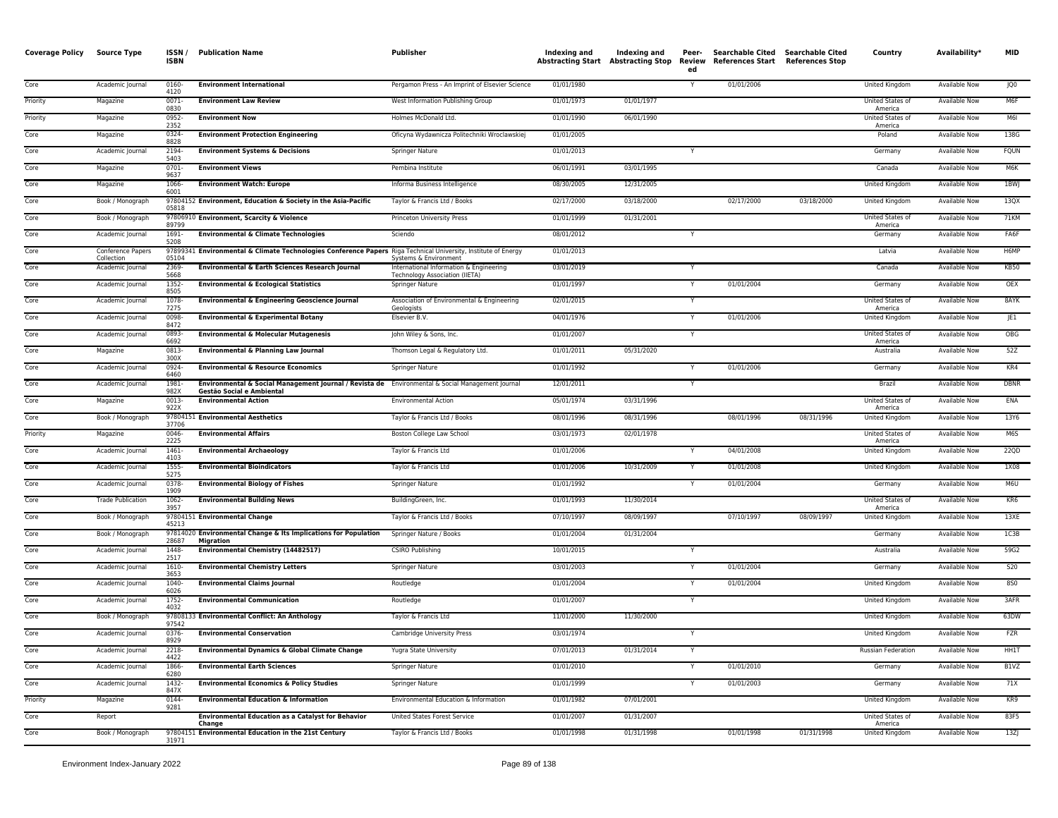| Coverage Policy | Source Type | ISSN / ISBN | Publication Name | Publisher | Indexing and Abstracting Start | Indexing and Abstracting Stop | Peer-Reviewed | Searchable Cited References Start | Searchable Cited References Stop | Country | Availability* | MID |
|---|---|---|---|---|---|---|---|---|---|---|---|---|
| Core | Academic Journal | 0160-4120 | **Environment International** | Pergamon Press - An Imprint of Elsevier Science | 01/01/1980 | | Y | 01/01/2006 | | United Kingdom | Available Now | JQ0 |
| Priority | Magazine | 0071-0830 | **Environment Law Review** | West Information Publishing Group | 01/01/1973 | 01/01/1977 | | | | United States of America | Available Now | M6F |
| Priority | Magazine | 0952-2352 | **Environment Now** | Holmes McDonald Ltd. | 01/01/1990 | 06/01/1990 | | | | United States of America | Available Now | M6I |
| Core | Magazine | 0324-8828 | **Environment Protection Engineering** | Oficyna Wydawnicza Politechniki Wroclawskiej | 01/01/2005 | | | | | Poland | Available Now | 138G |
| Core | Academic Journal | 2194-5403 | **Environment Systems & Decisions** | Springer Nature | 01/01/2013 | | Y | | | Germany | Available Now | FQUN |
| Core | Magazine | 0701-9637 | **Environment Views** | Pembina Institute | 06/01/1991 | 03/01/1995 | | | | Canada | Available Now | M6K |
| Core | Magazine | 1066-6001 | **Environment Watch: Europe** | Informa Business Intelligence | 08/30/2005 | 12/31/2005 | | | | United Kingdom | Available Now | 1BWJ |
| Core | Book / Monograph | 9780415205818 | **Environment, Education & Society in the Asia-Pacific** | Taylor & Francis Ltd / Books | 02/17/2000 | 03/18/2000 | | 02/17/2000 | 03/18/2000 | United Kingdom | Available Now | 13QX |
| Core | Book / Monograph | 9780691089799 | **Environment, Scarcity & Violence** | Princeton University Press | 01/01/1999 | 01/31/2001 | | | | United States of America | Available Now | 71KM |
| Core | Academic Journal | 1691-5208 | **Environmental & Climate Technologies** | Sciendo | 08/01/2012 | | Y | | | Germany | Available Now | FA6F |
| Core | Conference Papers Collection | 9789934105104 | **Environmental & Climate Technologies Conference Papers** | Riga Technical University, Institute of Energy Systems & Environment | 01/01/2013 | | | | | Latvia | Available Now | H6MP |
| Core | Academic Journal | 2369-5668 | **Environmental & Earth Sciences Research Journal** | International Information & Engineering Technology Association (IIETA) | 03/01/2019 | | Y | | | Canada | Available Now | KB50 |
| Core | Academic Journal | 1352-8505 | **Environmental & Ecological Statistics** | Springer Nature | 01/01/1997 | | Y | 01/01/2004 | | Germany | Available Now | OEX |
| Core | Academic Journal | 1078-7275 | **Environmental & Engineering Geoscience Journal** | Association of Environmental & Engineering Geologists | 02/01/2015 | | Y | | | United States of America | Available Now | 8AYK |
| Core | Academic Journal | 0098-8472 | **Environmental & Experimental Botany** | Elsevier B.V. | 04/01/1976 | | Y | 01/01/2006 | | United Kingdom | Available Now | JE1 |
| Core | Academic Journal | 0893-6692 | **Environmental & Molecular Mutagenesis** | John Wiley & Sons, Inc. | 01/01/2007 | | Y | | | United States of America | Available Now | OBG |
| Core | Magazine | 0813-300X | **Environmental & Planning Law Journal** | Thomson Legal & Regulatory Ltd. | 01/01/2011 | 05/31/2020 | | | | Australia | Available Now | 52Z |
| Core | Academic Journal | 0924-6460 | **Environmental & Resource Economics** | Springer Nature | 01/01/1992 | | Y | 01/01/2006 | | Germany | Available Now | KR4 |
| Core | Academic Journal | 1981-982X | **Environmental & Social Management Journal / Revista de Gestão Social e Ambiental** | Environmental & Social Management Journal | 12/01/2011 | | Y | | | Brazil | Available Now | DBNR |
| Core | Magazine | 0013-922X | **Environmental Action** | Environmental Action | 05/01/1974 | 03/31/1996 | | | | United States of America | Available Now | ENA |
| Core | Book / Monograph | 9780415137706 | **Environmental Aesthetics** | Taylor & Francis Ltd / Books | 08/01/1996 | 08/31/1996 | | 08/01/1996 | 08/31/1996 | United Kingdom | Available Now | 13Y6 |
| Priority | Magazine | 0046-2225 | **Environmental Affairs** | Boston College Law School | 03/01/1973 | 02/01/1978 | | | | United States of America | Available Now | M6S |
| Core | Academic Journal | 1461-4103 | **Environmental Archaeology** | Taylor & Francis Ltd | 01/01/2006 | | Y | 04/01/2008 | | United Kingdom | Available Now | 22QD |
| Core | Academic Journal | 1555-5275 | **Environmental Bioindicators** | Taylor & Francis Ltd | 01/01/2006 | 10/31/2009 | Y | 01/01/2008 | | United Kingdom | Available Now | 1X08 |
| Core | Academic Journal | 0378-1909 | **Environmental Biology of Fishes** | Springer Nature | 01/01/1992 | | Y | 01/01/2004 | | Germany | Available Now | M6U |
| Core | Trade Publication | 1062-3957 | **Environmental Building News** | BuildingGreen, Inc. | 01/01/1993 | 11/30/2014 | | | | United States of America | Available Now | KR6 |
| Core | Book / Monograph | 9780415145213 | **Environmental Change** | Taylor & Francis Ltd / Books | 07/10/1997 | 08/09/1997 | | 07/10/1997 | 08/09/1997 | United Kingdom | Available Now | 13XE |
| Core | Book / Monograph | 9781402028687 | **Environmental Change & Its Implications for Population Migration** | Springer Nature / Books | 01/01/2004 | 01/31/2004 | | | | Germany | Available Now | 1C3B |
| Core | Academic Journal | 1448-2517 | **Environmental Chemistry (14482517)** | CSIRO Publishing | 10/01/2015 | | Y | | | Australia | Available Now | 59G2 |
| Core | Academic Journal | 1610-3653 | **Environmental Chemistry Letters** | Springer Nature | 03/01/2003 | | Y | 01/01/2004 | | Germany | Available Now | S20 |
| Core | Academic Journal | 1040-6026 | **Environmental Claims Journal** | Routledge | 01/01/2004 | | Y | 01/01/2004 | | United Kingdom | Available Now | 8S0 |
| Core | Academic Journal | 1752-4032 | **Environmental Communication** | Routledge | 01/01/2007 | | Y | | | United Kingdom | Available Now | 3AFR |
| Core | Book / Monograph | 9780813397542 | **Environmental Conflict: An Anthology** | Taylor & Francis Ltd | 11/01/2000 | 11/30/2000 | | | | United Kingdom | Available Now | 63DW |
| Core | Academic Journal | 0376-8929 | **Environmental Conservation** | Cambridge University Press | 03/01/1974 | | Y | | | United Kingdom | Available Now | FZR |
| Core | Academic Journal | 2218-4422 | **Environmental Dynamics & Global Climate Change** | Yugra State University | 07/01/2013 | 01/31/2014 | Y | | | Russian Federation | Available Now | HH1T |
| Core | Academic Journal | 1866-6280 | **Environmental Earth Sciences** | Springer Nature | 01/01/2010 | | Y | 01/01/2010 | | Germany | Available Now | B1VZ |
| Core | Academic Journal | 1432-847X | **Environmental Economics & Policy Studies** | Springer Nature | 01/01/1999 | | Y | 01/01/2003 | | Germany | Available Now | 71X |
| Priority | Magazine | 0144-9281 | **Environmental Education & Information** | Environmental Education & Information | 01/01/1982 | 07/01/2001 | | | | United Kingdom | Available Now | KR9 |
| Core | Report | | **Environmental Education as a Catalyst for Behavior Change** | United States Forest Service | 01/01/2007 | 01/31/2007 | | | | United States of America | Available Now | 83F5 |
| Core | Book / Monograph | 9780415131971 | **Environmental Education in the 21st Century** | Taylor & Francis Ltd / Books | 01/01/1998 | 01/31/1998 | | 01/01/1998 | 01/31/1998 | United Kingdom | Available Now | 13ZJ |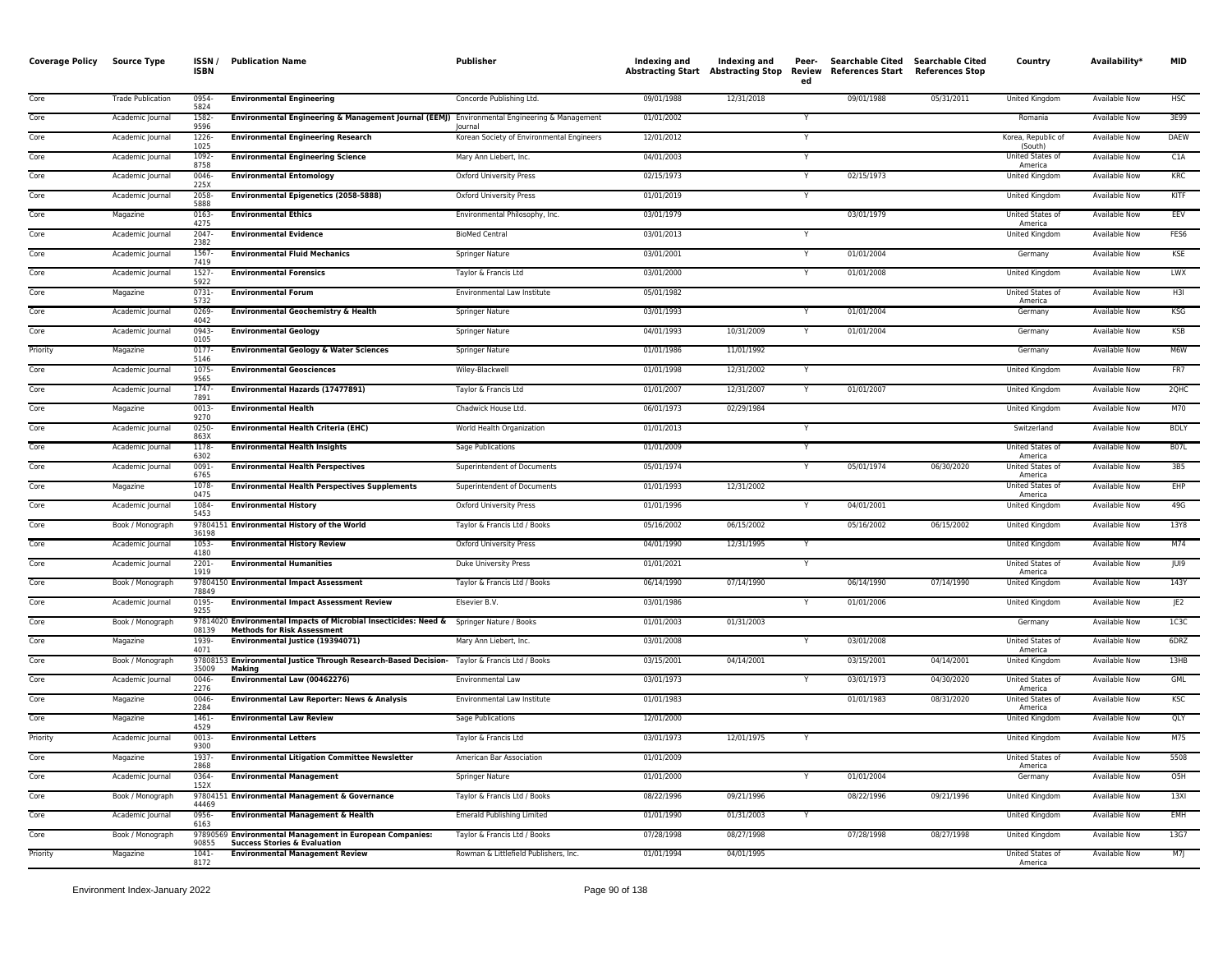| Coverage Policy | Source Type | ISSN / ISBN | Publication Name | Publisher | Indexing and Abstracting Start | Indexing and Abstracting Stop | Peer-Reviewed | Searchable Cited References Start | Searchable Cited References Stop | Country | Availability* | MID |
|---|---|---|---|---|---|---|---|---|---|---|---|---|
| Core | Trade Publication | 0954-5824 | **Environmental Engineering** | Concorde Publishing Ltd. | 09/01/1988 | 12/31/2018 | | 09/01/1988 | 05/31/2011 | United Kingdom | Available Now | HSC |
| Core | Academic Journal | 1582-9596 | **Environmental Engineering & Management Journal (EEMJ)** | Environmental Engineering & Management Journal | 01/01/2002 | | Y | | | Romania | Available Now | 3E99 |
| Core | Academic Journal | 1226-1025 | **Environmental Engineering Research** | Korean Society of Environmental Engineers | 12/01/2012 | | Y | | | Korea, Republic of (South) | Available Now | DAEW |
| Core | Academic Journal | 1092-8758 | **Environmental Engineering Science** | Mary Ann Liebert, Inc. | 04/01/2003 | | Y | | | United States of America | Available Now | C1A |
| Core | Academic Journal | 0046-225X | **Environmental Entomology** | Oxford University Press | 02/15/1973 | | Y | 02/15/1973 | | United Kingdom | Available Now | KRC |
| Core | Academic Journal | 2058-5888 | **Environmental Epigenetics (2058-5888)** | Oxford University Press | 01/01/2019 | | Y | | | United Kingdom | Available Now | KITF |
| Core | Magazine | 0163-4275 | **Environmental Ethics** | Environmental Philosophy, Inc. | 03/01/1979 | | | 03/01/1979 | | United States of America | Available Now | EEV |
| Core | Academic Journal | 2047-2382 | **Environmental Evidence** | BioMed Central | 03/01/2013 | | Y | | | United Kingdom | Available Now | FES6 |
| Core | Academic Journal | 1567-7419 | **Environmental Fluid Mechanics** | Springer Nature | 03/01/2001 | | Y | 01/01/2004 | | Germany | Available Now | KSE |
| Core | Academic Journal | 1527-5922 | **Environmental Forensics** | Taylor & Francis Ltd | 03/01/2000 | | Y | 01/01/2008 | | United Kingdom | Available Now | LWX |
| Core | Magazine | 0731-5732 | **Environmental Forum** | Environmental Law Institute | 05/01/1982 | | | | | United States of America | Available Now | H3I |
| Core | Academic Journal | 0269-4042 | **Environmental Geochemistry & Health** | Springer Nature | 03/01/1993 | | Y | 01/01/2004 | | Germany | Available Now | KSG |
| Core | Academic Journal | 0943-0105 | **Environmental Geology** | Springer Nature | 04/01/1993 | 10/31/2009 | Y | 01/01/2004 | | Germany | Available Now | KSB |
| Priority | Magazine | 0177-5146 | **Environmental Geology & Water Sciences** | Springer Nature | 01/01/1986 | 11/01/1992 | | | | Germany | Available Now | M6W |
| Core | Academic Journal | 1075-9565 | **Environmental Geosciences** | Wiley-Blackwell | 01/01/1998 | 12/31/2002 | Y | | | United Kingdom | Available Now | FR7 |
| Core | Academic Journal | 1747-7891 | **Environmental Hazards (17477891)** | Taylor & Francis Ltd | 01/01/2007 | 12/31/2007 | Y | 01/01/2007 | | United Kingdom | Available Now | 2QHC |
| Core | Magazine | 0013-9270 | **Environmental Health** | Chadwick House Ltd. | 06/01/1973 | 02/29/1984 | | | | United Kingdom | Available Now | M70 |
| Core | Academic Journal | 0250-863X | **Environmental Health Criteria (EHC)** | World Health Organization | 01/01/2013 | | Y | | | Switzerland | Available Now | BDLY |
| Core | Academic Journal | 1178-6302 | **Environmental Health Insights** | Sage Publications | 01/01/2009 | | Y | | | United States of America | Available Now | B07L |
| Core | Academic Journal | 0091-6765 | **Environmental Health Perspectives** | Superintendent of Documents | 05/01/1974 | | Y | 05/01/1974 | 06/30/2020 | United States of America | Available Now | 3B5 |
| Core | Magazine | 1078-0475 | **Environmental Health Perspectives Supplements** | Superintendent of Documents | 01/01/1993 | 12/31/2002 | | | | United States of America | Available Now | EHP |
| Core | Academic Journal | 1084-5453 | **Environmental History** | Oxford University Press | 01/01/1996 | | Y | 04/01/2001 | | United Kingdom | Available Now | 49G |
| Core | Book / Monograph | 9780415136198 | **Environmental History of the World** | Taylor & Francis Ltd / Books | 05/16/2002 | 06/15/2002 | | 05/16/2002 | 06/15/2002 | United Kingdom | Available Now | 13Y8 |
| Core | Academic Journal | 1053-4180 | **Environmental History Review** | Oxford University Press | 04/01/1990 | 12/31/1995 | Y | | | United Kingdom | Available Now | M74 |
| Core | Academic Journal | 2201-1919 | **Environmental Humanities** | Duke University Press | 01/01/2021 | | Y | | | United States of America | Available Now | JUI9 |
| Core | Book / Monograph | 9780415078849 | **Environmental Impact Assessment** | Taylor & Francis Ltd / Books | 06/14/1990 | 07/14/1990 | | 06/14/1990 | 07/14/1990 | United Kingdom | Available Now | 143Y |
| Core | Academic Journal | 0195-9255 | **Environmental Impact Assessment Review** | Elsevier B.V. | 03/01/1986 | | Y | 01/01/2006 | | United Kingdom | Available Now | JE2 |
| Core | Book / Monograph | 9781402008139 | **Environmental Impacts of Microbial Insecticides: Need & Methods for Risk Assessment** | Springer Nature / Books | 01/01/2003 | 01/31/2003 | | | | Germany | Available Now | 1C3C |
| Core | Magazine | 1939-4071 | **Environmental Justice (19394071)** | Mary Ann Liebert, Inc. | 03/01/2008 | | Y | 03/01/2008 | | United States of America | Available Now | 6DRZ |
| Core | Book / Monograph | 9780815335009 | **Environmental Justice Through Research-Based Decision-Making** | Taylor & Francis Ltd / Books | 03/15/2001 | 04/14/2001 | | 03/15/2001 | 04/14/2001 | United Kingdom | Available Now | 13HB |
| Core | Academic Journal | 0046-2276 | **Environmental Law (00462276)** | Environmental Law | 03/01/1973 | | Y | 03/01/1973 | 04/30/2020 | United States of America | Available Now | GML |
| Core | Magazine | 0046-2284 | **Environmental Law Reporter: News & Analysis** | Environmental Law Institute | 01/01/1983 | | | 01/01/1983 | 08/31/2020 | United States of America | Available Now | KSC |
| Core | Magazine | 1461-4529 | **Environmental Law Review** | Sage Publications | 12/01/2000 | | | | | United Kingdom | Available Now | QLY |
| Priority | Academic Journal | 0013-9300 | **Environmental Letters** | Taylor & Francis Ltd | 03/01/1973 | 12/01/1975 | Y | | | United Kingdom | Available Now | M75 |
| Core | Magazine | 1937-2868 | **Environmental Litigation Committee Newsletter** | American Bar Association | 01/01/2009 | | | | | United States of America | Available Now | 5508 |
| Core | Academic Journal | 0364-152X | **Environmental Management** | Springer Nature | 01/01/2000 | | Y | 01/01/2004 | | Germany | Available Now | O5H |
| Core | Book / Monograph | 9780415144469 | **Environmental Management & Governance** | Taylor & Francis Ltd / Books | 08/22/1996 | 09/21/1996 | | 08/22/1996 | 09/21/1996 | United Kingdom | Available Now | 13XI |
| Core | Academic Journal | 0956-6163 | **Environmental Management & Health** | Emerald Publishing Limited | 01/01/1990 | 01/31/2003 | Y | | | United Kingdom | Available Now | EMH |
| Core | Book / Monograph | 9789056990855 | **Environmental Management in European Companies: Success Stories & Evaluation** | Taylor & Francis Ltd / Books | 07/28/1998 | 08/27/1998 | | 07/28/1998 | 08/27/1998 | United Kingdom | Available Now | 13G7 |
| Priority | Magazine | 1041-8172 | **Environmental Management Review** | Rowman & Littlefield Publishers, Inc. | 01/01/1994 | 04/01/1995 | | | | United States of America | Available Now | M7J |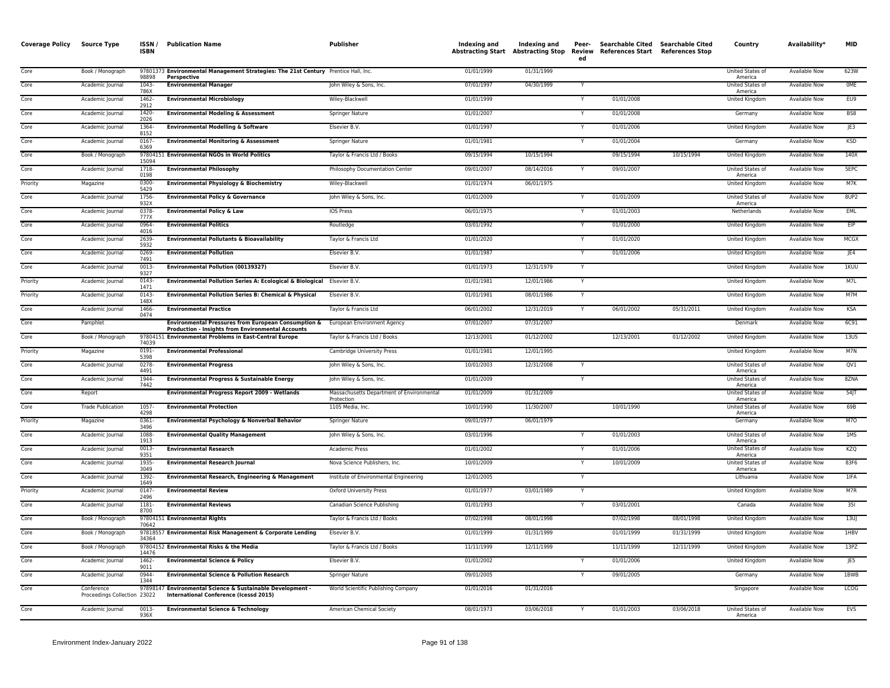| Coverage Policy | Source Type | ISSN / ISBN | Publication Name | Publisher | Indexing and Abstracting Start | Indexing and Abstracting Stop | Peer-Reviewed | Searchable Cited References Start | Searchable Cited References Stop | Country | Availability* | MID |
|---|---|---|---|---|---|---|---|---|---|---|---|---|
| Core | Book / Monograph | 9780137398898 | **Environmental Management Strategies: The 21st Century Perspective** | Prentice Hall, Inc. | 01/01/1999 | 01/31/1999 | | | | United States of America | Available Now | 623W |
| Core | Academic Journal | 1043-786X | **Environmental Manager** | John Wiley & Sons, Inc. | 07/01/1997 | 04/30/1999 | Y | | | United States of America | Available Now | 0ME |
| Core | Academic Journal | 1462-2912 | **Environmental Microbiology** | Wiley-Blackwell | 01/01/1999 | | Y | 01/01/2008 | | United Kingdom | Available Now | EU9 |
| Core | Academic Journal | 1420-2026 | **Environmental Modeling & Assessment** | Springer Nature | 01/01/2007 | | Y | 01/01/2008 | | Germany | Available Now | BS8 |
| Core | Academic Journal | 1364-8152 | **Environmental Modelling & Software** | Elsevier B.V. | 01/01/1997 | | Y | 01/01/2006 | | United Kingdom | Available Now | JE3 |
| Core | Academic Journal | 0167-6369 | **Environmental Monitoring & Assessment** | Springer Nature | 01/01/1981 | | Y | 01/01/2004 | | Germany | Available Now | KSD |
| Core | Book / Monograph | 9780415115094 | **Environmental NGOs in World Politics** | Taylor & Francis Ltd / Books | 09/15/1994 | 10/15/1994 | | 09/15/1994 | 10/15/1994 | United Kingdom | Available Now | 140X |
| Core | Academic Journal | 1718-0198 | **Environmental Philosophy** | Philosophy Documentation Center | 09/01/2007 | 08/14/2016 | Y | 09/01/2007 | | United States of America | Available Now | 5EPC |
| Priority | Magazine | 0300-5429 | **Environmental Physiology & Biochemistry** | Wiley-Blackwell | 01/01/1974 | 06/01/1975 | | | | United Kingdom | Available Now | M7K |
| Core | Academic Journal | 1756-932X | **Environmental Policy & Governance** | John Wiley & Sons, Inc. | 01/01/2009 | | Y | 01/01/2009 | | United States of America | Available Now | 8UP2 |
| Core | Academic Journal | 0378-777X | **Environmental Policy & Law** | IOS Press | 06/01/1975 | | Y | 01/01/2003 | | Netherlands | Available Now | EML |
| Core | Academic Journal | 0964-4016 | **Environmental Politics** | Routledge | 03/01/1992 | | Y | 01/01/2000 | | United Kingdom | Available Now | EIP |
| Core | Academic Journal | 2639-5932 | **Environmental Pollutants & Bioavailability** | Taylor & Francis Ltd | 01/01/2020 | | Y | 01/01/2020 | | United Kingdom | Available Now | MCGX |
| Core | Academic Journal | 0269-7491 | **Environmental Pollution** | Elsevier B.V. | 01/01/1987 | | Y | 01/01/2006 | | United Kingdom | Available Now | JE4 |
| Core | Academic Journal | 0013-9327 | **Environmental Pollution (00139327)** | Elsevier B.V. | 01/01/1973 | 12/31/1979 | Y | | | United Kingdom | Available Now | 1KUU |
| Priority | Academic Journal | 0143-1471 | **Environmental Pollution Series A: Ecological & Biological** | Elsevier B.V. | 01/01/1981 | 12/01/1986 | Y | | | United Kingdom | Available Now | M7L |
| Priority | Academic Journal | 0143-148X | **Environmental Pollution Series B: Chemical & Physical** | Elsevier B.V. | 01/01/1981 | 08/01/1986 | Y | | | United Kingdom | Available Now | M7M |
| Core | Academic Journal | 1466-0474 | **Environmental Practice** | Taylor & Francis Ltd | 06/01/2002 | 12/31/2019 | Y | 06/01/2002 | 05/31/2011 | United Kingdom | Available Now | KSA |
| Core | Pamphlet | | **Environmental Pressures from European Consumption & Production - Insights from Environmental Accounts** | European Environment Agency | 07/01/2007 | 07/31/2007 | | | | Denmark | Available Now | 6C91 |
| Core | Book / Monograph | 9780415174039 | **Environmental Problems in East-Central Europe** | Taylor & Francis Ltd / Books | 12/13/2001 | 01/12/2002 | | 12/13/2001 | 01/12/2002 | United Kingdom | Available Now | 13U5 |
| Priority | Magazine | 0191-5398 | **Environmental Professional** | Cambridge University Press | 01/01/1981 | 12/01/1995 | | | | United Kingdom | Available Now | M7N |
| Core | Academic Journal | 0278-4491 | **Environmental Progress** | John Wiley & Sons, Inc. | 10/01/2003 | 12/31/2008 | Y | | | United States of America | Available Now | QV1 |
| Core | Academic Journal | 1944-7442 | **Environmental Progress & Sustainable Energy** | John Wiley & Sons, Inc. | 01/01/2009 | | Y | | | United States of America | Available Now | 8ZNA |
| Core | Report | | **Environmental Progress Report 2009 - Wetlands** | Massachusetts Department of Environmental Protection | 01/01/2009 | 01/31/2009 | | | | United States of America | Available Now | 54JT |
| Core | Trade Publication | 1057-4298 | **Environmental Protection** | 1105 Media, Inc. | 10/01/1990 | 11/30/2007 | | 10/01/1990 | | United States of America | Available Now | 69B |
| Priority | Magazine | 0361-3496 | **Environmental Psychology & Nonverbal Behavior** | Springer Nature | 09/01/1977 | 06/01/1979 | | | | Germany | Available Now | M7O |
| Core | Academic Journal | 1088-1913 | **Environmental Quality Management** | John Wiley & Sons, Inc. | 03/01/1996 | | Y | 01/01/2003 | | United States of America | Available Now | 1MS |
| Core | Academic Journal | 0013-9351 | **Environmental Research** | Academic Press | 01/01/2002 | | Y | 01/01/2006 | | United States of America | Available Now | KZQ |
| Core | Academic Journal | 1935-3049 | **Environmental Research Journal** | Nova Science Publishers, Inc. | 10/01/2009 | | Y | 10/01/2009 | | United States of America | Available Now | 83F6 |
| Core | Academic Journal | 1392-1649 | **Environmental Research, Engineering & Management** | Institute of Environmental Engineering | 12/01/2005 | | Y | | | Lithuania | Available Now | 1IFA |
| Priority | Academic Journal | 0147-2496 | **Environmental Review** | Oxford University Press | 01/01/1977 | 03/01/1989 | Y | | | United Kingdom | Available Now | M7R |
| Core | Academic Journal | 1181-8700 | **Environmental Reviews** | Canadian Science Publishing | 01/01/1993 | | Y | 03/01/2001 | | Canada | Available Now | 35I |
| Core | Book / Monograph | 9780415170642 | **Environmental Rights** | Taylor & Francis Ltd / Books | 07/02/1998 | 08/01/1998 | | 07/02/1998 | 08/01/1998 | United Kingdom | Available Now | 13UJ |
| Core | Book / Monograph | 9781855734364 | **Environmental Risk Management & Corporate Lending** | Elsevier B.V. | 01/01/1999 | 01/31/1999 | | 01/01/1999 | 01/31/1999 | United Kingdom | Available Now | 1HBV |
| Core | Book / Monograph | 9780415214476 | **Environmental Risks & the Media** | Taylor & Francis Ltd / Books | 11/11/1999 | 12/11/1999 | | 11/11/1999 | 12/11/1999 | United Kingdom | Available Now | 13PZ |
| Core | Academic Journal | 1462-9011 | **Environmental Science & Policy** | Elsevier B.V. | 01/01/2002 | | Y | 01/01/2006 | | United Kingdom | Available Now | JE5 |
| Core | Academic Journal | 0944-1344 | **Environmental Science & Pollution Research** | Springer Nature | 09/01/2005 | | Y | 09/01/2005 | | Germany | Available Now | 1BWB |
| Core | Conference Proceedings Collection | 9789814723022 | **Environmental Science & Sustainable Development - International Conference (Icessd 2015)** | World Scientific Publishing Company | 01/01/2016 | 01/31/2016 | | | | Singapore | Available Now | LCOG |
| Core | Academic Journal | 0013-936X | **Environmental Science & Technology** | American Chemical Society | 08/01/1973 | 03/06/2018 | Y | 01/01/2003 | 03/06/2018 | United States of America | Available Now | EVS |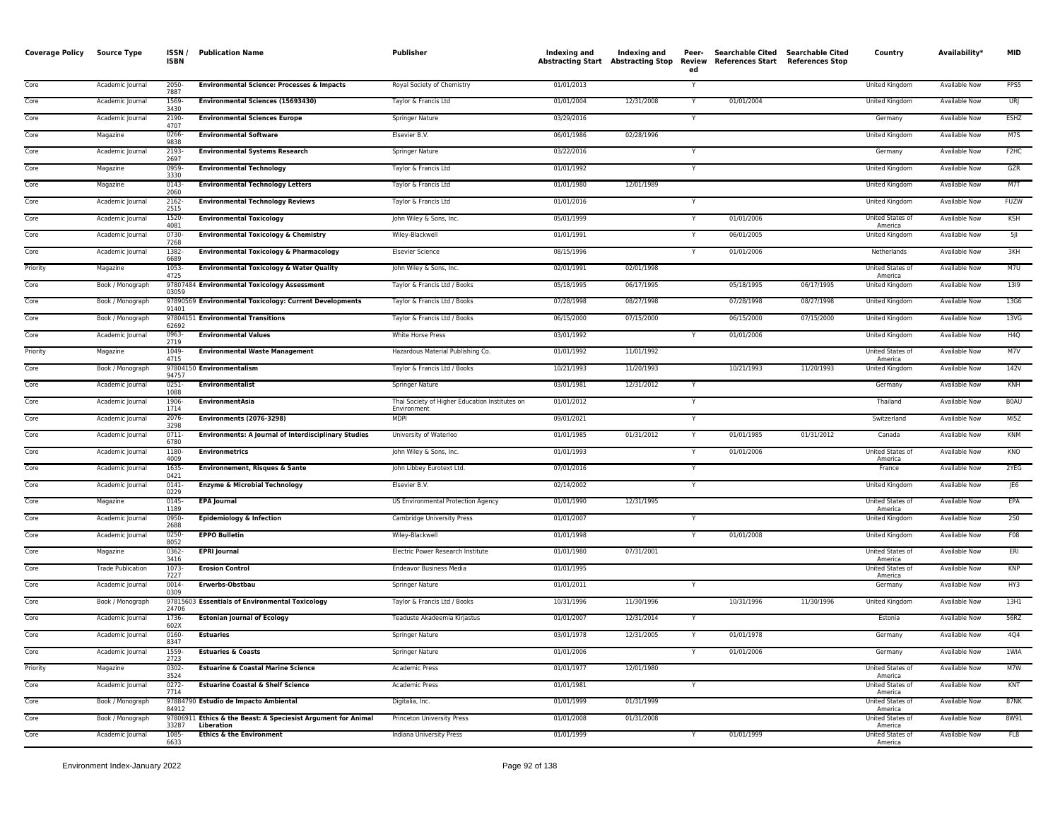| Coverage Policy | Source Type | ISSN / ISBN | Publication Name | Publisher | Indexing and Abstracting Start | Indexing and Abstracting Stop | Peer-Reviewed | Searchable Cited References Start | Searchable Cited References Stop | Country | Availability* | MID |
|---|---|---|---|---|---|---|---|---|---|---|---|---|
| Core | Academic Journal | 2050-7887 | **Environmental Science: Processes & Impacts** | Royal Society of Chemistry | 01/01/2013 | | Y | | | United Kingdom | Available Now | FPS5 |
| Core | Academic Journal | 1569-3430 | **Environmental Sciences (15693430)** | Taylor & Francis Ltd | 01/01/2004 | 12/31/2008 | Y | 01/01/2004 | | United Kingdom | Available Now | URJ |
| Core | Academic Journal | 2190-4707 | **Environmental Sciences Europe** | Springer Nature | 03/29/2016 | | Y | | | Germany | Available Now | ESHZ |
| Core | Magazine | 0266-9838 | **Environmental Software** | Elsevier B.V. | 06/01/1986 | 02/28/1996 | | | | United Kingdom | Available Now | M7S |
| Core | Academic Journal | 2193-2697 | **Environmental Systems Research** | Springer Nature | 03/22/2016 | | Y | | | Germany | Available Now | F2HC |
| Core | Magazine | 0959-3330 | **Environmental Technology** | Taylor & Francis Ltd | 01/01/1992 | | Y | | | United Kingdom | Available Now | GZR |
| Core | Magazine | 0143-2060 | **Environmental Technology Letters** | Taylor & Francis Ltd | 01/01/1980 | 12/01/1989 | | | | United Kingdom | Available Now | M7T |
| Core | Academic Journal | 2162-2515 | **Environmental Technology Reviews** | Taylor & Francis Ltd | 01/01/2016 | | Y | | | United Kingdom | Available Now | FUZW |
| Core | Academic Journal | 1520-4081 | **Environmental Toxicology** | John Wiley & Sons, Inc. | 05/01/1999 | | Y | 01/01/2006 | | United States of America | Available Now | KSH |
| Core | Academic Journal | 0730-7268 | **Environmental Toxicology & Chemistry** | Wiley-Blackwell | 01/01/1991 | | Y | 06/01/2005 | | United Kingdom | Available Now | 5JI |
| Core | Academic Journal | 1382-6689 | **Environmental Toxicology & Pharmacology** | Elsevier Science | 08/15/1996 | | Y | 01/01/2006 | | Netherlands | Available Now | 3KH |
| Priority | Magazine | 1053-4725 | **Environmental Toxicology & Water Quality** | John Wiley & Sons, Inc. | 02/01/1991 | 02/01/1998 | | | | United States of America | Available Now | M7U |
| Core | Book / Monograph | 9780748403059 | **Environmental Toxicology Assessment** | Taylor & Francis Ltd / Books | 05/18/1995 | 06/17/1995 | | 05/18/1995 | 06/17/1995 | United Kingdom | Available Now | 13I9 |
| Core | Book / Monograph | 9789056991401 | **Environmental Toxicology: Current Developments** | Taylor & Francis Ltd / Books | 07/28/1998 | 08/27/1998 | | 07/28/1998 | 08/27/1998 | United Kingdom | Available Now | 13G6 |
| Core | Book / Monograph | 9780415162692 | **Environmental Transitions** | Taylor & Francis Ltd / Books | 06/15/2000 | 07/15/2000 | | 06/15/2000 | 07/15/2000 | United Kingdom | Available Now | 13VG |
| Core | Academic Journal | 0963-2719 | **Environmental Values** | White Horse Press | 03/01/1992 | | Y | 01/01/2006 | | United Kingdom | Available Now | H4Q |
| Priority | Magazine | 1049-4715 | **Environmental Waste Management** | Hazardous Material Publishing Co. | 01/01/1992 | 11/01/1992 | | | | United States of America | Available Now | M7V |
| Core | Book / Monograph | 9780415094757 | **Environmentalism** | Taylor & Francis Ltd / Books | 10/21/1993 | 11/20/1993 | | 10/21/1993 | 11/20/1993 | United Kingdom | Available Now | 142V |
| Core | Academic Journal | 0251-1088 | **Environmentalist** | Springer Nature | 03/01/1981 | 12/31/2012 | Y | | | Germany | Available Now | KNH |
| Core | Academic Journal | 1906-1714 | **EnvironmentAsia** | Thai Society of Higher Education Institutes on Environment | 01/01/2012 | | Y | | | Thailand | Available Now | B0AU |
| Core | Academic Journal | 2076-3298 | **Environments (2076-3298)** | MDPI | 09/01/2021 | | Y | | | Switzerland | Available Now | MI5Z |
| Core | Academic Journal | 0711-6780 | **Environments: A Journal of Interdisciplinary Studies** | University of Waterloo | 01/01/1985 | 01/31/2012 | Y | 01/01/1985 | 01/31/2012 | Canada | Available Now | KNM |
| Core | Academic Journal | 1180-4009 | **Environmetrics** | John Wiley & Sons, Inc. | 01/01/1993 | | Y | 01/01/2006 | | United States of America | Available Now | KNO |
| Core | Academic Journal | 1635-0421 | **Environnement, Risques & Sante** | John Libbey Eurotext Ltd. | 07/01/2016 | | Y | | | France | Available Now | 2YEG |
| Core | Academic Journal | 0141-0229 | **Enzyme & Microbial Technology** | Elsevier B.V. | 02/14/2002 | | Y | | | United Kingdom | Available Now | JE6 |
| Core | Magazine | 0145-1189 | **EPA Journal** | US Environmental Protection Agency | 01/01/1990 | 12/31/1995 | | | | United States of America | Available Now | EPA |
| Core | Academic Journal | 0950-2688 | **Epidemiology & Infection** | Cambridge University Press | 01/01/2007 | | Y | | | United Kingdom | Available Now | 2S0 |
| Core | Academic Journal | 0250-8052 | **EPPO Bulletin** | Wiley-Blackwell | 01/01/1998 | | Y | 01/01/2008 | | United Kingdom | Available Now | F08 |
| Core | Magazine | 0362-3416 | **EPRI Journal** | Electric Power Research Institute | 01/01/1980 | 07/31/2001 | | | | United States of America | Available Now | ERI |
| Core | Trade Publication | 1073-7227 | **Erosion Control** | Endeavor Business Media | 01/01/1995 | | | | | United States of America | Available Now | KNP |
| Core | Academic Journal | 0014-0309 | **Erwerbs-Obstbau** | Springer Nature | 01/01/2011 | | Y | | | Germany | Available Now | HY3 |
| Core | Book / Monograph | 9781560324706 | **Essentials of Environmental Toxicology** | Taylor & Francis Ltd / Books | 10/31/1996 | 11/30/1996 | | 10/31/1996 | 11/30/1996 | United Kingdom | Available Now | 13H1 |
| Core | Academic Journal | 1736-602X | **Estonian Journal of Ecology** | Teaduste Akadeemia Kirjastus | 01/01/2007 | 12/31/2014 | Y | | | Estonia | Available Now | 56RZ |
| Core | Academic Journal | 0160-8347 | **Estuaries** | Springer Nature | 03/01/1978 | 12/31/2005 | Y | 01/01/1978 | | Germany | Available Now | 4Q4 |
| Core | Academic Journal | 1559-2723 | **Estuaries & Coasts** | Springer Nature | 01/01/2006 | | Y | 01/01/2006 | | Germany | Available Now | 1WIA |
| Priority | Magazine | 0302-3524 | **Estuarine & Coastal Marine Science** | Academic Press | 01/01/1977 | 12/01/1980 | | | | United States of America | Available Now | M7W |
| Core | Academic Journal | 0272-7714 | **Estuarine Coastal & Shelf Science** | Academic Press | 01/01/1981 | | Y | | | United States of America | Available Now | KNT |
| Core | Book / Monograph | 9788479084912 | **Estudio de Impacto Ambiental** | Digitalia, Inc. | 01/01/1999 | 01/31/1999 | | | | United States of America | Available Now | 87NK |
| Core | Book / Monograph | 9780691133287 | **Ethics & the Beast: A Speciesist Argument for Animal Liberation** | Princeton University Press | 01/01/2008 | 01/31/2008 | | | | United States of America | Available Now | 8W91 |
| Core | Academic Journal | 1085-6633 | **Ethics & the Environment** | Indiana University Press | 01/01/1999 | | Y | 01/01/1999 | | United States of America | Available Now | FL8 |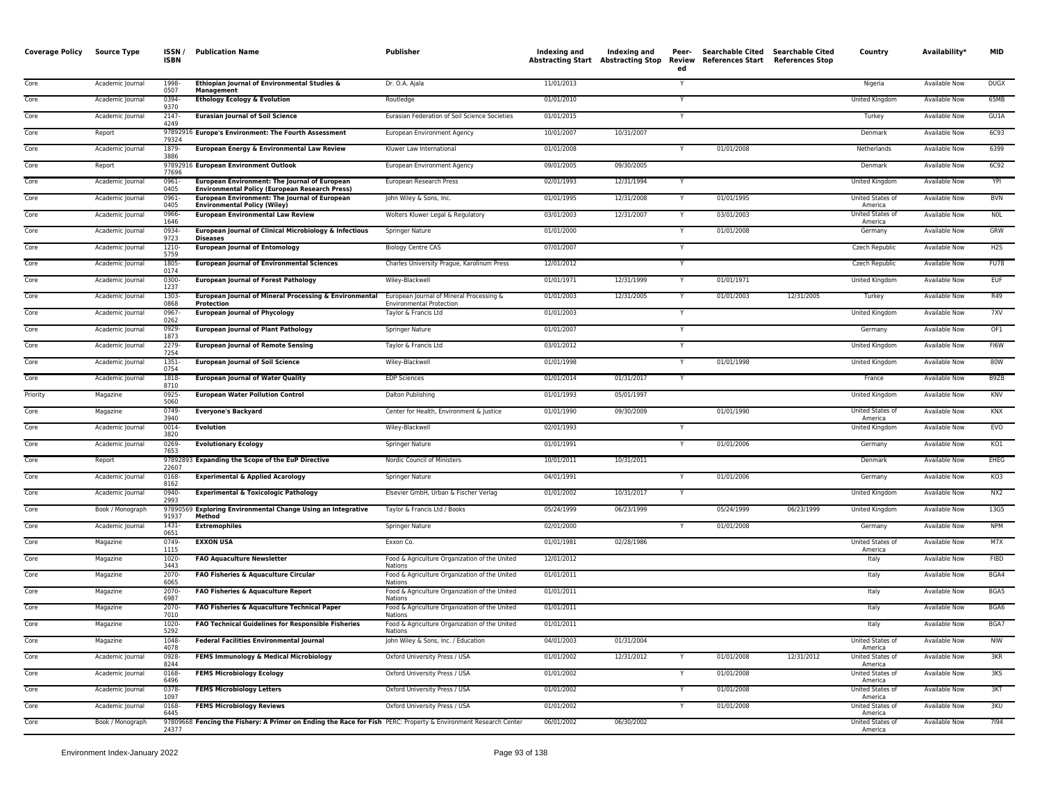| Coverage Policy | Source Type | ISSN / ISBN | Publication Name | Publisher | Indexing and Abstracting Start | Indexing and Abstracting Stop | Peer-Reviewed | Searchable Cited References Start | Searchable Cited References Stop | Country | Availability* | MID |
|---|---|---|---|---|---|---|---|---|---|---|---|---|
| Core | Academic Journal | 1998-0507 | **Ethiopian Journal of Environmental Studies & Management** | Dr. O.A. Ajala | 11/01/2013 | | Y | | | Nigeria | Available Now | DUGX |
| Core | Academic Journal | 0394-9370 | **Ethology Ecology & Evolution** | Routledge | 01/01/2010 | | Y | | | United Kingdom | Available Now | 65MB |
| Core | Academic Journal | 2147-4249 | **Eurasian Journal of Soil Science** | Eurasian Federation of Soil Science Societies | 01/01/2015 | | Y | | | Turkey | Available Now | GU1A |
| Core | Report | 9789291679324 | **Europe's Environment: The Fourth Assessment** | European Environment Agency | 10/01/2007 | 10/31/2007 | | | | Denmark | Available Now | 6C93 |
| Core | Academic Journal | 1879-3886 | **European Energy & Environmental Law Review** | Kluwer Law International | 01/01/2008 | | Y | 01/01/2008 | | Netherlands | Available Now | 6399 |
| Core | Report | 9789291677696 | **European Environment Outlook** | European Environment Agency | 09/01/2005 | 09/30/2005 | | | | Denmark | Available Now | 6C92 |
| Core | Academic Journal | 0961-0405 | **European Environment: The Journal of European Environmental Policy (European Research Press)** | European Research Press | 02/01/1993 | 12/31/1994 | Y | | | United Kingdom | Available Now | YPI |
| Core | Academic Journal | 0961-0405 | **European Environment: The Journal of European Environmental Policy (Wiley)** | John Wiley & Sons, Inc. | 01/01/1995 | 12/31/2008 | Y | 01/01/1995 | | United States of America | Available Now | BVN |
| Core | Academic Journal | 0966-1646 | **European Environmental Law Review** | Wolters Kluwer Legal & Regulatory | 03/01/2003 | 12/31/2007 | Y | 03/01/2003 | | United States of America | Available Now | N0L |
| Core | Academic Journal | 0934-9723 | **European Journal of Clinical Microbiology & Infectious Diseases** | Springer Nature | 01/01/2000 | | Y | 01/01/2008 | | Germany | Available Now | GRW |
| Core | Academic Journal | 1210-5759 | **European Journal of Entomology** | Biology Centre CAS | 07/01/2007 | | Y | | | Czech Republic | Available Now | H2S |
| Core | Academic Journal | 1805-0174 | **European Journal of Environmental Sciences** | Charles University Prague, Karolinum Press | 12/01/2012 | | Y | | | Czech Republic | Available Now | FU78 |
| Core | Academic Journal | 0300-1237 | **European Journal of Forest Pathology** | Wiley-Blackwell | 01/01/1971 | 12/31/1999 | Y | 01/01/1971 | | United Kingdom | Available Now | EUF |
| Core | Academic Journal | 1303-0868 | **European Journal of Mineral Processing & Environmental Protection** | European Journal of Mineral Processing & Environmental Protection | 01/01/2003 | 12/31/2005 | Y | 01/01/2003 | 12/31/2005 | Turkey | Available Now | R49 |
| Core | Academic Journal | 0967-0262 | **European Journal of Phycology** | Taylor & Francis Ltd | 01/01/2003 | | Y | | | United Kingdom | Available Now | 7XV |
| Core | Academic Journal | 0929-1873 | **European Journal of Plant Pathology** | Springer Nature | 01/01/2007 | | Y | | | Germany | Available Now | OF1 |
| Core | Academic Journal | 2279-7254 | **European Journal of Remote Sensing** | Taylor & Francis Ltd | 03/01/2012 | | Y | | | United Kingdom | Available Now | FI6W |
| Core | Academic Journal | 1351-0754 | **European Journal of Soil Science** | Wiley-Blackwell | 01/01/1998 | | Y | 01/01/1998 | | United Kingdom | Available Now | 80W |
| Core | Academic Journal | 1818-8710 | **European Journal of Water Quality** | EDP Sciences | 01/01/2014 | 01/31/2017 | Y | | | France | Available Now | B9ZB |
| Priority | Magazine | 0925-5060 | **European Water Pollution Control** | Dalton Publishing | 01/01/1993 | 05/01/1997 | | | | United Kingdom | Available Now | KNV |
| Core | Magazine | 0749-3940 | **Everyone's Backyard** | Center for Health, Environment & Justice | 01/01/1990 | 09/30/2009 | | 01/01/1990 | | United States of America | Available Now | KNX |
| Core | Academic Journal | 0014-3820 | **Evolution** | Wiley-Blackwell | 02/01/1993 | | Y | | | United Kingdom | Available Now | EVO |
| Core | Academic Journal | 0269-7653 | **Evolutionary Ecology** | Springer Nature | 01/01/1991 | | Y | 01/01/2006 | | Germany | Available Now | KO1 |
| Core | Report | 9789289322607 | **Expanding the Scope of the EuP Directive** | Nordic Council of Ministers | 10/01/2011 | 10/31/2011 | | | | Denmark | Available Now | EHEG |
| Core | Academic Journal | 0168-8162 | **Experimental & Applied Acarology** | Springer Nature | 04/01/1991 | | Y | 01/01/2006 | | Germany | Available Now | KO3 |
| Core | Academic Journal | 0940-2993 | **Experimental & Toxicologic Pathology** | Elsevier GmbH, Urban & Fischer Verlag | 01/01/2002 | 10/31/2017 | Y | | | United Kingdom | Available Now | NX2 |
| Core | Book / Monograph | 9789056991937 | **Exploring Environmental Change Using an Integrative Method** | Taylor & Francis Ltd / Books | 05/24/1999 | 06/23/1999 | | 05/24/1999 | 06/23/1999 | United Kingdom | Available Now | 13G5 |
| Core | Academic Journal | 1431-0651 | **Extremophiles** | Springer Nature | 02/01/2000 | | Y | 01/01/2008 | | Germany | Available Now | NPM |
| Core | Magazine | 0749-1115 | **EXXON USA** | Exxon Co. | 01/01/1981 | 02/28/1986 | | | | United States of America | Available Now | M7X |
| Core | Magazine | 1020-3443 | **FAO Aquaculture Newsletter** | Food & Agriculture Organization of the United Nations | 12/01/2012 | | | | | Italy | Available Now | FIBD |
| Core | Magazine | 2070-6065 | **FAO Fisheries & Aquaculture Circular** | Food & Agriculture Organization of the United Nations | 01/01/2011 | | | | | Italy | Available Now | BGA4 |
| Core | Magazine | 2070-6987 | **FAO Fisheries & Aquaculture Report** | Food & Agriculture Organization of the United Nations | 01/01/2011 | | | | | Italy | Available Now | BGA5 |
| Core | Magazine | 2070-7010 | **FAO Fisheries & Aquaculture Technical Paper** | Food & Agriculture Organization of the United Nations | 01/01/2011 | | | | | Italy | Available Now | BGA6 |
| Core | Magazine | 1020-5292 | **FAO Technical Guidelines for Responsible Fisheries** | Food & Agriculture Organization of the United Nations | 01/01/2011 | | | | | Italy | Available Now | BGA7 |
| Core | Magazine | 1048-4078 | **Federal Facilities Environmental Journal** | John Wiley & Sons, Inc. / Education | 04/01/2003 | 01/31/2004 | | | | United States of America | Available Now | NIW |
| Core | Academic Journal | 0928-8244 | **FEMS Immunology & Medical Microbiology** | Oxford University Press / USA | 01/01/2002 | 12/31/2012 | Y | 01/01/2008 | 12/31/2012 | United States of America | Available Now | 3KR |
| Core | Academic Journal | 0168-6496 | **FEMS Microbiology Ecology** | Oxford University Press / USA | 01/01/2002 | | Y | 01/01/2008 | | United States of America | Available Now | 3KS |
| Core | Academic Journal | 0378-1097 | **FEMS Microbiology Letters** | Oxford University Press / USA | 01/01/2002 | | Y | 01/01/2008 | | United States of America | Available Now | 3KT |
| Core | Academic Journal | 0168-6445 | **FEMS Microbiology Reviews** | Oxford University Press / USA | 01/01/2002 | | Y | 01/01/2008 | | United States of America | Available Now | 3KU |
| Core | Book / Monograph | 9780966824377 | **Fencing the Fishery: A Primer on Ending the Race for Fish** | PERC: Property & Environment Research Center | 06/01/2002 | 06/30/2002 | | | | United States of America | Available Now | 7I94 |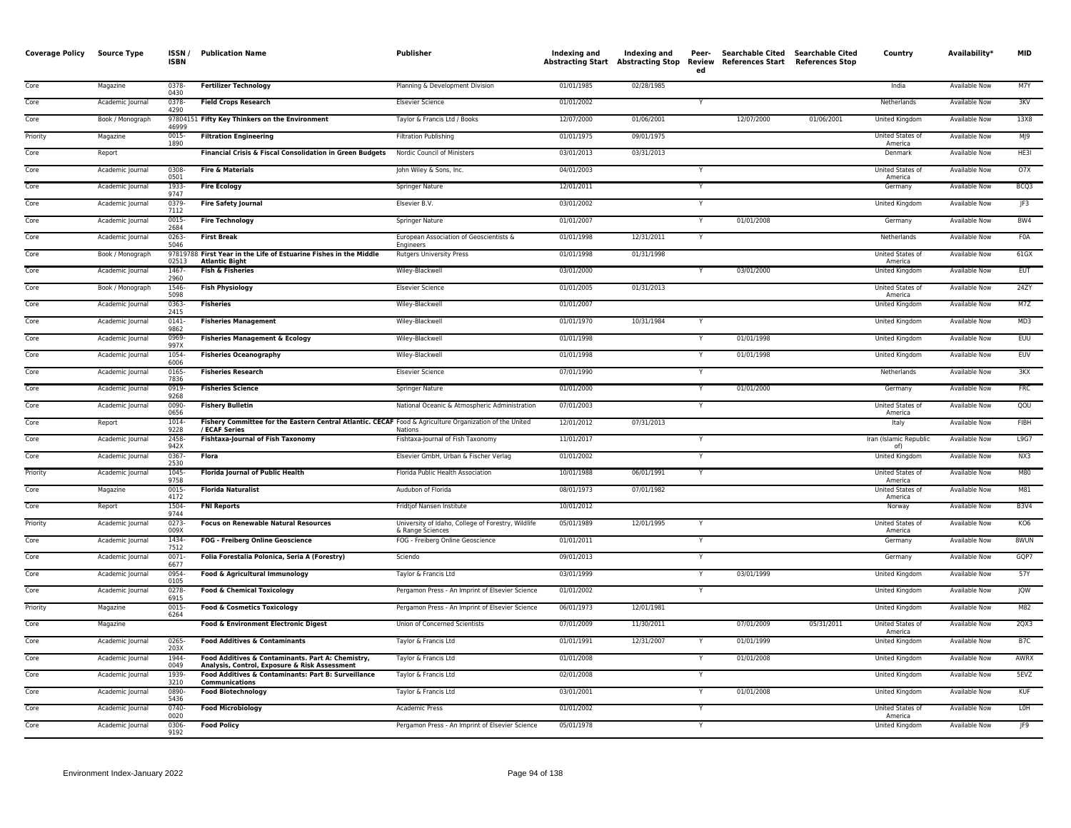| Coverage Policy | Source Type | ISSN / ISBN | Publication Name | Publisher | Indexing and Abstracting Start | Indexing and Abstracting Stop | Peer-Reviewed | Searchable Cited References Start | Searchable Cited References Stop | Country | Availability* | MID |
|---|---|---|---|---|---|---|---|---|---|---|---|---|
| Core | Magazine | 0378-0430 | **Fertilizer Technology** | Planning & Development Division | 01/01/1985 | 02/28/1985 | | | | India | Available Now | M7Y |
| Core | Academic Journal | 0378-4290 | **Field Crops Research** | Elsevier Science | 01/01/2002 | | Y | | | Netherlands | Available Now | 3KV |
| Core | Book / Monograph | 9780415146999 | **Fifty Key Thinkers on the Environment** | Taylor & Francis Ltd / Books | 12/07/2000 | 01/06/2001 | | 12/07/2000 | 01/06/2001 | United Kingdom | Available Now | 13X8 |
| Priority | Magazine | 0015-1890 | **Filtration Engineering** | Filtration Publishing | 01/01/1975 | 09/01/1975 | | | | United States of America | Available Now | MJ9 |
| Core | Report | | **Financial Crisis & Fiscal Consolidation in Green Budgets** | Nordic Council of Ministers | 03/01/2013 | 03/31/2013 | | | | Denmark | Available Now | HE3I |
| Core | Academic Journal | 0308-0501 | **Fire & Materials** | John Wiley & Sons, Inc. | 04/01/2003 | | Y | | | United States of America | Available Now | O7X |
| Core | Academic Journal | 1933-9747 | **Fire Ecology** | Springer Nature | 12/01/2011 | | Y | | | Germany | Available Now | BCQ3 |
| Core | Academic Journal | 0379-7112 | **Fire Safety Journal** | Elsevier B.V. | 03/01/2002 | | Y | | | United Kingdom | Available Now | JF3 |
| Core | Academic Journal | 0015-2684 | **Fire Technology** | Springer Nature | 01/01/2007 | | Y | 01/01/2008 | | Germany | Available Now | BW4 |
| Core | Academic Journal | 0263-5046 | **First Break** | European Association of Geoscientists & Engineers | 01/01/1998 | 12/31/2011 | Y | | | Netherlands | Available Now | F0A |
| Core | Book / Monograph | 9781978802513 | **First Year in the Life of Estuarine Fishes in the Middle Atlantic Bight** | Rutgers University Press | 01/01/1998 | 01/31/1998 | | | | United States of America | Available Now | 61GX |
| Core | Academic Journal | 1467-2960 | **Fish & Fisheries** | Wiley-Blackwell | 03/01/2000 | | Y | 03/01/2000 | | United Kingdom | Available Now | EUT |
| Core | Book / Monograph | 1546-5098 | **Fish Physiology** | Elsevier Science | 01/01/2005 | 01/31/2013 | | | | United States of America | Available Now | 24ZY |
| Core | Academic Journal | 0363-2415 | **Fisheries** | Wiley-Blackwell | 01/01/2007 | | | | | United Kingdom | Available Now | M7Z |
| Core | Academic Journal | 0141-9862 | **Fisheries Management** | Wiley-Blackwell | 01/01/1970 | 10/31/1984 | Y | | | United Kingdom | Available Now | MD3 |
| Core | Academic Journal | 0969-997X | **Fisheries Management & Ecology** | Wiley-Blackwell | 01/01/1998 | | Y | 01/01/1998 | | United Kingdom | Available Now | EUU |
| Core | Academic Journal | 1054-6006 | **Fisheries Oceanography** | Wiley-Blackwell | 01/01/1998 | | Y | 01/01/1998 | | United Kingdom | Available Now | EUV |
| Core | Academic Journal | 0165-7836 | **Fisheries Research** | Elsevier Science | 07/01/1990 | | Y | | | Netherlands | Available Now | 3KX |
| Core | Academic Journal | 0919-9268 | **Fisheries Science** | Springer Nature | 01/01/2000 | | Y | 01/01/2000 | | Germany | Available Now | FRC |
| Core | Academic Journal | 0090-0656 | **Fishery Bulletin** | National Oceanic & Atmospheric Administration | 07/01/2003 | | Y | | | United States of America | Available Now | QOU |
| Core | Report | 1014-9228 | **Fishery Committee for the Eastern Central Atlantic. CECAF / ECAF Series** | Food & Agriculture Organization of the United Nations | 12/01/2012 | 07/31/2013 | | | | Italy | Available Now | FIBH |
| Core | Academic Journal | 2458-942X | **Fishtaxa-Journal of Fish Taxonomy** | Fishtaxa-Journal of Fish Taxonomy | 11/01/2017 | | Y | | | Iran (Islamic Republic of) | Available Now | L9G7 |
| Core | Academic Journal | 0367-2530 | **Flora** | Elsevier GmbH, Urban & Fischer Verlag | 01/01/2002 | | Y | | | United Kingdom | Available Now | NX3 |
| Priority | Academic Journal | 1045-9758 | **Florida Journal of Public Health** | Florida Public Health Association | 10/01/1988 | 06/01/1991 | Y | | | United States of America | Available Now | M80 |
| Core | Magazine | 0015-4172 | **Florida Naturalist** | Audubon of Florida | 08/01/1973 | 07/01/1982 | | | | United States of America | Available Now | M81 |
| Core | Report | 1504-9744 | **FNI Reports** | Fridtjof Nansen Institute | 10/01/2012 | | | | | Norway | Available Now | B3V4 |
| Priority | Academic Journal | 0273-009X | **Focus on Renewable Natural Resources** | University of Idaho, College of Forestry, Wildlife & Range Sciences | 05/01/1989 | 12/01/1995 | Y | | | United States of America | Available Now | KO6 |
| Core | Academic Journal | 1434-7512 | **FOG - Freiberg Online Geoscience** | FOG - Freiberg Online Geoscience | 01/01/2011 | | Y | | | Germany | Available Now | 8WUN |
| Core | Academic Journal | 0071-6677 | **Folia Forestalia Polonica, Seria A (Forestry)** | Sciendo | 09/01/2013 | | Y | | | Germany | Available Now | GQP7 |
| Core | Academic Journal | 0954-0105 | **Food & Agricultural Immunology** | Taylor & Francis Ltd | 03/01/1999 | | Y | 03/01/1999 | | United Kingdom | Available Now | 57Y |
| Core | Academic Journal | 0278-6915 | **Food & Chemical Toxicology** | Pergamon Press - An Imprint of Elsevier Science | 01/01/2002 | | Y | | | United Kingdom | Available Now | JQW |
| Priority | Magazine | 0015-6264 | **Food & Cosmetics Toxicology** | Pergamon Press - An Imprint of Elsevier Science | 06/01/1973 | 12/01/1981 | | | | United Kingdom | Available Now | M82 |
| Core | Magazine | | **Food & Environment Electronic Digest** | Union of Concerned Scientists | 07/01/2009 | 11/30/2011 | | 07/01/2009 | 05/31/2011 | United States of America | Available Now | 2QX3 |
| Core | Academic Journal | 0265-203X | **Food Additives & Contaminants** | Taylor & Francis Ltd | 01/01/1991 | 12/31/2007 | Y | 01/01/1999 | | United Kingdom | Available Now | B7C |
| Core | Academic Journal | 1944-0049 | **Food Additives & Contaminants. Part A: Chemistry, Analysis, Control, Exposure & Risk Assessment** | Taylor & Francis Ltd | 01/01/2008 | | Y | 01/01/2008 | | United Kingdom | Available Now | AWRX |
| Core | Academic Journal | 1939-3210 | **Food Additives & Contaminants: Part B: Surveillance Communications** | Taylor & Francis Ltd | 02/01/2008 | | Y | | | United Kingdom | Available Now | 5EVZ |
| Core | Academic Journal | 0890-5436 | **Food Biotechnology** | Taylor & Francis Ltd | 03/01/2001 | | Y | 01/01/2008 | | United Kingdom | Available Now | KUF |
| Core | Academic Journal | 0740-0020 | **Food Microbiology** | Academic Press | 01/01/2002 | | Y | | | United States of America | Available Now | L0H |
| Core | Academic Journal | 0306-9192 | **Food Policy** | Pergamon Press - An Imprint of Elsevier Science | 05/01/1978 | | Y | | | United Kingdom | Available Now | JF9 |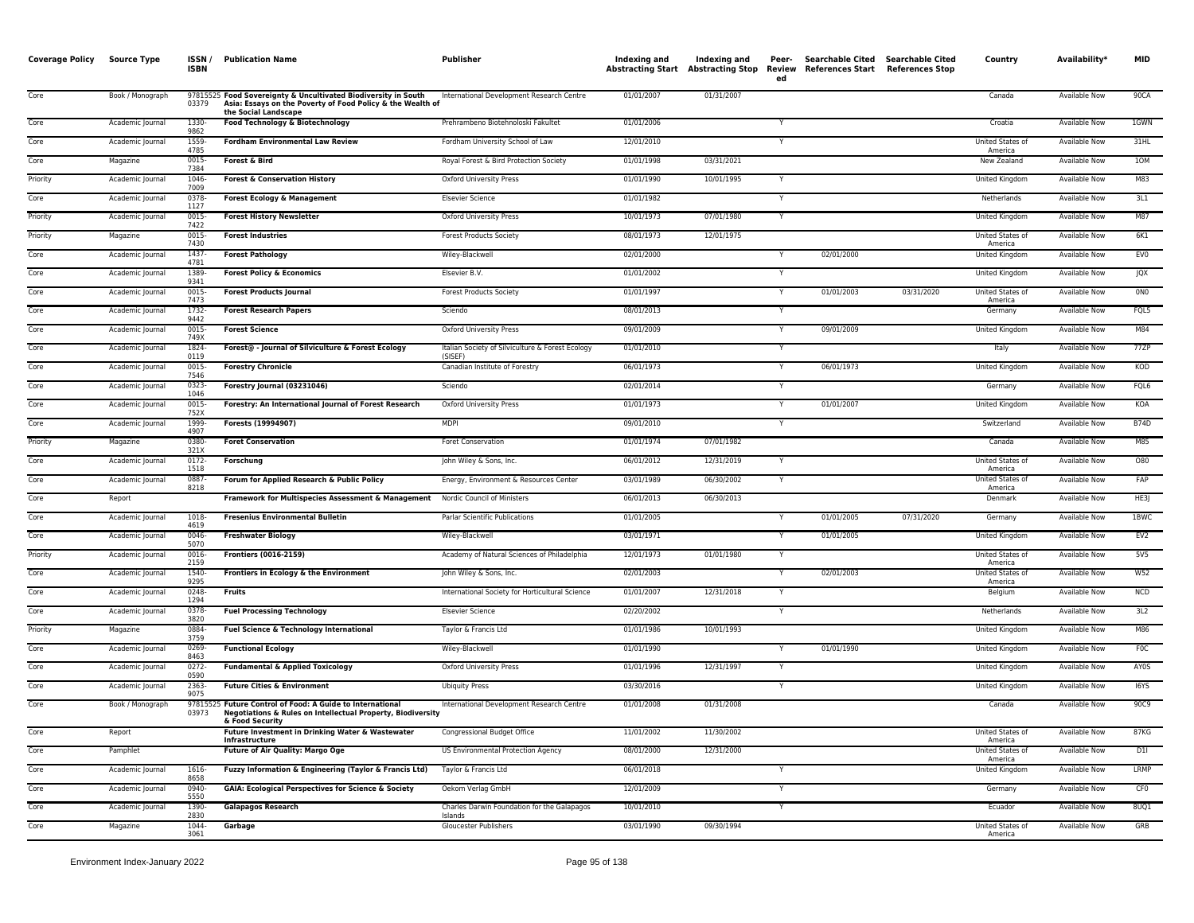| Coverage Policy | Source Type | ISSN / ISBN | Publication Name | Publisher | Indexing and Abstracting Start | Indexing and Abstracting Stop | Peer-Reviewed | Searchable Cited References Start | Searchable Cited References Stop | Country | Availability* | MID |
|---|---|---|---|---|---|---|---|---|---|---|---|---|
| Core | Book / Monograph | 9781552503379 | **Food Sovereignty & Uncultivated Biodiversity in South Asia: Essays on the Poverty of Food Policy & the Wealth of the Social Landscape** | International Development Research Centre | 01/01/2007 | 01/31/2007 | | | | Canada | Available Now | 90CA |
| Core | Academic Journal | 1330-9862 | **Food Technology & Biotechnology** | Prehrambeno Biotehnoloski Fakultet | 01/01/2006 | | Y | | | Croatia | Available Now | 1GWN |
| Core | Academic Journal | 1559-4785 | **Fordham Environmental Law Review** | Fordham University School of Law | 12/01/2010 | | Y | | | United States of America | Available Now | 31HL |
| Core | Magazine | 0015-7384 | **Forest & Bird** | Royal Forest & Bird Protection Society | 01/01/1998 | 03/31/2021 | | | | New Zealand | Available Now | 1OM |
| Priority | Academic Journal | 1046-7009 | **Forest & Conservation History** | Oxford University Press | 01/01/1990 | 10/01/1995 | Y | | | United Kingdom | Available Now | M83 |
| Core | Academic Journal | 0378-1127 | **Forest Ecology & Management** | Elsevier Science | 01/01/1982 | | Y | | | Netherlands | Available Now | 3L1 |
| Priority | Academic Journal | 0015-7422 | **Forest History Newsletter** | Oxford University Press | 10/01/1973 | 07/01/1980 | Y | | | United Kingdom | Available Now | M87 |
| Priority | Magazine | 0015-7430 | **Forest Industries** | Forest Products Society | 08/01/1973 | 12/01/1975 | | | | United States of America | Available Now | 6K1 |
| Core | Academic Journal | 1437-4781 | **Forest Pathology** | Wiley-Blackwell | 02/01/2000 | | Y | 02/01/2000 | | United Kingdom | Available Now | EV0 |
| Core | Academic Journal | 1389-9341 | **Forest Policy & Economics** | Elsevier B.V. | 01/01/2002 | | Y | | | United Kingdom | Available Now | JQX |
| Core | Academic Journal | 0015-7473 | **Forest Products Journal** | Forest Products Society | 01/01/1997 | | Y | 01/01/2003 | 03/31/2020 | United States of America | Available Now | 0N0 |
| Core | Academic Journal | 1732-9442 | **Forest Research Papers** | Sciendo | 08/01/2013 | | Y | | | Germany | Available Now | FQL5 |
| Core | Academic Journal | 0015-749X | **Forest Science** | Oxford University Press | 09/01/2009 | | Y | 09/01/2009 | | United Kingdom | Available Now | M84 |
| Core | Academic Journal | 1824-0119 | **Forest@ - Journal of Silviculture & Forest Ecology** | Italian Society of Silviculture & Forest Ecology (SISEF) | 01/01/2010 | | Y | | | Italy | Available Now | 77ZP |
| Core | Academic Journal | 0015-7546 | **Forestry Chronicle** | Canadian Institute of Forestry | 06/01/1973 | | Y | 06/01/1973 | | United Kingdom | Available Now | KOD |
| Core | Academic Journal | 0323-1046 | **Forestry Journal (03231046)** | Sciendo | 02/01/2014 | | Y | | | Germany | Available Now | FQL6 |
| Core | Academic Journal | 0015-752X | **Forestry: An International Journal of Forest Research** | Oxford University Press | 01/01/1973 | | Y | 01/01/2007 | | United Kingdom | Available Now | KOA |
| Core | Academic Journal | 1999-4907 | **Forests (19994907)** | MDPI | 09/01/2010 | | Y | | | Switzerland | Available Now | B74D |
| Priority | Magazine | 0380-321X | **Foret Conservation** | Foret Conservation | 01/01/1974 | 07/01/1982 | | | | Canada | Available Now | M85 |
| Core | Academic Journal | 0172-1518 | **Forschung** | John Wiley & Sons, Inc. | 06/01/2012 | 12/31/2019 | Y | | | United States of America | Available Now | O80 |
| Core | Academic Journal | 0887-8218 | **Forum for Applied Research & Public Policy** | Energy, Environment & Resources Center | 03/01/1989 | 06/30/2002 | Y | | | United States of America | Available Now | FAP |
| Core | Report | | **Framework for Multispecies Assessment & Management** | Nordic Council of Ministers | 06/01/2013 | 06/30/2013 | | | | Denmark | Available Now | HE3J |
| Core | Academic Journal | 1018-4619 | **Fresenius Environmental Bulletin** | Parlar Scientific Publications | 01/01/2005 | | Y | 01/01/2005 | 07/31/2020 | Germany | Available Now | 1BWC |
| Core | Academic Journal | 0046-5070 | **Freshwater Biology** | Wiley-Blackwell | 03/01/1971 | | Y | 01/01/2005 | | United Kingdom | Available Now | EV2 |
| Priority | Academic Journal | 0016-2159 | **Frontiers (0016-2159)** | Academy of Natural Sciences of Philadelphia | 12/01/1973 | 01/01/1980 | Y | | | United States of America | Available Now | 5V5 |
| Core | Academic Journal | 1540-9295 | **Frontiers in Ecology & the Environment** | John Wiley & Sons, Inc. | 02/01/2003 | | Y | 02/01/2003 | | United States of America | Available Now | W52 |
| Core | Academic Journal | 0248-1294 | **Fruits** | International Society for Horticultural Science | 01/01/2007 | 12/31/2018 | Y | | | Belgium | Available Now | NCD |
| Core | Academic Journal | 0378-3820 | **Fuel Processing Technology** | Elsevier Science | 02/20/2002 | | Y | | | Netherlands | Available Now | 3L2 |
| Priority | Magazine | 0884-3759 | **Fuel Science & Technology International** | Taylor & Francis Ltd | 01/01/1986 | 10/01/1993 | | | | United Kingdom | Available Now | M86 |
| Core | Academic Journal | 0269-8463 | **Functional Ecology** | Wiley-Blackwell | 01/01/1990 | | Y | 01/01/1990 | | United Kingdom | Available Now | F0C |
| Core | Academic Journal | 0272-0590 | **Fundamental & Applied Toxicology** | Oxford University Press | 01/01/1996 | 12/31/1997 | Y | | | United Kingdom | Available Now | AY0S |
| Core | Academic Journal | 2363-9075 | **Future Cities & Environment** | Ubiquity Press | 03/30/2016 | | Y | | | United Kingdom | Available Now | I6YS |
| Core | Book / Monograph | 9781552503973 | **Future Control of Food: A Guide to International Negotiations & Rules on Intellectual Property, Biodiversity & Food Security** | International Development Research Centre | 01/01/2008 | 01/31/2008 | | | | Canada | Available Now | 90C9 |
| Core | Report | | **Future Investment in Drinking Water & Wastewater Infrastructure** | Congressional Budget Office | 11/01/2002 | 11/30/2002 | | | | United States of America | Available Now | 87KG |
| Core | Pamphlet | | **Future of Air Quality: Margo Oge** | US Environmental Protection Agency | 08/01/2000 | 12/31/2000 | | | | United States of America | Available Now | D1I |
| Core | Academic Journal | 1616-8658 | **Fuzzy Information & Engineering (Taylor & Francis Ltd)** | Taylor & Francis Ltd | 06/01/2018 | | Y | | | United Kingdom | Available Now | LRMP |
| Core | Academic Journal | 0940-5550 | **GAIA: Ecological Perspectives for Science & Society** | Oekom Verlag GmbH | 12/01/2009 | | Y | | | Germany | Available Now | CF0 |
| Core | Academic Journal | 1390-2830 | **Galapagos Research** | Charles Darwin Foundation for the Galapagos Islands | 10/01/2010 | | Y | | | Ecuador | Available Now | 8UQ1 |
| Core | Magazine | 1044-3061 | **Garbage** | Gloucester Publishers | 03/01/1990 | 09/30/1994 | | | | United States of America | Available Now | GRB |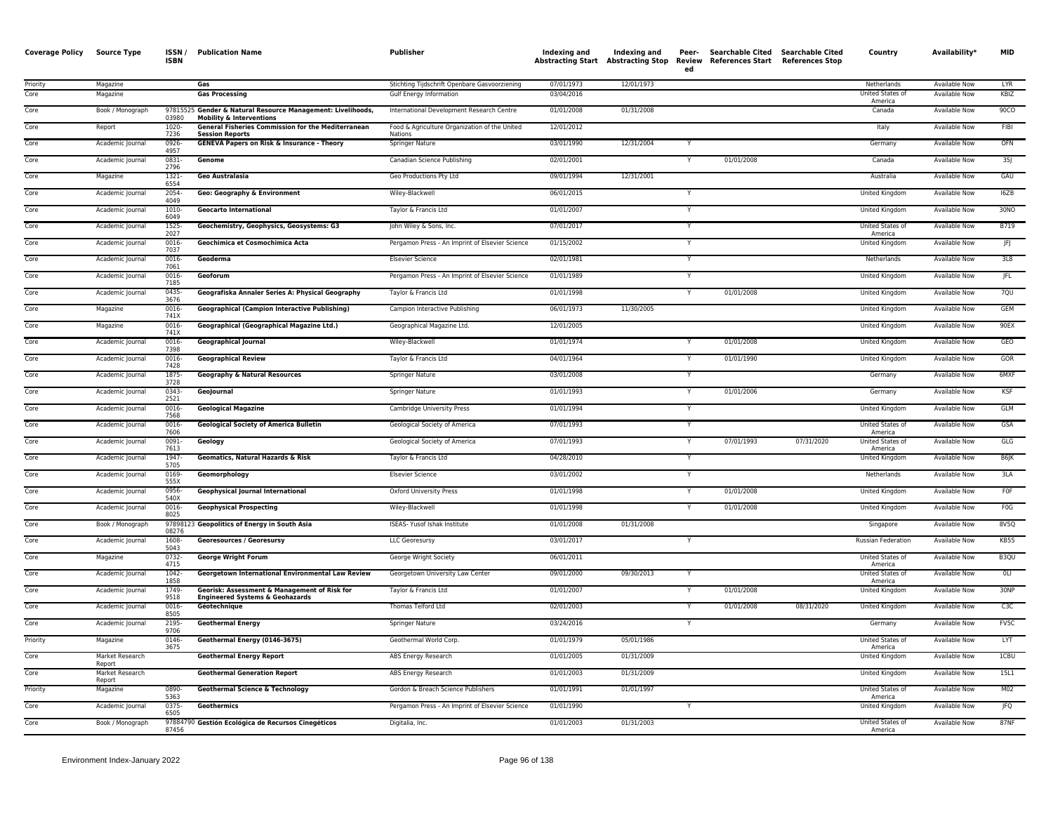| Coverage Policy | Source Type | ISSN / ISBN | Publication Name | Publisher | Indexing and Abstracting Start | Indexing and Abstracting Stop | Peer-Reviewed | Searchable Cited References Start | Searchable Cited References Stop | Country | Availability* | MID |
|---|---|---|---|---|---|---|---|---|---|---|---|---|
| Priority | Magazine | | **Gas** | Stichting Tijdschrift Openbare Gasvoorziening | 07/01/1973 | 12/01/1973 | | | | Netherlands | Available Now | LYR |
| Core | Magazine | | **Gas Processing** | Gulf Energy Information | 03/04/2016 | | | | | United States of America | Available Now | KBIZ |
| Core | Book / Monograph | 9781552503980 | **Gender & Natural Resource Management: Livelihoods, Mobility & Interventions** | International Development Research Centre | 01/01/2008 | 01/31/2008 | | | | Canada | Available Now | 90CO |
| Core | Report | 1020-7236 | **General Fisheries Commission for the Mediterranean Session Reports** | Food & Agriculture Organization of the United Nations | 12/01/2012 | | | | | Italy | Available Now | FIBI |
| Core | Academic Journal | 0926-4957 | **GENEVA Papers on Risk & Insurance - Theory** | Springer Nature | 03/01/1990 | 12/31/2004 | Y | | | Germany | Available Now | OFN |
| Core | Academic Journal | 0831-2796 | **Genome** | Canadian Science Publishing | 02/01/2001 | | Y | 01/01/2008 | | Canada | Available Now | 35J |
| Core | Magazine | 1321-6554 | **Geo Australasia** | Geo Productions Pty Ltd | 09/01/1994 | 12/31/2001 | | | | Australia | Available Now | GAU |
| Core | Academic Journal | 2054-4049 | **Geo: Geography & Environment** | Wiley-Blackwell | 06/01/2015 | | Y | | | United Kingdom | Available Now | I6ZB |
| Core | Academic Journal | 1010-6049 | **Geocarto International** | Taylor & Francis Ltd | 01/01/2007 | | Y | | | United Kingdom | Available Now | 30NO |
| Core | Academic Journal | 1525-2027 | **Geochemistry, Geophysics, Geosystems: G3** | John Wiley & Sons, Inc. | 07/01/2017 | | Y | | | United States of America | Available Now | B719 |
| Core | Academic Journal | 0016-7037 | **Geochimica et Cosmochimica Acta** | Pergamon Press - An Imprint of Elsevier Science | 01/15/2002 | | Y | | | United Kingdom | Available Now | JFJ |
| Core | Academic Journal | 0016-7061 | **Geoderma** | Elsevier Science | 02/01/1981 | | Y | | | Netherlands | Available Now | 3L8 |
| Core | Academic Journal | 0016-7185 | **Geoforum** | Pergamon Press - An Imprint of Elsevier Science | 01/01/1989 | | Y | | | United Kingdom | Available Now | JFL |
| Core | Academic Journal | 0435-3676 | **Geografiska Annaler Series A: Physical Geography** | Taylor & Francis Ltd | 01/01/1998 | | Y | 01/01/2008 | | United Kingdom | Available Now | 7QU |
| Core | Magazine | 0016-741X | **Geographical (Campion Interactive Publishing)** | Campion Interactive Publishing | 06/01/1973 | 11/30/2005 | | | | United Kingdom | Available Now | GEM |
| Core | Magazine | 0016-741X | **Geographical (Geographical Magazine Ltd.)** | Geographical Magazine Ltd. | 12/01/2005 | | | | | United Kingdom | Available Now | 90EX |
| Core | Academic Journal | 0016-7398 | **Geographical Journal** | Wiley-Blackwell | 01/01/1974 | | Y | 01/01/2008 | | United Kingdom | Available Now | GEO |
| Core | Academic Journal | 0016-7428 | **Geographical Review** | Taylor & Francis Ltd | 04/01/1964 | | Y | 01/01/1990 | | United Kingdom | Available Now | GOR |
| Core | Academic Journal | 1875-3728 | **Geography & Natural Resources** | Springer Nature | 03/01/2008 | | Y | | | Germany | Available Now | 6MXF |
| Core | Academic Journal | 0343-2521 | **GeoJournal** | Springer Nature | 01/01/1993 | | Y | 01/01/2006 | | Germany | Available Now | KSF |
| Core | Academic Journal | 0016-7568 | **Geological Magazine** | Cambridge University Press | 01/01/1994 | | Y | | | United Kingdom | Available Now | GLM |
| Core | Academic Journal | 0016-7606 | **Geological Society of America Bulletin** | Geological Society of America | 07/01/1993 | | Y | | | United States of America | Available Now | GSA |
| Core | Academic Journal | 0091-7613 | **Geology** | Geological Society of America | 07/01/1993 | | Y | 07/01/1993 | 07/31/2020 | United States of America | Available Now | GLG |
| Core | Academic Journal | 1947-5705 | **Geomatics, Natural Hazards & Risk** | Taylor & Francis Ltd | 04/28/2010 | | Y | | | United Kingdom | Available Now | B6JK |
| Core | Academic Journal | 0169-555X | **Geomorphology** | Elsevier Science | 03/01/2002 | | Y | | | Netherlands | Available Now | 3LA |
| Core | Academic Journal | 0956-540X | **Geophysical Journal International** | Oxford University Press | 01/01/1998 | | Y | 01/01/2008 | | United Kingdom | Available Now | F0F |
| Core | Academic Journal | 0016-8025 | **Geophysical Prospecting** | Wiley-Blackwell | 01/01/1998 | | Y | 01/01/2008 | | United Kingdom | Available Now | F0G |
| Core | Book / Monograph | 9789812308276 | **Geopolitics of Energy in South Asia** | ISEAS- Yusof Ishak Institute | 01/01/2008 | 01/31/2008 | | | | Singapore | Available Now | 8V5Q |
| Core | Academic Journal | 1608-5043 | **Georesources / Georesursy** | LLC Georesursy | 03/01/2017 | | Y | | | Russian Federation | Available Now | KB55 |
| Core | Magazine | 0732-4715 | **George Wright Forum** | George Wright Society | 06/01/2011 | | | | | United States of America | Available Now | B3QU |
| Core | Academic Journal | 1042-1858 | **Georgetown International Environmental Law Review** | Georgetown University Law Center | 09/01/2000 | 09/30/2013 | Y | | | United States of America | Available Now | 0LI |
| Core | Academic Journal | 1749-9518 | **Georisk: Assessment & Management of Risk for Engineered Systems & Geohazards** | Taylor & Francis Ltd | 01/01/2007 | | Y | 01/01/2008 | | United Kingdom | Available Now | 30NP |
| Core | Academic Journal | 0016-8505 | **Géotechnique** | Thomas Telford Ltd | 02/01/2003 | | Y | 01/01/2008 | 08/31/2020 | United Kingdom | Available Now | C3C |
| Core | Academic Journal | 2195-9706 | **Geothermal Energy** | Springer Nature | 03/24/2016 | | Y | | | Germany | Available Now | FV5C |
| Priority | Magazine | 0146-3675 | **Geothermal Energy (0146-3675)** | Geothermal World Corp. | 01/01/1979 | 05/01/1986 | | | | United States of America | Available Now | LYT |
| Core | Market Research Report | | **Geothermal Energy Report** | ABS Energy Research | 01/01/2005 | 01/31/2009 | | | | United Kingdom | Available Now | 1CBU |
| Core | Market Research Report | | **Geothermal Generation Report** | ABS Energy Research | 01/01/2003 | 01/31/2009 | | | | United Kingdom | Available Now | 15L1 |
| Priority | Magazine | 0890-5363 | **Geothermal Science & Technology** | Gordon & Breach Science Publishers | 01/01/1991 | 01/01/1997 | | | | United States of America | Available Now | M02 |
| Core | Academic Journal | 0375-6505 | **Geothermics** | Pergamon Press - An Imprint of Elsevier Science | 01/01/1990 | | Y | | | United Kingdom | Available Now | JFQ |
| Core | Book / Monograph | 9788479087456 | **Gestión Ecológica de Recursos Cinegéticos** | Digitalia, Inc. | 01/01/2003 | 01/31/2003 | | | | United States of America | Available Now | 87NF |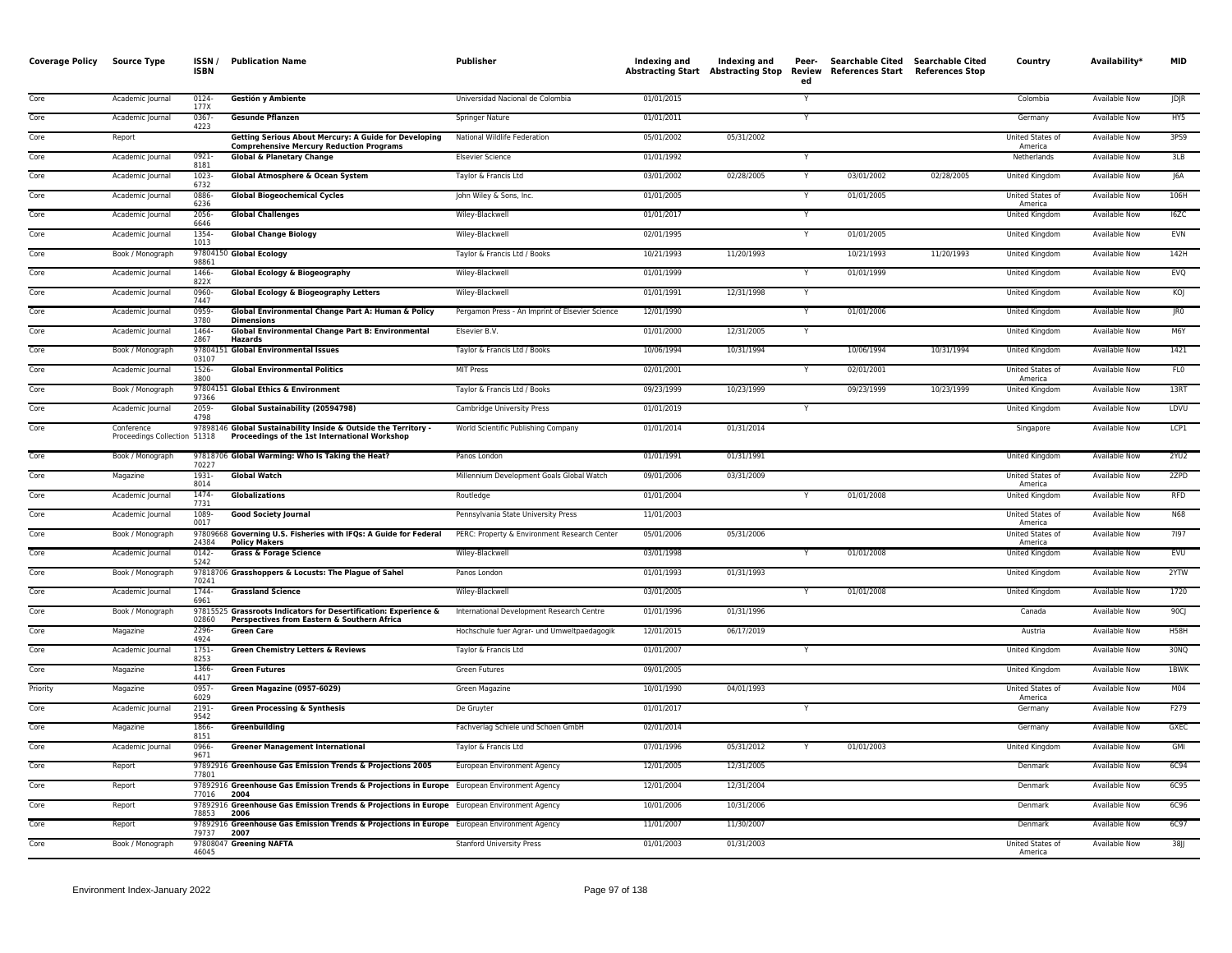| Coverage Policy | Source Type | ISSN / ISBN | Publication Name | Publisher | Indexing and Abstracting Start | Indexing and Abstracting Stop | Peer-Reviewed | Searchable Cited References Start | Searchable Cited References Stop | Country | Availability* | MID |
|---|---|---|---|---|---|---|---|---|---|---|---|---|
| Core | Academic Journal | 0124-177X | **Gestión y Ambiente** | Universidad Nacional de Colombia | 01/01/2015 | | Y | | | Colombia | Available Now | JDJR |
| Core | Academic Journal | 0367-4223 | **Gesunde Pflanzen** | Springer Nature | 01/01/2011 | | Y | | | Germany | Available Now | HY5 |
| Core | Report | | **Getting Serious About Mercury: A Guide for Developing Comprehensive Mercury Reduction Programs** | National Wildlife Federation | 05/01/2002 | 05/31/2002 | | | | United States of America | Available Now | 3PS9 |
| Core | Academic Journal | 0921-8181 | **Global & Planetary Change** | Elsevier Science | 01/01/1992 | | Y | | | Netherlands | Available Now | 3LB |
| Core | Academic Journal | 1023-6732 | **Global Atmosphere & Ocean System** | Taylor & Francis Ltd | 03/01/2002 | 02/28/2005 | Y | 03/01/2002 | 02/28/2005 | United Kingdom | Available Now | J6A |
| Core | Academic Journal | 0886-6236 | **Global Biogeochemical Cycles** | John Wiley & Sons, Inc. | 01/01/2005 | | Y | 01/01/2005 | | United States of America | Available Now | 106H |
| Core | Academic Journal | 2056-6646 | **Global Challenges** | Wiley-Blackwell | 01/01/2017 | | Y | | | United Kingdom | Available Now | I6ZC |
| Core | Academic Journal | 1354-1013 | **Global Change Biology** | Wiley-Blackwell | 02/01/1995 | | Y | 01/01/2005 | | United Kingdom | Available Now | EVN |
| Core | Book / Monograph | 9780415098861 | **Global Ecology** | Taylor & Francis Ltd / Books | 10/21/1993 | 11/20/1993 | | 10/21/1993 | 11/20/1993 | United Kingdom | Available Now | 142H |
| Core | Academic Journal | 1466-822X | **Global Ecology & Biogeography** | Wiley-Blackwell | 01/01/1999 | | Y | 01/01/1999 | | United Kingdom | Available Now | EVQ |
| Core | Academic Journal | 0960-7447 | **Global Ecology & Biogeography Letters** | Wiley-Blackwell | 01/01/1991 | 12/31/1998 | Y | | | United Kingdom | Available Now | KOJ |
| Core | Academic Journal | 0959-3780 | **Global Environmental Change Part A: Human & Policy Dimensions** | Pergamon Press - An Imprint of Elsevier Science | 12/01/1990 | | Y | 01/01/2006 | | United Kingdom | Available Now | JR0 |
| Core | Academic Journal | 1464-2867 | **Global Environmental Change Part B: Environmental Hazards** | Elsevier B.V. | 01/01/2000 | 12/31/2005 | Y | | | United Kingdom | Available Now | M6Y |
| Core | Book / Monograph | 9780415103107 | **Global Environmental Issues** | Taylor & Francis Ltd / Books | 10/06/1994 | 10/31/1994 | | 10/06/1994 | 10/31/1994 | United Kingdom | Available Now | 1421 |
| Core | Academic Journal | 1526-3800 | **Global Environmental Politics** | MIT Press | 02/01/2001 | | Y | 02/01/2001 | | United States of America | Available Now | FL0 |
| Core | Book / Monograph | 9780415197366 | **Global Ethics & Environment** | Taylor & Francis Ltd / Books | 09/23/1999 | 10/23/1999 | | 09/23/1999 | 10/23/1999 | United Kingdom | Available Now | 13RT |
| Core | Academic Journal | 2059-4798 | **Global Sustainability (20594798)** | Cambridge University Press | 01/01/2019 | | Y | | | United Kingdom | Available Now | LDVU |
| Core | Conference Proceedings Collection | 9789814651318 | **Global Sustainability Inside & Outside the Territory - Proceedings of the 1st International Workshop** | World Scientific Publishing Company | 01/01/2014 | 01/31/2014 | | | | Singapore | Available Now | LCP1 |
| Core | Book / Monograph | 9781870670227 | **Global Warming: Who Is Taking the Heat?** | Panos London | 01/01/1991 | 01/31/1991 | | | | United Kingdom | Available Now | 2YU2 |
| Core | Magazine | 1931-8014 | **Global Watch** | Millennium Development Goals Global Watch | 09/01/2006 | 03/31/2009 | | | | United States of America | Available Now | 2ZPD |
| Core | Academic Journal | 1474-7731 | **Globalizations** | Routledge | 01/01/2004 | | Y | 01/01/2008 | | United Kingdom | Available Now | RFD |
| Core | Academic Journal | 1089-0017 | **Good Society Journal** | Pennsylvania State University Press | 11/01/2003 | | | | | United States of America | Available Now | N68 |
| Core | Book / Monograph | 9780966824384 | **Governing U.S. Fisheries with IFQs: A Guide for Federal Policy Makers** | PERC: Property & Environment Research Center | 05/01/2006 | 05/31/2006 | | | | United States of America | Available Now | 7I97 |
| Core | Academic Journal | 0142-5242 | **Grass & Forage Science** | Wiley-Blackwell | 03/01/1998 | | Y | 01/01/2008 | | United Kingdom | Available Now | EVU |
| Core | Book / Monograph | 9781870670241 | **Grasshoppers & Locusts: The Plague of Sahel** | Panos London | 01/01/1993 | 01/31/1993 | | | | United Kingdom | Available Now | 2YTW |
| Core | Academic Journal | 1744-6961 | **Grassland Science** | Wiley-Blackwell | 03/01/2005 | | Y | 01/01/2008 | | United Kingdom | Available Now | 1720 |
| Core | Book / Monograph | 9781552502860 | **Grassroots Indicators for Desertification: Experience & Perspectives from Eastern & Southern Africa** | International Development Research Centre | 01/01/1996 | 01/31/1996 | | | | Canada | Available Now | 90CJ |
| Core | Magazine | 2296-4924 | **Green Care** | Hochschule fuer Agrar- und Umweltpaedagogik | 12/01/2015 | 06/17/2019 | | | | Austria | Available Now | H58H |
| Core | Academic Journal | 1751-8253 | **Green Chemistry Letters & Reviews** | Taylor & Francis Ltd | 01/01/2007 | | Y | | | United Kingdom | Available Now | 30NQ |
| Core | Magazine | 1366-4417 | **Green Futures** | Green Futures | 09/01/2005 | | | | | United Kingdom | Available Now | 1BWK |
| Priority | Magazine | 0957-6029 | **Green Magazine (0957-6029)** | Green Magazine | 10/01/1990 | 04/01/1993 | | | | United States of America | Available Now | M04 |
| Core | Academic Journal | 2191-9542 | **Green Processing & Synthesis** | De Gruyter | 01/01/2017 | | Y | | | Germany | Available Now | F279 |
| Core | Magazine | 1866-8151 | **Greenbuilding** | Fachverlag Schiele und Schoen GmbH | 02/01/2014 | | | | | Germany | Available Now | GXEC |
| Core | Academic Journal | 0966-9671 | **Greener Management International** | Taylor & Francis Ltd | 07/01/1996 | 05/31/2012 | Y | 01/01/2003 | | United Kingdom | Available Now | GMI |
| Core | Report | 9789291677801 | **Greenhouse Gas Emission Trends & Projections 2005** | European Environment Agency | 12/01/2005 | 12/31/2005 | | | | Denmark | Available Now | 6C94 |
| Core | Report | 9789291677016 | **Greenhouse Gas Emission Trends & Projections in Europe 2004** | European Environment Agency | 12/01/2004 | 12/31/2004 | | | | Denmark | Available Now | 6C95 |
| Core | Report | 9789291678853 | **Greenhouse Gas Emission Trends & Projections in Europe 2006** | European Environment Agency | 10/01/2006 | 10/31/2006 | | | | Denmark | Available Now | 6C96 |
| Core | Report | 9789291679737 | **Greenhouse Gas Emission Trends & Projections in Europe 2007** | European Environment Agency | 11/01/2007 | 11/30/2007 | | | | Denmark | Available Now | 6C97 |
| Core | Book / Monograph | 9780804746045 | **Greening NAFTA** | Stanford University Press | 01/01/2003 | 01/31/2003 | | | | United States of America | Available Now | 38JJ |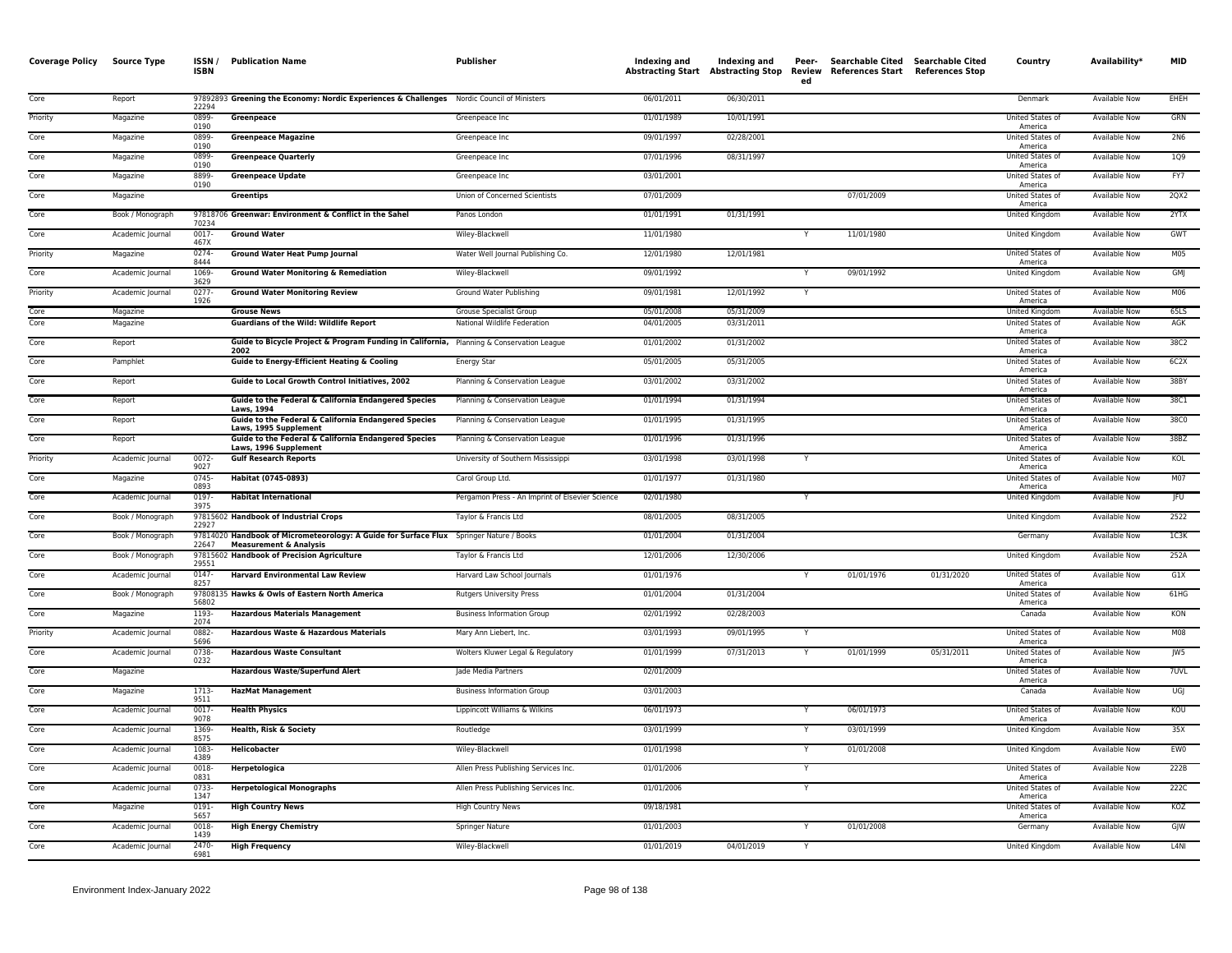| Coverage Policy | Source Type | ISSN / ISBN | Publication Name | Publisher | Indexing and Abstracting Start | Indexing and Abstracting Stop | Peer-Reviewed | Searchable Cited References Start | Searchable Cited References Stop | Country | Availability* | MID |
|---|---|---|---|---|---|---|---|---|---|---|---|---|
| Core | Report | 9789289322294 | **Greening the Economy: Nordic Experiences & Challenges** | Nordic Council of Ministers | 06/01/2011 | 06/30/2011 | | | | Denmark | Available Now | EHEH |
| Priority | Magazine | 0899-0190 | **Greenpeace** | Greenpeace Inc | 01/01/1989 | 10/01/1991 | | | | United States of America | Available Now | GRN |
| Core | Magazine | 0899-0190 | **Greenpeace Magazine** | Greenpeace Inc | 09/01/1997 | 02/28/2001 | | | | United States of America | Available Now | 2N6 |
| Core | Magazine | 0899-0190 | **Greenpeace Quarterly** | Greenpeace Inc | 07/01/1996 | 08/31/1997 | | | | United States of America | Available Now | 1Q9 |
| Core | Magazine | 8899-0190 | **Greenpeace Update** | Greenpeace Inc | 03/01/2001 | | | | | United States of America | Available Now | FY7 |
| Core | Magazine | | **Greentips** | Union of Concerned Scientists | 07/01/2009 | | | 07/01/2009 | | United States of America | Available Now | 2QX2 |
| Core | Book / Monograph | 9781870670234 | **Greenwar: Environment & Conflict in the Sahel** | Panos London | 01/01/1991 | 01/31/1991 | | | | United Kingdom | Available Now | 2YTX |
| Core | Academic Journal | 0017-467X | **Ground Water** | Wiley-Blackwell | 11/01/1980 | | Y | 11/01/1980 | | United Kingdom | Available Now | GWT |
| Priority | Magazine | 0274-8444 | **Ground Water Heat Pump Journal** | Water Well Journal Publishing Co. | 12/01/1980 | 12/01/1981 | | | | United States of America | Available Now | M05 |
| Core | Academic Journal | 1069-3629 | **Ground Water Monitoring & Remediation** | Wiley-Blackwell | 09/01/1992 | | Y | 09/01/1992 | | United Kingdom | Available Now | GMJ |
| Priority | Academic Journal | 0277-1926 | **Ground Water Monitoring Review** | Ground Water Publishing | 09/01/1981 | 12/01/1992 | Y | | | United States of America | Available Now | M06 |
| Core | Magazine | | **Grouse News** | Grouse Specialist Group | 05/01/2008 | 05/31/2009 | | | | United Kingdom | Available Now | 65LS |
| Core | Magazine | | **Guardians of the Wild: Wildlife Report** | National Wildlife Federation | 04/01/2005 | 03/31/2011 | | | | United States of America | Available Now | AGK |
| Core | Report | | **Guide to Bicycle Project & Program Funding in California, 2002** | Planning & Conservation League | 01/01/2002 | 01/31/2002 | | | | United States of America | Available Now | 38C2 |
| Core | Pamphlet | | **Guide to Energy-Efficient Heating & Cooling** | Energy Star | 05/01/2005 | 05/31/2005 | | | | United States of America | Available Now | 6C2X |
| Core | Report | | **Guide to Local Growth Control Initiatives, 2002** | Planning & Conservation League | 03/01/2002 | 03/31/2002 | | | | United States of America | Available Now | 38BY |
| Core | Report | | **Guide to the Federal & California Endangered Species Laws, 1994** | Planning & Conservation League | 01/01/1994 | 01/31/1994 | | | | United States of America | Available Now | 38C1 |
| Core | Report | | **Guide to the Federal & California Endangered Species Laws, 1995 Supplement** | Planning & Conservation League | 01/01/1995 | 01/31/1995 | | | | United States of America | Available Now | 38C0 |
| Core | Report | | **Guide to the Federal & California Endangered Species Laws, 1996 Supplement** | Planning & Conservation League | 01/01/1996 | 01/31/1996 | | | | United States of America | Available Now | 38BZ |
| Priority | Academic Journal | 0072-9027 | **Gulf Research Reports** | University of Southern Mississippi | 03/01/1998 | 03/01/1998 | Y | | | United States of America | Available Now | KOL |
| Core | Magazine | 0745-0893 | **Habitat (0745-0893)** | Carol Group Ltd. | 01/01/1977 | 01/31/1980 | | | | United States of America | Available Now | M07 |
| Core | Academic Journal | 0197-3975 | **Habitat International** | Pergamon Press - An Imprint of Elsevier Science | 02/01/1980 | | Y | | | United Kingdom | Available Now | JFU |
| Core | Book / Monograph | 9781560222927 | **Handbook of Industrial Crops** | Taylor & Francis Ltd | 08/01/2005 | 08/31/2005 | | | | United Kingdom | Available Now | 2522 |
| Core | Book / Monograph | 9781402022647 | **Handbook of Micrometeorology: A Guide for Surface Flux Measurement & Analysis** | Springer Nature / Books | 01/01/2004 | 01/31/2004 | | | | Germany | Available Now | 1C3K |
| Core | Book / Monograph | 9781560229551 | **Handbook of Precision Agriculture** | Taylor & Francis Ltd | 12/01/2006 | 12/30/2006 | | | | United Kingdom | Available Now | 252A |
| Core | Academic Journal | 0147-8257 | **Harvard Environmental Law Review** | Harvard Law School Journals | 01/01/1976 | | Y | 01/01/1976 | 01/31/2020 | United States of America | Available Now | G1X |
| Core | Book / Monograph | 9780813556802 | **Hawks & Owls of Eastern North America** | Rutgers University Press | 01/01/2004 | 01/31/2004 | | | | United States of America | Available Now | 61HG |
| Core | Magazine | 1193-2074 | **Hazardous Materials Management** | Business Information Group | 02/01/1992 | 02/28/2003 | | | | Canada | Available Now | KON |
| Priority | Academic Journal | 0882-5696 | **Hazardous Waste & Hazardous Materials** | Mary Ann Liebert, Inc. | 03/01/1993 | 09/01/1995 | Y | | | United States of America | Available Now | M08 |
| Core | Academic Journal | 0738-0232 | **Hazardous Waste Consultant** | Wolters Kluwer Legal & Regulatory | 01/01/1999 | 07/31/2013 | Y | 01/01/1999 | 05/31/2011 | United States of America | Available Now | JW5 |
| Core | Magazine | | **Hazardous Waste/Superfund Alert** | Jade Media Partners | 02/01/2009 | | | | | United States of America | Available Now | 7UVL |
| Core | Magazine | 1713-9511 | **HazMat Management** | Business Information Group | 03/01/2003 | | | | | Canada | Available Now | UGJ |
| Core | Academic Journal | 0017-9078 | **Health Physics** | Lippincott Williams & Wilkins | 06/01/1973 | | Y | 06/01/1973 | | United States of America | Available Now | KOU |
| Core | Academic Journal | 1369-8575 | **Health, Risk & Society** | Routledge | 03/01/1999 | | Y | 03/01/1999 | | United Kingdom | Available Now | 35X |
| Core | Academic Journal | 1083-4389 | **Helicobacter** | Wiley-Blackwell | 01/01/1998 | | Y | 01/01/2008 | | United Kingdom | Available Now | EW0 |
| Core | Academic Journal | 0018-0831 | **Herpetologica** | Allen Press Publishing Services Inc. | 01/01/2006 | | Y | | | United States of America | Available Now | 222B |
| Core | Academic Journal | 0733-1347 | **Herpetological Monographs** | Allen Press Publishing Services Inc. | 01/01/2006 | | Y | | | United States of America | Available Now | 222C |
| Core | Magazine | 0191-5657 | **High Country News** | High Country News | 09/18/1981 | | | | | United States of America | Available Now | KOZ |
| Core | Academic Journal | 0018-1439 | **High Energy Chemistry** | Springer Nature | 01/01/2003 | | Y | 01/01/2008 | | Germany | Available Now | GJW |
| Core | Academic Journal | 2470-6981 | **High Frequency** | Wiley-Blackwell | 01/01/2019 | 04/01/2019 | Y | | | United Kingdom | Available Now | L4NI |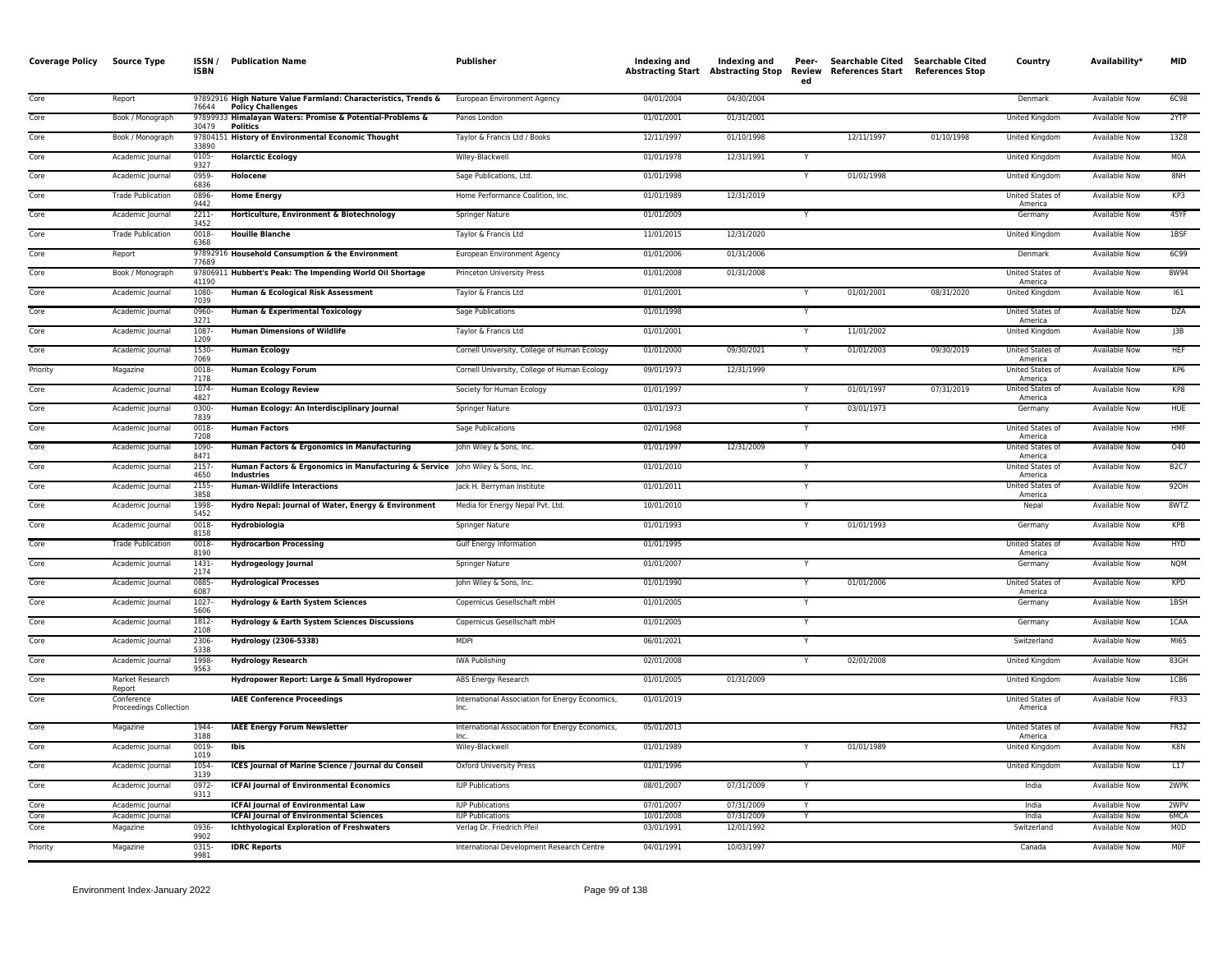| Coverage Policy | Source Type | ISSN / ISBN | Publication Name | Publisher | Indexing and Abstracting Start | Indexing and Abstracting Stop | Peer-Reviewed | Searchable Cited References Start | Searchable Cited References Stop | Country | Availability* | MID |
|---|---|---|---|---|---|---|---|---|---|---|---|---|
| Core | Report | 9789291676644 | **High Nature Value Farmland: Characteristics, Trends & Policy Challenges** | European Environment Agency | 04/01/2004 | 04/30/2004 | | | | Denmark | Available Now | 6C98 |
| Core | Book / Monograph | 9789993330479 | **Himalayan Waters: Promise & Potential-Problems & Politics** | Panos London | 01/01/2001 | 01/31/2001 | | | | United Kingdom | Available Now | 2YTP |
| Core | Book / Monograph | 9780415133890 | **History of Environmental Economic Thought** | Taylor & Francis Ltd / Books | 12/11/1997 | 01/10/1998 | | 12/11/1997 | 01/10/1998 | United Kingdom | Available Now | 13Z8 |
| Core | Academic Journal | 0105-9327 | **Holarctic Ecology** | Wiley-Blackwell | 01/01/1978 | 12/31/1991 | Y | | | United Kingdom | Available Now | M0A |
| Core | Academic Journal | 0959-6836 | **Holocene** | Sage Publications, Ltd. | 01/01/1998 | | Y | 01/01/1998 | | United Kingdom | Available Now | 8NH |
| Core | Trade Publication | 0896-9442 | **Home Energy** | Home Performance Coalition, Inc. | 01/01/1989 | 12/31/2019 | | | | United States of America | Available Now | KP3 |
| Core | Academic Journal | 2211-3452 | **Horticulture, Environment & Biotechnology** | Springer Nature | 01/01/2009 | | Y | | | Germany | Available Now | 45YF |
| Core | Trade Publication | 0018-6368 | **Houille Blanche** | Taylor & Francis Ltd | 11/01/2015 | 12/31/2020 | | | | United Kingdom | Available Now | 1BSF |
| Core | Report | 9789291677689 | **Household Consumption & the Environment** | European Environment Agency | 01/01/2006 | 01/31/2006 | | | | Denmark | Available Now | 6C99 |
| Core | Book / Monograph | 9780691141190 | **Hubbert's Peak: The Impending World Oil Shortage** | Princeton University Press | 01/01/2008 | 01/31/2008 | | | | United States of America | Available Now | 8W94 |
| Core | Academic Journal | 1080-7039 | **Human & Ecological Risk Assessment** | Taylor & Francis Ltd | 01/01/2001 | | Y | 01/01/2001 | 08/31/2020 | United Kingdom | Available Now | I61 |
| Core | Academic Journal | 0960-3271 | **Human & Experimental Toxicology** | Sage Publications | 01/01/1998 | | Y | | | United States of America | Available Now | DZA |
| Core | Academic Journal | 1087-1209 | **Human Dimensions of Wildlife** | Taylor & Francis Ltd | 01/01/2001 | | Y | 11/01/2002 | | United Kingdom | Available Now | J3B |
| Core | Academic Journal | 1530-7069 | **Human Ecology** | Cornell University, College of Human Ecology | 01/01/2000 | 09/30/2021 | Y | 01/01/2003 | 09/30/2019 | United States of America | Available Now | HEF |
| Priority | Magazine | 0018-7178 | **Human Ecology Forum** | Cornell University, College of Human Ecology | 09/01/1973 | 12/31/1999 | | | | United States of America | Available Now | KP6 |
| Core | Academic Journal | 1074-4827 | **Human Ecology Review** | Society for Human Ecology | 01/01/1997 | | Y | 01/01/1997 | 07/31/2019 | United States of America | Available Now | KP8 |
| Core | Academic Journal | 0300-7839 | **Human Ecology: An Interdisciplinary Journal** | Springer Nature | 03/01/1973 | | Y | 03/01/1973 | | Germany | Available Now | HUE |
| Core | Academic Journal | 0018-7208 | **Human Factors** | Sage Publications | 02/01/1968 | | Y | | | United States of America | Available Now | HMF |
| Core | Academic Journal | 1090-8471 | **Human Factors & Ergonomics in Manufacturing** | John Wiley & Sons, Inc. | 01/01/1997 | 12/31/2009 | Y | | | United States of America | Available Now | O40 |
| Core | Academic Journal | 2157-4650 | **Human Factors & Ergonomics in Manufacturing & Service Industries** | John Wiley & Sons, Inc. | 01/01/2010 | | Y | | | United States of America | Available Now | B2C7 |
| Core | Academic Journal | 2155-3858 | **Human-Wildlife Interactions** | Jack H. Berryman Institute | 01/01/2011 | | Y | | | United States of America | Available Now | 92OH |
| Core | Academic Journal | 1998-5452 | **Hydro Nepal: Journal of Water, Energy & Environment** | Media for Energy Nepal Pvt. Ltd. | 10/01/2010 | | Y | | | Nepal | Available Now | 8WTZ |
| Core | Academic Journal | 0018-8158 | **Hydrobiologia** | Springer Nature | 01/01/1993 | | Y | 01/01/1993 | | Germany | Available Now | KPB |
| Core | Trade Publication | 0018-8190 | **Hydrocarbon Processing** | Gulf Energy Information | 01/01/1995 | | | | | United States of America | Available Now | HYD |
| Core | Academic Journal | 1431-2174 | **Hydrogeology Journal** | Springer Nature | 01/01/2007 | | Y | | | Germany | Available Now | NQM |
| Core | Academic Journal | 0885-6087 | **Hydrological Processes** | John Wiley & Sons, Inc. | 01/01/1990 | | Y | 01/01/2006 | | United States of America | Available Now | KPD |
| Core | Academic Journal | 1027-5606 | **Hydrology & Earth System Sciences** | Copernicus Gesellschaft mbH | 01/01/2005 | | Y | | | Germany | Available Now | 1BSH |
| Core | Academic Journal | 1812-2108 | **Hydrology & Earth System Sciences Discussions** | Copernicus Gesellschaft mbH | 01/01/2005 | | Y | | | Germany | Available Now | 1CAA |
| Core | Academic Journal | 2306-5338 | **Hydrology (2306-5338)** | MDPI | 06/01/2021 | | Y | | | Switzerland | Available Now | MI65 |
| Core | Academic Journal | 1998-9563 | **Hydrology Research** | IWA Publishing | 02/01/2008 | | Y | 02/01/2008 | | United Kingdom | Available Now | 83GH |
| Core | Market Research Report | | **Hydropower Report: Large & Small Hydropower** | ABS Energy Research | 01/01/2005 | 01/31/2009 | | | | United Kingdom | Available Now | 1CB6 |
| Core | Conference Proceedings Collection | | **IAEE Conference Proceedings** | International Association for Energy Economics, Inc. | 01/01/2019 | | | | | United States of America | Available Now | FR33 |
| Core | Magazine | 1944-3188 | **IAEE Energy Forum Newsletter** | International Association for Energy Economics, Inc. | 05/01/2013 | | | | | United States of America | Available Now | FR32 |
| Core | Academic Journal | 0019-1019 | **Ibis** | Wiley-Blackwell | 01/01/1989 | | Y | 01/01/1989 | | United Kingdom | Available Now | K8N |
| Core | Academic Journal | 1054-3139 | **ICES Journal of Marine Science / Journal du Conseil** | Oxford University Press | 01/01/1996 | | Y | | | United Kingdom | Available Now | L17 |
| Core | Academic Journal | 0972-9313 | **ICFAI Journal of Environmental Economics** | IUP Publications | 08/01/2007 | 07/31/2009 | Y | | | India | Available Now | 2WPK |
| Core | Academic Journal | | **ICFAI Journal of Environmental Law** | IUP Publications | 07/01/2007 | 07/31/2009 | Y | | | India | Available Now | 2WPV |
| Core | Academic Journal | | **ICFAI Journal of Environmental Sciences** | IUP Publications | 10/01/2008 | 07/31/2009 | Y | | | India | Available Now | 6MCA |
| Core | Magazine | 0936-9902 | **Ichthyological Exploration of Freshwaters** | Verlag Dr. Friedrich Pfeil | 03/01/1991 | 12/01/1992 | | | | Switzerland | Available Now | M0D |
| Priority | Magazine | 0315-9981 | **IDRC Reports** | International Development Research Centre | 04/01/1991 | 10/03/1997 | | | | Canada | Available Now | M0F |

Environment Index-January 2022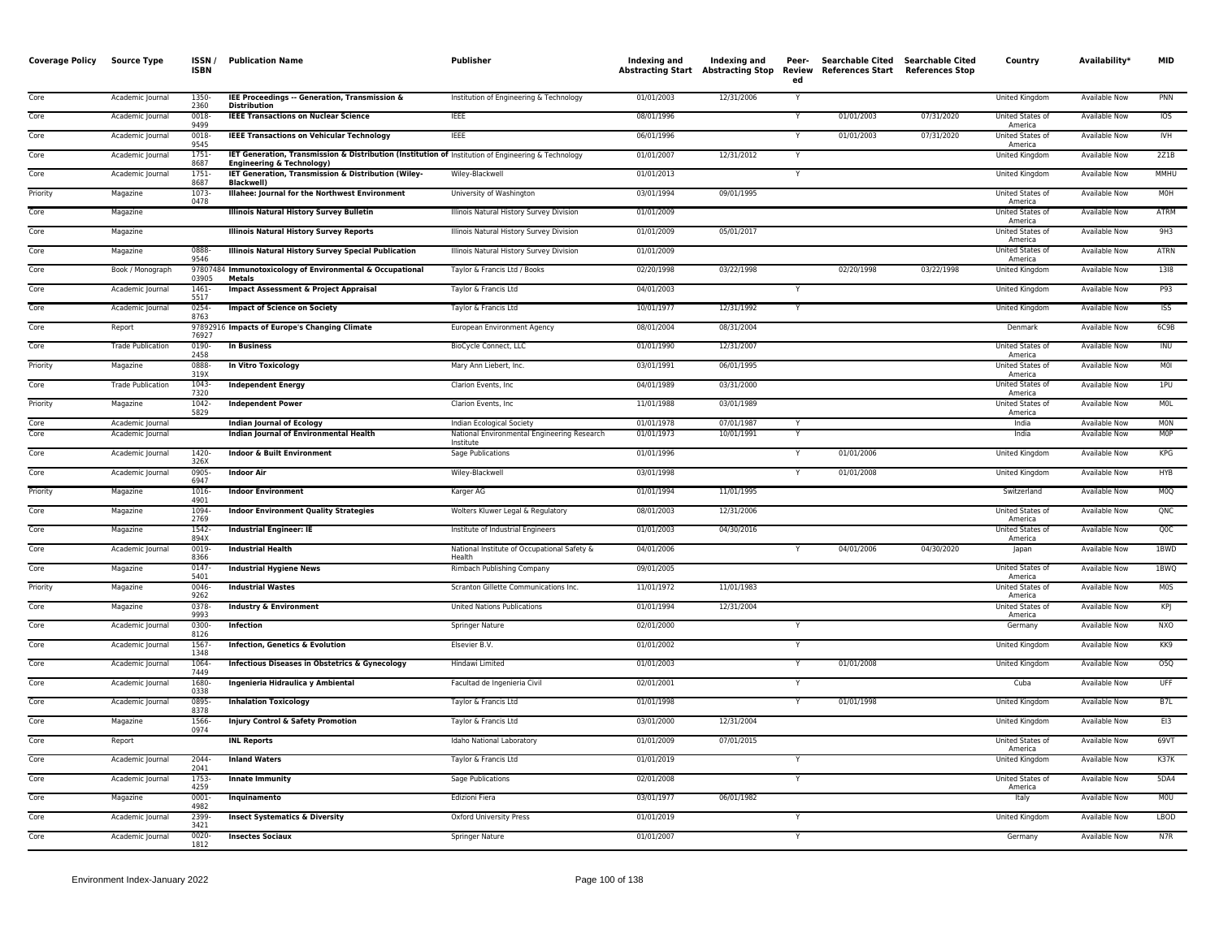| Coverage Policy | Source Type | ISSN / ISBN | Publication Name | Publisher | Indexing and Abstracting Start | Indexing and Abstracting Stop | Peer-Reviewed | Searchable Cited References Start | Searchable Cited References Stop | Country | Availability* | MID |
|---|---|---|---|---|---|---|---|---|---|---|---|---|
| Core | Academic Journal | 1350-2360 | **IEE Proceedings -- Generation, Transmission & Distribution** | Institution of Engineering & Technology | 01/01/2003 | 12/31/2006 | Y | | | United Kingdom | Available Now | PNN |
| Core | Academic Journal | 0018-9499 | **IEEE Transactions on Nuclear Science** | IEEE | 08/01/1996 | | Y | 01/01/2003 | 07/31/2020 | United States of America | Available Now | IOS |
| Core | Academic Journal | 0018-9545 | **IEEE Transactions on Vehicular Technology** | IEEE | 06/01/1996 | | Y | 01/01/2003 | 07/31/2020 | United States of America | Available Now | IVH |
| Core | Academic Journal | 1751-8687 | **IET Generation, Transmission & Distribution (Institution of Engineering & Technology)** | Institution of Engineering & Technology | 01/01/2007 | 12/31/2012 | Y | | | United Kingdom | Available Now | 2Z1B |
| Core | Academic Journal | 1751-8687 | **IET Generation, Transmission & Distribution (Wiley-Blackwell)** | Wiley-Blackwell | 01/01/2013 | | Y | | | United Kingdom | Available Now | MMHU |
| Priority | Magazine | 1073-0478 | **Illahee: Journal for the Northwest Environment** | University of Washington | 03/01/1994 | 09/01/1995 | | | | United States of America | Available Now | M0H |
| Core | Magazine | | **Illinois Natural History Survey Bulletin** | Illinois Natural History Survey Division | 01/01/2009 | | | | | United States of America | Available Now | ATRM |
| Core | Magazine | | **Illinois Natural History Survey Reports** | Illinois Natural History Survey Division | 01/01/2009 | 05/01/2017 | | | | United States of America | Available Now | 9H3 |
| Core | Magazine | 0888-9546 | **Illinois Natural History Survey Special Publication** | Illinois Natural History Survey Division | 01/01/2009 | | | | | United States of America | Available Now | ATRN |
| Core | Book / Monograph | 9780748403905 | **Immunotoxicology of Environmental & Occupational Metals** | Taylor & Francis Ltd / Books | 02/20/1998 | 03/22/1998 | | 02/20/1998 | 03/22/1998 | United Kingdom | Available Now | 13I8 |
| Core | Academic Journal | 1461-5517 | **Impact Assessment & Project Appraisal** | Taylor & Francis Ltd | 04/01/2003 | | Y | | | United Kingdom | Available Now | P93 |
| Core | Academic Journal | 0254-8763 | **Impact of Science on Society** | Taylor & Francis Ltd | 10/01/1977 | 12/31/1992 | Y | | | United Kingdom | Available Now | ISS |
| Core | Report | 9789291676927 | **Impacts of Europe's Changing Climate** | European Environment Agency | 08/01/2004 | 08/31/2004 | | | | Denmark | Available Now | 6C9B |
| Core | Trade Publication | 0190-2458 | **In Business** | BioCycle Connect, LLC | 01/01/1990 | 12/31/2007 | | | | United States of America | Available Now | INU |
| Priority | Magazine | 0888-319X | **In Vitro Toxicology** | Mary Ann Liebert, Inc. | 03/01/1991 | 06/01/1995 | | | | United States of America | Available Now | M0I |
| Core | Trade Publication | 1043-7320 | **Independent Energy** | Clarion Events, Inc | 04/01/1989 | 03/31/2000 | | | | United States of America | Available Now | 1PU |
| Priority | Magazine | 1042-5829 | **Independent Power** | Clarion Events, Inc | 11/01/1988 | 03/01/1989 | | | | United States of America | Available Now | M0L |
| Core | Academic Journal | | **Indian Journal of Ecology** | Indian Ecological Society | 01/01/1978 | 07/01/1987 | Y | | | India | Available Now | M0N |
| Core | Academic Journal | | **Indian Journal of Environmental Health** | National Environmental Engineering Research Institute | 01/01/1973 | 10/01/1991 | Y | | | India | Available Now | M0P |
| Core | Academic Journal | 1420-326X | **Indoor & Built Environment** | Sage Publications | 01/01/1996 | | Y | 01/01/2006 | | United Kingdom | Available Now | KPG |
| Core | Academic Journal | 0905-6947 | **Indoor Air** | Wiley-Blackwell | 03/01/1998 | | Y | 01/01/2008 | | United Kingdom | Available Now | HYB |
| Priority | Magazine | 1016-4901 | **Indoor Environment** | Karger AG | 01/01/1994 | 11/01/1995 | | | | Switzerland | Available Now | M0Q |
| Core | Magazine | 1094-2769 | **Indoor Environment Quality Strategies** | Wolters Kluwer Legal & Regulatory | 08/01/2003 | 12/31/2006 | | | | United States of America | Available Now | QNC |
| Core | Magazine | 1542-894X | **Industrial Engineer: IE** | Institute of Industrial Engineers | 01/01/2003 | 04/30/2016 | | | | United States of America | Available Now | Q0C |
| Core | Academic Journal | 0019-8366 | **Industrial Health** | National Institute of Occupational Safety & Health | 04/01/2006 | | Y | 04/01/2006 | 04/30/2020 | Japan | Available Now | 1BWD |
| Core | Magazine | 0147-5401 | **Industrial Hygiene News** | Rimbach Publishing Company | 09/01/2005 | | | | | United States of America | Available Now | 1BWQ |
| Priority | Magazine | 0046-9262 | **Industrial Wastes** | Scranton Gillette Communications Inc. | 11/01/1972 | 11/01/1983 | | | | United States of America | Available Now | M0S |
| Core | Magazine | 0378-9993 | **Industry & Environment** | United Nations Publications | 01/01/1994 | 12/31/2004 | | | | United States of America | Available Now | KPJ |
| Core | Academic Journal | 0300-8126 | **Infection** | Springer Nature | 02/01/2000 | | Y | | | Germany | Available Now | NXO |
| Core | Academic Journal | 1567-1348 | **Infection, Genetics & Evolution** | Elsevier B.V. | 01/01/2002 | | Y | | | United Kingdom | Available Now | KK9 |
| Core | Academic Journal | 1064-7449 | **Infectious Diseases in Obstetrics & Gynecology** | Hindawi Limited | 01/01/2003 | | Y | 01/01/2008 | | United Kingdom | Available Now | O5Q |
| Core | Academic Journal | 1680-0338 | **Ingenieria Hidraulica y Ambiental** | Facultad de Ingenieria Civil | 02/01/2001 | | Y | | | Cuba | Available Now | UFF |
| Core | Academic Journal | 0895-8378 | **Inhalation Toxicology** | Taylor & Francis Ltd | 01/01/1998 | | Y | 01/01/1998 | | United Kingdom | Available Now | B7L |
| Core | Magazine | 1566-0974 | **Injury Control & Safety Promotion** | Taylor & Francis Ltd | 03/01/2000 | 12/31/2004 | | | | United Kingdom | Available Now | EI3 |
| Core | Report | | **INL Reports** | Idaho National Laboratory | 01/01/2009 | 07/01/2015 | | | | United States of America | Available Now | 69VT |
| Core | Academic Journal | 2044-2041 | **Inland Waters** | Taylor & Francis Ltd | 01/01/2019 | | Y | | | United Kingdom | Available Now | K37K |
| Core | Academic Journal | 1753-4259 | **Innate Immunity** | Sage Publications | 02/01/2008 | | Y | | | United States of America | Available Now | 5DA4 |
| Core | Magazine | 0001-4982 | **Inquinamento** | Edizioni Fiera | 03/01/1977 | 06/01/1982 | | | | Italy | Available Now | M0U |
| Core | Academic Journal | 2399-3421 | **Insect Systematics & Diversity** | Oxford University Press | 01/01/2019 | | Y | | | United Kingdom | Available Now | LBOD |
| Core | Academic Journal | 0020-1812 | **Insectes Sociaux** | Springer Nature | 01/01/2007 | | Y | | | Germany | Available Now | N7R |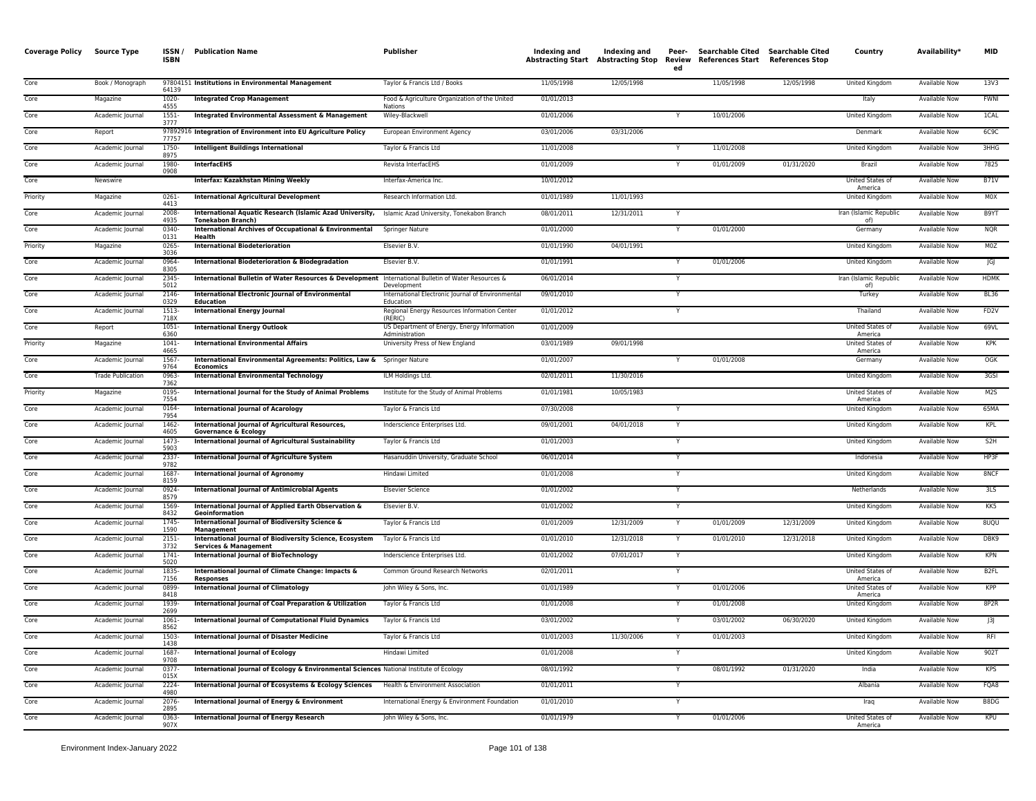| Coverage Policy | Source Type | ISSN / ISBN | Publication Name | Publisher | Indexing and Abstracting Start | Indexing and Abstracting Stop | Peer-Reviewed | Searchable Cited References Start | Searchable Cited References Stop | Country | Availability* | MID |
|---|---|---|---|---|---|---|---|---|---|---|---|---|
| Core | Book / Monograph | 9780415164139 | **Institutions in Environmental Management** | Taylor & Francis Ltd / Books | 11/05/1998 | 12/05/1998 | | 11/05/1998 | 12/05/1998 | United Kingdom | Available Now | 13V3 |
| Core | Magazine | 1020-4555 | **Integrated Crop Management** | Food & Agriculture Organization of the United Nations | 01/01/2013 | | | | | Italy | Available Now | FWNI |
| Core | Academic Journal | 1551-3777 | **Integrated Environmental Assessment & Management** | Wiley-Blackwell | 01/01/2006 | | Y | 10/01/2006 | | United Kingdom | Available Now | 1CAL |
| Core | Report | 9789291677757 | **Integration of Environment into EU Agriculture Policy** | European Environment Agency | 03/01/2006 | 03/31/2006 | | | | Denmark | Available Now | 6C9C |
| Core | Academic Journal | 1750-8975 | **Intelligent Buildings International** | Taylor & Francis Ltd | 11/01/2008 | | Y | 11/01/2008 | | United Kingdom | Available Now | 3HHG |
| Core | Academic Journal | 1980-0908 | **InterfacEHS** | Revista InterfacEHS | 01/01/2009 | | Y | 01/01/2009 | 01/31/2020 | Brazil | Available Now | 7825 |
| Core | Newswire | | **Interfax: Kazakhstan Mining Weekly** | Interfax-America Inc. | 10/01/2012 | | | | | United States of America | Available Now | B71V |
| Priority | Magazine | 0261-4413 | **International Agricultural Development** | Research Information Ltd. | 01/01/1989 | 11/01/1993 | | | | United Kingdom | Available Now | M0X |
| Core | Academic Journal | 2008-4935 | **International Aquatic Research (Islamic Azad University, Tonekabon Branch)** | Islamic Azad University, Tonekabon Branch | 08/01/2011 | 12/31/2011 | Y | | | Iran (Islamic Republic of) | Available Now | B9YT |
| Core | Academic Journal | 0340-0131 | **International Archives of Occupational & Environmental Health** | Springer Nature | 01/01/2000 | | Y | 01/01/2000 | | Germany | Available Now | NQR |
| Priority | Magazine | 0265-3036 | **International Biodeterioration** | Elsevier B.V. | 01/01/1990 | 04/01/1991 | | | | United Kingdom | Available Now | M0Z |
| Core | Academic Journal | 0964-8305 | **International Biodeterioration & Biodegradation** | Elsevier B.V. | 01/01/1991 | | Y | 01/01/2006 | | United Kingdom | Available Now | JGJ |
| Core | Academic Journal | 2345-5012 | **International Bulletin of Water Resources & Development** | International Bulletin of Water Resources & Development | 06/01/2014 | | Y | | | Iran (Islamic Republic of) | Available Now | HDMK |
| Core | Academic Journal | 2146-0329 | **International Electronic Journal of Environmental Education** | International Electronic Journal of Environmental Education | 09/01/2010 | | Y | | | Turkey | Available Now | BL36 |
| Core | Academic Journal | 1513-718X | **International Energy Journal** | Regional Energy Resources Information Center (RERIC) | 01/01/2012 | | Y | | | Thailand | Available Now | FD2V |
| Core | Report | 1051-6360 | **International Energy Outlook** | US Department of Energy, Energy Information Administration | 01/01/2009 | | | | | United States of America | Available Now | 69VL |
| Priority | Magazine | 1041-4665 | **International Environmental Affairs** | University Press of New England | 03/01/1989 | 09/01/1998 | | | | United States of America | Available Now | KPK |
| Core | Academic Journal | 1567-9764 | **International Environmental Agreements: Politics, Law & Economics** | Springer Nature | 01/01/2007 | | Y | 01/01/2008 | | Germany | Available Now | OGK |
| Core | Trade Publication | 0963-7362 | **International Environmental Technology** | ILM Holdings Ltd. | 02/01/2011 | 11/30/2016 | | | | United Kingdom | Available Now | 3GSI |
| Priority | Magazine | 0195-7554 | **International Journal for the Study of Animal Problems** | Institute for the Study of Animal Problems | 01/01/1981 | 10/05/1983 | | | | United States of America | Available Now | M2S |
| Core | Academic Journal | 0164-7954 | **International Journal of Acarology** | Taylor & Francis Ltd | 07/30/2008 | | Y | | | United Kingdom | Available Now | 65MA |
| Core | Academic Journal | 1462-4605 | **International Journal of Agricultural Resources, Governance & Ecology** | Inderscience Enterprises Ltd. | 09/01/2001 | 04/01/2018 | Y | | | United Kingdom | Available Now | KPL |
| Core | Academic Journal | 1473-5903 | **International Journal of Agricultural Sustainability** | Taylor & Francis Ltd | 01/01/2003 | | Y | | | United Kingdom | Available Now | S2H |
| Core | Academic Journal | 2337-9782 | **International Journal of Agriculture System** | Hasanuddin University, Graduate School | 06/01/2014 | | Y | | | Indonesia | Available Now | HP3F |
| Core | Academic Journal | 1687-8159 | **International Journal of Agronomy** | Hindawi Limited | 01/01/2008 | | Y | | | United Kingdom | Available Now | 8NCF |
| Core | Academic Journal | 0924-8579 | **International Journal of Antimicrobial Agents** | Elsevier Science | 01/01/2002 | | Y | | | Netherlands | Available Now | 3LS |
| Core | Academic Journal | 1569-8432 | **International Journal of Applied Earth Observation & Geoinformation** | Elsevier B.V. | 01/01/2002 | | Y | | | United Kingdom | Available Now | KK5 |
| Core | Academic Journal | 1745-1590 | **International Journal of Biodiversity Science & Management** | Taylor & Francis Ltd | 01/01/2009 | 12/31/2009 | Y | 01/01/2009 | 12/31/2009 | United Kingdom | Available Now | 8UQU |
| Core | Academic Journal | 2151-3732 | **International Journal of Biodiversity Science, Ecosystem Services & Management** | Taylor & Francis Ltd | 01/01/2010 | 12/31/2018 | Y | 01/01/2010 | 12/31/2018 | United Kingdom | Available Now | DBK9 |
| Core | Academic Journal | 1741-5020 | **International Journal of BioTechnology** | Inderscience Enterprises Ltd. | 01/01/2002 | 07/01/2017 | Y | | | United Kingdom | Available Now | KPN |
| Core | Academic Journal | 1835-7156 | **International Journal of Climate Change: Impacts & Responses** | Common Ground Research Networks | 02/01/2011 | | Y | | | United States of America | Available Now | B2FL |
| Core | Academic Journal | 0899-8418 | **International Journal of Climatology** | John Wiley & Sons, Inc. | 01/01/1989 | | Y | 01/01/2006 | | United States of America | Available Now | KPP |
| Core | Academic Journal | 1939-2699 | **International Journal of Coal Preparation & Utilization** | Taylor & Francis Ltd | 01/01/2008 | | Y | 01/01/2008 | | United Kingdom | Available Now | 8P2R |
| Core | Academic Journal | 1061-8562 | **International Journal of Computational Fluid Dynamics** | Taylor & Francis Ltd | 03/01/2002 | | Y | 03/01/2002 | 06/30/2020 | United Kingdom | Available Now | J3J |
| Core | Academic Journal | 1503-1438 | **International Journal of Disaster Medicine** | Taylor & Francis Ltd | 01/01/2003 | 11/30/2006 | Y | 01/01/2003 | | United Kingdom | Available Now | RFI |
| Core | Academic Journal | 1687-9708 | **International Journal of Ecology** | Hindawi Limited | 01/01/2008 | | Y | | | United Kingdom | Available Now | 902T |
| Core | Academic Journal | 0377-015X | **International Journal of Ecology & Environmental Sciences** | National Institute of Ecology | 08/01/1992 | | Y | 08/01/1992 | 01/31/2020 | India | Available Now | KPS |
| Core | Academic Journal | 2224-4980 | **International Journal of Ecosystems & Ecology Sciences** | Health & Environment Association | 01/01/2011 | | Y | | | Albania | Available Now | FQA8 |
| Core | Academic Journal | 2076-2895 | **International Journal of Energy & Environment** | International Energy & Environment Foundation | 01/01/2010 | | Y | | | Iraq | Available Now | B8DG |
| Core | Academic Journal | 0363-907X | **International Journal of Energy Research** | John Wiley & Sons, Inc. | 01/01/1979 | | Y | 01/01/2006 | | United States of America | Available Now | KPU |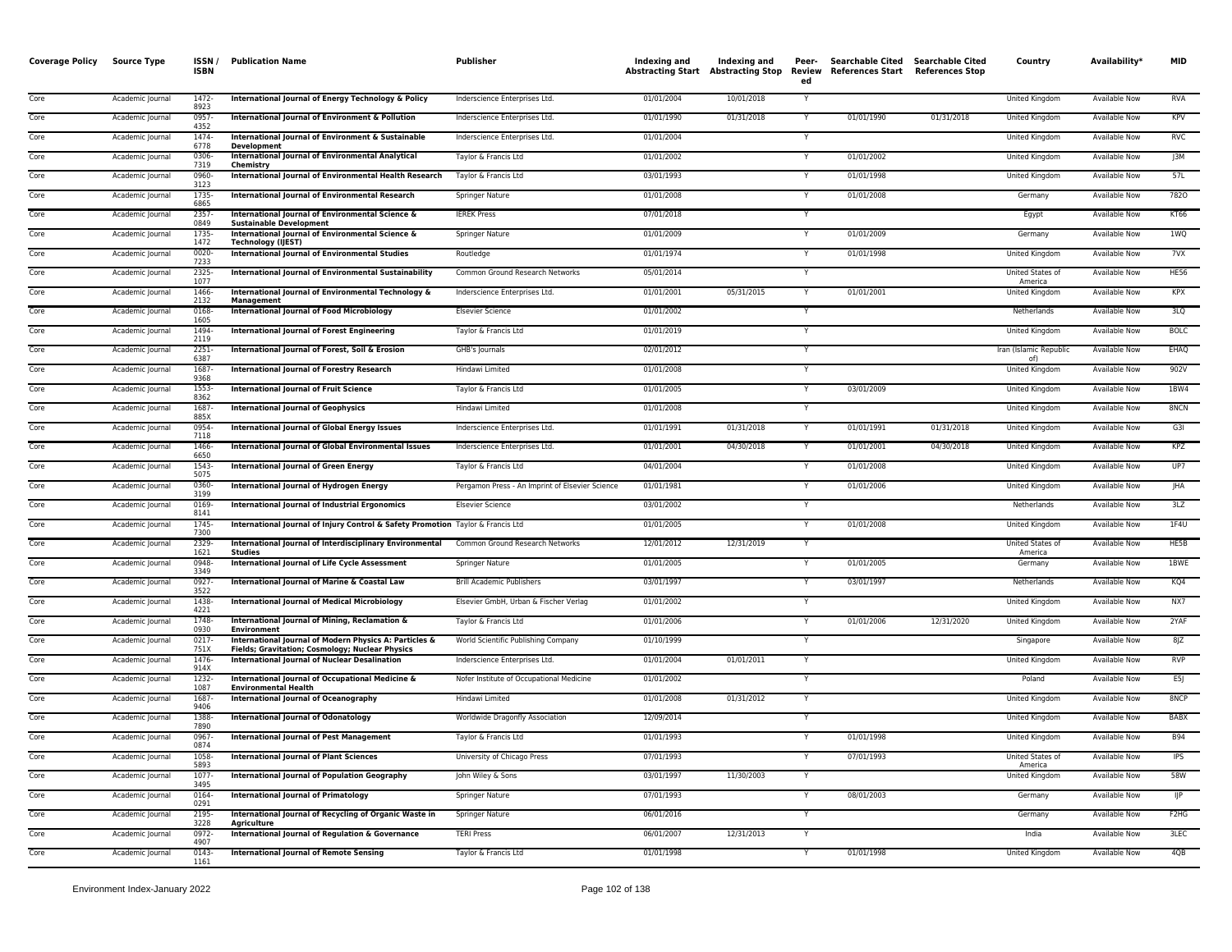| Coverage Policy | Source Type | ISSN / ISBN | Publication Name | Publisher | Indexing and Abstracting Start | Indexing and Abstracting Stop | Peer-Reviewed | Searchable Cited References Start | Searchable Cited References Stop | Country | Availability* | MID |
|---|---|---|---|---|---|---|---|---|---|---|---|---|
| Core | Academic Journal | 1472-8923 | **International Journal of Energy Technology & Policy** | Inderscience Enterprises Ltd. | 01/01/2004 | 10/01/2018 | Y | | | United Kingdom | Available Now | RVA |
| Core | Academic Journal | 0957-4352 | **International Journal of Environment & Pollution** | Inderscience Enterprises Ltd. | 01/01/1990 | 01/31/2018 | Y | 01/01/1990 | 01/31/2018 | United Kingdom | Available Now | KPV |
| Core | Academic Journal | 1474-6778 | **International Journal of Environment & Sustainable Development** | Inderscience Enterprises Ltd. | 01/01/2004 | | Y | | | United Kingdom | Available Now | RVC |
| Core | Academic Journal | 0306-7319 | **International Journal of Environmental Analytical Chemistry** | Taylor & Francis Ltd | 01/01/2002 | | Y | 01/01/2002 | | United Kingdom | Available Now | J3M |
| Core | Academic Journal | 0960-3123 | **International Journal of Environmental Health Research** | Taylor & Francis Ltd | 03/01/1993 | | Y | 01/01/1998 | | United Kingdom | Available Now | 57L |
| Core | Academic Journal | 1735-6865 | **International Journal of Environmental Research** | Springer Nature | 01/01/2008 | | Y | 01/01/2008 | | Germany | Available Now | 782O |
| Core | Academic Journal | 2357-0849 | **International Journal of Environmental Science & Sustainable Development** | IEREK Press | 07/01/2018 | | Y | | | Egypt | Available Now | KT66 |
| Core | Academic Journal | 1735-1472 | **International Journal of Environmental Science & Technology (IJEST)** | Springer Nature | 01/01/2009 | | Y | 01/01/2009 | | Germany | Available Now | 1WQ |
| Core | Academic Journal | 0020-7233 | **International Journal of Environmental Studies** | Routledge | 01/01/1974 | | Y | 01/01/1998 | | United Kingdom | Available Now | 7VX |
| Core | Academic Journal | 2325-1077 | **International Journal of Environmental Sustainability** | Common Ground Research Networks | 05/01/2014 | | Y | | | United States of America | Available Now | HE56 |
| Core | Academic Journal | 1466-2132 | **International Journal of Environmental Technology & Management** | Inderscience Enterprises Ltd. | 01/01/2001 | 05/31/2015 | Y | 01/01/2001 | | United Kingdom | Available Now | KPX |
| Core | Academic Journal | 0168-1605 | **International Journal of Food Microbiology** | Elsevier Science | 01/01/2002 | | Y | | | Netherlands | Available Now | 3LQ |
| Core | Academic Journal | 1494-2119 | **International Journal of Forest Engineering** | Taylor & Francis Ltd | 01/01/2019 | | Y | | | United Kingdom | Available Now | BOLC |
| Core | Academic Journal | 2251-6387 | **International Journal of Forest, Soil & Erosion** | GHB's Journals | 02/01/2012 | | Y | | | Iran (Islamic Republic of) | Available Now | EHAQ |
| Core | Academic Journal | 1687-9368 | **International Journal of Forestry Research** | Hindawi Limited | 01/01/2008 | | Y | | | United Kingdom | Available Now | 902V |
| Core | Academic Journal | 1553-8362 | **International Journal of Fruit Science** | Taylor & Francis Ltd | 01/01/2005 | | Y | 03/01/2009 | | United Kingdom | Available Now | 1BW4 |
| Core | Academic Journal | 1687-885X | **International Journal of Geophysics** | Hindawi Limited | 01/01/2008 | | Y | | | United Kingdom | Available Now | 8NCN |
| Core | Academic Journal | 0954-7118 | **International Journal of Global Energy Issues** | Inderscience Enterprises Ltd. | 01/01/1991 | 01/31/2018 | Y | 01/01/1991 | 01/31/2018 | United Kingdom | Available Now | G3I |
| Core | Academic Journal | 1466-6650 | **International Journal of Global Environmental Issues** | Inderscience Enterprises Ltd. | 01/01/2001 | 04/30/2018 | Y | 01/01/2001 | 04/30/2018 | United Kingdom | Available Now | KPZ |
| Core | Academic Journal | 1543-5075 | **International Journal of Green Energy** | Taylor & Francis Ltd | 04/01/2004 | | Y | 01/01/2008 | | United Kingdom | Available Now | UP7 |
| Core | Academic Journal | 0360-3199 | **International Journal of Hydrogen Energy** | Pergamon Press - An Imprint of Elsevier Science | 01/01/1981 | | Y | 01/01/2006 | | United Kingdom | Available Now | JHA |
| Core | Academic Journal | 0169-8141 | **International Journal of Industrial Ergonomics** | Elsevier Science | 03/01/2002 | | Y | | | Netherlands | Available Now | 3LZ |
| Core | Academic Journal | 1745-7300 | **International Journal of Injury Control & Safety Promotion** | Taylor & Francis Ltd | 01/01/2005 | | Y | 01/01/2008 | | United Kingdom | Available Now | 1F4U |
| Core | Academic Journal | 2329-1621 | **International Journal of Interdisciplinary Environmental Studies** | Common Ground Research Networks | 12/01/2012 | 12/31/2019 | Y | | | United States of America | Available Now | HE5B |
| Core | Academic Journal | 0948-3349 | **International Journal of Life Cycle Assessment** | Springer Nature | 01/01/2005 | | Y | 01/01/2005 | | Germany | Available Now | 1BWE |
| Core | Academic Journal | 0927-3522 | **International Journal of Marine & Coastal Law** | Brill Academic Publishers | 03/01/1997 | | Y | 03/01/1997 | | Netherlands | Available Now | KQ4 |
| Core | Academic Journal | 1438-4221 | **International Journal of Medical Microbiology** | Elsevier GmbH, Urban & Fischer Verlag | 01/01/2002 | | Y | | | United Kingdom | Available Now | NX7 |
| Core | Academic Journal | 1748-0930 | **International Journal of Mining, Reclamation & Environment** | Taylor & Francis Ltd | 01/01/2006 | | Y | 01/01/2006 | 12/31/2020 | United Kingdom | Available Now | 2YAF |
| Core | Academic Journal | 0217-751X | **International Journal of Modern Physics A: Particles & Fields; Gravitation; Cosmology; Nuclear Physics** | World Scientific Publishing Company | 01/10/1999 | | Y | | | Singapore | Available Now | 8JZ |
| Core | Academic Journal | 1476-914X | **International Journal of Nuclear Desalination** | Inderscience Enterprises Ltd. | 01/01/2004 | 01/01/2011 | Y | | | United Kingdom | Available Now | RVP |
| Core | Academic Journal | 1232-1087 | **International Journal of Occupational Medicine & Environmental Health** | Nofer Institute of Occupational Medicine | 01/01/2002 | | Y | | | Poland | Available Now | E5J |
| Core | Academic Journal | 1687-9406 | **International Journal of Oceanography** | Hindawi Limited | 01/01/2008 | 01/31/2012 | Y | | | United Kingdom | Available Now | 8NCP |
| Core | Academic Journal | 1388-7890 | **International Journal of Odonatology** | Worldwide Dragonfly Association | 12/09/2014 | | Y | | | United Kingdom | Available Now | BABX |
| Core | Academic Journal | 0967-0874 | **International Journal of Pest Management** | Taylor & Francis Ltd | 01/01/1993 | | Y | 01/01/1998 | | United Kingdom | Available Now | B94 |
| Core | Academic Journal | 1058-5893 | **International Journal of Plant Sciences** | University of Chicago Press | 07/01/1993 | | Y | 07/01/1993 | | United States of America | Available Now | IPS |
| Core | Academic Journal | 1077-3495 | **International Journal of Population Geography** | John Wiley & Sons | 03/01/1997 | 11/30/2003 | Y | | | United Kingdom | Available Now | 58W |
| Core | Academic Journal | 0164-0291 | **International Journal of Primatology** | Springer Nature | 07/01/1993 | | Y | 08/01/2003 | | Germany | Available Now | IJP |
| Core | Academic Journal | 2195-3228 | **International Journal of Recycling of Organic Waste in Agriculture** | Springer Nature | 06/01/2016 | | Y | | | Germany | Available Now | F2HG |
| Core | Academic Journal | 0972-4907 | **International Journal of Regulation & Governance** | TERI Press | 06/01/2007 | 12/31/2013 | Y | | | India | Available Now | 3LEC |
| Core | Academic Journal | 0143-1161 | **International Journal of Remote Sensing** | Taylor & Francis Ltd | 01/01/1998 | | Y | 01/01/1998 | | United Kingdom | Available Now | 4QB |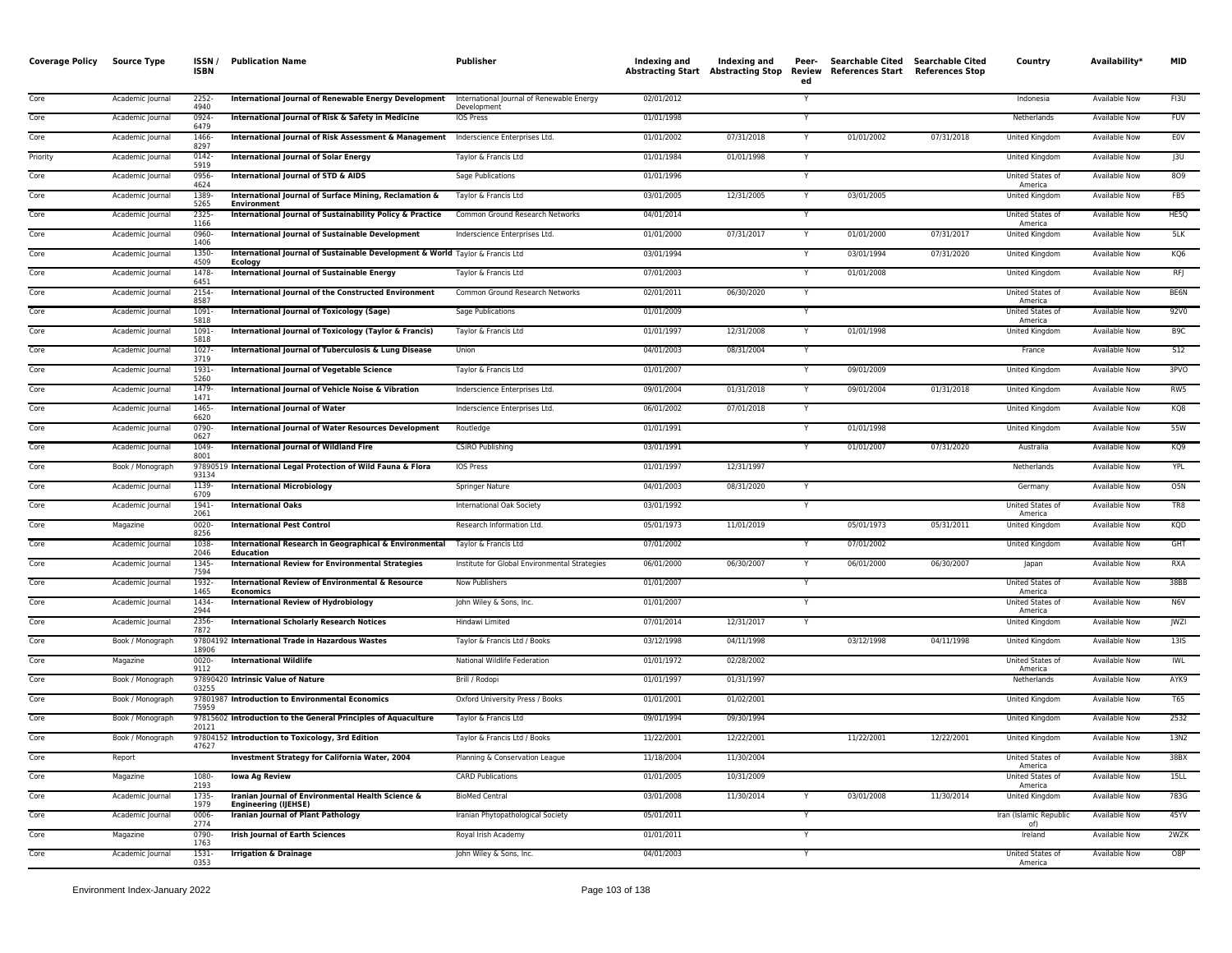| Coverage Policy | Source Type | ISSN / ISBN | Publication Name | Publisher | Indexing and Abstracting Start | Indexing and Abstracting Stop | Peer-Reviewed | Searchable Cited References Start | Searchable Cited References Stop | Country | Availability* | MID |
|---|---|---|---|---|---|---|---|---|---|---|---|---|
| Core | Academic Journal | 2252-4940 | **International Journal of Renewable Energy Development** | International Journal of Renewable Energy Development | 02/01/2012 | | Y | | | Indonesia | Available Now | FI3U |
| Core | Academic Journal | 0924-6479 | **International Journal of Risk & Safety in Medicine** | IOS Press | 01/01/1998 | | Y | | | Netherlands | Available Now | FUV |
| Core | Academic Journal | 1466-8297 | **International Journal of Risk Assessment & Management** | Inderscience Enterprises Ltd. | 01/01/2002 | 07/31/2018 | Y | 01/01/2002 | 07/31/2018 | United Kingdom | Available Now | E0V |
| Priority | Academic Journal | 0142-5919 | **International Journal of Solar Energy** | Taylor & Francis Ltd | 01/01/1984 | 01/01/1998 | Y | | | United Kingdom | Available Now | J3U |
| Core | Academic Journal | 0956-4624 | **International Journal of STD & AIDS** | Sage Publications | 01/01/1996 | | Y | | | United States of America | Available Now | 8O9 |
| Core | Academic Journal | 1389-5265 | **International Journal of Surface Mining, Reclamation & Environment** | Taylor & Francis Ltd | 03/01/2005 | 12/31/2005 | Y | 03/01/2005 | | United Kingdom | Available Now | FB5 |
| Core | Academic Journal | 2325-1166 | **International Journal of Sustainability Policy & Practice** | Common Ground Research Networks | 04/01/2014 | | Y | | | United States of America | Available Now | HE5Q |
| Core | Academic Journal | 0960-1406 | **International Journal of Sustainable Development** | Inderscience Enterprises Ltd. | 01/01/2000 | 07/31/2017 | Y | 01/01/2000 | 07/31/2017 | United Kingdom | Available Now | 5LK |
| Core | Academic Journal | 1350-4509 | **International Journal of Sustainable Development & World Ecology** | Taylor & Francis Ltd | 03/01/1994 | | Y | 03/01/1994 | 07/31/2020 | United Kingdom | Available Now | KQ6 |
| Core | Academic Journal | 1478-6451 | **International Journal of Sustainable Energy** | Taylor & Francis Ltd | 07/01/2003 | | Y | 01/01/2008 | | United Kingdom | Available Now | RFJ |
| Core | Academic Journal | 2154-8587 | **International Journal of the Constructed Environment** | Common Ground Research Networks | 02/01/2011 | 06/30/2020 | Y | | | United States of America | Available Now | BE6N |
| Core | Academic Journal | 1091-5818 | **International Journal of Toxicology (Sage)** | Sage Publications | 01/01/2009 | | Y | | | United States of America | Available Now | 92V0 |
| Core | Academic Journal | 1091-5818 | **International Journal of Toxicology (Taylor & Francis)** | Taylor & Francis Ltd | 01/01/1997 | 12/31/2008 | Y | 01/01/1998 | | United Kingdom | Available Now | B9C |
| Core | Academic Journal | 1027-3719 | **International Journal of Tuberculosis & Lung Disease** | Union | 04/01/2003 | 08/31/2004 | Y | | | France | Available Now | S12 |
| Core | Academic Journal | 1931-5260 | **International Journal of Vegetable Science** | Taylor & Francis Ltd | 01/01/2007 | | Y | 09/01/2009 | | United Kingdom | Available Now | 3PVO |
| Core | Academic Journal | 1479-1471 | **International Journal of Vehicle Noise & Vibration** | Inderscience Enterprises Ltd. | 09/01/2004 | 01/31/2018 | Y | 09/01/2004 | 01/31/2018 | United Kingdom | Available Now | RW5 |
| Core | Academic Journal | 1465-6620 | **International Journal of Water** | Inderscience Enterprises Ltd. | 06/01/2002 | 07/01/2018 | Y | | | United Kingdom | Available Now | KQ8 |
| Core | Academic Journal | 0790-0627 | **International Journal of Water Resources Development** | Routledge | 01/01/1991 | | Y | 01/01/1998 | | United Kingdom | Available Now | 55W |
| Core | Academic Journal | 1049-8001 | **International Journal of Wildland Fire** | CSIRO Publishing | 03/01/1991 | | Y | 01/01/2007 | 07/31/2020 | Australia | Available Now | KQ9 |
| Core | Book / Monograph | 9789051993134 | **International Legal Protection of Wild Fauna & Flora** | IOS Press | 01/01/1997 | 12/31/1997 | | | | Netherlands | Available Now | YPL |
| Core | Academic Journal | 1139-6709 | **International Microbiology** | Springer Nature | 04/01/2003 | 08/31/2020 | Y | | | Germany | Available Now | O5N |
| Core | Academic Journal | 1941-2061 | **International Oaks** | International Oak Society | 03/01/1992 | | Y | | | United States of America | Available Now | TR8 |
| Core | Magazine | 0020-8256 | **International Pest Control** | Research Information Ltd. | 05/01/1973 | 11/01/2019 | | 05/01/1973 | 05/31/2011 | United Kingdom | Available Now | KQD |
| Core | Academic Journal | 1038-2046 | **International Research in Geographical & Environmental Education** | Taylor & Francis Ltd | 07/01/2002 | | Y | 07/01/2002 | | United Kingdom | Available Now | GHT |
| Core | Academic Journal | 1345-7594 | **International Review for Environmental Strategies** | Institute for Global Environmental Strategies | 06/01/2000 | 06/30/2007 | Y | 06/01/2000 | 06/30/2007 | Japan | Available Now | RXA |
| Core | Academic Journal | 1932-1465 | **International Review of Environmental & Resource Economics** | Now Publishers | 01/01/2007 | | Y | | | United States of America | Available Now | 38BB |
| Core | Academic Journal | 1434-2944 | **International Review of Hydrobiology** | John Wiley & Sons, Inc. | 01/01/2007 | | Y | | | United States of America | Available Now | N6V |
| Core | Academic Journal | 2356-7872 | **International Scholarly Research Notices** | Hindawi Limited | 07/01/2014 | 12/31/2017 | Y | | | United Kingdom | Available Now | JWZI |
| Core | Book / Monograph | 9780419218906 | **International Trade in Hazardous Wastes** | Taylor & Francis Ltd / Books | 03/12/1998 | 04/11/1998 | | 03/12/1998 | 04/11/1998 | United Kingdom | Available Now | 13I5 |
| Core | Magazine | 0020-9112 | **International Wildlife** | National Wildlife Federation | 01/01/1972 | 02/28/2002 | | | | United States of America | Available Now | IWL |
| Core | Book / Monograph | 9789042003255 | **Intrinsic Value of Nature** | Brill / Rodopi | 01/01/1997 | 01/31/1997 | | | | Netherlands | Available Now | AYK9 |
| Core | Book / Monograph | 9780198775959 | **Introduction to Environmental Economics** | Oxford University Press / Books | 01/01/2001 | 01/02/2001 | | | | United Kingdom | Available Now | T65 |
| Core | Book / Monograph | 9781560220121 | **Introduction to the General Principles of Aquaculture** | Taylor & Francis Ltd | 09/01/1994 | 09/30/1994 | | | | United Kingdom | Available Now | 2532 |
| Core | Book / Monograph | 9780415247627 | **Introduction to Toxicology, 3rd Edition** | Taylor & Francis Ltd / Books | 11/22/2001 | 12/22/2001 | | 11/22/2001 | 12/22/2001 | United Kingdom | Available Now | 13N2 |
| Core | Report | | **Investment Strategy for California Water, 2004** | Planning & Conservation League | 11/18/2004 | 11/30/2004 | | | | United States of America | Available Now | 38BX |
| Core | Magazine | 1080-2193 | **Iowa Ag Review** | CARD Publications | 01/01/2005 | 10/31/2009 | | | | United States of America | Available Now | 15LL |
| Core | Academic Journal | 1735-1979 | **Iranian Journal of Environmental Health Science & Engineering (IJEHSE)** | BioMed Central | 03/01/2008 | 11/30/2014 | Y | 03/01/2008 | 11/30/2014 | United Kingdom | Available Now | 783G |
| Core | Academic Journal | 0006-2774 | **Iranian Journal of Plant Pathology** | Iranian Phytopathological Society | 05/01/2011 | | Y | | | Iran (Islamic Republic of) | Available Now | 45YV |
| Core | Magazine | 0790-1763 | **Irish Journal of Earth Sciences** | Royal Irish Academy | 01/01/2011 | | Y | | | Ireland | Available Now | 2WZK |
| Core | Academic Journal | 1531-0353 | **Irrigation & Drainage** | John Wiley & Sons, Inc. | 04/01/2003 | | Y | | | United States of America | Available Now | O8P |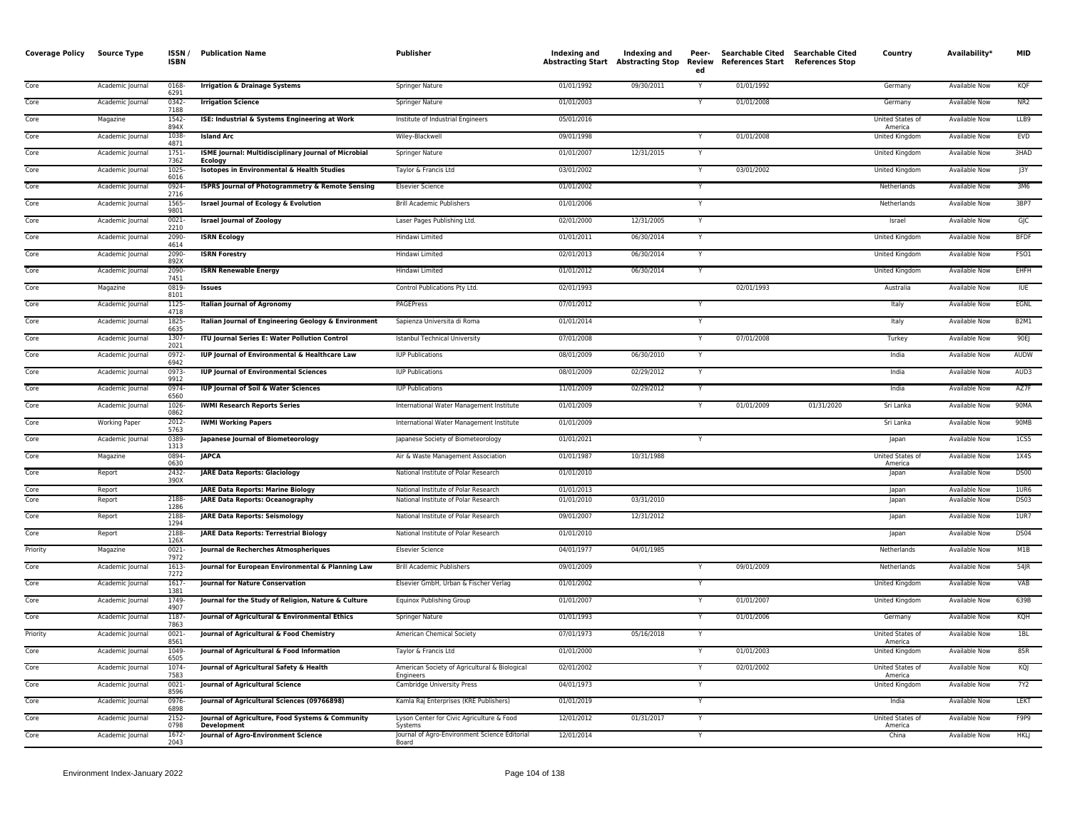| Coverage Policy | Source Type | ISSN / ISBN | Publication Name | Publisher | Indexing and Abstracting Start | Indexing and Abstracting Stop | Peer-Reviewed | Searchable Cited References Start | Searchable Cited References Stop | Country | Availability* | MID |
|---|---|---|---|---|---|---|---|---|---|---|---|---|
| Core | Academic Journal | 0168-6291 | **Irrigation & Drainage Systems** | Springer Nature | 01/01/1992 | 09/30/2011 | Y | 01/01/1992 | | Germany | Available Now | KQF |
| Core | Academic Journal | 0342-7188 | **Irrigation Science** | Springer Nature | 01/01/2003 | | Y | 01/01/2008 | | Germany | Available Now | NR2 |
| Core | Magazine | 1542-894X | **ISE: Industrial & Systems Engineering at Work** | Institute of Industrial Engineers | 05/01/2016 | | | | | United States of America | Available Now | LLB9 |
| Core | Academic Journal | 1038-4871 | **Island Arc** | Wiley-Blackwell | 09/01/1998 | | Y | 01/01/2008 | | United Kingdom | Available Now | EVD |
| Core | Academic Journal | 1751-7362 | **ISME Journal: Multidisciplinary Journal of Microbial Ecology** | Springer Nature | 01/01/2007 | 12/31/2015 | Y | | | United Kingdom | Available Now | 3HAD |
| Core | Academic Journal | 1025-6016 | **Isotopes in Environmental & Health Studies** | Taylor & Francis Ltd | 03/01/2002 | | Y | 03/01/2002 | | United Kingdom | Available Now | J3Y |
| Core | Academic Journal | 0924-2716 | **ISPRS Journal of Photogrammetry & Remote Sensing** | Elsevier Science | 01/01/2002 | | Y | | | Netherlands | Available Now | 3M6 |
| Core | Academic Journal | 1565-9801 | **Israel Journal of Ecology & Evolution** | Brill Academic Publishers | 01/01/2006 | | Y | | | Netherlands | Available Now | 3BP7 |
| Core | Academic Journal | 0021-2210 | **Israel Journal of Zoology** | Laser Pages Publishing Ltd. | 02/01/2000 | 12/31/2005 | Y | | | Israel | Available Now | GJC |
| Core | Academic Journal | 2090-4614 | **ISRN Ecology** | Hindawi Limited | 01/01/2011 | 06/30/2014 | Y | | | United Kingdom | Available Now | BFDF |
| Core | Academic Journal | 2090-892X | **ISRN Forestry** | Hindawi Limited | 02/01/2013 | 06/30/2014 | Y | | | United Kingdom | Available Now | FSO1 |
| Core | Academic Journal | 2090-7451 | **ISRN Renewable Energy** | Hindawi Limited | 01/01/2012 | 06/30/2014 | Y | | | United Kingdom | Available Now | EHFH |
| Core | Magazine | 0819-8101 | **Issues** | Control Publications Pty Ltd. | 02/01/1993 | | | 02/01/1993 | | Australia | Available Now | IUE |
| Core | Academic Journal | 1125-4718 | **Italian Journal of Agronomy** | PAGEPress | 07/01/2012 | | Y | | | Italy | Available Now | EGNL |
| Core | Academic Journal | 1825-6635 | **Italian Journal of Engineering Geology & Environment** | Sapienza Universita di Roma | 01/01/2014 | | Y | | | Italy | Available Now | B2M1 |
| Core | Academic Journal | 1307-2021 | **ITU Journal Series E: Water Pollution Control** | Istanbul Technical University | 07/01/2008 | | Y | 07/01/2008 | | Turkey | Available Now | 90EJ |
| Core | Academic Journal | 0972-6942 | **IUP Journal of Environmental & Healthcare Law** | IUP Publications | 08/01/2009 | 06/30/2010 | Y | | | India | Available Now | AUDW |
| Core | Academic Journal | 0973-9912 | **IUP Journal of Environmental Sciences** | IUP Publications | 08/01/2009 | 02/29/2012 | Y | | | India | Available Now | AUD3 |
| Core | Academic Journal | 0974-6560 | **IUP Journal of Soil & Water Sciences** | IUP Publications | 11/01/2009 | 02/29/2012 | Y | | | India | Available Now | AZ7F |
| Core | Academic Journal | 1026-0862 | **IWMI Research Reports Series** | International Water Management Institute | 01/01/2009 | | Y | 01/01/2009 | 01/31/2020 | Sri Lanka | Available Now | 90MA |
| Core | Working Paper | 2012-5763 | **IWMI Working Papers** | International Water Management Institute | 01/01/2009 | | | | | Sri Lanka | Available Now | 90MB |
| Core | Academic Journal | 0389-1313 | **Japanese Journal of Biometeorology** | Japanese Society of Biometeorology | 01/01/2021 | | Y | | | Japan | Available Now | 1CS5 |
| Core | Magazine | 0894-0630 | **JAPCA** | Air & Waste Management Association | 01/01/1987 | 10/31/1988 | | | | United States of America | Available Now | 1X4S |
| Core | Report | 2432-390X | **JARE Data Reports: Glaciology** | National Institute of Polar Research | 01/01/2010 | | | | | Japan | Available Now | DS00 |
| Core | Report | | **JARE Data Reports: Marine Biology** | National Institute of Polar Research | 01/01/2013 | | | | | Japan | Available Now | 1UR6 |
| Core | Report | 2188-1286 | **JARE Data Reports: Oceanography** | National Institute of Polar Research | 01/01/2010 | 03/31/2010 | | | | Japan | Available Now | DS03 |
| Core | Report | 2188-1294 | **JARE Data Reports: Seismology** | National Institute of Polar Research | 09/01/2007 | 12/31/2012 | | | | Japan | Available Now | 1UR7 |
| Core | Report | 2188-126X | **JARE Data Reports: Terrestrial Biology** | National Institute of Polar Research | 01/01/2010 | | | | | Japan | Available Now | DS04 |
| Priority | Magazine | 0021-7972 | **Journal de Recherches Atmospheriques** | Elsevier Science | 04/01/1977 | 04/01/1985 | | | | Netherlands | Available Now | M1B |
| Core | Academic Journal | 1613-7272 | **Journal for European Environmental & Planning Law** | Brill Academic Publishers | 09/01/2009 | | Y | 09/01/2009 | | Netherlands | Available Now | 54JR |
| Core | Academic Journal | 1617-1381 | **Journal for Nature Conservation** | Elsevier GmbH, Urban & Fischer Verlag | 01/01/2002 | | Y | | | United Kingdom | Available Now | VAB |
| Core | Academic Journal | 1749-4907 | **Journal for the Study of Religion, Nature & Culture** | Equinox Publishing Group | 01/01/2007 | | Y | 01/01/2007 | | United Kingdom | Available Now | 639B |
| Core | Academic Journal | 1187-7863 | **Journal of Agricultural & Environmental Ethics** | Springer Nature | 01/01/1993 | | Y | 01/01/2006 | | Germany | Available Now | KQH |
| Priority | Academic Journal | 0021-8561 | **Journal of Agricultural & Food Chemistry** | American Chemical Society | 07/01/1973 | 05/16/2018 | Y | | | United States of America | Available Now | 1BL |
| Core | Academic Journal | 1049-6505 | **Journal of Agricultural & Food Information** | Taylor & Francis Ltd | 01/01/2000 | | Y | 01/01/2003 | | United Kingdom | Available Now | 85R |
| Core | Academic Journal | 1074-7583 | **Journal of Agricultural Safety & Health** | American Society of Agricultural & Biological Engineers | 02/01/2002 | | Y | 02/01/2002 | | United States of America | Available Now | KQJ |
| Core | Academic Journal | 0021-8596 | **Journal of Agricultural Science** | Cambridge University Press | 04/01/1973 | | Y | | | United Kingdom | Available Now | 7Y2 |
| Core | Academic Journal | 0976-6898 | **Journal of Agricultural Sciences (09766898)** | Kamla Raj Enterprises (KRE Publishers) | 01/01/2019 | | Y | | | India | Available Now | LEKT |
| Core | Academic Journal | 2152-0798 | **Journal of Agriculture, Food Systems & Community Development** | Lyson Center for Civic Agriculture & Food Systems | 12/01/2012 | 01/31/2017 | Y | | | United States of America | Available Now | F9P9 |
| Core | Academic Journal | 1672-2043 | **Journal of Agro-Environment Science** | Journal of Agro-Environment Science Editorial Board | 12/01/2014 | | Y | | | China | Available Now | HKLJ |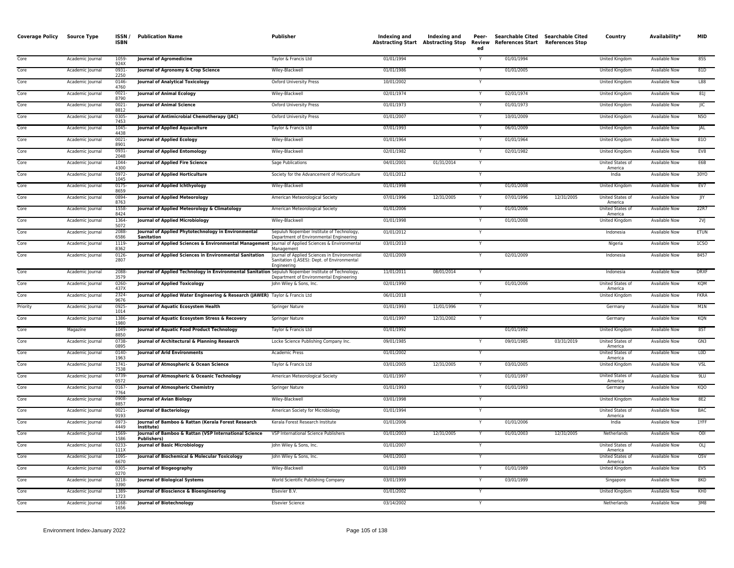| Coverage Policy | Source Type | ISSN / ISBN | Publication Name | Publisher | Indexing and Abstracting Start | Indexing and Abstracting Stop | Peer-Reviewed | Searchable Cited References Start | Searchable Cited References Stop | Country | Availability* | MID |
|---|---|---|---|---|---|---|---|---|---|---|---|---|
| Core | Academic Journal | 1059-924X | **Journal of Agromedicine** | Taylor & Francis Ltd | 01/01/1994 | | Y | 01/01/1994 | | United Kingdom | Available Now | 85S |
| Core | Academic Journal | 0931-2250 | **Journal of Agronomy & Crop Science** | Wiley-Blackwell | 01/01/1986 | | Y | 01/01/2005 | | United Kingdom | Available Now | 81D |
| Core | Academic Journal | 0146-4760 | **Journal of Analytical Toxicology** | Oxford University Press | 10/01/2002 | | Y | | | United Kingdom | Available Now | L88 |
| Core | Academic Journal | 0021-8790 | **Journal of Animal Ecology** | Wiley-Blackwell | 02/01/1974 | | Y | 02/01/1974 | | United Kingdom | Available Now | 81J |
| Core | Academic Journal | 0021-8812 | **Journal of Animal Science** | Oxford University Press | 01/01/1973 | | Y | 01/01/1973 | | United Kingdom | Available Now | JIC |
| Core | Academic Journal | 0305-7453 | **Journal of Antimicrobial Chemotherapy (JAC)** | Oxford University Press | 01/01/2007 | | Y | 10/01/2009 | | United Kingdom | Available Now | N5O |
| Core | Academic Journal | 1045-4438 | **Journal of Applied Aquaculture** | Taylor & Francis Ltd | 07/01/1993 | | Y | 06/01/2009 | | United Kingdom | Available Now | JAL |
| Core | Academic Journal | 0021-8901 | **Journal of Applied Ecology** | Wiley-Blackwell | 01/01/1964 | | Y | 01/01/1964 | | United Kingdom | Available Now | 81O |
| Core | Academic Journal | 0931-2048 | **Journal of Applied Entomology** | Wiley-Blackwell | 02/01/1982 | | Y | 02/01/1982 | | United Kingdom | Available Now | EV8 |
| Core | Academic Journal | 1044-4300 | **Journal of Applied Fire Science** | Sage Publications | 04/01/2001 | 01/31/2014 | Y | | | United States of America | Available Now | E6B |
| Core | Academic Journal | 0972-1045 | **Journal of Applied Horticulture** | Society for the Advancement of Horticulture | 01/01/2012 | | Y | | | India | Available Now | 30YO |
| Core | Academic Journal | 0175-8659 | **Journal of Applied Ichthyology** | Wiley-Blackwell | 01/01/1998 | | Y | 01/01/2008 | | United Kingdom | Available Now | EV7 |
| Core | Academic Journal | 0894-8763 | **Journal of Applied Meteorology** | American Meteorological Society | 07/01/1996 | 12/31/2005 | Y | 07/01/1996 | 12/31/2005 | United States of America | Available Now | JIY |
| Core | Academic Journal | 1558-8424 | **Journal of Applied Meteorology & Climatology** | American Meteorological Society | 01/01/2006 | | Y | 01/01/2006 | | United States of America | Available Now | 22R7 |
| Core | Academic Journal | 1364-5072 | **Journal of Applied Microbiology** | Wiley-Blackwell | 01/01/1998 | | Y | 01/01/2008 | | United Kingdom | Available Now | 2VJ |
| Core | Academic Journal | 2088-6586 | **Journal of Applied Phytotechnology in Environmental Sanitation** | Sepuluh Nopember Institute of Technology, Department of Environmental Engineering | 01/01/2012 | | Y | | | Indonesia | Available Now | ETUN |
| Core | Academic Journal | 1119-8362 | **Journal of Applied Sciences & Environmental Management** | Journal of Applied Sciences & Environmental Management | 03/01/2010 | | Y | | | Nigeria | Available Now | 1CSO |
| Core | Academic Journal | 0126-2807 | **Journal of Applied Sciences in Environmental Sanitation** | Journal of Applied Sciences in Environmental Sanitation (J.ASES): Dept. of Environmental Engineering | 02/01/2009 | | Y | 02/01/2009 | | Indonesia | Available Now | 8457 |
| Core | Academic Journal | 2088-3579 | **Journal of Applied Technology in Environmental Sanitation** | Sepuluh Nopember Institute of Technology, Department of Environmental Engineering | 11/01/2011 | 08/01/2014 | Y | | | Indonesia | Available Now | DRXF |
| Core | Academic Journal | 0260-437X | **Journal of Applied Toxicology** | John Wiley & Sons, Inc. | 02/01/1990 | | Y | 01/01/2006 | | United States of America | Available Now | KQM |
| Core | Academic Journal | 2324-9676 | **Journal of Applied Water Engineering & Research (JAWER)** | Taylor & Francis Ltd | 06/01/2018 | | Y | | | United Kingdom | Available Now | FKRA |
| Priority | Academic Journal | 0925-1014 | **Journal of Aquatic Ecosystem Health** | Springer Nature | 01/01/1993 | 11/01/1996 | Y | | | Germany | Available Now | M1N |
| Core | Academic Journal | 1386-1980 | **Journal of Aquatic Ecosystem Stress & Recovery** | Springer Nature | 01/01/1997 | 12/31/2002 | Y | | | Germany | Available Now | KQN |
| Core | Magazine | 1049-8850 | **Journal of Aquatic Food Product Technology** | Taylor & Francis Ltd | 01/01/1992 | | | 01/01/1992 | | United Kingdom | Available Now | 85T |
| Core | Academic Journal | 0738-0895 | **Journal of Architectural & Planning Research** | Locke Science Publishing Company Inc. | 09/01/1985 | | Y | 09/01/1985 | 03/31/2019 | United States of America | Available Now | GN3 |
| Core | Academic Journal | 0140-1963 | **Journal of Arid Environments** | Academic Press | 01/01/2002 | | Y | | | United States of America | Available Now | L0D |
| Core | Academic Journal | 1741-7538 | **Journal of Atmospheric & Ocean Science** | Taylor & Francis Ltd | 03/01/2005 | 12/31/2005 | Y | 03/01/2005 | | United Kingdom | Available Now | VSL |
| Core | Academic Journal | 0739-0572 | **Journal of Atmospheric & Oceanic Technology** | American Meteorological Society | 01/01/1997 | | Y | 01/01/1997 | | United States of America | Available Now | 9LU |
| Core | Academic Journal | 0167-7764 | **Journal of Atmospheric Chemistry** | Springer Nature | 01/01/1993 | | Y | 01/01/1993 | | Germany | Available Now | KQO |
| Core | Academic Journal | 0908-8857 | **Journal of Avian Biology** | Wiley-Blackwell | 03/01/1998 | | Y | | | United Kingdom | Available Now | 8E2 |
| Core | Academic Journal | 0021-9193 | **Journal of Bacteriology** | American Society for Microbiology | 01/01/1994 | | Y | | | United States of America | Available Now | BAC |
| Core | Academic Journal | 0973-4449 | **Journal of Bamboo & Rattan (Kerala Forest Research Institute)** | Kerala Forest Research Institute | 01/01/2006 | | Y | 01/01/2006 | | India | Available Now | 1YFF |
| Core | Academic Journal | 1569-1586 | **Journal of Bamboo & Rattan (VSP International Science Publishers)** | VSP International Science Publishers | 01/01/2003 | 12/31/2005 | Y | 01/01/2003 | 12/31/2005 | Netherlands | Available Now | O0I |
| Core | Academic Journal | 0233-111X | **Journal of Basic Microbiology** | John Wiley & Sons, Inc. | 01/01/2007 | | Y | | | United States of America | Available Now | OLJ |
| Core | Academic Journal | 1095-6670 | **Journal of Biochemical & Molecular Toxicology** | John Wiley & Sons, Inc. | 04/01/2003 | | Y | | | United States of America | Available Now | O5V |
| Core | Academic Journal | 0305-0270 | **Journal of Biogeography** | Wiley-Blackwell | 01/01/1989 | | Y | 01/01/1989 | | United Kingdom | Available Now | EV5 |
| Core | Academic Journal | 0218-3390 | **Journal of Biological Systems** | World Scientific Publishing Company | 03/01/1999 | | Y | 03/01/1999 | | Singapore | Available Now | 8KD |
| Core | Academic Journal | 1389-1723 | **Journal of Bioscience & Bioengineering** | Elsevier B.V. | 01/01/2002 | | Y | | | United Kingdom | Available Now | KH0 |
| Core | Academic Journal | 0168-1656 | **Journal of Biotechnology** | Elsevier Science | 03/14/2002 | | Y | | | Netherlands | Available Now | 3M8 |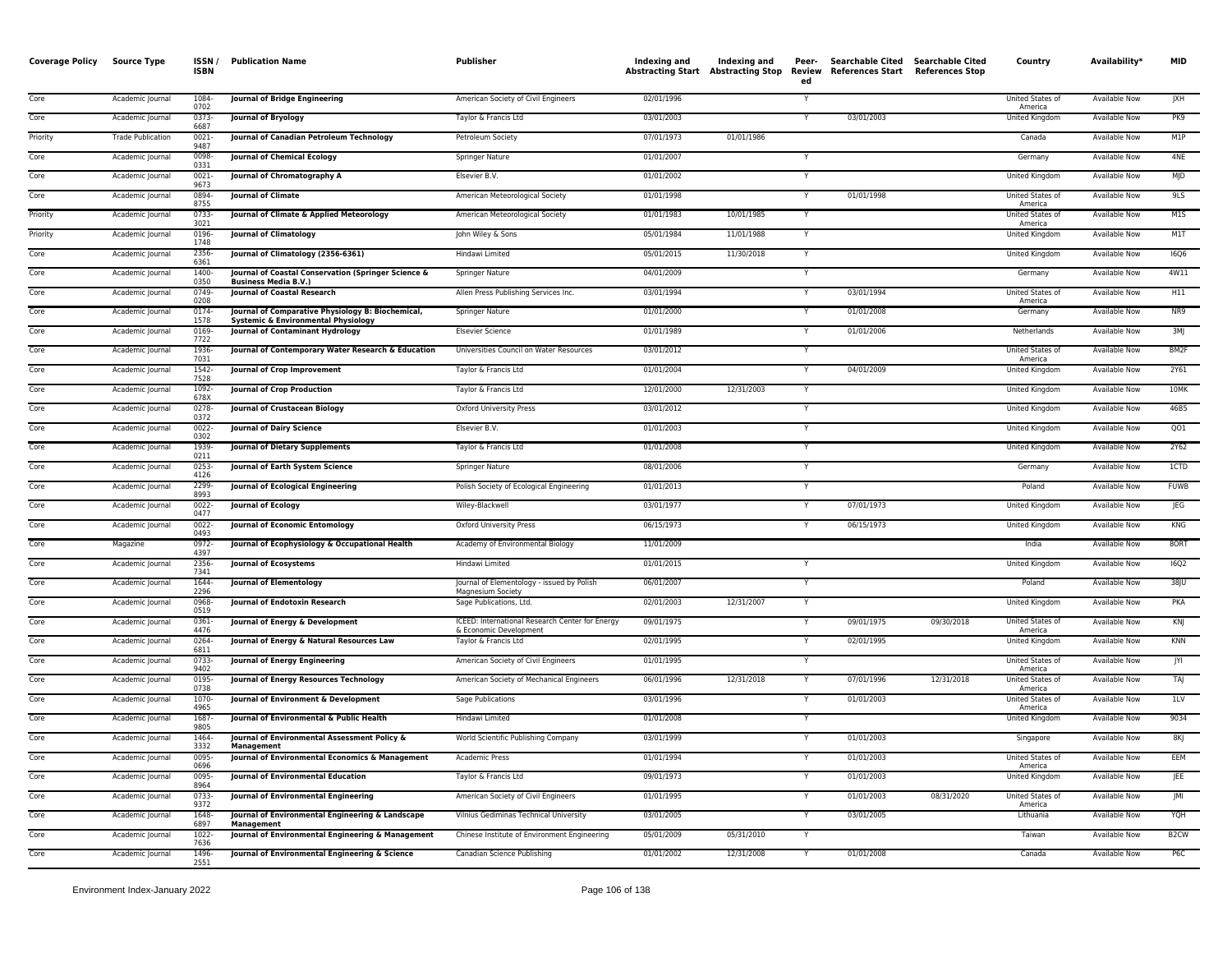| Coverage Policy | Source Type | ISSN / ISBN | Publication Name | Publisher | Indexing and Abstracting Start | Indexing and Abstracting Stop | Peer-Reviewed | Searchable Cited References Start | Searchable Cited References Stop | Country | Availability* | MID |
|---|---|---|---|---|---|---|---|---|---|---|---|---|
| Core | Academic Journal | 1084-0702 | **Journal of Bridge Engineering** | American Society of Civil Engineers | 02/01/1996 | | Y | | | United States of America | Available Now | JXH |
| Core | Academic Journal | 0373-6687 | **Journal of Bryology** | Taylor & Francis Ltd | 03/01/2003 | | Y | 03/01/2003 | | United Kingdom | Available Now | PK9 |
| Priority | Trade Publication | 0021-9487 | **Journal of Canadian Petroleum Technology** | Petroleum Society | 07/01/1973 | 01/01/1986 | | | | Canada | Available Now | M1P |
| Core | Academic Journal | 0098-0331 | **Journal of Chemical Ecology** | Springer Nature | 01/01/2007 | | Y | | | Germany | Available Now | 4NE |
| Core | Academic Journal | 0021-9673 | **Journal of Chromatography A** | Elsevier B.V. | 01/01/2002 | | Y | | | United Kingdom | Available Now | MJD |
| Core | Academic Journal | 0894-8755 | **Journal of Climate** | American Meteorological Society | 01/01/1998 | | Y | 01/01/1998 | | United States of America | Available Now | 9LS |
| Priority | Academic Journal | 0733-3021 | **Journal of Climate & Applied Meteorology** | American Meteorological Society | 01/01/1983 | 10/01/1985 | Y | | | United States of America | Available Now | M1S |
| Priority | Academic Journal | 0196-1748 | **Journal of Climatology** | John Wiley & Sons | 05/01/1984 | 11/01/1988 | Y | | | United Kingdom | Available Now | M1T |
| Core | Academic Journal | 2356-6361 | **Journal of Climatology (2356-6361)** | Hindawi Limited | 05/01/2015 | 11/30/2018 | Y | | | United Kingdom | Available Now | I6Q6 |
| Core | Academic Journal | 1400-0350 | **Journal of Coastal Conservation (Springer Science & Business Media B.V.)** | Springer Nature | 04/01/2009 | | Y | | | Germany | Available Now | 4W11 |
| Core | Academic Journal | 0749-0208 | **Journal of Coastal Research** | Allen Press Publishing Services Inc. | 03/01/1994 | | Y | 03/01/1994 | | United States of America | Available Now | H11 |
| Core | Academic Journal | 0174-1578 | **Journal of Comparative Physiology B: Biochemical, Systemic & Environmental Physiology** | Springer Nature | 01/01/2000 | | Y | 01/01/2008 | | Germany | Available Now | NR9 |
| Core | Academic Journal | 0169-7722 | **Journal of Contaminant Hydrology** | Elsevier Science | 01/01/1989 | | Y | 01/01/2006 | | Netherlands | Available Now | 3MJ |
| Core | Academic Journal | 1936-7031 | **Journal of Contemporary Water Research & Education** | Universities Council on Water Resources | 03/01/2012 | | Y | | | United States of America | Available Now | BM2F |
| Core | Academic Journal | 1542-7528 | **Journal of Crop Improvement** | Taylor & Francis Ltd | 01/01/2004 | | Y | 04/01/2009 | | United Kingdom | Available Now | 2Y61 |
| Core | Academic Journal | 1092-678X | **Journal of Crop Production** | Taylor & Francis Ltd | 12/01/2000 | 12/31/2003 | Y | | | United Kingdom | Available Now | 10MK |
| Core | Academic Journal | 0278-0372 | **Journal of Crustacean Biology** | Oxford University Press | 03/01/2012 | | Y | | | United Kingdom | Available Now | 46B5 |
| Core | Academic Journal | 0022-0302 | **Journal of Dairy Science** | Elsevier B.V. | 01/01/2003 | | Y | | | United Kingdom | Available Now | QO1 |
| Core | Academic Journal | 1939-0211 | **Journal of Dietary Supplements** | Taylor & Francis Ltd | 01/01/2008 | | Y | | | United Kingdom | Available Now | 2Y62 |
| Core | Academic Journal | 0253-4126 | **Journal of Earth System Science** | Springer Nature | 08/01/2006 | | Y | | | Germany | Available Now | 1CTD |
| Core | Academic Journal | 2299-8993 | **Journal of Ecological Engineering** | Polish Society of Ecological Engineering | 01/01/2013 | | Y | | | Poland | Available Now | FUWB |
| Core | Academic Journal | 0022-0477 | **Journal of Ecology** | Wiley-Blackwell | 03/01/1977 | | Y | 07/01/1973 | | United Kingdom | Available Now | JEG |
| Core | Academic Journal | 0022-0493 | **Journal of Economic Entomology** | Oxford University Press | 06/15/1973 | | Y | 06/15/1973 | | United Kingdom | Available Now | KNG |
| Core | Magazine | 0972-4397 | **Journal of Ecophysiology & Occupational Health** | Academy of Environmental Biology | 11/01/2009 | | | | | India | Available Now | 8ORT |
| Core | Academic Journal | 2356-7341 | **Journal of Ecosystems** | Hindawi Limited | 01/01/2015 | | Y | | | United Kingdom | Available Now | I6Q2 |
| Core | Academic Journal | 1644-2296 | **Journal of Elementology** | Journal of Elementology - issued by Polish Magnesium Society | 06/01/2007 | | Y | | | Poland | Available Now | 38JU |
| Core | Academic Journal | 0968-0519 | **Journal of Endotoxin Research** | Sage Publications, Ltd. | 02/01/2003 | 12/31/2007 | Y | | | United Kingdom | Available Now | PKA |
| Core | Academic Journal | 0361-4476 | **Journal of Energy & Development** | ICEED: International Research Center for Energy & Economic Development | 09/01/1975 | | Y | 09/01/1975 | 09/30/2018 | United States of America | Available Now | KNJ |
| Core | Academic Journal | 0264-6811 | **Journal of Energy & Natural Resources Law** | Taylor & Francis Ltd | 02/01/1995 | | Y | 02/01/1995 | | United Kingdom | Available Now | KNN |
| Core | Academic Journal | 0733-9402 | **Journal of Energy Engineering** | American Society of Civil Engineers | 01/01/1995 | | Y | | | United States of America | Available Now | JYI |
| Core | Academic Journal | 0195-0738 | **Journal of Energy Resources Technology** | American Society of Mechanical Engineers | 06/01/1996 | 12/31/2018 | Y | 07/01/1996 | 12/31/2018 | United States of America | Available Now | TAJ |
| Core | Academic Journal | 1070-4965 | **Journal of Environment & Development** | Sage Publications | 03/01/1996 | | Y | 01/01/2003 | | United States of America | Available Now | 1LV |
| Core | Academic Journal | 1687-9805 | **Journal of Environmental & Public Health** | Hindawi Limited | 01/01/2008 | | Y | | | United Kingdom | Available Now | 9034 |
| Core | Academic Journal | 1464-3332 | **Journal of Environmental Assessment Policy & Management** | World Scientific Publishing Company | 03/01/1999 | | Y | 01/01/2003 | | Singapore | Available Now | 8KJ |
| Core | Academic Journal | 0095-0696 | **Journal of Environmental Economics & Management** | Academic Press | 01/01/1994 | | Y | 01/01/2003 | | United States of America | Available Now | EEM |
| Core | Academic Journal | 0095-8964 | **Journal of Environmental Education** | Taylor & Francis Ltd | 09/01/1973 | | Y | 01/01/2003 | | United Kingdom | Available Now | JEE |
| Core | Academic Journal | 0733-9372 | **Journal of Environmental Engineering** | American Society of Civil Engineers | 01/01/1995 | | Y | 01/01/2003 | 08/31/2020 | United States of America | Available Now | JMI |
| Core | Academic Journal | 1648-6897 | **Journal of Environmental Engineering & Landscape Management** | Vilnius Gediminas Technical University | 03/01/2005 | | Y | 03/01/2005 | | Lithuania | Available Now | YQH |
| Core | Academic Journal | 1022-7636 | **Journal of Environmental Engineering & Management** | Chinese Institute of Environment Engineering | 05/01/2009 | 05/31/2010 | Y | | | Taiwan | Available Now | B2CW |
| Core | Academic Journal | 1496-2551 | **Journal of Environmental Engineering & Science** | Canadian Science Publishing | 01/01/2002 | 12/31/2008 | Y | 01/01/2008 | | Canada | Available Now | P6C |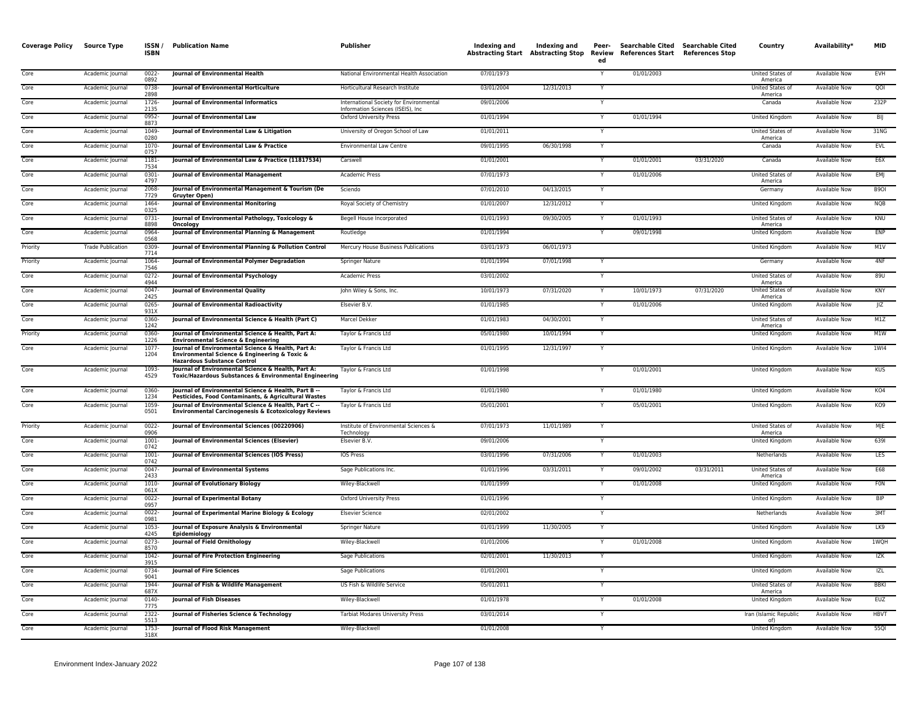| Coverage Policy | Source Type | ISSN / ISBN | Publication Name | Publisher | Indexing and Abstracting Start | Indexing and Abstracting Stop | Peer-Reviewed | Searchable Cited References Start | Searchable Cited References Stop | Country | Availability* | MID |
|---|---|---|---|---|---|---|---|---|---|---|---|---|
| Core | Academic Journal | 0022-0892 | **Journal of Environmental Health** | National Environmental Health Association | 07/01/1973 | | Y | 01/01/2003 | | United States of America | Available Now | EVH |
| Core | Academic Journal | 0738-2898 | **Journal of Environmental Horticulture** | Horticultural Research Institute | 03/01/2004 | 12/31/2013 | Y | | | United States of America | Available Now | QOI |
| Core | Academic Journal | 1726-2135 | **Journal of Environmental Informatics** | International Society for Environmental Information Sciences (ISEIS), Inc | 09/01/2006 | | Y | | | Canada | Available Now | 232P |
| Core | Academic Journal | 0952-8873 | **Journal of Environmental Law** | Oxford University Press | 01/01/1994 | | Y | 01/01/1994 | | United Kingdom | Available Now | BIJ |
| Core | Academic Journal | 1049-0280 | **Journal of Environmental Law & Litigation** | University of Oregon School of Law | 01/01/2011 | | Y | | | United States of America | Available Now | 31NG |
| Core | Academic Journal | 1070-0757 | **Journal of Environmental Law & Practice** | Environmental Law Centre | 09/01/1995 | 06/30/1998 | Y | | | Canada | Available Now | EVL |
| Core | Academic Journal | 1181-7534 | **Journal of Environmental Law & Practice (11817534)** | Carswell | 01/01/2001 | | Y | 01/01/2001 | 03/31/2020 | Canada | Available Now | E6X |
| Core | Academic Journal | 0301-4797 | **Journal of Environmental Management** | Academic Press | 07/01/1973 | | Y | 01/01/2006 | | United States of America | Available Now | EMJ |
| Core | Academic Journal | 2068-7729 | **Journal of Environmental Management & Tourism (De Gruyter Open)** | Sciendo | 07/01/2010 | 04/13/2015 | Y | | | Germany | Available Now | B9OI |
| Core | Academic Journal | 1464-0325 | **Journal of Environmental Monitoring** | Royal Society of Chemistry | 01/01/2007 | 12/31/2012 | Y | | | United Kingdom | Available Now | NQB |
| Core | Academic Journal | 0731-8898 | **Journal of Environmental Pathology, Toxicology & Oncology** | Begell House Incorporated | 01/01/1993 | 09/30/2005 | Y | 01/01/1993 | | United States of America | Available Now | KNU |
| Core | Academic Journal | 0964-0568 | **Journal of Environmental Planning & Management** | Routledge | 01/01/1994 | | Y | 09/01/1998 | | United Kingdom | Available Now | ENP |
| Priority | Trade Publication | 0309-7714 | **Journal of Environmental Planning & Pollution Control** | Mercury House Business Publications | 03/01/1973 | 06/01/1973 | | | | United Kingdom | Available Now | M1V |
| Priority | Academic Journal | 1064-7546 | **Journal of Environmental Polymer Degradation** | Springer Nature | 01/01/1994 | 07/01/1998 | Y | | | Germany | Available Now | 4NF |
| Core | Academic Journal | 0272-4944 | **Journal of Environmental Psychology** | Academic Press | 03/01/2002 | | Y | | | United States of America | Available Now | 89U |
| Core | Academic Journal | 0047-2425 | **Journal of Environmental Quality** | John Wiley & Sons, Inc. | 10/01/1973 | 07/31/2020 | Y | 10/01/1973 | 07/31/2020 | United States of America | Available Now | KNY |
| Core | Academic Journal | 0265-931X | **Journal of Environmental Radioactivity** | Elsevier B.V. | 01/01/1985 | | Y | 01/01/2006 | | United Kingdom | Available Now | JIZ |
| Core | Academic Journal | 0360-1242 | **Journal of Environmental Science & Health (Part C)** | Marcel Dekker | 01/01/1983 | 04/30/2001 | Y | | | United States of America | Available Now | M1Z |
| Priority | Academic Journal | 0360-1226 | **Journal of Environmental Science & Health, Part A: Environmental Science & Engineering** | Taylor & Francis Ltd | 05/01/1980 | 10/01/1994 | Y | | | United Kingdom | Available Now | M1W |
| Core | Academic Journal | 1077-1204 | **Journal of Environmental Science & Health, Part A: Environmental Science & Engineering & Toxic & Hazardous Substance Control** | Taylor & Francis Ltd | 01/01/1995 | 12/31/1997 | Y | | | United Kingdom | Available Now | 1WI4 |
| Core | Academic Journal | 1093-4529 | **Journal of Environmental Science & Health, Part A: Toxic/Hazardous Substances & Environmental Engineering** | Taylor & Francis Ltd | 01/01/1998 | | Y | 01/01/2001 | | United Kingdom | Available Now | KUS |
| Core | Academic Journal | 0360-1234 | **Journal of Environmental Science & Health, Part B -- Pesticides, Food Contaminants, & Agricultural Wastes** | Taylor & Francis Ltd | 01/01/1980 | | Y | 01/01/1980 | | United Kingdom | Available Now | KO4 |
| Core | Academic Journal | 1059-0501 | **Journal of Environmental Science & Health, Part C -- Environmental Carcinogenesis & Ecotoxicology Reviews** | Taylor & Francis Ltd | 05/01/2001 | | Y | 05/01/2001 | | United Kingdom | Available Now | KO9 |
| Priority | Academic Journal | 0022-0906 | **Journal of Environmental Sciences (00220906)** | Institute of Environmental Sciences & Technology | 07/01/1973 | 11/01/1989 | Y | | | United States of America | Available Now | MJE |
| Core | Academic Journal | 1001-0742 | **Journal of Environmental Sciences (Elsevier)** | Elsevier B.V. | 09/01/2006 | | Y | | | United Kingdom | Available Now | 639I |
| Core | Academic Journal | 1001-0742 | **Journal of Environmental Sciences (IOS Press)** | IOS Press | 03/01/1996 | 07/31/2006 | Y | 01/01/2003 | | Netherlands | Available Now | LES |
| Core | Academic Journal | 0047-2433 | **Journal of Environmental Systems** | Sage Publications Inc. | 01/01/1996 | 03/31/2011 | Y | 09/01/2002 | 03/31/2011 | United States of America | Available Now | E68 |
| Core | Academic Journal | 1010-061X | **Journal of Evolutionary Biology** | Wiley-Blackwell | 01/01/1999 | | Y | 01/01/2008 | | United Kingdom | Available Now | F0N |
| Core | Academic Journal | 0022-0957 | **Journal of Experimental Botany** | Oxford University Press | 01/01/1996 | | Y | | | United Kingdom | Available Now | BIP |
| Core | Academic Journal | 0022-0981 | **Journal of Experimental Marine Biology & Ecology** | Elsevier Science | 02/01/2002 | | Y | | | Netherlands | Available Now | 3MT |
| Core | Academic Journal | 1053-4245 | **Journal of Exposure Analysis & Environmental Epidemiology** | Springer Nature | 01/01/1999 | 11/30/2005 | Y | | | United Kingdom | Available Now | LK9 |
| Core | Academic Journal | 0273-8570 | **Journal of Field Ornithology** | Wiley-Blackwell | 01/01/2006 | | Y | 01/01/2008 | | United Kingdom | Available Now | 1WQH |
| Core | Academic Journal | 1042-3915 | **Journal of Fire Protection Engineering** | Sage Publications | 02/01/2001 | 11/30/2013 | Y | | | United Kingdom | Available Now | IZK |
| Core | Academic Journal | 0734-9041 | **Journal of Fire Sciences** | Sage Publications | 01/01/2001 | | Y | | | United Kingdom | Available Now | IZL |
| Core | Academic Journal | 1944-687X | **Journal of Fish & Wildlife Management** | US Fish & Wildlife Service | 05/01/2011 | | Y | | | United States of America | Available Now | BBKI |
| Core | Academic Journal | 0140-7775 | **Journal of Fish Diseases** | Wiley-Blackwell | 01/01/1978 | | Y | 01/01/2008 | | United Kingdom | Available Now | EUZ |
| Core | Academic Journal | 2322-5513 | **Journal of Fisheries Science & Technology** | Tarbiat Modares University Press | 03/01/2014 | | Y | | | Iran (Islamic Republic of) | Available Now | HBVT |
| Core | Academic Journal | 1753-318X | **Journal of Flood Risk Management** | Wiley-Blackwell | 01/01/2008 | | Y | | | United Kingdom | Available Now | 55QI |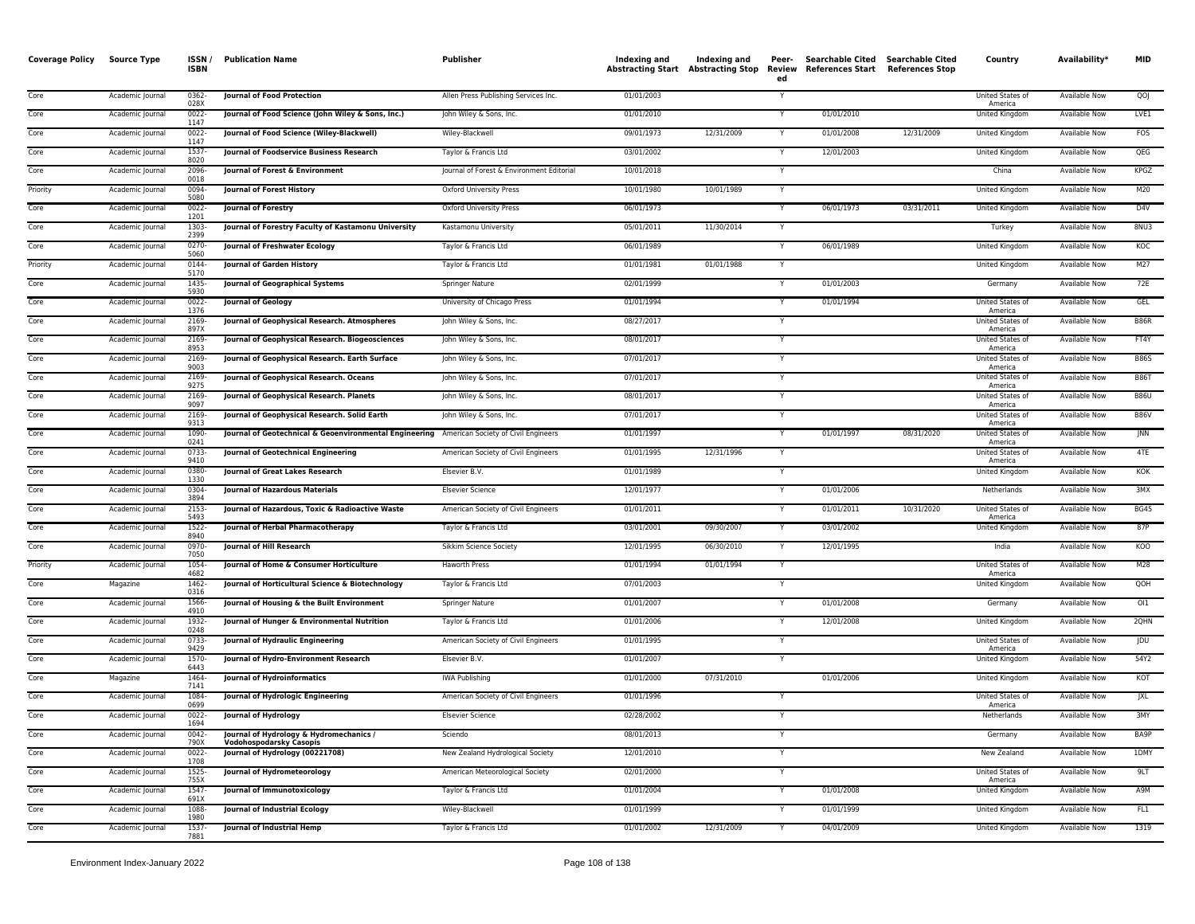| Coverage Policy | Source Type | ISSN / ISBN | Publication Name | Publisher | Indexing and Abstracting Start | Indexing and Abstracting Stop | Peer-Reviewed | Searchable Cited References Start | Searchable Cited References Stop | Country | Availability* | MID |
|---|---|---|---|---|---|---|---|---|---|---|---|---|
| Core | Academic Journal | 0362-028X | **Journal of Food Protection** | Allen Press Publishing Services Inc. | 01/01/2003 | | Y | | | United States of America | Available Now | QOJ |
| Core | Academic Journal | 0022-1147 | **Journal of Food Science (John Wiley & Sons, Inc.)** | John Wiley & Sons, Inc. | 01/01/2010 | | Y | 01/01/2010 | | United Kingdom | Available Now | LVE1 |
| Core | Academic Journal | 0022-1147 | **Journal of Food Science (Wiley-Blackwell)** | Wiley-Blackwell | 09/01/1973 | 12/31/2009 | Y | 01/01/2008 | 12/31/2009 | United Kingdom | Available Now | FOS |
| Core | Academic Journal | 1537-8020 | **Journal of Foodservice Business Research** | Taylor & Francis Ltd | 03/01/2002 | | Y | 12/01/2003 | | United Kingdom | Available Now | QEG |
| Core | Academic Journal | 2096-0018 | **Journal of Forest & Environment** | Journal of Forest & Environment Editorial | 10/01/2018 | | Y | | | China | Available Now | KPGZ |
| Priority | Academic Journal | 0094-5080 | **Journal of Forest History** | Oxford University Press | 10/01/1980 | 10/01/1989 | Y | | | United Kingdom | Available Now | M20 |
| Core | Academic Journal | 0022-1201 | **Journal of Forestry** | Oxford University Press | 06/01/1973 | | Y | 06/01/1973 | 03/31/2011 | United Kingdom | Available Now | D4V |
| Core | Academic Journal | 1303-2399 | **Journal of Forestry Faculty of Kastamonu University** | Kastamonu University | 05/01/2011 | 11/30/2014 | Y | | | Turkey | Available Now | 8NU3 |
| Core | Academic Journal | 0270-5060 | **Journal of Freshwater Ecology** | Taylor & Francis Ltd | 06/01/1989 | | Y | 06/01/1989 | | United Kingdom | Available Now | KOC |
| Priority | Academic Journal | 0144-5170 | **Journal of Garden History** | Taylor & Francis Ltd | 01/01/1981 | 01/01/1988 | Y | | | United Kingdom | Available Now | M27 |
| Core | Academic Journal | 1435-5930 | **Journal of Geographical Systems** | Springer Nature | 02/01/1999 | | Y | 01/01/2003 | | Germany | Available Now | 72E |
| Core | Academic Journal | 0022-1376 | **Journal of Geology** | University of Chicago Press | 01/01/1994 | | Y | 01/01/1994 | | United States of America | Available Now | GEL |
| Core | Academic Journal | 2169-897X | **Journal of Geophysical Research. Atmospheres** | John Wiley & Sons, Inc. | 08/27/2017 | | Y | | | United States of America | Available Now | B86R |
| Core | Academic Journal | 2169-8953 | **Journal of Geophysical Research. Biogeosciences** | John Wiley & Sons, Inc. | 08/01/2017 | | Y | | | United States of America | Available Now | FT4Y |
| Core | Academic Journal | 2169-9003 | **Journal of Geophysical Research. Earth Surface** | John Wiley & Sons, Inc. | 07/01/2017 | | Y | | | United States of America | Available Now | B86S |
| Core | Academic Journal | 2169-9275 | **Journal of Geophysical Research. Oceans** | John Wiley & Sons, Inc. | 07/01/2017 | | Y | | | United States of America | Available Now | B86T |
| Core | Academic Journal | 2169-9097 | **Journal of Geophysical Research. Planets** | John Wiley & Sons, Inc. | 08/01/2017 | | Y | | | United States of America | Available Now | B86U |
| Core | Academic Journal | 2169-9313 | **Journal of Geophysical Research. Solid Earth** | John Wiley & Sons, Inc. | 07/01/2017 | | Y | | | United States of America | Available Now | B86V |
| Core | Academic Journal | 1090-0241 | **Journal of Geotechnical & Geoenvironmental Engineering** | American Society of Civil Engineers | 01/01/1997 | | Y | 01/01/1997 | 08/31/2020 | United States of America | Available Now | JNN |
| Core | Academic Journal | 0733-9410 | **Journal of Geotechnical Engineering** | American Society of Civil Engineers | 01/01/1995 | 12/31/1996 | Y | | | United States of America | Available Now | 4TE |
| Core | Academic Journal | 0380-1330 | **Journal of Great Lakes Research** | Elsevier B.V. | 01/01/1989 | | Y | | | United Kingdom | Available Now | KOK |
| Core | Academic Journal | 0304-3894 | **Journal of Hazardous Materials** | Elsevier Science | 12/01/1977 | | Y | 01/01/2006 | | Netherlands | Available Now | 3MX |
| Core | Academic Journal | 2153-5493 | **Journal of Hazardous, Toxic & Radioactive Waste** | American Society of Civil Engineers | 01/01/2011 | | Y | 01/01/2011 | 10/31/2020 | United States of America | Available Now | BG45 |
| Core | Academic Journal | 1522-8940 | **Journal of Herbal Pharmacotherapy** | Taylor & Francis Ltd | 03/01/2001 | 09/30/2007 | Y | 03/01/2002 | | United Kingdom | Available Now | 87P |
| Core | Academic Journal | 0970-7050 | **Journal of Hill Research** | Sikkim Science Society | 12/01/1995 | 06/30/2010 | Y | 12/01/1995 | | India | Available Now | KOO |
| Priority | Academic Journal | 1054-4682 | **Journal of Home & Consumer Horticulture** | Haworth Press | 01/01/1994 | 01/01/1994 | Y | | | United States of America | Available Now | M28 |
| Core | Magazine | 1462-0316 | **Journal of Horticultural Science & Biotechnology** | Taylor & Francis Ltd | 07/01/2003 | | Y | | | United Kingdom | Available Now | QOH |
| Core | Academic Journal | 1566-4910 | **Journal of Housing & the Built Environment** | Springer Nature | 01/01/2007 | | Y | 01/01/2008 | | Germany | Available Now | OI1 |
| Core | Academic Journal | 1932-0248 | **Journal of Hunger & Environmental Nutrition** | Taylor & Francis Ltd | 01/01/2006 | | Y | 12/01/2008 | | United Kingdom | Available Now | 2QHN |
| Core | Academic Journal | 0733-9429 | **Journal of Hydraulic Engineering** | American Society of Civil Engineers | 01/01/1995 | | Y | | | United States of America | Available Now | JDU |
| Core | Academic Journal | 1570-6443 | **Journal of Hydro-Environment Research** | Elsevier B.V. | 01/01/2007 | | Y | | | United Kingdom | Available Now | 54Y2 |
| Core | Magazine | 1464-7141 | **Journal of Hydroinformatics** | IWA Publishing | 01/01/2000 | 07/31/2010 | | 01/01/2006 | | United Kingdom | Available Now | KOT |
| Core | Academic Journal | 1084-0699 | **Journal of Hydrologic Engineering** | American Society of Civil Engineers | 01/01/1996 | | Y | | | United States of America | Available Now | JXL |
| Core | Academic Journal | 0022-1694 | **Journal of Hydrology** | Elsevier Science | 02/28/2002 | | Y | | | Netherlands | Available Now | 3MY |
| Core | Academic Journal | 0042-790X | **Journal of Hydrology & Hydromechanics / Vodohospodarsky Casopis** | Sciendo | 08/01/2013 | | Y | | | Germany | Available Now | BA9P |
| Core | Academic Journal | 0022-1708 | **Journal of Hydrology (00221708)** | New Zealand Hydrological Society | 12/01/2010 | | Y | | | New Zealand | Available Now | 1DMY |
| Core | Academic Journal | 1525-755X | **Journal of Hydrometeorology** | American Meteorological Society | 02/01/2000 | | Y | | | United States of America | Available Now | 9LT |
| Core | Academic Journal | 1547-691X | **Journal of Immunotoxicology** | Taylor & Francis Ltd | 01/01/2004 | | Y | 01/01/2008 | | United Kingdom | Available Now | A9M |
| Core | Academic Journal | 1088-1980 | **Journal of Industrial Ecology** | Wiley-Blackwell | 01/01/1999 | | Y | 01/01/1999 | | United Kingdom | Available Now | FL1 |
| Core | Academic Journal | 1537-7881 | **Journal of Industrial Hemp** | Taylor & Francis Ltd | 01/01/2002 | 12/31/2009 | Y | 04/01/2009 | | United Kingdom | Available Now | 1319 |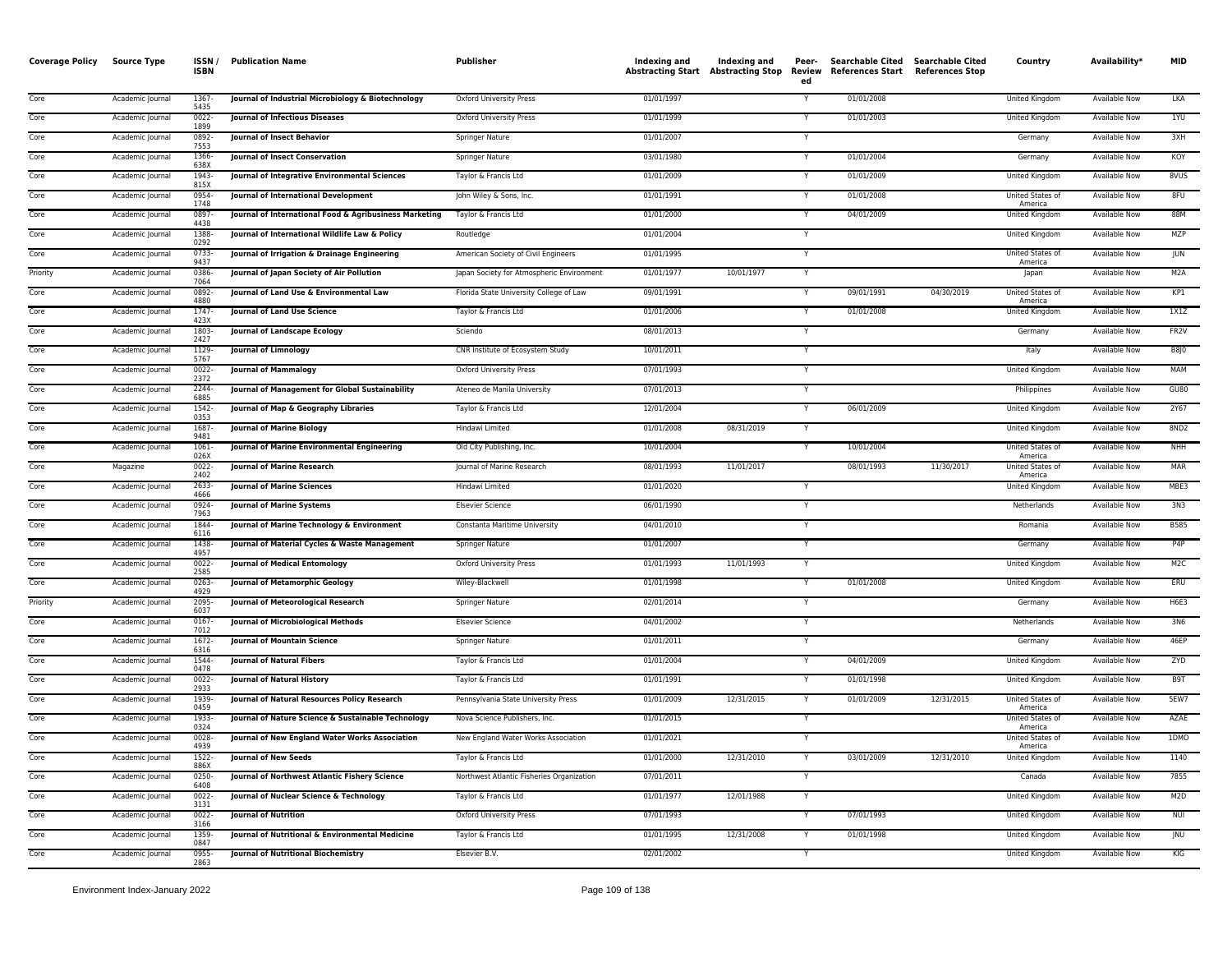| Coverage Policy | Source Type | ISSN / ISBN | Publication Name | Publisher | Indexing and Abstracting Start | Indexing and Abstracting Stop | Peer-Reviewed | Searchable Cited References Start | Searchable Cited References Stop | Country | Availability* | MID |
|---|---|---|---|---|---|---|---|---|---|---|---|---|
| Core | Academic Journal | 1367-5435 | Journal of Industrial Microbiology & Biotechnology | Oxford University Press | 01/01/1997 | | Y | 01/01/2008 | | United Kingdom | Available Now | LKA |
| Core | Academic Journal | 0022-1899 | Journal of Infectious Diseases | Oxford University Press | 01/01/1999 | | Y | 01/01/2003 | | United Kingdom | Available Now | 1YU |
| Core | Academic Journal | 0892-7553 | Journal of Insect Behavior | Springer Nature | 01/01/2007 | | Y | | | Germany | Available Now | 3XH |
| Core | Academic Journal | 1366-638X | Journal of Insect Conservation | Springer Nature | 03/01/1980 | | Y | 01/01/2004 | | Germany | Available Now | KOY |
| Core | Academic Journal | 1943-815X | Journal of Integrative Environmental Sciences | Taylor & Francis Ltd | 01/01/2009 | | Y | 01/01/2009 | | United Kingdom | Available Now | 8VUS |
| Core | Academic Journal | 0954-1748 | Journal of International Development | John Wiley & Sons, Inc. | 01/01/1991 | | Y | 01/01/2008 | | United States of America | Available Now | 8FU |
| Core | Academic Journal | 0897-4438 | Journal of International Food & Agribusiness Marketing | Taylor & Francis Ltd | 01/01/2000 | | Y | 04/01/2009 | | United Kingdom | Available Now | 88M |
| Core | Academic Journal | 1388-0292 | Journal of International Wildlife Law & Policy | Routledge | 01/01/2004 | | Y | | | United Kingdom | Available Now | MZP |
| Core | Academic Journal | 0733-9437 | Journal of Irrigation & Drainage Engineering | American Society of Civil Engineers | 01/01/1995 | | Y | | | United States of America | Available Now | JUN |
| Priority | Academic Journal | 0386-7064 | Journal of Japan Society of Air Pollution | Japan Society for Atmospheric Environment | 01/01/1977 | 10/01/1977 | Y | | | Japan | Available Now | M2A |
| Core | Academic Journal | 0892-4880 | Journal of Land Use & Environmental Law | Florida State University College of Law | 09/01/1991 | | Y | 09/01/1991 | 04/30/2019 | United States of America | Available Now | KP1 |
| Core | Academic Journal | 1747-423X | Journal of Land Use Science | Taylor & Francis Ltd | 01/01/2006 | | Y | 01/01/2008 | | United Kingdom | Available Now | 1X1Z |
| Core | Academic Journal | 1803-2427 | Journal of Landscape Ecology | Sciendo | 08/01/2013 | | Y | | | Germany | Available Now | FR2V |
| Core | Academic Journal | 1129-5767 | Journal of Limnology | CNR Institute of Ecosystem Study | 10/01/2011 | | Y | | | Italy | Available Now | B8J0 |
| Core | Academic Journal | 0022-2372 | Journal of Mammalogy | Oxford University Press | 07/01/1993 | | Y | | | United Kingdom | Available Now | MAM |
| Core | Academic Journal | 2244-6885 | Journal of Management for Global Sustainability | Ateneo de Manila University | 07/01/2013 | | Y | | | Philippines | Available Now | GU80 |
| Core | Academic Journal | 1542-0353 | Journal of Map & Geography Libraries | Taylor & Francis Ltd | 12/01/2004 | | Y | 06/01/2009 | | United Kingdom | Available Now | 2Y67 |
| Core | Academic Journal | 1687-9481 | Journal of Marine Biology | Hindawi Limited | 01/01/2008 | 08/31/2019 | Y | | | United Kingdom | Available Now | 8ND2 |
| Core | Academic Journal | 1061-026X | Journal of Marine Environmental Engineering | Old City Publishing, Inc. | 10/01/2004 | | Y | 10/01/2004 | | United States of America | Available Now | NHH |
| Core | Magazine | 0022-2402 | Journal of Marine Research | Journal of Marine Research | 08/01/1993 | 11/01/2017 | | 08/01/1993 | 11/30/2017 | United States of America | Available Now | MAR |
| Core | Academic Journal | 2633-4666 | Journal of Marine Sciences | Hindawi Limited | 01/01/2020 | | Y | | | United Kingdom | Available Now | MBE3 |
| Core | Academic Journal | 0924-7963 | Journal of Marine Systems | Elsevier Science | 06/01/1990 | | Y | | | Netherlands | Available Now | 3N3 |
| Core | Academic Journal | 1844-6116 | Journal of Marine Technology & Environment | Constanta Maritime University | 04/01/2010 | | Y | | | Romania | Available Now | B585 |
| Core | Academic Journal | 1438-4957 | Journal of Material Cycles & Waste Management | Springer Nature | 01/01/2007 | | Y | | | Germany | Available Now | P4P |
| Core | Academic Journal | 0022-2585 | Journal of Medical Entomology | Oxford University Press | 01/01/1993 | 11/01/1993 | Y | | | United Kingdom | Available Now | M2C |
| Core | Academic Journal | 0263-4929 | Journal of Metamorphic Geology | Wiley-Blackwell | 01/01/1998 | | Y | 01/01/2008 | | United Kingdom | Available Now | ERU |
| Priority | Academic Journal | 2095-6037 | Journal of Meteorological Research | Springer Nature | 02/01/2014 | | Y | | | Germany | Available Now | H6E3 |
| Core | Academic Journal | 0167-7012 | Journal of Microbiological Methods | Elsevier Science | 04/01/2002 | | Y | | | Netherlands | Available Now | 3N6 |
| Core | Academic Journal | 1672-6316 | Journal of Mountain Science | Springer Nature | 01/01/2011 | | Y | | | Germany | Available Now | 46EP |
| Core | Academic Journal | 1544-0478 | Journal of Natural Fibers | Taylor & Francis Ltd | 01/01/2004 | | Y | 04/01/2009 | | United Kingdom | Available Now | ZYD |
| Core | Academic Journal | 0022-2933 | Journal of Natural History | Taylor & Francis Ltd | 01/01/1991 | | Y | 01/01/1998 | | United Kingdom | Available Now | B9T |
| Core | Academic Journal | 1939-0459 | Journal of Natural Resources Policy Research | Pennsylvania State University Press | 01/01/2009 | 12/31/2015 | Y | 01/01/2009 | 12/31/2015 | United States of America | Available Now | 5EW7 |
| Core | Academic Journal | 1933-0324 | Journal of Nature Science & Sustainable Technology | Nova Science Publishers, Inc. | 01/01/2015 | | Y | | | United States of America | Available Now | AZAE |
| Core | Academic Journal | 0028-4939 | Journal of New England Water Works Association | New England Water Works Association | 01/01/2021 | | Y | | | United States of America | Available Now | 1DMO |
| Core | Academic Journal | 1522-886X | Journal of New Seeds | Taylor & Francis Ltd | 01/01/2000 | 12/31/2010 | Y | 03/01/2009 | 12/31/2010 | United Kingdom | Available Now | 1140 |
| Core | Academic Journal | 0250-6408 | Journal of Northwest Atlantic Fishery Science | Northwest Atlantic Fisheries Organization | 07/01/2011 | | Y | | | Canada | Available Now | 7855 |
| Core | Academic Journal | 0022-3131 | Journal of Nuclear Science & Technology | Taylor & Francis Ltd | 01/01/1977 | 12/01/1988 | Y | | | United Kingdom | Available Now | M2D |
| Core | Academic Journal | 0022-3166 | Journal of Nutrition | Oxford University Press | 07/01/1993 | | Y | 07/01/1993 | | United Kingdom | Available Now | NUI |
| Core | Academic Journal | 1359-0847 | Journal of Nutritional & Environmental Medicine | Taylor & Francis Ltd | 01/01/1995 | 12/31/2008 | Y | 01/01/1998 | | United Kingdom | Available Now | JNU |
| Core | Academic Journal | 0955-2863 | Journal of Nutritional Biochemistry | Elsevier B.V. | 02/01/2002 | | Y | | | United Kingdom | Available Now | KIG |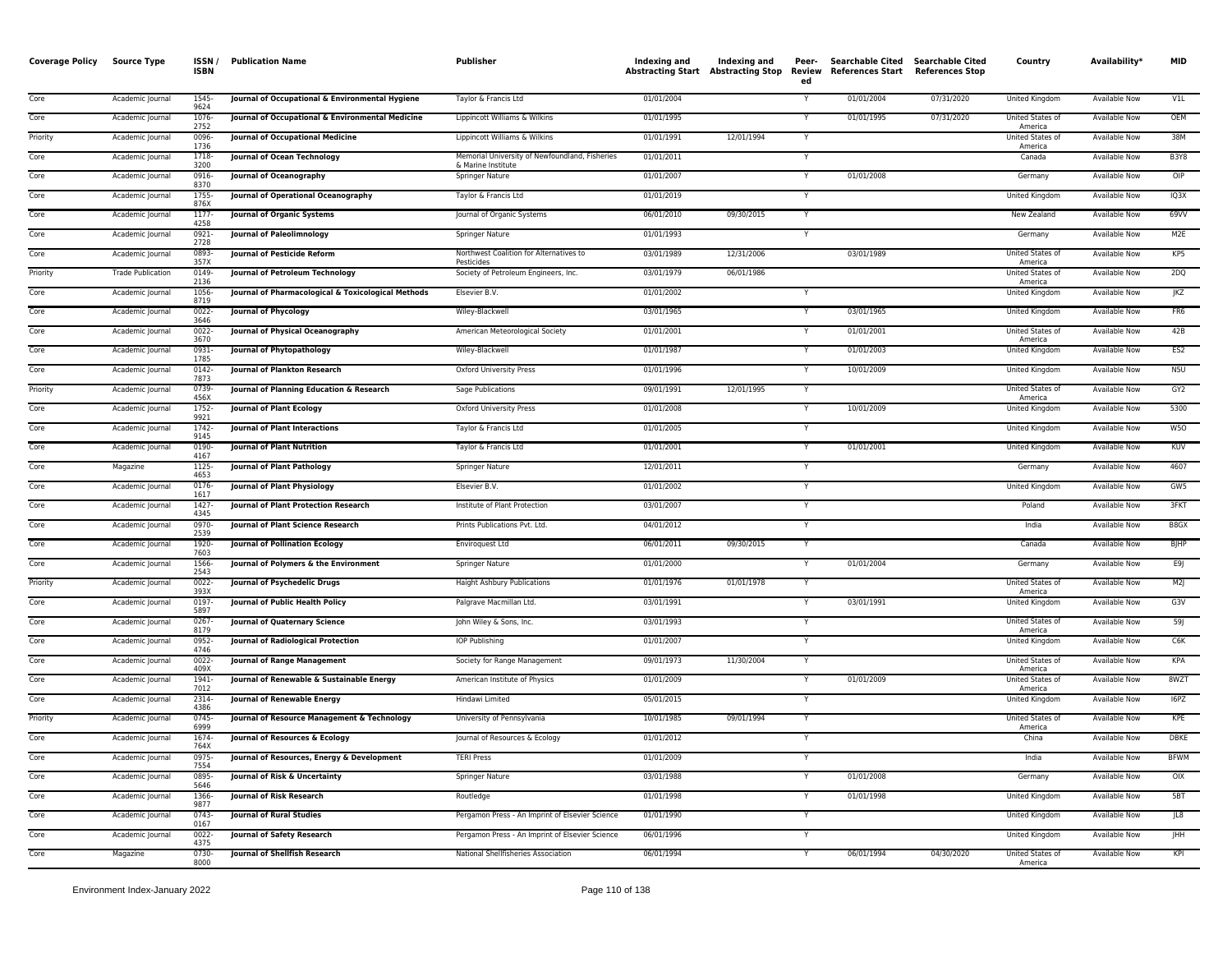| Coverage Policy | Source Type | ISSN / ISBN | Publication Name | Publisher | Indexing and Abstracting Start | Indexing and Abstracting Stop | Peer-Reviewed | Searchable Cited References Start | Searchable Cited References Stop | Country | Availability* | MID |
|---|---|---|---|---|---|---|---|---|---|---|---|---|
| Core | Academic Journal | 1545-9624 | **Journal of Occupational & Environmental Hygiene** | Taylor & Francis Ltd | 01/01/2004 | | Y | 01/01/2004 | 07/31/2020 | United Kingdom | Available Now | V1L |
| Core | Academic Journal | 1076-2752 | **Journal of Occupational & Environmental Medicine** | Lippincott Williams & Wilkins | 01/01/1995 | | Y | 01/01/1995 | 07/31/2020 | United States of America | Available Now | OEM |
| Priority | Academic Journal | 0096-1736 | **Journal of Occupational Medicine** | Lippincott Williams & Wilkins | 01/01/1991 | 12/01/1994 | Y | | | United States of America | Available Now | 38M |
| Core | Academic Journal | 1718-3200 | **Journal of Ocean Technology** | Memorial University of Newfoundland, Fisheries & Marine Institute | 01/01/2011 | | Y | | | Canada | Available Now | B3Y8 |
| Core | Academic Journal | 0916-8370 | **Journal of Oceanography** | Springer Nature | 01/01/2007 | | Y | 01/01/2008 | | Germany | Available Now | OIP |
| Core | Academic Journal | 1755-876X | **Journal of Operational Oceanography** | Taylor & Francis Ltd | 01/01/2019 | | Y | | | United Kingdom | Available Now | IQ3X |
| Core | Academic Journal | 1177-4258 | **Journal of Organic Systems** | Journal of Organic Systems | 06/01/2010 | 09/30/2015 | Y | | | New Zealand | Available Now | 69VV |
| Core | Academic Journal | 0921-2728 | **Journal of Paleolimnology** | Springer Nature | 01/01/1993 | | Y | | | Germany | Available Now | M2E |
| Core | Academic Journal | 0893-357X | **Journal of Pesticide Reform** | Northwest Coalition for Alternatives to Pesticides | 03/01/1989 | 12/31/2006 | | 03/01/1989 | | United States of America | Available Now | KP5 |
| Priority | Trade Publication | 0149-2136 | **Journal of Petroleum Technology** | Society of Petroleum Engineers, Inc. | 03/01/1979 | 06/01/1986 | | | | United States of America | Available Now | 2DQ |
| Core | Academic Journal | 1056-8719 | **Journal of Pharmacological & Toxicological Methods** | Elsevier B.V. | 01/01/2002 | | Y | | | United Kingdom | Available Now | JKZ |
| Core | Academic Journal | 0022-3646 | **Journal of Phycology** | Wiley-Blackwell | 03/01/1965 | | Y | 03/01/1965 | | United Kingdom | Available Now | FR6 |
| Core | Academic Journal | 0022-3670 | **Journal of Physical Oceanography** | American Meteorological Society | 01/01/2001 | | Y | 01/01/2001 | | United States of America | Available Now | 42B |
| Core | Academic Journal | 0931-1785 | **Journal of Phytopathology** | Wiley-Blackwell | 01/01/1987 | | Y | 01/01/2003 | | United Kingdom | Available Now | ES2 |
| Core | Academic Journal | 0142-7873 | **Journal of Plankton Research** | Oxford University Press | 01/01/1996 | | Y | 10/01/2009 | | United Kingdom | Available Now | N5U |
| Priority | Academic Journal | 0739-456X | **Journal of Planning Education & Research** | Sage Publications | 09/01/1991 | 12/01/1995 | Y | | | United States of America | Available Now | GY2 |
| Core | Academic Journal | 1752-9921 | **Journal of Plant Ecology** | Oxford University Press | 01/01/2008 | | Y | 10/01/2009 | | United Kingdom | Available Now | 5300 |
| Core | Academic Journal | 1742-9145 | **Journal of Plant Interactions** | Taylor & Francis Ltd | 01/01/2005 | | Y | | | United Kingdom | Available Now | W5O |
| Core | Academic Journal | 0190-4167 | **Journal of Plant Nutrition** | Taylor & Francis Ltd | 01/01/2001 | | Y | 01/01/2001 | | United Kingdom | Available Now | KUV |
| Core | Magazine | 1125-4653 | **Journal of Plant Pathology** | Springer Nature | 12/01/2011 | | Y | | | Germany | Available Now | 4607 |
| Core | Academic Journal | 0176-1617 | **Journal of Plant Physiology** | Elsevier B.V. | 01/01/2002 | | Y | | | United Kingdom | Available Now | GW5 |
| Core | Academic Journal | 1427-4345 | **Journal of Plant Protection Research** | Institute of Plant Protection | 03/01/2007 | | Y | | | Poland | Available Now | 3FKT |
| Core | Academic Journal | 0970-2539 | **Journal of Plant Science Research** | Prints Publications Pvt. Ltd. | 04/01/2012 | | Y | | | India | Available Now | B8GX |
| Core | Academic Journal | 1920-7603 | **Journal of Pollination Ecology** | Enviroquest Ltd | 06/01/2011 | 09/30/2015 | Y | | | Canada | Available Now | BJHP |
| Core | Academic Journal | 1566-2543 | **Journal of Polymers & the Environment** | Springer Nature | 01/01/2000 | | Y | 01/01/2004 | | Germany | Available Now | E9J |
| Priority | Academic Journal | 0022-393X | **Journal of Psychedelic Drugs** | Haight Ashbury Publications | 01/01/1976 | 01/01/1978 | Y | | | United States of America | Available Now | M2J |
| Core | Academic Journal | 0197-5897 | **Journal of Public Health Policy** | Palgrave Macmillan Ltd. | 03/01/1991 | | Y | 03/01/1991 | | United Kingdom | Available Now | G3V |
| Core | Academic Journal | 0267-8179 | **Journal of Quaternary Science** | John Wiley & Sons, Inc. | 03/01/1993 | | Y | | | United States of America | Available Now | 59J |
| Core | Academic Journal | 0952-4746 | **Journal of Radiological Protection** | IOP Publishing | 01/01/2007 | | Y | | | United Kingdom | Available Now | C6K |
| Core | Academic Journal | 0022-409X | **Journal of Range Management** | Society for Range Management | 09/01/1973 | 11/30/2004 | Y | | | United States of America | Available Now | KPA |
| Core | Academic Journal | 1941-7012 | **Journal of Renewable & Sustainable Energy** | American Institute of Physics | 01/01/2009 | | Y | 01/01/2009 | | United States of America | Available Now | 8WZT |
| Core | Academic Journal | 2314-4386 | **Journal of Renewable Energy** | Hindawi Limited | 05/01/2015 | | Y | | | United Kingdom | Available Now | I6PZ |
| Priority | Academic Journal | 0745-6999 | **Journal of Resource Management & Technology** | University of Pennsylvania | 10/01/1985 | 09/01/1994 | Y | | | United States of America | Available Now | KPE |
| Core | Academic Journal | 1674-764X | **Journal of Resources & Ecology** | Journal of Resources & Ecology | 01/01/2012 | | Y | | | China | Available Now | DBKE |
| Core | Academic Journal | 0975-7554 | **Journal of Resources, Energy & Development** | TERI Press | 01/01/2009 | | Y | | | India | Available Now | BFWM |
| Core | Academic Journal | 0895-5646 | **Journal of Risk & Uncertainty** | Springer Nature | 03/01/1988 | | Y | 01/01/2008 | | Germany | Available Now | OIX |
| Core | Academic Journal | 1366-9877 | **Journal of Risk Research** | Routledge | 01/01/1998 | | Y | 01/01/1998 | | United Kingdom | Available Now | 5BT |
| Core | Academic Journal | 0743-0167 | **Journal of Rural Studies** | Pergamon Press - An Imprint of Elsevier Science | 01/01/1990 | | Y | | | United Kingdom | Available Now | JL8 |
| Core | Academic Journal | 0022-4375 | **Journal of Safety Research** | Pergamon Press - An Imprint of Elsevier Science | 06/01/1996 | | Y | | | United Kingdom | Available Now | JHH |
| Core | Magazine | 0730-8000 | **Journal of Shellfish Research** | National Shellfisheries Association | 06/01/1994 | | Y | 06/01/1994 | 04/30/2020 | United States of America | Available Now | KPI |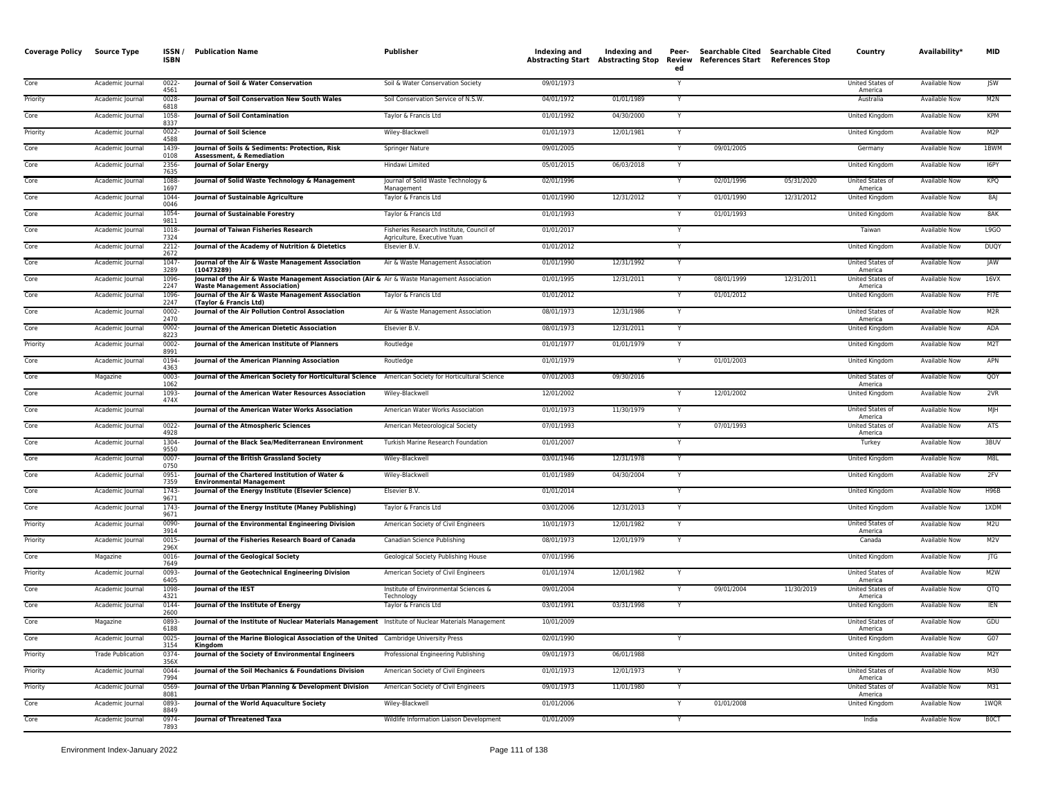| Coverage Policy | Source Type | ISSN / ISBN | Publication Name | Publisher | Indexing and Abstracting Start | Indexing and Abstracting Stop | Peer-Reviewed | Searchable Cited References Start | Searchable Cited References Stop | Country | Availability* | MID |
|---|---|---|---|---|---|---|---|---|---|---|---|---|
| Core | Academic Journal | 0022-4561 | **Journal of Soil & Water Conservation** | Soil & Water Conservation Society | 09/01/1973 | | Y | | | United States of America | Available Now | JSW |
| Priority | Academic Journal | 0028-6818 | **Journal of Soil Conservation New South Wales** | Soil Conservation Service of N.S.W. | 04/01/1972 | 01/01/1989 | Y | | | Australia | Available Now | M2N |
| Core | Academic Journal | 1058-8337 | **Journal of Soil Contamination** | Taylor & Francis Ltd | 01/01/1992 | 04/30/2000 | Y | | | United Kingdom | Available Now | KPM |
| Priority | Academic Journal | 0022-4588 | **Journal of Soil Science** | Wiley-Blackwell | 01/01/1973 | 12/01/1981 | Y | | | United Kingdom | Available Now | M2P |
| Core | Academic Journal | 1439-0108 | **Journal of Soils & Sediments: Protection, Risk Assessment, & Remediation** | Springer Nature | 09/01/2005 | | Y | 09/01/2005 | | Germany | Available Now | 1BWM |
| Core | Academic Journal | 2356-7635 | **Journal of Solar Energy** | Hindawi Limited | 05/01/2015 | 06/03/2018 | Y | | | United Kingdom | Available Now | I6PY |
| Core | Academic Journal | 1088-1697 | **Journal of Solid Waste Technology & Management** | Journal of Solid Waste Technology & Management | 02/01/1996 | | Y | 02/01/1996 | 05/31/2020 | United States of America | Available Now | KPQ |
| Core | Academic Journal | 1044-0046 | **Journal of Sustainable Agriculture** | Taylor & Francis Ltd | 01/01/1990 | 12/31/2012 | Y | 01/01/1990 | 12/31/2012 | United Kingdom | Available Now | 8AJ |
| Core | Academic Journal | 1054-9811 | **Journal of Sustainable Forestry** | Taylor & Francis Ltd | 01/01/1993 | | Y | 01/01/1993 | | United Kingdom | Available Now | 8AK |
| Core | Academic Journal | 1018-7324 | **Journal of Taiwan Fisheries Research** | Fisheries Research Institute, Council of Agriculture, Executive Yuan | 01/01/2017 | | Y | | | Taiwan | Available Now | L9GO |
| Core | Academic Journal | 2212-2672 | **Journal of the Academy of Nutrition & Dietetics** | Elsevier B.V. | 01/01/2012 | | Y | | | United Kingdom | Available Now | DUQY |
| Core | Academic Journal | 1047-3289 | **Journal of the Air & Waste Management Association (10473289)** | Air & Waste Management Association | 01/01/1990 | 12/31/1992 | Y | | | United States of America | Available Now | JAW |
| Core | Academic Journal | 1096-2247 | **Journal of the Air & Waste Management Association (Air & Waste Management Association)** | Air & Waste Management Association | 01/01/1995 | 12/31/2011 | Y | 08/01/1999 | 12/31/2011 | United States of America | Available Now | 16VX |
| Core | Academic Journal | 1096-2247 | **Journal of the Air & Waste Management Association (Taylor & Francis Ltd)** | Taylor & Francis Ltd | 01/01/2012 | | Y | 01/01/2012 | | United Kingdom | Available Now | FI7E |
| Core | Academic Journal | 0002-2470 | **Journal of the Air Pollution Control Association** | Air & Waste Management Association | 08/01/1973 | 12/31/1986 | Y | | | United States of America | Available Now | M2R |
| Core | Academic Journal | 0002-8223 | **Journal of the American Dietetic Association** | Elsevier B.V. | 08/01/1973 | 12/31/2011 | Y | | | United Kingdom | Available Now | ADA |
| Priority | Academic Journal | 0002-8991 | **Journal of the American Institute of Planners** | Routledge | 01/01/1977 | 01/01/1979 | Y | | | United Kingdom | Available Now | M2T |
| Core | Academic Journal | 0194-4363 | **Journal of the American Planning Association** | Routledge | 01/01/1979 | | Y | 01/01/2003 | | United Kingdom | Available Now | APN |
| Core | Magazine | 0003-1062 | **Journal of the American Society for Horticultural Science** | American Society for Horticultural Science | 07/01/2003 | 09/30/2016 | | | | United States of America | Available Now | QOY |
| Core | Academic Journal | 1093-474X | **Journal of the American Water Resources Association** | Wiley-Blackwell | 12/01/2002 | | Y | 12/01/2002 | | United Kingdom | Available Now | 2VR |
| Core | Academic Journal | | **Journal of the American Water Works Association** | American Water Works Association | 01/01/1973 | 11/30/1979 | Y | | | United States of America | Available Now | MJH |
| Core | Academic Journal | 0022-4928 | **Journal of the Atmospheric Sciences** | American Meteorological Society | 07/01/1993 | | Y | 07/01/1993 | | United States of America | Available Now | ATS |
| Core | Academic Journal | 1304-9550 | **Journal of the Black Sea/Mediterranean Environment** | Turkish Marine Research Foundation | 01/01/2007 | | Y | | | Turkey | Available Now | 3BUV |
| Core | Academic Journal | 0007-0750 | **Journal of the British Grassland Society** | Wiley-Blackwell | 03/01/1946 | 12/31/1978 | Y | | | United Kingdom | Available Now | M8L |
| Core | Academic Journal | 0951-7359 | **Journal of the Chartered Institution of Water & Environmental Management** | Wiley-Blackwell | 01/01/1989 | 04/30/2004 | Y | | | United Kingdom | Available Now | 2FV |
| Core | Academic Journal | 1743-9671 | **Journal of the Energy Institute (Elsevier Science)** | Elsevier B.V. | 01/01/2014 | | Y | | | United Kingdom | Available Now | H96B |
| Core | Academic Journal | 1743-9671 | **Journal of the Energy Institute (Maney Publishing)** | Taylor & Francis Ltd | 03/01/2006 | 12/31/2013 | Y | | | United Kingdom | Available Now | 1XDM |
| Priority | Academic Journal | 0090-3914 | **Journal of the Environmental Engineering Division** | American Society of Civil Engineers | 10/01/1973 | 12/01/1982 | Y | | | United States of America | Available Now | M2U |
| Priority | Academic Journal | 0015-296X | **Journal of the Fisheries Research Board of Canada** | Canadian Science Publishing | 08/01/1973 | 12/01/1979 | Y | | | Canada | Available Now | M2V |
| Core | Magazine | 0016-7649 | **Journal of the Geological Society** | Geological Society Publishing House | 07/01/1996 | | | | | United Kingdom | Available Now | JTG |
| Priority | Academic Journal | 0093-6405 | **Journal of the Geotechnical Engineering Division** | American Society of Civil Engineers | 01/01/1974 | 12/01/1982 | Y | | | United States of America | Available Now | M2W |
| Core | Academic Journal | 1098-4321 | **Journal of the IEST** | Institute of Environmental Sciences & Technology | 09/01/2004 | | Y | 09/01/2004 | 11/30/2019 | United States of America | Available Now | QTQ |
| Core | Academic Journal | 0144-2600 | **Journal of the Institute of Energy** | Taylor & Francis Ltd | 03/01/1991 | 03/31/1998 | Y | | | United Kingdom | Available Now | IEN |
| Core | Magazine | 0893-6188 | **Journal of the Institute of Nuclear Materials Management** | Institute of Nuclear Materials Management | 10/01/2009 | | | | | United States of America | Available Now | GDU |
| Core | Academic Journal | 0025-3154 | **Journal of the Marine Biological Association of the United Kingdom** | Cambridge University Press | 02/01/1990 | | Y | | | United Kingdom | Available Now | G07 |
| Priority | Trade Publication | 0374-356X | **Journal of the Society of Environmental Engineers** | Professional Engineering Publishing | 09/01/1973 | 06/01/1988 | | | | United Kingdom | Available Now | M2Y |
| Priority | Academic Journal | 0044-7994 | **Journal of the Soil Mechanics & Foundations Division** | American Society of Civil Engineers | 01/01/1973 | 12/01/1973 | Y | | | United States of America | Available Now | M30 |
| Priority | Academic Journal | 0569-8081 | **Journal of the Urban Planning & Development Division** | American Society of Civil Engineers | 09/01/1973 | 11/01/1980 | Y | | | United States of America | Available Now | M31 |
| Core | Academic Journal | 0893-8849 | **Journal of the World Aquaculture Society** | Wiley-Blackwell | 01/01/2006 | | Y | 01/01/2008 | | United Kingdom | Available Now | 1WQR |
| Core | Academic Journal | 0974-7893 | **Journal of Threatened Taxa** | Wildlife Information Liaison Development | 01/01/2009 | | Y | | | India | Available Now | B0CT |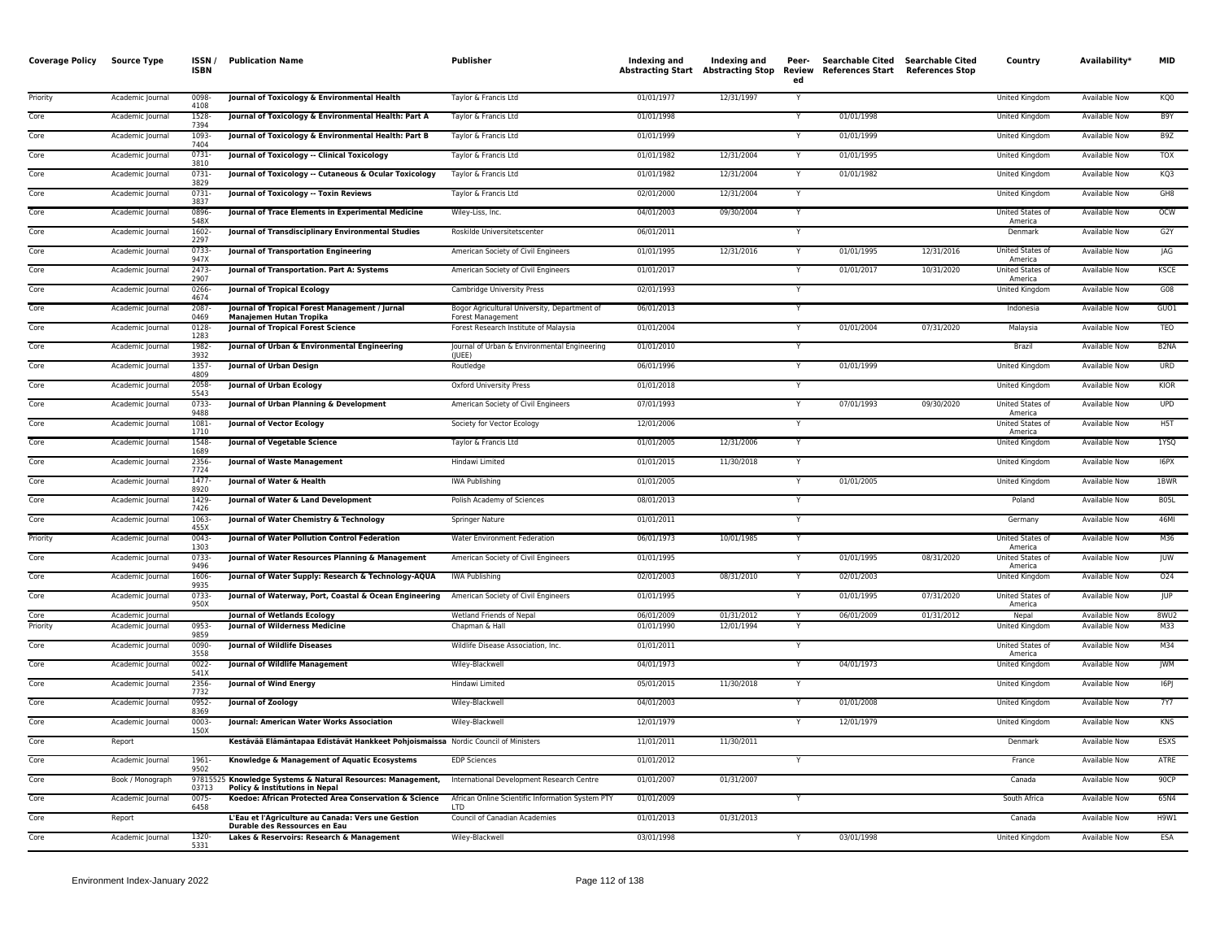| Coverage Policy | Source Type | ISSN / ISBN | Publication Name | Publisher | Indexing and Abstracting Start | Indexing and Abstracting Stop | Peer-Reviewed | Searchable Cited References Start | Searchable Cited References Stop | Country | Availability* | MID |
|---|---|---|---|---|---|---|---|---|---|---|---|---|
| Priority | Academic Journal | 0098-4108 | **Journal of Toxicology & Environmental Health** | Taylor & Francis Ltd | 01/01/1977 | 12/31/1997 | Y | | | United Kingdom | Available Now | KQ0 |
| Core | Academic Journal | 1528-7394 | **Journal of Toxicology & Environmental Health: Part A** | Taylor & Francis Ltd | 01/01/1998 | | Y | 01/01/1998 | | United Kingdom | Available Now | B9Y |
| Core | Academic Journal | 1093-7404 | **Journal of Toxicology & Environmental Health: Part B** | Taylor & Francis Ltd | 01/01/1999 | | Y | 01/01/1999 | | United Kingdom | Available Now | B9Z |
| Core | Academic Journal | 0731-3810 | **Journal of Toxicology -- Clinical Toxicology** | Taylor & Francis Ltd | 01/01/1982 | 12/31/2004 | Y | 01/01/1995 | | United Kingdom | Available Now | TOX |
| Core | Academic Journal | 0731-3829 | **Journal of Toxicology -- Cutaneous & Ocular Toxicology** | Taylor & Francis Ltd | 01/01/1982 | 12/31/2004 | Y | 01/01/1982 | | United Kingdom | Available Now | KQ3 |
| Core | Academic Journal | 0731-3837 | **Journal of Toxicology -- Toxin Reviews** | Taylor & Francis Ltd | 02/01/2000 | 12/31/2004 | Y | | | United Kingdom | Available Now | GH8 |
| Core | Academic Journal | 0896-548X | **Journal of Trace Elements in Experimental Medicine** | Wiley-Liss, Inc. | 04/01/2003 | 09/30/2004 | Y | | | United States of America | Available Now | OCW |
| Core | Academic Journal | 1602-2297 | **Journal of Transdisciplinary Environmental Studies** | Roskilde Universitetscenter | 06/01/2011 | | Y | | | Denmark | Available Now | G2Y |
| Core | Academic Journal | 0733-947X | **Journal of Transportation Engineering** | American Society of Civil Engineers | 01/01/1995 | 12/31/2016 | Y | 01/01/1995 | 12/31/2016 | United States of America | Available Now | JAG |
| Core | Academic Journal | 2473-2907 | **Journal of Transportation. Part A: Systems** | American Society of Civil Engineers | 01/01/2017 | | Y | 01/01/2017 | 10/31/2020 | United States of America | Available Now | KSCE |
| Core | Academic Journal | 0266-4674 | **Journal of Tropical Ecology** | Cambridge University Press | 02/01/1993 | | Y | | | United Kingdom | Available Now | G08 |
| Core | Academic Journal | 2087-0469 | **Journal of Tropical Forest Management / Jurnal Manajemen Hutan Tropika** | Bogor Agricultural University, Department of Forest Management | 06/01/2013 | | Y | | | Indonesia | Available Now | GUO1 |
| Core | Academic Journal | 0128-1283 | **Journal of Tropical Forest Science** | Forest Research Institute of Malaysia | 01/01/2004 | | Y | 01/01/2004 | 07/31/2020 | Malaysia | Available Now | TEO |
| Core | Academic Journal | 1982-3932 | **Journal of Urban & Environmental Engineering** | Journal of Urban & Environmental Engineering (JUEE) | 01/01/2010 | | Y | | | Brazil | Available Now | B2NA |
| Core | Academic Journal | 1357-4809 | **Journal of Urban Design** | Routledge | 06/01/1996 | | Y | 01/01/1999 | | United Kingdom | Available Now | URD |
| Core | Academic Journal | 2058-5543 | **Journal of Urban Ecology** | Oxford University Press | 01/01/2018 | | Y | | | United Kingdom | Available Now | KIOR |
| Core | Academic Journal | 0733-9488 | **Journal of Urban Planning & Development** | American Society of Civil Engineers | 07/01/1993 | | Y | 07/01/1993 | 09/30/2020 | United States of America | Available Now | UPD |
| Core | Academic Journal | 1081-1710 | **Journal of Vector Ecology** | Society for Vector Ecology | 12/01/2006 | | Y | | | United States of America | Available Now | H5T |
| Core | Academic Journal | 1548-1689 | **Journal of Vegetable Science** | Taylor & Francis Ltd | 01/01/2005 | 12/31/2006 | Y | | | United Kingdom | Available Now | 1YSQ |
| Core | Academic Journal | 2356-7724 | **Journal of Waste Management** | Hindawi Limited | 01/01/2015 | 11/30/2018 | Y | | | United Kingdom | Available Now | I6PX |
| Core | Academic Journal | 1477-8920 | **Journal of Water & Health** | IWA Publishing | 01/01/2005 | | Y | 01/01/2005 | | United Kingdom | Available Now | 1BWR |
| Core | Academic Journal | 1429-7426 | **Journal of Water & Land Development** | Polish Academy of Sciences | 08/01/2013 | | Y | | | Poland | Available Now | B05L |
| Core | Academic Journal | 1063-455X | **Journal of Water Chemistry & Technology** | Springer Nature | 01/01/2011 | | Y | | | Germany | Available Now | 46MI |
| Priority | Academic Journal | 0043-1303 | **Journal of Water Pollution Control Federation** | Water Environment Federation | 06/01/1973 | 10/01/1985 | Y | | | United States of America | Available Now | M36 |
| Core | Academic Journal | 0733-9496 | **Journal of Water Resources Planning & Management** | American Society of Civil Engineers | 01/01/1995 | | Y | 01/01/1995 | 08/31/2020 | United States of America | Available Now | JUW |
| Core | Academic Journal | 1606-9935 | **Journal of Water Supply: Research & Technology-AQUA** | IWA Publishing | 02/01/2003 | 08/31/2010 | Y | 02/01/2003 | | United Kingdom | Available Now | O24 |
| Core | Academic Journal | 0733-950X | **Journal of Waterway, Port, Coastal & Ocean Engineering** | American Society of Civil Engineers | 01/01/1995 | | Y | 01/01/1995 | 07/31/2020 | United States of America | Available Now | JUP |
| Core | Academic Journal | | **Journal of Wetlands Ecology** | Wetland Friends of Nepal | 06/01/2009 | 01/31/2012 | Y | 06/01/2009 | 01/31/2012 | Nepal | Available Now | 8WU2 |
| Priority | Academic Journal | 0953-9859 | **Journal of Wilderness Medicine** | Chapman & Hall | 01/01/1990 | 12/01/1994 | Y | | | United Kingdom | Available Now | M33 |
| Core | Academic Journal | 0090-3558 | **Journal of Wildlife Diseases** | Wildlife Disease Association, Inc. | 01/01/2011 | | Y | | | United States of America | Available Now | M34 |
| Core | Academic Journal | 0022-541X | **Journal of Wildlife Management** | Wiley-Blackwell | 04/01/1973 | | Y | 04/01/1973 | | United Kingdom | Available Now | JWM |
| Core | Academic Journal | 2356-7732 | **Journal of Wind Energy** | Hindawi Limited | 05/01/2015 | 11/30/2018 | Y | | | United Kingdom | Available Now | I6PJ |
| Core | Academic Journal | 0952-8369 | **Journal of Zoology** | Wiley-Blackwell | 04/01/2003 | | Y | 01/01/2008 | | United Kingdom | Available Now | 7Y7 |
| Core | Academic Journal | 0003-150X | **Journal: American Water Works Association** | Wiley-Blackwell | 12/01/1979 | | Y | 12/01/1979 | | United Kingdom | Available Now | KNS |
| Core | Report | | **Kestävää Elämäntapaa Edistävät Hankkeet Pohjoismaissa** | Nordic Council of Ministers | 11/01/2011 | 11/30/2011 | | | | Denmark | Available Now | ESXS |
| Core | Academic Journal | 1961-9502 | **Knowledge & Management of Aquatic Ecosystems** | EDP Sciences | 01/01/2012 | | Y | | | France | Available Now | ATRE |
| Core | Book / Monograph | 9781552503713 | **Knowledge Systems & Natural Resources: Management, Policy & Institutions in Nepal** | International Development Research Centre | 01/01/2007 | 01/31/2007 | | | | Canada | Available Now | 90CP |
| Core | Academic Journal | 0075-6458 | **Koedoe: African Protected Area Conservation & Science** | African Online Scientific Information System PTY LTD | 01/01/2009 | | Y | | | South Africa | Available Now | 65N4 |
| Core | Report | | **L'Eau et l'Agriculture au Canada: Vers une Gestion Durable des Ressources en Eau** | Council of Canadian Academies | 01/01/2013 | 01/31/2013 | | | | Canada | Available Now | H9W1 |
| Core | Academic Journal | 1320-5331 | **Lakes & Reservoirs: Research & Management** | Wiley-Blackwell | 03/01/1998 | | Y | 03/01/1998 | | United Kingdom | Available Now | ESA |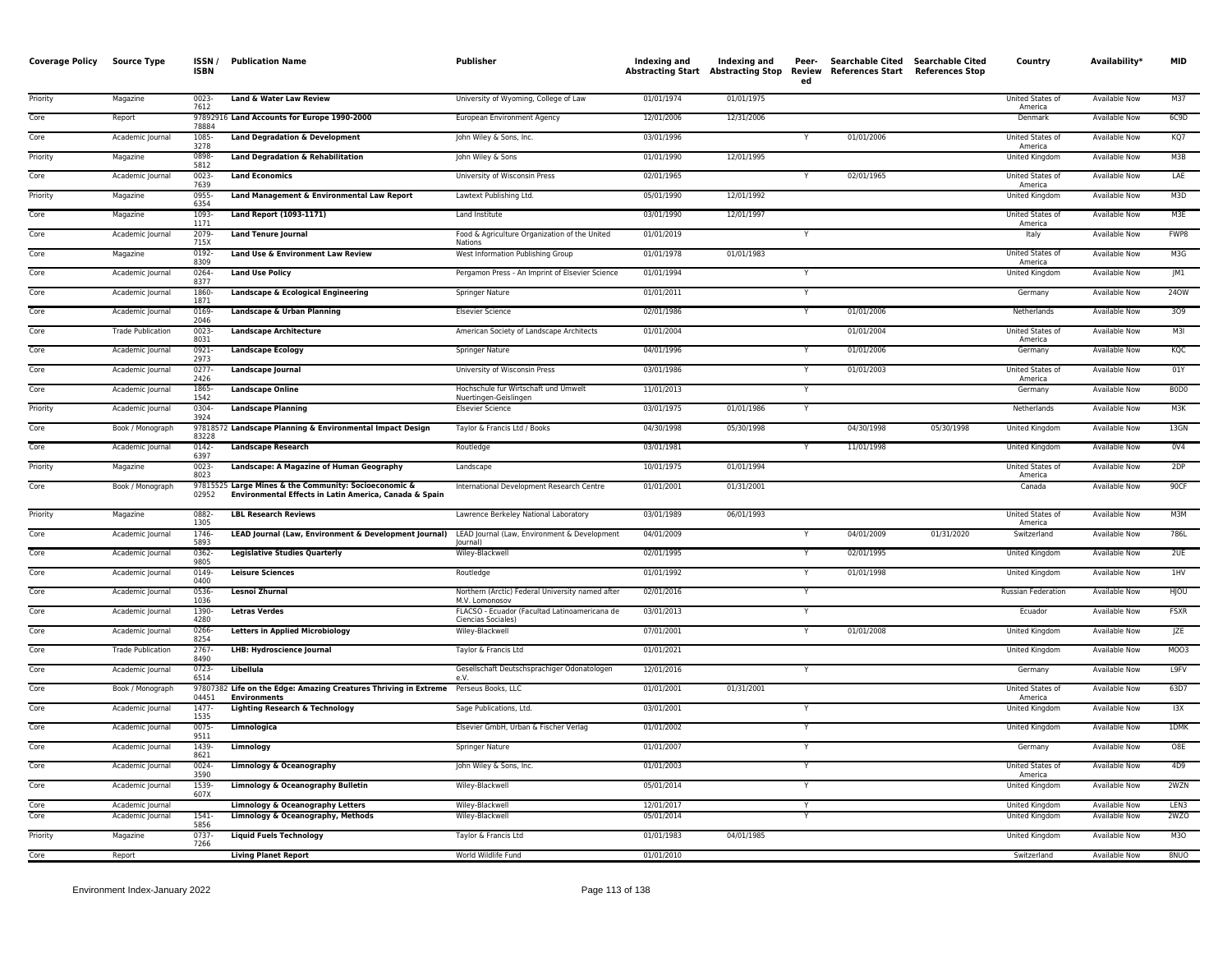| Coverage Policy | Source Type | ISSN / ISBN | Publication Name | Publisher | Indexing and Abstracting Start | Indexing and Abstracting Stop | Peer-Reviewed | Searchable Cited References Start | Searchable Cited References Stop | Country | Availability* | MID |
|---|---|---|---|---|---|---|---|---|---|---|---|---|
| Priority | Magazine | 0023-7612 | **Land & Water Law Review** | University of Wyoming, College of Law | 01/01/1974 | 01/01/1975 | | | | United States of America | Available Now | M37 |
| Core | Report | 9789291678884 | **Land Accounts for Europe 1990-2000** | European Environment Agency | 12/01/2006 | 12/31/2006 | | | | Denmark | Available Now | 6C9D |
| Core | Academic Journal | 1085-3278 | **Land Degradation & Development** | John Wiley & Sons, Inc. | 03/01/1996 | | Y | 01/01/2006 | | United States of America | Available Now | KQ7 |
| Priority | Magazine | 0898-5812 | **Land Degradation & Rehabilitation** | John Wiley & Sons | 01/01/1990 | 12/01/1995 | | | | United Kingdom | Available Now | M3B |
| Core | Academic Journal | 0023-7639 | **Land Economics** | University of Wisconsin Press | 02/01/1965 | | Y | 02/01/1965 | | United States of America | Available Now | LAE |
| Priority | Magazine | 0955-6354 | **Land Management & Environmental Law Report** | Lawtext Publishing Ltd. | 05/01/1990 | 12/01/1992 | | | | United Kingdom | Available Now | M3D |
| Core | Magazine | 1093-1171 | **Land Report (1093-1171)** | Land Institute | 03/01/1990 | 12/01/1997 | | | | United States of America | Available Now | M3E |
| Core | Academic Journal | 2079-715X | **Land Tenure Journal** | Food & Agriculture Organization of the United Nations | 01/01/2019 | | Y | | | Italy | Available Now | FWP8 |
| Core | Magazine | 0192-8309 | **Land Use & Environment Law Review** | West Information Publishing Group | 01/01/1978 | 01/01/1983 | | | | United States of America | Available Now | M3G |
| Core | Academic Journal | 0264-8377 | **Land Use Policy** | Pergamon Press - An Imprint of Elsevier Science | 01/01/1994 | | Y | | | United Kingdom | Available Now | JM1 |
| Core | Academic Journal | 1860-1871 | **Landscape & Ecological Engineering** | Springer Nature | 01/01/2011 | | Y | | | Germany | Available Now | 24OW |
| Core | Academic Journal | 0169-2046 | **Landscape & Urban Planning** | Elsevier Science | 02/01/1986 | | Y | 01/01/2006 | | Netherlands | Available Now | 3O9 |
| Core | Trade Publication | 0023-8031 | **Landscape Architecture** | American Society of Landscape Architects | 01/01/2004 | | | 01/01/2004 | | United States of America | Available Now | M3I |
| Core | Academic Journal | 0921-2973 | **Landscape Ecology** | Springer Nature | 04/01/1996 | | Y | 01/01/2006 | | Germany | Available Now | KQC |
| Core | Academic Journal | 0277-2426 | **Landscape Journal** | University of Wisconsin Press | 03/01/1986 | | Y | 01/01/2003 | | United States of America | Available Now | 01Y |
| Core | Academic Journal | 1865-1542 | **Landscape Online** | Hochschule fur Wirtschaft und Umwelt Nuertingen-Geislingen | 11/01/2013 | | Y | | | Germany | Available Now | B0D0 |
| Priority | Academic Journal | 0304-3924 | **Landscape Planning** | Elsevier Science | 03/01/1975 | 01/01/1986 | Y | | | Netherlands | Available Now | M3K |
| Core | Book / Monograph | 9781857283228 | **Landscape Planning & Environmental Impact Design** | Taylor & Francis Ltd / Books | 04/30/1998 | 05/30/1998 | | 04/30/1998 | 05/30/1998 | United Kingdom | Available Now | 13GN |
| Core | Academic Journal | 0142-6397 | **Landscape Research** | Routledge | 03/01/1981 | | Y | 11/01/1998 | | United Kingdom | Available Now | 0V4 |
| Priority | Magazine | 0023-8023 | **Landscape: A Magazine of Human Geography** | Landscape | 10/01/1975 | 01/01/1994 | | | | United States of America | Available Now | 2DP |
| Core | Book / Monograph | 9781552502952 | **Large Mines & the Community: Socioeconomic & Environmental Effects in Latin America, Canada & Spain** | International Development Research Centre | 01/01/2001 | 01/31/2001 | | | | Canada | Available Now | 90CF |
| Priority | Magazine | 0882-1305 | **LBL Research Reviews** | Lawrence Berkeley National Laboratory | 03/01/1989 | 06/01/1993 | | | | United States of America | Available Now | M3M |
| Core | Academic Journal | 1746-5893 | **LEAD Journal (Law, Environment & Development Journal)** | LEAD Journal (Law, Environment & Development Journal) | 04/01/2009 | | Y | 04/01/2009 | 01/31/2020 | Switzerland | Available Now | 786L |
| Core | Academic Journal | 0362-9805 | **Legislative Studies Quarterly** | Wiley-Blackwell | 02/01/1995 | | Y | 02/01/1995 | | United Kingdom | Available Now | 2UE |
| Core | Academic Journal | 0149-0400 | **Leisure Sciences** | Routledge | 01/01/1992 | | Y | 01/01/1998 | | United Kingdom | Available Now | 1HV |
| Core | Academic Journal | 0536-1036 | **Lesnoi Zhurnal** | Northern (Arctic) Federal University named after M.V. Lomonosov | 02/01/2016 | | Y | | | Russian Federation | Available Now | HJOU |
| Core | Academic Journal | 1390-4280 | **Letras Verdes** | FLACSO - Ecuador (Facultad Latinoamericana de Ciencias Sociales) | 03/01/2013 | | Y | | | Ecuador | Available Now | FSXR |
| Core | Academic Journal | 0266-8254 | **Letters in Applied Microbiology** | Wiley-Blackwell | 07/01/2001 | | Y | 01/01/2008 | | United Kingdom | Available Now | JZE |
| Core | Trade Publication | 2767-8490 | **LHB: Hydroscience Journal** | Taylor & Francis Ltd | 01/01/2021 | | | | | United Kingdom | Available Now | MOO3 |
| Core | Academic Journal | 0723-6514 | **Libellula** | Gesellschaft Deutschsprachiger Odonatologen e.V. | 12/01/2016 | | Y | | | Germany | Available Now | L9FV |
| Core | Book / Monograph | 9780738204451 | **Life on the Edge: Amazing Creatures Thriving in Extreme Environments** | Perseus Books, LLC | 01/01/2001 | 01/31/2001 | | | | United States of America | Available Now | 63D7 |
| Core | Academic Journal | 1477-1535 | **Lighting Research & Technology** | Sage Publications, Ltd. | 03/01/2001 | | Y | | | United Kingdom | Available Now | I3X |
| Core | Academic Journal | 0075-9511 | **Limnologica** | Elsevier GmbH, Urban & Fischer Verlag | 01/01/2002 | | Y | | | United Kingdom | Available Now | 1DMK |
| Core | Academic Journal | 1439-8621 | **Limnology** | Springer Nature | 01/01/2007 | | Y | | | Germany | Available Now | O8E |
| Core | Academic Journal | 0024-3590 | **Limnology & Oceanography** | John Wiley & Sons, Inc. | 01/01/2003 | | Y | | | United States of America | Available Now | 4D9 |
| Core | Academic Journal | 1539-607X | **Limnology & Oceanography Bulletin** | Wiley-Blackwell | 05/01/2014 | | Y | | | United Kingdom | Available Now | 2WZN |
| Core | Academic Journal | | **Limnology & Oceanography Letters** | Wiley-Blackwell | 12/01/2017 | | Y | | | United Kingdom | Available Now | LEN3 |
| Core | Academic Journal | 1541-5856 | **Limnology & Oceanography, Methods** | Wiley-Blackwell | 05/01/2014 | | Y | | | United Kingdom | Available Now | 2WZO |
| Priority | Magazine | 0737-7266 | **Liquid Fuels Technology** | Taylor & Francis Ltd | 01/01/1983 | 04/01/1985 | | | | United Kingdom | Available Now | M3O |
| Core | Report | | **Living Planet Report** | World Wildlife Fund | 01/01/2010 | | | | | Switzerland | Available Now | 8NUO |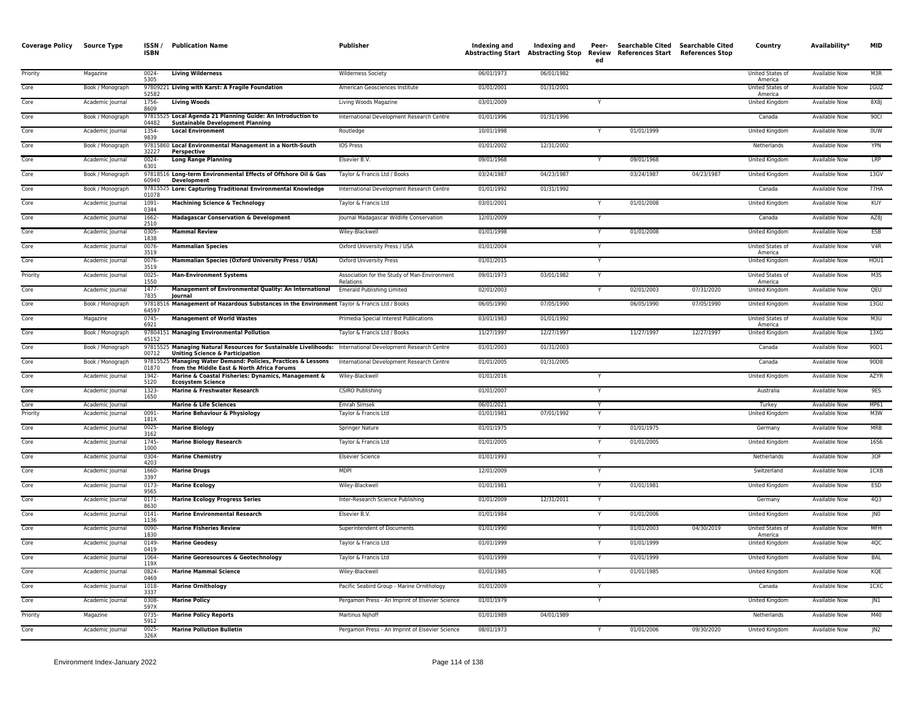| Coverage Policy | Source Type | ISSN / ISBN | Publication Name | Publisher | Indexing and Abstracting Start | Indexing and Abstracting Stop | Peer-Reviewed | Searchable Cited References Start | Searchable Cited References Stop | Country | Availability* | MID |
|---|---|---|---|---|---|---|---|---|---|---|---|---|
| Priority | Magazine | 0024-5305 | **Living Wilderness** | Wilderness Society | 06/01/1973 | 06/01/1982 | | | | United States of America | Available Now | M3R |
| Core | Book / Monograph | 9780922152582 | **Living with Karst: A Fragile Foundation** | American Geosciences Institute | 01/01/2001 | 01/31/2001 | | | | United States of America | Available Now | 1GUZ |
| Core | Academic Journal | 1756-8609 | **Living Woods** | Living Woods Magazine | 03/01/2009 | | Y | | | United Kingdom | Available Now | 8X8J |
| Core | Book / Monograph | 9781552504482 | **Local Agenda 21 Planning Guide: An Introduction to Sustainable Development Planning** | International Development Research Centre | 01/01/1996 | 01/31/1996 | | | | Canada | Available Now | 90CI |
| Core | Academic Journal | 1354-9839 | **Local Environment** | Routledge | 10/01/1998 | | Y | 01/01/1999 | | United Kingdom | Available Now | 0UW |
| Core | Book / Monograph | 9781586032227 | **Local Environmental Management in a North-South Perspective** | IOS Press | 01/01/2002 | 12/31/2002 | | | | Netherlands | Available Now | YPN |
| Core | Academic Journal | 0024-6301 | **Long Range Planning** | Elsevier B.V. | 09/01/1968 | | Y | 09/01/1968 | | United Kingdom | Available Now | LRP |
| Core | Book / Monograph | 9781851660940 | **Long-term Environmental Effects of Offshore Oil & Gas Development** | Taylor & Francis Ltd / Books | 03/24/1987 | 04/23/1987 | | 03/24/1987 | 04/23/1987 | United Kingdom | Available Now | 13GV |
| Core | Book / Monograph | 9781552501078 | **Lore: Capturing Traditional Environmental Knowledge** | International Development Research Centre | 01/01/1992 | 01/31/1992 | | | | Canada | Available Now | 77HA |
| Core | Academic Journal | 1091-0344 | **Machining Science & Technology** | Taylor & Francis Ltd | 03/01/2001 | | Y | 01/01/2008 | | United Kingdom | Available Now | KUY |
| Core | Academic Journal | 1662-2510 | **Madagascar Conservation & Development** | Journal Madagascar Wildlife Conservation | 12/01/2009 | | Y | | | Canada | Available Now | AZ8J |
| Core | Academic Journal | 0305-1838 | **Mammal Review** | Wiley-Blackwell | 01/01/1998 | | Y | 01/01/2008 | | United Kingdom | Available Now | ESB |
| Core | Academic Journal | 0076-3519 | **Mammalian Species** | Oxford University Press / USA | 01/01/2004 | | Y | | | United States of America | Available Now | V4R |
| Core | Academic Journal | 0076-3519 | **Mammalian Species (Oxford University Press / USA)** | Oxford University Press | 01/01/2015 | | Y | | | United Kingdom | Available Now | HOU1 |
| Priority | Academic Journal | 0025-1550 | **Man-Environment Systems** | Association for the Study of Man-Environment Relations | 09/01/1973 | 03/01/1982 | Y | | | United States of America | Available Now | M3S |
| Core | Academic Journal | 1477-7835 | **Management of Environmental Quality: An International Journal** | Emerald Publishing Limited | 02/01/2003 | | Y | 02/01/2003 | 07/31/2020 | United Kingdom | Available Now | QEU |
| Core | Book / Monograph | 9781851664597 | **Management of Hazardous Substances in the Environment** | Taylor & Francis Ltd / Books | 06/05/1990 | 07/05/1990 | | 06/05/1990 | 07/05/1990 | United Kingdom | Available Now | 13GU |
| Core | Magazine | 0745-6921 | **Management of World Wastes** | Primedia Special Interest Publications | 03/01/1983 | 01/01/1992 | | | | United States of America | Available Now | M3U |
| Core | Book / Monograph | 9780415145152 | **Managing Environmental Pollution** | Taylor & Francis Ltd / Books | 11/27/1997 | 12/27/1997 | | 11/27/1997 | 12/27/1997 | United Kingdom | Available Now | 13XG |
| Core | Book / Monograph | 9781552500712 | **Managing Natural Resources for Sustainable Livelihoods: Uniting Science & Participation** | International Development Research Centre | 01/01/2003 | 01/31/2003 | | | | Canada | Available Now | 90D1 |
| Core | Book / Monograph | 9781552501870 | **Managing Water Demand: Policies, Practices & Lessons from the Middle East & North Africa Forums** | International Development Research Centre | 01/01/2005 | 01/31/2005 | | | | Canada | Available Now | 90D8 |
| Core | Academic Journal | 1942-5120 | **Marine & Coastal Fisheries: Dynamics, Management & Ecosystem Science** | Wiley-Blackwell | 01/01/2016 | | Y | | | United Kingdom | Available Now | AZYR |
| Core | Academic Journal | 1323-1650 | **Marine & Freshwater Research** | CSIRO Publishing | 01/01/2007 | | Y | | | Australia | Available Now | 9ES |
| Core | Academic Journal | | **Marine & Life Sciences** | Emrah Simsek | 06/01/2021 | | Y | | | Turkey | Available Now | MP61 |
| Priority | Academic Journal | 0091-181X | **Marine Behaviour & Physiology** | Taylor & Francis Ltd | 01/01/1981 | 07/01/1992 | Y | | | United Kingdom | Available Now | M3W |
| Core | Academic Journal | 0025-3162 | **Marine Biology** | Springer Nature | 01/01/1975 | | Y | 01/01/1975 | | Germany | Available Now | MRB |
| Core | Academic Journal | 1745-1000 | **Marine Biology Research** | Taylor & Francis Ltd | 01/01/2005 | | Y | 01/01/2005 | | United Kingdom | Available Now | 16S6 |
| Core | Academic Journal | 0304-4203 | **Marine Chemistry** | Elsevier Science | 01/01/1993 | | Y | | | Netherlands | Available Now | 3OF |
| Core | Academic Journal | 1660-3397 | **Marine Drugs** | MDPI | 12/01/2009 | | Y | | | Switzerland | Available Now | 1CXB |
| Core | Academic Journal | 0173-9565 | **Marine Ecology** | Wiley-Blackwell | 01/01/1981 | | Y | 01/01/1981 | | United Kingdom | Available Now | ESD |
| Core | Academic Journal | 0171-8630 | **Marine Ecology Progress Series** | Inter-Research Science Publishing | 01/01/2009 | 12/31/2011 | Y | | | Germany | Available Now | 4Q3 |
| Core | Academic Journal | 0141-1136 | **Marine Environmental Research** | Elsevier B.V. | 01/01/1984 | | Y | 01/01/2006 | | United Kingdom | Available Now | JN0 |
| Core | Academic Journal | 0090-1830 | **Marine Fisheries Review** | Superintendent of Documents | 01/01/1990 | | Y | 01/01/2003 | 04/30/2019 | United States of America | Available Now | MFH |
| Core | Academic Journal | 0149-0419 | **Marine Geodesy** | Taylor & Francis Ltd | 01/01/1999 | | Y | 01/01/1999 | | United Kingdom | Available Now | 4QC |
| Core | Academic Journal | 1064-119X | **Marine Georesources & Geotechnology** | Taylor & Francis Ltd | 01/01/1999 | | Y | 01/01/1999 | | United Kingdom | Available Now | BAL |
| Core | Academic Journal | 0824-0469 | **Marine Mammal Science** | Wiley-Blackwell | 01/01/1985 | | Y | 01/01/1985 | | United Kingdom | Available Now | KQE |
| Core | Academic Journal | 1018-3337 | **Marine Ornithology** | Pacific Seabird Group - Marine Ornithology | 01/01/2009 | | Y | | | Canada | Available Now | 1CXC |
| Core | Academic Journal | 0308-597X | **Marine Policy** | Pergamon Press - An Imprint of Elsevier Science | 01/01/1979 | | Y | | | United Kingdom | Available Now | JN1 |
| Priority | Magazine | 0735-5912 | **Marine Policy Reports** | Martinus Nijhoff | 01/01/1989 | 04/01/1989 | | | | Netherlands | Available Now | M40 |
| Core | Academic Journal | 0025-326X | **Marine Pollution Bulletin** | Pergamon Press - An Imprint of Elsevier Science | 08/01/1973 | | Y | 01/01/2006 | 09/30/2020 | United Kingdom | Available Now | JN2 |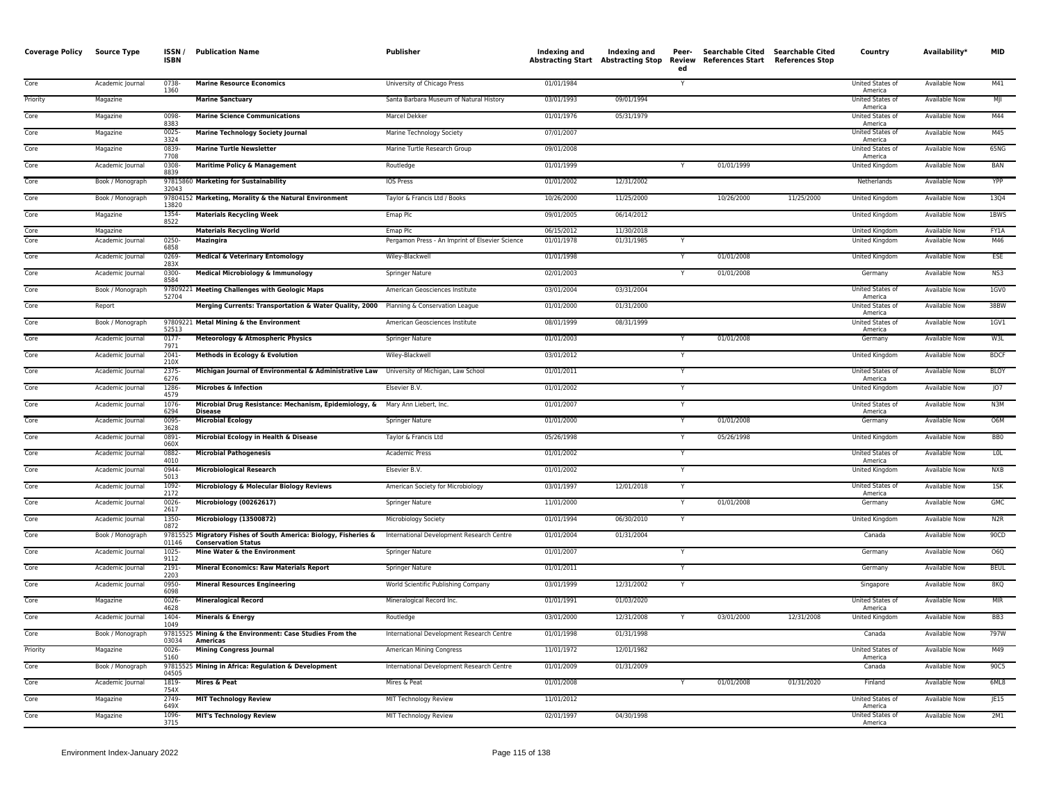| Coverage Policy | Source Type | ISSN / ISBN | Publication Name | Publisher | Indexing and Abstracting Start | Indexing and Abstracting Stop | Peer-Reviewed | Searchable Cited References Start | Searchable Cited References Stop | Country | Availability* | MID |
|---|---|---|---|---|---|---|---|---|---|---|---|---|
| Core | Academic Journal | 0738-1360 | **Marine Resource Economics** | University of Chicago Press | 01/01/1984 | | Y | | | United States of America | Available Now | M41 |
| Priority | Magazine | | **Marine Sanctuary** | Santa Barbara Museum of Natural History | 03/01/1993 | 09/01/1994 | | | | United States of America | Available Now | MJI |
| Core | Magazine | 0098-8383 | **Marine Science Communications** | Marcel Dekker | 01/01/1976 | 05/31/1979 | | | | United States of America | Available Now | M44 |
| Core | Magazine | 0025-3324 | **Marine Technology Society Journal** | Marine Technology Society | 07/01/2007 | | | | | United States of America | Available Now | M45 |
| Core | Magazine | 0839-7708 | **Marine Turtle Newsletter** | Marine Turtle Research Group | 09/01/2008 | | | | | United States of America | Available Now | 65NG |
| Core | Academic Journal | 0308-8839 | **Maritime Policy & Management** | Routledge | 01/01/1999 | | Y | 01/01/1999 | | United Kingdom | Available Now | BAN |
| Core | Book / Monograph | 9781586032043 | **Marketing for Sustainability** | IOS Press | 01/01/2002 | 12/31/2002 | | | | Netherlands | Available Now | YPP |
| Core | Book / Monograph | 9780415213820 | **Marketing, Morality & the Natural Environment** | Taylor & Francis Ltd / Books | 10/26/2000 | 11/25/2000 | | 10/26/2000 | 11/25/2000 | United Kingdom | Available Now | 13Q4 |
| Core | Magazine | 1354-8522 | **Materials Recycling Week** | Emap Plc | 09/01/2005 | 06/14/2012 | | | | United Kingdom | Available Now | 1BWS |
| Core | Magazine | | **Materials Recycling World** | Emap Plc | 06/15/2012 | 11/30/2018 | | | | United Kingdom | Available Now | FY1A |
| Core | Academic Journal | 0250-6858 | **Mazingira** | Pergamon Press - An Imprint of Elsevier Science | 01/01/1978 | 01/31/1985 | Y | | | United Kingdom | Available Now | M46 |
| Core | Academic Journal | 0269-283X | **Medical & Veterinary Entomology** | Wiley-Blackwell | 01/01/1998 | | Y | 01/01/2008 | | United Kingdom | Available Now | ESE |
| Core | Academic Journal | 0300-8584 | **Medical Microbiology & Immunology** | Springer Nature | 02/01/2003 | | Y | 01/01/2008 | | Germany | Available Now | NS3 |
| Core | Book / Monograph | 9780922152704 | **Meeting Challenges with Geologic Maps** | American Geosciences Institute | 03/01/2004 | 03/31/2004 | | | | United States of America | Available Now | 1GV0 |
| Core | Report | | **Merging Currents: Transportation & Water Quality, 2000** | Planning & Conservation League | 01/01/2000 | 01/31/2000 | | | | United States of America | Available Now | 38BW |
| Core | Book / Monograph | 9780922152513 | **Metal Mining & the Environment** | American Geosciences Institute | 08/01/1999 | 08/31/1999 | | | | United States of America | Available Now | 1GV1 |
| Core | Academic Journal | 0177-7971 | **Meteorology & Atmospheric Physics** | Springer Nature | 01/01/2003 | | Y | 01/01/2008 | | Germany | Available Now | W3L |
| Core | Academic Journal | 2041-210X | **Methods in Ecology & Evolution** | Wiley-Blackwell | 03/01/2012 | | Y | | | United Kingdom | Available Now | BDCF |
| Core | Academic Journal | 2375-6276 | **Michigan Journal of Environmental & Administrative Law** | University of Michigan, Law School | 01/01/2011 | | Y | | | United States of America | Available Now | BLOY |
| Core | Academic Journal | 1286-4579 | **Microbes & Infection** | Elsevier B.V. | 01/01/2002 | | Y | | | United Kingdom | Available Now | JO7 |
| Core | Academic Journal | 1076-6294 | **Microbial Drug Resistance: Mechanism, Epidemiology, & Disease** | Mary Ann Liebert, Inc. | 01/01/2007 | | Y | | | United States of America | Available Now | N3M |
| Core | Academic Journal | 0095-3628 | **Microbial Ecology** | Springer Nature | 01/01/2000 | | Y | 01/01/2008 | | Germany | Available Now | O6M |
| Core | Academic Journal | 0891-060X | **Microbial Ecology in Health & Disease** | Taylor & Francis Ltd | 05/26/1998 | | Y | 05/26/1998 | | United Kingdom | Available Now | BB0 |
| Core | Academic Journal | 0882-4010 | **Microbial Pathogenesis** | Academic Press | 01/01/2002 | | Y | | | United States of America | Available Now | L0L |
| Core | Academic Journal | 0944-5013 | **Microbiological Research** | Elsevier B.V. | 01/01/2002 | | Y | | | United Kingdom | Available Now | NXB |
| Core | Academic Journal | 1092-2172 | **Microbiology & Molecular Biology Reviews** | American Society for Microbiology | 03/01/1997 | 12/01/2018 | Y | | | United States of America | Available Now | 1SK |
| Core | Academic Journal | 0026-2617 | **Microbiology (00262617)** | Springer Nature | 11/01/2000 | | Y | 01/01/2008 | | Germany | Available Now | GMC |
| Core | Academic Journal | 1350-0872 | **Microbiology (13500872)** | Microbiology Society | 01/01/1994 | 06/30/2010 | Y | | | United Kingdom | Available Now | N2R |
| Core | Book / Monograph | 9781552501146 | **Migratory Fishes of South America: Biology, Fisheries & Conservation Status** | International Development Research Centre | 01/01/2004 | 01/31/2004 | | | | Canada | Available Now | 90CD |
| Core | Academic Journal | 1025-9112 | **Mine Water & the Environment** | Springer Nature | 01/01/2007 | | Y | | | Germany | Available Now | O6Q |
| Core | Academic Journal | 2191-2203 | **Mineral Economics: Raw Materials Report** | Springer Nature | 01/01/2011 | | Y | | | Germany | Available Now | BEUL |
| Core | Academic Journal | 0950-6098 | **Mineral Resources Engineering** | World Scientific Publishing Company | 03/01/1999 | 12/31/2002 | Y | | | Singapore | Available Now | 8KQ |
| Core | Magazine | 0026-4628 | **Mineralogical Record** | Mineralogical Record Inc. | 01/01/1991 | 01/03/2020 | | | | United States of America | Available Now | MIR |
| Core | Academic Journal | 1404-1049 | **Minerals & Energy** | Routledge | 03/01/2000 | 12/31/2008 | Y | 03/01/2000 | 12/31/2008 | United Kingdom | Available Now | BB3 |
| Core | Book / Monograph | 9781552503034 | **Mining & the Environment: Case Studies From the Americas** | International Development Research Centre | 01/01/1998 | 01/31/1998 | | | | Canada | Available Now | 797W |
| Priority | Magazine | 0026-5160 | **Mining Congress Journal** | American Mining Congress | 11/01/1972 | 12/01/1982 | | | | United States of America | Available Now | M49 |
| Core | Book / Monograph | 9781552504505 | **Mining in Africa: Regulation & Development** | International Development Research Centre | 01/01/2009 | 01/31/2009 | | | | Canada | Available Now | 90C5 |
| Core | Academic Journal | 1819-754X | **Mires & Peat** | Mires & Peat | 01/01/2008 | | Y | 01/01/2008 | 01/31/2020 | Finland | Available Now | 6ML8 |
| Core | Magazine | 2749-649X | **MIT Technology Review** | MIT Technology Review | 11/01/2012 | | | | | United States of America | Available Now | JE15 |
| Core | Magazine | 1096-3715 | **MIT's Technology Review** | MIT Technology Review | 02/01/1997 | 04/30/1998 | | | | United States of America | Available Now | 2M1 |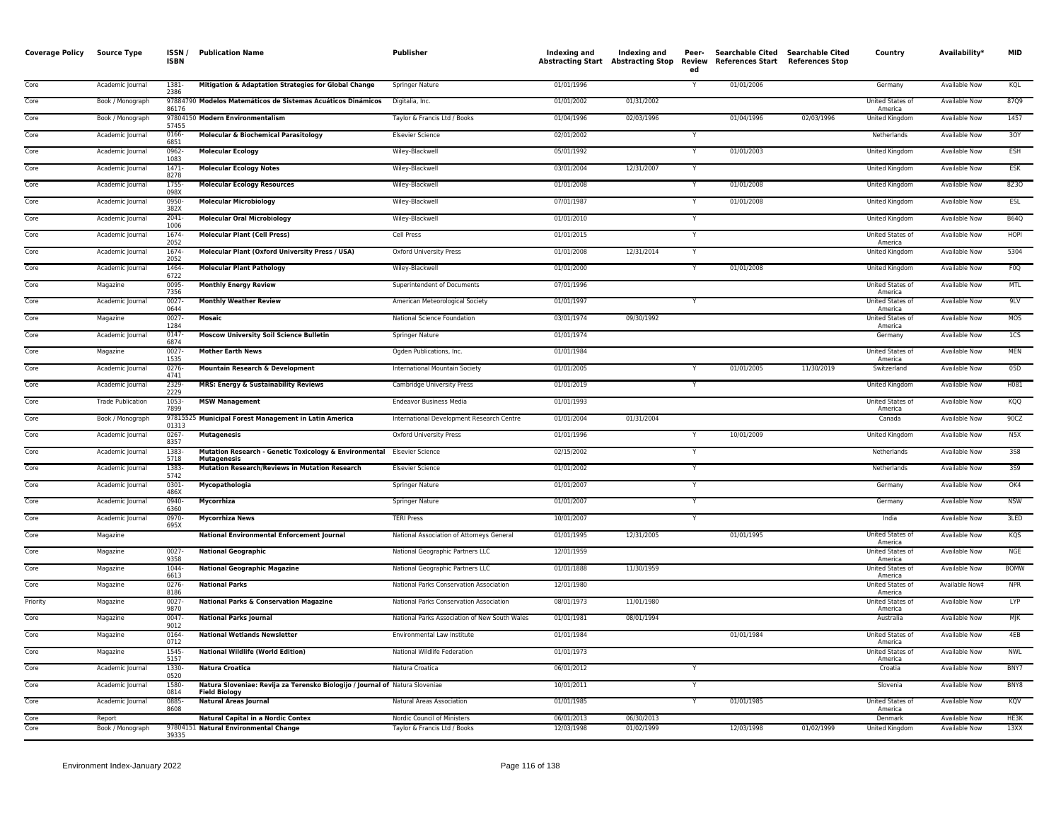| Coverage Policy | Source Type | ISSN / ISBN | Publication Name | Publisher | Indexing and Abstracting Start | Indexing and Abstracting Stop | Peer-Reviewed | Searchable Cited References Start | Searchable Cited References Stop | Country | Availability* | MID |
|---|---|---|---|---|---|---|---|---|---|---|---|---|
| Core | Academic Journal | 1381-2386 | **Mitigation & Adaptation Strategies for Global Change** | Springer Nature | 01/01/1996 | | Y | 01/01/2006 | | Germany | Available Now | KQL |
| Core | Book / Monograph | 9788479086176 | **Modelos Matemáticos de Sistemas Acuáticos Dinámicos** | Digitalia, Inc. | 01/01/2002 | 01/31/2002 | | | | United States of America | Available Now | 87Q9 |
| Core | Book / Monograph | 9780415057455 | **Modern Environmentalism** | Taylor & Francis Ltd / Books | 01/04/1996 | 02/03/1996 | | 01/04/1996 | 02/03/1996 | United Kingdom | Available Now | 1457 |
| Core | Academic Journal | 0166-6851 | **Molecular & Biochemical Parasitology** | Elsevier Science | 02/01/2002 | | Y | | | Netherlands | Available Now | 3OY |
| Core | Academic Journal | 0962-1083 | **Molecular Ecology** | Wiley-Blackwell | 05/01/1992 | | Y | 01/01/2003 | | United Kingdom | Available Now | ESH |
| Core | Academic Journal | 1471-8278 | **Molecular Ecology Notes** | Wiley-Blackwell | 03/01/2004 | 12/31/2007 | Y | | | United Kingdom | Available Now | ESK |
| Core | Academic Journal | 1755-098X | **Molecular Ecology Resources** | Wiley-Blackwell | 01/01/2008 | | Y | 01/01/2008 | | United Kingdom | Available Now | 8Z3O |
| Core | Academic Journal | 0950-382X | **Molecular Microbiology** | Wiley-Blackwell | 07/01/1987 | | Y | 01/01/2008 | | United Kingdom | Available Now | ESL |
| Core | Academic Journal | 2041-1006 | **Molecular Oral Microbiology** | Wiley-Blackwell | 01/01/2010 | | Y | | | United Kingdom | Available Now | B64Q |
| Core | Academic Journal | 1674-2052 | **Molecular Plant (Cell Press)** | Cell Press | 01/01/2015 | | Y | | | United States of America | Available Now | HOPI |
| Core | Academic Journal | 1674-2052 | **Molecular Plant (Oxford University Press / USA)** | Oxford University Press | 01/01/2008 | 12/31/2014 | Y | | | United Kingdom | Available Now | 5304 |
| Core | Academic Journal | 1464-6722 | **Molecular Plant Pathology** | Wiley-Blackwell | 01/01/2000 | | Y | 01/01/2008 | | United Kingdom | Available Now | F0Q |
| Core | Magazine | 0095-7356 | **Monthly Energy Review** | Superintendent of Documents | 07/01/1996 | | | | | United States of America | Available Now | MTL |
| Core | Academic Journal | 0027-0644 | **Monthly Weather Review** | American Meteorological Society | 01/01/1997 | | Y | | | United States of America | Available Now | 9LV |
| Core | Magazine | 0027-1284 | **Mosaic** | National Science Foundation | 03/01/1974 | 09/30/1992 | | | | United States of America | Available Now | MOS |
| Core | Academic Journal | 0147-6874 | **Moscow University Soil Science Bulletin** | Springer Nature | 01/01/1974 | | | | | Germany | Available Now | 1CS |
| Core | Magazine | 0027-1535 | **Mother Earth News** | Ogden Publications, Inc. | 01/01/1984 | | | | | United States of America | Available Now | MEN |
| Core | Academic Journal | 0276-4741 | **Mountain Research & Development** | International Mountain Society | 01/01/2005 | | Y | 01/01/2005 | 11/30/2019 | Switzerland | Available Now | 05D |
| Core | Academic Journal | 2329-2229 | **MRS: Energy & Sustainability Reviews** | Cambridge University Press | 01/01/2019 | | Y | | | United Kingdom | Available Now | H081 |
| Core | Trade Publication | 1053-7899 | **MSW Management** | Endeavor Business Media | 01/01/1993 | | | | | United States of America | Available Now | KQQ |
| Core | Book / Monograph | 9781552501313 | **Municipal Forest Management in Latin America** | International Development Research Centre | 01/01/2004 | 01/31/2004 | | | | Canada | Available Now | 90CZ |
| Core | Academic Journal | 0267-8357 | **Mutagenesis** | Oxford University Press | 01/01/1996 | | Y | 10/01/2009 | | United Kingdom | Available Now | N5X |
| Core | Academic Journal | 1383-5718 | **Mutation Research - Genetic Toxicology & Environmental Mutagenesis** | Elsevier Science | 02/15/2002 | | Y | | | Netherlands | Available Now | 3S8 |
| Core | Academic Journal | 1383-5742 | **Mutation Research/Reviews in Mutation Research** | Elsevier Science | 01/01/2002 | | Y | | | Netherlands | Available Now | 3S9 |
| Core | Academic Journal | 0301-486X | **Mycopathologia** | Springer Nature | 01/01/2007 | | Y | | | Germany | Available Now | OK4 |
| Core | Academic Journal | 0940-6360 | **Mycorrhiza** | Springer Nature | 01/01/2007 | | Y | | | Germany | Available Now | NSW |
| Core | Academic Journal | 0970-695X | **Mycorrhiza News** | TERI Press | 10/01/2007 | | Y | | | India | Available Now | 3LED |
| Core | Magazine | | **National Environmental Enforcement Journal** | National Association of Attorneys General | 01/01/1995 | 12/31/2005 | | 01/01/1995 | | United States of America | Available Now | KQS |
| Core | Magazine | 0027-9358 | **National Geographic** | National Geographic Partners LLC | 12/01/1959 | | | | | United States of America | Available Now | NGE |
| Core | Magazine | 1044-6613 | **National Geographic Magazine** | National Geographic Partners LLC | 01/01/1888 | 11/30/1959 | | | | United States of America | Available Now | BOMW |
| Core | Magazine | 0276-8186 | **National Parks** | National Parks Conservation Association | 12/01/1980 | | | | | United States of America | Available Now‡ | NPR |
| Priority | Magazine | 0027-9870 | **National Parks & Conservation Magazine** | National Parks Conservation Association | 08/01/1973 | 11/01/1980 | | | | United States of America | Available Now | LYP |
| Core | Magazine | 0047-9012 | **National Parks Journal** | National Parks Association of New South Wales | 01/01/1981 | 08/01/1994 | | | | Australia | Available Now | MJK |
| Core | Magazine | 0164-0712 | **National Wetlands Newsletter** | Environmental Law Institute | 01/01/1984 | | | 01/01/1984 | | United States of America | Available Now | 4EB |
| Core | Magazine | 1545-5157 | **National Wildlife (World Edition)** | National Wildlife Federation | 01/01/1973 | | | | | United States of America | Available Now | NWL |
| Core | Academic Journal | 1330-0520 | **Natura Croatica** | Natura Croatica | 06/01/2012 | | Y | | | Croatia | Available Now | BNY7 |
| Core | Academic Journal | 1580-0814 | **Natura Sloveniae: Revija za Terensko Biologijo / Journal of Field Biology** | Natura Sloveniae | 10/01/2011 | | Y | | | Slovenia | Available Now | BNY8 |
| Core | Academic Journal | 0885-8608 | **Natural Areas Journal** | Natural Areas Association | 01/01/1985 | | Y | 01/01/1985 | | United States of America | Available Now | KQV |
| Core | Report | | **Natural Capital in a Nordic Contex** | Nordic Council of Ministers | 06/01/2013 | 06/30/2013 | | | | Denmark | Available Now | HE3K |
| Core | Book / Monograph | 9780415139335 | **Natural Environmental Change** | Taylor & Francis Ltd / Books | 12/03/1998 | 01/02/1999 | | 12/03/1998 | 01/02/1999 | United Kingdom | Available Now | 13XX |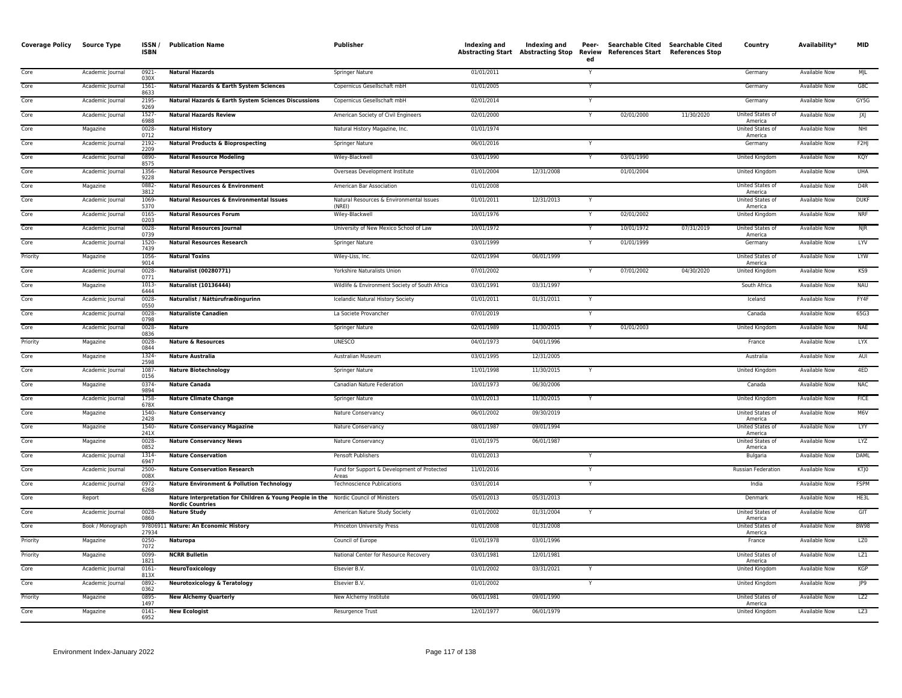| Coverage Policy | Source Type | ISSN / ISBN | Publication Name | Publisher | Indexing and Abstracting Start | Indexing and Abstracting Stop | Peer-Reviewed | Searchable Cited References Start | Searchable Cited References Stop | Country | Availability* | MID |
|---|---|---|---|---|---|---|---|---|---|---|---|---|
| Core | Academic Journal | 0921-030X | **Natural Hazards** | Springer Nature | 01/01/2011 | | Y | | | Germany | Available Now | MJL |
| Core | Academic Journal | 1561-8633 | **Natural Hazards & Earth System Sciences** | Copernicus Gesellschaft mbH | 01/01/2005 | | Y | | | Germany | Available Now | G8C |
| Core | Academic Journal | 2195-9269 | **Natural Hazards & Earth System Sciences Discussions** | Copernicus Gesellschaft mbH | 02/01/2014 | | Y | | | Germany | Available Now | GYSG |
| Core | Academic Journal | 1527-6988 | **Natural Hazards Review** | American Society of Civil Engineers | 02/01/2000 | | Y | 02/01/2000 | 11/30/2020 | United States of America | Available Now | JXJ |
| Core | Magazine | 0028-0712 | **Natural History** | Natural History Magazine, Inc. | 01/01/1974 | | | | | United States of America | Available Now | NHI |
| Core | Academic Journal | 2192-2209 | **Natural Products & Bioprospecting** | Springer Nature | 06/01/2016 | | Y | | | Germany | Available Now | F2HJ |
| Core | Academic Journal | 0890-8575 | **Natural Resource Modeling** | Wiley-Blackwell | 03/01/1990 | | Y | 03/01/1990 | | United Kingdom | Available Now | KQY |
| Core | Academic Journal | 1356-9228 | **Natural Resource Perspectives** | Overseas Development Institute | 01/01/2004 | 12/31/2008 | | 01/01/2004 | | United Kingdom | Available Now | UHA |
| Core | Magazine | 0882-3812 | **Natural Resources & Environment** | American Bar Association | 01/01/2008 | | | | | United States of America | Available Now | D4R |
| Core | Academic Journal | 1069-5370 | **Natural Resources & Environmental Issues** | Natural Resources & Environmental Issues (NREI) | 01/01/2011 | 12/31/2013 | Y | | | United States of America | Available Now | DUKF |
| Core | Academic Journal | 0165-0203 | **Natural Resources Forum** | Wiley-Blackwell | 10/01/1976 | | Y | 02/01/2002 | | United Kingdom | Available Now | NRF |
| Core | Academic Journal | 0028-0739 | **Natural Resources Journal** | University of New Mexico School of Law | 10/01/1972 | | Y | 10/01/1972 | 07/31/2019 | United States of America | Available Now | NJR |
| Core | Academic Journal | 1520-7439 | **Natural Resources Research** | Springer Nature | 03/01/1999 | | Y | 01/01/1999 | | Germany | Available Now | LYV |
| Priority | Magazine | 1056-9014 | **Natural Toxins** | Wiley-Liss, Inc. | 02/01/1994 | 06/01/1999 | | | | United States of America | Available Now | LYW |
| Core | Academic Journal | 0028-0771 | **Naturalist (00280771)** | Yorkshire Naturalists Union | 07/01/2002 | | Y | 07/01/2002 | 04/30/2020 | United Kingdom | Available Now | KS9 |
| Core | Magazine | 1013-6444 | **Naturalist (10136444)** | Wildlife & Environment Society of South Africa | 03/01/1991 | 03/31/1997 | | | | South Africa | Available Now | NAU |
| Core | Academic Journal | 0028-0550 | **Naturalist / Náttúrufræðingurinn** | Icelandic Natural History Society | 01/01/2011 | 01/31/2011 | Y | | | Iceland | Available Now | FY4F |
| Core | Academic Journal | 0028-0798 | **Naturaliste Canadien** | La Societe Provancher | 07/01/2019 | | Y | | | Canada | Available Now | 65G3 |
| Core | Academic Journal | 0028-0836 | **Nature** | Springer Nature | 02/01/1989 | 11/30/2015 | Y | 01/01/2003 | | United Kingdom | Available Now | NAE |
| Priority | Magazine | 0028-0844 | **Nature & Resources** | UNESCO | 04/01/1973 | 04/01/1996 | | | | France | Available Now | LYX |
| Core | Magazine | 1324-2598 | **Nature Australia** | Australian Museum | 03/01/1995 | 12/31/2005 | | | | Australia | Available Now | AUI |
| Core | Academic Journal | 1087-0156 | **Nature Biotechnology** | Springer Nature | 11/01/1998 | 11/30/2015 | Y | | | United Kingdom | Available Now | 4ED |
| Core | Magazine | 0374-9894 | **Nature Canada** | Canadian Nature Federation | 10/01/1973 | 06/30/2006 | | | | Canada | Available Now | NAC |
| Core | Academic Journal | 1758-678X | **Nature Climate Change** | Springer Nature | 03/01/2013 | 11/30/2015 | Y | | | United Kingdom | Available Now | FICE |
| Core | Magazine | 1540-2428 | **Nature Conservancy** | Nature Conservancy | 06/01/2002 | 09/30/2019 | | | | United States of America | Available Now | M6V |
| Core | Magazine | 1540-241X | **Nature Conservancy Magazine** | Nature Conservancy | 08/01/1987 | 09/01/1994 | | | | United States of America | Available Now | LYY |
| Core | Magazine | 0028-0852 | **Nature Conservancy News** | Nature Conservancy | 01/01/1975 | 06/01/1987 | | | | United States of America | Available Now | LYZ |
| Core | Academic Journal | 1314-6947 | **Nature Conservation** | Pensoft Publishers | 01/01/2013 | | Y | | | Bulgaria | Available Now | DAML |
| Core | Academic Journal | 2500-008X | **Nature Conservation Research** | Fund for Support & Development of Protected Areas | 11/01/2016 | | Y | | | Russian Federation | Available Now | KTJ0 |
| Core | Academic Journal | 0972-6268 | **Nature Environment & Pollution Technology** | Technoscience Publications | 03/01/2014 | | Y | | | India | Available Now | FSPM |
| Core | Report | | **Nature Interpretation for Children & Young People in the Nordic Countries** | Nordic Council of Ministers | 05/01/2013 | 05/31/2013 | | | | Denmark | Available Now | HE3L |
| Core | Academic Journal | 0028-0860 | **Nature Study** | American Nature Study Society | 01/01/2002 | 01/31/2004 | Y | | | United States of America | Available Now | GIT |
| Core | Book / Monograph | 9780691127934 | **Nature: An Economic History** | Princeton University Press | 01/01/2008 | 01/31/2008 | | | | United States of America | Available Now | 8W98 |
| Priority | Magazine | 0250-7072 | **Naturopa** | Council of Europe | 01/01/1978 | 03/01/1996 | | | | France | Available Now | LZ0 |
| Priority | Magazine | 0099-1821 | **NCRR Bulletin** | National Center for Resource Recovery | 03/01/1981 | 12/01/1981 | | | | United States of America | Available Now | LZ1 |
| Core | Academic Journal | 0161-813X | **NeuroToxicology** | Elsevier B.V. | 01/01/2002 | 03/31/2021 | Y | | | United Kingdom | Available Now | KGP |
| Core | Academic Journal | 0892-0362 | **Neurotoxicology & Teratology** | Elsevier B.V. | 01/01/2002 | | Y | | | United Kingdom | Available Now | JP9 |
| Priority | Magazine | 0895-1497 | **New Alchemy Quarterly** | New Alchemy Institute | 06/01/1981 | 09/01/1990 | | | | United States of America | Available Now | LZ2 |
| Core | Magazine | 0141-6952 | **New Ecologist** | Resurgence Trust | 12/01/1977 | 06/01/1979 | | | | United Kingdom | Available Now | LZ3 |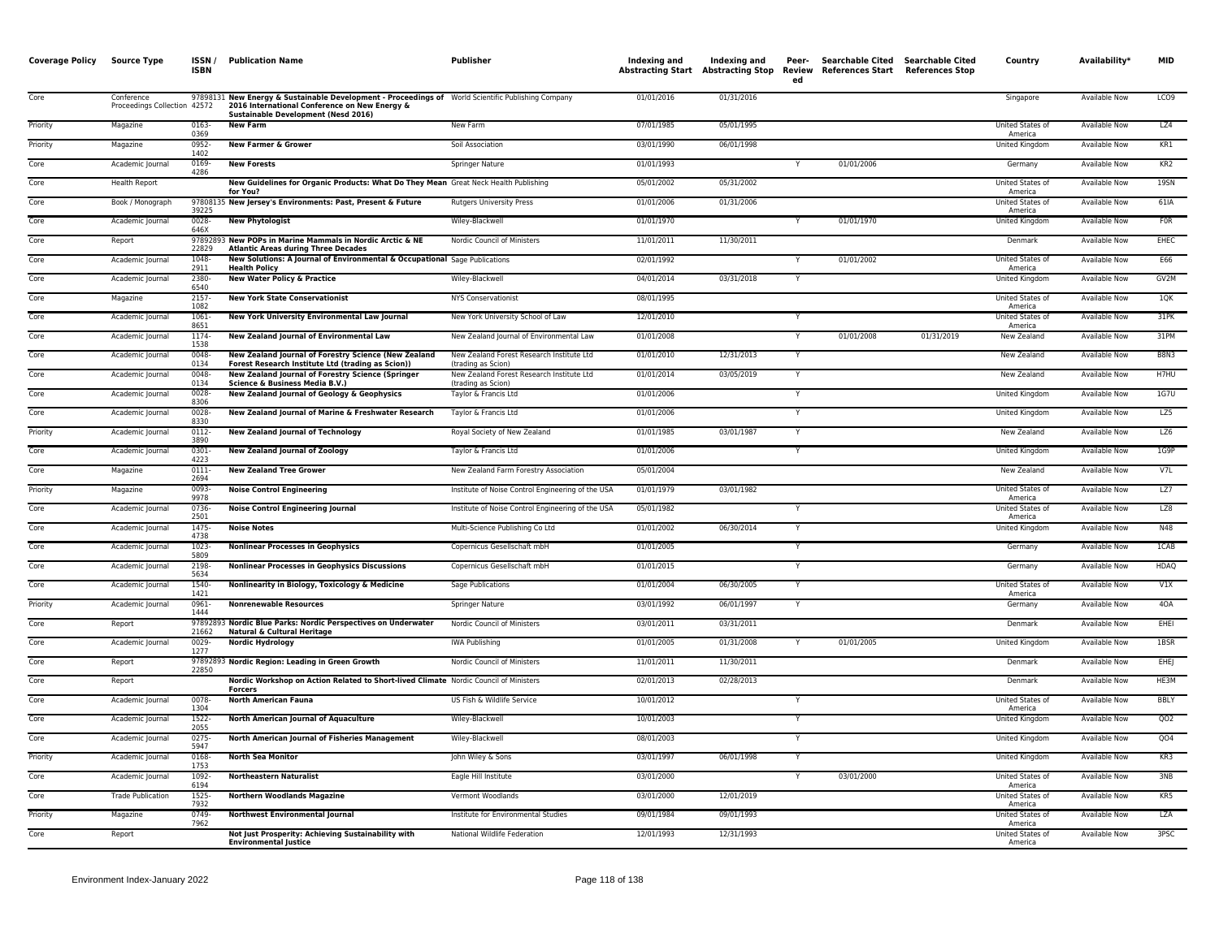| Coverage Policy | Source Type | ISSN / ISBN | Publication Name | Publisher | Indexing and Abstracting Start | Indexing and Abstracting Stop | Peer-Reviewed | Searchable Cited References Start | Searchable Cited References Stop | Country | Availability* | MID |
|---|---|---|---|---|---|---|---|---|---|---|---|---|
| Core | Conference Proceedings Collection | 9789813142572 | **New Energy & Sustainable Development - Proceedings of 2016 International Conference on New Energy & Sustainable Development (Nesd 2016)** | World Scientific Publishing Company | 01/01/2016 | 01/31/2016 | | | | Singapore | Available Now | LCO9 |
| Priority | Magazine | 0163-0369 | **New Farm** | New Farm | 07/01/1985 | 05/01/1995 | | | | United States of America | Available Now | LZ4 |
| Priority | Magazine | 0952-1402 | **New Farmer & Grower** | Soil Association | 03/01/1990 | 06/01/1998 | | | | United Kingdom | Available Now | KR1 |
| Core | Academic Journal | 0169-4286 | **New Forests** | Springer Nature | 01/01/1993 | | Y | 01/01/2006 | | Germany | Available Now | KR2 |
| Core | Health Report | | **New Guidelines for Organic Products: What Do They Mean for You?** | Great Neck Health Publishing | 05/01/2002 | 05/31/2002 | | | | United States of America | Available Now | 19SN |
| Core | Book / Monograph | 9780813539225 | **New Jersey's Environments: Past, Present & Future** | Rutgers University Press | 01/01/2006 | 01/31/2006 | | | | United States of America | Available Now | 61IA |
| Core | Academic Journal | 0028-646X | **New Phytologist** | Wiley-Blackwell | 01/01/1970 | | Y | 01/01/1970 | | United Kingdom | Available Now | F0R |
| Core | Report | 9789289322829 | **New POPs in Marine Mammals in Nordic Arctic & NE Atlantic Areas during Three Decades** | Nordic Council of Ministers | 11/01/2011 | 11/30/2011 | | | | Denmark | Available Now | EHEC |
| Core | Academic Journal | 1048-2911 | **New Solutions: A Journal of Environmental & Occupational Health Policy** | Sage Publications | 02/01/1992 | | Y | 01/01/2002 | | United States of America | Available Now | E66 |
| Core | Academic Journal | 2380-6540 | **New Water Policy & Practice** | Wiley-Blackwell | 04/01/2014 | 03/31/2018 | Y | | | United Kingdom | Available Now | GV2M |
| Core | Magazine | 2157-1082 | **New York State Conservationist** | NYS Conservationist | 08/01/1995 | | | | | United States of America | Available Now | 1QK |
| Core | Academic Journal | 1061-8651 | **New York University Environmental Law Journal** | New York University School of Law | 12/01/2010 | | Y | | | United States of America | Available Now | 31PK |
| Core | Academic Journal | 1174-1538 | **New Zealand Journal of Environmental Law** | New Zealand Journal of Environmental Law | 01/01/2008 | | Y | 01/01/2008 | 01/31/2019 | New Zealand | Available Now | 31PM |
| Core | Academic Journal | 0048-0134 | **New Zealand Journal of Forestry Science (New Zealand Forest Research Institute Ltd (trading as Scion))** | New Zealand Forest Research Institute Ltd (trading as Scion) | 01/01/2010 | 12/31/2013 | Y | | | New Zealand | Available Now | B8N3 |
| Core | Academic Journal | 0048-0134 | **New Zealand Journal of Forestry Science (Springer Science & Business Media B.V.)** | New Zealand Forest Research Institute Ltd (trading as Scion) | 01/01/2014 | 03/05/2019 | Y | | | New Zealand | Available Now | H7HU |
| Core | Academic Journal | 0028-8306 | **New Zealand Journal of Geology & Geophysics** | Taylor & Francis Ltd | 01/01/2006 | | Y | | | United Kingdom | Available Now | 1G7U |
| Core | Academic Journal | 0028-8330 | **New Zealand Journal of Marine & Freshwater Research** | Taylor & Francis Ltd | 01/01/2006 | | Y | | | United Kingdom | Available Now | LZ5 |
| Priority | Academic Journal | 0112-3890 | **New Zealand Journal of Technology** | Royal Society of New Zealand | 01/01/1985 | 03/01/1987 | Y | | | New Zealand | Available Now | LZ6 |
| Core | Academic Journal | 0301-4223 | **New Zealand Journal of Zoology** | Taylor & Francis Ltd | 01/01/2006 | | Y | | | United Kingdom | Available Now | 1G9P |
| Core | Magazine | 0111-2694 | **New Zealand Tree Grower** | New Zealand Farm Forestry Association | 05/01/2004 | | | | | New Zealand | Available Now | V7L |
| Priority | Magazine | 0093-9978 | **Noise Control Engineering** | Institute of Noise Control Engineering of the USA | 01/01/1979 | 03/01/1982 | | | | United States of America | Available Now | LZ7 |
| Core | Academic Journal | 0736-2501 | **Noise Control Engineering Journal** | Institute of Noise Control Engineering of the USA | 05/01/1982 | | Y | | | United States of America | Available Now | LZ8 |
| Core | Academic Journal | 1475-4738 | **Noise Notes** | Multi-Science Publishing Co Ltd | 01/01/2002 | 06/30/2014 | Y | | | United Kingdom | Available Now | N48 |
| Core | Academic Journal | 1023-5809 | **Nonlinear Processes in Geophysics** | Copernicus Gesellschaft mbH | 01/01/2005 | | Y | | | Germany | Available Now | 1CAB |
| Core | Academic Journal | 2198-5634 | **Nonlinear Processes in Geophysics Discussions** | Copernicus Gesellschaft mbH | 01/01/2015 | | Y | | | Germany | Available Now | HDAQ |
| Core | Academic Journal | 1540-1421 | **Nonlinearity in Biology, Toxicology & Medicine** | Sage Publications | 01/01/2004 | 06/30/2005 | Y | | | United States of America | Available Now | V1X |
| Priority | Academic Journal | 0961-1444 | **Nonrenewable Resources** | Springer Nature | 03/01/1992 | 06/01/1997 | Y | | | Germany | Available Now | 4OA |
| Core | Report | 9789289321662 | **Nordic Blue Parks: Nordic Perspectives on Underwater Natural & Cultural Heritage** | Nordic Council of Ministers | 03/01/2011 | 03/31/2011 | | | | Denmark | Available Now | EHEI |
| Core | Academic Journal | 0029-1277 | **Nordic Hydrology** | IWA Publishing | 01/01/2005 | 01/31/2008 | Y | 01/01/2005 | | United Kingdom | Available Now | 1BSR |
| Core | Report | 9789289322850 | **Nordic Region: Leading in Green Growth** | Nordic Council of Ministers | 11/01/2011 | 11/30/2011 | | | | Denmark | Available Now | EHEJ |
| Core | Report | | **Nordic Workshop on Action Related to Short-lived Climate Forcers** | Nordic Council of Ministers | 02/01/2013 | 02/28/2013 | | | | Denmark | Available Now | HE3M |
| Core | Academic Journal | 0078-1304 | **North American Fauna** | US Fish & Wildlife Service | 10/01/2012 | | Y | | | United States of America | Available Now | BBLY |
| Core | Academic Journal | 1522-2055 | **North American Journal of Aquaculture** | Wiley-Blackwell | 10/01/2003 | | Y | | | United Kingdom | Available Now | QO2 |
| Core | Academic Journal | 0275-5947 | **North American Journal of Fisheries Management** | Wiley-Blackwell | 08/01/2003 | | Y | | | United Kingdom | Available Now | QO4 |
| Priority | Academic Journal | 0168-1753 | **North Sea Monitor** | John Wiley & Sons | 03/01/1997 | 06/01/1998 | Y | | | United Kingdom | Available Now | KR3 |
| Core | Academic Journal | 1092-6194 | **Northeastern Naturalist** | Eagle Hill Institute | 03/01/2000 | | Y | 03/01/2000 | | United States of America | Available Now | 3NB |
| Core | Trade Publication | 1525-7932 | **Northern Woodlands Magazine** | Vermont Woodlands | 03/01/2000 | 12/01/2019 | | | | United States of America | Available Now | KR5 |
| Priority | Magazine | 0749-7962 | **Northwest Environmental Journal** | Institute for Environmental Studies | 09/01/1984 | 09/01/1993 | | | | United States of America | Available Now | LZA |
| Core | Report | | **Not Just Prosperity: Achieving Sustainability with Environmental Justice** | National Wildlife Federation | 12/01/1993 | 12/31/1993 | | | | United States of America | Available Now | 3PSC |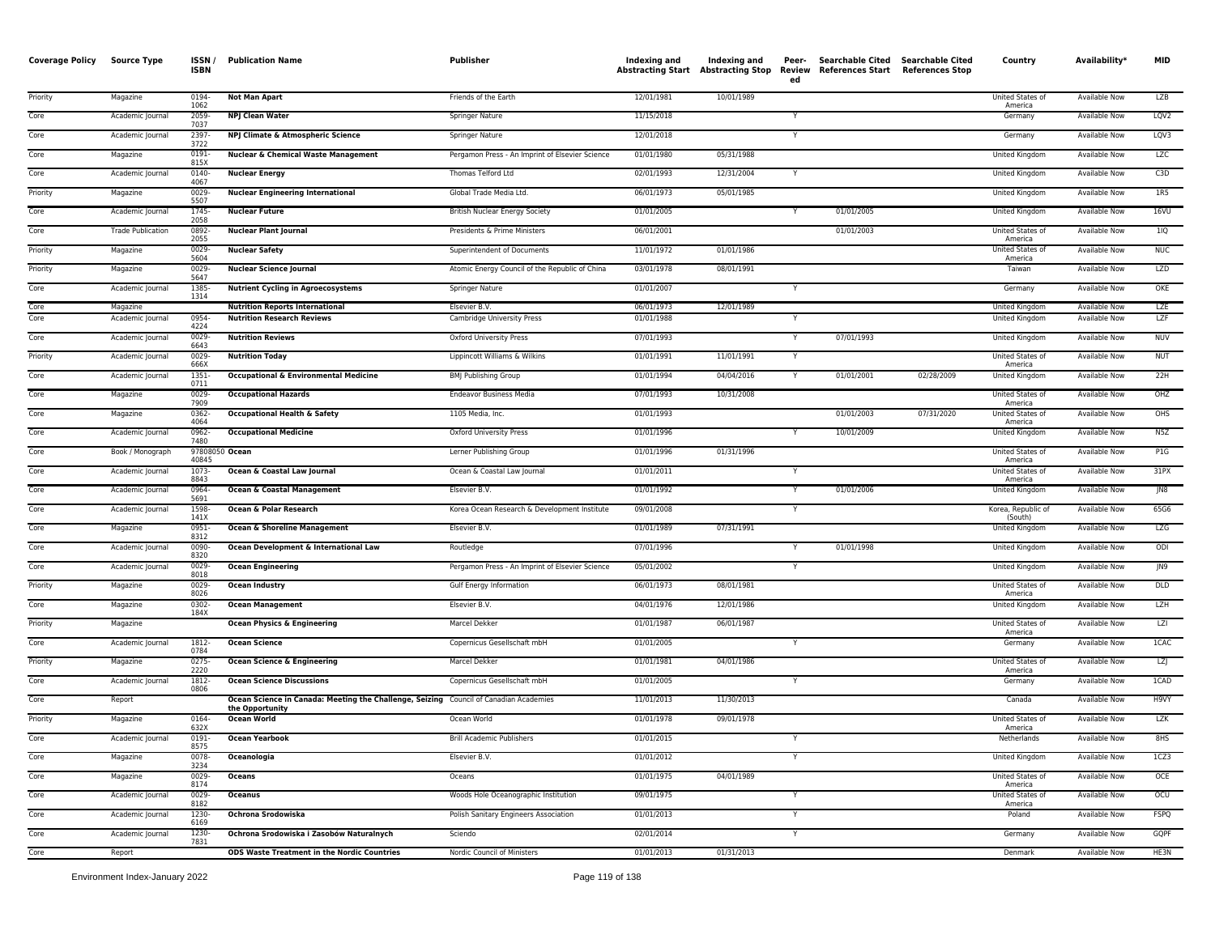| Coverage Policy | Source Type | ISSN / ISBN | Publication Name | Publisher | Indexing and Abstracting Start | Indexing and Abstracting Stop | Peer-Reviewed | Searchable Cited References Start | Searchable Cited References Stop | Country | Availability* | MID |
|---|---|---|---|---|---|---|---|---|---|---|---|---|
| Priority | Magazine | 0194-1062 | **Not Man Apart** | Friends of the Earth | 12/01/1981 | 10/01/1989 | | | | United States of America | Available Now | LZB |
| Core | Academic Journal | 2059-7037 | **NPJ Clean Water** | Springer Nature | 11/15/2018 | | Y | | | Germany | Available Now | LQV2 |
| Core | Academic Journal | 2397-3722 | **NPJ Climate & Atmospheric Science** | Springer Nature | 12/01/2018 | | Y | | | Germany | Available Now | LQV3 |
| Core | Magazine | 0191-815X | **Nuclear & Chemical Waste Management** | Pergamon Press - An Imprint of Elsevier Science | 01/01/1980 | 05/31/1988 | | | | United Kingdom | Available Now | LZC |
| Core | Academic Journal | 0140-4067 | **Nuclear Energy** | Thomas Telford Ltd | 02/01/1993 | 12/31/2004 | Y | | | United Kingdom | Available Now | C3D |
| Priority | Magazine | 0029-5507 | **Nuclear Engineering International** | Global Trade Media Ltd. | 06/01/1973 | 05/01/1985 | | | | United Kingdom | Available Now | 1R5 |
| Core | Academic Journal | 1745-2058 | **Nuclear Future** | British Nuclear Energy Society | 01/01/2005 | | Y | 01/01/2005 | | United Kingdom | Available Now | 16VU |
| Core | Trade Publication | 0892-2055 | **Nuclear Plant Journal** | Presidents & Prime Ministers | 06/01/2001 | | | 01/01/2003 | | United States of America | Available Now | 1IQ |
| Priority | Magazine | 0029-5604 | **Nuclear Safety** | Superintendent of Documents | 11/01/1972 | 01/01/1986 | | | | United States of America | Available Now | NUC |
| Priority | Magazine | 0029-5647 | **Nuclear Science Journal** | Atomic Energy Council of the Republic of China | 03/01/1978 | 08/01/1991 | | | | Taiwan | Available Now | LZD |
| Core | Academic Journal | 1385-1314 | **Nutrient Cycling in Agroecosystems** | Springer Nature | 01/01/2007 | | Y | | | Germany | Available Now | OKE |
| Core | Magazine | | **Nutrition Reports International** | Elsevier B.V. | 06/01/1973 | 12/01/1989 | | | | United Kingdom | Available Now | LZE |
| Core | Academic Journal | 0954-4224 | **Nutrition Research Reviews** | Cambridge University Press | 01/01/1988 | | Y | | | United Kingdom | Available Now | LZF |
| Core | Academic Journal | 0029-6643 | **Nutrition Reviews** | Oxford University Press | 07/01/1993 | | Y | 07/01/1993 | | United Kingdom | Available Now | NUV |
| Priority | Academic Journal | 0029-666X | **Nutrition Today** | Lippincott Williams & Wilkins | 01/01/1991 | 11/01/1991 | Y | | | United States of America | Available Now | NUT |
| Core | Academic Journal | 1351-0711 | **Occupational & Environmental Medicine** | BMJ Publishing Group | 01/01/1994 | 04/04/2016 | Y | 01/01/2001 | 02/28/2009 | United Kingdom | Available Now | 22H |
| Core | Magazine | 0029-7909 | **Occupational Hazards** | Endeavor Business Media | 07/01/1993 | 10/31/2008 | | | | United States of America | Available Now | OHZ |
| Core | Magazine | 0362-4064 | **Occupational Health & Safety** | 1105 Media, Inc. | 01/01/1993 | | | 01/01/2003 | 07/31/2020 | United States of America | Available Now | OHS |
| Core | Academic Journal | 0962-7480 | **Occupational Medicine** | Oxford University Press | 01/01/1996 | | Y | 10/01/2009 | | United Kingdom | Available Now | N5Z |
| Core | Book / Monograph | 9780805040845 | **Ocean** | Lerner Publishing Group | 01/01/1996 | 01/31/1996 | | | | United States of America | Available Now | P1G |
| Core | Academic Journal | 1073-8843 | **Ocean & Coastal Law Journal** | Ocean & Coastal Law Journal | 01/01/2011 | | Y | | | United States of America | Available Now | 31PX |
| Core | Academic Journal | 0964-5691 | **Ocean & Coastal Management** | Elsevier B.V. | 01/01/1992 | | Y | 01/01/2006 | | United Kingdom | Available Now | JN8 |
| Core | Academic Journal | 1598-141X | **Ocean & Polar Research** | Korea Ocean Research & Development Institute | 09/01/2008 | | Y | | | Korea, Republic of (South) | Available Now | 65G6 |
| Core | Magazine | 0951-8312 | **Ocean & Shoreline Management** | Elsevier B.V. | 01/01/1989 | 07/31/1991 | | | | United Kingdom | Available Now | LZG |
| Core | Academic Journal | 0090-8320 | **Ocean Development & International Law** | Routledge | 07/01/1996 | | Y | 01/01/1998 | | United Kingdom | Available Now | ODI |
| Core | Academic Journal | 0029-8018 | **Ocean Engineering** | Pergamon Press - An Imprint of Elsevier Science | 05/01/2002 | | Y | | | United Kingdom | Available Now | JN9 |
| Priority | Magazine | 0029-8026 | **Ocean Industry** | Gulf Energy Information | 06/01/1973 | 08/01/1981 | | | | United States of America | Available Now | DLD |
| Core | Magazine | 0302-184X | **Ocean Management** | Elsevier B.V. | 04/01/1976 | 12/01/1986 | | | | United Kingdom | Available Now | LZH |
| Priority | Magazine | | **Ocean Physics & Engineering** | Marcel Dekker | 01/01/1987 | 06/01/1987 | | | | United States of America | Available Now | LZI |
| Core | Academic Journal | 1812-0784 | **Ocean Science** | Copernicus Gesellschaft mbH | 01/01/2005 | | Y | | | Germany | Available Now | 1CAC |
| Priority | Magazine | 0275-2220 | **Ocean Science & Engineering** | Marcel Dekker | 01/01/1981 | 04/01/1986 | | | | United States of America | Available Now | LZJ |
| Core | Academic Journal | 1812-0806 | **Ocean Science Discussions** | Copernicus Gesellschaft mbH | 01/01/2005 | | Y | | | Germany | Available Now | 1CAD |
| Core | Report | | **Ocean Science in Canada: Meeting the Challenge, Seizing the Opportunity** | Council of Canadian Academies | 11/01/2013 | 11/30/2013 | | | | Canada | Available Now | H9VY |
| Priority | Magazine | 0164-632X | **Ocean World** | Ocean World | 01/01/1978 | 09/01/1978 | | | | United States of America | Available Now | LZK |
| Core | Academic Journal | 0191-8575 | **Ocean Yearbook** | Brill Academic Publishers | 01/01/2015 | | Y | | | Netherlands | Available Now | 8HS |
| Core | Magazine | 0078-3234 | **Oceanologia** | Elsevier B.V. | 01/01/2012 | | Y | | | United Kingdom | Available Now | 1CZ3 |
| Core | Magazine | 0029-8174 | **Oceans** | Oceans | 01/01/1975 | 04/01/1989 | | | | United States of America | Available Now | OCE |
| Core | Academic Journal | 0029-8182 | **Oceanus** | Woods Hole Oceanographic Institution | 09/01/1975 | | Y | | | United States of America | Available Now | OCU |
| Core | Academic Journal | 1230-6169 | **Ochrona Srodowiska** | Polish Sanitary Engineers Association | 01/01/2013 | | Y | | | Poland | Available Now | FSPQ |
| Core | Academic Journal | 1230-7831 | **Ochrona Srodowiska i Zasobów Naturalnych** | Sciendo | 02/01/2014 | | Y | | | Germany | Available Now | GQPF |
| Core | Report | | **ODS Waste Treatment in the Nordic Countries** | Nordic Council of Ministers | 01/01/2013 | 01/31/2013 | | | | Denmark | Available Now | HE3N |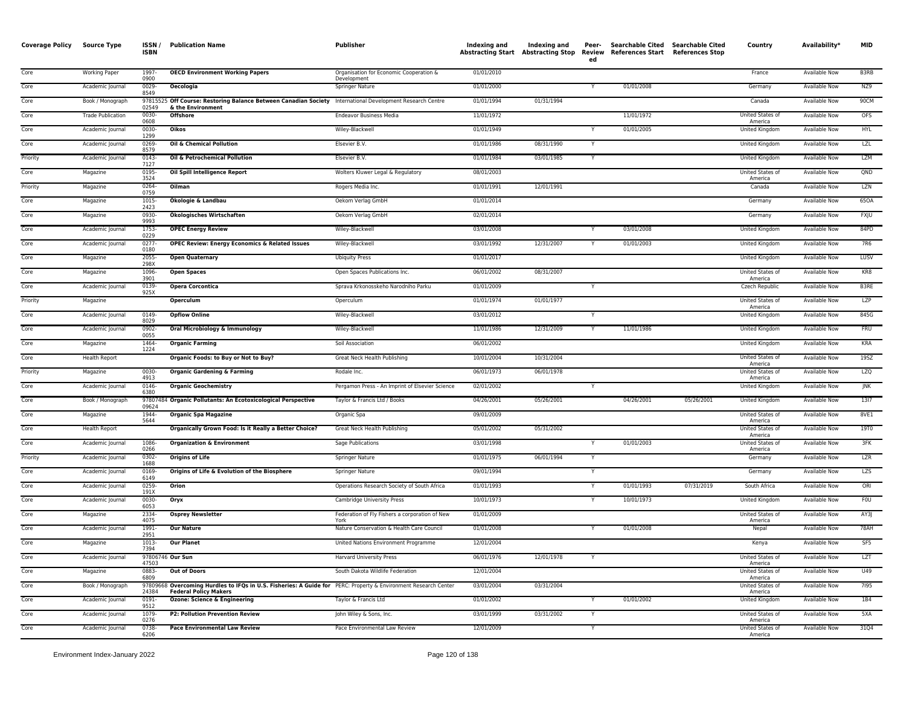| Coverage Policy | Source Type | ISSN / ISBN | Publication Name | Publisher | Indexing and Abstracting Start | Indexing and Abstracting Stop | Peer-Reviewed | Searchable Cited References Start | Searchable Cited References Stop | Country | Availability* | MID |
|---|---|---|---|---|---|---|---|---|---|---|---|---|
| Core | Working Paper | 1997-0900 | **OECD Environment Working Papers** | Organisation for Economic Cooperation & Development | 01/01/2010 | | | | | France | Available Now | B3RB |
| Core | Academic Journal | 0029-8549 | **Oecologia** | Springer Nature | 01/01/2000 | | Y | 01/01/2008 | | Germany | Available Now | NZ9 |
| Core | Book / Monograph | 9781552502549 | **Off Course: Restoring Balance Between Canadian Society & the Environment** | International Development Research Centre | 01/01/1994 | 01/31/1994 | | | | Canada | Available Now | 90CM |
| Core | Trade Publication | 0030-0608 | **Offshore** | Endeavor Business Media | 11/01/1972 | | | 11/01/1972 | | United States of America | Available Now | OFS |
| Core | Academic Journal | 0030-1299 | **Oikos** | Wiley-Blackwell | 01/01/1949 | | Y | 01/01/2005 | | United Kingdom | Available Now | HYL |
| Core | Academic Journal | 0269-8579 | **Oil & Chemical Pollution** | Elsevier B.V. | 01/01/1986 | 08/31/1990 | Y | | | United Kingdom | Available Now | LZL |
| Priority | Academic Journal | 0143-7127 | **Oil & Petrochemical Pollution** | Elsevier B.V. | 01/01/1984 | 03/01/1985 | Y | | | United Kingdom | Available Now | LZM |
| Core | Magazine | 0195-3524 | **Oil Spill Intelligence Report** | Wolters Kluwer Legal & Regulatory | 08/01/2003 | | | | | United States of America | Available Now | QND |
| Priority | Magazine | 0264-0759 | **Oilman** | Rogers Media Inc. | 01/01/1991 | 12/01/1991 | | | | Canada | Available Now | LZN |
| Core | Magazine | 1015-2423 | **Ökologie & Landbau** | Oekom Verlag GmbH | 01/01/2014 | | | | | Germany | Available Now | 65OA |
| Core | Magazine | 0930-9993 | **Ökologisches Wirtschaften** | Oekom Verlag GmbH | 02/01/2014 | | | | | Germany | Available Now | FXJU |
| Core | Academic Journal | 1753-0229 | **OPEC Energy Review** | Wiley-Blackwell | 03/01/2008 | | Y | 03/01/2008 | | United Kingdom | Available Now | 84PD |
| Core | Academic Journal | 0277-0180 | **OPEC Review: Energy Economics & Related Issues** | Wiley-Blackwell | 03/01/1992 | 12/31/2007 | Y | 01/01/2003 | | United Kingdom | Available Now | 7R6 |
| Core | Magazine | 2055-298X | **Open Quaternary** | Ubiquity Press | 01/01/2017 | | | | | United Kingdom | Available Now | LUSV |
| Core | Magazine | 1096-3901 | **Open Spaces** | Open Spaces Publications Inc. | 06/01/2002 | 08/31/2007 | | | | United States of America | Available Now | KR8 |
| Core | Academic Journal | 0139-925X | **Opera Corcontica** | Sprava Krkonosskeho Narodniho Parku | 01/01/2009 | | Y | | | Czech Republic | Available Now | B3RE |
| Priority | Magazine | | **Operculum** | Operculum | 01/01/1974 | 01/01/1977 | | | | United States of America | Available Now | LZP |
| Core | Academic Journal | 0149-8029 | **Opflow Online** | Wiley-Blackwell | 03/01/2012 | | Y | | | United Kingdom | Available Now | 845G |
| Core | Academic Journal | 0902-0055 | **Oral Microbiology & Immunology** | Wiley-Blackwell | 11/01/1986 | 12/31/2009 | Y | 11/01/1986 | | United Kingdom | Available Now | FRU |
| Core | Magazine | 1464-1224 | **Organic Farming** | Soil Association | 06/01/2002 | | | | | United Kingdom | Available Now | KRA |
| Core | Health Report | | **Organic Foods: to Buy or Not to Buy?** | Great Neck Health Publishing | 10/01/2004 | 10/31/2004 | | | | United States of America | Available Now | 19SZ |
| Priority | Magazine | 0030-4913 | **Organic Gardening & Farming** | Rodale Inc. | 06/01/1973 | 06/01/1978 | | | | United States of America | Available Now | LZQ |
| Core | Academic Journal | 0146-6380 | **Organic Geochemistry** | Pergamon Press - An Imprint of Elsevier Science | 02/01/2002 | | Y | | | United Kingdom | Available Now | JNK |
| Core | Book / Monograph | 9780748409624 | **Organic Pollutants: An Ecotoxicological Perspective** | Taylor & Francis Ltd / Books | 04/26/2001 | 05/26/2001 | | 04/26/2001 | 05/26/2001 | United Kingdom | Available Now | 13I7 |
| Core | Magazine | 1944-5644 | **Organic Spa Magazine** | Organic Spa | 09/01/2009 | | | | | United States of America | Available Now | 8VE1 |
| Core | Health Report | | **Organically Grown Food: Is it Really a Better Choice?** | Great Neck Health Publishing | 05/01/2002 | 05/31/2002 | | | | United States of America | Available Now | 19T0 |
| Core | Academic Journal | 1086-0266 | **Organization & Environment** | Sage Publications | 03/01/1998 | | Y | 01/01/2003 | | United States of America | Available Now | 3FK |
| Priority | Academic Journal | 0302-1688 | **Origins of Life** | Springer Nature | 01/01/1975 | 06/01/1994 | Y | | | Germany | Available Now | LZR |
| Core | Academic Journal | 0169-6149 | **Origins of Life & Evolution of the Biosphere** | Springer Nature | 09/01/1994 | | Y | | | Germany | Available Now | LZS |
| Core | Academic Journal | 0259-191X | **Orion** | Operations Research Society of South Africa | 01/01/1993 | | Y | 01/01/1993 | 07/31/2019 | South Africa | Available Now | ORI |
| Core | Academic Journal | 0030-6053 | **Oryx** | Cambridge University Press | 10/01/1973 | | Y | 10/01/1973 | | United Kingdom | Available Now | F0U |
| Core | Magazine | 2334-4075 | **Osprey Newsletter** | Federation of Fly Fishers a corporation of New York | 01/01/2009 | | | | | United States of America | Available Now | AY3J |
| Core | Academic Journal | 1991-2951 | **Our Nature** | Nature Conservation & Health Care Council | 01/01/2008 | | Y | 01/01/2008 | | Nepal | Available Now | 78AH |
| Core | Magazine | 1013-7394 | **Our Planet** | United Nations Environment Programme | 12/01/2004 | | | | | Kenya | Available Now | SF5 |
| Core | Academic Journal | 9780674647503 | **Our Sun** | Harvard University Press | 06/01/1976 | 12/01/1978 | Y | | | United States of America | Available Now | LZT |
| Core | Magazine | 0883-6809 | **Out of Doors** | South Dakota Wildlife Federation | 12/01/2004 | | | | | United States of America | Available Now | U49 |
| Core | Book / Monograph | 9780966824384 | **Overcoming Hurdles to IFQs in U.S. Fisheries: A Guide for Federal Policy Makers** | PERC: Property & Environment Research Center | 03/01/2004 | 03/31/2004 | | | | United States of America | Available Now | 7I95 |
| Core | Academic Journal | 0191-9512 | **Ozone: Science & Engineering** | Taylor & Francis Ltd | 01/01/2002 | | Y | 01/01/2002 | | United Kingdom | Available Now | 1B4 |
| Core | Academic Journal | 1079-0276 | **P2: Pollution Prevention Review** | John Wiley & Sons, Inc. | 03/01/1999 | 03/31/2002 | Y | | | United States of America | Available Now | 5XA |
| Core | Academic Journal | 0738-6206 | **Pace Environmental Law Review** | Pace Environmental Law Review | 12/01/2009 | | Y | | | United States of America | Available Now | 31Q4 |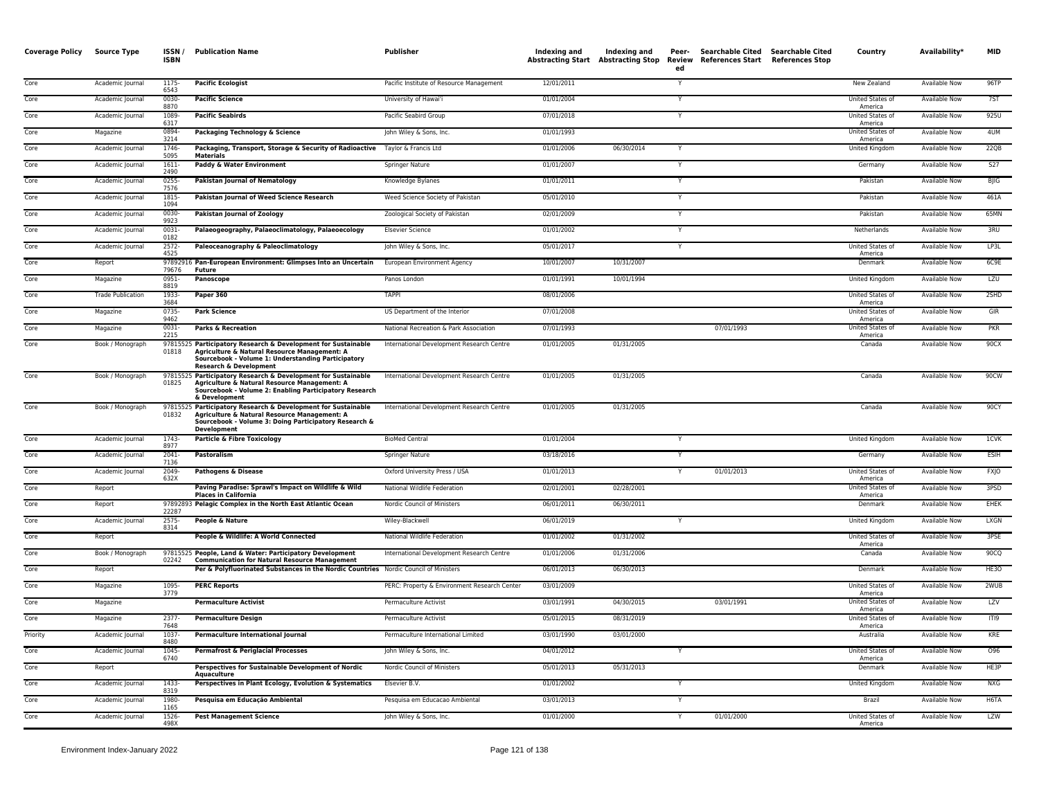| Coverage Policy | Source Type | ISSN / ISBN | Publication Name | Publisher | Indexing and Abstracting Start | Indexing and Abstracting Stop | Peer-Reviewed | Searchable Cited References Start | Searchable Cited References Stop | Country | Availability* | MID |
|---|---|---|---|---|---|---|---|---|---|---|---|---|
| Core | Academic Journal | 1175-6543 | **Pacific Ecologist** | Pacific Institute of Resource Management | 12/01/2011 | | Y | | | New Zealand | Available Now | 96TP |
| Core | Academic Journal | 0030-8870 | **Pacific Science** | University of Hawai'i | 01/01/2004 | | Y | | | United States of America | Available Now | 7ST |
| Core | Academic Journal | 1089-6317 | **Pacific Seabirds** | Pacific Seabird Group | 07/01/2018 | | Y | | | United States of America | Available Now | 925U |
| Core | Magazine | 0894-3214 | **Packaging Technology & Science** | John Wiley & Sons, Inc. | 01/01/1993 | | | | | United States of America | Available Now | 4UM |
| Core | Academic Journal | 1746-5095 | **Packaging, Transport, Storage & Security of Radioactive Materials** | Taylor & Francis Ltd | 01/01/2006 | 06/30/2014 | Y | | | United Kingdom | Available Now | 22QB |
| Core | Academic Journal | 1611-2490 | **Paddy & Water Environment** | Springer Nature | 01/01/2007 | | Y | | | Germany | Available Now | S27 |
| Core | Academic Journal | 0255-7576 | **Pakistan Journal of Nematology** | Knowledge Bylanes | 01/01/2011 | | Y | | | Pakistan | Available Now | BJIG |
| Core | Academic Journal | 1815-1094 | **Pakistan Journal of Weed Science Research** | Weed Science Society of Pakistan | 05/01/2010 | | Y | | | Pakistan | Available Now | 461A |
| Core | Academic Journal | 0030-9923 | **Pakistan Journal of Zoology** | Zoological Society of Pakistan | 02/01/2009 | | Y | | | Pakistan | Available Now | 65MN |
| Core | Academic Journal | 0031-0182 | **Palaeogeography, Palaeoclimatology, Palaeoecology** | Elsevier Science | 01/01/2002 | | Y | | | Netherlands | Available Now | 3RU |
| Core | Academic Journal | 2572-4525 | **Paleoceanography & Paleoclimatology** | John Wiley & Sons, Inc. | 05/01/2017 | | Y | | | United States of America | Available Now | LP3L |
| Core | Report | 9789291679676 | **Pan-European Environment: Glimpses Into an Uncertain Future** | European Environment Agency | 10/01/2007 | 10/31/2007 | | | | Denmark | Available Now | 6C9E |
| Core | Magazine | 0951-8819 | **Panoscope** | Panos London | 01/01/1991 | 10/01/1994 | | | | United Kingdom | Available Now | LZU |
| Core | Trade Publication | 1933-3684 | **Paper 360** | TAPPI | 08/01/2006 | | | | | United States of America | Available Now | 2SHD |
| Core | Magazine | 0735-9462 | **Park Science** | US Department of the Interior | 07/01/2008 | | | | | United States of America | Available Now | GIR |
| Core | Magazine | 0031-2215 | **Parks & Recreation** | National Recreation & Park Association | 07/01/1993 | | | 07/01/1993 | | United States of America | Available Now | PKR |
| Core | Book / Monograph | 9781552501818 | **Participatory Research & Development for Sustainable Agriculture & Natural Resource Management: A Sourcebook - Volume 1: Understanding Participatory Research & Development** | International Development Research Centre | 01/01/2005 | 01/31/2005 | | | | Canada | Available Now | 90CX |
| Core | Book / Monograph | 9781552501825 | **Participatory Research & Development for Sustainable Agriculture & Natural Resource Management: A Sourcebook - Volume 2: Enabling Participatory Research & Development** | International Development Research Centre | 01/01/2005 | 01/31/2005 | | | | Canada | Available Now | 90CW |
| Core | Book / Monograph | 9781552501832 | **Participatory Research & Development for Sustainable Agriculture & Natural Resource Management: A Sourcebook - Volume 3: Doing Participatory Research & Development** | International Development Research Centre | 01/01/2005 | 01/31/2005 | | | | Canada | Available Now | 90CY |
| Core | Academic Journal | 1743-8977 | **Particle & Fibre Toxicology** | BioMed Central | 01/01/2004 | | Y | | | United Kingdom | Available Now | 1CVK |
| Core | Academic Journal | 2041-7136 | **Pastoralism** | Springer Nature | 03/18/2016 | | Y | | | Germany | Available Now | ESIH |
| Core | Academic Journal | 2049-632X | **Pathogens & Disease** | Oxford University Press / USA | 01/01/2013 | | Y | 01/01/2013 | | United States of America | Available Now | FXJO |
| Core | Report | | **Paving Paradise: Sprawl's Impact on Wildlife & Wild Places in California** | National Wildlife Federation | 02/01/2001 | 02/28/2001 | | | | United States of America | Available Now | 3PSD |
| Core | Report | 9789289322287 | **Pelagic Complex in the North East Atlantic Ocean** | Nordic Council of Ministers | 06/01/2011 | 06/30/2011 | | | | Denmark | Available Now | EHEK |
| Core | Academic Journal | 2575-8314 | **People & Nature** | Wiley-Blackwell | 06/01/2019 | | Y | | | United Kingdom | Available Now | LXGN |
| Core | Report | | **People & Wildlife: A World Connected** | National Wildlife Federation | 01/01/2002 | 01/31/2002 | | | | United States of America | Available Now | 3PSE |
| Core | Book / Monograph | 9781552502242 | **People, Land & Water: Participatory Development Communication for Natural Resource Management** | International Development Research Centre | 01/01/2006 | 01/31/2006 | | | | Canada | Available Now | 90CQ |
| Core | Report | | **Per & Polyfluorinated Substances in the Nordic Countries** | Nordic Council of Ministers | 06/01/2013 | 06/30/2013 | | | | Denmark | Available Now | HE3O |
| Core | Magazine | 1095-3779 | **PERC Reports** | PERC: Property & Environment Research Center | 03/01/2009 | | | | | United States of America | Available Now | 2WUB |
| Core | Magazine | | **Permaculture Activist** | Permaculture Activist | 03/01/1991 | 04/30/2015 | | 03/01/1991 | | United States of America | Available Now | LZV |
| Core | Magazine | 2377-7648 | **Permaculture Design** | Permaculture Activist | 05/01/2015 | 08/31/2019 | | | | United States of America | Available Now | ITI9 |
| Priority | Academic Journal | 1037-8480 | **Permaculture International Journal** | Permaculture International Limited | 03/01/1990 | 03/01/2000 | | | | Australia | Available Now | KRE |
| Core | Academic Journal | 1045-6740 | **Permafrost & Periglacial Processes** | John Wiley & Sons, Inc. | 04/01/2012 | | Y | | | United States of America | Available Now | O96 |
| Core | Report | | **Perspectives for Sustainable Development of Nordic Aquaculture** | Nordic Council of Ministers | 05/01/2013 | 05/31/2013 | | | | Denmark | Available Now | HE3P |
| Core | Academic Journal | 1433-8319 | **Perspectives in Plant Ecology, Evolution & Systematics** | Elsevier B.V. | 01/01/2002 | | Y | | | United Kingdom | Available Now | NXG |
| Core | Academic Journal | 1980-1165 | **Pesquisa em Educação Ambiental** | Pesquisa em Educacao Ambiental | 03/01/2013 | | Y | | | Brazil | Available Now | H6TA |
| Core | Academic Journal | 1526-498X | **Pest Management Science** | John Wiley & Sons, Inc. | 01/01/2000 | | Y | 01/01/2000 | | United States of America | Available Now | LZW |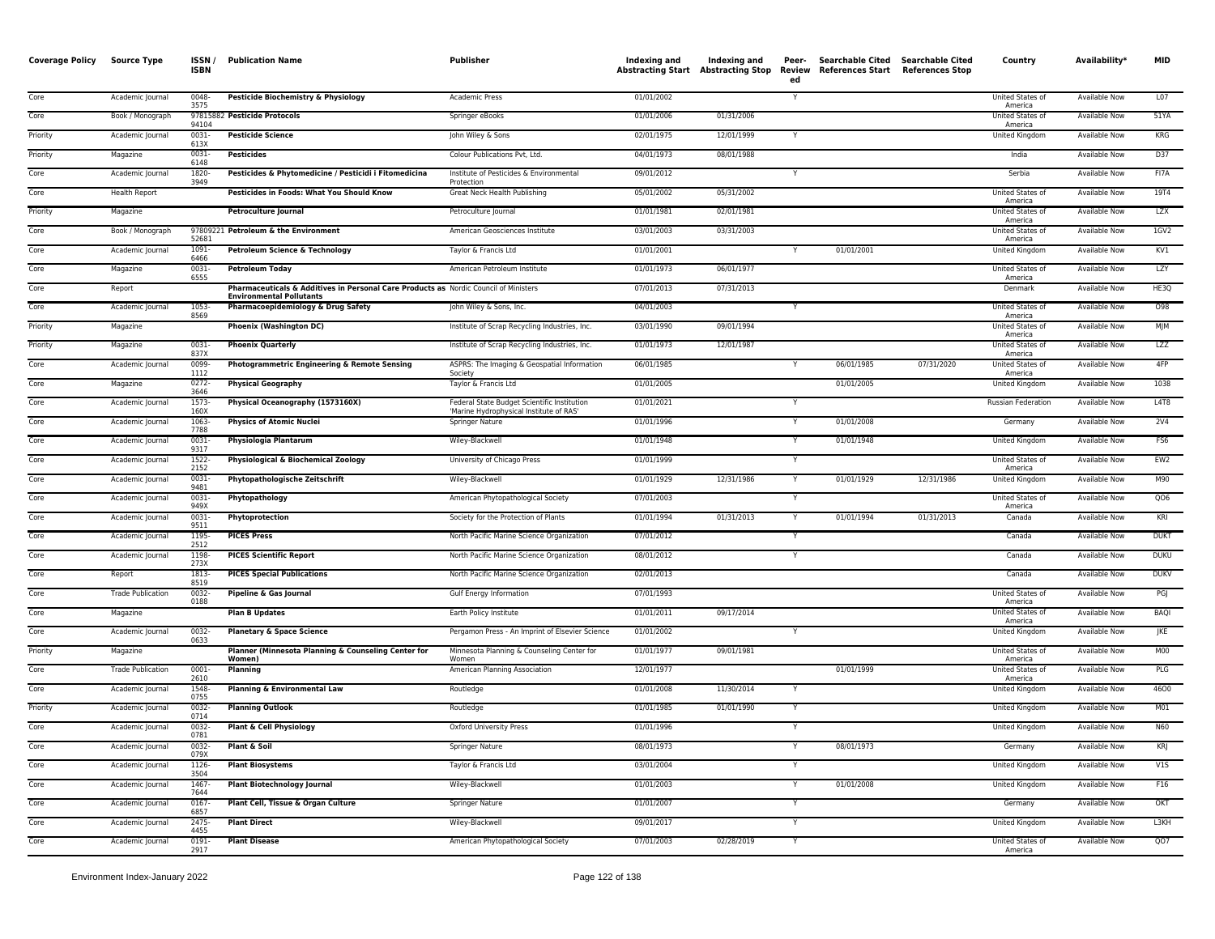| Coverage Policy | Source Type | ISSN / ISBN | Publication Name | Publisher | Indexing and Abstracting Start | Indexing and Abstracting Stop | Peer-Reviewed | Searchable Cited References Start | Searchable Cited References Stop | Country | Availability* | MID |
|---|---|---|---|---|---|---|---|---|---|---|---|---|
| Core | Academic Journal | 0048-3575 | **Pesticide Biochemistry & Physiology** | Academic Press | 01/01/2002 | | Y | | | United States of America | Available Now | L07 |
| Core | Book / Monograph | 9781588294104 | **Pesticide Protocols** | Springer eBooks | 01/01/2006 | 01/31/2006 | | | | United States of America | Available Now | 51YA |
| Priority | Academic Journal | 0031-613X | **Pesticide Science** | John Wiley & Sons | 02/01/1975 | 12/01/1999 | Y | | | United Kingdom | Available Now | KRG |
| Priority | Magazine | 0031-6148 | **Pesticides** | Colour Publications Pvt, Ltd. | 04/01/1973 | 08/01/1988 | | | | India | Available Now | D37 |
| Core | Academic Journal | 1820-3949 | **Pesticides & Phytomedicine / Pesticidi i Fitomedicina** | Institute of Pesticides & Environmental Protection | 09/01/2012 | | Y | | | Serbia | Available Now | FI7A |
| Core | Health Report | | **Pesticides in Foods: What You Should Know** | Great Neck Health Publishing | 05/01/2002 | 05/31/2002 | | | | United States of America | Available Now | 19T4 |
| Priority | Magazine | | **Petroculture Journal** | Petroculture Journal | 01/01/1981 | 02/01/1981 | | | | United States of America | Available Now | LZX |
| Core | Book / Monograph | 9780922152681 | **Petroleum & the Environment** | American Geosciences Institute | 03/01/2003 | 03/31/2003 | | | | United States of America | Available Now | 1GV2 |
| Core | Academic Journal | 1091-6466 | **Petroleum Science & Technology** | Taylor & Francis Ltd | 01/01/2001 | | Y | 01/01/2001 | | United Kingdom | Available Now | KV1 |
| Core | Magazine | 0031-6555 | **Petroleum Today** | American Petroleum Institute | 01/01/1973 | 06/01/1977 | | | | United States of America | Available Now | LZY |
| Core | Report | | **Pharmaceuticals & Additives in Personal Care Products as Environmental Pollutants** | Nordic Council of Ministers | 07/01/2013 | 07/31/2013 | | | | Denmark | Available Now | HE3Q |
| Core | Academic Journal | 1053-8569 | **Pharmacoepidemiology & Drug Safety** | John Wiley & Sons, Inc. | 04/01/2003 | | Y | | | United States of America | Available Now | O98 |
| Priority | Magazine | | **Phoenix (Washington DC)** | Institute of Scrap Recycling Industries, Inc. | 03/01/1990 | 09/01/1994 | | | | United States of America | Available Now | MJM |
| Priority | Magazine | 0031-837X | **Phoenix Quarterly** | Institute of Scrap Recycling Industries, Inc. | 01/01/1973 | 12/01/1987 | | | | United States of America | Available Now | LZZ |
| Core | Academic Journal | 0099-1112 | **Photogrammetric Engineering & Remote Sensing** | ASPRS: The Imaging & Geospatial Information Society | 06/01/1985 | | Y | 06/01/1985 | 07/31/2020 | United States of America | Available Now | 4FP |
| Core | Magazine | 0272-3646 | **Physical Geography** | Taylor & Francis Ltd | 01/01/2005 | | | 01/01/2005 | | United Kingdom | Available Now | 1038 |
| Core | Academic Journal | 1573-160X | **Physical Oceanography (1573160X)** | Federal State Budget Scientific Institution 'Marine Hydrophysical Institute of RAS' | 01/01/2021 | | Y | | | Russian Federation | Available Now | L4T8 |
| Core | Academic Journal | 1063-7788 | **Physics of Atomic Nuclei** | Springer Nature | 01/01/1996 | | Y | 01/01/2008 | | Germany | Available Now | 2V4 |
| Core | Academic Journal | 0031-9317 | **Physiologia Plantarum** | Wiley-Blackwell | 01/01/1948 | | Y | 01/01/1948 | | United Kingdom | Available Now | FS6 |
| Core | Academic Journal | 1522-2152 | **Physiological & Biochemical Zoology** | University of Chicago Press | 01/01/1999 | | Y | | | United States of America | Available Now | EW2 |
| Core | Academic Journal | 0031-9481 | **Phytopathologische Zeitschrift** | Wiley-Blackwell | 01/01/1929 | 12/31/1986 | Y | 01/01/1929 | 12/31/1986 | United Kingdom | Available Now | M90 |
| Core | Academic Journal | 0031-949X | **Phytopathology** | American Phytopathological Society | 07/01/2003 | | Y | | | United States of America | Available Now | QO6 |
| Core | Academic Journal | 0031-9511 | **Phytoprotection** | Society for the Protection of Plants | 01/01/1994 | 01/31/2013 | Y | 01/01/1994 | 01/31/2013 | Canada | Available Now | KRI |
| Core | Academic Journal | 1195-2512 | **PICES Press** | North Pacific Marine Science Organization | 07/01/2012 | | Y | | | Canada | Available Now | DUKT |
| Core | Academic Journal | 1198-273X | **PICES Scientific Report** | North Pacific Marine Science Organization | 08/01/2012 | | Y | | | Canada | Available Now | DUKU |
| Core | Report | 1813-8519 | **PICES Special Publications** | North Pacific Marine Science Organization | 02/01/2013 | | | | | Canada | Available Now | DUKV |
| Core | Trade Publication | 0032-0188 | **Pipeline & Gas Journal** | Gulf Energy Information | 07/01/1993 | | | | | United States of America | Available Now | PGJ |
| Core | Magazine | | **Plan B Updates** | Earth Policy Institute | 01/01/2011 | 09/17/2014 | | | | United States of America | Available Now | BAQI |
| Core | Academic Journal | 0032-0633 | **Planetary & Space Science** | Pergamon Press - An Imprint of Elsevier Science | 01/01/2002 | | Y | | | United Kingdom | Available Now | JKE |
| Priority | Magazine | | **Planner (Minnesota Planning & Counseling Center for Women)** | Minnesota Planning & Counseling Center for Women | 01/01/1977 | 09/01/1981 | | | | United States of America | Available Now | M00 |
| Core | Trade Publication | 0001-2610 | **Planning** | American Planning Association | 12/01/1977 | | | 01/01/1999 | | United States of America | Available Now | PLG |
| Core | Academic Journal | 1548-0755 | **Planning & Environmental Law** | Routledge | 01/01/2008 | 11/30/2014 | Y | | | United Kingdom | Available Now | 46O0 |
| Priority | Academic Journal | 0032-0714 | **Planning Outlook** | Routledge | 01/01/1985 | 01/01/1990 | Y | | | United Kingdom | Available Now | M01 |
| Core | Academic Journal | 0032-0781 | **Plant & Cell Physiology** | Oxford University Press | 01/01/1996 | | Y | | | United Kingdom | Available Now | N60 |
| Core | Academic Journal | 0032-079X | **Plant & Soil** | Springer Nature | 08/01/1973 | | Y | 08/01/1973 | | Germany | Available Now | KRJ |
| Core | Academic Journal | 1126-3504 | **Plant Biosystems** | Taylor & Francis Ltd | 03/01/2004 | | Y | | | United Kingdom | Available Now | V1S |
| Core | Academic Journal | 1467-7644 | **Plant Biotechnology Journal** | Wiley-Blackwell | 01/01/2003 | | Y | 01/01/2008 | | United Kingdom | Available Now | F16 |
| Core | Academic Journal | 0167-6857 | **Plant Cell, Tissue & Organ Culture** | Springer Nature | 01/01/2007 | | Y | | | Germany | Available Now | OKT |
| Core | Academic Journal | 2475-4455 | **Plant Direct** | Wiley-Blackwell | 09/01/2017 | | Y | | | United Kingdom | Available Now | L3KH |
| Core | Academic Journal | 0191-2917 | **Plant Disease** | American Phytopathological Society | 07/01/2003 | 02/28/2019 | Y | | | United States of America | Available Now | QO7 |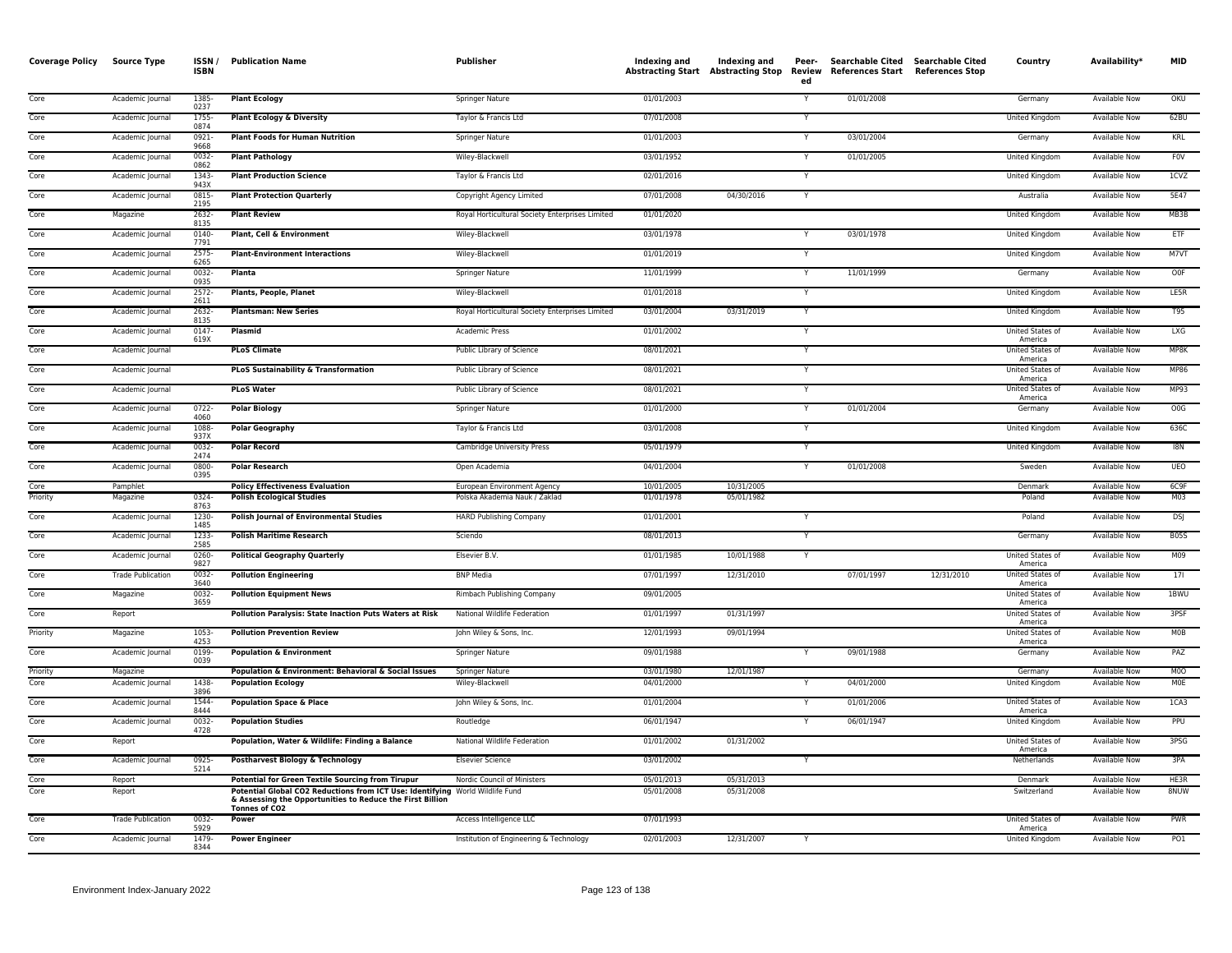| Coverage Policy | Source Type | ISSN / ISBN | Publication Name | Publisher | Indexing and Abstracting Start | Indexing and Abstracting Stop | Peer-Reviewed | Searchable Cited References Start | Searchable Cited References Stop | Country | Availability* | MID |
|---|---|---|---|---|---|---|---|---|---|---|---|---|
| Core | Academic Journal | 1385-0237 | **Plant Ecology** | Springer Nature | 01/01/2003 | | Y | 01/01/2008 | | Germany | Available Now | OKU |
| Core | Academic Journal | 1755-0874 | **Plant Ecology & Diversity** | Taylor & Francis Ltd | 07/01/2008 | | Y | | | United Kingdom | Available Now | 62BU |
| Core | Academic Journal | 0921-9668 | **Plant Foods for Human Nutrition** | Springer Nature | 01/01/2003 | | Y | 03/01/2004 | | Germany | Available Now | KRL |
| Core | Academic Journal | 0032-0862 | **Plant Pathology** | Wiley-Blackwell | 03/01/1952 | | Y | 01/01/2005 | | United Kingdom | Available Now | F0V |
| Core | Academic Journal | 1343-943X | **Plant Production Science** | Taylor & Francis Ltd | 02/01/2016 | | Y | | | United Kingdom | Available Now | 1CVZ |
| Core | Academic Journal | 0815-2195 | **Plant Protection Quarterly** | Copyright Agency Limited | 07/01/2008 | 04/30/2016 | Y | | | Australia | Available Now | 5E47 |
| Core | Magazine | 2632-8135 | **Plant Review** | Royal Horticultural Society Enterprises Limited | 01/01/2020 | | | | | United Kingdom | Available Now | MB3B |
| Core | Academic Journal | 0140-7791 | **Plant, Cell & Environment** | Wiley-Blackwell | 03/01/1978 | | Y | 03/01/1978 | | United Kingdom | Available Now | ETF |
| Core | Academic Journal | 2575-6265 | **Plant-Environment Interactions** | Wiley-Blackwell | 01/01/2019 | | Y | | | United Kingdom | Available Now | M7VT |
| Core | Academic Journal | 0032-0935 | **Planta** | Springer Nature | 11/01/1999 | | Y | 11/01/1999 | | Germany | Available Now | O0F |
| Core | Academic Journal | 2572-2611 | **Plants, People, Planet** | Wiley-Blackwell | 01/01/2018 | | Y | | | United Kingdom | Available Now | LE5R |
| Core | Academic Journal | 2632-8135 | **Plantsman: New Series** | Royal Horticultural Society Enterprises Limited | 03/01/2004 | 03/31/2019 | Y | | | United Kingdom | Available Now | T95 |
| Core | Academic Journal | 0147-619X | **Plasmid** | Academic Press | 01/01/2002 | | Y | | | United States of America | Available Now | LXG |
| Core | Academic Journal | | **PLoS Climate** | Public Library of Science | 08/01/2021 | | Y | | | United States of America | Available Now | MP8K |
| Core | Academic Journal | | **PLoS Sustainability & Transformation** | Public Library of Science | 08/01/2021 | | Y | | | United States of America | Available Now | MP86 |
| Core | Academic Journal | | **PLoS Water** | Public Library of Science | 08/01/2021 | | Y | | | United States of America | Available Now | MP93 |
| Core | Academic Journal | 0722-4060 | **Polar Biology** | Springer Nature | 01/01/2000 | | Y | 01/01/2004 | | Germany | Available Now | O0G |
| Core | Academic Journal | 1088-937X | **Polar Geography** | Taylor & Francis Ltd | 03/01/2008 | | Y | | | United Kingdom | Available Now | 636C |
| Core | Academic Journal | 0032-2474 | **Polar Record** | Cambridge University Press | 05/01/1979 | | Y | | | United Kingdom | Available Now | I8N |
| Core | Academic Journal | 0800-0395 | **Polar Research** | Open Academia | 04/01/2004 | | Y | 01/01/2008 | | Sweden | Available Now | UEO |
| Core | Pamphlet | | **Policy Effectiveness Evaluation** | European Environment Agency | 10/01/2005 | 10/31/2005 | | | | Denmark | Available Now | 6C9F |
| Priority | Magazine | 0324-8763 | **Polish Ecological Studies** | Polska Akademia Nauk / Zaklad | 01/01/1978 | 05/01/1982 | | | | Poland | Available Now | M03 |
| Core | Academic Journal | 1230-1485 | **Polish Journal of Environmental Studies** | HARD Publishing Company | 01/01/2001 | | Y | | | Poland | Available Now | DSJ |
| Core | Academic Journal | 1233-2585 | **Polish Maritime Research** | Sciendo | 08/01/2013 | | Y | | | Germany | Available Now | B05S |
| Core | Academic Journal | 0260-9827 | **Political Geography Quarterly** | Elsevier B.V. | 01/01/1985 | 10/01/1988 | Y | | | United States of America | Available Now | M09 |
| Core | Trade Publication | 0032-3640 | **Pollution Engineering** | BNP Media | 07/01/1997 | 12/31/2010 | | 07/01/1997 | 12/31/2010 | United States of America | Available Now | 17I |
| Core | Magazine | 0032-3659 | **Pollution Equipment News** | Rimbach Publishing Company | 09/01/2005 | | | | | United States of America | Available Now | 1BWU |
| Core | Report | | **Pollution Paralysis: State Inaction Puts Waters at Risk** | National Wildlife Federation | 01/01/1997 | 01/31/1997 | | | | United States of America | Available Now | 3PSF |
| Priority | Magazine | 1053-4253 | **Pollution Prevention Review** | John Wiley & Sons, Inc. | 12/01/1993 | 09/01/1994 | | | | United States of America | Available Now | M0B |
| Core | Academic Journal | 0199-0039 | **Population & Environment** | Springer Nature | 09/01/1988 | | Y | 09/01/1988 | | Germany | Available Now | PAZ |
| Priority | Magazine | | **Population & Environment: Behavioral & Social Issues** | Springer Nature | 03/01/1980 | 12/01/1987 | | | | Germany | Available Now | M0O |
| Core | Academic Journal | 1438-3896 | **Population Ecology** | Wiley-Blackwell | 04/01/2000 | | Y | 04/01/2000 | | United Kingdom | Available Now | M0E |
| Core | Academic Journal | 1544-8444 | **Population Space & Place** | John Wiley & Sons, Inc. | 01/01/2004 | | Y | 01/01/2006 | | United States of America | Available Now | 1CA3 |
| Core | Academic Journal | 0032-4728 | **Population Studies** | Routledge | 06/01/1947 | | Y | 06/01/1947 | | United Kingdom | Available Now | PPU |
| Core | Report | | **Population, Water & Wildlife: Finding a Balance** | National Wildlife Federation | 01/01/2002 | 01/31/2002 | | | | United States of America | Available Now | 3PSG |
| Core | Academic Journal | 0925-5214 | **Postharvest Biology & Technology** | Elsevier Science | 03/01/2002 | | Y | | | Netherlands | Available Now | 3PA |
| Core | Report | | **Potential for Green Textile Sourcing from Tirupur** | Nordic Council of Ministers | 05/01/2013 | 05/31/2013 | | | | Denmark | Available Now | HE3R |
| Core | Report | | **Potential Global CO2 Reductions from ICT Use: Identifying & Assessing the Opportunities to Reduce the First Billion Tonnes of CO2** | World Wildlife Fund | 05/01/2008 | 05/31/2008 | | | | Switzerland | Available Now | 8NUW |
| Core | Trade Publication | 0032-5929 | **Power** | Access Intelligence LLC | 07/01/1993 | | | | | United States of America | Available Now | PWR |
| Core | Academic Journal | 1479-8344 | **Power Engineer** | Institution of Engineering & Technology | 02/01/2003 | 12/31/2007 | Y | | | United Kingdom | Available Now | PO1 |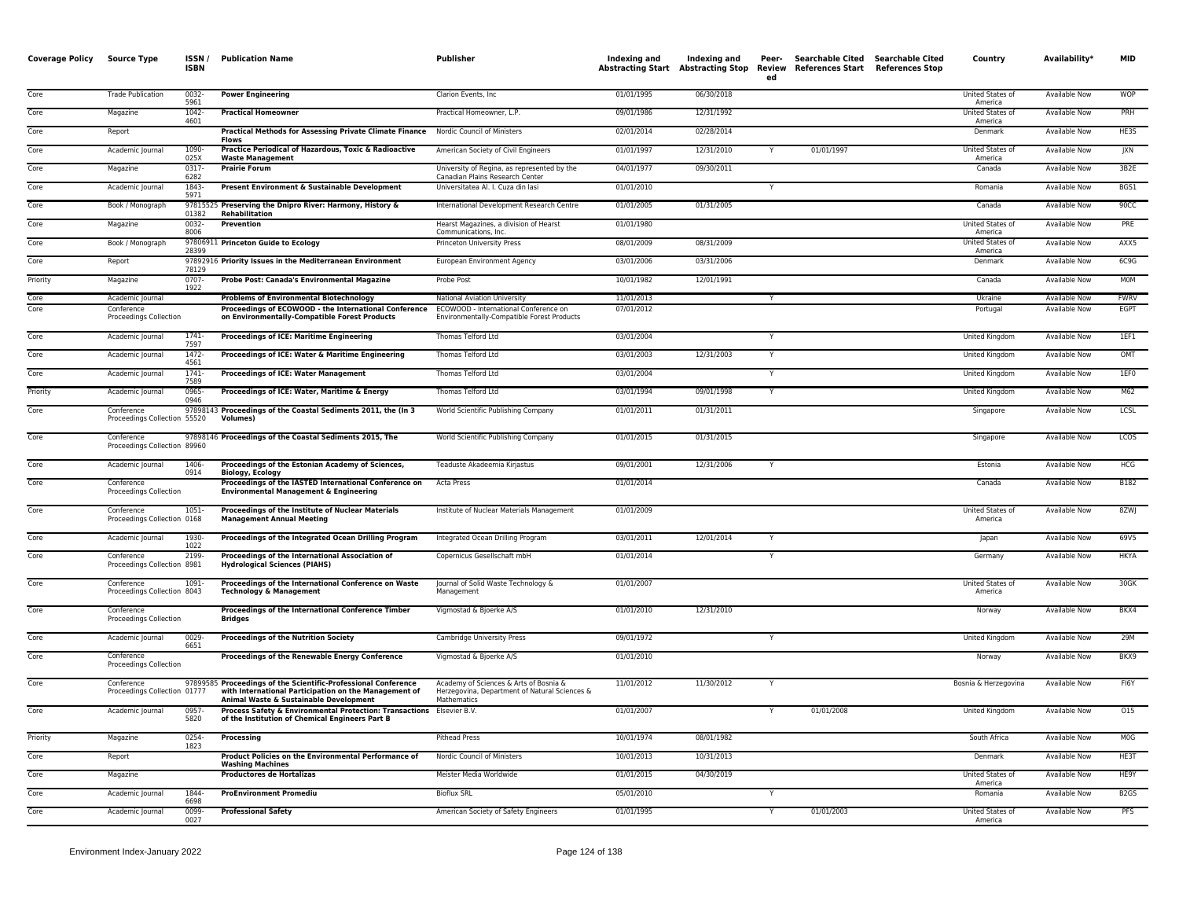| Coverage Policy | Source Type | ISSN / ISBN | Publication Name | Publisher | Indexing and Abstracting Start | Indexing and Abstracting Stop | Peer-Reviewed | Searchable Cited References Start | Searchable Cited References Stop | Country | Availability* | MID |
|---|---|---|---|---|---|---|---|---|---|---|---|---|
| Core | Trade Publication | 0032-5961 | **Power Engineering** | Clarion Events, Inc | 01/01/1995 | 06/30/2018 | | | | United States of America | Available Now | WOP |
| Core | Magazine | 1042-4601 | **Practical Homeowner** | Practical Homeowner, L.P. | 09/01/1986 | 12/31/1992 | | | | United States of America | Available Now | PRH |
| Core | Report | | **Practical Methods for Assessing Private Climate Finance Flows** | Nordic Council of Ministers | 02/01/2014 | 02/28/2014 | | | | Denmark | Available Now | HE3S |
| Core | Academic Journal | 1090-025X | **Practice Periodical of Hazardous, Toxic & Radioactive Waste Management** | American Society of Civil Engineers | 01/01/1997 | 12/31/2010 | Y | 01/01/1997 | | United States of America | Available Now | JXN |
| Core | Magazine | 0317-6282 | **Prairie Forum** | University of Regina, as represented by the Canadian Plains Research Center | 04/01/1977 | 09/30/2011 | | | | Canada | Available Now | 3B2E |
| Core | Academic Journal | 1843-5971 | **Present Environment & Sustainable Development** | Universitatea Al. I. Cuza din Iasi | 01/01/2010 | | Y | | | Romania | Available Now | BGS1 |
| Core | Book / Monograph | 9781552501382 | **Preserving the Dnipro River: Harmony, History & Rehabilitation** | International Development Research Centre | 01/01/2005 | 01/31/2005 | | | | Canada | Available Now | 90CC |
| Core | Magazine | 0032-8006 | **Prevention** | Hearst Magazines, a division of Hearst Communications, Inc. | 01/01/1980 | | | | | United States of America | Available Now | PRE |
| Core | Book / Monograph | 9780691128399 | **Princeton Guide to Ecology** | Princeton University Press | 08/01/2009 | 08/31/2009 | | | | United States of America | Available Now | AXX5 |
| Core | Report | 9789291678129 | **Priority Issues in the Mediterranean Environment** | European Environment Agency | 03/01/2006 | 03/31/2006 | | | | Denmark | Available Now | 6C9G |
| Priority | Magazine | 0707-1922 | **Probe Post: Canada's Environmental Magazine** | Probe Post | 10/01/1982 | 12/01/1991 | | | | Canada | Available Now | M0M |
| Core | Academic Journal | | **Problems of Environmental Biotechnology** | National Aviation University | 11/01/2013 | | Y | | | Ukraine | Available Now | FWRV |
| Core | Conference Proceedings Collection | | **Proceedings of ECOWOOD - the International Conference on Environmentally-Compatible Forest Products** | ECOWOOD - International Conference on Environmentally-Compatible Forest Products | 07/01/2012 | | | | | Portugal | Available Now | EGPT |
| Core | Academic Journal | 1741-7597 | **Proceedings of ICE: Maritime Engineering** | Thomas Telford Ltd | 03/01/2004 | | Y | | | United Kingdom | Available Now | 1EF1 |
| Core | Academic Journal | 1472-4561 | **Proceedings of ICE: Water & Maritime Engineering** | Thomas Telford Ltd | 03/01/2003 | 12/31/2003 | Y | | | United Kingdom | Available Now | OMT |
| Core | Academic Journal | 1741-7589 | **Proceedings of ICE: Water Management** | Thomas Telford Ltd | 03/01/2004 | | Y | | | United Kingdom | Available Now | 1EF0 |
| Priority | Academic Journal | 0965-0946 | **Proceedings of ICE: Water, Maritime & Energy** | Thomas Telford Ltd | 03/01/1994 | 09/01/1998 | Y | | | United Kingdom | Available Now | M62 |
| Core | Conference Proceedings Collection | 9789814355520 | **Proceedings of the Coastal Sediments 2011, the (In 3 Volumes)** | World Scientific Publishing Company | 01/01/2011 | 01/31/2011 | | | | Singapore | Available Now | LCSL |
| Core | Conference Proceedings Collection | 9789814689960 | **Proceedings of the Coastal Sediments 2015, The** | World Scientific Publishing Company | 01/01/2015 | 01/31/2015 | | | | Singapore | Available Now | LCOS |
| Core | Academic Journal | 1406-0914 | **Proceedings of the Estonian Academy of Sciences, Biology, Ecology** | Teaduste Akadeemia Kirjastus | 09/01/2001 | 12/31/2006 | Y | | | Estonia | Available Now | HCG |
| Core | Conference Proceedings Collection | | **Proceedings of the IASTED International Conference on Environmental Management & Engineering** | Acta Press | 01/01/2014 | | | | | Canada | Available Now | B182 |
| Core | Conference Proceedings Collection | 1051-0168 | **Proceedings of the Institute of Nuclear Materials Management Annual Meeting** | Institute of Nuclear Materials Management | 01/01/2009 | | | | | United States of America | Available Now | 8ZWJ |
| Core | Academic Journal | 1930-1022 | **Proceedings of the Integrated Ocean Drilling Program** | Integrated Ocean Drilling Program | 03/01/2011 | 12/01/2014 | Y | | | Japan | Available Now | 69V5 |
| Core | Conference Proceedings Collection | 2199-8981 | **Proceedings of the International Association of Hydrological Sciences (PIAHS)** | Copernicus Gesellschaft mbH | 01/01/2014 | | Y | | | Germany | Available Now | HKYA |
| Core | Conference Proceedings Collection | 1091-8043 | **Proceedings of the International Conference on Waste Technology & Management** | Journal of Solid Waste Technology & Management | 01/01/2007 | | | | | United States of America | Available Now | 30GK |
| Core | Conference Proceedings Collection | | **Proceedings of the International Conference Timber Bridges** | Vigmostad & Bjoerke A/S | 01/01/2010 | 12/31/2010 | | | | Norway | Available Now | BKX4 |
| Core | Academic Journal | 0029-6651 | **Proceedings of the Nutrition Society** | Cambridge University Press | 09/01/1972 | | Y | | | United Kingdom | Available Now | 29M |
| Core | Conference Proceedings Collection | | **Proceedings of the Renewable Energy Conference** | Vigmostad & Bjoerke A/S | 01/01/2010 | | | | | Norway | Available Now | BKX9 |
| Core | Conference Proceedings Collection | 9789958501777 | **Proceedings of the Scientific-Professional Conference with International Participation on the Management of Animal Waste & Sustainable Development** | Academy of Sciences & Arts of Bosnia & Herzegovina, Department of Natural Sciences & Mathematics | 11/01/2012 | 11/30/2012 | Y | | | Bosnia & Herzegovina | Available Now | FI6Y |
| Core | Academic Journal | 0957-5820 | **Process Safety & Environmental Protection: Transactions of the Institution of Chemical Engineers Part B** | Elsevier B.V. | 01/01/2007 | | Y | 01/01/2008 | | United Kingdom | Available Now | O15 |
| Priority | Magazine | 0254-1823 | **Processing** | Pithead Press | 10/01/1974 | 08/01/1982 | | | | South Africa | Available Now | M0G |
| Core | Report | | **Product Policies on the Environmental Performance of Washing Machines** | Nordic Council of Ministers | 10/01/2013 | 10/31/2013 | | | | Denmark | Available Now | HE3T |
| Core | Magazine | | **Productores de Hortalizas** | Meister Media Worldwide | 01/01/2015 | 04/30/2019 | | | | United States of America | Available Now | HE9Y |
| Core | Academic Journal | 1844-6698 | **ProEnvironment Promediu** | Bioflux SRL | 05/01/2010 | | Y | | | Romania | Available Now | B2GS |
| Core | Academic Journal | 0099-0027 | **Professional Safety** | American Society of Safety Engineers | 01/01/1995 | | Y | 01/01/2003 | | United States of America | Available Now | PFS |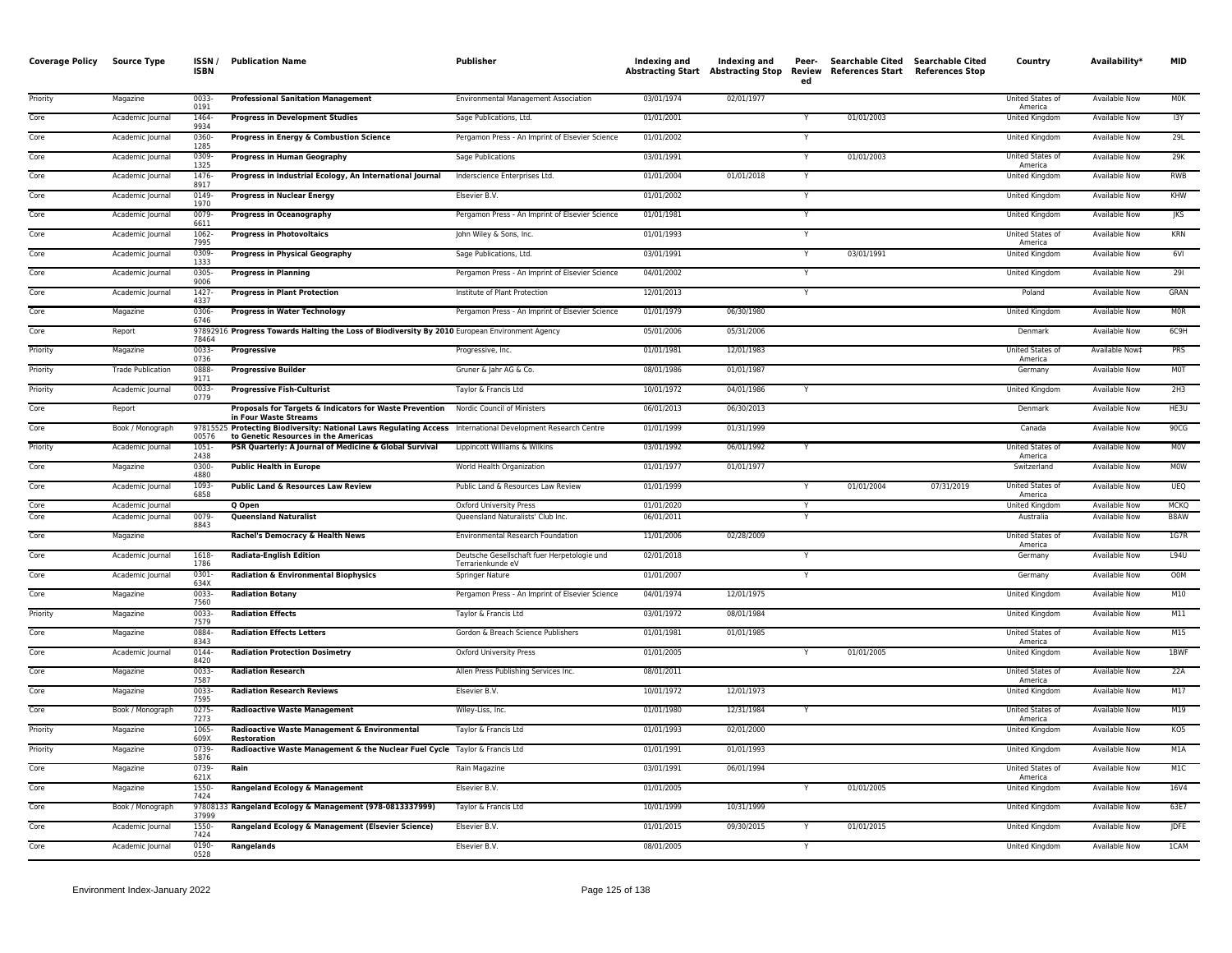| Coverage Policy | Source Type | ISSN / ISBN | Publication Name | Publisher | Indexing and Abstracting Start | Indexing and Abstracting Stop | Peer-Reviewed | Searchable Cited References Start | Searchable Cited References Stop | Country | Availability* | MID |
|---|---|---|---|---|---|---|---|---|---|---|---|---|
| Priority | Magazine | 0033-0191 | **Professional Sanitation Management** | Environmental Management Association | 03/01/1974 | 02/01/1977 | | | | United States of America | Available Now | M0K |
| Core | Academic Journal | 1464-9934 | **Progress in Development Studies** | Sage Publications, Ltd. | 01/01/2001 | | Y | 01/01/2003 | | United Kingdom | Available Now | I3Y |
| Core | Academic Journal | 0360-1285 | **Progress in Energy & Combustion Science** | Pergamon Press - An Imprint of Elsevier Science | 01/01/2002 | | Y | | | United Kingdom | Available Now | 29L |
| Core | Academic Journal | 0309-1325 | **Progress in Human Geography** | Sage Publications | 03/01/1991 | | Y | 01/01/2003 | | United States of America | Available Now | 29K |
| Core | Academic Journal | 1476-8917 | **Progress in Industrial Ecology, An International Journal** | Inderscience Enterprises Ltd. | 01/01/2004 | 01/01/2018 | Y | | | United Kingdom | Available Now | RWB |
| Core | Academic Journal | 0149-1970 | **Progress in Nuclear Energy** | Elsevier B.V. | 01/01/2002 | | Y | | | United Kingdom | Available Now | KHW |
| Core | Academic Journal | 0079-6611 | **Progress in Oceanography** | Pergamon Press - An Imprint of Elsevier Science | 01/01/1981 | | Y | | | United Kingdom | Available Now | JKS |
| Core | Academic Journal | 1062-7995 | **Progress in Photovoltaics** | John Wiley & Sons, Inc. | 01/01/1993 | | Y | | | United States of America | Available Now | KRN |
| Core | Academic Journal | 0309-1333 | **Progress in Physical Geography** | Sage Publications, Ltd. | 03/01/1991 | | Y | 03/01/1991 | | United Kingdom | Available Now | 6VI |
| Core | Academic Journal | 0305-9006 | **Progress in Planning** | Pergamon Press - An Imprint of Elsevier Science | 04/01/2002 | | Y | | | United Kingdom | Available Now | 29I |
| Core | Academic Journal | 1427-4337 | **Progress in Plant Protection** | Institute of Plant Protection | 12/01/2013 | | Y | | | Poland | Available Now | GRAN |
| Core | Magazine | 0306-6746 | **Progress in Water Technology** | Pergamon Press - An Imprint of Elsevier Science | 01/01/1979 | 06/30/1980 | | | | United Kingdom | Available Now | M0R |
| Core | Report | 9789291678464 | **Progress Towards Halting the Loss of Biodiversity By 2010** | European Environment Agency | 05/01/2006 | 05/31/2006 | | | | Denmark | Available Now | 6C9H |
| Priority | Magazine | 0033-0736 | **Progressive** | Progressive, Inc. | 01/01/1981 | 12/01/1983 | | | | United States of America | Available Now‡ | PRS |
| Priority | Trade Publication | 0888-9171 | **Progressive Builder** | Gruner & Jahr AG & Co. | 08/01/1986 | 01/01/1987 | | | | Germany | Available Now | M0T |
| Priority | Academic Journal | 0033-0779 | **Progressive Fish-Culturist** | Taylor & Francis Ltd | 10/01/1972 | 04/01/1986 | Y | | | United Kingdom | Available Now | 2H3 |
| Core | Report | | **Proposals for Targets & Indicators for Waste Prevention in Four Waste Streams** | Nordic Council of Ministers | 06/01/2013 | 06/30/2013 | | | | Denmark | Available Now | HE3U |
| Core | Book / Monograph | 9781552500576 | **Protecting Biodiversity: National Laws Regulating Access to Genetic Resources in the Americas** | International Development Research Centre | 01/01/1999 | 01/31/1999 | | | | Canada | Available Now | 90CG |
| Priority | Academic Journal | 1051-2438 | **PSR Quarterly: A Journal of Medicine & Global Survival** | Lippincott Williams & Wilkins | 03/01/1992 | 06/01/1992 | Y | | | United States of America | Available Now | M0V |
| Core | Magazine | 0300-4880 | **Public Health in Europe** | World Health Organization | 01/01/1977 | 01/01/1977 | | | | Switzerland | Available Now | M0W |
| Core | Academic Journal | 1093-6858 | **Public Land & Resources Law Review** | Public Land & Resources Law Review | 01/01/1999 | | Y | 01/01/2004 | 07/31/2019 | United States of America | Available Now | UEQ |
| Core | Academic Journal | | **Q Open** | Oxford University Press | 01/01/2020 | | Y | | | United Kingdom | Available Now | MCKQ |
| Core | Academic Journal | 0079-8843 | **Queensland Naturalist** | Queensland Naturalists' Club Inc. | 06/01/2011 | | Y | | | Australia | Available Now | B8AW |
| Core | Magazine | | **Rachel's Democracy & Health News** | Environmental Research Foundation | 11/01/2006 | 02/28/2009 | | | | United States of America | Available Now | 1G7R |
| Core | Academic Journal | 1618-1786 | **Radiata-English Edition** | Deutsche Gesellschaft fuer Herpetologie und Terrarienkunde eV | 02/01/2018 | | Y | | | Germany | Available Now | L94U |
| Core | Academic Journal | 0301-634X | **Radiation & Environmental Biophysics** | Springer Nature | 01/01/2007 | | Y | | | Germany | Available Now | O0M |
| Core | Magazine | 0033-7560 | **Radiation Botany** | Pergamon Press - An Imprint of Elsevier Science | 04/01/1974 | 12/01/1975 | | | | United Kingdom | Available Now | M10 |
| Priority | Magazine | 0033-7579 | **Radiation Effects** | Taylor & Francis Ltd | 03/01/1972 | 08/01/1984 | | | | United Kingdom | Available Now | M11 |
| Core | Magazine | 0884-8343 | **Radiation Effects Letters** | Gordon & Breach Science Publishers | 01/01/1981 | 01/01/1985 | | | | United States of America | Available Now | M15 |
| Core | Academic Journal | 0144-8420 | **Radiation Protection Dosimetry** | Oxford University Press | 01/01/2005 | | Y | 01/01/2005 | | United Kingdom | Available Now | 1BWF |
| Core | Magazine | 0033-7587 | **Radiation Research** | Allen Press Publishing Services Inc. | 08/01/2011 | | | | | United States of America | Available Now | 22A |
| Core | Magazine | 0033-7595 | **Radiation Research Reviews** | Elsevier B.V. | 10/01/1972 | 12/01/1973 | | | | United Kingdom | Available Now | M17 |
| Core | Book / Monograph | 0275-7273 | **Radioactive Waste Management** | Wiley-Liss, Inc. | 01/01/1980 | 12/31/1984 | Y | | | United States of America | Available Now | M19 |
| Priority | Magazine | 1065-609X | **Radioactive Waste Management & Environmental Restoration** | Taylor & Francis Ltd | 01/01/1993 | 02/01/2000 | | | | United Kingdom | Available Now | KO5 |
| Priority | Magazine | 0739-5876 | **Radioactive Waste Management & the Nuclear Fuel Cycle** | Taylor & Francis Ltd | 01/01/1991 | 01/01/1993 | | | | United Kingdom | Available Now | M1A |
| Core | Magazine | 0739-621X | **Rain** | Rain Magazine | 03/01/1991 | 06/01/1994 | | | | United States of America | Available Now | M1C |
| Core | Magazine | 1550-7424 | **Rangeland Ecology & Management** | Elsevier B.V. | 01/01/2005 | | Y | 01/01/2005 | | United Kingdom | Available Now | 16V4 |
| Core | Book / Monograph | 9780813337999 | **Rangeland Ecology & Management (978-0813337999)** | Taylor & Francis Ltd | 10/01/1999 | 10/31/1999 | | | | United Kingdom | Available Now | 63E7 |
| Core | Academic Journal | 1550-7424 | **Rangeland Ecology & Management (Elsevier Science)** | Elsevier B.V. | 01/01/2015 | 09/30/2015 | Y | 01/01/2015 | | United Kingdom | Available Now | JDFE |
| Core | Academic Journal | 0190-0528 | **Rangelands** | Elsevier B.V. | 08/01/2005 | | Y | | | United Kingdom | Available Now | 1CAM |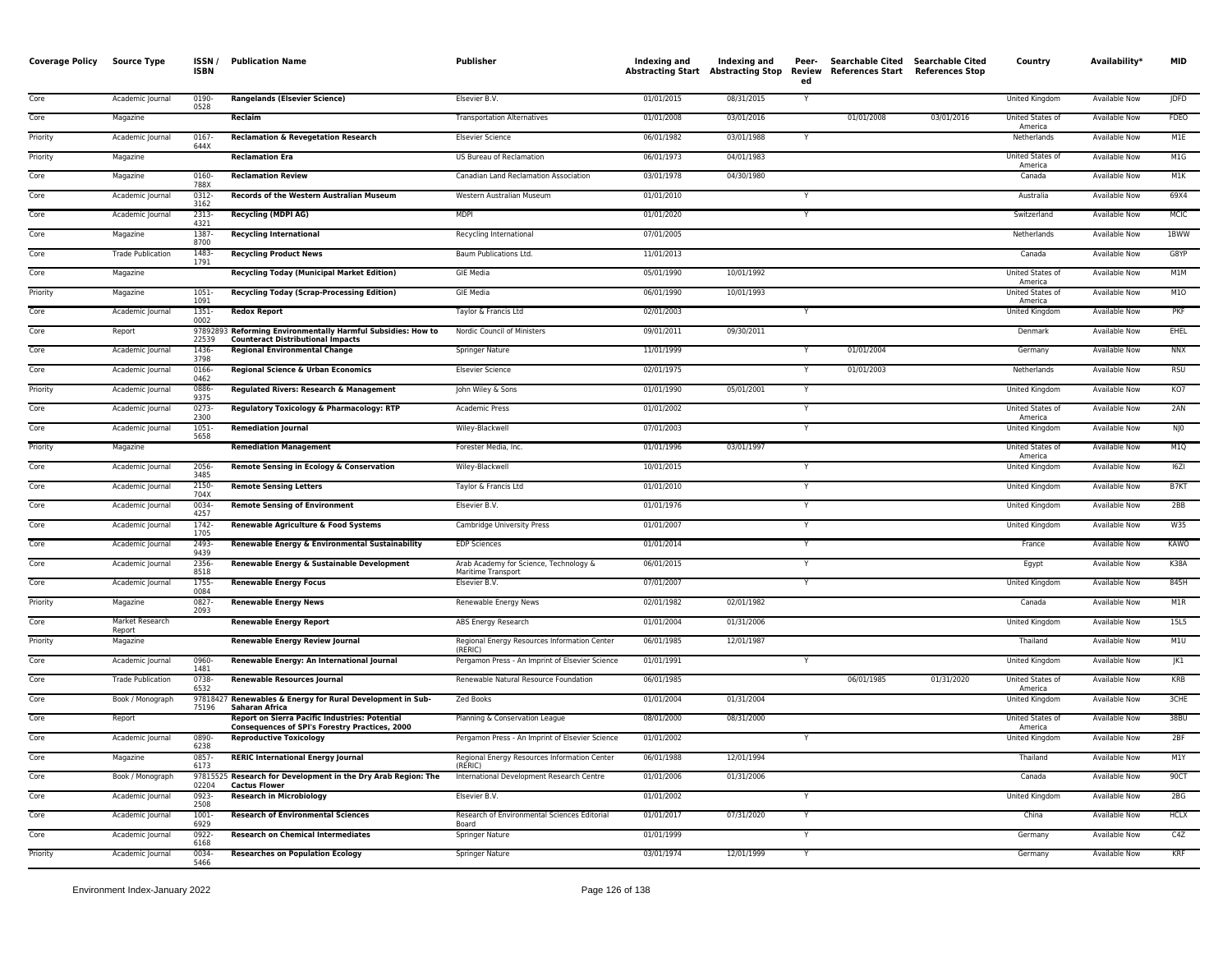| Coverage Policy | Source Type | ISSN / ISBN | Publication Name | Publisher | Indexing and Abstracting Start | Indexing and Abstracting Stop | Peer-Reviewed | Searchable Cited References Start | Searchable Cited References Stop | Country | Availability* | MID |
|---|---|---|---|---|---|---|---|---|---|---|---|---|
| Core | Academic Journal | 0190-0528 | **Rangelands (Elsevier Science)** | Elsevier B.V. | 01/01/2015 | 08/31/2015 | Y | | | United Kingdom | Available Now | JDFD |
| Core | Magazine | | **Reclaim** | Transportation Alternatives | 01/01/2008 | 03/01/2016 | | 01/01/2008 | 03/01/2016 | United States of America | Available Now | FDEO |
| Priority | Academic Journal | 0167-644X | **Reclamation & Revegetation Research** | Elsevier Science | 06/01/1982 | 03/01/1988 | Y | | | Netherlands | Available Now | M1E |
| Priority | Magazine | | **Reclamation Era** | US Bureau of Reclamation | 06/01/1973 | 04/01/1983 | | | | United States of America | Available Now | M1G |
| Core | Magazine | 0160-788X | **Reclamation Review** | Canadian Land Reclamation Association | 03/01/1978 | 04/30/1980 | | | | Canada | Available Now | M1K |
| Core | Academic Journal | 0312-3162 | **Records of the Western Australian Museum** | Western Australian Museum | 01/01/2010 | | Y | | | Australia | Available Now | 69X4 |
| Core | Academic Journal | 2313-4321 | **Recycling (MDPI AG)** | MDPI | 01/01/2020 | | Y | | | Switzerland | Available Now | MCIC |
| Core | Magazine | 1387-8700 | **Recycling International** | Recycling International | 07/01/2005 | | | | | Netherlands | Available Now | 1BWW |
| Core | Trade Publication | 1483-1791 | **Recycling Product News** | Baum Publications Ltd. | 11/01/2013 | | | | | Canada | Available Now | G8YP |
| Core | Magazine | | **Recycling Today (Municipal Market Edition)** | GIE Media | 05/01/1990 | 10/01/1992 | | | | United States of America | Available Now | M1M |
| Priority | Magazine | 1051-1091 | **Recycling Today (Scrap-Processing Edition)** | GIE Media | 06/01/1990 | 10/01/1993 | | | | United States of America | Available Now | M1O |
| Core | Academic Journal | 1351-0002 | **Redox Report** | Taylor & Francis Ltd | 02/01/2003 | | Y | | | United Kingdom | Available Now | PKF |
| Core | Report | 9789289322539 | **Reforming Environmentally Harmful Subsidies: How to Counteract Distributional Impacts** | Nordic Council of Ministers | 09/01/2011 | 09/30/2011 | | | | Denmark | Available Now | EHEL |
| Core | Academic Journal | 1436-3798 | **Regional Environmental Change** | Springer Nature | 11/01/1999 | | Y | 01/01/2004 | | Germany | Available Now | NNX |
| Core | Academic Journal | 0166-0462 | **Regional Science & Urban Economics** | Elsevier Science | 02/01/1975 | | Y | 01/01/2003 | | Netherlands | Available Now | RSU |
| Priority | Academic Journal | 0886-9375 | **Regulated Rivers: Research & Management** | John Wiley & Sons | 01/01/1990 | 05/01/2001 | Y | | | United Kingdom | Available Now | KO7 |
| Core | Academic Journal | 0273-2300 | **Regulatory Toxicology & Pharmacology: RTP** | Academic Press | 01/01/2002 | | Y | | | United States of America | Available Now | 2AN |
| Core | Academic Journal | 1051-5658 | **Remediation Journal** | Wiley-Blackwell | 07/01/2003 | | Y | | | United Kingdom | Available Now | NJ0 |
| Priority | Magazine | | **Remediation Management** | Forester Media, Inc. | 01/01/1996 | 03/01/1997 | | | | United States of America | Available Now | M1Q |
| Core | Academic Journal | 2056-3485 | **Remote Sensing in Ecology & Conservation** | Wiley-Blackwell | 10/01/2015 | | Y | | | United Kingdom | Available Now | I6ZI |
| Core | Academic Journal | 2150-704X | **Remote Sensing Letters** | Taylor & Francis Ltd | 01/01/2010 | | Y | | | United Kingdom | Available Now | B7KT |
| Core | Academic Journal | 0034-4257 | **Remote Sensing of Environment** | Elsevier B.V. | 01/01/1976 | | Y | | | United Kingdom | Available Now | 2BB |
| Core | Academic Journal | 1742-1705 | **Renewable Agriculture & Food Systems** | Cambridge University Press | 01/01/2007 | | Y | | | United Kingdom | Available Now | W35 |
| Core | Academic Journal | 2493-9439 | **Renewable Energy & Environmental Sustainability** | EDP Sciences | 01/01/2014 | | Y | | | France | Available Now | KAWO |
| Core | Academic Journal | 2356-8518 | **Renewable Energy & Sustainable Development** | Arab Academy for Science, Technology & Maritime Transport | 06/01/2015 | | Y | | | Egypt | Available Now | K38A |
| Core | Academic Journal | 1755-0084 | **Renewable Energy Focus** | Elsevier B.V. | 07/01/2007 | | Y | | | United Kingdom | Available Now | 845H |
| Priority | Magazine | 0827-2093 | **Renewable Energy News** | Renewable Energy News | 02/01/1982 | 02/01/1982 | | | | Canada | Available Now | M1R |
| Core | Market Research Report | | **Renewable Energy Report** | ABS Energy Research | 01/01/2004 | 01/31/2006 | | | | United Kingdom | Available Now | 15L5 |
| Priority | Magazine | | **Renewable Energy Review Journal** | Regional Energy Resources Information Center (RERIC) | 06/01/1985 | 12/01/1987 | | | | Thailand | Available Now | M1U |
| Core | Academic Journal | 0960-1481 | **Renewable Energy: An International Journal** | Pergamon Press - An Imprint of Elsevier Science | 01/01/1991 | | Y | | | United Kingdom | Available Now | JK1 |
| Core | Trade Publication | 0738-6532 | **Renewable Resources Journal** | Renewable Natural Resource Foundation | 06/01/1985 | | | 06/01/1985 | 01/31/2020 | United States of America | Available Now | KRB |
| Core | Book / Monograph | 9781842775196 | **Renewables & Energy for Rural Development in Sub-Saharan Africa** | Zed Books | 01/01/2004 | 01/31/2004 | | | | United Kingdom | Available Now | 3CHE |
| Core | Report | | **Report on Sierra Pacific Industries: Potential Consequences of SPI's Forestry Practices, 2000** | Planning & Conservation League | 08/01/2000 | 08/31/2000 | | | | United States of America | Available Now | 38BU |
| Core | Academic Journal | 0890-6238 | **Reproductive Toxicology** | Pergamon Press - An Imprint of Elsevier Science | 01/01/2002 | | Y | | | United Kingdom | Available Now | 2BF |
| Core | Magazine | 0857-6173 | **RERIC International Energy Journal** | Regional Energy Resources Information Center (RERIC) | 06/01/1988 | 12/01/1994 | | | | Thailand | Available Now | M1Y |
| Core | Book / Monograph | 9781552502204 | **Research for Development in the Dry Arab Region: The Cactus Flower** | International Development Research Centre | 01/01/2006 | 01/31/2006 | | | | Canada | Available Now | 90CT |
| Core | Academic Journal | 0923-2508 | **Research in Microbiology** | Elsevier B.V. | 01/01/2002 | | Y | | | United Kingdom | Available Now | 2BG |
| Core | Academic Journal | 1001-6929 | **Research of Environmental Sciences** | Research of Environmental Sciences Editorial Board | 01/01/2017 | 07/31/2020 | Y | | | China | Available Now | HCLX |
| Core | Academic Journal | 0922-6168 | **Research on Chemical Intermediates** | Springer Nature | 01/01/1999 | | Y | | | Germany | Available Now | C4Z |
| Priority | Academic Journal | 0034-5466 | **Researches on Population Ecology** | Springer Nature | 03/01/1974 | 12/01/1999 | Y | | | Germany | Available Now | KRF |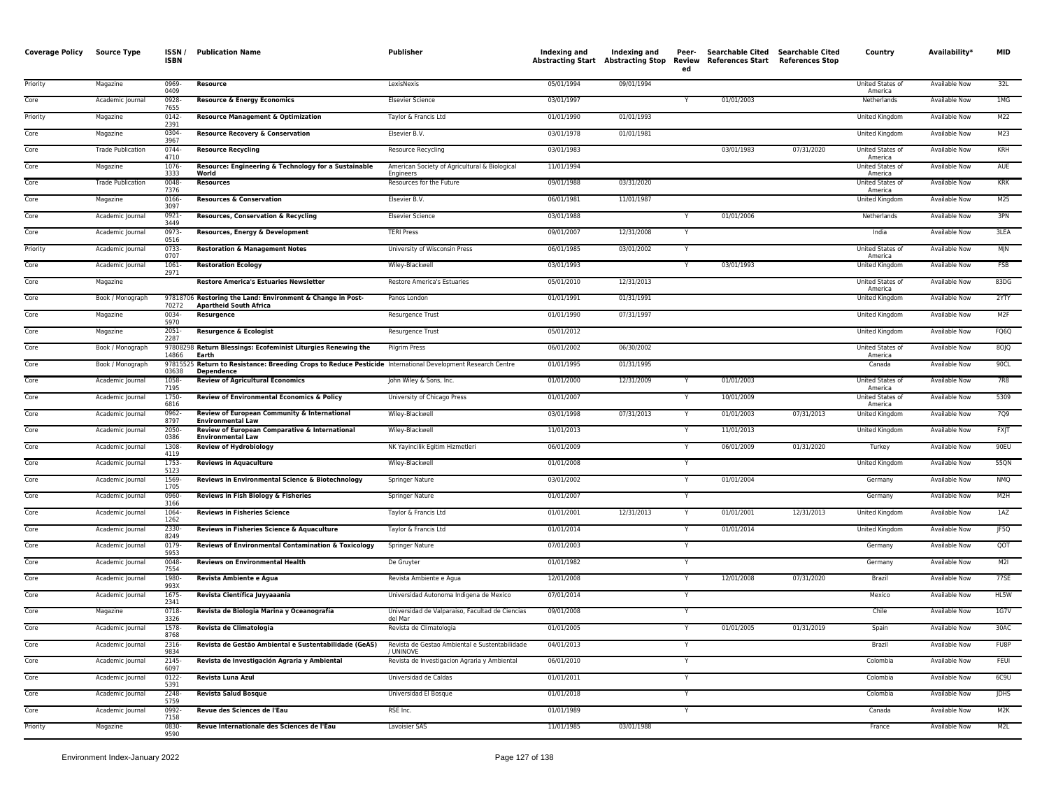| Coverage Policy | Source Type | ISSN / ISBN | Publication Name | Publisher | Indexing and Abstracting Start | Indexing and Abstracting Stop | Peer-Reviewed | Searchable Cited References Start | Searchable Cited References Stop | Country | Availability* | MID |
|---|---|---|---|---|---|---|---|---|---|---|---|---|
| Priority | Magazine | 0969-0409 | **Resource** | LexisNexis | 05/01/1994 | 09/01/1994 | | | | United States of America | Available Now | 32L |
| Core | Academic Journal | 0928-7655 | **Resource & Energy Economics** | Elsevier Science | 03/01/1997 | | Y | 01/01/2003 | | Netherlands | Available Now | 1MG |
| Priority | Magazine | 0142-2391 | **Resource Management & Optimization** | Taylor & Francis Ltd | 01/01/1990 | 01/01/1993 | | | | United Kingdom | Available Now | M22 |
| Core | Magazine | 0304-3967 | **Resource Recovery & Conservation** | Elsevier B.V. | 03/01/1978 | 01/01/1981 | | | | United Kingdom | Available Now | M23 |
| Core | Trade Publication | 0744-4710 | **Resource Recycling** | Resource Recycling | 03/01/1983 | | | 03/01/1983 | 07/31/2020 | United States of America | Available Now | KRH |
| Core | Magazine | 1076-3333 | **Resource: Engineering & Technology for a Sustainable World** | American Society of Agricultural & Biological Engineers | 11/01/1994 | | | | | United States of America | Available Now | AUE |
| Core | Trade Publication | 0048-7376 | **Resources** | Resources for the Future | 09/01/1988 | 03/31/2020 | | | | United States of America | Available Now | KRK |
| Core | Magazine | 0166-3097 | **Resources & Conservation** | Elsevier B.V. | 06/01/1981 | 11/01/1987 | | | | United Kingdom | Available Now | M25 |
| Core | Academic Journal | 0921-3449 | **Resources, Conservation & Recycling** | Elsevier Science | 03/01/1988 | | Y | 01/01/2006 | | Netherlands | Available Now | 3PN |
| Core | Academic Journal | 0973-0516 | **Resources, Energy & Development** | TERI Press | 09/01/2007 | 12/31/2008 | Y | | | India | Available Now | 3LEA |
| Priority | Academic Journal | 0733-0707 | **Restoration & Management Notes** | University of Wisconsin Press | 06/01/1985 | 03/01/2002 | Y | | | United States of America | Available Now | MJN |
| Core | Academic Journal | 1061-2971 | **Restoration Ecology** | Wiley-Blackwell | 03/01/1993 | | Y | 03/01/1993 | | United Kingdom | Available Now | FSB |
| Core | Magazine | | **Restore America's Estuaries Newsletter** | Restore America's Estuaries | 05/01/2010 | 12/31/2013 | | | | United States of America | Available Now | 83DG |
| Core | Book / Monograph | 9781870670272 | **Restoring the Land: Environment & Change in Post-Apartheid South Africa** | Panos London | 01/01/1991 | 01/31/1991 | | | | United Kingdom | Available Now | 2YTY |
| Core | Magazine | 0034-5970 | **Resurgence** | Resurgence Trust | 01/01/1990 | 07/31/1997 | | | | United Kingdom | Available Now | M2F |
| Core | Magazine | 2051-2287 | **Resurgence & Ecologist** | Resurgence Trust | 05/01/2012 | | | | | United Kingdom | Available Now | FQ6Q |
| Core | Book / Monograph | 9780829814866 | **Return Blessings: Ecofeminist Liturgies Renewing the Earth** | Pilgrim Press | 06/01/2002 | 06/30/2002 | | | | United States of America | Available Now | 8OJQ |
| Core | Book / Monograph | 9781552503638 | **Return to Resistance: Breeding Crops to Reduce Pesticide Dependence** | International Development Research Centre | 01/01/1995 | 01/31/1995 | | | | Canada | Available Now | 9OCL |
| Core | Academic Journal | 1058-7195 | **Review of Agricultural Economics** | John Wiley & Sons, Inc. | 01/01/2000 | 12/31/2009 | Y | 01/01/2003 | | United States of America | Available Now | 7R8 |
| Core | Academic Journal | 1750-6816 | **Review of Environmental Economics & Policy** | University of Chicago Press | 01/01/2007 | | Y | 10/01/2009 | | United States of America | Available Now | 5309 |
| Core | Academic Journal | 0962-8797 | **Review of European Community & International Environmental Law** | Wiley-Blackwell | 03/01/1998 | 07/31/2013 | Y | 01/01/2003 | 07/31/2013 | United Kingdom | Available Now | 7Q9 |
| Core | Academic Journal | 2050-0386 | **Review of European Comparative & International Environmental Law** | Wiley-Blackwell | 11/01/2013 | | Y | 11/01/2013 | | United Kingdom | Available Now | FXJT |
| Core | Academic Journal | 1308-4119 | **Review of Hydrobiology** | NK Yayincilik Egitim Hizmetleri | 06/01/2009 | | Y | 06/01/2009 | 01/31/2020 | Turkey | Available Now | 9OEU |
| Core | Academic Journal | 1753-5123 | **Reviews in Aquaculture** | Wiley-Blackwell | 01/01/2008 | | Y | | | United Kingdom | Available Now | 55QN |
| Core | Academic Journal | 1569-1705 | **Reviews in Environmental Science & Biotechnology** | Springer Nature | 03/01/2002 | | Y | 01/01/2004 | | Germany | Available Now | NMQ |
| Core | Academic Journal | 0960-3166 | **Reviews in Fish Biology & Fisheries** | Springer Nature | 01/01/2007 | | Y | | | Germany | Available Now | M2H |
| Core | Academic Journal | 1064-1262 | **Reviews in Fisheries Science** | Taylor & Francis Ltd | 01/01/2001 | 12/31/2013 | Y | 01/01/2001 | 12/31/2013 | United Kingdom | Available Now | 1AZ |
| Core | Academic Journal | 2330-8249 | **Reviews in Fisheries Science & Aquaculture** | Taylor & Francis Ltd | 01/01/2014 | | Y | 01/01/2014 | | United Kingdom | Available Now | JF5Q |
| Core | Academic Journal | 0179-5953 | **Reviews of Environmental Contamination & Toxicology** | Springer Nature | 07/01/2003 | | Y | | | Germany | Available Now | QOT |
| Core | Academic Journal | 0048-7554 | **Reviews on Environmental Health** | De Gruyter | 01/01/1982 | | Y | | | Germany | Available Now | M2I |
| Core | Academic Journal | 1980-993X | **Revista Ambiente e Agua** | Revista Ambiente e Agua | 12/01/2008 | | Y | 12/01/2008 | 07/31/2020 | Brazil | Available Now | 77SE |
| Core | Academic Journal | 1675-2341 | **Revista Cientifica Juyyaania** | Universidad Autonoma Indigena de Mexico | 07/01/2014 | | Y | | | Mexico | Available Now | HL5W |
| Core | Magazine | 0718-3326 | **Revista de Biología Marina y Oceanografía** | Universidad de Valparaiso, Facultad de Ciencias del Mar | 09/01/2008 | | Y | | | Chile | Available Now | 1G7V |
| Core | Academic Journal | 1578-8768 | **Revista de Climatologia** | Revista de Climatologia | 01/01/2005 | | Y | 01/01/2005 | 01/31/2019 | Spain | Available Now | 30AC |
| Core | Academic Journal | 2316-9834 | **Revista de Gestão Ambiental e Sustentabilidade (GeAS)** | Revista de Gestao Ambiental e Sustentabilidade / UNINOVE | 04/01/2013 | | Y | | | Brazil | Available Now | FU8P |
| Core | Academic Journal | 2145-6097 | **Revista de Investigación Agraria y Ambiental** | Revista de Investigacion Agraria y Ambiental | 06/01/2010 | | Y | | | Colombia | Available Now | FEUI |
| Core | Academic Journal | 0122-5391 | **Revista Luna Azul** | Universidad de Caldas | 01/01/2011 | | Y | | | Colombia | Available Now | 6C9U |
| Core | Academic Journal | 2248-5759 | **Revista Salud Bosque** | Universidad El Bosque | 01/01/2018 | | Y | | | Colombia | Available Now | JDHS |
| Core | Academic Journal | 0992-7158 | **Revue des Sciences de l'Eau** | RSE Inc. | 01/01/1989 | | Y | | | Canada | Available Now | M2K |
| Priority | Magazine | 0830-9590 | **Revue Internationale des Sciences de l'Eau** | Lavoisier SAS | 11/01/1985 | 03/01/1988 | | | | France | Available Now | M2L |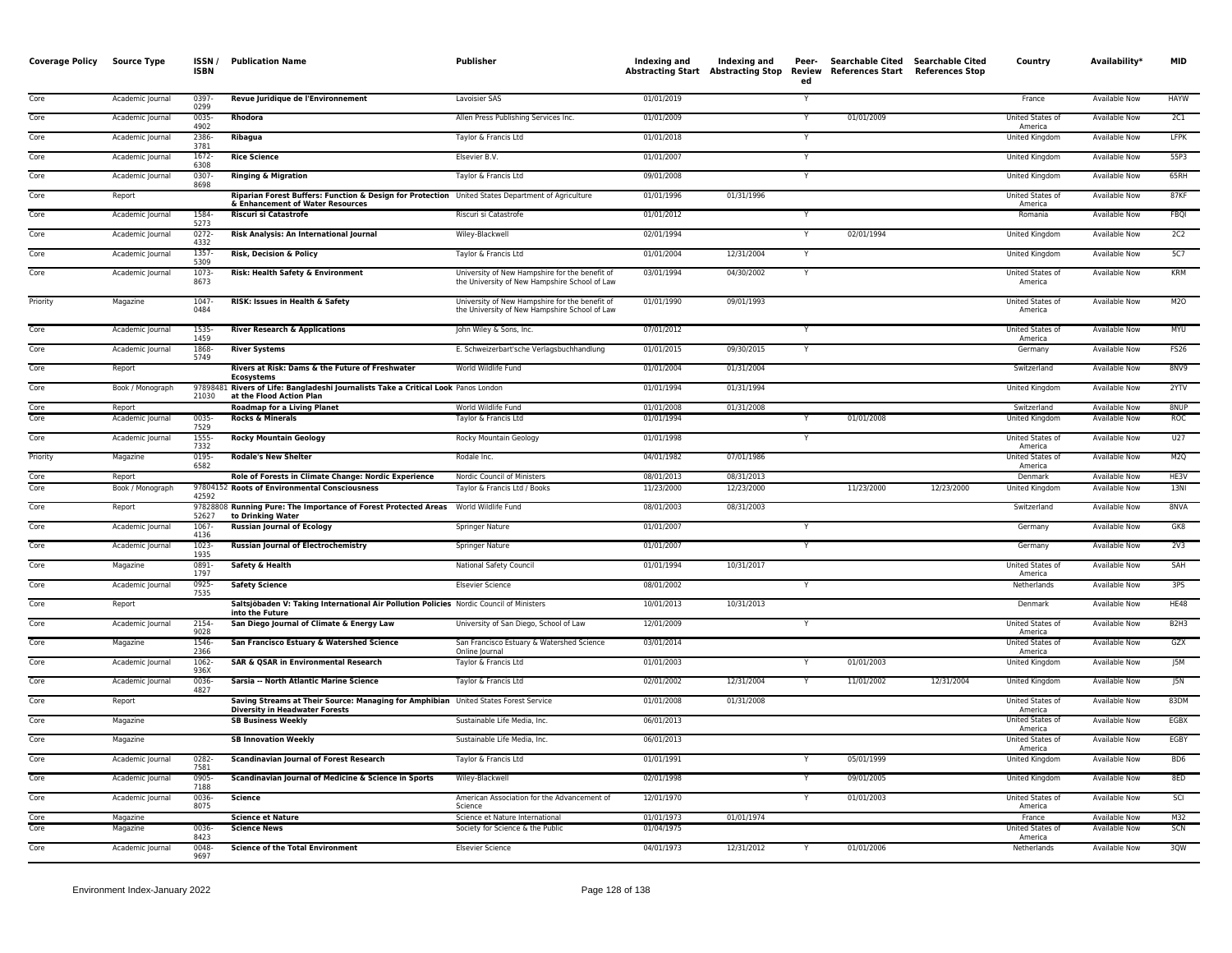| Coverage Policy | Source Type | ISSN / ISBN | Publication Name | Publisher | Indexing and Abstracting Start | Indexing and Abstracting Stop | Peer-Reviewed | Searchable Cited References Start | Searchable Cited References Stop | Country | Availability* | MID |
|---|---|---|---|---|---|---|---|---|---|---|---|---|
| Core | Academic Journal | 0397-0299 | **Revue Juridique de l'Environnement** | Lavoisier SAS | 01/01/2019 | | Y | | | France | Available Now | HAYW |
| Core | Academic Journal | 0035-4902 | **Rhodora** | Allen Press Publishing Services Inc. | 01/01/2009 | | Y | 01/01/2009 | | United States of America | Available Now | 2C1 |
| Core | Academic Journal | 2386-3781 | **Ribagua** | Taylor & Francis Ltd | 01/01/2018 | | Y | | | United Kingdom | Available Now | LFPK |
| Core | Academic Journal | 1672-6308 | **Rice Science** | Elsevier B.V. | 01/01/2007 | | Y | | | United Kingdom | Available Now | 55P3 |
| Core | Academic Journal | 0307-8698 | **Ringing & Migration** | Taylor & Francis Ltd | 09/01/2008 | | Y | | | United Kingdom | Available Now | 65RH |
| Core | Report | | **Riparian Forest Buffers: Function & Design for Protection & Enhancement of Water Resources** | United States Department of Agriculture | 01/01/1996 | 01/31/1996 | | | | United States of America | Available Now | 87KF |
| Core | Academic Journal | 1584-5273 | **Riscuri si Catastrofe** | Riscuri si Catastrofe | 01/01/2012 | | Y | | | Romania | Available Now | FBQI |
| Core | Academic Journal | 0272-4332 | **Risk Analysis: An International Journal** | Wiley-Blackwell | 02/01/1994 | | Y | 02/01/1994 | | United Kingdom | Available Now | 2C2 |
| Core | Academic Journal | 1357-5309 | **Risk, Decision & Policy** | Taylor & Francis Ltd | 01/01/2004 | 12/31/2004 | Y | | | United Kingdom | Available Now | 5C7 |
| Core | Academic Journal | 1073-8673 | **Risk: Health Safety & Environment** | University of New Hampshire for the benefit of the University of New Hampshire School of Law | 03/01/1994 | 04/30/2002 | Y | | | United States of America | Available Now | KRM |
| Priority | Magazine | 1047-0484 | **RISK: Issues in Health & Safety** | University of New Hampshire for the benefit of the University of New Hampshire School of Law | 01/01/1990 | 09/01/1993 | | | | United States of America | Available Now | M2O |
| Core | Academic Journal | 1535-1459 | **River Research & Applications** | John Wiley & Sons, Inc. | 07/01/2012 | | Y | | | United States of America | Available Now | MYU |
| Core | Academic Journal | 1868-5749 | **River Systems** | E. Schweizerbart'sche Verlagsbuchhandlung | 01/01/2015 | 09/30/2015 | Y | | | Germany | Available Now | FS26 |
| Core | Report | | **Rivers at Risk: Dams & the Future of Freshwater Ecosystems** | World Wildlife Fund | 01/01/2004 | 01/31/2004 | | | | Switzerland | Available Now | 8NV9 |
| Core | Book / Monograph | 9789848121030 | **Rivers of Life: Bangladeshi Journalists Take a Critical Look at the Flood Action Plan** | Panos London | 01/01/1994 | 01/31/1994 | | | | United Kingdom | Available Now | 2YTV |
| Core | Report | | **Roadmap for a Living Planet** | World Wildlife Fund | 01/01/2008 | 01/31/2008 | | | | Switzerland | Available Now | 8NUP |
| Core | Academic Journal | 0035-7529 | **Rocks & Minerals** | Taylor & Francis Ltd | 01/01/1994 | | Y | 01/01/2008 | | United Kingdom | Available Now | ROC |
| Core | Academic Journal | 1555-7332 | **Rocky Mountain Geology** | Rocky Mountain Geology | 01/01/1998 | | Y | | | United States of America | Available Now | U27 |
| Priority | Magazine | 0195-6582 | **Rodale's New Shelter** | Rodale Inc. | 04/01/1982 | 07/01/1986 | | | | United States of America | Available Now | M2Q |
| Core | Report | | **Role of Forests in Climate Change: Nordic Experience** | Nordic Council of Ministers | 08/01/2013 | 08/31/2013 | | | | Denmark | Available Now | HE3V |
| Core | Book / Monograph | 9780415242592 | **Roots of Environmental Consciousness** | Taylor & Francis Ltd / Books | 11/23/2000 | 12/23/2000 | | 11/23/2000 | 12/23/2000 | United Kingdom | Available Now | 13NI |
| Core | Report | 9782880852627 | **Running Pure: The Importance of Forest Protected Areas to Drinking Water** | World Wildlife Fund | 08/01/2003 | 08/31/2003 | | | | Switzerland | Available Now | 8NVA |
| Core | Academic Journal | 1067-4136 | **Russian Journal of Ecology** | Springer Nature | 01/01/2007 | | Y | | | Germany | Available Now | GK8 |
| Core | Academic Journal | 1023-1935 | **Russian Journal of Electrochemistry** | Springer Nature | 01/01/2007 | | Y | | | Germany | Available Now | 2V3 |
| Core | Magazine | 0891-1797 | **Safety & Health** | National Safety Council | 01/01/1994 | 10/31/2017 | | | | United States of America | Available Now | SAH |
| Core | Academic Journal | 0925-7535 | **Safety Science** | Elsevier Science | 08/01/2002 | | Y | | | Netherlands | Available Now | 3PS |
| Core | Report | | **Saltsjöbaden V: Taking International Air Pollution Policies into the Future** | Nordic Council of Ministers | 10/01/2013 | 10/31/2013 | | | | Denmark | Available Now | HE48 |
| Core | Academic Journal | 2154-9028 | **San Diego Journal of Climate & Energy Law** | University of San Diego, School of Law | 12/01/2009 | | Y | | | United States of America | Available Now | B2H3 |
| Core | Magazine | 1546-2366 | **San Francisco Estuary & Watershed Science** | San Francisco Estuary & Watershed Science Online Journal | 03/01/2014 | | | | | United States of America | Available Now | GZX |
| Core | Academic Journal | 1062-936X | **SAR & QSAR in Environmental Research** | Taylor & Francis Ltd | 01/01/2003 | | Y | 01/01/2003 | | United Kingdom | Available Now | J5M |
| Core | Academic Journal | 0036-4827 | **Sarsia -- North Atlantic Marine Science** | Taylor & Francis Ltd | 02/01/2002 | 12/31/2004 | Y | 11/01/2002 | 12/31/2004 | United Kingdom | Available Now | J5N |
| Core | Report | | **Saving Streams at Their Source: Managing for Amphibian Diversity in Headwater Forests** | United States Forest Service | 01/01/2008 | 01/31/2008 | | | | United States of America | Available Now | 83DM |
| Core | Magazine | | **SB Business Weekly** | Sustainable Life Media, Inc. | 06/01/2013 | | | | | United States of America | Available Now | EGBX |
| Core | Magazine | | **SB Innovation Weekly** | Sustainable Life Media, Inc. | 06/01/2013 | | | | | United States of America | Available Now | EGBY |
| Core | Academic Journal | 0282-7581 | **Scandinavian Journal of Forest Research** | Taylor & Francis Ltd | 01/01/1991 | | Y | 05/01/1999 | | United Kingdom | Available Now | BD6 |
| Core | Academic Journal | 0905-7188 | **Scandinavian Journal of Medicine & Science in Sports** | Wiley-Blackwell | 02/01/1998 | | Y | 09/01/2005 | | United Kingdom | Available Now | 8ED |
| Core | Academic Journal | 0036-8075 | **Science** | American Association for the Advancement of Science | 12/01/1970 | | Y | 01/01/2003 | | United States of America | Available Now | SCI |
| Core | Magazine | | **Science et Nature** | Science et Nature International | 01/01/1973 | 01/01/1974 | | | | France | Available Now | M32 |
| Core | Magazine | 0036-8423 | **Science News** | Society for Science & the Public | 01/04/1975 | | | | | United States of America | Available Now | SCN |
| Core | Academic Journal | 0048-9697 | **Science of the Total Environment** | Elsevier Science | 04/01/1973 | 12/31/2012 | Y | 01/01/2006 | | Netherlands | Available Now | 3QW |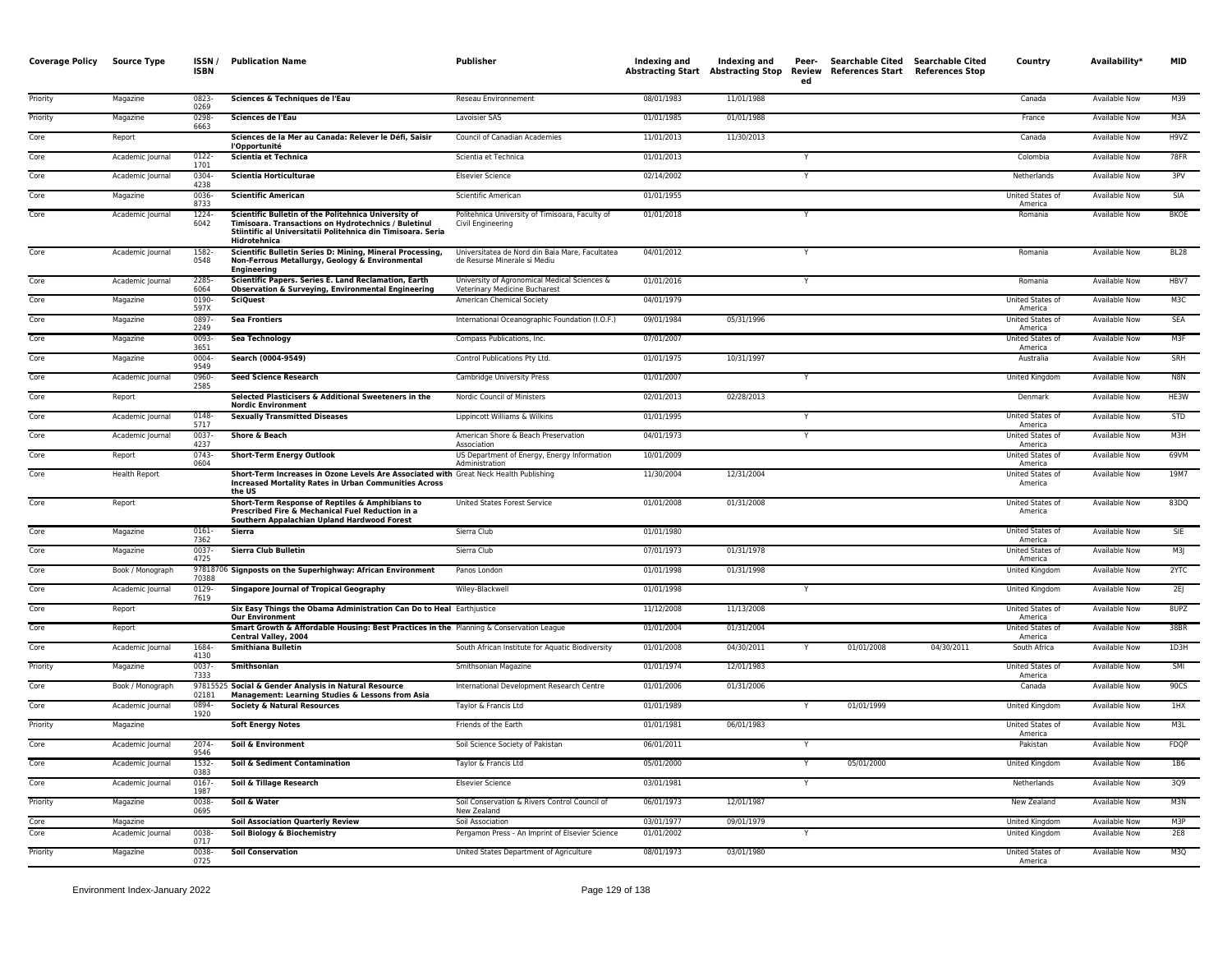| Coverage Policy | Source Type | ISSN / ISBN | Publication Name | Publisher | Indexing and Abstracting Start | Indexing and Abstracting Stop | Peer-Reviewed | Searchable Cited References Start | Searchable Cited References Stop | Country | Availability* | MID |
|---|---|---|---|---|---|---|---|---|---|---|---|---|
| Priority | Magazine | 0823-0269 | **Sciences & Techniques de l'Eau** | Reseau Environnement | 08/01/1983 | 11/01/1988 | | | | Canada | Available Now | M39 |
| Priority | Magazine | 0298-6663 | **Sciences de l'Eau** | Lavoisier SAS | 01/01/1985 | 01/01/1988 | | | | France | Available Now | M3A |
| Core | Report | | **Sciences de la Mer au Canada: Relever le Défi, Saisir l'Opportunité** | Council of Canadian Academies | 11/01/2013 | 11/30/2013 | | | | Canada | Available Now | H9VZ |
| Core | Academic Journal | 0122-1701 | **Scientia et Technica** | Scientia et Technica | 01/01/2013 | | Y | | | Colombia | Available Now | 78FR |
| Core | Academic Journal | 0304-4238 | **Scientia Horticulturae** | Elsevier Science | 02/14/2002 | | Y | | | Netherlands | Available Now | 3PV |
| Core | Magazine | 0036-8733 | **Scientific American** | Scientific American | 01/01/1955 | | | | | United States of America | Available Now | SIA |
| Core | Academic Journal | 1224-6042 | **Scientific Bulletin of the Politehnica University of Timisoara. Transactions on Hydrotechnics / Buletinul Stiintific al Universitatii Politehnica din Timisoara. Seria Hidrotehnica** | Politehnica University of Timisoara, Faculty of Civil Engineering | 01/01/2018 | | Y | | | Romania | Available Now | BKOE |
| Core | Academic Journal | 1582-0548 | **Scientific Bulletin Series D: Mining, Mineral Processing, Non-Ferrous Metallurgy, Geology & Environmental Engineering** | Universitatea de Nord din Baia Mare, Facultatea de Resurse Minerale si Mediu | 04/01/2012 | | Y | | | Romania | Available Now | BL28 |
| Core | Academic Journal | 2285-6064 | **Scientific Papers. Series E. Land Reclamation, Earth Observation & Surveying, Environmental Engineering** | University of Agronomical Medical Sciences & Veterinary Medicine Bucharest | 01/01/2016 | | Y | | | Romania | Available Now | HBV7 |
| Core | Magazine | 0190-597X | **SciQuest** | American Chemical Society | 04/01/1979 | | | | | United States of America | Available Now | M3C |
| Core | Magazine | 0897-2249 | **Sea Frontiers** | International Oceanographic Foundation (I.O.F.) | 09/01/1984 | 05/31/1996 | | | | United States of America | Available Now | SEA |
| Core | Magazine | 0093-3651 | **Sea Technology** | Compass Publications, Inc. | 07/01/2007 | | | | | United States of America | Available Now | M3F |
| Core | Magazine | 0004-9549 | **Search (0004-9549)** | Control Publications Pty Ltd. | 01/01/1975 | 10/31/1997 | | | | Australia | Available Now | SRH |
| Core | Academic Journal | 0960-2585 | **Seed Science Research** | Cambridge University Press | 01/01/2007 | | Y | | | United Kingdom | Available Now | N8N |
| Core | Report | | **Selected Plasticisers & Additional Sweeteners in the Nordic Environment** | Nordic Council of Ministers | 02/01/2013 | 02/28/2013 | | | | Denmark | Available Now | HE3W |
| Core | Academic Journal | 0148-5717 | **Sexually Transmitted Diseases** | Lippincott Williams & Wilkins | 01/01/1995 | | Y | | | United States of America | Available Now | STD |
| Core | Academic Journal | 0037-4237 | **Shore & Beach** | American Shore & Beach Preservation Association | 04/01/1973 | | Y | | | United States of America | Available Now | M3H |
| Core | Report | 0743-0604 | **Short-Term Energy Outlook** | US Department of Energy, Energy Information Administration | 10/01/2009 | | | | | United States of America | Available Now | 69VM |
| Core | Health Report | | **Short-Term Increases in Ozone Levels Are Associated with Increased Mortality Rates in Urban Communities Across the US** | Great Neck Health Publishing | 11/30/2004 | 12/31/2004 | | | | United States of America | Available Now | 19M7 |
| Core | Report | | **Short-Term Response of Reptiles & Amphibians to Prescribed Fire & Mechanical Fuel Reduction in a Southern Appalachian Upland Hardwood Forest** | United States Forest Service | 01/01/2008 | 01/31/2008 | | | | United States of America | Available Now | 83DQ |
| Core | Magazine | 0161-7362 | **Sierra** | Sierra Club | 01/01/1980 | | | | | United States of America | Available Now | SIE |
| Core | Magazine | 0037-4725 | **Sierra Club Bulletin** | Sierra Club | 07/01/1973 | 01/31/1978 | | | | United States of America | Available Now | M3J |
| Core | Book / Monograph | 9781870670388 | **Signposts on the Superhighway: African Environment** | Panos London | 01/01/1998 | 01/31/1998 | | | | United Kingdom | Available Now | 2YTC |
| Core | Academic Journal | 0129-7619 | **Singapore Journal of Tropical Geography** | Wiley-Blackwell | 01/01/1998 | | Y | | | United Kingdom | Available Now | 2EJ |
| Core | Report | | **Six Easy Things the Obama Administration Can Do to Heal Our Environment** | Earthjustice | 11/12/2008 | 11/13/2008 | | | | United States of America | Available Now | 8UPZ |
| Core | Report | | **Smart Growth & Affordable Housing: Best Practices in the Central Valley, 2004** | Planning & Conservation League | 01/01/2004 | 01/31/2004 | | | | United States of America | Available Now | 38BR |
| Core | Academic Journal | 1684-4130 | **Smithiana Bulletin** | South African Institute for Aquatic Biodiversity | 01/01/2008 | 04/30/2011 | Y | 01/01/2008 | 04/30/2011 | South Africa | Available Now | 1D3H |
| Priority | Magazine | 0037-7333 | **Smithsonian** | Smithsonian Magazine | 01/01/1974 | 12/01/1983 | | | | United States of America | Available Now | SMI |
| Core | Book / Monograph | 9781552502181 | **Social & Gender Analysis in Natural Resource Management: Learning Studies & Lessons from Asia** | International Development Research Centre | 01/01/2006 | 01/31/2006 | | | | Canada | Available Now | 90CS |
| Core | Academic Journal | 0894-1920 | **Society & Natural Resources** | Taylor & Francis Ltd | 01/01/1989 | | Y | 01/01/1999 | | United Kingdom | Available Now | 1HX |
| Priority | Magazine | | **Soft Energy Notes** | Friends of the Earth | 01/01/1981 | 06/01/1983 | | | | United States of America | Available Now | M3L |
| Core | Academic Journal | 2074-9546 | **Soil & Environment** | Soil Science Society of Pakistan | 06/01/2011 | | Y | | | Pakistan | Available Now | FDQP |
| Core | Academic Journal | 1532-0383 | **Soil & Sediment Contamination** | Taylor & Francis Ltd | 05/01/2000 | | Y | 05/01/2000 | | United Kingdom | Available Now | 1B6 |
| Core | Academic Journal | 0167-1987 | **Soil & Tillage Research** | Elsevier Science | 03/01/1981 | | Y | | | Netherlands | Available Now | 3Q9 |
| Priority | Magazine | 0038-0695 | **Soil & Water** | Soil Conservation & Rivers Control Council of New Zealand | 06/01/1973 | 12/01/1987 | | | | New Zealand | Available Now | M3N |
| Core | Magazine | | **Soil Association Quarterly Review** | Soil Association | 03/01/1977 | 09/01/1979 | | | | United Kingdom | Available Now | M3P |
| Core | Academic Journal | 0038-0717 | **Soil Biology & Biochemistry** | Pergamon Press - An Imprint of Elsevier Science | 01/01/2002 | | Y | | | United Kingdom | Available Now | 2E8 |
| Priority | Magazine | 0038-0725 | **Soil Conservation** | United States Department of Agriculture | 08/01/1973 | 03/01/1980 | | | | United States of America | Available Now | M3Q |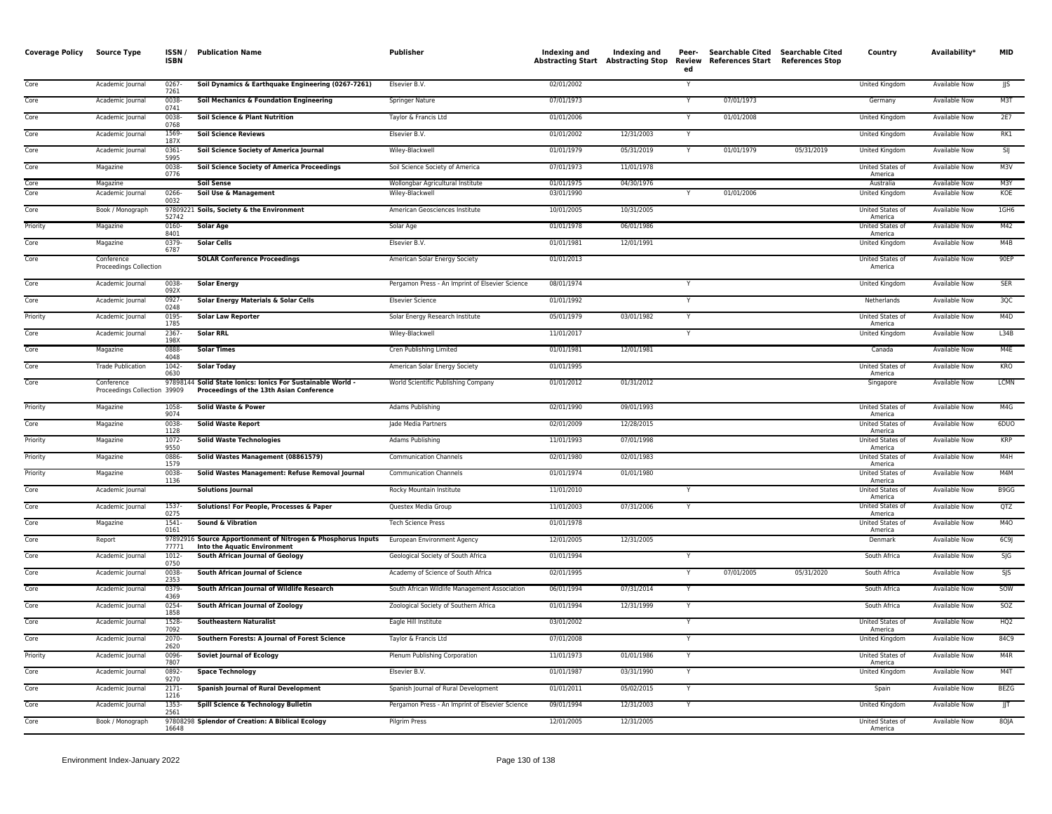| Coverage Policy | Source Type | ISSN / ISBN | Publication Name | Publisher | Indexing and Abstracting Start | Indexing and Abstracting Stop | Peer-Reviewed | Searchable Cited References Start | Searchable Cited References Stop | Country | Availability* | MID |
|---|---|---|---|---|---|---|---|---|---|---|---|---|
| Core | Academic Journal | 0267-7261 | **Soil Dynamics & Earthquake Engineering (0267-7261)** | Elsevier B.V. | 02/01/2002 | | Y | | | United Kingdom | Available Now | JJS |
| Core | Academic Journal | 0038-0741 | **Soil Mechanics & Foundation Engineering** | Springer Nature | 07/01/1973 | | Y | 07/01/1973 | | Germany | Available Now | M3T |
| Core | Academic Journal | 0038-0768 | **Soil Science & Plant Nutrition** | Taylor & Francis Ltd | 01/01/2006 | | Y | 01/01/2008 | | United Kingdom | Available Now | 2E7 |
| Core | Academic Journal | 1569-187X | **Soil Science Reviews** | Elsevier B.V. | 01/01/2002 | 12/31/2003 | Y | | | United Kingdom | Available Now | RK1 |
| Core | Academic Journal | 0361-5995 | **Soil Science Society of America Journal** | Wiley-Blackwell | 01/01/1979 | 05/31/2019 | Y | 01/01/1979 | 05/31/2019 | United Kingdom | Available Now | SIJ |
| Core | Magazine | 0038-0776 | **Soil Science Society of America Proceedings** | Soil Science Society of America | 07/01/1973 | 11/01/1978 | | | | United States of America | Available Now | M3V |
| Core | Magazine | | **Soil Sense** | Wollongbar Agricultural Institute | 01/01/1975 | 04/30/1976 | | | | Australia | Available Now | M3Y |
| Core | Academic Journal | 0266-0032 | **Soil Use & Management** | Wiley-Blackwell | 03/01/1990 | | Y | 01/01/2006 | | United Kingdom | Available Now | KOE |
| Core | Book / Monograph | 9780922152742 | **Soils, Society & the Environment** | American Geosciences Institute | 10/01/2005 | 10/31/2005 | | | | United States of America | Available Now | 1GH6 |
| Priority | Magazine | 0160-8401 | **Solar Age** | Solar Age | 01/01/1978 | 06/01/1986 | | | | United States of America | Available Now | M42 |
| Core | Magazine | 0379-6787 | **Solar Cells** | Elsevier B.V. | 01/01/1981 | 12/01/1991 | | | | United Kingdom | Available Now | M4B |
| Core | Conference Proceedings Collection | | **SOLAR Conference Proceedings** | American Solar Energy Society | 01/01/2013 | | | | | United States of America | Available Now | 90EP |
| Core | Academic Journal | 0038-092X | **Solar Energy** | Pergamon Press - An Imprint of Elsevier Science | 08/01/1974 | | Y | | | United Kingdom | Available Now | SER |
| Core | Academic Journal | 0927-0248 | **Solar Energy Materials & Solar Cells** | Elsevier Science | 01/01/1992 | | Y | | | Netherlands | Available Now | 3QC |
| Priority | Academic Journal | 0195-1785 | **Solar Law Reporter** | Solar Energy Research Institute | 05/01/1979 | 03/01/1982 | Y | | | United States of America | Available Now | M4D |
| Core | Academic Journal | 2367-198X | **Solar RRL** | Wiley-Blackwell | 11/01/2017 | | Y | | | United Kingdom | Available Now | L34B |
| Core | Magazine | 0888-4048 | **Solar Times** | Cren Publishing Limited | 01/01/1981 | 12/01/1981 | | | | Canada | Available Now | M4E |
| Core | Trade Publication | 1042-0630 | **Solar Today** | American Solar Energy Society | 01/01/1995 | | | | | United States of America | Available Now | KRO |
| Core | Conference Proceedings Collection | 9789814439909 | **Solid State Ionics: Ionics For Sustainable World - Proceedings of the 13th Asian Conference** | World Scientific Publishing Company | 01/01/2012 | 01/31/2012 | | | | Singapore | Available Now | LCMN |
| Priority | Magazine | 1058-9074 | **Solid Waste & Power** | Adams Publishing | 02/01/1990 | 09/01/1993 | | | | United States of America | Available Now | M4G |
| Core | Magazine | 0038-1128 | **Solid Waste Report** | Jade Media Partners | 02/01/2009 | 12/28/2015 | | | | United States of America | Available Now | 6DUO |
| Priority | Magazine | 1072-9550 | **Solid Waste Technologies** | Adams Publishing | 11/01/1993 | 07/01/1998 | | | | United States of America | Available Now | KRP |
| Priority | Magazine | 0886-1579 | **Solid Wastes Management (08861579)** | Communication Channels | 02/01/1980 | 02/01/1983 | | | | United States of America | Available Now | M4H |
| Priority | Magazine | 0038-1136 | **Solid Wastes Management: Refuse Removal Journal** | Communication Channels | 01/01/1974 | 01/01/1980 | | | | United States of America | Available Now | M4M |
| Core | Academic Journal | | **Solutions Journal** | Rocky Mountain Institute | 11/01/2010 | | Y | | | United States of America | Available Now | B9GG |
| Core | Academic Journal | 1537-0275 | **Solutions! For People, Processes & Paper** | Questex Media Group | 11/01/2003 | 07/31/2006 | Y | | | United States of America | Available Now | QTZ |
| Core | Magazine | 1541-0161 | **Sound & Vibration** | Tech Science Press | 01/01/1978 | | | | | United States of America | Available Now | M4O |
| Core | Report | 9789291677771 | **Source Apportionment of Nitrogen & Phosphorus Inputs Into the Aquatic Environment** | European Environment Agency | 12/01/2005 | 12/31/2005 | | | | Denmark | Available Now | 6C9J |
| Core | Academic Journal | 1012-0750 | **South African Journal of Geology** | Geological Society of South Africa | 01/01/1994 | | Y | | | South Africa | Available Now | SJG |
| Core | Academic Journal | 0038-2353 | **South African Journal of Science** | Academy of Science of South Africa | 02/01/1995 | | Y | 07/01/2005 | 05/31/2020 | South Africa | Available Now | SJS |
| Core | Academic Journal | 0379-4369 | **South African Journal of Wildlife Research** | South African Wildlife Management Association | 06/01/1994 | 07/31/2014 | Y | | | South Africa | Available Now | SOW |
| Core | Academic Journal | 0254-1858 | **South African Journal of Zoology** | Zoological Society of Southern Africa | 01/01/1994 | 12/31/1999 | Y | | | South Africa | Available Now | SOZ |
| Core | Academic Journal | 1528-7092 | **Southeastern Naturalist** | Eagle Hill Institute | 03/01/2002 | | Y | | | United States of America | Available Now | HQ2 |
| Core | Academic Journal | 2070-2620 | **Southern Forests: A Journal of Forest Science** | Taylor & Francis Ltd | 07/01/2008 | | Y | | | United Kingdom | Available Now | 84C9 |
| Priority | Academic Journal | 0096-7807 | **Soviet Journal of Ecology** | Plenum Publishing Corporation | 11/01/1973 | 01/01/1986 | Y | | | United States of America | Available Now | M4R |
| Core | Academic Journal | 0892-9270 | **Space Technology** | Elsevier B.V. | 01/01/1987 | 03/31/1990 | Y | | | United Kingdom | Available Now | M4T |
| Core | Academic Journal | 2171-1216 | **Spanish Journal of Rural Development** | Spanish Journal of Rural Development | 01/01/2011 | 05/02/2015 | Y | | | Spain | Available Now | BEZG |
| Core | Academic Journal | 1353-2561 | **Spill Science & Technology Bulletin** | Pergamon Press - An Imprint of Elsevier Science | 09/01/1994 | 12/31/2003 | Y | | | United Kingdom | Available Now | JJT |
| Core | Book / Monograph | 9780829816648 | **Splendor of Creation: A Biblical Ecology** | Pilgrim Press | 12/01/2005 | 12/31/2005 | | | | United States of America | Available Now | 8OJA |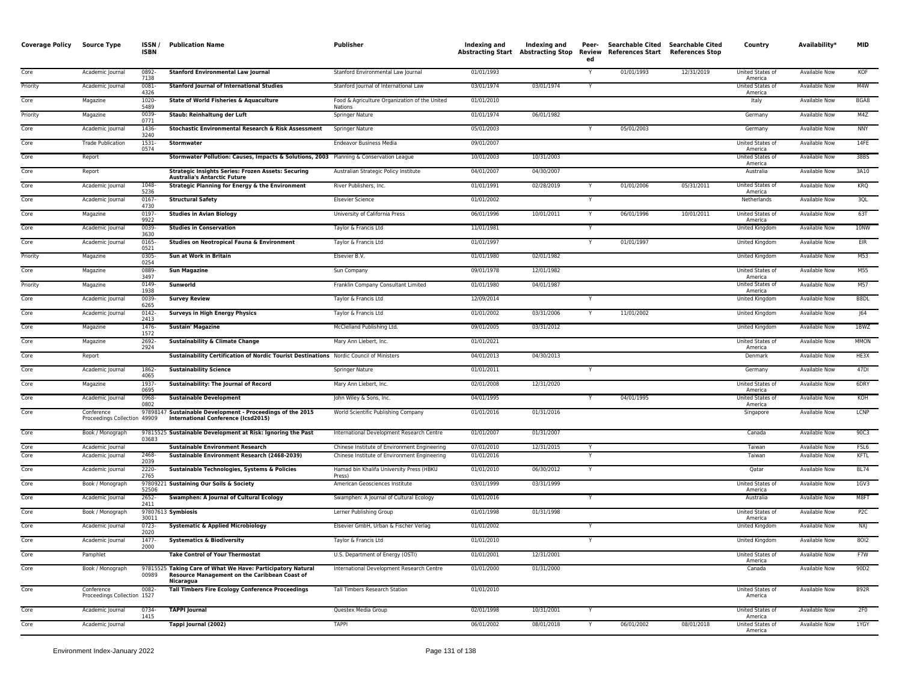| Coverage Policy | Source Type | ISSN / ISBN | Publication Name | Publisher | Indexing and Abstracting Start | Indexing and Abstracting Stop | Peer-Reviewed | Searchable Cited References Start | Searchable Cited References Stop | Country | Availability* | MID |
|---|---|---|---|---|---|---|---|---|---|---|---|---|
| Core | Academic Journal | 0892-7138 | **Stanford Environmental Law Journal** | Stanford Environmental Law Journal | 01/01/1993 | | Y | 01/01/1993 | 12/31/2019 | United States of America | Available Now | KOF |
| Priority | Academic Journal | 0081-4326 | **Stanford Journal of International Studies** | Stanford Journal of International Law | 03/01/1974 | 03/01/1974 | Y | | | United States of America | Available Now | M4W |
| Core | Magazine | 1020-5489 | **State of World Fisheries & Aquaculture** | Food & Agriculture Organization of the United Nations | 01/01/2010 | | | | | Italy | Available Now | BGA8 |
| Priority | Magazine | 0039-0771 | **Staub: Reinhaltung der Luft** | Springer Nature | 01/01/1974 | 06/01/1982 | | | | Germany | Available Now | M4Z |
| Core | Academic Journal | 1436-3240 | **Stochastic Environmental Research & Risk Assessment** | Springer Nature | 05/01/2003 | | Y | 05/01/2003 | | Germany | Available Now | NNY |
| Core | Trade Publication | 1531-0574 | **Stormwater** | Endeavor Business Media | 09/01/2007 | | | | | United States of America | Available Now | 14FE |
| Core | Report | | **Stormwater Pollution: Causes, Impacts & Solutions, 2003** | Planning & Conservation League | 10/01/2003 | 10/31/2003 | | | | United States of America | Available Now | 38BS |
| Core | Report | | **Strategic Insights Series: Frozen Assets: Securing Australia's Antarctic Future** | Australian Strategic Policy Institute | 04/01/2007 | 04/30/2007 | | | | Australia | Available Now | 3A10 |
| Core | Academic Journal | 1048-5236 | **Strategic Planning for Energy & the Environment** | River Publishers, Inc. | 01/01/1991 | 02/28/2019 | Y | 01/01/2006 | 05/31/2011 | United States of America | Available Now | KRQ |
| Core | Academic Journal | 0167-4730 | **Structural Safety** | Elsevier Science | 01/01/2002 | | Y | | | Netherlands | Available Now | 3QL |
| Core | Magazine | 0197-9922 | **Studies in Avian Biology** | University of California Press | 06/01/1996 | 10/01/2011 | Y | 06/01/1996 | 10/01/2011 | United States of America | Available Now | 63T |
| Core | Academic Journal | 0039-3630 | **Studies in Conservation** | Taylor & Francis Ltd | 11/01/1981 | | Y | | | United Kingdom | Available Now | 10NW |
| Core | Academic Journal | 0165-0521 | **Studies on Neotropical Fauna & Environment** | Taylor & Francis Ltd | 01/01/1997 | | Y | 01/01/1997 | | United Kingdom | Available Now | EIR |
| Priority | Magazine | 0305-0254 | **Sun at Work in Britain** | Elsevier B.V. | 01/01/1980 | 02/01/1982 | | | | United Kingdom | Available Now | M53 |
| Core | Magazine | 0889-3497 | **Sun Magazine** | Sun Company | 09/01/1978 | 12/01/1982 | | | | United States of America | Available Now | M55 |
| Priority | Magazine | 0149-1938 | **Sunworld** | Franklin Company Consultant Limited | 01/01/1980 | 04/01/1987 | | | | United States of America | Available Now | M57 |
| Core | Academic Journal | 0039-6265 | **Survey Review** | Taylor & Francis Ltd | 12/09/2014 | | Y | | | United Kingdom | Available Now | B8DL |
| Core | Academic Journal | 0142-2413 | **Surveys in High Energy Physics** | Taylor & Francis Ltd | 01/01/2002 | 03/31/2006 | Y | 11/01/2002 | | United Kingdom | Available Now | J64 |
| Core | Magazine | 1476-1572 | **Sustain' Magazine** | McClelland Publishing Ltd. | 09/01/2005 | 03/31/2012 | | | | United Kingdom | Available Now | 1BWZ |
| Core | Magazine | 2692-2924 | **Sustainability & Climate Change** | Mary Ann Liebert, Inc. | 01/01/2021 | | | | | United States of America | Available Now | MMON |
| Core | Report | | **Sustainability Certification of Nordic Tourist Destinations** | Nordic Council of Ministers | 04/01/2013 | 04/30/2013 | | | | Denmark | Available Now | HE3X |
| Core | Academic Journal | 1862-4065 | **Sustainability Science** | Springer Nature | 01/01/2011 | | Y | | | Germany | Available Now | 47DI |
| Core | Magazine | 1937-0695 | **Sustainability: The Journal of Record** | Mary Ann Liebert, Inc. | 02/01/2008 | 12/31/2020 | | | | United States of America | Available Now | 6DRY |
| Core | Academic Journal | 0968-0802 | **Sustainable Development** | John Wiley & Sons, Inc. | 04/01/1995 | | Y | 04/01/1995 | | United States of America | Available Now | KOH |
| Core | Conference Proceedings Collection | 9789814749909 | **Sustainable Development - Proceedings of the 2015 International Conference (Icsd2015)** | World Scientific Publishing Company | 01/01/2016 | 01/31/2016 | | | | Singapore | Available Now | LCNP |
| Core | Book / Monograph | 9781552503683 | **Sustainable Development at Risk: Ignoring the Past** | International Development Research Centre | 01/01/2007 | 01/31/2007 | | | | Canada | Available Now | 90C3 |
| Core | Academic Journal | | **Sustainable Environment Research** | Chinese Institute of Environment Engineering | 07/01/2010 | 12/31/2015 | Y | | | Taiwan | Available Now | FSL6 |
| Core | Academic Journal | 2468-2039 | **Sustainable Environment Research (2468-2039)** | Chinese Institute of Environment Engineering | 01/01/2016 | | Y | | | Taiwan | Available Now | KFTL |
| Core | Academic Journal | 2220-2765 | **Sustainable Technologies, Systems & Policies** | Hamad bin Khalifa University Press (HBKU Press) | 01/01/2010 | 06/30/2012 | Y | | | Qatar | Available Now | BL74 |
| Core | Book / Monograph | 9780922152506 | **Sustaining Our Soils & Society** | American Geosciences Institute | 03/01/1999 | 03/31/1999 | | | | United States of America | Available Now | 1GV3 |
| Core | Academic Journal | 2652-2411 | **Swamphen: A Journal of Cultural Ecology** | Swamphen: A Journal of Cultural Ecology | 01/01/2016 | | Y | | | Australia | Available Now | M8FT |
| Core | Book / Monograph | 9780761330011 | **Symbiosis** | Lerner Publishing Group | 01/01/1998 | 01/31/1998 | | | | United States of America | Available Now | P2C |
| Core | Academic Journal | 0723-2020 | **Systematic & Applied Microbiology** | Elsevier GmbH, Urban & Fischer Verlag | 01/01/2002 | | Y | | | United Kingdom | Available Now | NXJ |
| Core | Academic Journal | 1477-2000 | **Systematics & Biodiversity** | Taylor & Francis Ltd | 01/01/2010 | | Y | | | United Kingdom | Available Now | 8OI2 |
| Core | Pamphlet | | **Take Control of Your Thermostat** | U.S. Department of Energy (OSTI) | 01/01/2001 | 12/31/2001 | | | | United States of America | Available Now | F7W |
| Core | Book / Monograph | 9781552500989 | **Taking Care of What We Have: Participatory Natural Resource Management on the Caribbean Coast of Nicaragua** | International Development Research Centre | 01/01/2000 | 01/31/2000 | | | | Canada | Available Now | 90D2 |
| Core | Conference Proceedings Collection | 0082-1527 | **Tall Timbers Fire Ecology Conference Proceedings** | Tall Timbers Research Station | 01/01/2010 | | | | | United States of America | Available Now | B92R |
| Core | Academic Journal | 0734-1415 | **TAPPI Journal** | Questex Media Group | 02/01/1998 | 10/31/2001 | Y | | | United States of America | Available Now | 2F0 |
| Core | Academic Journal | | **Tappi Journal (2002)** | TAPPI | 06/01/2002 | 08/01/2018 | Y | 06/01/2002 | 08/01/2018 | United States of America | Available Now | 1YGY |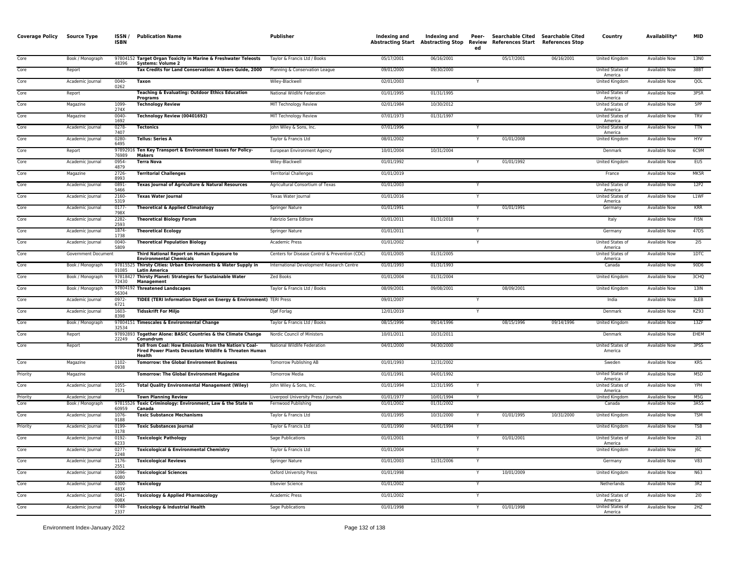| Coverage Policy | Source Type | ISSN / ISBN | Publication Name | Publisher | Indexing and Abstracting Start | Indexing and Abstracting Stop | Peer-Reviewed | Searchable Cited References Start | Searchable Cited References Stop | Country | Availability* | MID |
|---|---|---|---|---|---|---|---|---|---|---|---|---|
| Core | Book / Monograph | 9780415248396 | **Target Organ Toxicity in Marine & Freshwater Teleosts Systems: Volume 2** | Taylor & Francis Ltd / Books | 05/17/2001 | 06/16/2001 | | 05/17/2001 | 06/16/2001 | United Kingdom | Available Now | 13N0 |
| Core | Report | | **Tax Credits for Land Conservation: A Users Guide, 2000** | Planning & Conservation League | 09/01/2000 | 09/30/2000 | | | | United States of America | Available Now | 38BT |
| Core | Academic Journal | 0040-0262 | **Taxon** | Wiley-Blackwell | 02/01/2003 | | Y | | | United Kingdom | Available Now | QOL |
| Core | Report | | **Teaching & Evaluating: Outdoor Ethics Education Programs** | National Wildlife Federation | 01/01/1995 | 01/31/1995 | | | | United States of America | Available Now | 3PSR |
| Core | Magazine | 1099-274X | **Technology Review** | MIT Technology Review | 02/01/1984 | 10/30/2012 | | | | United States of America | Available Now | 5PP |
| Core | Magazine | 0040-1692 | **Technology Review (00401692)** | MIT Technology Review | 07/01/1973 | 01/31/1997 | | | | United States of America | Available Now | TRV |
| Core | Academic Journal | 0278-7407 | **Tectonics** | John Wiley & Sons, Inc. | 07/01/1996 | | Y | | | United States of America | Available Now | TTN |
| Core | Academic Journal | 0280-6495 | **Tellus: Series A** | Taylor & Francis Ltd | 08/01/2002 | | Y | 01/01/2008 | | United Kingdom | Available Now | HYV |
| Core | Report | 9789291676989 | **Ten Key Transport & Environment Issues for Policy-Makers** | European Environment Agency | 10/01/2004 | 10/31/2004 | | | | Denmark | Available Now | 6C9M |
| Core | Academic Journal | 0954-4879 | **Terra Nova** | Wiley-Blackwell | 01/01/1992 | | Y | 01/01/1992 | | United Kingdom | Available Now | EU5 |
| Core | Magazine | 2726-8993 | **Territorial Challenges** | Territorial Challenges | 01/01/2019 | | | | | France | Available Now | MK5R |
| Core | Academic Journal | 0891-5466 | **Texas Journal of Agriculture & Natural Resources** | Agricultural Consortium of Texas | 01/01/2003 | | Y | | | United States of America | Available Now | 12P2 |
| Core | Academic Journal | 2160-5319 | **Texas Water Journal** | Texas Water Journal | 01/01/2016 | | Y | | | United States of America | Available Now | L1WF |
| Core | Academic Journal | 0177-798X | **Theoretical & Applied Climatology** | Springer Nature | 01/01/1991 | | Y | 01/01/1991 | | Germany | Available Now | KRR |
| Core | Academic Journal | 2282-2593 | **Theoretical Biology Forum** | Fabrizio Serra Editore | 01/01/2011 | 01/31/2018 | Y | | | Italy | Available Now | FI5N |
| Core | Academic Journal | 1874-1738 | **Theoretical Ecology** | Springer Nature | 01/01/2011 | | Y | | | Germany | Available Now | 47DS |
| Core | Academic Journal | 0040-5809 | **Theoretical Population Biology** | Academic Press | 01/01/2002 | | Y | | | United States of America | Available Now | 2I5 |
| Core | Government Document | | **Third National Report on Human Exposure to Environmental Chemicals** | Centers for Disease Control & Prevention (CDC) | 01/01/2005 | 01/31/2005 | | | | United States of America | Available Now | 1DTC |
| Core | Book / Monograph | 9781552501085 | **Thirsty Cities: Urban Environments & Water Supply in Latin America** | International Development Research Centre | 01/01/1993 | 01/31/1993 | | | | Canada | Available Now | 90D6 |
| Core | Book / Monograph | 9781842772430 | **Thirsty Planet: Strategies for Sustainable Water Management** | Zed Books | 01/01/2004 | 01/31/2004 | | | | United Kingdom | Available Now | 3CHQ |
| Core | Book / Monograph | 9780419256304 | **Threatened Landscapes** | Taylor & Francis Ltd / Books | 08/09/2001 | 09/08/2001 | | 08/09/2001 | | United Kingdom | Available Now | 13IN |
| Core | Academic Journal | 0972-6721 | **TIDEE (TERI Information Digest on Energy & Environment)** | TERI Press | 09/01/2007 | | Y | | | India | Available Now | 3LEB |
| Core | Academic Journal | 1603-8398 | **Tidsskrift For Miljo** | Djøf Forlag | 12/01/2019 | | Y | | | Denmark | Available Now | KZ93 |
| Core | Book / Monograph | 9780415132534 | **Timescales & Environmental Change** | Taylor & Francis Ltd / Books | 08/15/1996 | 09/14/1996 | | 08/15/1996 | 09/14/1996 | United Kingdom | Available Now | 13ZF |
| Core | Report | 9789289322249 | **Together Alone: BASIC Countries & the Climate Change Conundrum** | Nordic Council of Ministers | 10/01/2011 | 10/31/2011 | | | | Denmark | Available Now | EHEM |
| Core | Report | | **Toll from Coal: How Emissions from the Nation's Coal-Fired Power Plants Devastate Wildlife & Threaten Human Health** | National Wildlife Federation | 04/01/2000 | 04/30/2000 | | | | United States of America | Available Now | 3PSS |
| Core | Magazine | 1102-0938 | **Tomorrow: the Global Environment Business** | Tomorrow Publishing AB | 01/01/1993 | 12/31/2002 | | | | Sweden | Available Now | KRS |
| Priority | Magazine | | **Tomorrow: The Global Environment Magazine** | Tomorrow Media | 01/01/1991 | 04/01/1992 | | | | United States of America | Available Now | M5D |
| Core | Academic Journal | 1055-7571 | **Total Quality Environmental Management (Wiley)** | John Wiley & Sons, Inc. | 01/01/1994 | 12/31/1995 | Y | | | United States of America | Available Now | YPH |
| Priority | Academic Journal | | **Town Planning Review** | Liverpool University Press / Journals | 01/01/1977 | 10/01/1994 | Y | | | United Kingdom | Available Now | M5G |
| Core | Book / Monograph | 9781552660959 | **Toxic Criminology: Environment, Law & the State in Canada** | Fernwood Publishing | 01/01/2002 | 01/31/2002 | | | | Canada | Available Now | 3ASS |
| Core | Academic Journal | 1076-9188 | **Toxic Substance Mechanisms** | Taylor & Francis Ltd | 01/01/1995 | 10/31/2000 | Y | 01/01/1995 | 10/31/2000 | United Kingdom | Available Now | TSM |
| Priority | Academic Journal | 0199-3178 | **Toxic Substances Journal** | Taylor & Francis Ltd | 01/01/1990 | 04/01/1994 | Y | | | United Kingdom | Available Now | TSB |
| Core | Academic Journal | 0192-6233 | **Toxicologic Pathology** | Sage Publications | 01/01/2001 | | Y | 01/01/2001 | | United States of America | Available Now | 2I1 |
| Core | Academic Journal | 0277-2248 | **Toxicological & Environmental Chemistry** | Taylor & Francis Ltd | 01/01/2004 | | Y | | | United Kingdom | Available Now | J6C |
| Core | Academic Journal | 1176-2551 | **Toxicological Reviews** | Springer Nature | 01/01/2003 | 12/31/2006 | Y | | | Germany | Available Now | V83 |
| Core | Academic Journal | 1096-6080 | **Toxicological Sciences** | Oxford University Press | 01/01/1998 | | Y | 10/01/2009 | | United Kingdom | Available Now | N63 |
| Core | Academic Journal | 0300-483X | **Toxicology** | Elsevier Science | 01/01/2002 | | Y | | | Netherlands | Available Now | 3R2 |
| Core | Academic Journal | 0041-008X | **Toxicology & Applied Pharmacology** | Academic Press | 01/01/2002 | | Y | | | United States of America | Available Now | 2I0 |
| Core | Academic Journal | 0748-2337 | **Toxicology & Industrial Health** | Sage Publications | 01/01/1998 | | Y | 01/01/1998 | | United States of America | Available Now | 2HZ |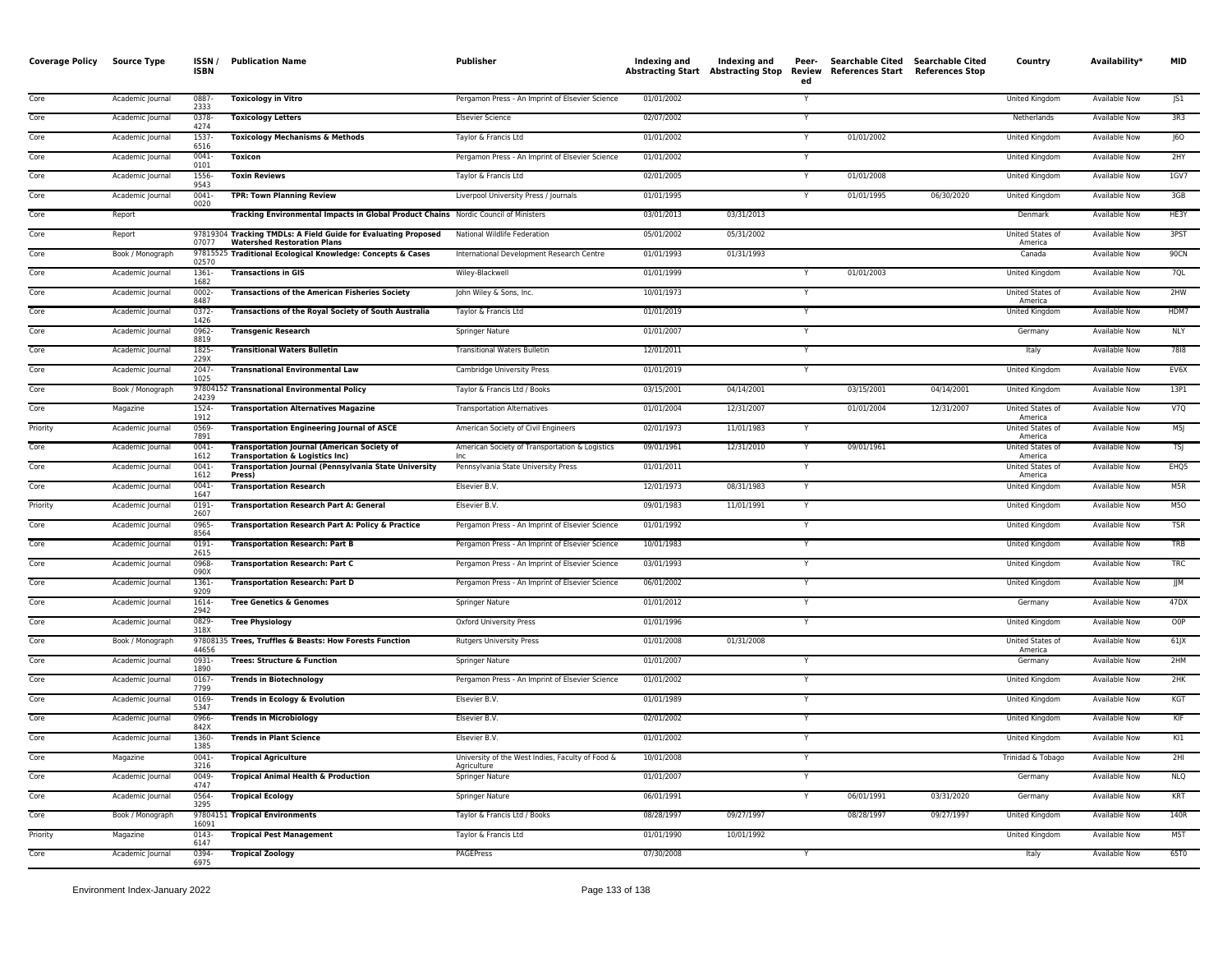| Coverage Policy | Source Type | ISSN / ISBN | Publication Name | Publisher | Indexing and Abstracting Start | Indexing and Abstracting Stop | Peer-Reviewed | Searchable Cited References Start | Searchable Cited References Stop | Country | Availability* | MID |
|---|---|---|---|---|---|---|---|---|---|---|---|---|
| Core | Academic Journal | 0887-2333 | **Toxicology in Vitro** | Pergamon Press - An Imprint of Elsevier Science | 01/01/2002 | | Y | | | United Kingdom | Available Now | JS1 |
| Core | Academic Journal | 0378-4274 | **Toxicology Letters** | Elsevier Science | 02/07/2002 | | Y | | | Netherlands | Available Now | 3R3 |
| Core | Academic Journal | 1537-6516 | **Toxicology Mechanisms & Methods** | Taylor & Francis Ltd | 01/01/2002 | | Y | 01/01/2002 | | United Kingdom | Available Now | J6O |
| Core | Academic Journal | 0041-0101 | **Toxicon** | Pergamon Press - An Imprint of Elsevier Science | 01/01/2002 | | Y | | | United Kingdom | Available Now | 2HY |
| Core | Academic Journal | 1556-9543 | **Toxin Reviews** | Taylor & Francis Ltd | 02/01/2005 | | Y | 01/01/2008 | | United Kingdom | Available Now | 1GV7 |
| Core | Academic Journal | 0041-0020 | **TPR: Town Planning Review** | Liverpool University Press / Journals | 01/01/1995 | | Y | 01/01/1995 | 06/30/2020 | United Kingdom | Available Now | 3GB |
| Core | Report | | **Tracking Environmental Impacts in Global Product Chains** | Nordic Council of Ministers | 03/01/2013 | 03/31/2013 | | | | Denmark | Available Now | HE3Y |
| Core | Report | 9781930407077 | **Tracking TMDLs: A Field Guide for Evaluating Proposed Watershed Restoration Plans** | National Wildlife Federation | 05/01/2002 | 05/31/2002 | | | | United States of America | Available Now | 3PST |
| Core | Book / Monograph | 9781552502570 | **Traditional Ecological Knowledge: Concepts & Cases** | International Development Research Centre | 01/01/1993 | 01/31/1993 | | | | Canada | Available Now | 90CN |
| Core | Academic Journal | 1361-1682 | **Transactions in GIS** | Wiley-Blackwell | 01/01/1999 | | Y | 01/01/2003 | | United Kingdom | Available Now | 7QL |
| Core | Academic Journal | 0002-8487 | **Transactions of the American Fisheries Society** | John Wiley & Sons, Inc. | 10/01/1973 | | Y | | | United States of America | Available Now | 2HW |
| Core | Academic Journal | 0372-1426 | **Transactions of the Royal Society of South Australia** | Taylor & Francis Ltd | 01/01/2019 | | Y | | | United Kingdom | Available Now | HDM7 |
| Core | Academic Journal | 0962-8819 | **Transgenic Research** | Springer Nature | 01/01/2007 | | Y | | | Germany | Available Now | NLY |
| Core | Academic Journal | 1825-229X | **Transitional Waters Bulletin** | Transitional Waters Bulletin | 12/01/2011 | | Y | | | Italy | Available Now | 78I8 |
| Core | Academic Journal | 2047-1025 | **Transnational Environmental Law** | Cambridge University Press | 01/01/2019 | | Y | | | United Kingdom | Available Now | EV6X |
| Core | Book / Monograph | 9780415224239 | **Transnational Environmental Policy** | Taylor & Francis Ltd / Books | 03/15/2001 | 04/14/2001 | | 03/15/2001 | 04/14/2001 | United Kingdom | Available Now | 13P1 |
| Core | Magazine | 1524-1912 | **Transportation Alternatives Magazine** | Transportation Alternatives | 01/01/2004 | 12/31/2007 | | 01/01/2004 | 12/31/2007 | United States of America | Available Now | V7Q |
| Priority | Academic Journal | 0569-7891 | **Transportation Engineering Journal of ASCE** | American Society of Civil Engineers | 02/01/1973 | 11/01/1983 | Y | | | United States of America | Available Now | M5J |
| Core | Academic Journal | 0041-1612 | **Transportation Journal (American Society of Transportation & Logistics Inc)** | American Society of Transportation & Logistics Inc | 09/01/1961 | 12/31/2010 | Y | 09/01/1961 | | United States of America | Available Now | TSJ |
| Core | Academic Journal | 0041-1612 | **Transportation Journal (Pennsylvania State University Press)** | Pennsylvania State University Press | 01/01/2011 | | Y | | | United States of America | Available Now | EHQ5 |
| Core | Academic Journal | 0041-1647 | **Transportation Research** | Elsevier B.V. | 12/01/1973 | 08/31/1983 | Y | | | United Kingdom | Available Now | M5R |
| Priority | Academic Journal | 0191-2607 | **Transportation Research Part A: General** | Elsevier B.V. | 09/01/1983 | 11/01/1991 | Y | | | United Kingdom | Available Now | M5O |
| Core | Academic Journal | 0965-8564 | **Transportation Research Part A: Policy & Practice** | Pergamon Press - An Imprint of Elsevier Science | 01/01/1992 | | Y | | | United Kingdom | Available Now | TSR |
| Core | Academic Journal | 0191-2615 | **Transportation Research: Part B** | Pergamon Press - An Imprint of Elsevier Science | 10/01/1983 | | Y | | | United Kingdom | Available Now | TRB |
| Core | Academic Journal | 0968-090X | **Transportation Research: Part C** | Pergamon Press - An Imprint of Elsevier Science | 03/01/1993 | | Y | | | United Kingdom | Available Now | TRC |
| Core | Academic Journal | 1361-9209 | **Transportation Research: Part D** | Pergamon Press - An Imprint of Elsevier Science | 06/01/2002 | | Y | | | United Kingdom | Available Now | JJM |
| Core | Academic Journal | 1614-2942 | **Tree Genetics & Genomes** | Springer Nature | 01/01/2012 | | Y | | | Germany | Available Now | 47DX |
| Core | Academic Journal | 0829-318X | **Tree Physiology** | Oxford University Press | 01/01/1996 | | Y | | | United Kingdom | Available Now | O0P |
| Core | Book / Monograph | 9780813544656 | **Trees, Truffles & Beasts: How Forests Function** | Rutgers University Press | 01/01/2008 | 01/31/2008 | | | | United States of America | Available Now | 61JX |
| Core | Academic Journal | 0931-1890 | **Trees: Structure & Function** | Springer Nature | 01/01/2007 | | Y | | | Germany | Available Now | 2HM |
| Core | Academic Journal | 0167-7799 | **Trends in Biotechnology** | Pergamon Press - An Imprint of Elsevier Science | 01/01/2002 | | Y | | | United Kingdom | Available Now | 2HK |
| Core | Academic Journal | 0169-5347 | **Trends in Ecology & Evolution** | Elsevier B.V. | 01/01/1989 | | Y | | | United Kingdom | Available Now | KGT |
| Core | Academic Journal | 0966-842X | **Trends in Microbiology** | Elsevier B.V. | 02/01/2002 | | Y | | | United Kingdom | Available Now | KIF |
| Core | Academic Journal | 1360-1385 | **Trends in Plant Science** | Elsevier B.V. | 01/01/2002 | | Y | | | United Kingdom | Available Now | KI1 |
| Core | Magazine | 0041-3216 | **Tropical Agriculture** | University of the West Indies, Faculty of Food & Agriculture | 10/01/2008 | | Y | | | Trinidad & Tobago | Available Now | 2HI |
| Core | Academic Journal | 0049-4747 | **Tropical Animal Health & Production** | Springer Nature | 01/01/2007 | | Y | | | Germany | Available Now | NLQ |
| Core | Academic Journal | 0564-3295 | **Tropical Ecology** | Springer Nature | 06/01/1991 | | Y | 06/01/1991 | 03/31/2020 | Germany | Available Now | KRT |
| Core | Book / Monograph | 9780415116091 | **Tropical Environments** | Taylor & Francis Ltd / Books | 08/28/1997 | 09/27/1997 | | 08/28/1997 | 09/27/1997 | United Kingdom | Available Now | 140R |
| Priority | Magazine | 0143-6147 | **Tropical Pest Management** | Taylor & Francis Ltd | 01/01/1990 | 10/01/1992 | | | | United Kingdom | Available Now | M5T |
| Core | Academic Journal | 0394-6975 | **Tropical Zoology** | PAGEPress | 07/30/2008 | | Y | | | Italy | Available Now | 65T0 |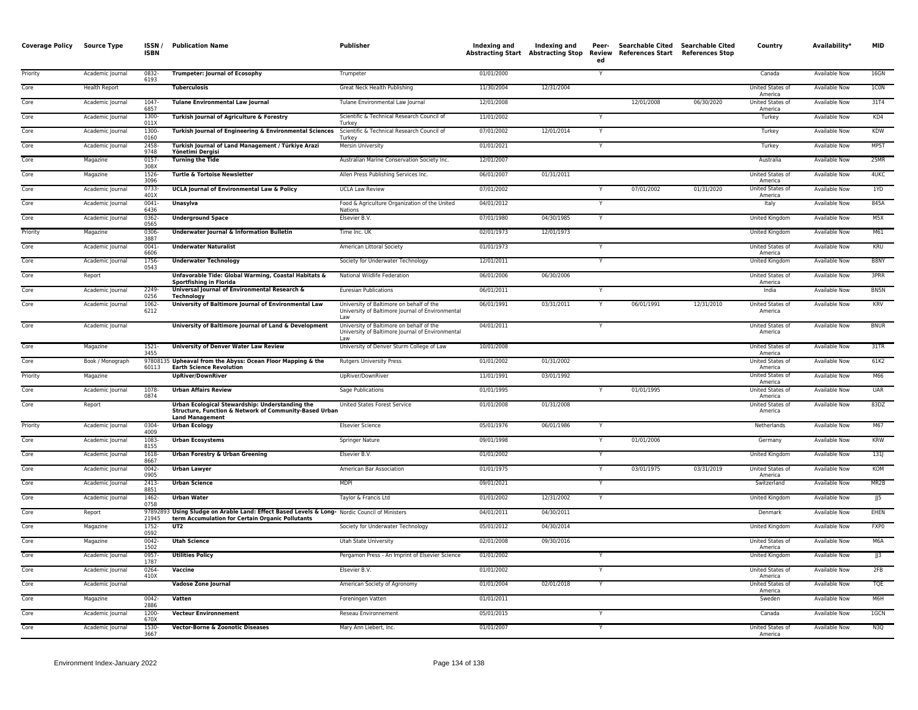| Coverage Policy | Source Type | ISSN / ISBN | Publication Name | Publisher | Indexing and Abstracting Start | Indexing and Abstracting Stop | Peer-Reviewed | Searchable Cited References Start | Searchable Cited References Stop | Country | Availability* | MID |
|---|---|---|---|---|---|---|---|---|---|---|---|---|
| Priority | Academic Journal | 0832-6193 | **Trumpeter: Journal of Ecosophy** | Trumpeter | 01/01/2000 | | Y | | | Canada | Available Now | 16GN |
| Core | Health Report | | **Tuberculosis** | Great Neck Health Publishing | 11/30/2004 | 12/31/2004 | | | | United States of America | Available Now | 1C0N |
| Core | Academic Journal | 1047-6857 | **Tulane Environmental Law Journal** | Tulane Environmental Law Journal | 12/01/2008 | | | 12/01/2008 | 06/30/2020 | United States of America | Available Now | 31T4 |
| Core | Academic Journal | 1300-011X | **Turkish Journal of Agriculture & Forestry** | Scientific & Technical Research Council of Turkey | 11/01/2002 | | Y | | | Turkey | Available Now | KD4 |
| Core | Academic Journal | 1300-0160 | **Turkish Journal of Engineering & Environmental Sciences** | Scientific & Technical Research Council of Turkey | 07/01/2002 | 12/01/2014 | Y | | | Turkey | Available Now | KDW |
| Core | Academic Journal | 2458-9748 | **Turkish Journal of Land Management / Türkiye Arazi Yönetimi Dergisi** | Mersin University | 01/01/2021 | | Y | | | Turkey | Available Now | MP5T |
| Core | Magazine | 0157-308X | **Turning the Tide** | Australian Marine Conservation Society Inc. | 12/01/2007 | | | | | Australia | Available Now | 25MR |
| Core | Magazine | 1526-3096 | **Turtle & Tortoise Newsletter** | Allen Press Publishing Services Inc. | 06/01/2007 | 01/31/2011 | | | | United States of America | Available Now | 4UKC |
| Core | Academic Journal | 0733-401X | **UCLA Journal of Environmental Law & Policy** | UCLA Law Review | 07/01/2002 | | Y | 07/01/2002 | 01/31/2020 | United States of America | Available Now | 1YD |
| Core | Academic Journal | 0041-6436 | **Unasylva** | Food & Agriculture Organization of the United Nations | 04/01/2012 | | Y | | | Italy | Available Now | 845A |
| Core | Academic Journal | 0362-0565 | **Underground Space** | Elsevier B.V. | 07/01/1980 | 04/30/1985 | Y | | | United Kingdom | Available Now | M5X |
| Priority | Magazine | 0306-3887 | **Underwater Journal & Information Bulletin** | Time Inc. UK | 02/01/1973 | 12/01/1973 | | | | United Kingdom | Available Now | M61 |
| Core | Academic Journal | 0041-6606 | **Underwater Naturalist** | American Littoral Society | 01/01/1973 | | Y | | | United States of America | Available Now | KRU |
| Core | Academic Journal | 1756-0543 | **Underwater Technology** | Society for Underwater Technology | 12/01/2011 | | Y | | | United Kingdom | Available Now | B8NY |
| Core | Report | | **Unfavorable Tide: Global Warming, Coastal Habitats & Sportfishing in Florida** | National Wildlife Federation | 06/01/2006 | 06/30/2006 | | | | United States of America | Available Now | 3PRR |
| Core | Academic Journal | 2249-0256 | **Universal Journal of Environmental Research & Technology** | Euresian Publications | 06/01/2011 | | Y | | | India | Available Now | BN5N |
| Core | Academic Journal | 1062-6212 | **University of Baltimore Journal of Environmental Law** | University of Baltimore on behalf of the University of Baltimore Journal of Environmental Law | 06/01/1991 | 03/31/2011 | Y | 06/01/1991 | 12/31/2010 | United States of America | Available Now | KRV |
| Core | Academic Journal | | **University of Baltimore Journal of Land & Development** | University of Baltimore on behalf of the University of Baltimore Journal of Environmental Law | 04/01/2011 | | Y | | | United States of America | Available Now | BNUR |
| Core | Magazine | 1521-3455 | **University of Denver Water Law Review** | University of Denver Sturm College of Law | 10/01/2008 | | | | | United States of America | Available Now | 31TR |
| Core | Book / Monograph | 9780813560113 | **Upheaval from the Abyss: Ocean Floor Mapping & the Earth Science Revolution** | Rutgers University Press | 01/01/2002 | 01/31/2002 | | | | United States of America | Available Now | 61K2 |
| Priority | Magazine | | **UpRiver/DownRiver** | UpRiver/DownRiver | 11/01/1991 | 03/01/1992 | | | | United States of America | Available Now | M66 |
| Core | Academic Journal | 1078-0874 | **Urban Affairs Review** | Sage Publications | 01/01/1995 | | Y | 01/01/1995 | | United States of America | Available Now | UAR |
| Core | Report | | **Urban Ecological Stewardship: Understanding the Structure, Function & Network of Community-Based Urban Land Management** | United States Forest Service | 01/01/2008 | 01/31/2008 | | | | United States of America | Available Now | 83DZ |
| Priority | Academic Journal | 0304-4009 | **Urban Ecology** | Elsevier Science | 05/01/1976 | 06/01/1986 | Y | | | Netherlands | Available Now | M67 |
| Core | Academic Journal | 1083-8155 | **Urban Ecosystems** | Springer Nature | 09/01/1998 | | Y | 01/01/2006 | | Germany | Available Now | KRW |
| Core | Academic Journal | 1618-8667 | **Urban Forestry & Urban Greening** | Elsevier B.V. | 01/01/2002 | | Y | | | United Kingdom | Available Now | 131J |
| Core | Academic Journal | 0042-0905 | **Urban Lawyer** | American Bar Association | 01/01/1975 | | Y | 03/01/1975 | 03/31/2019 | United States of America | Available Now | KOM |
| Core | Academic Journal | 2413-8851 | **Urban Science** | MDPI | 09/01/2021 | | Y | | | Switzerland | Available Now | MR2B |
| Core | Academic Journal | 1462-0758 | **Urban Water** | Taylor & Francis Ltd | 01/01/2002 | 12/31/2002 | Y | | | United Kingdom | Available Now | JJ5 |
| Core | Report | 9789289321945 | **Using Sludge on Arable Land: Effect Based Levels & Long-term Accumulation for Certain Organic Pollutants** | Nordic Council of Ministers | 04/01/2011 | 04/30/2011 | | | | Denmark | Available Now | EHEN |
| Core | Magazine | 1752-0592 | **UT2** | Society for Underwater Technology | 05/01/2012 | 04/30/2014 | | | | United Kingdom | Available Now | FXP0 |
| Core | Magazine | 0042-1502 | **Utah Science** | Utah State University | 02/01/2008 | 09/30/2016 | | | | United States of America | Available Now | M6A |
| Core | Academic Journal | 0957-1787 | **Utilities Policy** | Pergamon Press - An Imprint of Elsevier Science | 01/01/2002 | | Y | | | United Kingdom | Available Now | JJ3 |
| Core | Academic Journal | 0264-410X | **Vaccine** | Elsevier B.V. | 01/01/2002 | | Y | | | United States of America | Available Now | 2FB |
| Core | Academic Journal | | **Vadose Zone Journal** | American Society of Agronomy | 01/01/2004 | 02/01/2018 | Y | | | United States of America | Available Now | TQE |
| Core | Magazine | 0042-2886 | **Vatten** | Foreningen Vatten | 01/01/2011 | | | | | Sweden | Available Now | M6H |
| Core | Academic Journal | 1200-670X | **Vecteur Environnement** | Reseau Environnement | 05/01/2015 | | Y | | | Canada | Available Now | 1GCN |
| Core | Academic Journal | 1530-3667 | **Vector-Borne & Zoonotic Diseases** | Mary Ann Liebert, Inc. | 01/01/2007 | | Y | | | United States of America | Available Now | N3Q |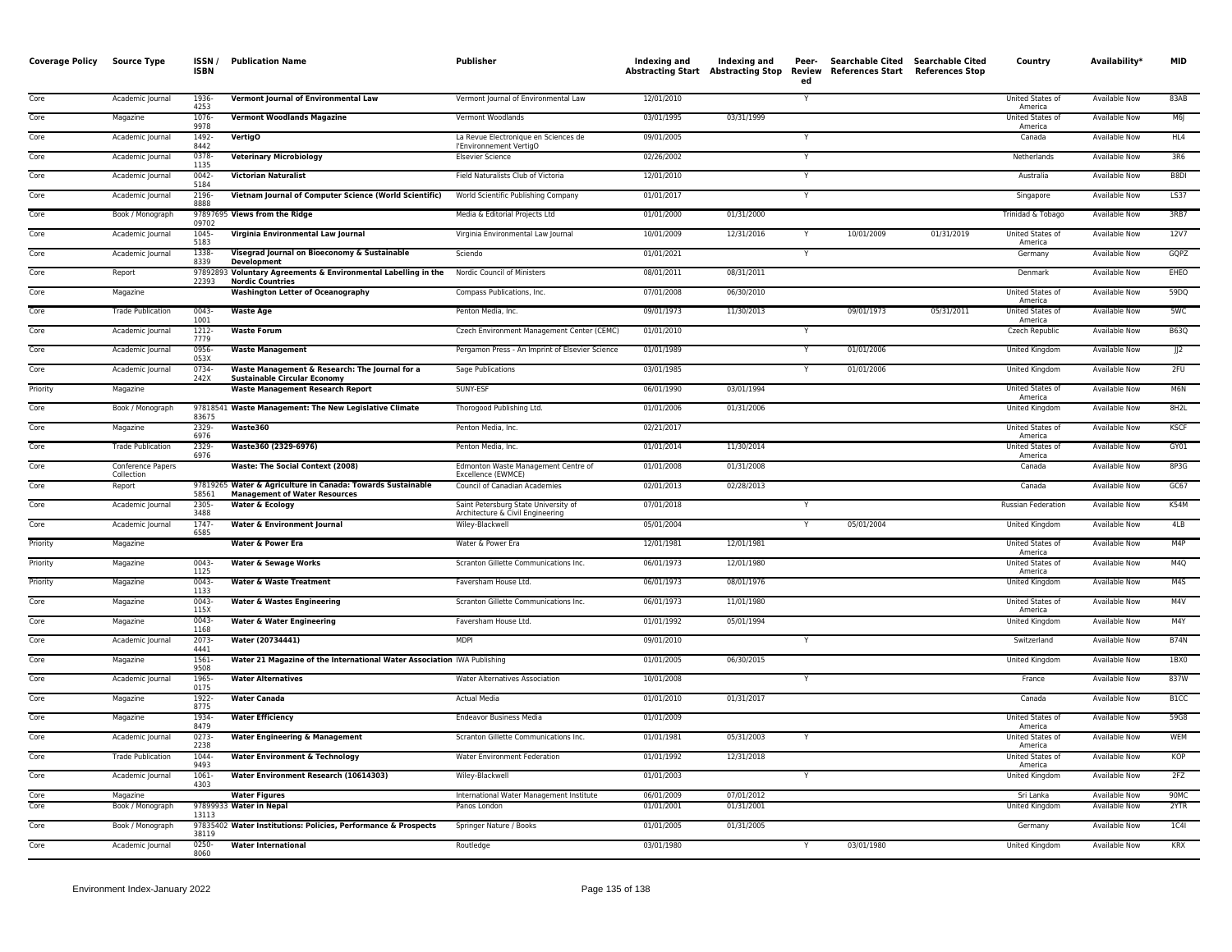| Coverage Policy | Source Type | ISSN / ISBN | Publication Name | Publisher | Indexing and Abstracting Start | Indexing and Abstracting Stop | Peer-Reviewed | Searchable Cited References Start | Searchable Cited References Stop | Country | Availability* | MID |
|---|---|---|---|---|---|---|---|---|---|---|---|---|
| Core | Academic Journal | 1936-4253 | **Vermont Journal of Environmental Law** | Vermont Journal of Environmental Law | 12/01/2010 | | Y | | | United States of America | Available Now | 83AB |
| Core | Magazine | 1076-9978 | **Vermont Woodlands Magazine** | Vermont Woodlands | 03/01/1995 | 03/31/1999 | | | | United States of America | Available Now | M6J |
| Core | Academic Journal | 1492-8442 | **VertigO** | La Revue Electronique en Sciences de l'Environnement VertigO | 09/01/2005 | | Y | | | Canada | Available Now | HL4 |
| Core | Academic Journal | 0378-1135 | **Veterinary Microbiology** | Elsevier Science | 02/26/2002 | | Y | | | Netherlands | Available Now | 3R6 |
| Core | Academic Journal | 0042-5184 | **Victorian Naturalist** | Field Naturalists Club of Victoria | 12/01/2010 | | Y | | | Australia | Available Now | B8DI |
| Core | Academic Journal | 2196-8888 | **Vietnam Journal of Computer Science (World Scientific)** | World Scientific Publishing Company | 01/01/2017 | | Y | | | Singapore | Available Now | LS37 |
| Core | Book / Monograph | 9789769509702 | **Views from the Ridge** | Media & Editorial Projects Ltd | 01/01/2000 | 01/31/2000 | | | | Trinidad & Tobago | Available Now | 3RB7 |
| Core | Academic Journal | 1045-5183 | **Virginia Environmental Law Journal** | Virginia Environmental Law Journal | 10/01/2009 | 12/31/2016 | Y | 10/01/2009 | 01/31/2019 | United States of America | Available Now | 12V7 |
| Core | Academic Journal | 1338-8339 | **Visegrad Journal on Bioeconomy & Sustainable Development** | Sciendo | 01/01/2021 | | Y | | | Germany | Available Now | GQPZ |
| Core | Report | 9789289322393 | **Voluntary Agreements & Environmental Labelling in the Nordic Countries** | Nordic Council of Ministers | 08/01/2011 | 08/31/2011 | | | | Denmark | Available Now | EHEO |
| Core | Magazine | | **Washington Letter of Oceanography** | Compass Publications, Inc. | 07/01/2008 | 06/30/2010 | | | | United States of America | Available Now | 59DQ |
| Core | Trade Publication | 0043-1001 | **Waste Age** | Penton Media, Inc. | 09/01/1973 | 11/30/2013 | | 09/01/1973 | 05/31/2011 | United States of America | Available Now | 5WC |
| Core | Academic Journal | 1212-7779 | **Waste Forum** | Czech Environment Management Center (CEMC) | 01/01/2010 | | Y | | | Czech Republic | Available Now | B63Q |
| Core | Academic Journal | 0956-053X | **Waste Management** | Pergamon Press - An Imprint of Elsevier Science | 01/01/1989 | | Y | 01/01/2006 | | United Kingdom | Available Now | JJ2 |
| Core | Academic Journal | 0734-242X | **Waste Management & Research: The Journal for a Sustainable Circular Economy** | Sage Publications | 03/01/1985 | | Y | 01/01/2006 | | United Kingdom | Available Now | 2FU |
| Priority | Magazine | | **Waste Management Research Report** | SUNY-ESF | 06/01/1990 | 03/01/1994 | | | | United States of America | Available Now | M6N |
| Core | Book / Monograph | 9781854183675 | **Waste Management: The New Legislative Climate** | Thorogood Publishing Ltd. | 01/01/2006 | 01/31/2006 | | | | United Kingdom | Available Now | 8H2L |
| Core | Magazine | 2329-6976 | **Waste360** | Penton Media, Inc. | 02/21/2017 | | | | | United States of America | Available Now | KSCF |
| Core | Trade Publication | 2329-6976 | **Waste360 (2329-6976)** | Penton Media, Inc. | 01/01/2014 | 11/30/2014 | | | | United States of America | Available Now | GY01 |
| Core | Conference Papers Collection | | **Waste: The Social Context (2008)** | Edmonton Waste Management Centre of Excellence (EWMCE) | 01/01/2008 | 01/31/2008 | | | | Canada | Available Now | 8P3G |
| Core | Report | 9781926558561 | **Water & Agriculture in Canada: Towards Sustainable Management of Water Resources** | Council of Canadian Academies | 02/01/2013 | 02/28/2013 | | | | Canada | Available Now | GC67 |
| Core | Academic Journal | 2305-3488 | **Water & Ecology** | Saint Petersburg State University of Architecture & Civil Engineering | 07/01/2018 | | Y | | | Russian Federation | Available Now | K54M |
| Core | Academic Journal | 1747-6585 | **Water & Environment Journal** | Wiley-Blackwell | 05/01/2004 | | Y | 05/01/2004 | | United Kingdom | Available Now | 4LB |
| Priority | Magazine | | **Water & Power Era** | Water & Power Era | 12/01/1981 | 12/01/1981 | | | | United States of America | Available Now | M4P |
| Priority | Magazine | 0043-1125 | **Water & Sewage Works** | Scranton Gillette Communications Inc. | 06/01/1973 | 12/01/1980 | | | | United States of America | Available Now | M4Q |
| Priority | Magazine | 0043-1133 | **Water & Waste Treatment** | Faversham House Ltd. | 06/01/1973 | 08/01/1976 | | | | United Kingdom | Available Now | M4S |
| Core | Magazine | 0043-115X | **Water & Wastes Engineering** | Scranton Gillette Communications Inc. | 06/01/1973 | 11/01/1980 | | | | United States of America | Available Now | M4V |
| Core | Magazine | 0043-1168 | **Water & Water Engineering** | Faversham House Ltd. | 01/01/1992 | 05/01/1994 | | | | United Kingdom | Available Now | M4Y |
| Core | Academic Journal | 2073-4441 | **Water (20734441)** | MDPI | 09/01/2010 | | Y | | | Switzerland | Available Now | B74N |
| Core | Magazine | 1561-9508 | **Water 21 Magazine of the International Water Association** | IWA Publishing | 01/01/2005 | 06/30/2015 | | | | United Kingdom | Available Now | 1BX0 |
| Core | Academic Journal | 1965-0175 | **Water Alternatives** | Water Alternatives Association | 10/01/2008 | | Y | | | France | Available Now | 837W |
| Core | Magazine | 1922-8775 | **Water Canada** | Actual Media | 01/01/2010 | 01/31/2017 | | | | Canada | Available Now | B1CC |
| Core | Magazine | 1934-8479 | **Water Efficiency** | Endeavor Business Media | 01/01/2009 | | | | | United States of America | Available Now | 59G8 |
| Core | Academic Journal | 0273-2238 | **Water Engineering & Management** | Scranton Gillette Communications Inc. | 01/01/1981 | 05/31/2003 | Y | | | United States of America | Available Now | WEM |
| Core | Trade Publication | 1044-9493 | **Water Environment & Technology** | Water Environment Federation | 01/01/1992 | 12/31/2018 | | | | United States of America | Available Now | KOP |
| Core | Academic Journal | 1061-4303 | **Water Environment Research (10614303)** | Wiley-Blackwell | 01/01/2003 | | Y | | | United Kingdom | Available Now | 2FZ |
| Core | Magazine | | **Water Figures** | International Water Management Institute | 06/01/2009 | 07/01/2012 | | | | Sri Lanka | Available Now | 90MC |
| Core | Book / Monograph | 9789993313113 | **Water in Nepal** | Panos London | 01/01/2001 | 01/31/2001 | | | | United Kingdom | Available Now | 2YTR |
| Core | Book / Monograph | 9783540238119 | **Water Institutions: Policies, Performance & Prospects** | Springer Nature / Books | 01/01/2005 | 01/31/2005 | | | | Germany | Available Now | 1C4I |
| Core | Academic Journal | 0250-8060 | **Water International** | Routledge | 03/01/1980 | | Y | 03/01/1980 | | United Kingdom | Available Now | KRX |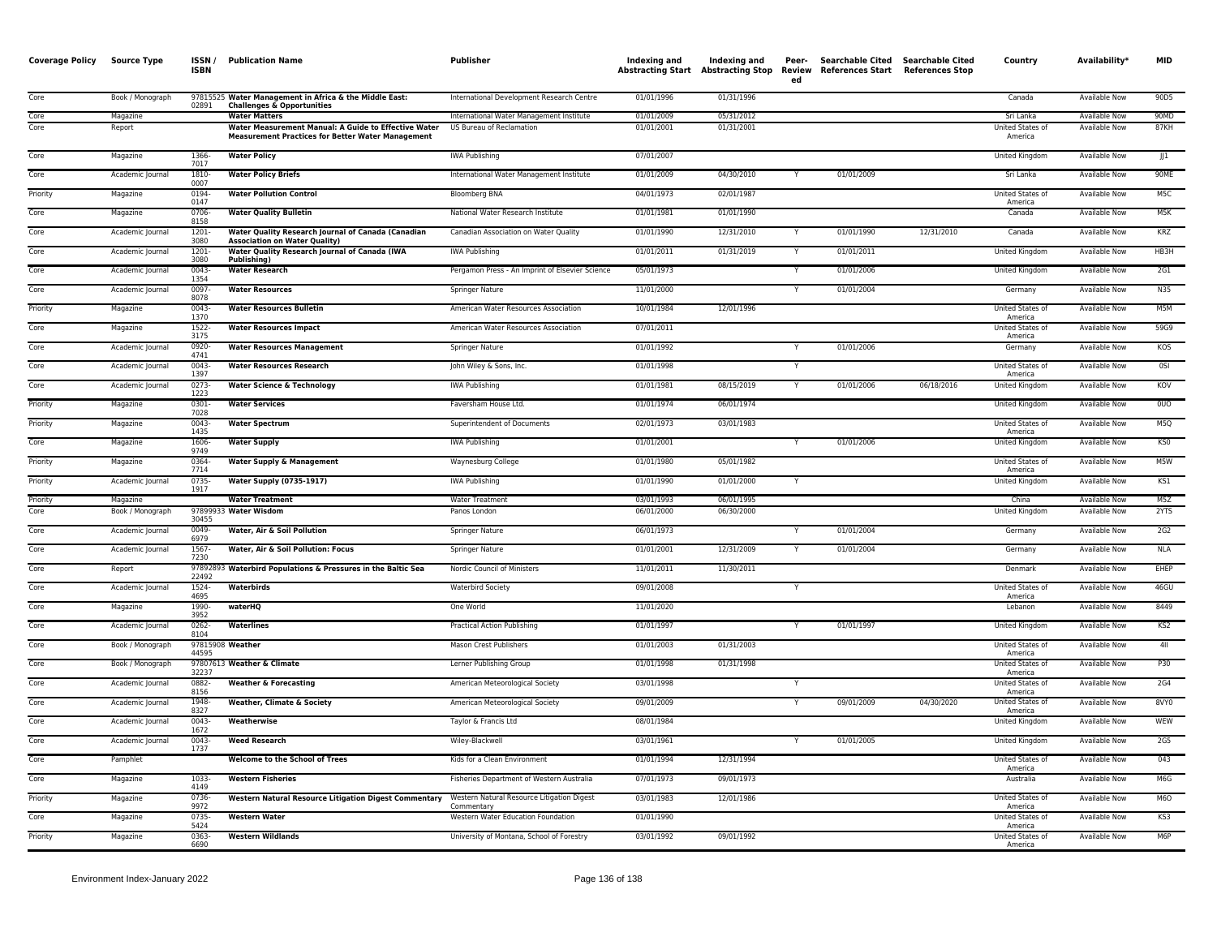| Coverage Policy | Source Type | ISSN / ISBN | Publication Name | Publisher | Indexing and Abstracting Start | Indexing and Abstracting Stop | Peer-Reviewed | Searchable Cited References Start | Searchable Cited References Stop | Country | Availability* | MID |
|---|---|---|---|---|---|---|---|---|---|---|---|---|
| Core | Book / Monograph | 9781552502891 | **Water Management in Africa & the Middle East: Challenges & Opportunities** | International Development Research Centre | 01/01/1996 | 01/31/1996 | | | | Canada | Available Now | 90D5 |
| Core | Magazine | | **Water Matters** | International Water Management Institute | 01/01/2009 | 05/31/2012 | | | | Sri Lanka | Available Now | 90MD |
| Core | Report | | **Water Measurement Manual: A Guide to Effective Water Measurement Practices for Better Water Management** | US Bureau of Reclamation | 01/01/2001 | 01/31/2001 | | | | United States of America | Available Now | 87KH |
| Core | Magazine | 1366-7017 | **Water Policy** | IWA Publishing | 07/01/2007 | | | | | United Kingdom | Available Now | JJ1 |
| Core | Academic Journal | 1810-0007 | **Water Policy Briefs** | International Water Management Institute | 01/01/2009 | 04/30/2010 | Y | 01/01/2009 | | Sri Lanka | Available Now | 90ME |
| Priority | Magazine | 0194-0147 | **Water Pollution Control** | Bloomberg BNA | 04/01/1973 | 02/01/1987 | | | | United States of America | Available Now | M5C |
| Core | Magazine | 0706-8158 | **Water Quality Bulletin** | National Water Research Institute | 01/01/1981 | 01/01/1990 | | | | Canada | Available Now | M5K |
| Core | Academic Journal | 1201-3080 | **Water Quality Research Journal of Canada (Canadian Association on Water Quality)** | Canadian Association on Water Quality | 01/01/1990 | 12/31/2010 | Y | 01/01/1990 | 12/31/2010 | Canada | Available Now | KRZ |
| Core | Academic Journal | 1201-3080 | **Water Quality Research Journal of Canada (IWA Publishing)** | IWA Publishing | 01/01/2011 | 01/31/2019 | Y | 01/01/2011 | | United Kingdom | Available Now | HB3H |
| Core | Academic Journal | 0043-1354 | **Water Research** | Pergamon Press - An Imprint of Elsevier Science | 05/01/1973 | | Y | 01/01/2006 | | United Kingdom | Available Now | 2G1 |
| Core | Academic Journal | 0097-8078 | **Water Resources** | Springer Nature | 11/01/2000 | | Y | 01/01/2004 | | Germany | Available Now | N35 |
| Priority | Magazine | 0043-1370 | **Water Resources Bulletin** | American Water Resources Association | 10/01/1984 | 12/01/1996 | | | | United States of America | Available Now | M5M |
| Core | Magazine | 1522-3175 | **Water Resources Impact** | American Water Resources Association | 07/01/2011 | | | | | United States of America | Available Now | 59G9 |
| Core | Academic Journal | 0920-4741 | **Water Resources Management** | Springer Nature | 01/01/1992 | | Y | 01/01/2006 | | Germany | Available Now | KOS |
| Core | Academic Journal | 0043-1397 | **Water Resources Research** | John Wiley & Sons, Inc. | 01/01/1998 | | Y | | | United States of America | Available Now | 0SI |
| Core | Academic Journal | 0273-1223 | **Water Science & Technology** | IWA Publishing | 01/01/1981 | 08/15/2019 | Y | 01/01/2006 | 06/18/2016 | United Kingdom | Available Now | KOV |
| Priority | Magazine | 0301-7028 | **Water Services** | Faversham House Ltd. | 01/01/1974 | 06/01/1974 | | | | United Kingdom | Available Now | 0UO |
| Priority | Magazine | 0043-1435 | **Water Spectrum** | Superintendent of Documents | 02/01/1973 | 03/01/1983 | | | | United States of America | Available Now | M5Q |
| Core | Magazine | 1606-9749 | **Water Supply** | IWA Publishing | 01/01/2001 | | Y | 01/01/2006 | | United Kingdom | Available Now | KS0 |
| Priority | Magazine | 0364-7714 | **Water Supply & Management** | Waynesburg College | 01/01/1980 | 05/01/1982 | | | | United States of America | Available Now | M5W |
| Priority | Academic Journal | 0735-1917 | **Water Supply (0735-1917)** | IWA Publishing | 01/01/1990 | 01/01/2000 | Y | | | United Kingdom | Available Now | KS1 |
| Priority | Magazine | | **Water Treatment** | Water Treatment | 03/01/1993 | 06/01/1995 | | | | China | Available Now | M5Z |
| Core | Book / Monograph | 9789993330455 | **Water Wisdom** | Panos London | 06/01/2000 | 06/30/2000 | | | | United Kingdom | Available Now | 2YTS |
| Core | Academic Journal | 0049-6979 | **Water, Air & Soil Pollution** | Springer Nature | 06/01/1973 | | Y | 01/01/2004 | | Germany | Available Now | 2G2 |
| Core | Academic Journal | 1567-7230 | **Water, Air & Soil Pollution: Focus** | Springer Nature | 01/01/2001 | 12/31/2009 | Y | 01/01/2004 | | Germany | Available Now | NLA |
| Core | Report | 9789289322492 | **Waterbird Populations & Pressures in the Baltic Sea** | Nordic Council of Ministers | 11/01/2011 | 11/30/2011 | | | | Denmark | Available Now | EHEP |
| Core | Academic Journal | 1524-4695 | **Waterbirds** | Waterbird Society | 09/01/2008 | | Y | | | United States of America | Available Now | 46GU |
| Core | Magazine | 1990-3952 | **waterHQ** | One World | 11/01/2020 | | | | | Lebanon | Available Now | 8449 |
| Core | Academic Journal | 0262-8104 | **Waterlines** | Practical Action Publishing | 01/01/1997 | | Y | 01/01/1997 | | United Kingdom | Available Now | KS2 |
| Core | Book / Monograph | 9781590844595 | **Weather** | Mason Crest Publishers | 01/01/2003 | 01/31/2003 | | | | United States of America | Available Now | 4II |
| Core | Book / Monograph | 9780761332237 | **Weather & Climate** | Lerner Publishing Group | 01/01/1998 | 01/31/1998 | | | | United States of America | Available Now | P30 |
| Core | Academic Journal | 0882-8156 | **Weather & Forecasting** | American Meteorological Society | 03/01/1998 | | Y | | | United States of America | Available Now | 2G4 |
| Core | Academic Journal | 1948-8327 | **Weather, Climate & Society** | American Meteorological Society | 09/01/2009 | | Y | 09/01/2009 | 04/30/2020 | United States of America | Available Now | 8VY0 |
| Core | Academic Journal | 0043-1672 | **Weatherwise** | Taylor & Francis Ltd | 08/01/1984 | | | | | United Kingdom | Available Now | WEW |
| Core | Academic Journal | 0043-1737 | **Weed Research** | Wiley-Blackwell | 03/01/1961 | | Y | 01/01/2005 | | United Kingdom | Available Now | 2G5 |
| Core | Pamphlet | | **Welcome to the School of Trees** | Kids for a Clean Environment | 01/01/1994 | 12/31/1994 | | | | United States of America | Available Now | 043 |
| Core | Magazine | 1033-4149 | **Western Fisheries** | Fisheries Department of Western Australia | 07/01/1973 | 09/01/1973 | | | | Australia | Available Now | M6G |
| Priority | Magazine | 0736-9972 | **Western Natural Resource Litigation Digest Commentary** | Western Natural Resource Litigation Digest Commentary | 03/01/1983 | 12/01/1986 | | | | United States of America | Available Now | M6O |
| Core | Magazine | 0735-5424 | **Western Water** | Western Water Education Foundation | 01/01/1990 | | | | | United States of America | Available Now | KS3 |
| Priority | Magazine | 0363-6690 | **Western Wildlands** | University of Montana, School of Forestry | 03/01/1992 | 09/01/1992 | | | | United States of America | Available Now | M6P |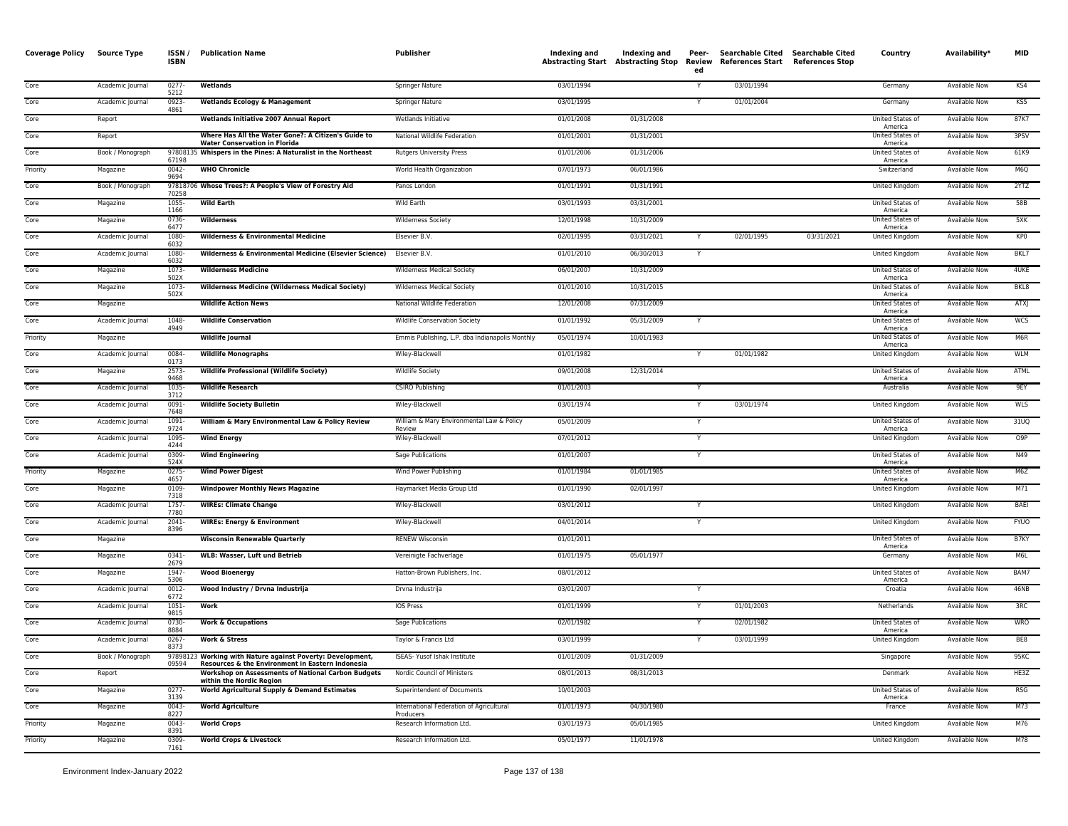| Coverage Policy | Source Type | ISSN / ISBN | Publication Name | Publisher | Indexing and Abstracting Start | Indexing and Abstracting Stop | Peer-Reviewed | Searchable Cited References Start | Searchable Cited References Stop | Country | Availability* | MID |
|---|---|---|---|---|---|---|---|---|---|---|---|---|
| Core | Academic Journal | 0277-5212 | **Wetlands** | Springer Nature | 03/01/1994 | | Y | 03/01/1994 | | Germany | Available Now | KS4 |
| Core | Academic Journal | 0923-4861 | **Wetlands Ecology & Management** | Springer Nature | 03/01/1995 | | Y | 01/01/2004 | | Germany | Available Now | KS5 |
| Core | Report | | **Wetlands Initiative 2007 Annual Report** | Wetlands Initiative | 01/01/2008 | 01/31/2008 | | | | United States of America | Available Now | 87K7 |
| Core | Report | | **Where Has All the Water Gone?: A Citizen's Guide to Water Conservation in Florida** | National Wildlife Federation | 01/01/2001 | 01/31/2001 | | | | United States of America | Available Now | 3PSV |
| Core | Book / Monograph | 9780813567198 | **Whispers in the Pines: A Naturalist in the Northeast** | Rutgers University Press | 01/01/2006 | 01/31/2006 | | | | United States of America | Available Now | 61K9 |
| Priority | Magazine | 0042-9694 | **WHO Chronicle** | World Health Organization | 07/01/1973 | 06/01/1986 | | | | Switzerland | Available Now | M6Q |
| Core | Book / Monograph | 9781870670258 | **Whose Trees?: A People's View of Forestry Aid** | Panos London | 01/01/1991 | 01/31/1991 | | | | United Kingdom | Available Now | 2YTZ |
| Core | Magazine | 1055-1166 | **Wild Earth** | Wild Earth | 03/01/1993 | 03/31/2001 | | | | United States of America | Available Now | 58B |
| Core | Magazine | 0736-6477 | **Wilderness** | Wilderness Society | 12/01/1998 | 10/31/2009 | | | | United States of America | Available Now | 5XK |
| Core | Academic Journal | 1080-6032 | **Wilderness & Environmental Medicine** | Elsevier B.V. | 02/01/1995 | 03/31/2021 | Y | 02/01/1995 | 03/31/2021 | United Kingdom | Available Now | KP0 |
| Core | Academic Journal | 1080-6032 | **Wilderness & Environmental Medicine (Elsevier Science)** | Elsevier B.V. | 01/01/2010 | 06/30/2013 | Y | | | United Kingdom | Available Now | BKL7 |
| Core | Magazine | 1073-502X | **Wilderness Medicine** | Wilderness Medical Society | 06/01/2007 | 10/31/2009 | | | | United States of America | Available Now | 4UKE |
| Core | Magazine | 1073-502X | **Wilderness Medicine (Wilderness Medical Society)** | Wilderness Medical Society | 01/01/2010 | 10/31/2015 | | | | United States of America | Available Now | BKL8 |
| Core | Magazine | | **Wildlife Action News** | National Wildlife Federation | 12/01/2008 | 07/31/2009 | | | | United States of America | Available Now | ATXJ |
| Core | Academic Journal | 1048-4949 | **Wildlife Conservation** | Wildlife Conservation Society | 01/01/1992 | 05/31/2009 | Y | | | United States of America | Available Now | WCS |
| Priority | Magazine | | **Wildlife Journal** | Emmis Publishing, L.P. dba Indianapolis Monthly | 05/01/1974 | 10/01/1983 | | | | United States of America | Available Now | M6R |
| Core | Academic Journal | 0084-0173 | **Wildlife Monographs** | Wiley-Blackwell | 01/01/1982 | | Y | 01/01/1982 | | United Kingdom | Available Now | WLM |
| Core | Magazine | 2573-9468 | **Wildlife Professional (Wildlife Society)** | Wildlife Society | 09/01/2008 | 12/31/2014 | | | | United States of America | Available Now | ATML |
| Core | Academic Journal | 1035-3712 | **Wildlife Research** | CSIRO Publishing | 01/01/2003 | | Y | | | Australia | Available Now | 9EY |
| Core | Academic Journal | 0091-7648 | **Wildlife Society Bulletin** | Wiley-Blackwell | 03/01/1974 | | Y | 03/01/1974 | | United Kingdom | Available Now | WLS |
| Core | Academic Journal | 1091-9724 | **William & Mary Environmental Law & Policy Review** | William & Mary Environmental Law & Policy Review | 05/01/2009 | | Y | | | United States of America | Available Now | 31UQ |
| Core | Academic Journal | 1095-4244 | **Wind Energy** | Wiley-Blackwell | 07/01/2012 | | Y | | | United Kingdom | Available Now | O9P |
| Core | Academic Journal | 0309-524X | **Wind Engineering** | Sage Publications | 01/01/2007 | | Y | | | United States of America | Available Now | N49 |
| Priority | Magazine | 0275-4657 | **Wind Power Digest** | Wind Power Publishing | 01/01/1984 | 01/01/1985 | | | | United States of America | Available Now | M6Z |
| Core | Magazine | 0109-7318 | **Windpower Monthly News Magazine** | Haymarket Media Group Ltd | 01/01/1990 | 02/01/1997 | | | | United Kingdom | Available Now | M71 |
| Core | Academic Journal | 1757-7780 | **WIREs: Climate Change** | Wiley-Blackwell | 03/01/2012 | | Y | | | United Kingdom | Available Now | BAEI |
| Core | Academic Journal | 2041-8396 | **WIREs: Energy & Environment** | Wiley-Blackwell | 04/01/2014 | | Y | | | United Kingdom | Available Now | FYUO |
| Core | Magazine | | **Wisconsin Renewable Quarterly** | RENEW Wisconsin | 01/01/2011 | | | | | United States of America | Available Now | B7KY |
| Core | Magazine | 0341-2679 | **WLB: Wasser, Luft und Betrieb** | Vereinigte Fachverlage | 01/01/1975 | 05/01/1977 | | | | Germany | Available Now | M6L |
| Core | Magazine | 1947-5306 | **Wood Bioenergy** | Hatton-Brown Publishers, Inc. | 08/01/2012 | | | | | United States of America | Available Now | BAM7 |
| Core | Academic Journal | 0012-6772 | **Wood Industry / Drvna Industrija** | Drvna Industrija | 03/01/2007 | | Y | | | Croatia | Available Now | 46NB |
| Core | Academic Journal | 1051-9815 | **Work** | IOS Press | 01/01/1999 | | Y | 01/01/2003 | | Netherlands | Available Now | 3RC |
| Core | Academic Journal | 0730-8884 | **Work & Occupations** | Sage Publications | 02/01/1982 | | Y | 02/01/1982 | | United States of America | Available Now | WRO |
| Core | Academic Journal | 0267-8373 | **Work & Stress** | Taylor & Francis Ltd | 03/01/1999 | | Y | 03/01/1999 | | United Kingdom | Available Now | BE8 |
| Core | Book / Monograph | 9789812309594 | **Working with Nature against Poverty: Development, Resources & the Environment in Eastern Indonesia** | ISEAS- Yusof Ishak Institute | 01/01/2009 | 01/31/2009 | | | | Singapore | Available Now | 95KC |
| Core | Report | | **Workshop on Assessments of National Carbon Budgets within the Nordic Region** | Nordic Council of Ministers | 08/01/2013 | 08/31/2013 | | | | Denmark | Available Now | HE3Z |
| Core | Magazine | 0277-3139 | **World Agricultural Supply & Demand Estimates** | Superintendent of Documents | 10/01/2003 | | | | | United States of America | Available Now | RSG |
| Core | Magazine | 0043-8227 | **World Agriculture** | International Federation of Agricultural Producers | 01/01/1973 | 04/30/1980 | | | | France | Available Now | M73 |
| Priority | Magazine | 0043-8391 | **World Crops** | Research Information Ltd. | 03/01/1973 | 05/01/1985 | | | | United Kingdom | Available Now | M76 |
| Priority | Magazine | 0309-7161 | **World Crops & Livestock** | Research Information Ltd. | 05/01/1977 | 11/01/1978 | | | | United Kingdom | Available Now | M78 |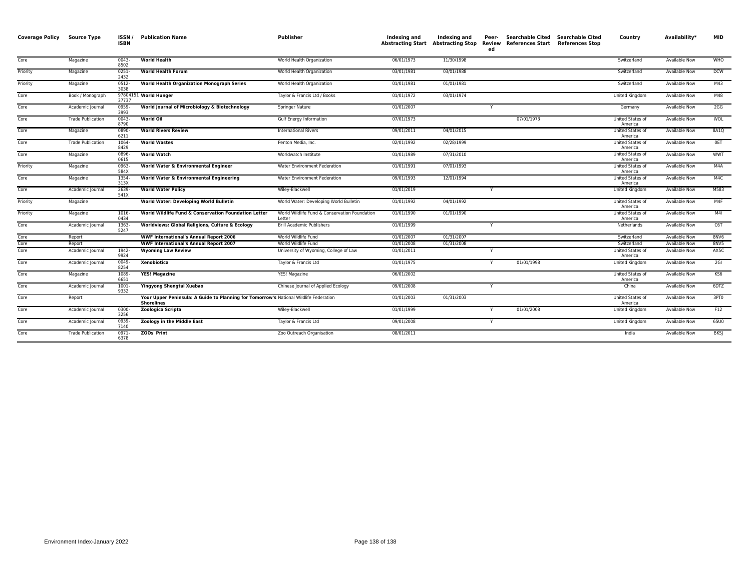| Coverage Policy | Source Type | ISSN / ISBN | Publication Name | Publisher | Indexing and Abstracting Start | Indexing and Abstracting Stop | Peer-Reviewed | Searchable Cited References Start | Searchable Cited References Stop | Country | Availability* | MID |
|---|---|---|---|---|---|---|---|---|---|---|---|---|
| Core | Magazine | 0043-8502 | **World Health** | World Health Organization | 06/01/1973 | 11/30/1998 | | | | Switzerland | Available Now | WHO |
| Priority | Magazine | 0251-2432 | **World Health Forum** | World Health Organization | 03/01/1981 | 03/01/1988 | | | | Switzerland | Available Now | DCW |
| Priority | Magazine | 0512-3038 | **World Health Organization Monograph Series** | World Health Organization | 01/01/1981 | 01/01/1981 | | | | Switzerland | Available Now | M43 |
| Core | Book / Monograph | 9780415137737 | **World Hunger** | Taylor & Francis Ltd / Books | 01/01/1972 | 03/01/1974 | | | | United Kingdom | Available Now | M48 |
| Core | Academic Journal | 0959-3993 | **World Journal of Microbiology & Biotechnology** | Springer Nature | 01/01/2007 | | Y | | | Germany | Available Now | 2GG |
| Core | Trade Publication | 0043-8790 | **World Oil** | Gulf Energy Information | 07/01/1973 | | | 07/01/1973 | | United States of America | Available Now | WOL |
| Core | Magazine | 0890-6211 | **World Rivers Review** | International Rivers | 09/01/2011 | 04/01/2015 | | | | United States of America | Available Now | 8A1Q |
| Core | Trade Publication | 1064-8429 | **World Wastes** | Penton Media, Inc. | 02/01/1992 | 02/28/1999 | | | | United States of America | Available Now | 0ET |
| Core | Magazine | 0896-0615 | **World Watch** | Worldwatch Institute | 01/01/1989 | 07/31/2010 | | | | United States of America | Available Now | WWT |
| Priority | Magazine | 0963-584X | **World Water & Environmental Engineer** | Water Environment Federation | 01/01/1991 | 07/01/1993 | | | | United States of America | Available Now | M4A |
| Core | Magazine | 1354-313X | **World Water & Environmental Engineering** | Water Environment Federation | 09/01/1993 | 12/01/1994 | | | | United States of America | Available Now | M4C |
| Core | Academic Journal | 2639-541X | **World Water Policy** | Wiley-Blackwell | 01/01/2019 | | Y | | | United Kingdom | Available Now | M583 |
| Priority | Magazine | | **World Water: Developing World Bulletin** | World Water: Developing World Bulletin | 01/01/1992 | 04/01/1992 | | | | United States of America | Available Now | M4F |
| Priority | Magazine | 1016-0434 | **World Wildlife Fund & Conservation Foundation Letter** | World Wildlife Fund & Conservation Foundation Letter | 01/01/1990 | 01/01/1990 | | | | United States of America | Available Now | M4I |
| Core | Academic Journal | 1363-5247 | **Worldviews: Global Religions, Culture & Ecology** | Brill Academic Publishers | 01/01/1999 | | Y | | | Netherlands | Available Now | C6T |
| Core | Report | | **WWF International's Annual Report 2006** | World Wildlife Fund | 01/01/2007 | 01/31/2007 | | | | Switzerland | Available Now | 8NV6 |
| Core | Report | | **WWF International's Annual Report 2007** | World Wildlife Fund | 01/01/2008 | 01/31/2008 | | | | Switzerland | Available Now | 8NV5 |
| Core | Academic Journal | 1942-9924 | **Wyoming Law Review** | University of Wyoming, College of Law | 01/01/2011 | | Y | | | United States of America | Available Now | AX5C |
| Core | Academic Journal | 0049-8254 | **Xenobiotica** | Taylor & Francis Ltd | 01/01/1975 | | Y | 01/01/1998 | | United Kingdom | Available Now | 2GI |
| Core | Magazine | 1089-6651 | **YES! Magazine** | YES! Magazine | 06/01/2002 | | | | | United States of America | Available Now | KS6 |
| Core | Academic Journal | 1001-9332 | **Yingyong Shengtai Xuebao** | Chinese Journal of Applied Ecology | 09/01/2008 | | Y | | | China | Available Now | 6DTZ |
| Core | Report | | **Your Upper Peninsula: A Guide to Planning for Tomorrow's Shorelines** | National Wildlife Federation | 01/01/2003 | 01/31/2003 | | | | United States of America | Available Now | 3PT0 |
| Core | Academic Journal | 0300-3256 | **Zoologica Scripta** | Wiley-Blackwell | 01/01/1999 | | Y | 01/01/2008 | | United Kingdom | Available Now | F12 |
| Core | Academic Journal | 0939-7140 | **Zoology in the Middle East** | Taylor & Francis Ltd | 09/01/2008 | | Y | | | United Kingdom | Available Now | 65U0 |
| Core | Trade Publication | 0971-6378 | **ZOOs' Print** | Zoo Outreach Organisation | 08/01/2011 | | | | | India | Available Now | BKSJ |